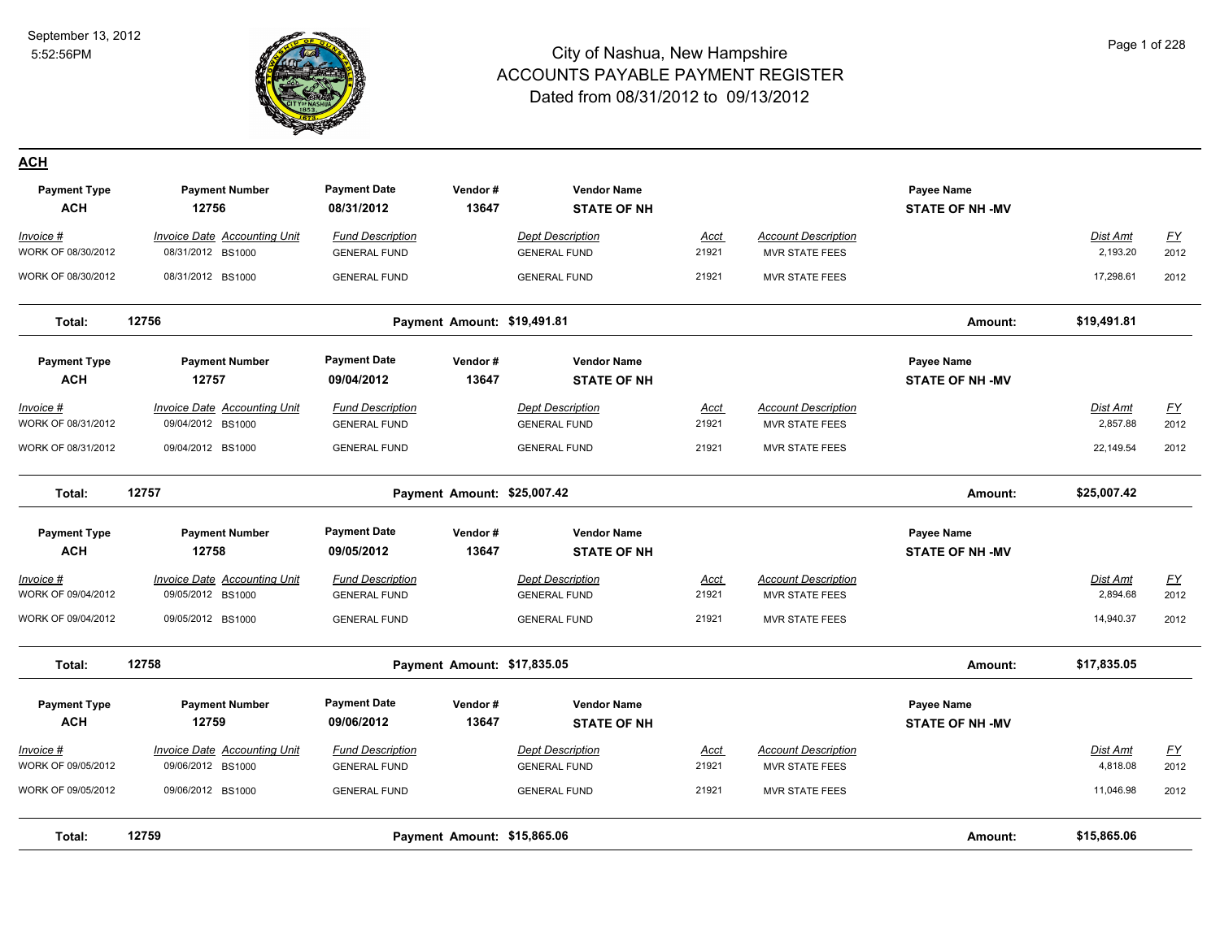# City of Nashua, New Hampshire
## ACCOUNTS PAYABLE PAYMENT REGISTER
### Dated from 08/31/2012 to 09/13/2012

September 13, 2012
5:52:56PM

## ACH

| Payment Type | Payment Number | Payment Date | Vendor # | Vendor Name | | | Payee Name | | |
|---|---|---|---|---|---|---|---|---|---|
| **ACH** | **12756** | **08/31/2012** | **13647** | **STATE OF NH** | | | **STATE OF NH -MV** | | |
| *Invoice #* | *Invoice Date Accounting Unit* | *Fund Description* | | *Dept Description* | *Acct* | *Account Description* | | *Dist Amt* | *FY* |
| WORK OF 08/30/2012 | 08/31/2012 BS1000 | GENERAL FUND | | GENERAL FUND | 21921 | MVR STATE FEES | | 2,193.20 | 2012 |
| WORK OF 08/30/2012 | 08/31/2012 BS1000 | GENERAL FUND | | GENERAL FUND | 21921 | MVR STATE FEES | | 17,298.61 | 2012 |
| **Total:** | **12756** | **Payment Amount: $19,491.81** | | | | | **Amount:** | **$19,491.81** | |

| Payment Type | Payment Number | Payment Date | Vendor # | Vendor Name | | | Payee Name | | |
|---|---|---|---|---|---|---|---|---|---|
| **ACH** | **12757** | **09/04/2012** | **13647** | **STATE OF NH** | | | **STATE OF NH -MV** | | |
| *Invoice #* | *Invoice Date Accounting Unit* | *Fund Description* | | *Dept Description* | *Acct* | *Account Description* | | *Dist Amt* | *FY* |
| WORK OF 08/31/2012 | 09/04/2012 BS1000 | GENERAL FUND | | GENERAL FUND | 21921 | MVR STATE FEES | | 2,857.88 | 2012 |
| WORK OF 08/31/2012 | 09/04/2012 BS1000 | GENERAL FUND | | GENERAL FUND | 21921 | MVR STATE FEES | | 22,149.54 | 2012 |
| **Total:** | **12757** | **Payment Amount: $25,007.42** | | | | | **Amount:** | **$25,007.42** | |

| Payment Type | Payment Number | Payment Date | Vendor # | Vendor Name | | | Payee Name | | |
|---|---|---|---|---|---|---|---|---|---|
| **ACH** | **12758** | **09/05/2012** | **13647** | **STATE OF NH** | | | **STATE OF NH -MV** | | |
| *Invoice #* | *Invoice Date Accounting Unit* | *Fund Description* | | *Dept Description* | *Acct* | *Account Description* | | *Dist Amt* | *FY* |
| WORK OF 09/04/2012 | 09/05/2012 BS1000 | GENERAL FUND | | GENERAL FUND | 21921 | MVR STATE FEES | | 2,894.68 | 2012 |
| WORK OF 09/04/2012 | 09/05/2012 BS1000 | GENERAL FUND | | GENERAL FUND | 21921 | MVR STATE FEES | | 14,940.37 | 2012 |
| **Total:** | **12758** | **Payment Amount: $17,835.05** | | | | | **Amount:** | **$17,835.05** | |

| Payment Type | Payment Number | Payment Date | Vendor # | Vendor Name | | | Payee Name | | |
|---|---|---|---|---|---|---|---|---|---|
| **ACH** | **12759** | **09/06/2012** | **13647** | **STATE OF NH** | | | **STATE OF NH -MV** | | |
| *Invoice #* | *Invoice Date Accounting Unit* | *Fund Description* | | *Dept Description* | *Acct* | *Account Description* | | *Dist Amt* | *FY* |
| WORK OF 09/05/2012 | 09/06/2012 BS1000 | GENERAL FUND | | GENERAL FUND | 21921 | MVR STATE FEES | | 4,818.08 | 2012 |
| WORK OF 09/05/2012 | 09/06/2012 BS1000 | GENERAL FUND | | GENERAL FUND | 21921 | MVR STATE FEES | | 11,046.98 | 2012 |
| **Total:** | **12759** | **Payment Amount: $15,865.06** | | | | | **Amount:** | **$15,865.06** | |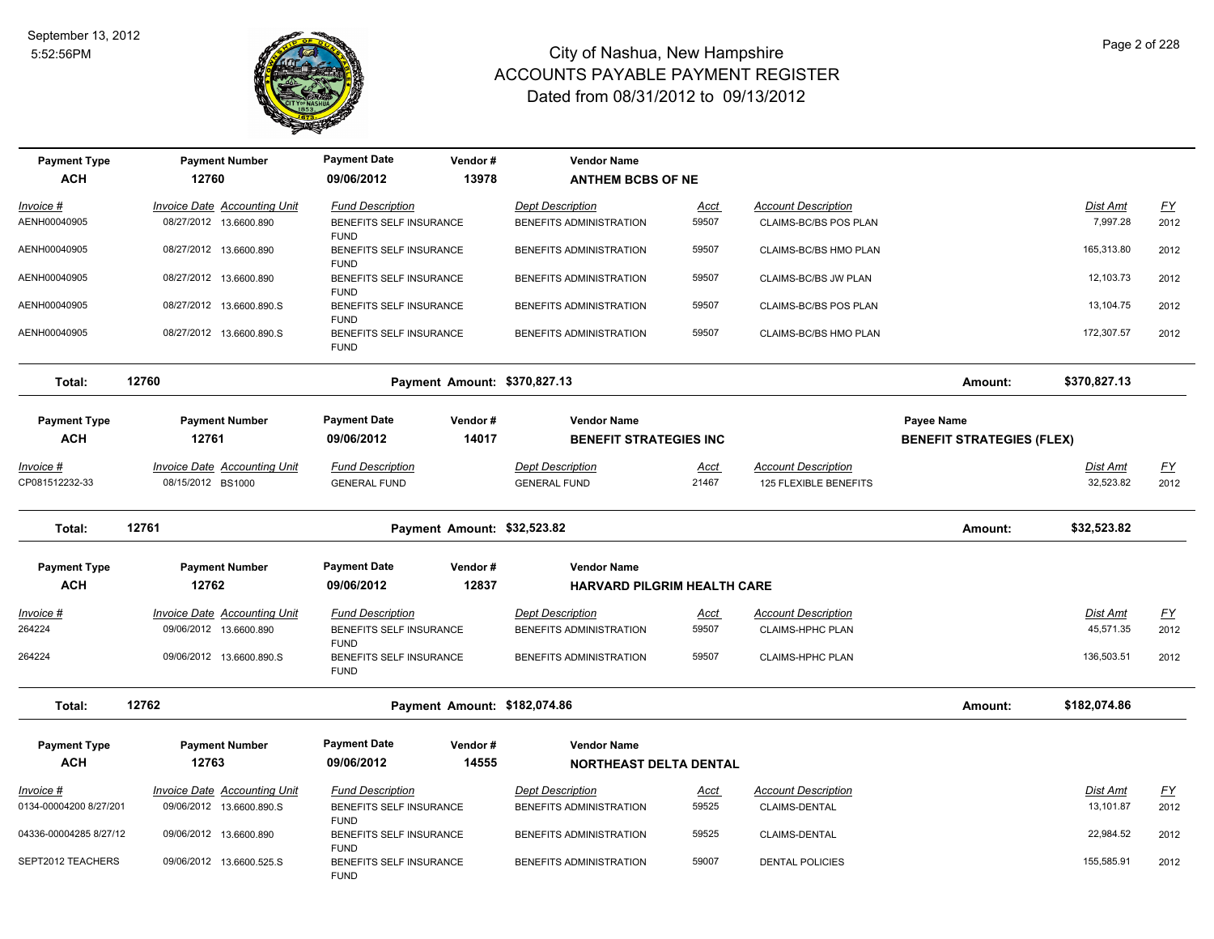# City of Nashua, New Hampshire
## ACCOUNTS PAYABLE PAYMENT REGISTER
### Dated from 08/31/2012 to 09/13/2012

September 13, 2012
5:52:56PM

| Payment Type | Payment Number | Payment Date | Vendor # | Vendor Name |
|---|---|---|---|---|
| ACH | 12760 | 09/06/2012 | 13978 | ANTHEM BCBS OF NE |

| Invoice # | Invoice Date | Accounting Unit | Fund Description | Dept Description | Acct | Account Description | Dist Amt | FY |
|---|---|---|---|---|---|---|---|---|
| AENH00040905 | 08/27/2012 | 13.6600.890 | BENEFITS SELF INSURANCE FUND | BENEFITS ADMINISTRATION | 59507 | CLAIMS-BC/BS POS PLAN | 7,997.28 | 2012 |
| AENH00040905 | 08/27/2012 | 13.6600.890 | BENEFITS SELF INSURANCE FUND | BENEFITS ADMINISTRATION | 59507 | CLAIMS-BC/BS HMO PLAN | 165,313.80 | 2012 |
| AENH00040905 | 08/27/2012 | 13.6600.890 | BENEFITS SELF INSURANCE FUND | BENEFITS ADMINISTRATION | 59507 | CLAIMS-BC/BS JW PLAN | 12,103.73 | 2012 |
| AENH00040905 | 08/27/2012 | 13.6600.890.S | BENEFITS SELF INSURANCE FUND | BENEFITS ADMINISTRATION | 59507 | CLAIMS-BC/BS POS PLAN | 13,104.75 | 2012 |
| AENH00040905 | 08/27/2012 | 13.6600.890.S | BENEFITS SELF INSURANCE FUND | BENEFITS ADMINISTRATION | 59507 | CLAIMS-BC/BS HMO PLAN | 172,307.57 | 2012 |

**Total: 12760** Payment Amount: $370,827.13 Amount: $370,827.13

| Payment Type | Payment Number | Payment Date | Vendor # | Vendor Name | Payee Name |
|---|---|---|---|---|---|
| ACH | 12761 | 09/06/2012 | 14017 | BENEFIT STRATEGIES INC | BENEFIT STRATEGIES (FLEX) |

| Invoice # | Invoice Date | Accounting Unit | Fund Description | Dept Description | Acct | Account Description | Dist Amt | FY |
|---|---|---|---|---|---|---|---|---|
| CP081512232-33 | 08/15/2012 | BS1000 | GENERAL FUND | GENERAL FUND | 21467 | 125 FLEXIBLE BENEFITS | 32,523.82 | 2012 |

**Total: 12761** Payment Amount: $32,523.82 Amount: $32,523.82

| Payment Type | Payment Number | Payment Date | Vendor # | Vendor Name |
|---|---|---|---|---|
| ACH | 12762 | 09/06/2012 | 12837 | HARVARD PILGRIM HEALTH CARE |

| Invoice # | Invoice Date | Accounting Unit | Fund Description | Dept Description | Acct | Account Description | Dist Amt | FY |
|---|---|---|---|---|---|---|---|---|
| 264224 | 09/06/2012 | 13.6600.890 | BENEFITS SELF INSURANCE FUND | BENEFITS ADMINISTRATION | 59507 | CLAIMS-HPHC PLAN | 45,571.35 | 2012 |
| 264224 | 09/06/2012 | 13.6600.890.S | BENEFITS SELF INSURANCE FUND | BENEFITS ADMINISTRATION | 59507 | CLAIMS-HPHC PLAN | 136,503.51 | 2012 |

**Total: 12762** Payment Amount: $182,074.86 Amount: $182,074.86

| Payment Type | Payment Number | Payment Date | Vendor # | Vendor Name |
|---|---|---|---|---|
| ACH | 12763 | 09/06/2012 | 14555 | NORTHEAST DELTA DENTAL |

| Invoice # | Invoice Date | Accounting Unit | Fund Description | Dept Description | Acct | Account Description | Dist Amt | FY |
|---|---|---|---|---|---|---|---|---|
| 0134-00004200 8/27/201 | 09/06/2012 | 13.6600.890.S | BENEFITS SELF INSURANCE FUND | BENEFITS ADMINISTRATION | 59525 | CLAIMS-DENTAL | 13,101.87 | 2012 |
| 04336-00004285 8/27/12 | 09/06/2012 | 13.6600.890 | BENEFITS SELF INSURANCE FUND | BENEFITS ADMINISTRATION | 59525 | CLAIMS-DENTAL | 22,984.52 | 2012 |
| SEPT2012 TEACHERS | 09/06/2012 | 13.6600.525.S | BENEFITS SELF INSURANCE FUND | BENEFITS ADMINISTRATION | 59007 | DENTAL POLICIES | 155,585.91 | 2012 |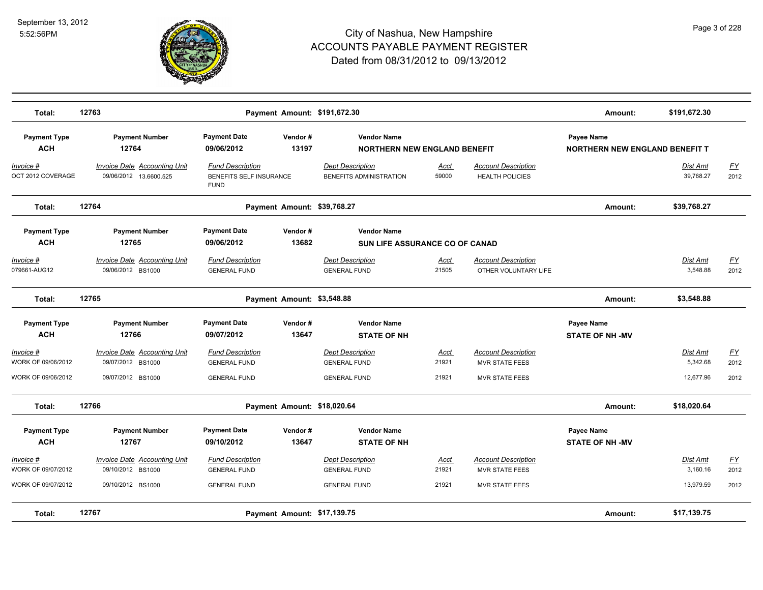# City of Nashua, New Hampshire
## ACCOUNTS PAYABLE PAYMENT REGISTER
### Dated from 08/31/2012 to 09/13/2012

| Total: | 12763 | Payment Amount: | $191,672.30 | Amount: | $191,672.30 |
|---|---|---|---|---|---|

| Payment Type | Payment Number | Payment Date | Vendor # | Vendor Name | Payee Name |
|---|---|---|---|---|---|
| ACH | 12764 | 09/06/2012 | 13197 | NORTHERN NEW ENGLAND BENEFIT | NORTHERN NEW ENGLAND BENEFIT T |

| Invoice # | Invoice Date | Accounting Unit | Fund Description | Dept Description | Acct | Account Description | Dist Amt | FY |
|---|---|---|---|---|---|---|---|---|
| OCT 2012 COVERAGE | 09/06/2012 | 13.6600.525 | BENEFITS SELF INSURANCE FUND | BENEFITS ADMINISTRATION | 59000 | HEALTH POLICIES | 39,768.27 | 2012 |

| Total: | 12764 | Payment Amount: | $39,768.27 | Amount: | $39,768.27 |
|---|---|---|---|---|---|

| Payment Type | Payment Number | Payment Date | Vendor # | Vendor Name |
|---|---|---|---|---|
| ACH | 12765 | 09/06/2012 | 13682 | SUN LIFE ASSURANCE CO OF CANAD |

| Invoice # | Invoice Date | Accounting Unit | Fund Description | Dept Description | Acct | Account Description | Dist Amt | FY |
|---|---|---|---|---|---|---|---|---|
| 079661-AUG12 | 09/06/2012 | BS1000 | GENERAL FUND | GENERAL FUND | 21505 | OTHER VOLUNTARY LIFE | 3,548.88 | 2012 |

| Total: | 12765 | Payment Amount: | $3,548.88 | Amount: | $3,548.88 |
|---|---|---|---|---|---|

| Payment Type | Payment Number | Payment Date | Vendor # | Vendor Name | Payee Name |
|---|---|---|---|---|---|
| ACH | 12766 | 09/07/2012 | 13647 | STATE OF NH | STATE OF NH -MV |

| Invoice # | Invoice Date | Accounting Unit | Fund Description | Dept Description | Acct | Account Description | Dist Amt | FY |
|---|---|---|---|---|---|---|---|---|
| WORK OF 09/06/2012 | 09/07/2012 | BS1000 | GENERAL FUND | GENERAL FUND | 21921 | MVR STATE FEES | 5,342.68 | 2012 |
| WORK OF 09/06/2012 | 09/07/2012 | BS1000 | GENERAL FUND | GENERAL FUND | 21921 | MVR STATE FEES | 12,677.96 | 2012 |

| Total: | 12766 | Payment Amount: | $18,020.64 | Amount: | $18,020.64 |
|---|---|---|---|---|---|

| Payment Type | Payment Number | Payment Date | Vendor # | Vendor Name | Payee Name |
|---|---|---|---|---|---|
| ACH | 12767 | 09/10/2012 | 13647 | STATE OF NH | STATE OF NH -MV |

| Invoice # | Invoice Date | Accounting Unit | Fund Description | Dept Description | Acct | Account Description | Dist Amt | FY |
|---|---|---|---|---|---|---|---|---|
| WORK OF 09/07/2012 | 09/10/2012 | BS1000 | GENERAL FUND | GENERAL FUND | 21921 | MVR STATE FEES | 3,160.16 | 2012 |
| WORK OF 09/07/2012 | 09/10/2012 | BS1000 | GENERAL FUND | GENERAL FUND | 21921 | MVR STATE FEES | 13,979.59 | 2012 |

| Total: | 12767 | Payment Amount: | $17,139.75 | Amount: | $17,139.75 |
|---|---|---|---|---|---|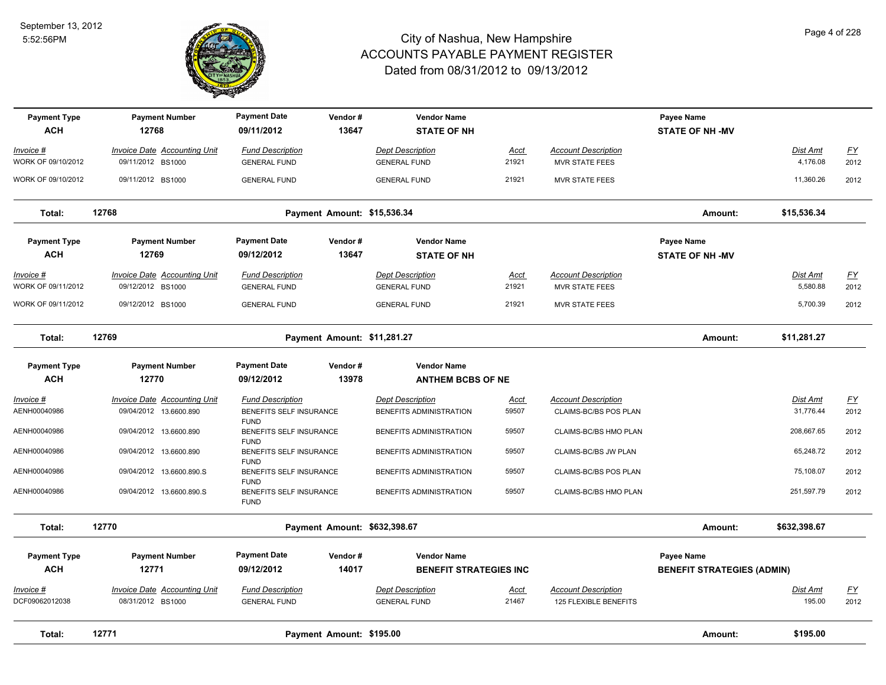# City of Nashua, New Hampshire
## ACCOUNTS PAYABLE PAYMENT REGISTER
### Dated from 08/31/2012 to 09/13/2012

September 13, 2012
5:52:56PM

| Payment Type | Payment Number | Payment Date | Vendor # | Vendor Name | | | Payee Name | | |
|---|---|---|---|---|---|---|---|---|---|
| **ACH** | **12768** | **09/11/2012** | **13647** | **STATE OF NH** | | | **STATE OF NH -MV** | | |
| *Invoice #* | *Invoice Date* | *Accounting Unit* | *Fund Description* | *Dept Description* | *Acct* | *Account Description* | | *Dist Amt* | *FY* |
| WORK OF 09/10/2012 | 09/11/2012 | BS1000 | GENERAL FUND | GENERAL FUND | 21921 | MVR STATE FEES | | 4,176.08 | 2012 |
| WORK OF 09/10/2012 | 09/11/2012 | BS1000 | GENERAL FUND | GENERAL FUND | 21921 | MVR STATE FEES | | 11,360.26 | 2012 |
| **Total:** | **12768** | | **Payment Amount: $15,536.34** | | | | **Amount:** | **$15,536.34** | |

| Payment Type | Payment Number | Payment Date | Vendor # | Vendor Name | | | Payee Name | | |
|---|---|---|---|---|---|---|---|---|---|
| **ACH** | **12769** | **09/12/2012** | **13647** | **STATE OF NH** | | | **STATE OF NH -MV** | | |
| *Invoice #* | *Invoice Date* | *Accounting Unit* | *Fund Description* | *Dept Description* | *Acct* | *Account Description* | | *Dist Amt* | *FY* |
| WORK OF 09/11/2012 | 09/12/2012 | BS1000 | GENERAL FUND | GENERAL FUND | 21921 | MVR STATE FEES | | 5,580.88 | 2012 |
| WORK OF 09/11/2012 | 09/12/2012 | BS1000 | GENERAL FUND | GENERAL FUND | 21921 | MVR STATE FEES | | 5,700.39 | 2012 |
| **Total:** | **12769** | | **Payment Amount: $11,281.27** | | | | **Amount:** | **$11,281.27** | |

| Payment Type | Payment Number | Payment Date | Vendor # | Vendor Name | | | Payee Name | | |
|---|---|---|---|---|---|---|---|---|---|
| **ACH** | **12770** | **09/12/2012** | **13978** | **ANTHEM BCBS OF NE** | | | | | |
| *Invoice #* | *Invoice Date* | *Accounting Unit* | *Fund Description* | *Dept Description* | *Acct* | *Account Description* | | *Dist Amt* | *FY* |
| AENH00040986 | 09/04/2012 | 13.6600.890 | BENEFITS SELF INSURANCE FUND | BENEFITS ADMINISTRATION | 59507 | CLAIMS-BC/BS POS PLAN | | 31,776.44 | 2012 |
| AENH00040986 | 09/04/2012 | 13.6600.890 | BENEFITS SELF INSURANCE FUND | BENEFITS ADMINISTRATION | 59507 | CLAIMS-BC/BS HMO PLAN | | 208,667.65 | 2012 |
| AENH00040986 | 09/04/2012 | 13.6600.890 | BENEFITS SELF INSURANCE FUND | BENEFITS ADMINISTRATION | 59507 | CLAIMS-BC/BS JW PLAN | | 65,248.72 | 2012 |
| AENH00040986 | 09/04/2012 | 13.6600.890.S | BENEFITS SELF INSURANCE FUND | BENEFITS ADMINISTRATION | 59507 | CLAIMS-BC/BS POS PLAN | | 75,108.07 | 2012 |
| AENH00040986 | 09/04/2012 | 13.6600.890.S | BENEFITS SELF INSURANCE FUND | BENEFITS ADMINISTRATION | 59507 | CLAIMS-BC/BS HMO PLAN | | 251,597.79 | 2012 |
| **Total:** | **12770** | | **Payment Amount: $632,398.67** | | | | **Amount:** | **$632,398.67** | |

| Payment Type | Payment Number | Payment Date | Vendor # | Vendor Name | | | Payee Name | | |
|---|---|---|---|---|---|---|---|---|---|
| **ACH** | **12771** | **09/12/2012** | **14017** | **BENEFIT STRATEGIES INC** | | | **BENEFIT STRATEGIES (ADMIN)** | | |
| *Invoice #* | *Invoice Date* | *Accounting Unit* | *Fund Description* | *Dept Description* | *Acct* | *Account Description* | | *Dist Amt* | *FY* |
| DCF09062012038 | 08/31/2012 | BS1000 | GENERAL FUND | GENERAL FUND | 21467 | 125 FLEXIBLE BENEFITS | | 195.00 | 2012 |
| **Total:** | **12771** | | **Payment Amount: $195.00** | | | | **Amount:** | **$195.00** | |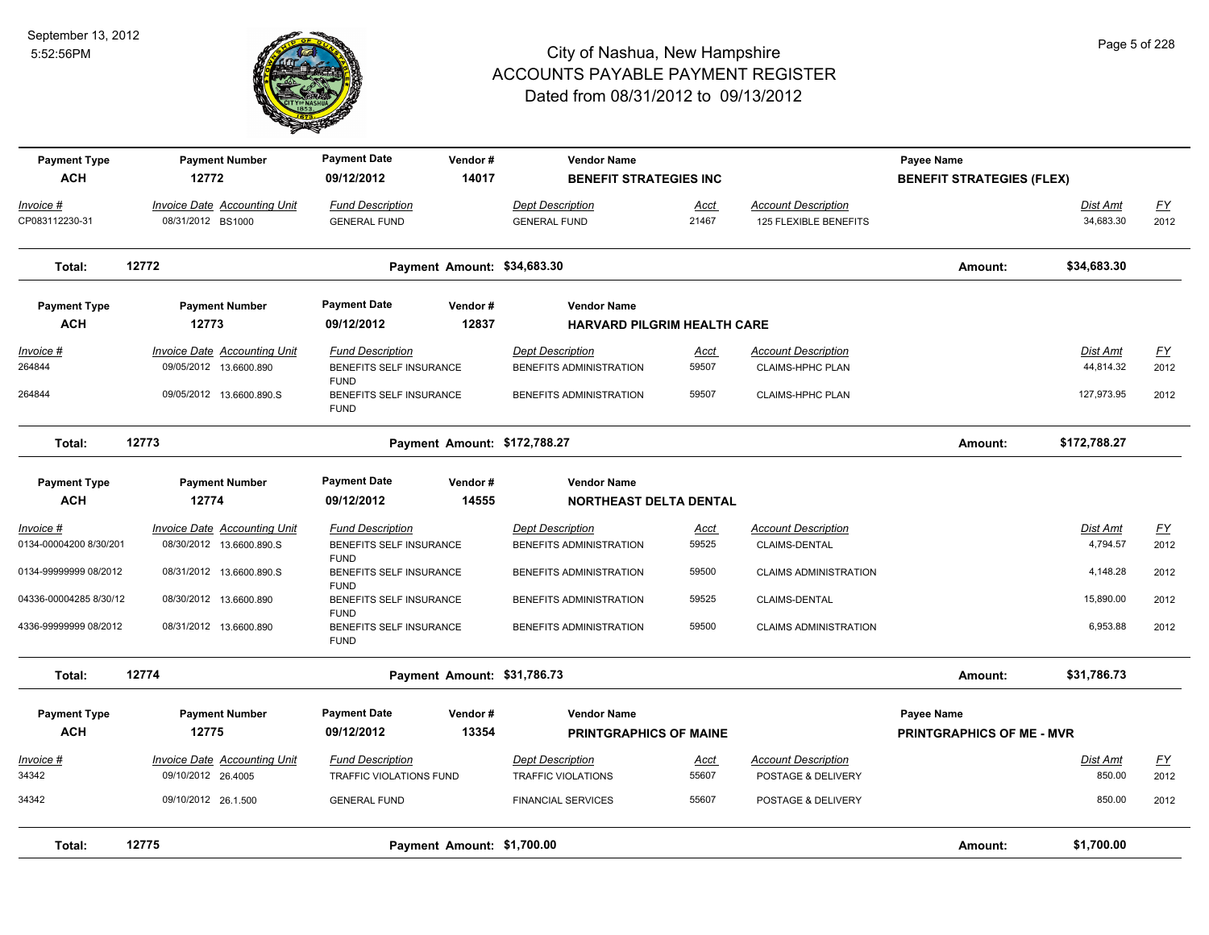# City of Nashua, New Hampshire
## ACCOUNTS PAYABLE PAYMENT REGISTER
### Dated from 08/31/2012 to 09/13/2012

September 13, 2012
5:52:56PM

| Payment Type | Payment Number | Payment Date | Vendor # | Vendor Name | Payee Name |
|---|---|---|---|---|---|
| **ACH** | **12772** | **09/12/2012** | **14017** | **BENEFIT STRATEGIES INC** | **BENEFIT STRATEGIES (FLEX)** |

| Invoice # | Invoice Date | Accounting Unit | Fund Description | Dept Description | Acct | Account Description | Dist Amt | FY |
|---|---|---|---|---|---|---|---|---|
| CP083112230-31 | 08/31/2012 | BS1000 | GENERAL FUND | GENERAL FUND | 21467 | 125 FLEXIBLE BENEFITS | 34,683.30 | 2012 |

**Total: 12772** — **Payment Amount: $34,683.30** — **Amount: $34,683.30**

| Payment Type | Payment Number | Payment Date | Vendor # | Vendor Name |
|---|---|---|---|---|
| **ACH** | **12773** | **09/12/2012** | **12837** | **HARVARD PILGRIM HEALTH CARE** |

| Invoice # | Invoice Date | Accounting Unit | Fund Description | Dept Description | Acct | Account Description | Dist Amt | FY |
|---|---|---|---|---|---|---|---|---|
| 264844 | 09/05/2012 | 13.6600.890 | BENEFITS SELF INSURANCE FUND | BENEFITS ADMINISTRATION | 59507 | CLAIMS-HPHC PLAN | 44,814.32 | 2012 |
| 264844 | 09/05/2012 | 13.6600.890.S | BENEFITS SELF INSURANCE FUND | BENEFITS ADMINISTRATION | 59507 | CLAIMS-HPHC PLAN | 127,973.95 | 2012 |

**Total: 12773** — **Payment Amount: $172,788.27** — **Amount: $172,788.27**

| Payment Type | Payment Number | Payment Date | Vendor # | Vendor Name |
|---|---|---|---|---|
| **ACH** | **12774** | **09/12/2012** | **14555** | **NORTHEAST DELTA DENTAL** |

| Invoice # | Invoice Date | Accounting Unit | Fund Description | Dept Description | Acct | Account Description | Dist Amt | FY |
|---|---|---|---|---|---|---|---|---|
| 0134-00004200 8/30/201 | 08/30/2012 | 13.6600.890.S | BENEFITS SELF INSURANCE FUND | BENEFITS ADMINISTRATION | 59525 | CLAIMS-DENTAL | 4,794.57 | 2012 |
| 0134-99999999 08/2012 | 08/31/2012 | 13.6600.890.S | BENEFITS SELF INSURANCE FUND | BENEFITS ADMINISTRATION | 59500 | CLAIMS ADMINISTRATION | 4,148.28 | 2012 |
| 04336-00004285 8/30/12 | 08/30/2012 | 13.6600.890 | BENEFITS SELF INSURANCE FUND | BENEFITS ADMINISTRATION | 59525 | CLAIMS-DENTAL | 15,890.00 | 2012 |
| 4336-99999999 08/2012 | 08/31/2012 | 13.6600.890 | BENEFITS SELF INSURANCE FUND | BENEFITS ADMINISTRATION | 59500 | CLAIMS ADMINISTRATION | 6,953.88 | 2012 |

**Total: 12774** — **Payment Amount: $31,786.73** — **Amount: $31,786.73**

| Payment Type | Payment Number | Payment Date | Vendor # | Vendor Name | Payee Name |
|---|---|---|---|---|---|
| **ACH** | **12775** | **09/12/2012** | **13354** | **PRINTGRAPHICS OF MAINE** | **PRINTGRAPHICS OF ME - MVR** |

| Invoice # | Invoice Date | Accounting Unit | Fund Description | Dept Description | Acct | Account Description | Dist Amt | FY |
|---|---|---|---|---|---|---|---|---|
| 34342 | 09/10/2012 | 26.4005 | TRAFFIC VIOLATIONS FUND | TRAFFIC VIOLATIONS | 55607 | POSTAGE & DELIVERY | 850.00 | 2012 |
| 34342 | 09/10/2012 | 26.1.500 | GENERAL FUND | FINANCIAL SERVICES | 55607 | POSTAGE & DELIVERY | 850.00 | 2012 |

**Total: 12775** — **Payment Amount: $1,700.00** — **Amount: $1,700.00**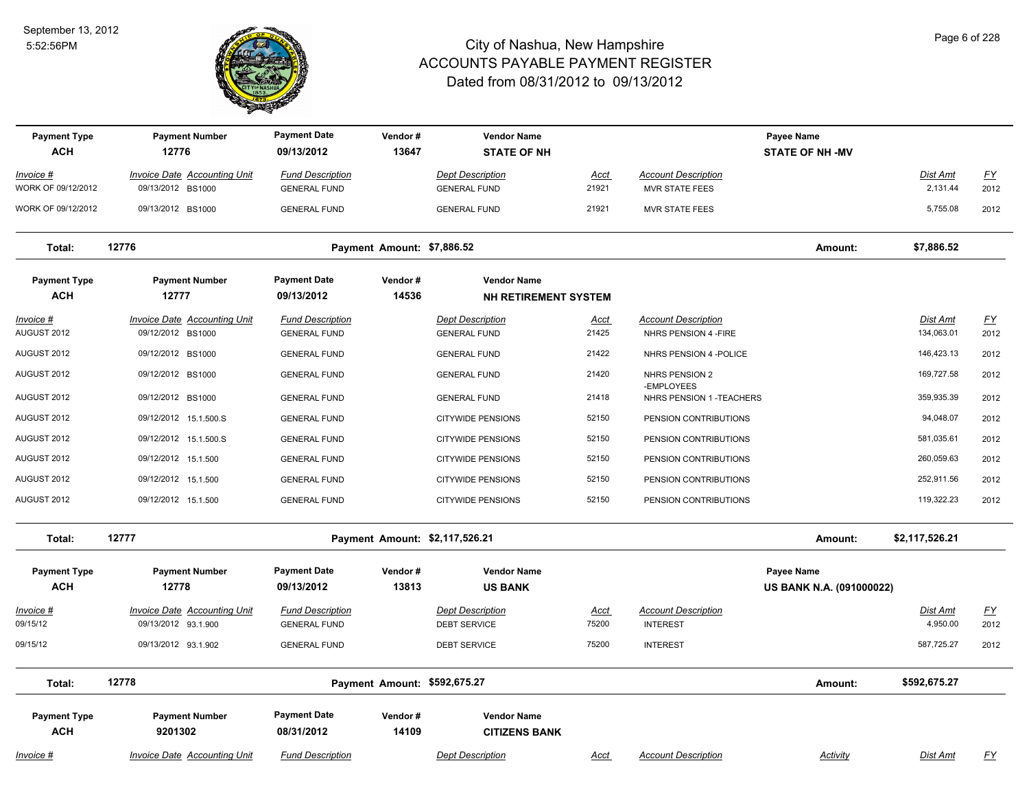# City of Nashua, New Hampshire
## ACCOUNTS PAYABLE PAYMENT REGISTER
### Dated from 08/31/2012 to 09/13/2012

September 13, 2012
5:52:56PM

| Payment Type | Payment Number | Payment Date | Vendor # | Vendor Name | | | Payee Name | |
|---|---|---|---|---|---|---|---|---|
| **ACH** | **12776** | **09/13/2012** | **13647** | **STATE OF NH** | | | **STATE OF NH -MV** | |

| Invoice # | Invoice Date | Accounting Unit | Fund Description | Dept Description | Acct | Account Description | Dist Amt | FY |
|---|---|---|---|---|---|---|---|---|
| WORK OF 09/12/2012 | 09/13/2012 | BS1000 | GENERAL FUND | GENERAL FUND | 21921 | MVR STATE FEES | 2,131.44 | 2012 |
| WORK OF 09/12/2012 | 09/13/2012 | BS1000 | GENERAL FUND | GENERAL FUND | 21921 | MVR STATE FEES | 5,755.08 | 2012 |

**Total: 12776** — **Payment Amount: $7,886.52** — **Amount: $7,886.52**

| Payment Type | Payment Number | Payment Date | Vendor # | Vendor Name |
|---|---|---|---|---|
| **ACH** | **12777** | **09/13/2012** | **14536** | **NH RETIREMENT SYSTEM** |

| Invoice # | Invoice Date | Accounting Unit | Fund Description | Dept Description | Acct | Account Description | Dist Amt | FY |
|---|---|---|---|---|---|---|---|---|
| AUGUST 2012 | 09/12/2012 | BS1000 | GENERAL FUND | GENERAL FUND | 21425 | NHRS PENSION 4 -FIRE | 134,063.01 | 2012 |
| AUGUST 2012 | 09/12/2012 | BS1000 | GENERAL FUND | GENERAL FUND | 21422 | NHRS PENSION 4 -POLICE | 146,423.13 | 2012 |
| AUGUST 2012 | 09/12/2012 | BS1000 | GENERAL FUND | GENERAL FUND | 21420 | NHRS PENSION 2 -EMPLOYEES | 169,727.58 | 2012 |
| AUGUST 2012 | 09/12/2012 | BS1000 | GENERAL FUND | GENERAL FUND | 21418 | NHRS PENSION 1 -TEACHERS | 359,935.39 | 2012 |
| AUGUST 2012 | 09/12/2012 | 15.1.500.S | GENERAL FUND | CITYWIDE PENSIONS | 52150 | PENSION CONTRIBUTIONS | 94,048.07 | 2012 |
| AUGUST 2012 | 09/12/2012 | 15.1.500.S | GENERAL FUND | CITYWIDE PENSIONS | 52150 | PENSION CONTRIBUTIONS | 581,035.61 | 2012 |
| AUGUST 2012 | 09/12/2012 | 15.1.500 | GENERAL FUND | CITYWIDE PENSIONS | 52150 | PENSION CONTRIBUTIONS | 260,059.63 | 2012 |
| AUGUST 2012 | 09/12/2012 | 15.1.500 | GENERAL FUND | CITYWIDE PENSIONS | 52150 | PENSION CONTRIBUTIONS | 252,911.56 | 2012 |
| AUGUST 2012 | 09/12/2012 | 15.1.500 | GENERAL FUND | CITYWIDE PENSIONS | 52150 | PENSION CONTRIBUTIONS | 119,322.23 | 2012 |

**Total: 12777** — **Payment Amount: $2,117,526.21** — **Amount: $2,117,526.21**

| Payment Type | Payment Number | Payment Date | Vendor # | Vendor Name | Payee Name |
|---|---|---|---|---|---|
| **ACH** | **12778** | **09/13/2012** | **13813** | **US BANK** | **US BANK N.A. (091000022)** |

| Invoice # | Invoice Date | Accounting Unit | Fund Description | Dept Description | Acct | Account Description | Dist Amt | FY |
|---|---|---|---|---|---|---|---|---|
| 09/15/12 | 09/13/2012 | 93.1.900 | GENERAL FUND | DEBT SERVICE | 75200 | INTEREST | 4,950.00 | 2012 |
| 09/15/12 | 09/13/2012 | 93.1.902 | GENERAL FUND | DEBT SERVICE | 75200 | INTEREST | 587,725.27 | 2012 |

**Total: 12778** — **Payment Amount: $592,675.27** — **Amount: $592,675.27**

| Payment Type | Payment Number | Payment Date | Vendor # | Vendor Name |
|---|---|---|---|---|
| **ACH** | **9201302** | **08/31/2012** | **14109** | **CITIZENS BANK** |

| Invoice # | Invoice Date | Accounting Unit | Fund Description | Dept Description | Acct | Account Description | Activity | Dist Amt | FY |
|---|---|---|---|---|---|---|---|---|---|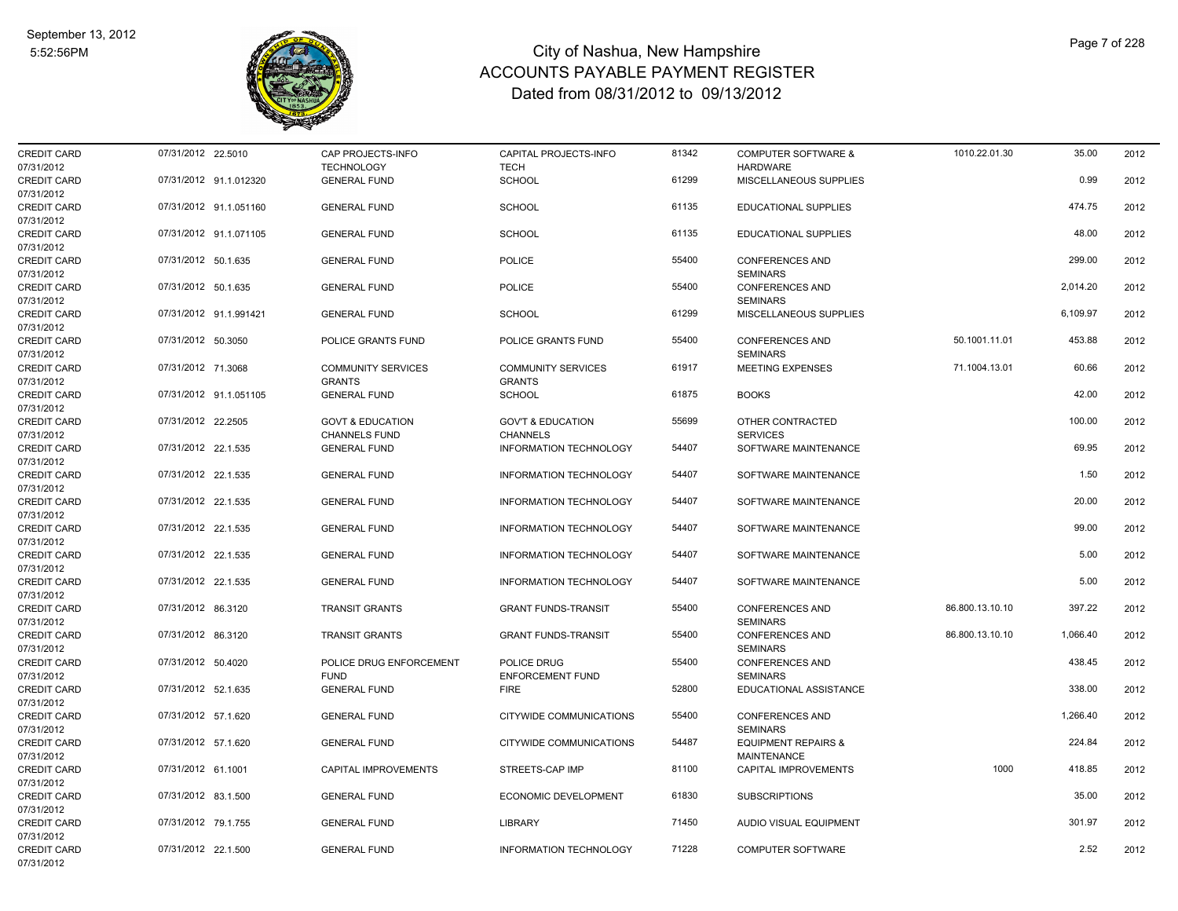# City of Nashua, New Hampshire
## ACCOUNTS PAYABLE PAYMENT REGISTER
### Dated from 08/31/2012 to 09/13/2012

September 13, 2012
5:52:56PM

| | | | | | | | | | |
|---|---|---|---|---|---|---|---|---|---|
| CREDIT CARD 07/31/2012 | 07/31/2012 | 22.5010 | CAP PROJECTS-INFO TECHNOLOGY | CAPITAL PROJECTS-INFO TECH | 81342 | COMPUTER SOFTWARE & HARDWARE | 1010.22.01.30 | 35.00 | 2012 |
| CREDIT CARD 07/31/2012 | 07/31/2012 | 91.1.012320 | GENERAL FUND | SCHOOL | 61299 | MISCELLANEOUS SUPPLIES | | 0.99 | 2012 |
| CREDIT CARD 07/31/2012 | 07/31/2012 | 91.1.051160 | GENERAL FUND | SCHOOL | 61135 | EDUCATIONAL SUPPLIES | | 474.75 | 2012 |
| CREDIT CARD 07/31/2012 | 07/31/2012 | 91.1.071105 | GENERAL FUND | SCHOOL | 61135 | EDUCATIONAL SUPPLIES | | 48.00 | 2012 |
| CREDIT CARD 07/31/2012 | 07/31/2012 | 50.1.635 | GENERAL FUND | POLICE | 55400 | CONFERENCES AND SEMINARS | | 299.00 | 2012 |
| CREDIT CARD 07/31/2012 | 07/31/2012 | 50.1.635 | GENERAL FUND | POLICE | 55400 | CONFERENCES AND SEMINARS | | 2,014.20 | 2012 |
| CREDIT CARD 07/31/2012 | 07/31/2012 | 91.1.991421 | GENERAL FUND | SCHOOL | 61299 | MISCELLANEOUS SUPPLIES | | 6,109.97 | 2012 |
| CREDIT CARD 07/31/2012 | 07/31/2012 | 50.3050 | POLICE GRANTS FUND | POLICE GRANTS FUND | 55400 | CONFERENCES AND SEMINARS | 50.1001.11.01 | 453.88 | 2012 |
| CREDIT CARD 07/31/2012 | 07/31/2012 | 71.3068 | COMMUNITY SERVICES GRANTS | COMMUNITY SERVICES GRANTS | 61917 | MEETING EXPENSES | 71.1004.13.01 | 60.66 | 2012 |
| CREDIT CARD 07/31/2012 | 07/31/2012 | 91.1.051105 | GENERAL FUND | SCHOOL | 61875 | BOOKS | | 42.00 | 2012 |
| CREDIT CARD 07/31/2012 | 07/31/2012 | 22.2505 | GOVT & EDUCATION CHANNELS FUND | GOV'T & EDUCATION CHANNELS | 55699 | OTHER CONTRACTED SERVICES | | 100.00 | 2012 |
| CREDIT CARD 07/31/2012 | 07/31/2012 | 22.1.535 | GENERAL FUND | INFORMATION TECHNOLOGY | 54407 | SOFTWARE MAINTENANCE | | 69.95 | 2012 |
| CREDIT CARD 07/31/2012 | 07/31/2012 | 22.1.535 | GENERAL FUND | INFORMATION TECHNOLOGY | 54407 | SOFTWARE MAINTENANCE | | 1.50 | 2012 |
| CREDIT CARD 07/31/2012 | 07/31/2012 | 22.1.535 | GENERAL FUND | INFORMATION TECHNOLOGY | 54407 | SOFTWARE MAINTENANCE | | 20.00 | 2012 |
| CREDIT CARD 07/31/2012 | 07/31/2012 | 22.1.535 | GENERAL FUND | INFORMATION TECHNOLOGY | 54407 | SOFTWARE MAINTENANCE | | 99.00 | 2012 |
| CREDIT CARD 07/31/2012 | 07/31/2012 | 22.1.535 | GENERAL FUND | INFORMATION TECHNOLOGY | 54407 | SOFTWARE MAINTENANCE | | 5.00 | 2012 |
| CREDIT CARD 07/31/2012 | 07/31/2012 | 22.1.535 | GENERAL FUND | INFORMATION TECHNOLOGY | 54407 | SOFTWARE MAINTENANCE | | 5.00 | 2012 |
| CREDIT CARD 07/31/2012 | 07/31/2012 | 86.3120 | TRANSIT GRANTS | GRANT FUNDS-TRANSIT | 55400 | CONFERENCES AND SEMINARS | 86.800.13.10.10 | 397.22 | 2012 |
| CREDIT CARD 07/31/2012 | 07/31/2012 | 86.3120 | TRANSIT GRANTS | GRANT FUNDS-TRANSIT | 55400 | CONFERENCES AND SEMINARS | 86.800.13.10.10 | 1,066.40 | 2012 |
| CREDIT CARD 07/31/2012 | 07/31/2012 | 50.4020 | POLICE DRUG ENFORCEMENT FUND | POLICE DRUG ENFORCEMENT FUND | 55400 | CONFERENCES AND SEMINARS | | 438.45 | 2012 |
| CREDIT CARD 07/31/2012 | 07/31/2012 | 52.1.635 | GENERAL FUND | FIRE | 52800 | EDUCATIONAL ASSISTANCE | | 338.00 | 2012 |
| CREDIT CARD 07/31/2012 | 07/31/2012 | 57.1.620 | GENERAL FUND | CITYWIDE COMMUNICATIONS | 55400 | CONFERENCES AND SEMINARS | | 1,266.40 | 2012 |
| CREDIT CARD 07/31/2012 | 07/31/2012 | 57.1.620 | GENERAL FUND | CITYWIDE COMMUNICATIONS | 54487 | EQUIPMENT REPAIRS & MAINTENANCE | | 224.84 | 2012 |
| CREDIT CARD 07/31/2012 | 07/31/2012 | 61.1001 | CAPITAL IMPROVEMENTS | STREETS-CAP IMP | 81100 | CAPITAL IMPROVEMENTS | 1000 | 418.85 | 2012 |
| CREDIT CARD 07/31/2012 | 07/31/2012 | 83.1.500 | GENERAL FUND | ECONOMIC DEVELOPMENT | 61830 | SUBSCRIPTIONS | | 35.00 | 2012 |
| CREDIT CARD 07/31/2012 | 07/31/2012 | 79.1.755 | GENERAL FUND | LIBRARY | 71450 | AUDIO VISUAL EQUIPMENT | | 301.97 | 2012 |
| CREDIT CARD 07/31/2012 | 07/31/2012 | 22.1.500 | GENERAL FUND | INFORMATION TECHNOLOGY | 71228 | COMPUTER SOFTWARE | | 2.52 | 2012 |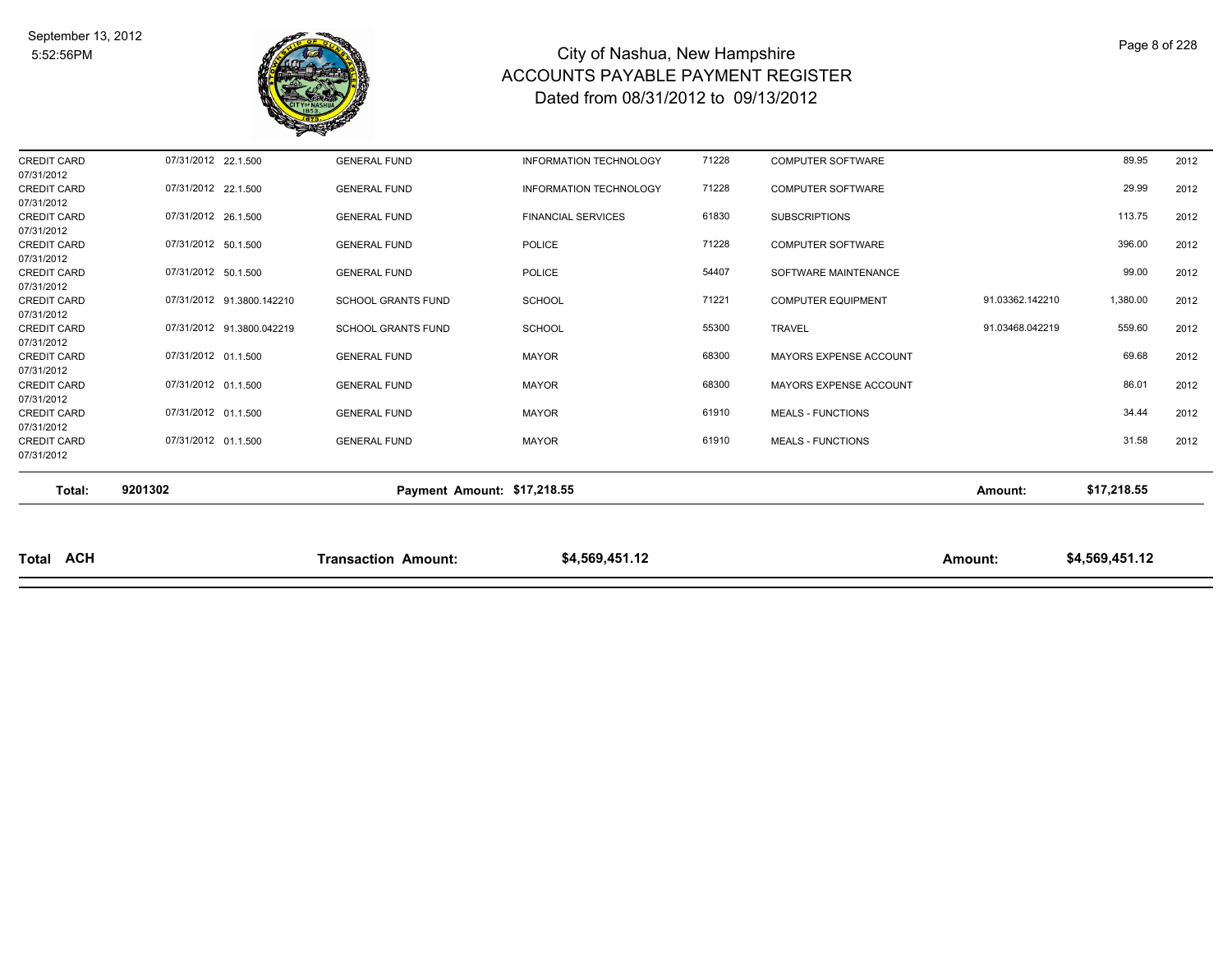# City of Nashua, New Hampshire
## ACCOUNTS PAYABLE PAYMENT REGISTER
### Dated from 08/31/2012 to 09/13/2012

| | | | | | | | | | |
|---|---|---|---|---|---|---|---|---|---|
| CREDIT CARD 07/31/2012 | 07/31/2012 | 22.1.500 | GENERAL FUND | INFORMATION TECHNOLOGY | 71228 | COMPUTER SOFTWARE | | 89.95 | 2012 |
| CREDIT CARD 07/31/2012 | 07/31/2012 | 22.1.500 | GENERAL FUND | INFORMATION TECHNOLOGY | 71228 | COMPUTER SOFTWARE | | 29.99 | 2012 |
| CREDIT CARD 07/31/2012 | 07/31/2012 | 26.1.500 | GENERAL FUND | FINANCIAL SERVICES | 61830 | SUBSCRIPTIONS | | 113.75 | 2012 |
| CREDIT CARD 07/31/2012 | 07/31/2012 | 50.1.500 | GENERAL FUND | POLICE | 71228 | COMPUTER SOFTWARE | | 396.00 | 2012 |
| CREDIT CARD 07/31/2012 | 07/31/2012 | 50.1.500 | GENERAL FUND | POLICE | 54407 | SOFTWARE MAINTENANCE | | 99.00 | 2012 |
| CREDIT CARD 07/31/2012 | 07/31/2012 | 91.3800.142210 | SCHOOL GRANTS FUND | SCHOOL | 71221 | COMPUTER EQUIPMENT | 91.03362.142210 | 1,380.00 | 2012 |
| CREDIT CARD 07/31/2012 | 07/31/2012 | 91.3800.042219 | SCHOOL GRANTS FUND | SCHOOL | 55300 | TRAVEL | 91.03468.042219 | 559.60 | 2012 |
| CREDIT CARD 07/31/2012 | 07/31/2012 | 01.1.500 | GENERAL FUND | MAYOR | 68300 | MAYORS EXPENSE ACCOUNT | | 69.68 | 2012 |
| CREDIT CARD 07/31/2012 | 07/31/2012 | 01.1.500 | GENERAL FUND | MAYOR | 68300 | MAYORS EXPENSE ACCOUNT | | 86.01 | 2012 |
| CREDIT CARD 07/31/2012 | 07/31/2012 | 01.1.500 | GENERAL FUND | MAYOR | 61910 | MEALS - FUNCTIONS | | 34.44 | 2012 |
| CREDIT CARD 07/31/2012 | 07/31/2012 | 01.1.500 | GENERAL FUND | MAYOR | 61910 | MEALS - FUNCTIONS | | 31.58 | 2012 |

**Total: 9201302 Payment Amount: $17,218.55 Amount: $17,218.55**

**Total ACH Transaction Amount: $4,569,451.12 Amount: $4,569,451.12**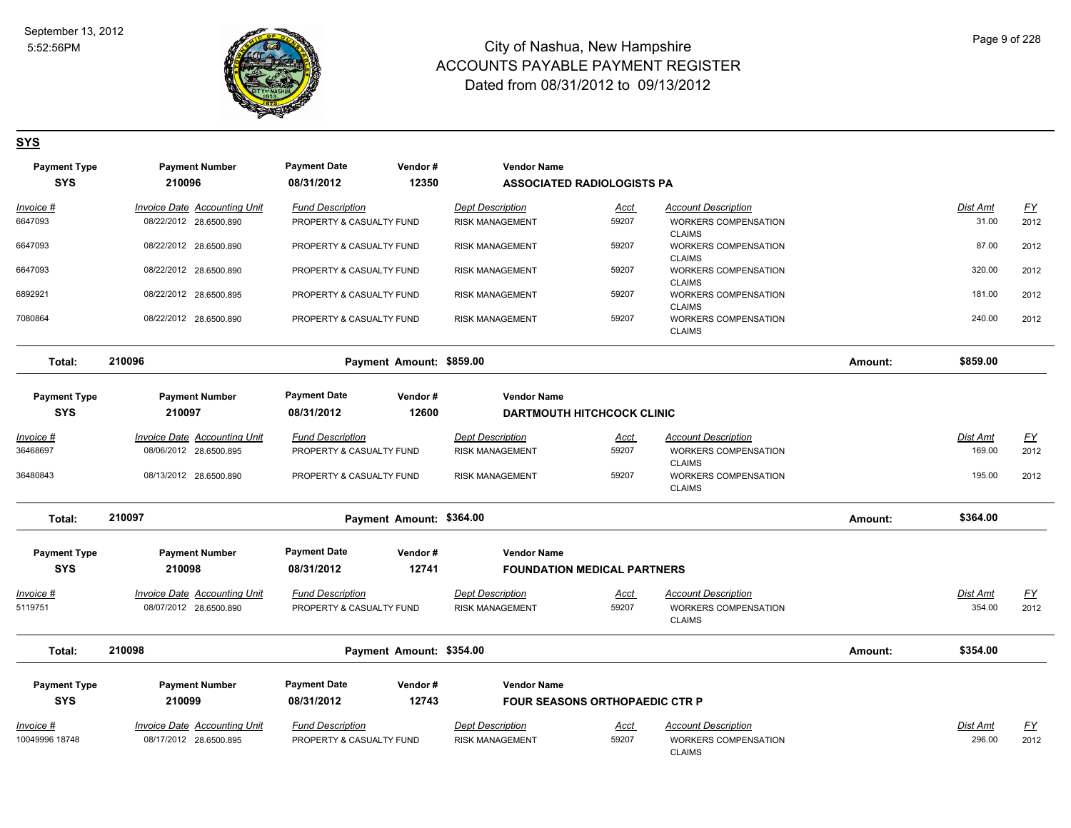# City of Nashua, New Hampshire
## ACCOUNTS PAYABLE PAYMENT REGISTER
### Dated from 08/31/2012 to 09/13/2012

## SYS

| Payment Type | Payment Number | Payment Date | Vendor # | Vendor Name |
|---|---|---|---|---|
| SYS | 210096 | 08/31/2012 | 12350 | ASSOCIATED RADIOLOGISTS PA |

| Invoice # | Invoice Date | Accounting Unit | Fund Description | Dept Description | Acct | Account Description | Dist Amt | FY |
|---|---|---|---|---|---|---|---|---|
| 6647093 | 08/22/2012 | 28.6500.890 | PROPERTY & CASUALTY FUND | RISK MANAGEMENT | 59207 | WORKERS COMPENSATION CLAIMS | 31.00 | 2012 |
| 6647093 | 08/22/2012 | 28.6500.890 | PROPERTY & CASUALTY FUND | RISK MANAGEMENT | 59207 | WORKERS COMPENSATION CLAIMS | 87.00 | 2012 |
| 6647093 | 08/22/2012 | 28.6500.890 | PROPERTY & CASUALTY FUND | RISK MANAGEMENT | 59207 | WORKERS COMPENSATION CLAIMS | 320.00 | 2012 |
| 6892921 | 08/22/2012 | 28.6500.895 | PROPERTY & CASUALTY FUND | RISK MANAGEMENT | 59207 | WORKERS COMPENSATION CLAIMS | 181.00 | 2012 |
| 7080864 | 08/22/2012 | 28.6500.890 | PROPERTY & CASUALTY FUND | RISK MANAGEMENT | 59207 | WORKERS COMPENSATION CLAIMS | 240.00 | 2012 |

**Total: 210096 — Payment Amount: $859.00 — Amount: $859.00**

| Payment Type | Payment Number | Payment Date | Vendor # | Vendor Name |
|---|---|---|---|---|
| SYS | 210097 | 08/31/2012 | 12600 | DARTMOUTH HITCHCOCK CLINIC |

| Invoice # | Invoice Date | Accounting Unit | Fund Description | Dept Description | Acct | Account Description | Dist Amt | FY |
|---|---|---|---|---|---|---|---|---|
| 36468697 | 08/06/2012 | 28.6500.895 | PROPERTY & CASUALTY FUND | RISK MANAGEMENT | 59207 | WORKERS COMPENSATION CLAIMS | 169.00 | 2012 |
| 36480843 | 08/13/2012 | 28.6500.890 | PROPERTY & CASUALTY FUND | RISK MANAGEMENT | 59207 | WORKERS COMPENSATION CLAIMS | 195.00 | 2012 |

**Total: 210097 — Payment Amount: $364.00 — Amount: $364.00**

| Payment Type | Payment Number | Payment Date | Vendor # | Vendor Name |
|---|---|---|---|---|
| SYS | 210098 | 08/31/2012 | 12741 | FOUNDATION MEDICAL PARTNERS |

| Invoice # | Invoice Date | Accounting Unit | Fund Description | Dept Description | Acct | Account Description | Dist Amt | FY |
|---|---|---|---|---|---|---|---|---|
| 5119751 | 08/07/2012 | 28.6500.890 | PROPERTY & CASUALTY FUND | RISK MANAGEMENT | 59207 | WORKERS COMPENSATION CLAIMS | 354.00 | 2012 |

**Total: 210098 — Payment Amount: $354.00 — Amount: $354.00**

| Payment Type | Payment Number | Payment Date | Vendor # | Vendor Name |
|---|---|---|---|---|
| SYS | 210099 | 08/31/2012 | 12743 | FOUR SEASONS ORTHOPAEDIC CTR P |

| Invoice # | Invoice Date | Accounting Unit | Fund Description | Dept Description | Acct | Account Description | Dist Amt | FY |
|---|---|---|---|---|---|---|---|---|
| 10049996 18748 | 08/17/2012 | 28.6500.895 | PROPERTY & CASUALTY FUND | RISK MANAGEMENT | 59207 | WORKERS COMPENSATION CLAIMS | 296.00 | 2012 |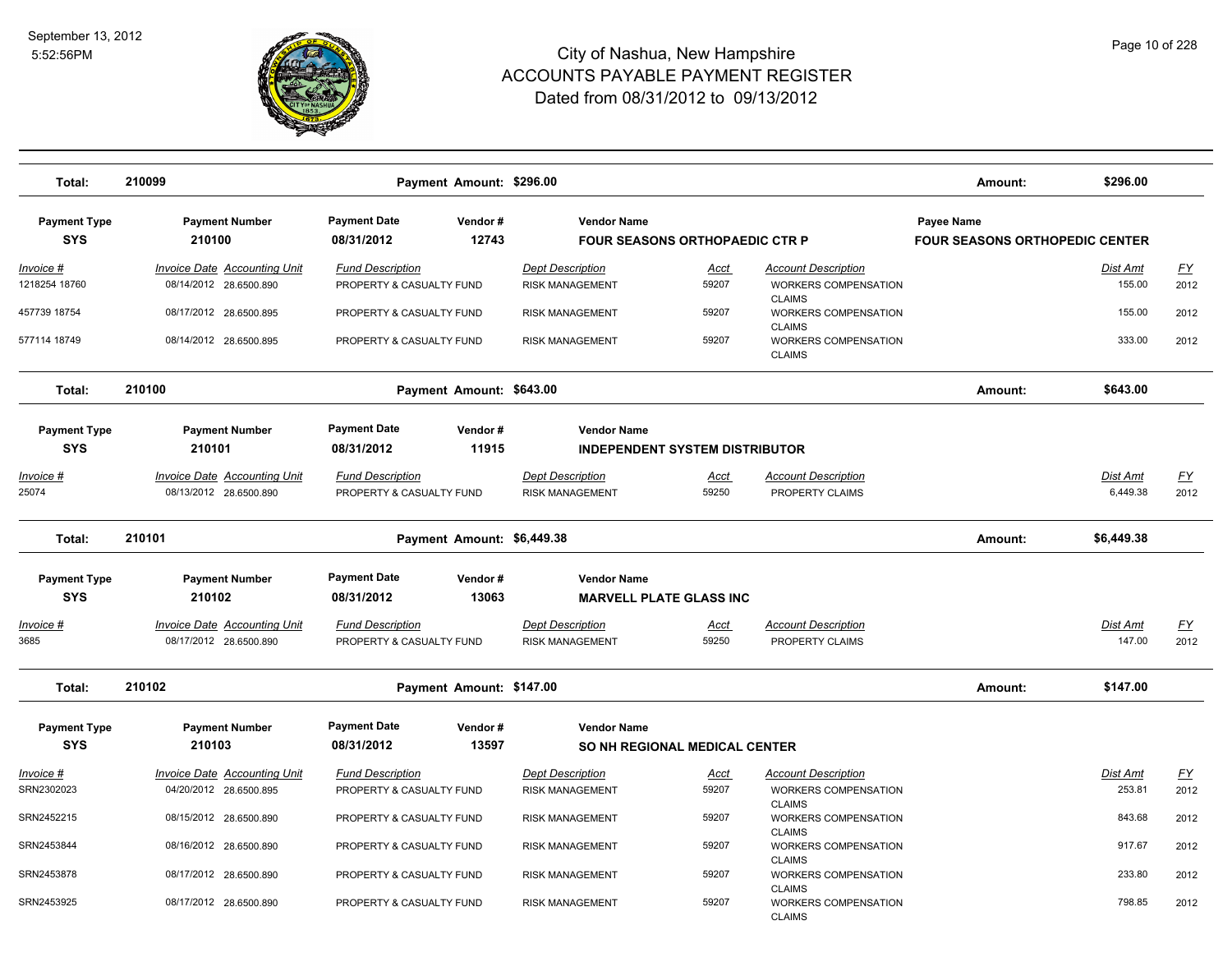# City of Nashua, New Hampshire
## ACCOUNTS PAYABLE PAYMENT REGISTER
### Dated from 08/31/2012 to 09/13/2012

September 13, 2012
5:52:56PM

| Total: | 210099 | Payment Amount: $296.00 | Amount: | $296.00 |
|---|---|---|---|---|

| Payment Type | Payment Number | Payment Date | Vendor # | Vendor Name | Payee Name |
|---|---|---|---|---|---|
| SYS | 210100 | 08/31/2012 | 12743 | FOUR SEASONS ORTHOPAEDIC CTR P | FOUR SEASONS ORTHOPEDIC CENTER |

| Invoice # | Invoice Date | Accounting Unit | Fund Description | Dept Description | Acct | Account Description | Dist Amt | FY |
|---|---|---|---|---|---|---|---|---|
| 1218254 18760 | 08/14/2012 | 28.6500.890 | PROPERTY & CASUALTY FUND | RISK MANAGEMENT | 59207 | WORKERS COMPENSATION CLAIMS | 155.00 | 2012 |
| 457739 18754 | 08/17/2012 | 28.6500.895 | PROPERTY & CASUALTY FUND | RISK MANAGEMENT | 59207 | WORKERS COMPENSATION CLAIMS | 155.00 | 2012 |
| 577114 18749 | 08/14/2012 | 28.6500.895 | PROPERTY & CASUALTY FUND | RISK MANAGEMENT | 59207 | WORKERS COMPENSATION CLAIMS | 333.00 | 2012 |

| Total: | 210100 | Payment Amount: $643.00 | Amount: | $643.00 |
|---|---|---|---|---|

| Payment Type | Payment Number | Payment Date | Vendor # | Vendor Name |
|---|---|---|---|---|
| SYS | 210101 | 08/31/2012 | 11915 | INDEPENDENT SYSTEM DISTRIBUTOR |

| Invoice # | Invoice Date | Accounting Unit | Fund Description | Dept Description | Acct | Account Description | Dist Amt | FY |
|---|---|---|---|---|---|---|---|---|
| 25074 | 08/13/2012 | 28.6500.890 | PROPERTY & CASUALTY FUND | RISK MANAGEMENT | 59250 | PROPERTY CLAIMS | 6,449.38 | 2012 |

| Total: | 210101 | Payment Amount: $6,449.38 | Amount: | $6,449.38 |
|---|---|---|---|---|

| Payment Type | Payment Number | Payment Date | Vendor # | Vendor Name |
|---|---|---|---|---|
| SYS | 210102 | 08/31/2012 | 13063 | MARVELL PLATE GLASS INC |

| Invoice # | Invoice Date | Accounting Unit | Fund Description | Dept Description | Acct | Account Description | Dist Amt | FY |
|---|---|---|---|---|---|---|---|---|
| 3685 | 08/17/2012 | 28.6500.890 | PROPERTY & CASUALTY FUND | RISK MANAGEMENT | 59250 | PROPERTY CLAIMS | 147.00 | 2012 |

| Total: | 210102 | Payment Amount: $147.00 | Amount: | $147.00 |
|---|---|---|---|---|

| Payment Type | Payment Number | Payment Date | Vendor # | Vendor Name |
|---|---|---|---|---|
| SYS | 210103 | 08/31/2012 | 13597 | SO NH REGIONAL MEDICAL CENTER |

| Invoice # | Invoice Date | Accounting Unit | Fund Description | Dept Description | Acct | Account Description | Dist Amt | FY |
|---|---|---|---|---|---|---|---|---|
| SRN2302023 | 04/20/2012 | 28.6500.895 | PROPERTY & CASUALTY FUND | RISK MANAGEMENT | 59207 | WORKERS COMPENSATION CLAIMS | 253.81 | 2012 |
| SRN2452215 | 08/15/2012 | 28.6500.890 | PROPERTY & CASUALTY FUND | RISK MANAGEMENT | 59207 | WORKERS COMPENSATION CLAIMS | 843.68 | 2012 |
| SRN2453844 | 08/16/2012 | 28.6500.890 | PROPERTY & CASUALTY FUND | RISK MANAGEMENT | 59207 | WORKERS COMPENSATION CLAIMS | 917.67 | 2012 |
| SRN2453878 | 08/17/2012 | 28.6500.890 | PROPERTY & CASUALTY FUND | RISK MANAGEMENT | 59207 | WORKERS COMPENSATION CLAIMS | 233.80 | 2012 |
| SRN2453925 | 08/17/2012 | 28.6500.890 | PROPERTY & CASUALTY FUND | RISK MANAGEMENT | 59207 | WORKERS COMPENSATION CLAIMS | 798.85 | 2012 |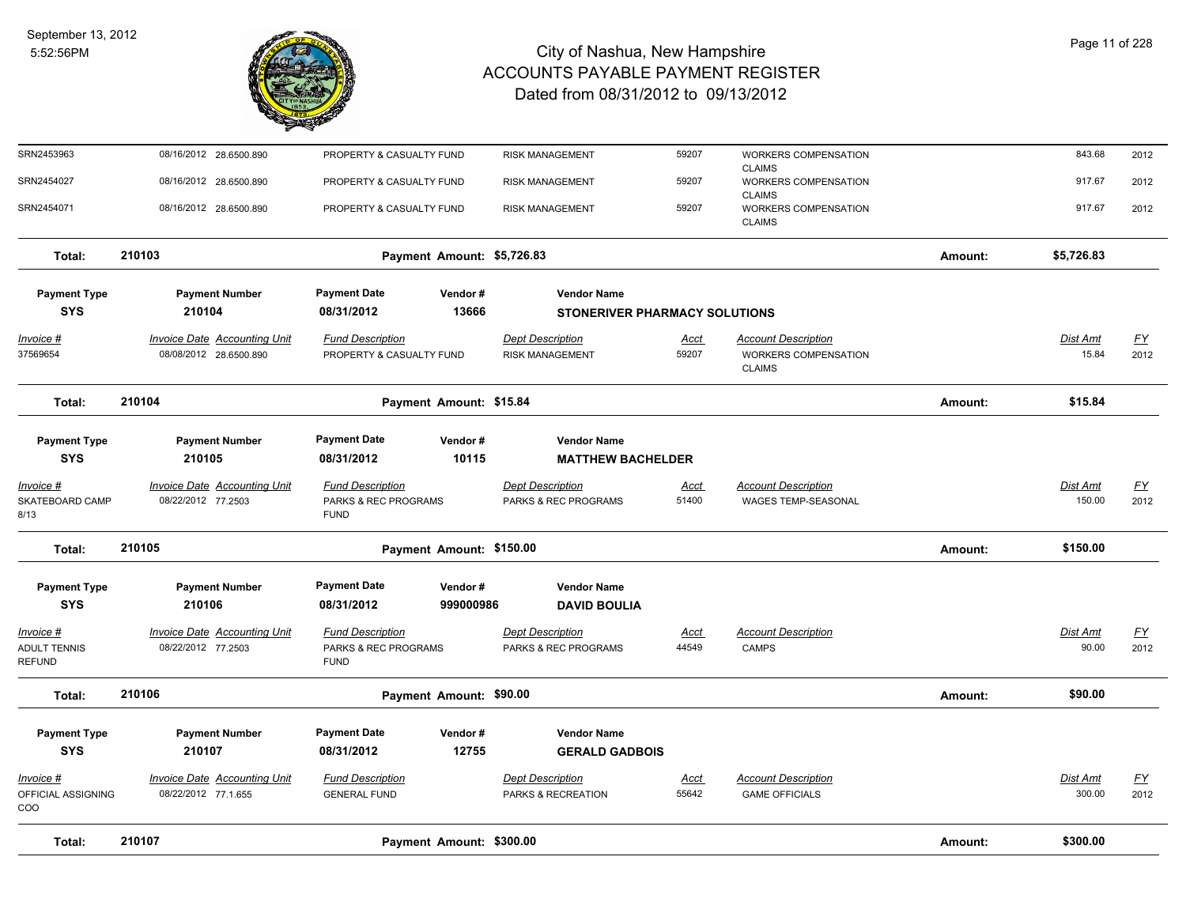| Invoice # | Invoice Date | Accounting Unit | Fund Description | Dept Description | Acct | Account Description | Dist Amt | FY |
|---|---|---|---|---|---|---|---|---|
| SRN2453963 | 08/16/2012 | 28.6500.890 | PROPERTY & CASUALTY FUND | RISK MANAGEMENT | 59207 | WORKERS COMPENSATION CLAIMS | 843.68 | 2012 |
| SRN2454027 | 08/16/2012 | 28.6500.890 | PROPERTY & CASUALTY FUND | RISK MANAGEMENT | 59207 | WORKERS COMPENSATION CLAIMS | 917.67 | 2012 |
| SRN2454071 | 08/16/2012 | 28.6500.890 | PROPERTY & CASUALTY FUND | RISK MANAGEMENT | 59207 | WORKERS COMPENSATION CLAIMS | 917.67 | 2012 |

**Total: 210103** Payment Amount: $5,726.83 Amount: **$5,726.83**

| Payment Type | Payment Number | Payment Date | Vendor # | Vendor Name |
|---|---|---|---|---|
| SYS | 210104 | 08/31/2012 | 13666 | STONERIVER PHARMACY SOLUTIONS |

| Invoice # | Invoice Date | Accounting Unit | Fund Description | Dept Description | Acct | Account Description | Dist Amt | FY |
|---|---|---|---|---|---|---|---|---|
| 37569654 | 08/08/2012 | 28.6500.890 | PROPERTY & CASUALTY FUND | RISK MANAGEMENT | 59207 | WORKERS COMPENSATION CLAIMS | 15.84 | 2012 |

**Total: 210104** Payment Amount: $15.84 Amount: **$15.84**

| Payment Type | Payment Number | Payment Date | Vendor # | Vendor Name |
|---|---|---|---|---|
| SYS | 210105 | 08/31/2012 | 10115 | MATTHEW BACHELDER |

| Invoice # | Invoice Date | Accounting Unit | Fund Description | Dept Description | Acct | Account Description | Dist Amt | FY |
|---|---|---|---|---|---|---|---|---|
| SKATEBOARD CAMP 8/13 | 08/22/2012 | 77.2503 | PARKS & REC PROGRAMS FUND | PARKS & REC PROGRAMS | 51400 | WAGES TEMP-SEASONAL | 150.00 | 2012 |

**Total: 210105** Payment Amount: $150.00 Amount: **$150.00**

| Payment Type | Payment Number | Payment Date | Vendor # | Vendor Name |
|---|---|---|---|---|
| SYS | 210106 | 08/31/2012 | 999000986 | DAVID BOULIA |

| Invoice # | Invoice Date | Accounting Unit | Fund Description | Dept Description | Acct | Account Description | Dist Amt | FY |
|---|---|---|---|---|---|---|---|---|
| ADULT TENNIS REFUND | 08/22/2012 | 77.2503 | PARKS & REC PROGRAMS FUND | PARKS & REC PROGRAMS | 44549 | CAMPS | 90.00 | 2012 |

**Total: 210106** Payment Amount: $90.00 Amount: **$90.00**

| Payment Type | Payment Number | Payment Date | Vendor # | Vendor Name |
|---|---|---|---|---|
| SYS | 210107 | 08/31/2012 | 12755 | GERALD GADBOIS |

| Invoice # | Invoice Date | Accounting Unit | Fund Description | Dept Description | Acct | Account Description | Dist Amt | FY |
|---|---|---|---|---|---|---|---|---|
| OFFICIAL ASSIGNING COO | 08/22/2012 | 77.1.655 | GENERAL FUND | PARKS & RECREATION | 55642 | GAME OFFICIALS | 300.00 | 2012 |

**Total: 210107** Payment Amount: $300.00 Amount: **$300.00**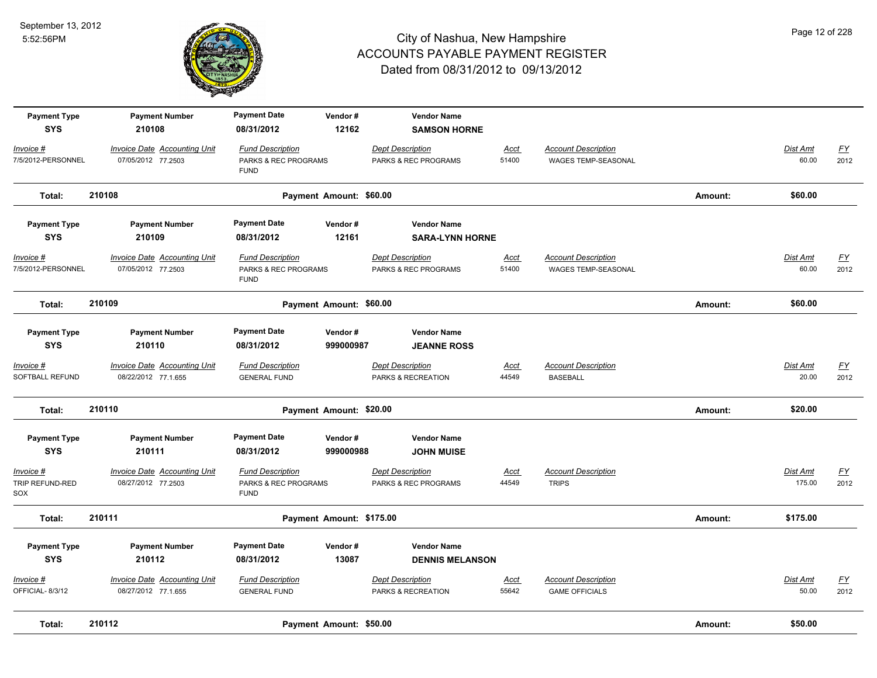# City of Nashua, New Hampshire
## ACCOUNTS PAYABLE PAYMENT REGISTER
### Dated from 08/31/2012 to 09/13/2012

| Payment Type | Payment Number | Payment Date | Vendor # | Vendor Name |
|---|---|---|---|---|
| SYS | 210108 | 08/31/2012 | 12162 | **SAMSON HORNE** |

| Invoice # | Invoice Date | Accounting Unit | Fund Description | Dept Description | Acct | Account Description | Dist Amt | FY |
|---|---|---|---|---|---|---|---|---|
| 7/5/2012-PERSONNEL | 07/05/2012 | 77.2503 | PARKS & REC PROGRAMS FUND | PARKS & REC PROGRAMS | 51400 | WAGES TEMP-SEASONAL | 60.00 | 2012 |

**Total: 210108 — Payment Amount: $60.00 — Amount: $60.00**

| Payment Type | Payment Number | Payment Date | Vendor # | Vendor Name |
|---|---|---|---|---|
| SYS | 210109 | 08/31/2012 | 12161 | **SARA-LYNN HORNE** |

| Invoice # | Invoice Date | Accounting Unit | Fund Description | Dept Description | Acct | Account Description | Dist Amt | FY |
|---|---|---|---|---|---|---|---|---|
| 7/5/2012-PERSONNEL | 07/05/2012 | 77.2503 | PARKS & REC PROGRAMS FUND | PARKS & REC PROGRAMS | 51400 | WAGES TEMP-SEASONAL | 60.00 | 2012 |

**Total: 210109 — Payment Amount: $60.00 — Amount: $60.00**

| Payment Type | Payment Number | Payment Date | Vendor # | Vendor Name |
|---|---|---|---|---|
| SYS | 210110 | 08/31/2012 | 999000987 | **JEANNE ROSS** |

| Invoice # | Invoice Date | Accounting Unit | Fund Description | Dept Description | Acct | Account Description | Dist Amt | FY |
|---|---|---|---|---|---|---|---|---|
| SOFTBALL REFUND | 08/22/2012 | 77.1.655 | GENERAL FUND | PARKS & RECREATION | 44549 | BASEBALL | 20.00 | 2012 |

**Total: 210110 — Payment Amount: $20.00 — Amount: $20.00**

| Payment Type | Payment Number | Payment Date | Vendor # | Vendor Name |
|---|---|---|---|---|
| SYS | 210111 | 08/31/2012 | 999000988 | **JOHN MUISE** |

| Invoice # | Invoice Date | Accounting Unit | Fund Description | Dept Description | Acct | Account Description | Dist Amt | FY |
|---|---|---|---|---|---|---|---|---|
| TRIP REFUND-RED SOX | 08/27/2012 | 77.2503 | PARKS & REC PROGRAMS FUND | PARKS & REC PROGRAMS | 44549 | TRIPS | 175.00 | 2012 |

**Total: 210111 — Payment Amount: $175.00 — Amount: $175.00**

| Payment Type | Payment Number | Payment Date | Vendor # | Vendor Name |
|---|---|---|---|---|
| SYS | 210112 | 08/31/2012 | 13087 | **DENNIS MELANSON** |

| Invoice # | Invoice Date | Accounting Unit | Fund Description | Dept Description | Acct | Account Description | Dist Amt | FY |
|---|---|---|---|---|---|---|---|---|
| OFFICIAL- 8/3/12 | 08/27/2012 | 77.1.655 | GENERAL FUND | PARKS & RECREATION | 55642 | GAME OFFICIALS | 50.00 | 2012 |

**Total: 210112 — Payment Amount: $50.00 — Amount: $50.00**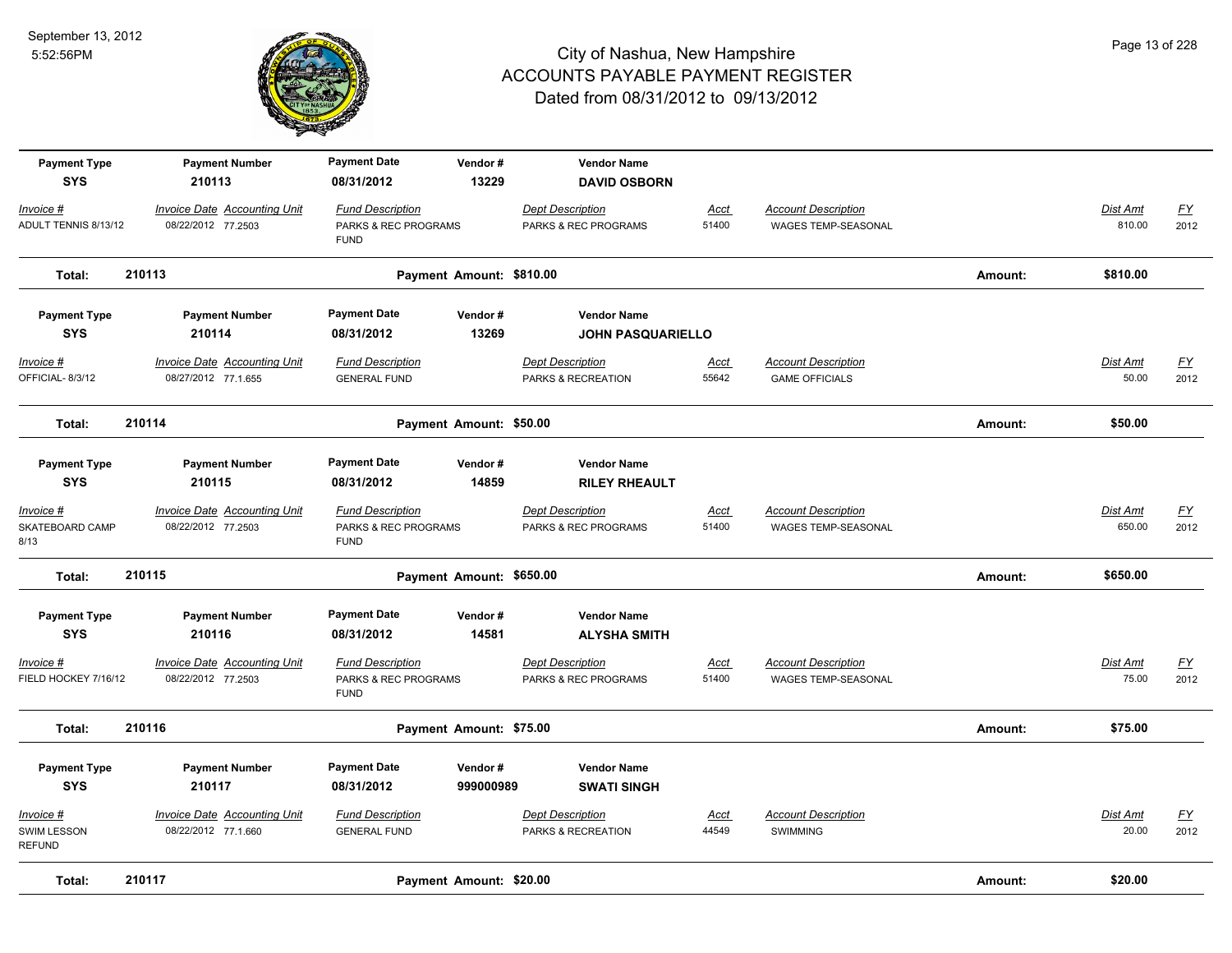# City of Nashua, New Hampshire
# ACCOUNTS PAYABLE PAYMENT REGISTER
## Dated from 08/31/2012 to 09/13/2012

September 13, 2012
5:52:56PM

| Payment Type | Payment Number | Payment Date | Vendor # | Vendor Name |
|---|---|---|---|---|
| SYS | 210113 | 08/31/2012 | 13229 | DAVID OSBORN |

| Invoice # | Invoice Date | Accounting Unit | Fund Description | Dept Description | Acct | Account Description | Dist Amt | FY |
|---|---|---|---|---|---|---|---|---|
| ADULT TENNIS 8/13/12 | 08/22/2012 | 77.2503 | PARKS & REC PROGRAMS FUND | PARKS & REC PROGRAMS | 51400 | WAGES TEMP-SEASONAL | 810.00 | 2012 |

**Total: 210113** Payment Amount: $810.00 Amount: $810.00

| Payment Type | Payment Number | Payment Date | Vendor # | Vendor Name |
|---|---|---|---|---|
| SYS | 210114 | 08/31/2012 | 13269 | JOHN PASQUARIELLO |

| Invoice # | Invoice Date | Accounting Unit | Fund Description | Dept Description | Acct | Account Description | Dist Amt | FY |
|---|---|---|---|---|---|---|---|---|
| OFFICIAL- 8/3/12 | 08/27/2012 | 77.1.655 | GENERAL FUND | PARKS & RECREATION | 55642 | GAME OFFICIALS | 50.00 | 2012 |

**Total: 210114** Payment Amount: $50.00 Amount: $50.00

| Payment Type | Payment Number | Payment Date | Vendor # | Vendor Name |
|---|---|---|---|---|
| SYS | 210115 | 08/31/2012 | 14859 | RILEY RHEAULT |

| Invoice # | Invoice Date | Accounting Unit | Fund Description | Dept Description | Acct | Account Description | Dist Amt | FY |
|---|---|---|---|---|---|---|---|---|
| SKATEBOARD CAMP 8/13 | 08/22/2012 | 77.2503 | PARKS & REC PROGRAMS FUND | PARKS & REC PROGRAMS | 51400 | WAGES TEMP-SEASONAL | 650.00 | 2012 |

**Total: 210115** Payment Amount: $650.00 Amount: $650.00

| Payment Type | Payment Number | Payment Date | Vendor # | Vendor Name |
|---|---|---|---|---|
| SYS | 210116 | 08/31/2012 | 14581 | ALYSHA SMITH |

| Invoice # | Invoice Date | Accounting Unit | Fund Description | Dept Description | Acct | Account Description | Dist Amt | FY |
|---|---|---|---|---|---|---|---|---|
| FIELD HOCKEY 7/16/12 | 08/22/2012 | 77.2503 | PARKS & REC PROGRAMS FUND | PARKS & REC PROGRAMS | 51400 | WAGES TEMP-SEASONAL | 75.00 | 2012 |

**Total: 210116** Payment Amount: $75.00 Amount: $75.00

| Payment Type | Payment Number | Payment Date | Vendor # | Vendor Name |
|---|---|---|---|---|
| SYS | 210117 | 08/31/2012 | 999000989 | SWATI SINGH |

| Invoice # | Invoice Date | Accounting Unit | Fund Description | Dept Description | Acct | Account Description | Dist Amt | FY |
|---|---|---|---|---|---|---|---|---|
| SWIM LESSON REFUND | 08/22/2012 | 77.1.660 | GENERAL FUND | PARKS & RECREATION | 44549 | SWIMMING | 20.00 | 2012 |

**Total: 210117** Payment Amount: $20.00 Amount: $20.00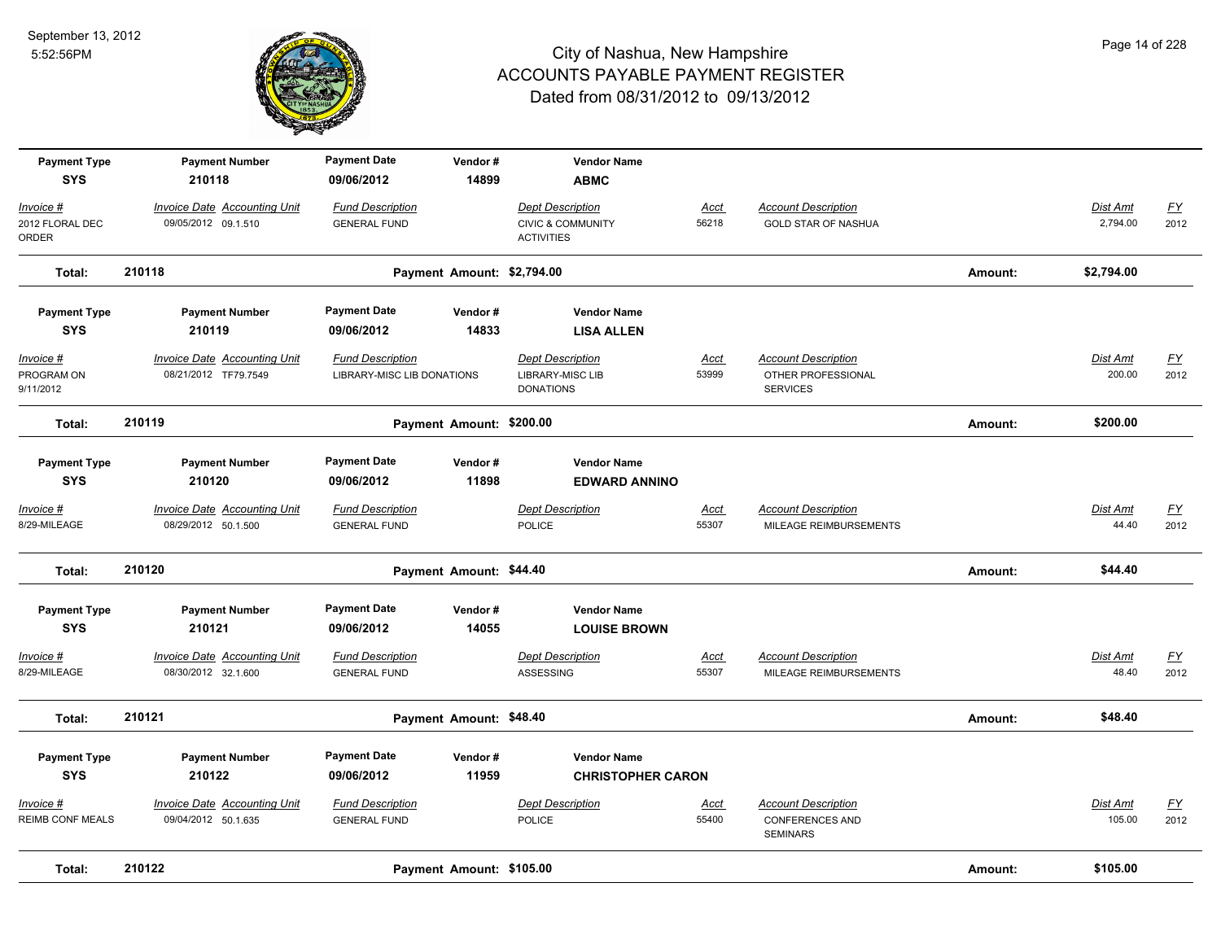# City of Nashua, New Hampshire
## ACCOUNTS PAYABLE PAYMENT REGISTER
### Dated from 08/31/2012 to 09/13/2012

September 13, 2012
5:52:56PM

| Payment Type | Payment Number | Payment Date | Vendor # | Vendor Name |
|---|---|---|---|---|
| SYS | 210118 | 09/06/2012 | 14899 | **ABMC** |

| Invoice # | Invoice Date | Accounting Unit | Fund Description | Dept Description | Acct | Account Description | Dist Amt | FY |
|---|---|---|---|---|---|---|---|---|
| 2012 FLORAL DEC ORDER | 09/05/2012 | 09.1.510 | GENERAL FUND | CIVIC & COMMUNITY ACTIVITIES | 56218 | GOLD STAR OF NASHUA | 2,794.00 | 2012 |

**Total: 210118** — Payment Amount: $2,794.00 — Amount: **$2,794.00**

| Payment Type | Payment Number | Payment Date | Vendor # | Vendor Name |
|---|---|---|---|---|
| SYS | 210119 | 09/06/2012 | 14833 | **LISA ALLEN** |

| Invoice # | Invoice Date | Accounting Unit | Fund Description | Dept Description | Acct | Account Description | Dist Amt | FY |
|---|---|---|---|---|---|---|---|---|
| PROGRAM ON 9/11/2012 | 08/21/2012 | TF79.7549 | LIBRARY-MISC LIB DONATIONS | LIBRARY-MISC LIB DONATIONS | 53999 | OTHER PROFESSIONAL SERVICES | 200.00 | 2012 |

**Total: 210119** — Payment Amount: $200.00 — Amount: **$200.00**

| Payment Type | Payment Number | Payment Date | Vendor # | Vendor Name |
|---|---|---|---|---|
| SYS | 210120 | 09/06/2012 | 11898 | **EDWARD ANNINO** |

| Invoice # | Invoice Date | Accounting Unit | Fund Description | Dept Description | Acct | Account Description | Dist Amt | FY |
|---|---|---|---|---|---|---|---|---|
| 8/29-MILEAGE | 08/29/2012 | 50.1.500 | GENERAL FUND | POLICE | 55307 | MILEAGE REIMBURSEMENTS | 44.40 | 2012 |

**Total: 210120** — Payment Amount: $44.40 — Amount: **$44.40**

| Payment Type | Payment Number | Payment Date | Vendor # | Vendor Name |
|---|---|---|---|---|
| SYS | 210121 | 09/06/2012 | 14055 | **LOUISE BROWN** |

| Invoice # | Invoice Date | Accounting Unit | Fund Description | Dept Description | Acct | Account Description | Dist Amt | FY |
|---|---|---|---|---|---|---|---|---|
| 8/29-MILEAGE | 08/30/2012 | 32.1.600 | GENERAL FUND | ASSESSING | 55307 | MILEAGE REIMBURSEMENTS | 48.40 | 2012 |

**Total: 210121** — Payment Amount: $48.40 — Amount: **$48.40**

| Payment Type | Payment Number | Payment Date | Vendor # | Vendor Name |
|---|---|---|---|---|
| SYS | 210122 | 09/06/2012 | 11959 | **CHRISTOPHER CARON** |

| Invoice # | Invoice Date | Accounting Unit | Fund Description | Dept Description | Acct | Account Description | Dist Amt | FY |
|---|---|---|---|---|---|---|---|---|
| REIMB CONF MEALS | 09/04/2012 | 50.1.635 | GENERAL FUND | POLICE | 55400 | CONFERENCES AND SEMINARS | 105.00 | 2012 |

**Total: 210122** — Payment Amount: $105.00 — Amount: **$105.00**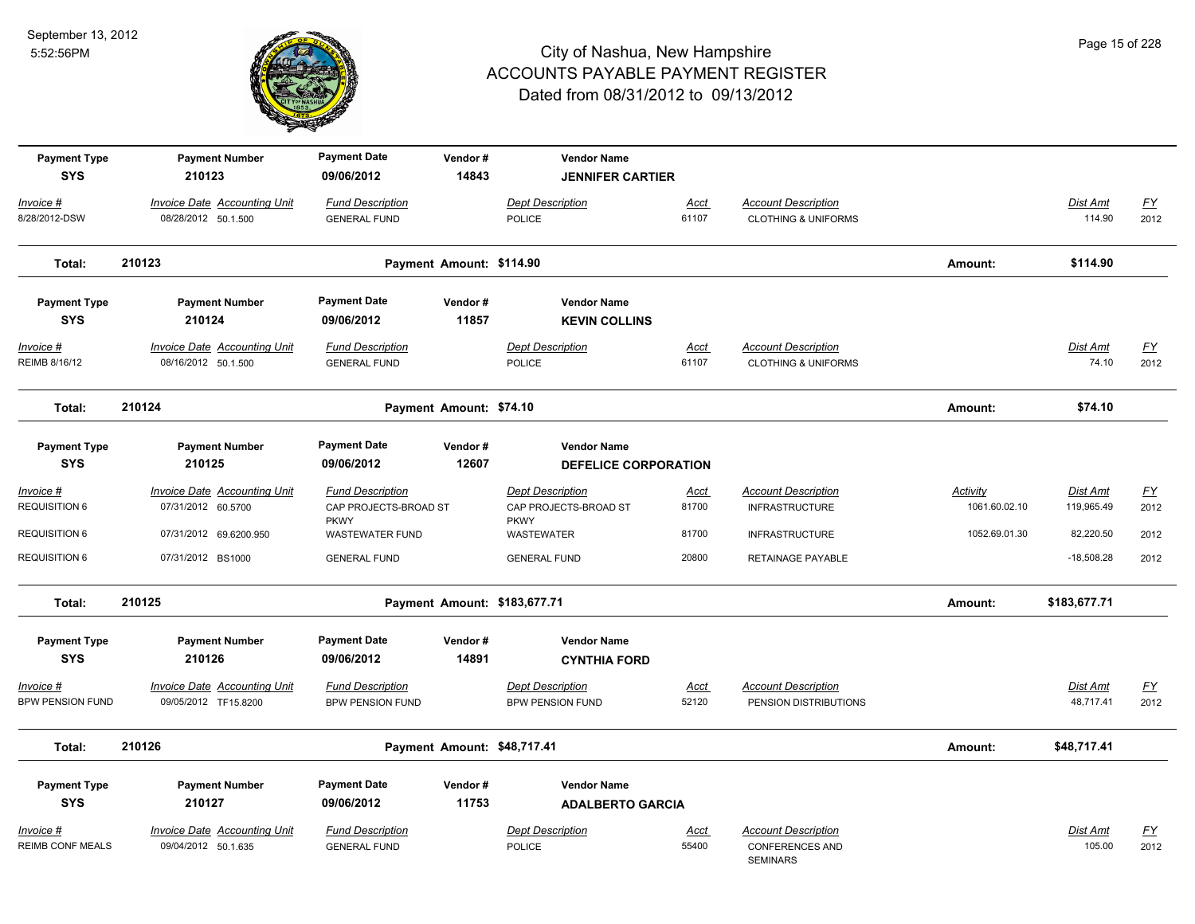# City of Nashua, New Hampshire
## ACCOUNTS PAYABLE PAYMENT REGISTER
### Dated from 08/31/2012 to 09/13/2012

September 13, 2012
5:52:56PM

| Payment Type | Payment Number | Payment Date | Vendor # | Vendor Name |
|---|---|---|---|---|
| SYS | 210123 | 09/06/2012 | 14843 | JENNIFER CARTIER |

| Invoice # | Invoice Date | Accounting Unit | Fund Description | Dept Description | Acct | Account Description | Activity | Dist Amt | FY |
|---|---|---|---|---|---|---|---|---|---|
| 8/28/2012-DSW | 08/28/2012 | 50.1.500 | GENERAL FUND | POLICE | 61107 | CLOTHING & UNIFORMS | | 114.90 | 2012 |

**Total: 210123** Payment Amount: $114.90 Amount: $114.90

| Payment Type | Payment Number | Payment Date | Vendor # | Vendor Name |
|---|---|---|---|---|
| SYS | 210124 | 09/06/2012 | 11857 | KEVIN COLLINS |

| Invoice # | Invoice Date | Accounting Unit | Fund Description | Dept Description | Acct | Account Description | Activity | Dist Amt | FY |
|---|---|---|---|---|---|---|---|---|---|
| REIMB 8/16/12 | 08/16/2012 | 50.1.500 | GENERAL FUND | POLICE | 61107 | CLOTHING & UNIFORMS | | 74.10 | 2012 |

**Total: 210124** Payment Amount: $74.10 Amount: $74.10

| Payment Type | Payment Number | Payment Date | Vendor # | Vendor Name |
|---|---|---|---|---|
| SYS | 210125 | 09/06/2012 | 12607 | DEFELICE CORPORATION |

| Invoice # | Invoice Date | Accounting Unit | Fund Description | Dept Description | Acct | Account Description | Activity | Dist Amt | FY |
|---|---|---|---|---|---|---|---|---|---|
| REQUISITION 6 | 07/31/2012 | 60.5700 | CAP PROJECTS-BROAD ST PKWY | CAP PROJECTS-BROAD ST PKWY | 81700 | INFRASTRUCTURE | 1061.60.02.10 | 119,965.49 | 2012 |
| REQUISITION 6 | 07/31/2012 | 69.6200.950 | WASTEWATER FUND | WASTEWATER | 81700 | INFRASTRUCTURE | 1052.69.01.30 | 82,220.50 | 2012 |
| REQUISITION 6 | 07/31/2012 | BS1000 | GENERAL FUND | GENERAL FUND | 20800 | RETAINAGE PAYABLE | | -18,508.28 | 2012 |

**Total: 210125** Payment Amount: $183,677.71 Amount: $183,677.71

| Payment Type | Payment Number | Payment Date | Vendor # | Vendor Name |
|---|---|---|---|---|
| SYS | 210126 | 09/06/2012 | 14891 | CYNTHIA FORD |

| Invoice # | Invoice Date | Accounting Unit | Fund Description | Dept Description | Acct | Account Description | Activity | Dist Amt | FY |
|---|---|---|---|---|---|---|---|---|---|
| BPW PENSION FUND | 09/05/2012 | TF15.8200 | BPW PENSION FUND | BPW PENSION FUND | 52120 | PENSION DISTRIBUTIONS | | 48,717.41 | 2012 |

**Total: 210126** Payment Amount: $48,717.41 Amount: $48,717.41

| Payment Type | Payment Number | Payment Date | Vendor # | Vendor Name |
|---|---|---|---|---|
| SYS | 210127 | 09/06/2012 | 11753 | ADALBERTO GARCIA |

| Invoice # | Invoice Date | Accounting Unit | Fund Description | Dept Description | Acct | Account Description | Activity | Dist Amt | FY |
|---|---|---|---|---|---|---|---|---|---|
| REIMB CONF MEALS | 09/04/2012 | 50.1.635 | GENERAL FUND | POLICE | 55400 | CONFERENCES AND SEMINARS | | 105.00 | 2012 |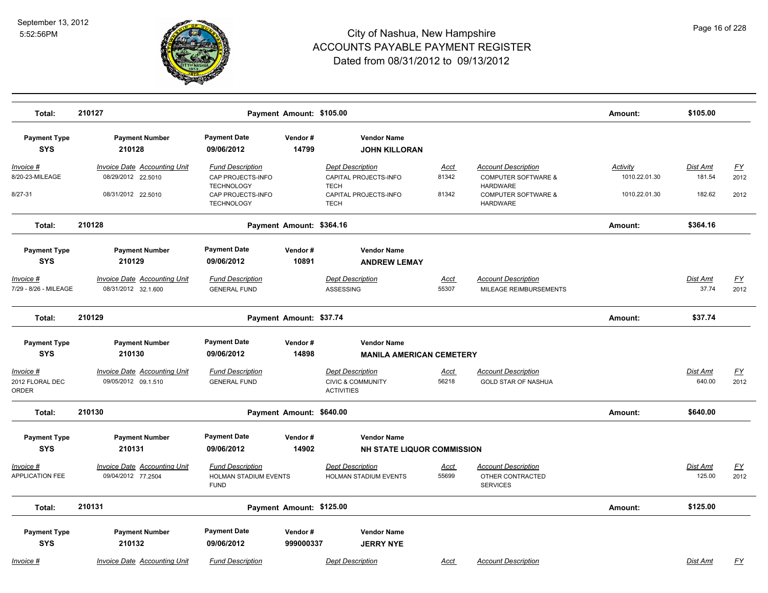# City of Nashua, New Hampshire
## ACCOUNTS PAYABLE PAYMENT REGISTER
### Dated from 08/31/2012 to 09/13/2012

September 13, 2012
5:52:56PM

| Total: | 210127 | Payment Amount: $105.00 | Amount: | $105.00 |
|---|---|---|---|---|

| Payment Type | Payment Number | Payment Date | Vendor # | Vendor Name |
|---|---|---|---|---|
| SYS | 210128 | 09/06/2012 | 14799 | JOHN KILLORAN |

| Invoice # | Invoice Date | Accounting Unit | Fund Description | Dept Description | Acct | Account Description | Activity | Dist Amt | FY |
|---|---|---|---|---|---|---|---|---|---|
| 8/20-23-MILEAGE | 08/29/2012 | 22.5010 | CAP PROJECTS-INFO TECHNOLOGY | CAPITAL PROJECTS-INFO TECH | 81342 | COMPUTER SOFTWARE & HARDWARE | 1010.22.01.30 | 181.54 | 2012 |
| 8/27-31 | 08/31/2012 | 22.5010 | CAP PROJECTS-INFO TECHNOLOGY | CAPITAL PROJECTS-INFO TECH | 81342 | COMPUTER SOFTWARE & HARDWARE | 1010.22.01.30 | 182.62 | 2012 |

| Total: | 210128 | Payment Amount: $364.16 | Amount: | $364.16 |
|---|---|---|---|---|

| Payment Type | Payment Number | Payment Date | Vendor # | Vendor Name |
|---|---|---|---|---|
| SYS | 210129 | 09/06/2012 | 10891 | ANDREW LEMAY |

| Invoice # | Invoice Date | Accounting Unit | Fund Description | Dept Description | Acct | Account Description | Dist Amt | FY |
|---|---|---|---|---|---|---|---|---|
| 7/29 - 8/26 - MILEAGE | 08/31/2012 | 32.1.600 | GENERAL FUND | ASSESSING | 55307 | MILEAGE REIMBURSEMENTS | 37.74 | 2012 |

| Total: | 210129 | Payment Amount: $37.74 | Amount: | $37.74 |
|---|---|---|---|---|

| Payment Type | Payment Number | Payment Date | Vendor # | Vendor Name |
|---|---|---|---|---|
| SYS | 210130 | 09/06/2012 | 14898 | MANILA AMERICAN CEMETERY |

| Invoice # | Invoice Date | Accounting Unit | Fund Description | Dept Description | Acct | Account Description | Dist Amt | FY |
|---|---|---|---|---|---|---|---|---|
| 2012 FLORAL DEC ORDER | 09/05/2012 | 09.1.510 | GENERAL FUND | CIVIC & COMMUNITY ACTIVITIES | 56218 | GOLD STAR OF NASHUA | 640.00 | 2012 |

| Total: | 210130 | Payment Amount: $640.00 | Amount: | $640.00 |
|---|---|---|---|---|

| Payment Type | Payment Number | Payment Date | Vendor # | Vendor Name |
|---|---|---|---|---|
| SYS | 210131 | 09/06/2012 | 14902 | NH STATE LIQUOR COMMISSION |

| Invoice # | Invoice Date | Accounting Unit | Fund Description | Dept Description | Acct | Account Description | Dist Amt | FY |
|---|---|---|---|---|---|---|---|---|
| APPLICATION FEE | 09/04/2012 | 77.2504 | HOLMAN STADIUM EVENTS FUND | HOLMAN STADIUM EVENTS | 55699 | OTHER CONTRACTED SERVICES | 125.00 | 2012 |

| Total: | 210131 | Payment Amount: $125.00 | Amount: | $125.00 |
|---|---|---|---|---|

| Payment Type | Payment Number | Payment Date | Vendor # | Vendor Name |
|---|---|---|---|---|
| SYS | 210132 | 09/06/2012 | 999000337 | JERRY NYE |

| Invoice # | Invoice Date | Accounting Unit | Fund Description | Dept Description | Acct | Account Description | Dist Amt | FY |
|---|---|---|---|---|---|---|---|---|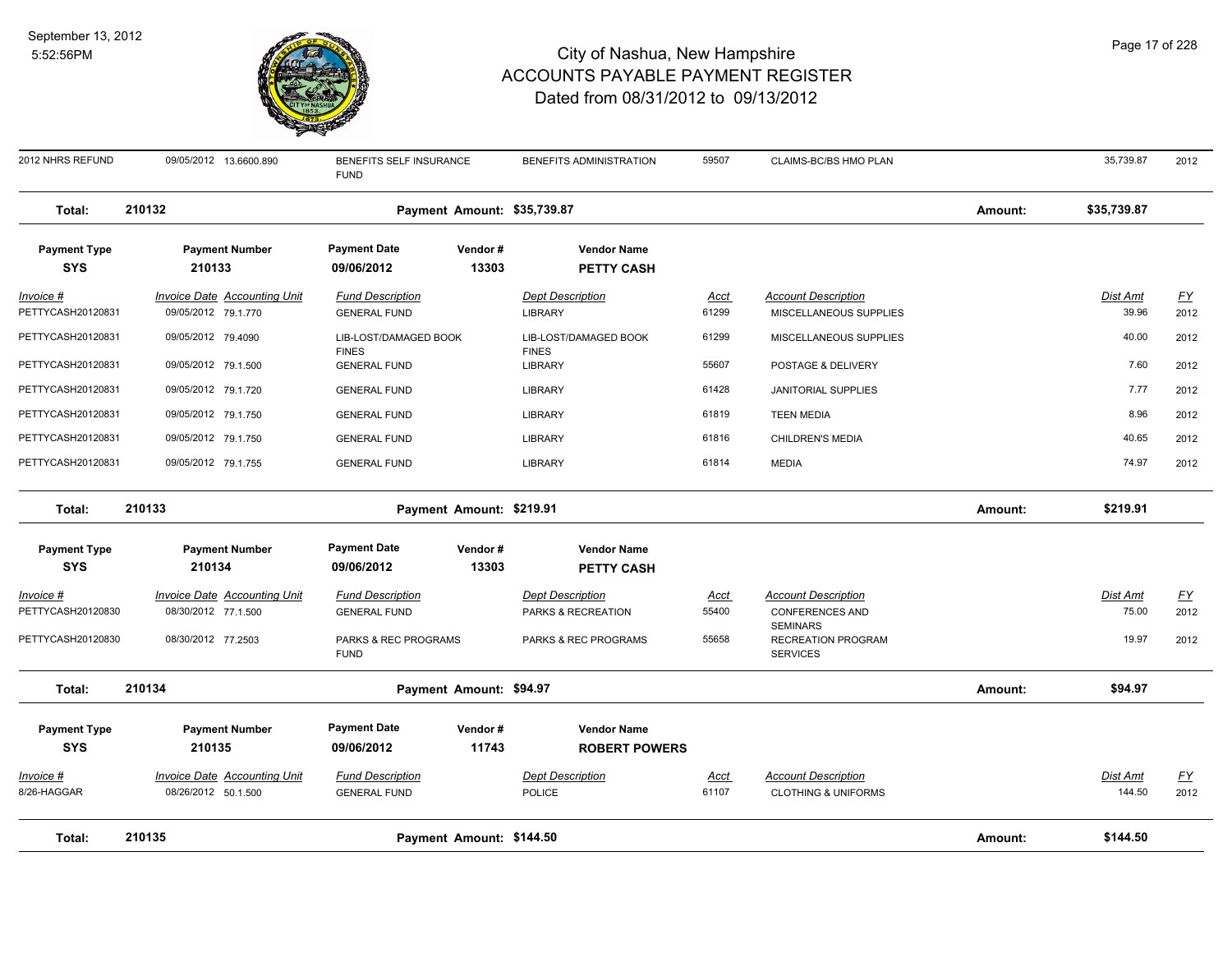# City of Nashua, New Hampshire
## ACCOUNTS PAYABLE PAYMENT REGISTER
### Dated from 08/31/2012 to 09/13/2012

September 13, 2012
5:52:56PM

| Invoice # | Invoice Date | Accounting Unit | Fund Description | Dept Description | Acct | Account Description | Dist Amt | FY |
|---|---|---|---|---|---|---|---|---|
| 2012 NHRS REFUND | 09/05/2012 | 13.6600.890 | BENEFITS SELF INSURANCE FUND | BENEFITS ADMINISTRATION | 59507 | CLAIMS-BC/BS HMO PLAN | 35,739.87 | 2012 |

**Total: 210132** — Payment Amount: $35,739.87 — Amount: $35,739.87

| Payment Type | Payment Number | Payment Date | Vendor # | Vendor Name |
|---|---|---|---|---|
| SYS | 210133 | 09/06/2012 | 13303 | PETTY CASH |

| Invoice # | Invoice Date | Accounting Unit | Fund Description | Dept Description | Acct | Account Description | Dist Amt | FY |
|---|---|---|---|---|---|---|---|---|
| PETTYCASH20120831 | 09/05/2012 | 79.1.770 | GENERAL FUND | LIBRARY | 61299 | MISCELLANEOUS SUPPLIES | 39.96 | 2012 |
| PETTYCASH20120831 | 09/05/2012 | 79.4090 | LIB-LOST/DAMAGED BOOK FINES | LIB-LOST/DAMAGED BOOK FINES | 61299 | MISCELLANEOUS SUPPLIES | 40.00 | 2012 |
| PETTYCASH20120831 | 09/05/2012 | 79.1.500 | GENERAL FUND | LIBRARY | 55607 | POSTAGE & DELIVERY | 7.60 | 2012 |
| PETTYCASH20120831 | 09/05/2012 | 79.1.720 | GENERAL FUND | LIBRARY | 61428 | JANITORIAL SUPPLIES | 7.77 | 2012 |
| PETTYCASH20120831 | 09/05/2012 | 79.1.750 | GENERAL FUND | LIBRARY | 61819 | TEEN MEDIA | 8.96 | 2012 |
| PETTYCASH20120831 | 09/05/2012 | 79.1.750 | GENERAL FUND | LIBRARY | 61816 | CHILDREN'S MEDIA | 40.65 | 2012 |
| PETTYCASH20120831 | 09/05/2012 | 79.1.755 | GENERAL FUND | LIBRARY | 61814 | MEDIA | 74.97 | 2012 |

**Total: 210133** — Payment Amount: $219.91 — Amount: $219.91

| Payment Type | Payment Number | Payment Date | Vendor # | Vendor Name |
|---|---|---|---|---|
| SYS | 210134 | 09/06/2012 | 13303 | PETTY CASH |

| Invoice # | Invoice Date | Accounting Unit | Fund Description | Dept Description | Acct | Account Description | Dist Amt | FY |
|---|---|---|---|---|---|---|---|---|
| PETTYCASH20120830 | 08/30/2012 | 77.1.500 | GENERAL FUND | PARKS & RECREATION | 55400 | CONFERENCES AND SEMINARS | 75.00 | 2012 |
| PETTYCASH20120830 | 08/30/2012 | 77.2503 | PARKS & REC PROGRAMS FUND | PARKS & REC PROGRAMS | 55658 | RECREATION PROGRAM SERVICES | 19.97 | 2012 |

**Total: 210134** — Payment Amount: $94.97 — Amount: $94.97

| Payment Type | Payment Number | Payment Date | Vendor # | Vendor Name |
|---|---|---|---|---|
| SYS | 210135 | 09/06/2012 | 11743 | ROBERT POWERS |

| Invoice # | Invoice Date | Accounting Unit | Fund Description | Dept Description | Acct | Account Description | Dist Amt | FY |
|---|---|---|---|---|---|---|---|---|
| 8/26-HAGGAR | 08/26/2012 | 50.1.500 | GENERAL FUND | POLICE | 61107 | CLOTHING & UNIFORMS | 144.50 | 2012 |

**Total: 210135** — Payment Amount: $144.50 — Amount: $144.50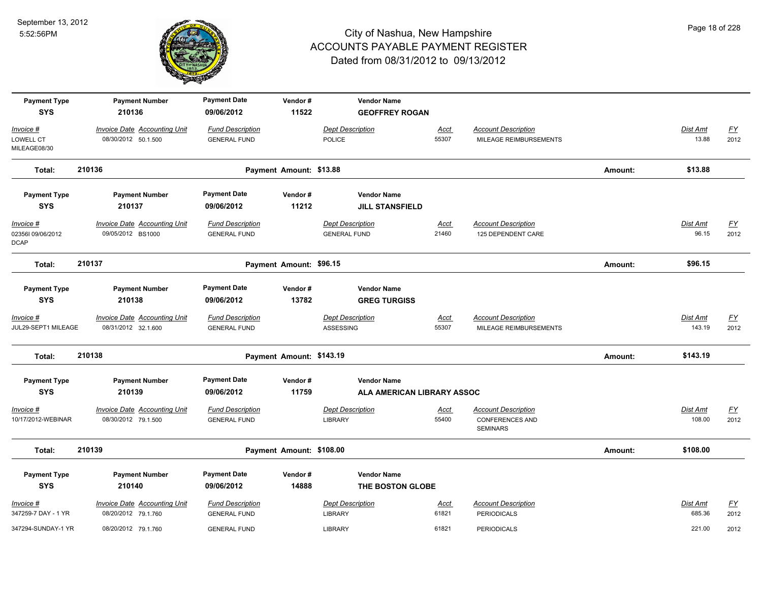# City of Nashua, New Hampshire
## ACCOUNTS PAYABLE PAYMENT REGISTER
### Dated from 08/31/2012 to 09/13/2012

| Payment Type | Payment Number | Payment Date | Vendor # | Vendor Name |
|---|---|---|---|---|
| SYS | 210136 | 09/06/2012 | 11522 | GEOFFREY ROGAN |

| Invoice # | Invoice Date | Accounting Unit | Fund Description | Dept Description | Acct | Account Description | Dist Amt | FY |
|---|---|---|---|---|---|---|---|---|
| LOWELL CT MILEAGE08/30 | 08/30/2012 | 50.1.500 | GENERAL FUND | POLICE | 55307 | MILEAGE REIMBURSEMENTS | 13.88 | 2012 |

**Total: 210136** — Payment Amount: $13.88 — Amount: $13.88

| Payment Type | Payment Number | Payment Date | Vendor # | Vendor Name |
|---|---|---|---|---|
| SYS | 210137 | 09/06/2012 | 11212 | JILL STANSFIELD |

| Invoice # | Invoice Date | Accounting Unit | Fund Description | Dept Description | Acct | Account Description | Dist Amt | FY |
|---|---|---|---|---|---|---|---|---|
| 02356I 09/06/2012 DCAP | 09/05/2012 | BS1000 | GENERAL FUND | GENERAL FUND | 21460 | 125 DEPENDENT CARE | 96.15 | 2012 |

**Total: 210137** — Payment Amount: $96.15 — Amount: $96.15

| Payment Type | Payment Number | Payment Date | Vendor # | Vendor Name |
|---|---|---|---|---|
| SYS | 210138 | 09/06/2012 | 13782 | GREG TURGISS |

| Invoice # | Invoice Date | Accounting Unit | Fund Description | Dept Description | Acct | Account Description | Dist Amt | FY |
|---|---|---|---|---|---|---|---|---|
| JUL29-SEPT1 MILEAGE | 08/31/2012 | 32.1.600 | GENERAL FUND | ASSESSING | 55307 | MILEAGE REIMBURSEMENTS | 143.19 | 2012 |

**Total: 210138** — Payment Amount: $143.19 — Amount: $143.19

| Payment Type | Payment Number | Payment Date | Vendor # | Vendor Name |
|---|---|---|---|---|
| SYS | 210139 | 09/06/2012 | 11759 | ALA AMERICAN LIBRARY ASSOC |

| Invoice # | Invoice Date | Accounting Unit | Fund Description | Dept Description | Acct | Account Description | Dist Amt | FY |
|---|---|---|---|---|---|---|---|---|
| 10/17/2012-WEBINAR | 08/30/2012 | 79.1.500 | GENERAL FUND | LIBRARY | 55400 | CONFERENCES AND SEMINARS | 108.00 | 2012 |

**Total: 210139** — Payment Amount: $108.00 — Amount: $108.00

| Payment Type | Payment Number | Payment Date | Vendor # | Vendor Name |
|---|---|---|---|---|
| SYS | 210140 | 09/06/2012 | 14888 | THE BOSTON GLOBE |

| Invoice # | Invoice Date | Accounting Unit | Fund Description | Dept Description | Acct | Account Description | Dist Amt | FY |
|---|---|---|---|---|---|---|---|---|
| 347259-7 DAY - 1 YR | 08/20/2012 | 79.1.760 | GENERAL FUND | LIBRARY | 61821 | PERIODICALS | 685.36 | 2012 |
| 347294-SUNDAY-1 YR | 08/20/2012 | 79.1.760 | GENERAL FUND | LIBRARY | 61821 | PERIODICALS | 221.00 | 2012 |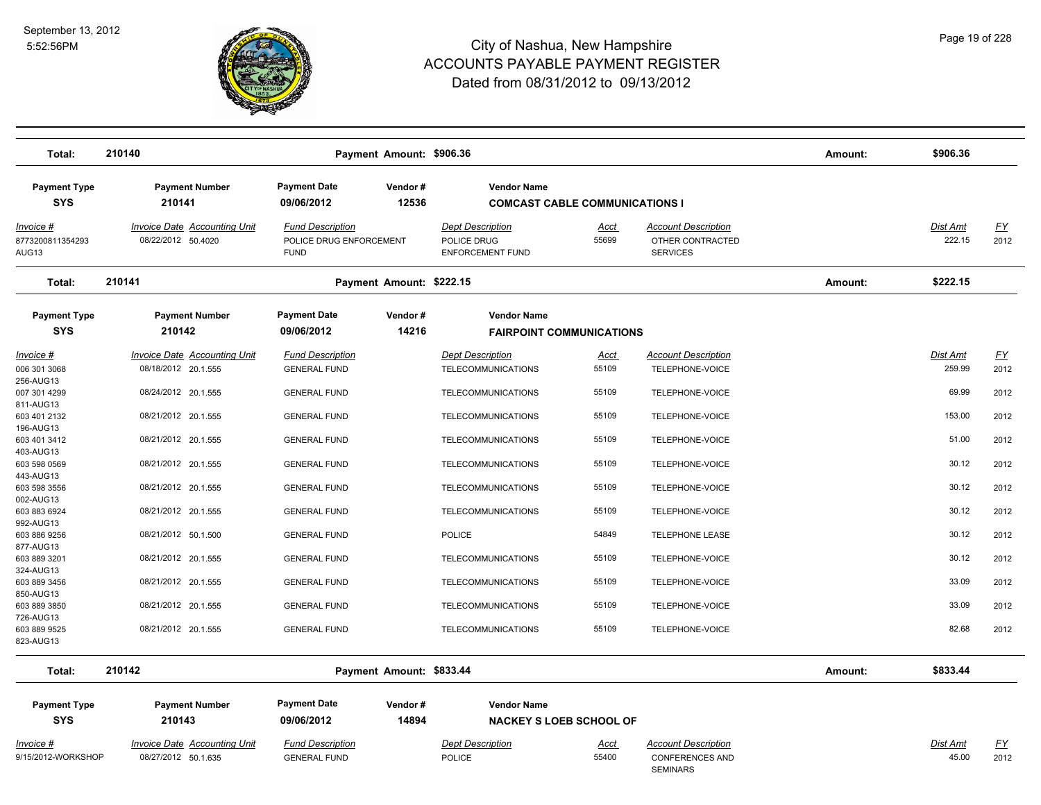# City of Nashua, New Hampshire
## ACCOUNTS PAYABLE PAYMENT REGISTER
### Dated from 08/31/2012 to 09/13/2012

September 13, 2012
5:52:56PM

| **Total:** | **210140** | | **Payment Amount: $906.36** | | | | **Amount:** | **$906.36** | |
|---|---|---|---|---|---|---|---|---|---|

| **Payment Type** | **Payment Number** | **Payment Date** | **Vendor #** | **Vendor Name** |
|---|---|---|---|---|
| **SYS** | **210141** | **09/06/2012** | **12536** | **COMCAST CABLE COMMUNICATIONS I** |

| Invoice # | Invoice Date | Accounting Unit | Fund Description | Dept Description | Acct | Account Description | Dist Amt | FY |
|---|---|---|---|---|---|---|---|---|
| 8773200811354293 AUG13 | 08/22/2012 | 50.4020 | POLICE DRUG ENFORCEMENT FUND | POLICE DRUG ENFORCEMENT FUND | 55699 | OTHER CONTRACTED SERVICES | 222.15 | 2012 |

| **Total:** | **210141** | | **Payment Amount: $222.15** | | | | **Amount:** | **$222.15** | |
|---|---|---|---|---|---|---|---|---|---|

| **Payment Type** | **Payment Number** | **Payment Date** | **Vendor #** | **Vendor Name** |
|---|---|---|---|---|
| **SYS** | **210142** | **09/06/2012** | **14216** | **FAIRPOINT COMMUNICATIONS** |

| Invoice # | Invoice Date | Accounting Unit | Fund Description | Dept Description | Acct | Account Description | Dist Amt | FY |
|---|---|---|---|---|---|---|---|---|
| 006 301 3068 256-AUG13 | 08/18/2012 | 20.1.555 | GENERAL FUND | TELECOMMUNICATIONS | 55109 | TELEPHONE-VOICE | 259.99 | 2012 |
| 007 301 4299 811-AUG13 | 08/24/2012 | 20.1.555 | GENERAL FUND | TELECOMMUNICATIONS | 55109 | TELEPHONE-VOICE | 69.99 | 2012 |
| 603 401 2132 196-AUG13 | 08/21/2012 | 20.1.555 | GENERAL FUND | TELECOMMUNICATIONS | 55109 | TELEPHONE-VOICE | 153.00 | 2012 |
| 603 401 3412 403-AUG13 | 08/21/2012 | 20.1.555 | GENERAL FUND | TELECOMMUNICATIONS | 55109 | TELEPHONE-VOICE | 51.00 | 2012 |
| 603 598 0569 443-AUG13 | 08/21/2012 | 20.1.555 | GENERAL FUND | TELECOMMUNICATIONS | 55109 | TELEPHONE-VOICE | 30.12 | 2012 |
| 603 598 3556 002-AUG13 | 08/21/2012 | 20.1.555 | GENERAL FUND | TELECOMMUNICATIONS | 55109 | TELEPHONE-VOICE | 30.12 | 2012 |
| 603 883 6924 992-AUG13 | 08/21/2012 | 20.1.555 | GENERAL FUND | TELECOMMUNICATIONS | 55109 | TELEPHONE-VOICE | 30.12 | 2012 |
| 603 886 9256 877-AUG13 | 08/21/2012 | 50.1.500 | GENERAL FUND | POLICE | 54849 | TELEPHONE LEASE | 30.12 | 2012 |
| 603 889 3201 324-AUG13 | 08/21/2012 | 20.1.555 | GENERAL FUND | TELECOMMUNICATIONS | 55109 | TELEPHONE-VOICE | 30.12 | 2012 |
| 603 889 3456 850-AUG13 | 08/21/2012 | 20.1.555 | GENERAL FUND | TELECOMMUNICATIONS | 55109 | TELEPHONE-VOICE | 33.09 | 2012 |
| 603 889 3850 726-AUG13 | 08/21/2012 | 20.1.555 | GENERAL FUND | TELECOMMUNICATIONS | 55109 | TELEPHONE-VOICE | 33.09 | 2012 |
| 603 889 9525 823-AUG13 | 08/21/2012 | 20.1.555 | GENERAL FUND | TELECOMMUNICATIONS | 55109 | TELEPHONE-VOICE | 82.68 | 2012 |

| **Total:** | **210142** | | **Payment Amount: $833.44** | | | | **Amount:** | **$833.44** | |
|---|---|---|---|---|---|---|---|---|---|

| **Payment Type** | **Payment Number** | **Payment Date** | **Vendor #** | **Vendor Name** |
|---|---|---|---|---|
| **SYS** | **210143** | **09/06/2012** | **14894** | **NACKEY S LOEB SCHOOL OF** |

| Invoice # | Invoice Date | Accounting Unit | Fund Description | Dept Description | Acct | Account Description | Dist Amt | FY |
|---|---|---|---|---|---|---|---|---|
| 9/15/2012-WORKSHOP | 08/27/2012 | 50.1.635 | GENERAL FUND | POLICE | 55400 | CONFERENCES AND SEMINARS | 45.00 | 2012 |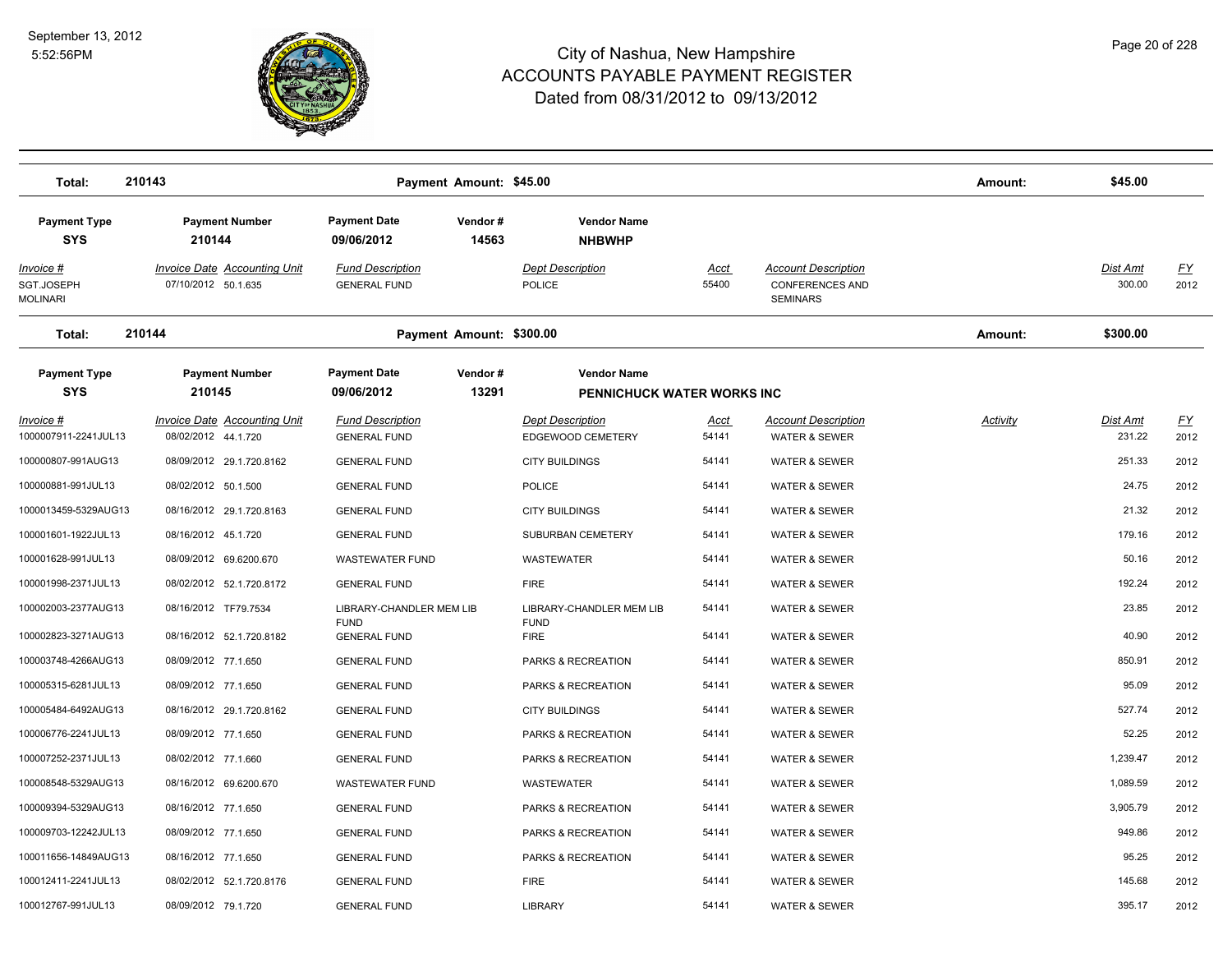# City of Nashua, New Hampshire
## ACCOUNTS PAYABLE PAYMENT REGISTER
### Dated from 08/31/2012 to 09/13/2012

September 13, 2012
5:52:56PM

| Total: | 210143 | Payment Amount: $45.00 | Amount: | $45.00 |
|---|---|---|---|---|

| Payment Type | Payment Number | Payment Date | Vendor # | Vendor Name |
|---|---|---|---|---|
| SYS | 210144 | 09/06/2012 | 14563 | NHBWHP |

| Invoice # | Invoice Date | Accounting Unit | Fund Description | Dept Description | Acct | Account Description | Dist Amt | FY |
|---|---|---|---|---|---|---|---|---|
| SGT.JOSEPH MOLINARI | 07/10/2012 | 50.1.635 | GENERAL FUND | POLICE | 55400 | CONFERENCES AND SEMINARS | 300.00 | 2012 |

| Total: | 210144 | Payment Amount: $300.00 | Amount: | $300.00 |
|---|---|---|---|---|

| Payment Type | Payment Number | Payment Date | Vendor # | Vendor Name |
|---|---|---|---|---|
| SYS | 210145 | 09/06/2012 | 13291 | PENNICHUCK WATER WORKS INC |

| Invoice # | Invoice Date | Accounting Unit | Fund Description | Dept Description | Acct | Account Description | Activity | Dist Amt | FY |
|---|---|---|---|---|---|---|---|---|---|
| 1000007911-2241JUL13 | 08/02/2012 | 44.1.720 | GENERAL FUND | EDGEWOOD CEMETERY | 54141 | WATER & SEWER | | 231.22 | 2012 |
| 100000807-991AUG13 | 08/09/2012 | 29.1.720.8162 | GENERAL FUND | CITY BUILDINGS | 54141 | WATER & SEWER | | 251.33 | 2012 |
| 100000881-991JUL13 | 08/02/2012 | 50.1.500 | GENERAL FUND | POLICE | 54141 | WATER & SEWER | | 24.75 | 2012 |
| 1000013459-5329AUG13 | 08/16/2012 | 29.1.720.8163 | GENERAL FUND | CITY BUILDINGS | 54141 | WATER & SEWER | | 21.32 | 2012 |
| 100001601-1922JUL13 | 08/16/2012 | 45.1.720 | GENERAL FUND | SUBURBAN CEMETERY | 54141 | WATER & SEWER | | 179.16 | 2012 |
| 100001628-991JUL13 | 08/09/2012 | 69.6200.670 | WASTEWATER FUND | WASTEWATER | 54141 | WATER & SEWER | | 50.16 | 2012 |
| 100001998-2371JUL13 | 08/02/2012 | 52.1.720.8172 | GENERAL FUND | FIRE | 54141 | WATER & SEWER | | 192.24 | 2012 |
| 100002003-2377AUG13 | 08/16/2012 | TF79.7534 | LIBRARY-CHANDLER MEM LIB FUND | LIBRARY-CHANDLER MEM LIB FUND | 54141 | WATER & SEWER | | 23.85 | 2012 |
| 100002823-3271AUG13 | 08/16/2012 | 52.1.720.8182 | GENERAL FUND | FIRE | 54141 | WATER & SEWER | | 40.90 | 2012 |
| 100003748-4266AUG13 | 08/09/2012 | 77.1.650 | GENERAL FUND | PARKS & RECREATION | 54141 | WATER & SEWER | | 850.91 | 2012 |
| 100005315-6281JUL13 | 08/09/2012 | 77.1.650 | GENERAL FUND | PARKS & RECREATION | 54141 | WATER & SEWER | | 95.09 | 2012 |
| 100005484-6492AUG13 | 08/16/2012 | 29.1.720.8162 | GENERAL FUND | CITY BUILDINGS | 54141 | WATER & SEWER | | 527.74 | 2012 |
| 100006776-2241JUL13 | 08/09/2012 | 77.1.650 | GENERAL FUND | PARKS & RECREATION | 54141 | WATER & SEWER | | 52.25 | 2012 |
| 100007252-2371JUL13 | 08/02/2012 | 77.1.660 | GENERAL FUND | PARKS & RECREATION | 54141 | WATER & SEWER | | 1,239.47 | 2012 |
| 100008548-5329AUG13 | 08/16/2012 | 69.6200.670 | WASTEWATER FUND | WASTEWATER | 54141 | WATER & SEWER | | 1,089.59 | 2012 |
| 100009394-5329AUG13 | 08/16/2012 | 77.1.650 | GENERAL FUND | PARKS & RECREATION | 54141 | WATER & SEWER | | 3,905.79 | 2012 |
| 100009703-12242JUL13 | 08/09/2012 | 77.1.650 | GENERAL FUND | PARKS & RECREATION | 54141 | WATER & SEWER | | 949.86 | 2012 |
| 100011656-14849AUG13 | 08/16/2012 | 77.1.650 | GENERAL FUND | PARKS & RECREATION | 54141 | WATER & SEWER | | 95.25 | 2012 |
| 100012411-2241JUL13 | 08/02/2012 | 52.1.720.8176 | GENERAL FUND | FIRE | 54141 | WATER & SEWER | | 145.68 | 2012 |
| 100012767-991JUL13 | 08/09/2012 | 79.1.720 | GENERAL FUND | LIBRARY | 54141 | WATER & SEWER | | 395.17 | 2012 |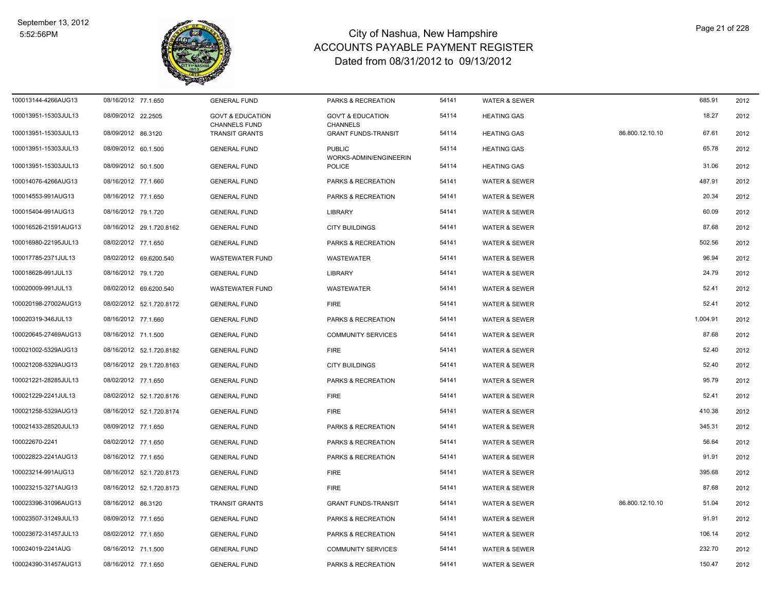# City of Nashua, New Hampshire
## ACCOUNTS PAYABLE PAYMENT REGISTER
### Dated from 08/31/2012 to 09/13/2012

September 13, 2012
5:52:56PM

| | | | | | | | | | | |
|---|---|---|---|---|---|---|---|---|---|---|
| 100013144-4266AUG13 | 08/16/2012 | 77.1.650 | GENERAL FUND | PARKS & RECREATION | 54141 | WATER & SEWER | | 685.91 | 2012 |
| 100013951-15303JUL13 | 08/09/2012 | 22.2505 | GOVT & EDUCATION CHANNELS FUND | GOV'T & EDUCATION CHANNELS | 54114 | HEATING GAS | | 18.27 | 2012 |
| 100013951-15303JUL13 | 08/09/2012 | 86.3120 | TRANSIT GRANTS | GRANT FUNDS-TRANSIT | 54114 | HEATING GAS | 86.800.12.10.10 | 67.61 | 2012 |
| 100013951-15303JUL13 | 08/09/2012 | 60.1.500 | GENERAL FUND | PUBLIC WORKS-ADMIN/ENGINEERIN | 54114 | HEATING GAS | | 65.78 | 2012 |
| 100013951-15303JUL13 | 08/09/2012 | 50.1.500 | GENERAL FUND | POLICE | 54114 | HEATING GAS | | 31.06 | 2012 |
| 100014076-4266AUG13 | 08/16/2012 | 77.1.660 | GENERAL FUND | PARKS & RECREATION | 54141 | WATER & SEWER | | 487.91 | 2012 |
| 100014553-991AUG13 | 08/16/2012 | 77.1.650 | GENERAL FUND | PARKS & RECREATION | 54141 | WATER & SEWER | | 20.34 | 2012 |
| 100015404-991AUG13 | 08/16/2012 | 79.1.720 | GENERAL FUND | LIBRARY | 54141 | WATER & SEWER | | 60.09 | 2012 |
| 100016526-21591AUG13 | 08/16/2012 | 29.1.720.8162 | GENERAL FUND | CITY BUILDINGS | 54141 | WATER & SEWER | | 87.68 | 2012 |
| 100016980-22195JUL13 | 08/02/2012 | 77.1.650 | GENERAL FUND | PARKS & RECREATION | 54141 | WATER & SEWER | | 502.56 | 2012 |
| 100017785-2371JUL13 | 08/02/2012 | 69.6200.540 | WASTEWATER FUND | WASTEWATER | 54141 | WATER & SEWER | | 96.94 | 2012 |
| 100018628-991JUL13 | 08/16/2012 | 79.1.720 | GENERAL FUND | LIBRARY | 54141 | WATER & SEWER | | 24.79 | 2012 |
| 100020009-991JUL13 | 08/02/2012 | 69.6200.540 | WASTEWATER FUND | WASTEWATER | 54141 | WATER & SEWER | | 52.41 | 2012 |
| 100020198-27002AUG13 | 08/02/2012 | 52.1.720.8172 | GENERAL FUND | FIRE | 54141 | WATER & SEWER | | 52.41 | 2012 |
| 100020319-346JUL13 | 08/16/2012 | 77.1.660 | GENERAL FUND | PARKS & RECREATION | 54141 | WATER & SEWER | | 1,004.91 | 2012 |
| 100020645-27469AUG13 | 08/16/2012 | 71.1.500 | GENERAL FUND | COMMUNITY SERVICES | 54141 | WATER & SEWER | | 87.68 | 2012 |
| 100021002-5329AUG13 | 08/16/2012 | 52.1.720.8182 | GENERAL FUND | FIRE | 54141 | WATER & SEWER | | 52.40 | 2012 |
| 100021208-5329AUG13 | 08/16/2012 | 29.1.720.8163 | GENERAL FUND | CITY BUILDINGS | 54141 | WATER & SEWER | | 52.40 | 2012 |
| 100021221-28285JUL13 | 08/02/2012 | 77.1.650 | GENERAL FUND | PARKS & RECREATION | 54141 | WATER & SEWER | | 95.79 | 2012 |
| 100021229-2241JUL13 | 08/02/2012 | 52.1.720.8176 | GENERAL FUND | FIRE | 54141 | WATER & SEWER | | 52.41 | 2012 |
| 100021258-5329AUG13 | 08/16/2012 | 52.1.720.8174 | GENERAL FUND | FIRE | 54141 | WATER & SEWER | | 410.38 | 2012 |
| 100021433-28520JUL13 | 08/09/2012 | 77.1.650 | GENERAL FUND | PARKS & RECREATION | 54141 | WATER & SEWER | | 345.31 | 2012 |
| 100022670-2241 | 08/02/2012 | 77.1.650 | GENERAL FUND | PARKS & RECREATION | 54141 | WATER & SEWER | | 56.64 | 2012 |
| 100022823-2241AUG13 | 08/16/2012 | 77.1.650 | GENERAL FUND | PARKS & RECREATION | 54141 | WATER & SEWER | | 91.91 | 2012 |
| 100023214-991AUG13 | 08/16/2012 | 52.1.720.8173 | GENERAL FUND | FIRE | 54141 | WATER & SEWER | | 395.68 | 2012 |
| 100023215-3271AUG13 | 08/16/2012 | 52.1.720.8173 | GENERAL FUND | FIRE | 54141 | WATER & SEWER | | 87.68 | 2012 |
| 100023396-31096AUG13 | 08/16/2012 | 86.3120 | TRANSIT GRANTS | GRANT FUNDS-TRANSIT | 54141 | WATER & SEWER | 86.800.12.10.10 | 51.04 | 2012 |
| 100023507-31249JUL13 | 08/09/2012 | 77.1.650 | GENERAL FUND | PARKS & RECREATION | 54141 | WATER & SEWER | | 91.91 | 2012 |
| 100023672-31457JUL13 | 08/02/2012 | 77.1.650 | GENERAL FUND | PARKS & RECREATION | 54141 | WATER & SEWER | | 106.14 | 2012 |
| 100024019-2241AUG | 08/16/2012 | 71.1.500 | GENERAL FUND | COMMUNITY SERVICES | 54141 | WATER & SEWER | | 232.70 | 2012 |
| 100024390-31457AUG13 | 08/16/2012 | 77.1.650 | GENERAL FUND | PARKS & RECREATION | 54141 | WATER & SEWER | | 150.47 | 2012 |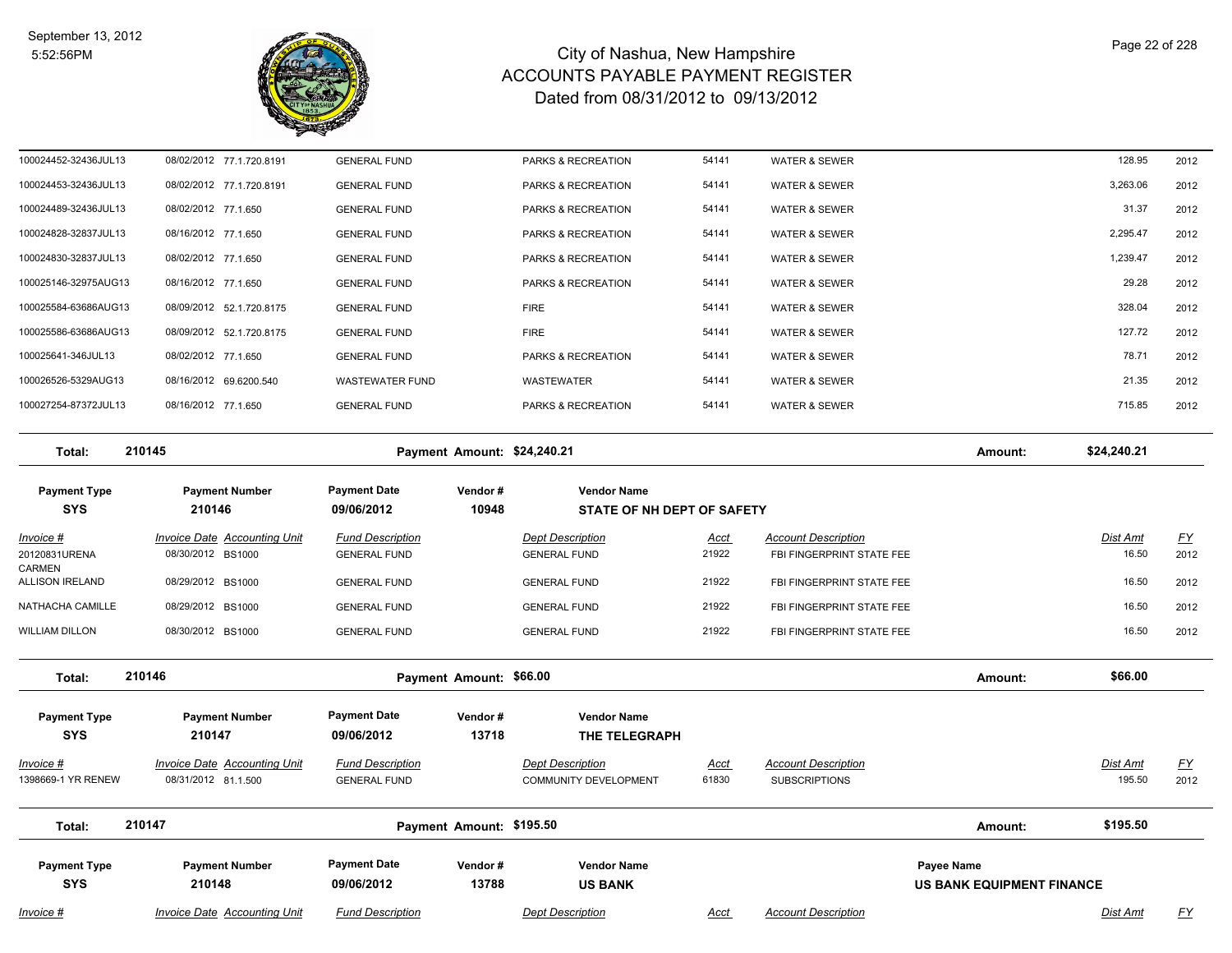# City of Nashua, New Hampshire
## ACCOUNTS PAYABLE PAYMENT REGISTER
### Dated from 08/31/2012 to 09/13/2012

September 13, 2012
5:52:56PM

| Invoice # | Invoice Date | Accounting Unit | Fund Description | Dept Description | Acct | Account Description | Dist Amt | FY |
|---|---|---|---|---|---|---|---|---|
| 100024452-32436JUL13 | 08/02/2012 | 77.1.720.8191 | GENERAL FUND | PARKS & RECREATION | 54141 | WATER & SEWER | 128.95 | 2012 |
| 100024453-32436JUL13 | 08/02/2012 | 77.1.720.8191 | GENERAL FUND | PARKS & RECREATION | 54141 | WATER & SEWER | 3,263.06 | 2012 |
| 100024489-32436JUL13 | 08/02/2012 | 77.1.650 | GENERAL FUND | PARKS & RECREATION | 54141 | WATER & SEWER | 31.37 | 2012 |
| 100024828-32837JUL13 | 08/16/2012 | 77.1.650 | GENERAL FUND | PARKS & RECREATION | 54141 | WATER & SEWER | 2,295.47 | 2012 |
| 100024830-32837JUL13 | 08/02/2012 | 77.1.650 | GENERAL FUND | PARKS & RECREATION | 54141 | WATER & SEWER | 1,239.47 | 2012 |
| 100025146-32975AUG13 | 08/16/2012 | 77.1.650 | GENERAL FUND | PARKS & RECREATION | 54141 | WATER & SEWER | 29.28 | 2012 |
| 100025584-63686AUG13 | 08/09/2012 | 52.1.720.8175 | GENERAL FUND | FIRE | 54141 | WATER & SEWER | 328.04 | 2012 |
| 100025586-63686AUG13 | 08/09/2012 | 52.1.720.8175 | GENERAL FUND | FIRE | 54141 | WATER & SEWER | 127.72 | 2012 |
| 100025641-346JUL13 | 08/02/2012 | 77.1.650 | GENERAL FUND | PARKS & RECREATION | 54141 | WATER & SEWER | 78.71 | 2012 |
| 100026526-5329AUG13 | 08/16/2012 | 69.6200.540 | WASTEWATER FUND | WASTEWATER | 54141 | WATER & SEWER | 21.35 | 2012 |
| 100027254-87372JUL13 | 08/16/2012 | 77.1.650 | GENERAL FUND | PARKS & RECREATION | 54141 | WATER & SEWER | 715.85 | 2012 |

**Total: 210145** Payment Amount: $24,240.21 Amount: $24,240.21

| Payment Type | Payment Number | Payment Date | Vendor # | Vendor Name |
|---|---|---|---|---|
| SYS | 210146 | 09/06/2012 | 10948 | STATE OF NH DEPT OF SAFETY |

| Invoice # | Invoice Date | Accounting Unit | Fund Description | Dept Description | Acct | Account Description | Dist Amt | FY |
|---|---|---|---|---|---|---|---|---|
| 20120831URENA CARMEN | 08/30/2012 | BS1000 | GENERAL FUND | GENERAL FUND | 21922 | FBI FINGERPRINT STATE FEE | 16.50 | 2012 |
| ALLISON IRELAND | 08/29/2012 | BS1000 | GENERAL FUND | GENERAL FUND | 21922 | FBI FINGERPRINT STATE FEE | 16.50 | 2012 |
| NATHACHA CAMILLE | 08/29/2012 | BS1000 | GENERAL FUND | GENERAL FUND | 21922 | FBI FINGERPRINT STATE FEE | 16.50 | 2012 |
| WILLIAM DILLON | 08/30/2012 | BS1000 | GENERAL FUND | GENERAL FUND | 21922 | FBI FINGERPRINT STATE FEE | 16.50 | 2012 |

**Total: 210146** Payment Amount: $66.00 Amount: $66.00

| Payment Type | Payment Number | Payment Date | Vendor # | Vendor Name |
|---|---|---|---|---|
| SYS | 210147 | 09/06/2012 | 13718 | THE TELEGRAPH |

| Invoice # | Invoice Date | Accounting Unit | Fund Description | Dept Description | Acct | Account Description | Dist Amt | FY |
|---|---|---|---|---|---|---|---|---|
| 1398669-1 YR RENEW | 08/31/2012 | 81.1.500 | GENERAL FUND | COMMUNITY DEVELOPMENT | 61830 | SUBSCRIPTIONS | 195.50 | 2012 |

**Total: 210147** Payment Amount: $195.50 Amount: $195.50

| Payment Type | Payment Number | Payment Date | Vendor # | Vendor Name | Payee Name |
|---|---|---|---|---|---|
| SYS | 210148 | 09/06/2012 | 13788 | US BANK | US BANK EQUIPMENT FINANCE |

| Invoice # | Invoice Date | Accounting Unit | Fund Description | Dept Description | Acct | Account Description | Dist Amt | FY |
|---|---|---|---|---|---|---|---|---|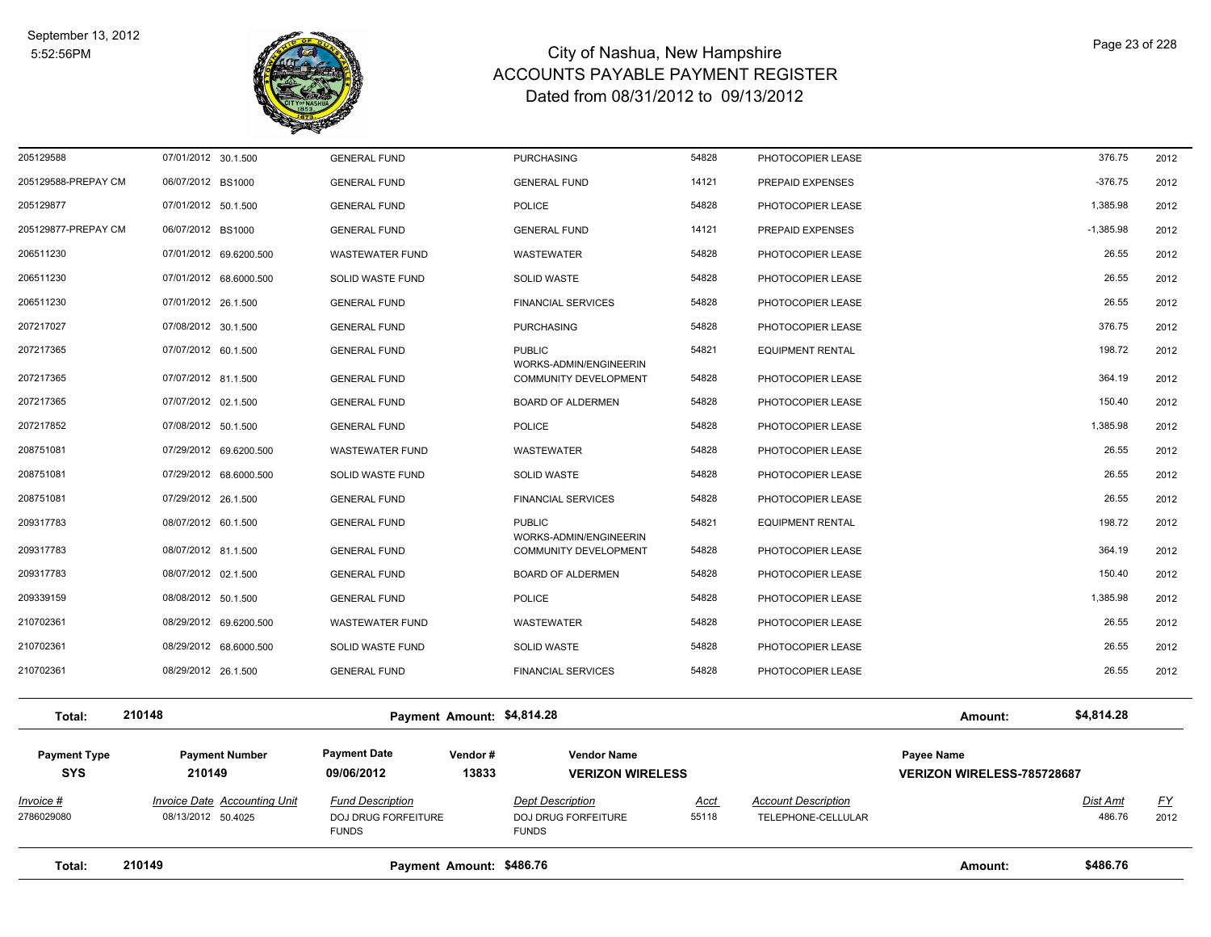# City of Nashua, New Hampshire
## ACCOUNTS PAYABLE PAYMENT REGISTER
### Dated from 08/31/2012 to 09/13/2012

| Invoice # | Invoice Date | Accounting Unit | Fund Description | Dept Description | Acct | Account Description | Dist Amt | FY |
|---|---|---|---|---|---|---|---|---|
| 205129588 | 07/01/2012 | 30.1.500 | GENERAL FUND | PURCHASING | 54828 | PHOTOCOPIER LEASE | 376.75 | 2012 |
| 205129588-PREPAY CM | 06/07/2012 | BS1000 | GENERAL FUND | GENERAL FUND | 14121 | PREPAID EXPENSES | -376.75 | 2012 |
| 205129877 | 07/01/2012 | 50.1.500 | GENERAL FUND | POLICE | 54828 | PHOTOCOPIER LEASE | 1,385.98 | 2012 |
| 205129877-PREPAY CM | 06/07/2012 | BS1000 | GENERAL FUND | GENERAL FUND | 14121 | PREPAID EXPENSES | -1,385.98 | 2012 |
| 206511230 | 07/01/2012 | 69.6200.500 | WASTEWATER FUND | WASTEWATER | 54828 | PHOTOCOPIER LEASE | 26.55 | 2012 |
| 206511230 | 07/01/2012 | 68.6000.500 | SOLID WASTE FUND | SOLID WASTE | 54828 | PHOTOCOPIER LEASE | 26.55 | 2012 |
| 206511230 | 07/01/2012 | 26.1.500 | GENERAL FUND | FINANCIAL SERVICES | 54828 | PHOTOCOPIER LEASE | 26.55 | 2012 |
| 207217027 | 07/08/2012 | 30.1.500 | GENERAL FUND | PURCHASING | 54828 | PHOTOCOPIER LEASE | 376.75 | 2012 |
| 207217365 | 07/07/2012 | 60.1.500 | GENERAL FUND | PUBLIC WORKS-ADMIN/ENGINEERIN | 54821 | EQUIPMENT RENTAL | 198.72 | 2012 |
| 207217365 | 07/07/2012 | 81.1.500 | GENERAL FUND | COMMUNITY DEVELOPMENT | 54828 | PHOTOCOPIER LEASE | 364.19 | 2012 |
| 207217365 | 07/07/2012 | 02.1.500 | GENERAL FUND | BOARD OF ALDERMEN | 54828 | PHOTOCOPIER LEASE | 150.40 | 2012 |
| 207217852 | 07/08/2012 | 50.1.500 | GENERAL FUND | POLICE | 54828 | PHOTOCOPIER LEASE | 1,385.98 | 2012 |
| 208751081 | 07/29/2012 | 69.6200.500 | WASTEWATER FUND | WASTEWATER | 54828 | PHOTOCOPIER LEASE | 26.55 | 2012 |
| 208751081 | 07/29/2012 | 68.6000.500 | SOLID WASTE FUND | SOLID WASTE | 54828 | PHOTOCOPIER LEASE | 26.55 | 2012 |
| 208751081 | 07/29/2012 | 26.1.500 | GENERAL FUND | FINANCIAL SERVICES | 54828 | PHOTOCOPIER LEASE | 26.55 | 2012 |
| 209317783 | 08/07/2012 | 60.1.500 | GENERAL FUND | PUBLIC WORKS-ADMIN/ENGINEERIN | 54821 | EQUIPMENT RENTAL | 198.72 | 2012 |
| 209317783 | 08/07/2012 | 81.1.500 | GENERAL FUND | COMMUNITY DEVELOPMENT | 54828 | PHOTOCOPIER LEASE | 364.19 | 2012 |
| 209317783 | 08/07/2012 | 02.1.500 | GENERAL FUND | BOARD OF ALDERMEN | 54828 | PHOTOCOPIER LEASE | 150.40 | 2012 |
| 209339159 | 08/08/2012 | 50.1.500 | GENERAL FUND | POLICE | 54828 | PHOTOCOPIER LEASE | 1,385.98 | 2012 |
| 210702361 | 08/29/2012 | 69.6200.500 | WASTEWATER FUND | WASTEWATER | 54828 | PHOTOCOPIER LEASE | 26.55 | 2012 |
| 210702361 | 08/29/2012 | 68.6000.500 | SOLID WASTE FUND | SOLID WASTE | 54828 | PHOTOCOPIER LEASE | 26.55 | 2012 |
| 210702361 | 08/29/2012 | 26.1.500 | GENERAL FUND | FINANCIAL SERVICES | 54828 | PHOTOCOPIER LEASE | 26.55 | 2012 |

**Total: 210148** — Payment Amount: $4,814.28 — Amount: $4,814.28

| Payment Type | Payment Number | Payment Date | Vendor # | Vendor Name | Payee Name |
|---|---|---|---|---|---|
| SYS | 210149 | 09/06/2012 | 13833 | VERIZON WIRELESS | VERIZON WIRELESS-785728687 |

| Invoice # | Invoice Date | Accounting Unit | Fund Description | Dept Description | Acct | Account Description | Dist Amt | FY |
|---|---|---|---|---|---|---|---|---|
| 2786029080 | 08/13/2012 | 50.4025 | DOJ DRUG FORFEITURE FUNDS | DOJ DRUG FORFEITURE FUNDS | 55118 | TELEPHONE-CELLULAR | 486.76 | 2012 |

**Total: 210149** — Payment Amount: $486.76 — Amount: $486.76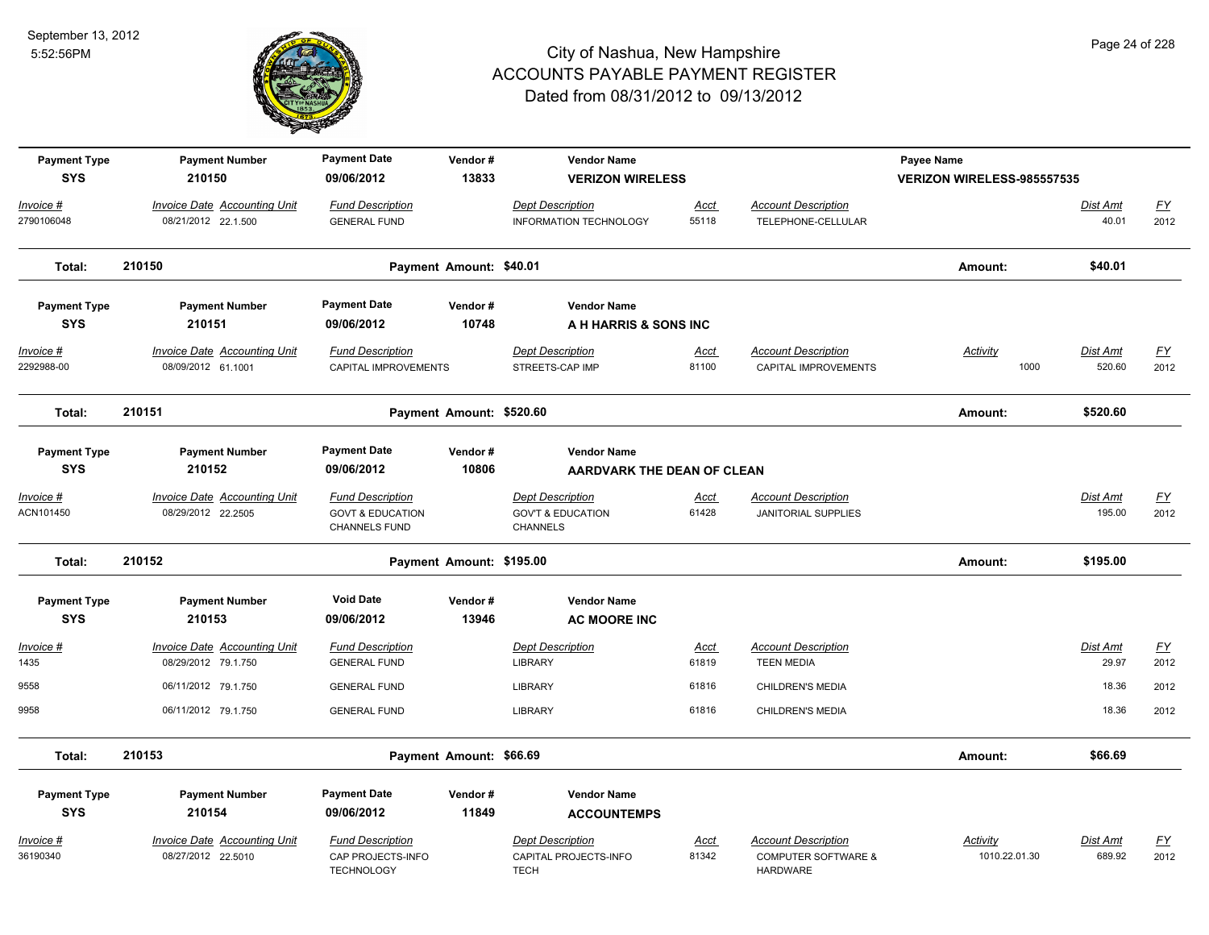# City of Nashua, New Hampshire
## ACCOUNTS PAYABLE PAYMENT REGISTER
### Dated from 08/31/2012 to 09/13/2012

September 13, 2012
5:52:56PM

| Payment Type | Payment Number | Payment Date | Vendor # | Vendor Name | Payee Name |
|---|---|---|---|---|---|
| SYS | 210150 | 09/06/2012 | 13833 | VERIZON WIRELESS | VERIZON WIRELESS-985557535 |

| Invoice # | Invoice Date | Accounting Unit | Fund Description | Dept Description | Acct | Account Description | Dist Amt | FY |
|---|---|---|---|---|---|---|---|---|
| 2790106048 | 08/21/2012 | 22.1.500 | GENERAL FUND | INFORMATION TECHNOLOGY | 55118 | TELEPHONE-CELLULAR | 40.01 | 2012 |

**Total: 210150** — Payment Amount: $40.01 — Amount: $40.01

| Payment Type | Payment Number | Payment Date | Vendor # | Vendor Name |
|---|---|---|---|---|
| SYS | 210151 | 09/06/2012 | 10748 | A H HARRIS & SONS INC |

| Invoice # | Invoice Date | Accounting Unit | Fund Description | Dept Description | Acct | Account Description | Activity | Dist Amt | FY |
|---|---|---|---|---|---|---|---|---|---|
| 2292988-00 | 08/09/2012 | 61.1001 | CAPITAL IMPROVEMENTS | STREETS-CAP IMP | 81100 | CAPITAL IMPROVEMENTS | 1000 | 520.60 | 2012 |

**Total: 210151** — Payment Amount: $520.60 — Amount: $520.60

| Payment Type | Payment Number | Payment Date | Vendor # | Vendor Name |
|---|---|---|---|---|
| SYS | 210152 | 09/06/2012 | 10806 | AARDVARK THE DEAN OF CLEAN |

| Invoice # | Invoice Date | Accounting Unit | Fund Description | Dept Description | Acct | Account Description | Dist Amt | FY |
|---|---|---|---|---|---|---|---|---|
| ACN101450 | 08/29/2012 | 22.2505 | GOVT & EDUCATION CHANNELS FUND | GOV'T & EDUCATION CHANNELS | 61428 | JANITORIAL SUPPLIES | 195.00 | 2012 |

**Total: 210152** — Payment Amount: $195.00 — Amount: $195.00

| Payment Type | Payment Number | Void Date | Vendor # | Vendor Name |
|---|---|---|---|---|
| SYS | 210153 | 09/06/2012 | 13946 | AC MOORE INC |

| Invoice # | Invoice Date | Accounting Unit | Fund Description | Dept Description | Acct | Account Description | Dist Amt | FY |
|---|---|---|---|---|---|---|---|---|
| 1435 | 08/29/2012 | 79.1.750 | GENERAL FUND | LIBRARY | 61819 | TEEN MEDIA | 29.97 | 2012 |
| 9558 | 06/11/2012 | 79.1.750 | GENERAL FUND | LIBRARY | 61816 | CHILDREN'S MEDIA | 18.36 | 2012 |
| 9958 | 06/11/2012 | 79.1.750 | GENERAL FUND | LIBRARY | 61816 | CHILDREN'S MEDIA | 18.36 | 2012 |

**Total: 210153** — Payment Amount: $66.69 — Amount: $66.69

| Payment Type | Payment Number | Payment Date | Vendor # | Vendor Name |
|---|---|---|---|---|
| SYS | 210154 | 09/06/2012 | 11849 | ACCOUNTEMPS |

| Invoice # | Invoice Date | Accounting Unit | Fund Description | Dept Description | Acct | Account Description | Activity | Dist Amt | FY |
|---|---|---|---|---|---|---|---|---|---|
| 36190340 | 08/27/2012 | 22.5010 | CAP PROJECTS-INFO TECHNOLOGY | CAPITAL PROJECTS-INFO TECH | 81342 | COMPUTER SOFTWARE & HARDWARE | 1010.22.01.30 | 689.92 | 2012 |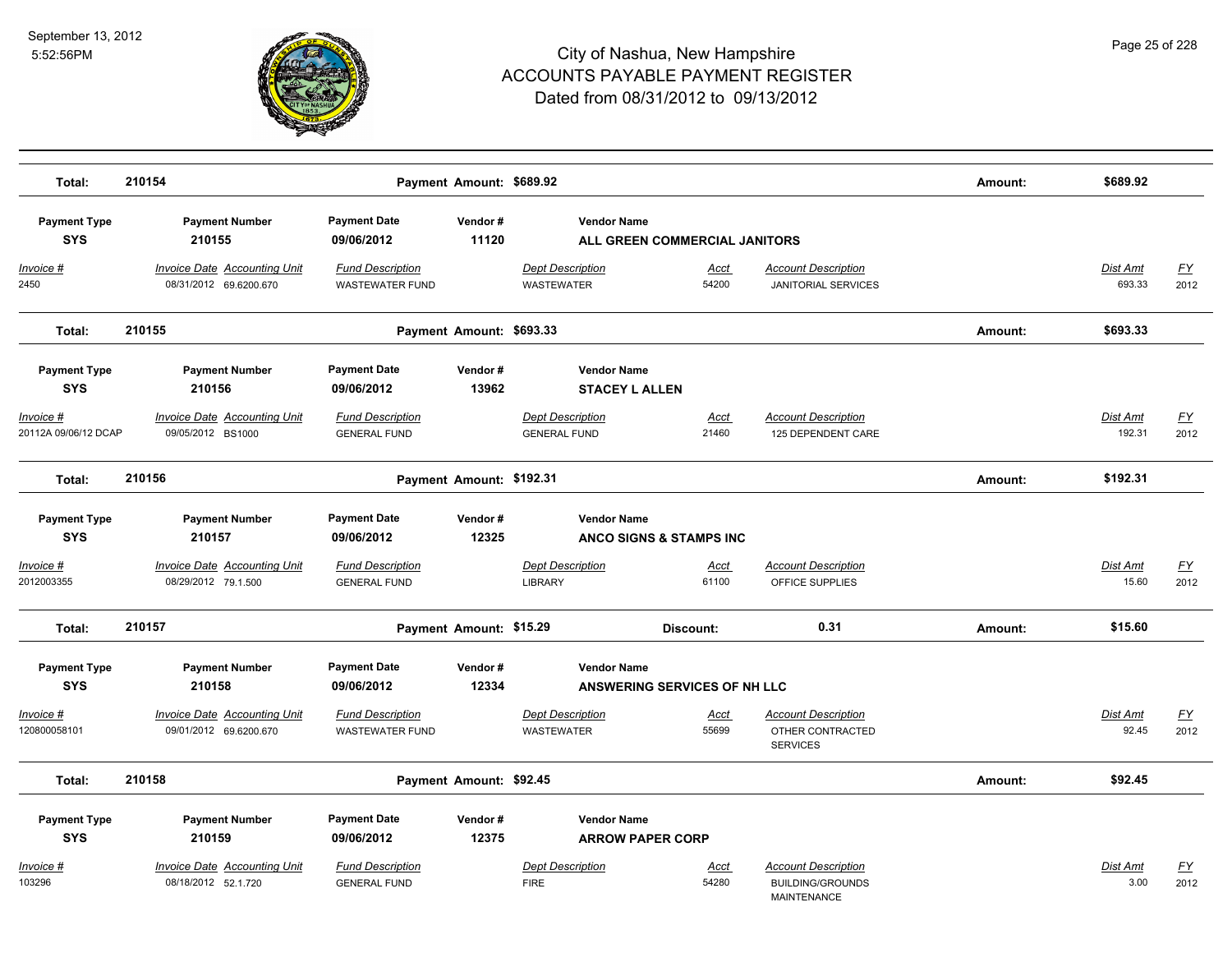# City of Nashua, New Hampshire
## ACCOUNTS PAYABLE PAYMENT REGISTER
### Dated from 08/31/2012 to 09/13/2012

September 13, 2012
5:52:56PM

| Total: | 210154 | | Payment Amount: $689.92 | | | | | Amount: | $689.92 | |
|---|---|---|---|---|---|---|---|---|---|---|

| Payment Type | Payment Number | Payment Date | Vendor # | Vendor Name |
|---|---|---|---|---|
| SYS | 210155 | 09/06/2012 | 11120 | ALL GREEN COMMERCIAL JANITORS |

| Invoice # | Invoice Date | Accounting Unit | Fund Description | Dept Description | Acct | Account Description | Dist Amt | FY |
|---|---|---|---|---|---|---|---|---|
| 2450 | 08/31/2012 | 69.6200.670 | WASTEWATER FUND | WASTEWATER | 54200 | JANITORIAL SERVICES | 693.33 | 2012 |

| Total: | 210155 | | Payment Amount: $693.33 | | | | | Amount: | $693.33 | |
|---|---|---|---|---|---|---|---|---|---|---|

| Payment Type | Payment Number | Payment Date | Vendor # | Vendor Name |
|---|---|---|---|---|
| SYS | 210156 | 09/06/2012 | 13962 | STACEY L ALLEN |

| Invoice # | Invoice Date | Accounting Unit | Fund Description | Dept Description | Acct | Account Description | Dist Amt | FY |
|---|---|---|---|---|---|---|---|---|
| 20112A 09/06/12 DCAP | 09/05/2012 | BS1000 | GENERAL FUND | GENERAL FUND | 21460 | 125 DEPENDENT CARE | 192.31 | 2012 |

| Total: | 210156 | | Payment Amount: $192.31 | | | | | Amount: | $192.31 | |
|---|---|---|---|---|---|---|---|---|---|---|

| Payment Type | Payment Number | Payment Date | Vendor # | Vendor Name |
|---|---|---|---|---|
| SYS | 210157 | 09/06/2012 | 12325 | ANCO SIGNS & STAMPS INC |

| Invoice # | Invoice Date | Accounting Unit | Fund Description | Dept Description | Acct | Account Description | Dist Amt | FY |
|---|---|---|---|---|---|---|---|---|
| 2012003355 | 08/29/2012 | 79.1.500 | GENERAL FUND | LIBRARY | 61100 | OFFICE SUPPLIES | 15.60 | 2012 |

| Total: | 210157 | | Payment Amount: $15.29 | | Discount: | 0.31 | | Amount: | $15.60 | |
|---|---|---|---|---|---|---|---|---|---|---|

| Payment Type | Payment Number | Payment Date | Vendor # | Vendor Name |
|---|---|---|---|---|
| SYS | 210158 | 09/06/2012 | 12334 | ANSWERING SERVICES OF NH LLC |

| Invoice # | Invoice Date | Accounting Unit | Fund Description | Dept Description | Acct | Account Description | Dist Amt | FY |
|---|---|---|---|---|---|---|---|---|
| 120800058101 | 09/01/2012 | 69.6200.670 | WASTEWATER FUND | WASTEWATER | 55699 | OTHER CONTRACTED SERVICES | 92.45 | 2012 |

| Total: | 210158 | | Payment Amount: $92.45 | | | | | Amount: | $92.45 | |
|---|---|---|---|---|---|---|---|---|---|---|

| Payment Type | Payment Number | Payment Date | Vendor # | Vendor Name |
|---|---|---|---|---|
| SYS | 210159 | 09/06/2012 | 12375 | ARROW PAPER CORP |

| Invoice # | Invoice Date | Accounting Unit | Fund Description | Dept Description | Acct | Account Description | Dist Amt | FY |
|---|---|---|---|---|---|---|---|---|
| 103296 | 08/18/2012 | 52.1.720 | GENERAL FUND | FIRE | 54280 | BUILDING/GROUNDS MAINTENANCE | 3.00 | 2012 |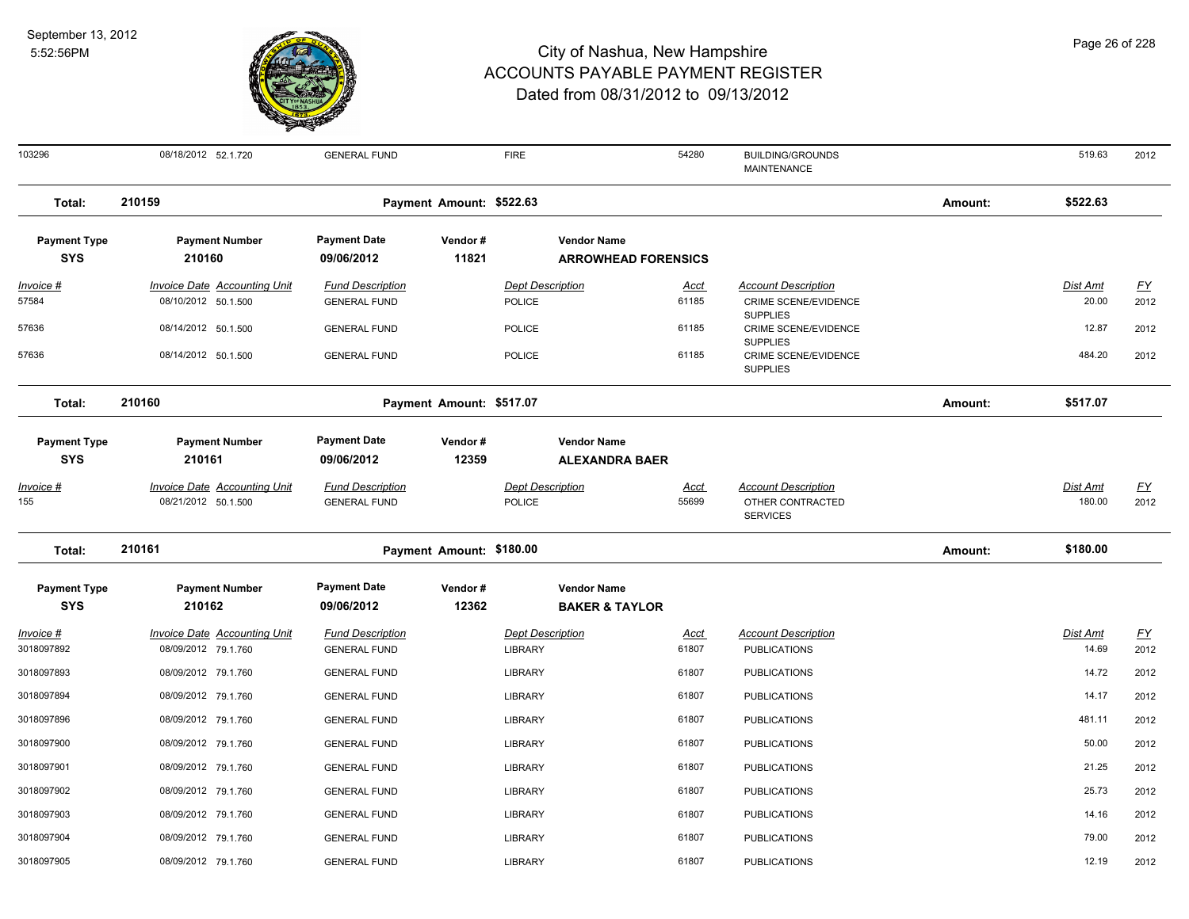# City of Nashua, New Hampshire
## ACCOUNTS PAYABLE PAYMENT REGISTER
### Dated from 08/31/2012 to 09/13/2012

September 13, 2012
5:52:56PM

| Invoice # | Invoice Date | Accounting Unit | Fund Description | Dept Description | Acct | Account Description | Dist Amt | FY |
|---|---|---|---|---|---|---|---|---|
| 103296 | 08/18/2012 | 52.1.720 | GENERAL FUND | FIRE | 54280 | BUILDING/GROUNDS MAINTENANCE | 519.63 | 2012 |

**Total: 210159** — Payment Amount: $522.63 — Amount: **$522.63**

| Payment Type | Payment Number | Payment Date | Vendor # | Vendor Name |
|---|---|---|---|---|
| SYS | 210160 | 09/06/2012 | 11821 | ARROWHEAD FORENSICS |

| Invoice # | Invoice Date | Accounting Unit | Fund Description | Dept Description | Acct | Account Description | Dist Amt | FY |
|---|---|---|---|---|---|---|---|---|
| 57584 | 08/10/2012 | 50.1.500 | GENERAL FUND | POLICE | 61185 | CRIME SCENE/EVIDENCE SUPPLIES | 20.00 | 2012 |
| 57636 | 08/14/2012 | 50.1.500 | GENERAL FUND | POLICE | 61185 | CRIME SCENE/EVIDENCE SUPPLIES | 12.87 | 2012 |
| 57636 | 08/14/2012 | 50.1.500 | GENERAL FUND | POLICE | 61185 | CRIME SCENE/EVIDENCE SUPPLIES | 484.20 | 2012 |

**Total: 210160** — Payment Amount: $517.07 — Amount: **$517.07**

| Payment Type | Payment Number | Payment Date | Vendor # | Vendor Name |
|---|---|---|---|---|
| SYS | 210161 | 09/06/2012 | 12359 | ALEXANDRA BAER |

| Invoice # | Invoice Date | Accounting Unit | Fund Description | Dept Description | Acct | Account Description | Dist Amt | FY |
|---|---|---|---|---|---|---|---|---|
| 155 | 08/21/2012 | 50.1.500 | GENERAL FUND | POLICE | 55699 | OTHER CONTRACTED SERVICES | 180.00 | 2012 |

**Total: 210161** — Payment Amount: $180.00 — Amount: **$180.00**

| Payment Type | Payment Number | Payment Date | Vendor # | Vendor Name |
|---|---|---|---|---|
| SYS | 210162 | 09/06/2012 | 12362 | BAKER & TAYLOR |

| Invoice # | Invoice Date | Accounting Unit | Fund Description | Dept Description | Acct | Account Description | Dist Amt | FY |
|---|---|---|---|---|---|---|---|---|
| 3018097892 | 08/09/2012 | 79.1.760 | GENERAL FUND | LIBRARY | 61807 | PUBLICATIONS | 14.69 | 2012 |
| 3018097893 | 08/09/2012 | 79.1.760 | GENERAL FUND | LIBRARY | 61807 | PUBLICATIONS | 14.72 | 2012 |
| 3018097894 | 08/09/2012 | 79.1.760 | GENERAL FUND | LIBRARY | 61807 | PUBLICATIONS | 14.17 | 2012 |
| 3018097896 | 08/09/2012 | 79.1.760 | GENERAL FUND | LIBRARY | 61807 | PUBLICATIONS | 481.11 | 2012 |
| 3018097900 | 08/09/2012 | 79.1.760 | GENERAL FUND | LIBRARY | 61807 | PUBLICATIONS | 50.00 | 2012 |
| 3018097901 | 08/09/2012 | 79.1.760 | GENERAL FUND | LIBRARY | 61807 | PUBLICATIONS | 21.25 | 2012 |
| 3018097902 | 08/09/2012 | 79.1.760 | GENERAL FUND | LIBRARY | 61807 | PUBLICATIONS | 25.73 | 2012 |
| 3018097903 | 08/09/2012 | 79.1.760 | GENERAL FUND | LIBRARY | 61807 | PUBLICATIONS | 14.16 | 2012 |
| 3018097904 | 08/09/2012 | 79.1.760 | GENERAL FUND | LIBRARY | 61807 | PUBLICATIONS | 79.00 | 2012 |
| 3018097905 | 08/09/2012 | 79.1.760 | GENERAL FUND | LIBRARY | 61807 | PUBLICATIONS | 12.19 | 2012 |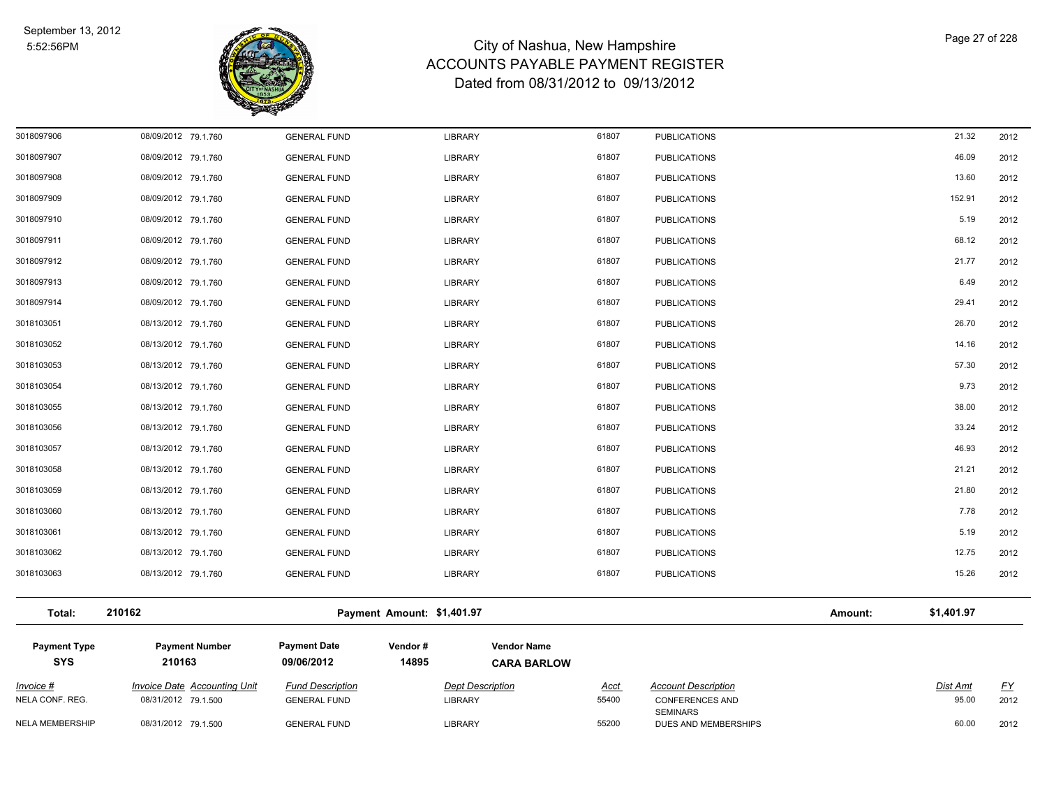# City of Nashua, New Hampshire
## ACCOUNTS PAYABLE PAYMENT REGISTER
### Dated from 08/31/2012 to 09/13/2012

September 13, 2012
5:52:56PM

| Invoice # | Invoice Date | Accounting Unit | Fund Description | Dept Description | Acct | Account Description | Dist Amt | FY |
|---|---|---|---|---|---|---|---|---|
| 3018097906 | 08/09/2012 | 79.1.760 | GENERAL FUND | LIBRARY | 61807 | PUBLICATIONS | 21.32 | 2012 |
| 3018097907 | 08/09/2012 | 79.1.760 | GENERAL FUND | LIBRARY | 61807 | PUBLICATIONS | 46.09 | 2012 |
| 3018097908 | 08/09/2012 | 79.1.760 | GENERAL FUND | LIBRARY | 61807 | PUBLICATIONS | 13.60 | 2012 |
| 3018097909 | 08/09/2012 | 79.1.760 | GENERAL FUND | LIBRARY | 61807 | PUBLICATIONS | 152.91 | 2012 |
| 3018097910 | 08/09/2012 | 79.1.760 | GENERAL FUND | LIBRARY | 61807 | PUBLICATIONS | 5.19 | 2012 |
| 3018097911 | 08/09/2012 | 79.1.760 | GENERAL FUND | LIBRARY | 61807 | PUBLICATIONS | 68.12 | 2012 |
| 3018097912 | 08/09/2012 | 79.1.760 | GENERAL FUND | LIBRARY | 61807 | PUBLICATIONS | 21.77 | 2012 |
| 3018097913 | 08/09/2012 | 79.1.760 | GENERAL FUND | LIBRARY | 61807 | PUBLICATIONS | 6.49 | 2012 |
| 3018097914 | 08/09/2012 | 79.1.760 | GENERAL FUND | LIBRARY | 61807 | PUBLICATIONS | 29.41 | 2012 |
| 3018103051 | 08/13/2012 | 79.1.760 | GENERAL FUND | LIBRARY | 61807 | PUBLICATIONS | 26.70 | 2012 |
| 3018103052 | 08/13/2012 | 79.1.760 | GENERAL FUND | LIBRARY | 61807 | PUBLICATIONS | 14.16 | 2012 |
| 3018103053 | 08/13/2012 | 79.1.760 | GENERAL FUND | LIBRARY | 61807 | PUBLICATIONS | 57.30 | 2012 |
| 3018103054 | 08/13/2012 | 79.1.760 | GENERAL FUND | LIBRARY | 61807 | PUBLICATIONS | 9.73 | 2012 |
| 3018103055 | 08/13/2012 | 79.1.760 | GENERAL FUND | LIBRARY | 61807 | PUBLICATIONS | 38.00 | 2012 |
| 3018103056 | 08/13/2012 | 79.1.760 | GENERAL FUND | LIBRARY | 61807 | PUBLICATIONS | 33.24 | 2012 |
| 3018103057 | 08/13/2012 | 79.1.760 | GENERAL FUND | LIBRARY | 61807 | PUBLICATIONS | 46.93 | 2012 |
| 3018103058 | 08/13/2012 | 79.1.760 | GENERAL FUND | LIBRARY | 61807 | PUBLICATIONS | 21.21 | 2012 |
| 3018103059 | 08/13/2012 | 79.1.760 | GENERAL FUND | LIBRARY | 61807 | PUBLICATIONS | 21.80 | 2012 |
| 3018103060 | 08/13/2012 | 79.1.760 | GENERAL FUND | LIBRARY | 61807 | PUBLICATIONS | 7.78 | 2012 |
| 3018103061 | 08/13/2012 | 79.1.760 | GENERAL FUND | LIBRARY | 61807 | PUBLICATIONS | 5.19 | 2012 |
| 3018103062 | 08/13/2012 | 79.1.760 | GENERAL FUND | LIBRARY | 61807 | PUBLICATIONS | 12.75 | 2012 |
| 3018103063 | 08/13/2012 | 79.1.760 | GENERAL FUND | LIBRARY | 61807 | PUBLICATIONS | 15.26 | 2012 |

**Total:** 210162 **Payment Amount:** $1,401.97 **Amount:** $1,401.97

| Payment Type | Payment Number | Payment Date | Vendor # | Vendor Name |
|---|---|---|---|---|
| SYS | 210163 | 09/06/2012 | 14895 | CARA BARLOW |

| Invoice # | Invoice Date | Accounting Unit | Fund Description | Dept Description | Acct | Account Description | Dist Amt | FY |
|---|---|---|---|---|---|---|---|---|
| NELA CONF. REG. | 08/31/2012 | 79.1.500 | GENERAL FUND | LIBRARY | 55400 | CONFERENCES AND SEMINARS | 95.00 | 2012 |
| NELA MEMBERSHIP | 08/31/2012 | 79.1.500 | GENERAL FUND | LIBRARY | 55200 | DUES AND MEMBERSHIPS | 60.00 | 2012 |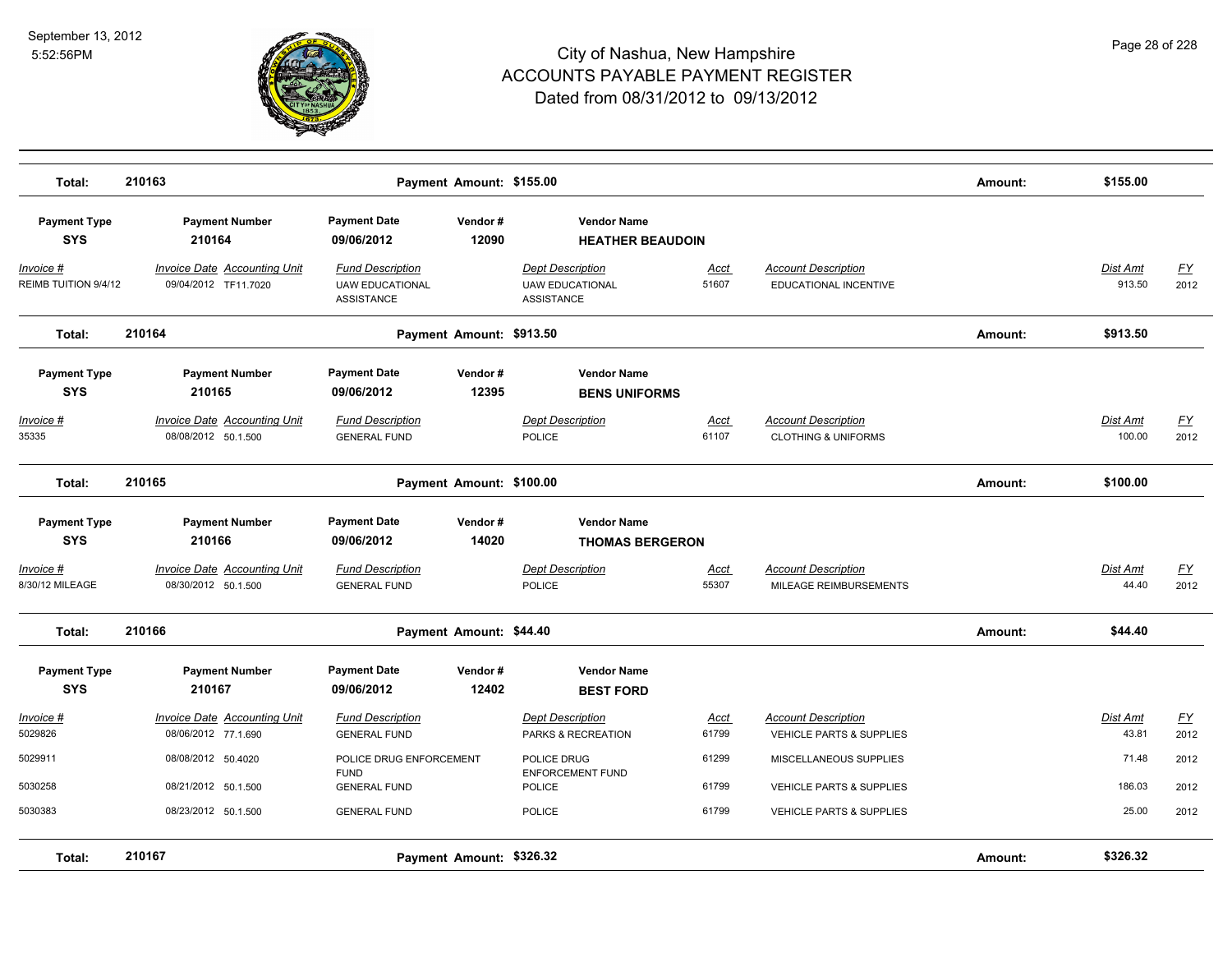# City of Nashua, New Hampshire
## ACCOUNTS PAYABLE PAYMENT REGISTER
### Dated from 08/31/2012 to 09/13/2012

September 13, 2012
5:52:56PM

| | | | | | | | | |
|---|---|---|---|---|---|---|---|---|
| **Total:** | **210163** | | **Payment Amount: $155.00** | | | | **Amount:** | **$155.00** |

| Payment Type | Payment Number | Payment Date | Vendor # | Vendor Name |
|---|---|---|---|---|
| **SYS** | **210164** | **09/06/2012** | **12090** | **HEATHER BEAUDOIN** |

| Invoice # | Invoice Date | Accounting Unit | Fund Description | Dept Description | Acct | Account Description | Dist Amt | FY |
|---|---|---|---|---|---|---|---|---|
| REIMB TUITION 9/4/12 | 09/04/2012 | TF11.7020 | UAW EDUCATIONAL ASSISTANCE | UAW EDUCATIONAL ASSISTANCE | 51607 | EDUCATIONAL INCENTIVE | 913.50 | 2012 |

| | | | | | | | | |
|---|---|---|---|---|---|---|---|---|
| **Total:** | **210164** | | **Payment Amount: $913.50** | | | | **Amount:** | **$913.50** |

| Payment Type | Payment Number | Payment Date | Vendor # | Vendor Name |
|---|---|---|---|---|
| **SYS** | **210165** | **09/06/2012** | **12395** | **BENS UNIFORMS** |

| Invoice # | Invoice Date | Accounting Unit | Fund Description | Dept Description | Acct | Account Description | Dist Amt | FY |
|---|---|---|---|---|---|---|---|---|
| 35335 | 08/08/2012 | 50.1.500 | GENERAL FUND | POLICE | 61107 | CLOTHING & UNIFORMS | 100.00 | 2012 |

| | | | | | | | | |
|---|---|---|---|---|---|---|---|---|
| **Total:** | **210165** | | **Payment Amount: $100.00** | | | | **Amount:** | **$100.00** |

| Payment Type | Payment Number | Payment Date | Vendor # | Vendor Name |
|---|---|---|---|---|
| **SYS** | **210166** | **09/06/2012** | **14020** | **THOMAS BERGERON** |

| Invoice # | Invoice Date | Accounting Unit | Fund Description | Dept Description | Acct | Account Description | Dist Amt | FY |
|---|---|---|---|---|---|---|---|---|
| 8/30/12 MILEAGE | 08/30/2012 | 50.1.500 | GENERAL FUND | POLICE | 55307 | MILEAGE REIMBURSEMENTS | 44.40 | 2012 |

| | | | | | | | | |
|---|---|---|---|---|---|---|---|---|
| **Total:** | **210166** | | **Payment Amount: $44.40** | | | | **Amount:** | **$44.40** |

| Payment Type | Payment Number | Payment Date | Vendor # | Vendor Name |
|---|---|---|---|---|
| **SYS** | **210167** | **09/06/2012** | **12402** | **BEST FORD** |

| Invoice # | Invoice Date | Accounting Unit | Fund Description | Dept Description | Acct | Account Description | Dist Amt | FY |
|---|---|---|---|---|---|---|---|---|
| 5029826 | 08/06/2012 | 77.1.690 | GENERAL FUND | PARKS & RECREATION | 61799 | VEHICLE PARTS & SUPPLIES | 43.81 | 2012 |
| 5029911 | 08/08/2012 | 50.4020 | POLICE DRUG ENFORCEMENT FUND | POLICE DRUG ENFORCEMENT FUND | 61299 | MISCELLANEOUS SUPPLIES | 71.48 | 2012 |
| 5030258 | 08/21/2012 | 50.1.500 | GENERAL FUND | POLICE | 61799 | VEHICLE PARTS & SUPPLIES | 186.03 | 2012 |
| 5030383 | 08/23/2012 | 50.1.500 | GENERAL FUND | POLICE | 61799 | VEHICLE PARTS & SUPPLIES | 25.00 | 2012 |

| | | | | | | | | |
|---|---|---|---|---|---|---|---|---|
| **Total:** | **210167** | | **Payment Amount: $326.32** | | | | **Amount:** | **$326.32** |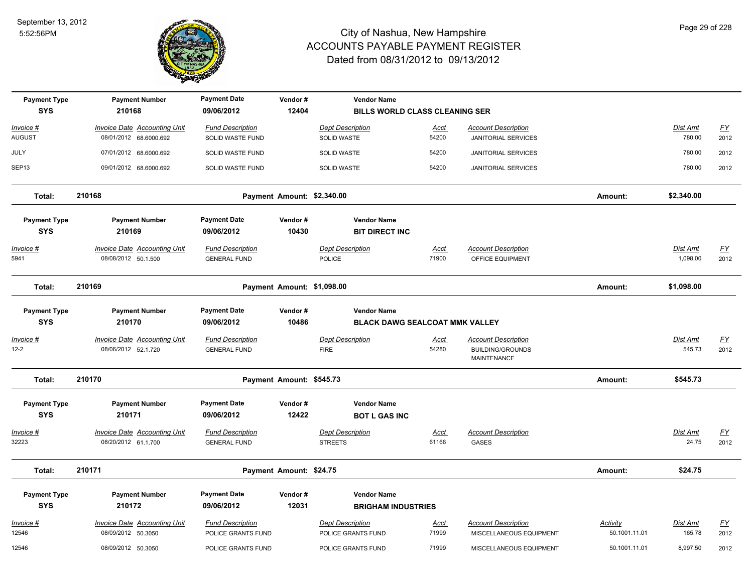# City of Nashua, New Hampshire
## ACCOUNTS PAYABLE PAYMENT REGISTER
### Dated from 08/31/2012 to 09/13/2012

September 13, 2012
5:52:56PM

| Payment Type | Payment Number | Payment Date | Vendor # | Vendor Name |
|---|---|---|---|---|
| SYS | 210168 | 09/06/2012 | 12404 | BILLS WORLD CLASS CLEANING SER |

| Invoice # | Invoice Date | Accounting Unit | Fund Description | Dept Description | Acct | Account Description | Dist Amt | FY |
|---|---|---|---|---|---|---|---|---|
| AUGUST | 08/01/2012 | 68.6000.692 | SOLID WASTE FUND | SOLID WASTE | 54200 | JANITORIAL SERVICES | 780.00 | 2012 |
| JULY | 07/01/2012 | 68.6000.692 | SOLID WASTE FUND | SOLID WASTE | 54200 | JANITORIAL SERVICES | 780.00 | 2012 |
| SEP13 | 09/01/2012 | 68.6000.692 | SOLID WASTE FUND | SOLID WASTE | 54200 | JANITORIAL SERVICES | 780.00 | 2012 |

**Total: 210168 — Payment Amount: $2,340.00 — Amount: $2,340.00**

| Payment Type | Payment Number | Payment Date | Vendor # | Vendor Name |
|---|---|---|---|---|
| SYS | 210169 | 09/06/2012 | 10430 | BIT DIRECT INC |

| Invoice # | Invoice Date | Accounting Unit | Fund Description | Dept Description | Acct | Account Description | Dist Amt | FY |
|---|---|---|---|---|---|---|---|---|
| 5941 | 08/08/2012 | 50.1.500 | GENERAL FUND | POLICE | 71900 | OFFICE EQUIPMENT | 1,098.00 | 2012 |

**Total: 210169 — Payment Amount: $1,098.00 — Amount: $1,098.00**

| Payment Type | Payment Number | Payment Date | Vendor # | Vendor Name |
|---|---|---|---|---|
| SYS | 210170 | 09/06/2012 | 10486 | BLACK DAWG SEALCOAT MMK VALLEY |

| Invoice # | Invoice Date | Accounting Unit | Fund Description | Dept Description | Acct | Account Description | Dist Amt | FY |
|---|---|---|---|---|---|---|---|---|
| 12-2 | 08/06/2012 | 52.1.720 | GENERAL FUND | FIRE | 54280 | BUILDING/GROUNDS MAINTENANCE | 545.73 | 2012 |

**Total: 210170 — Payment Amount: $545.73 — Amount: $545.73**

| Payment Type | Payment Number | Payment Date | Vendor # | Vendor Name |
|---|---|---|---|---|
| SYS | 210171 | 09/06/2012 | 12422 | BOT L GAS INC |

| Invoice # | Invoice Date | Accounting Unit | Fund Description | Dept Description | Acct | Account Description | Dist Amt | FY |
|---|---|---|---|---|---|---|---|---|
| 32223 | 08/20/2012 | 61.1.700 | GENERAL FUND | STREETS | 61166 | GASES | 24.75 | 2012 |

**Total: 210171 — Payment Amount: $24.75 — Amount: $24.75**

| Payment Type | Payment Number | Payment Date | Vendor # | Vendor Name |
|---|---|---|---|---|
| SYS | 210172 | 09/06/2012 | 12031 | BRIGHAM INDUSTRIES |

| Invoice # | Invoice Date | Accounting Unit | Fund Description | Dept Description | Acct | Account Description | Activity | Dist Amt | FY |
|---|---|---|---|---|---|---|---|---|---|
| 12546 | 08/09/2012 | 50.3050 | POLICE GRANTS FUND | POLICE GRANTS FUND | 71999 | MISCELLANEOUS EQUIPMENT | 50.1001.11.01 | 165.78 | 2012 |
| 12546 | 08/09/2012 | 50.3050 | POLICE GRANTS FUND | POLICE GRANTS FUND | 71999 | MISCELLANEOUS EQUIPMENT | 50.1001.11.01 | 8,997.50 | 2012 |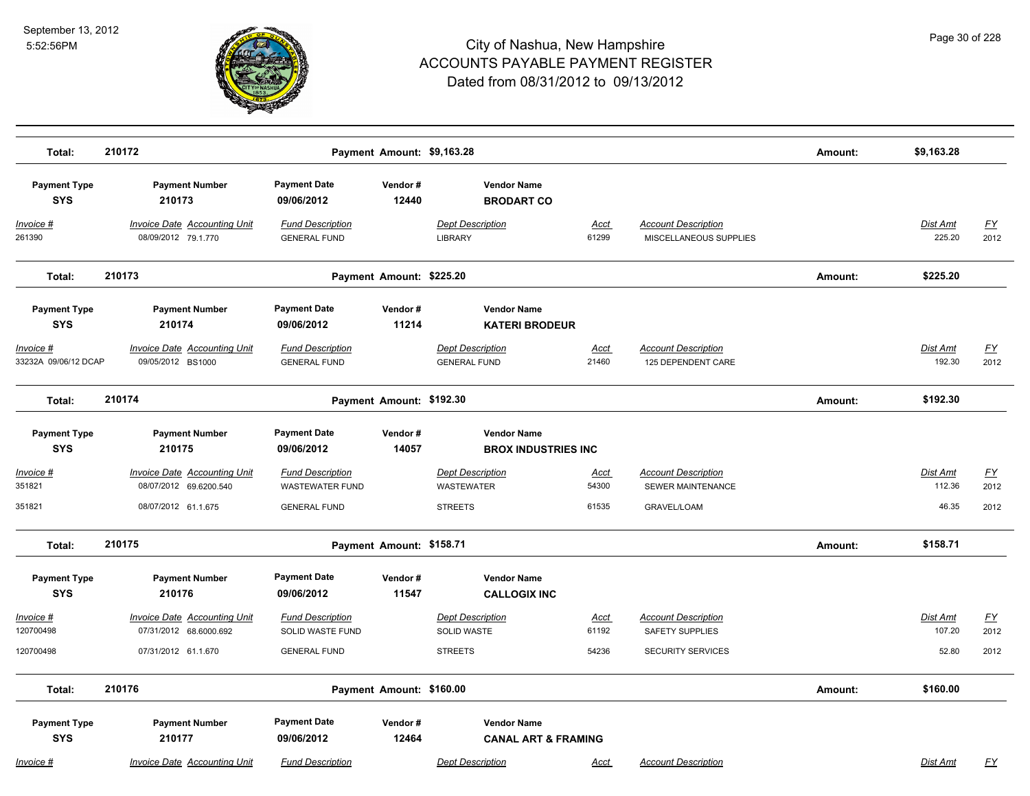# City of Nashua, New Hampshire
## ACCOUNTS PAYABLE PAYMENT REGISTER
### Dated from 08/31/2012 to 09/13/2012

September 13, 2012
5:52:56PM

**Total: 210172** — Payment Amount: $9,163.28 — Amount: $9,163.28

| Payment Type | Payment Number | Payment Date | Vendor # | Vendor Name |
|---|---|---|---|---|
| SYS | 210173 | 09/06/2012 | 12440 | BRODART CO |

| Invoice # | Invoice Date | Accounting Unit | Fund Description | Dept Description | Acct | Account Description | Dist Amt | FY |
|---|---|---|---|---|---|---|---|---|
| 261390 | 08/09/2012 | 79.1.770 | GENERAL FUND | LIBRARY | 61299 | MISCELLANEOUS SUPPLIES | 225.20 | 2012 |

**Total: 210173** — Payment Amount: $225.20 — Amount: $225.20

| Payment Type | Payment Number | Payment Date | Vendor # | Vendor Name |
|---|---|---|---|---|
| SYS | 210174 | 09/06/2012 | 11214 | KATERI BRODEUR |

| Invoice # | Invoice Date | Accounting Unit | Fund Description | Dept Description | Acct | Account Description | Dist Amt | FY |
|---|---|---|---|---|---|---|---|---|
| 33232A 09/06/12 DCAP | 09/05/2012 | BS1000 | GENERAL FUND | GENERAL FUND | 21460 | 125 DEPENDENT CARE | 192.30 | 2012 |

**Total: 210174** — Payment Amount: $192.30 — Amount: $192.30

| Payment Type | Payment Number | Payment Date | Vendor # | Vendor Name |
|---|---|---|---|---|
| SYS | 210175 | 09/06/2012 | 14057 | BROX INDUSTRIES INC |

| Invoice # | Invoice Date | Accounting Unit | Fund Description | Dept Description | Acct | Account Description | Dist Amt | FY |
|---|---|---|---|---|---|---|---|---|
| 351821 | 08/07/2012 | 69.6200.540 | WASTEWATER FUND | WASTEWATER | 54300 | SEWER MAINTENANCE | 112.36 | 2012 |
| 351821 | 08/07/2012 | 61.1.675 | GENERAL FUND | STREETS | 61535 | GRAVEL/LOAM | 46.35 | 2012 |

**Total: 210175** — Payment Amount: $158.71 — Amount: $158.71

| Payment Type | Payment Number | Payment Date | Vendor # | Vendor Name |
|---|---|---|---|---|
| SYS | 210176 | 09/06/2012 | 11547 | CALLOGIX INC |

| Invoice # | Invoice Date | Accounting Unit | Fund Description | Dept Description | Acct | Account Description | Dist Amt | FY |
|---|---|---|---|---|---|---|---|---|
| 120700498 | 07/31/2012 | 68.6000.692 | SOLID WASTE FUND | SOLID WASTE | 61192 | SAFETY SUPPLIES | 107.20 | 2012 |
| 120700498 | 07/31/2012 | 61.1.670 | GENERAL FUND | STREETS | 54236 | SECURITY SERVICES | 52.80 | 2012 |

**Total: 210176** — Payment Amount: $160.00 — Amount: $160.00

| Payment Type | Payment Number | Payment Date | Vendor # | Vendor Name |
|---|---|---|---|---|
| SYS | 210177 | 09/06/2012 | 12464 | CANAL ART & FRAMING |

| Invoice # | Invoice Date | Accounting Unit | Fund Description | Dept Description | Acct | Account Description | Dist Amt | FY |
|---|---|---|---|---|---|---|---|---|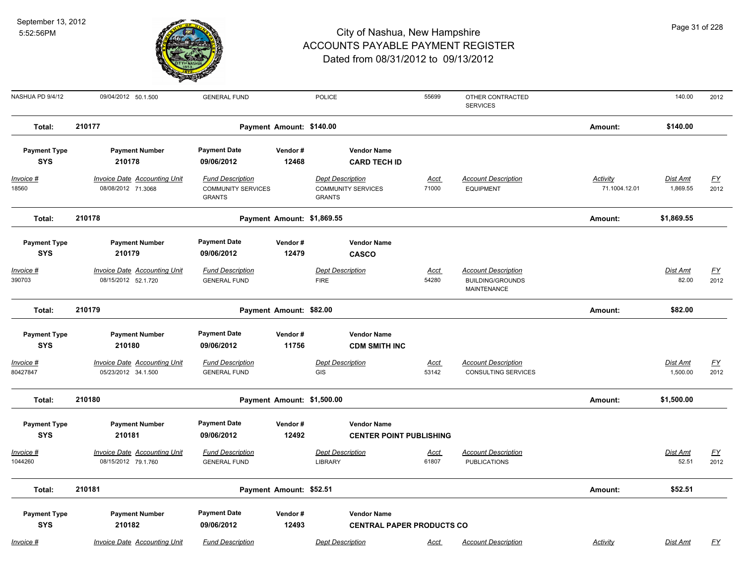# City of Nashua, New Hampshire
## ACCOUNTS PAYABLE PAYMENT REGISTER
### Dated from 08/31/2012 to 09/13/2012

September 13, 2012
5:52:56PM

| Invoice # | Invoice Date | Accounting Unit | Fund Description | Dept Description | Acct | Account Description | Activity | Dist Amt | FY |
|---|---|---|---|---|---|---|---|---|---|
| NASHUA PD 9/4/12 | 09/04/2012 | 50.1.500 | GENERAL FUND | POLICE | 55699 | OTHER CONTRACTED SERVICES | | 140.00 | 2012 |

**Total: 210177** — Payment Amount: $140.00 — Amount: $140.00

| Payment Type | Payment Number | Payment Date | Vendor # | Vendor Name |
|---|---|---|---|---|
| SYS | 210178 | 09/06/2012 | 12468 | CARD TECH ID |

| Invoice # | Invoice Date | Accounting Unit | Fund Description | Dept Description | Acct | Account Description | Activity | Dist Amt | FY |
|---|---|---|---|---|---|---|---|---|---|
| 18560 | 08/08/2012 | 71.3068 | COMMUNITY SERVICES GRANTS | COMMUNITY SERVICES GRANTS | 71000 | EQUIPMENT | 71.1004.12.01 | 1,869.55 | 2012 |

**Total: 210178** — Payment Amount: $1,869.55 — Amount: $1,869.55

| Payment Type | Payment Number | Payment Date | Vendor # | Vendor Name |
|---|---|---|---|---|
| SYS | 210179 | 09/06/2012 | 12479 | CASCO |

| Invoice # | Invoice Date | Accounting Unit | Fund Description | Dept Description | Acct | Account Description | Dist Amt | FY |
|---|---|---|---|---|---|---|---|---|
| 390703 | 08/15/2012 | 52.1.720 | GENERAL FUND | FIRE | 54280 | BUILDING/GROUNDS MAINTENANCE | 82.00 | 2012 |

**Total: 210179** — Payment Amount: $82.00 — Amount: $82.00

| Payment Type | Payment Number | Payment Date | Vendor # | Vendor Name |
|---|---|---|---|---|
| SYS | 210180 | 09/06/2012 | 11756 | CDM SMITH INC |

| Invoice # | Invoice Date | Accounting Unit | Fund Description | Dept Description | Acct | Account Description | Dist Amt | FY |
|---|---|---|---|---|---|---|---|---|
| 80427847 | 05/23/2012 | 34.1.500 | GENERAL FUND | GIS | 53142 | CONSULTING SERVICES | 1,500.00 | 2012 |

**Total: 210180** — Payment Amount: $1,500.00 — Amount: $1,500.00

| Payment Type | Payment Number | Payment Date | Vendor # | Vendor Name |
|---|---|---|---|---|
| SYS | 210181 | 09/06/2012 | 12492 | CENTER POINT PUBLISHING |

| Invoice # | Invoice Date | Accounting Unit | Fund Description | Dept Description | Acct | Account Description | Dist Amt | FY |
|---|---|---|---|---|---|---|---|---|
| 1044260 | 08/15/2012 | 79.1.760 | GENERAL FUND | LIBRARY | 61807 | PUBLICATIONS | 52.51 | 2012 |

**Total: 210181** — Payment Amount: $52.51 — Amount: $52.51

| Payment Type | Payment Number | Payment Date | Vendor # | Vendor Name |
|---|---|---|---|---|
| SYS | 210182 | 09/06/2012 | 12493 | CENTRAL PAPER PRODUCTS CO |

| Invoice # | Invoice Date | Accounting Unit | Fund Description | Dept Description | Acct | Account Description | Activity | Dist Amt | FY |
|---|---|---|---|---|---|---|---|---|---|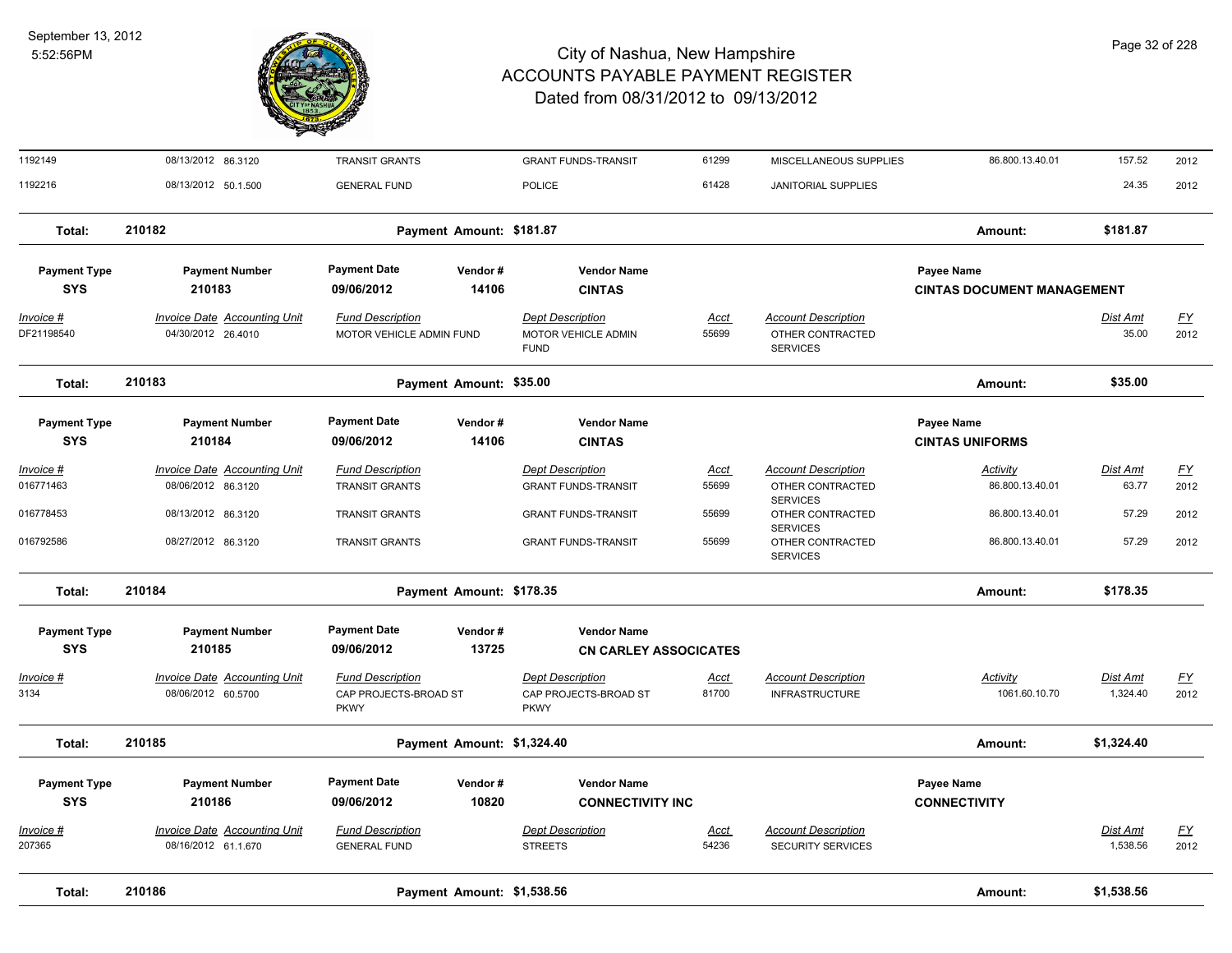| Invoice # | Invoice Date | Accounting Unit | Fund Description | Dept Description | Acct | Account Description | Activity | Dist Amt | FY |
|---|---|---|---|---|---|---|---|---|---|
| 1192149 | 08/13/2012 | 86.3120 | TRANSIT GRANTS | GRANT FUNDS-TRANSIT | 61299 | MISCELLANEOUS SUPPLIES | 86.800.13.40.01 | 157.52 | 2012 |
| 1192216 | 08/13/2012 | 50.1.500 | GENERAL FUND | POLICE | 61428 | JANITORIAL SUPPLIES | | 24.35 | 2012 |

**Total: 210182** Payment Amount: $181.87 Amount: $181.87

| Payment Type | Payment Number | Payment Date | Vendor # | Vendor Name | Payee Name |
|---|---|---|---|---|---|
| SYS | 210183 | 09/06/2012 | 14106 | CINTAS | CINTAS DOCUMENT MANAGEMENT |

| Invoice # | Invoice Date | Accounting Unit | Fund Description | Dept Description | Acct | Account Description | Dist Amt | FY |
|---|---|---|---|---|---|---|---|---|
| DF21198540 | 04/30/2012 | 26.4010 | MOTOR VEHICLE ADMIN FUND | MOTOR VEHICLE ADMIN FUND | 55699 | OTHER CONTRACTED SERVICES | 35.00 | 2012 |

**Total: 210183** Payment Amount: $35.00 Amount: $35.00

| Payment Type | Payment Number | Payment Date | Vendor # | Vendor Name | Payee Name |
|---|---|---|---|---|---|
| SYS | 210184 | 09/06/2012 | 14106 | CINTAS | CINTAS UNIFORMS |

| Invoice # | Invoice Date | Accounting Unit | Fund Description | Dept Description | Acct | Account Description | Activity | Dist Amt | FY |
|---|---|---|---|---|---|---|---|---|---|
| 016771463 | 08/06/2012 | 86.3120 | TRANSIT GRANTS | GRANT FUNDS-TRANSIT | 55699 | OTHER CONTRACTED SERVICES | 86.800.13.40.01 | 63.77 | 2012 |
| 016778453 | 08/13/2012 | 86.3120 | TRANSIT GRANTS | GRANT FUNDS-TRANSIT | 55699 | OTHER CONTRACTED SERVICES | 86.800.13.40.01 | 57.29 | 2012 |
| 016792586 | 08/27/2012 | 86.3120 | TRANSIT GRANTS | GRANT FUNDS-TRANSIT | 55699 | OTHER CONTRACTED SERVICES | 86.800.13.40.01 | 57.29 | 2012 |

**Total: 210184** Payment Amount: $178.35 Amount: $178.35

| Payment Type | Payment Number | Payment Date | Vendor # | Vendor Name |
|---|---|---|---|---|
| SYS | 210185 | 09/06/2012 | 13725 | CN CARLEY ASSOCIATES |

| Invoice # | Invoice Date | Accounting Unit | Fund Description | Dept Description | Acct | Account Description | Activity | Dist Amt | FY |
|---|---|---|---|---|---|---|---|---|---|
| 3134 | 08/06/2012 | 60.5700 | CAP PROJECTS-BROAD ST PKWY | CAP PROJECTS-BROAD ST PKWY | 81700 | INFRASTRUCTURE | 1061.60.10.70 | 1,324.40 | 2012 |

**Total: 210185** Payment Amount: $1,324.40 Amount: $1,324.40

| Payment Type | Payment Number | Payment Date | Vendor # | Vendor Name | Payee Name |
|---|---|---|---|---|---|
| SYS | 210186 | 09/06/2012 | 10820 | CONNECTIVITY INC | CONNECTIVITY |

| Invoice # | Invoice Date | Accounting Unit | Fund Description | Dept Description | Acct | Account Description | Dist Amt | FY |
|---|---|---|---|---|---|---|---|---|
| 207365 | 08/16/2012 | 61.1.670 | GENERAL FUND | STREETS | 54236 | SECURITY SERVICES | 1,538.56 | 2012 |

**Total: 210186** Payment Amount: $1,538.56 Amount: $1,538.56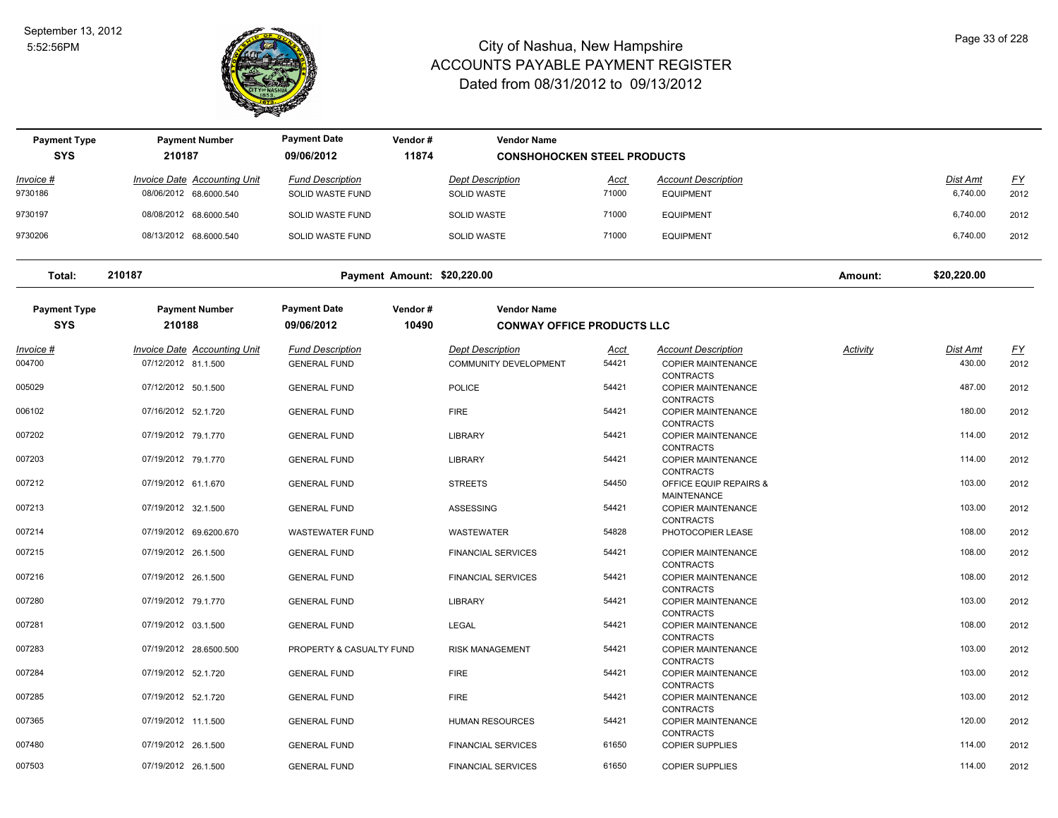# City of Nashua, New Hampshire
## ACCOUNTS PAYABLE PAYMENT REGISTER
### Dated from 08/31/2012 to 09/13/2012

| Payment Type | Payment Number | Payment Date | Vendor # | Vendor Name |
|---|---|---|---|---|
| SYS | 210187 | 09/06/2012 | 11874 | CONSHOHOCKEN STEEL PRODUCTS |

| Invoice # | Invoice Date | Accounting Unit | Fund Description | Dept Description | Acct | Account Description | Dist Amt | FY |
|---|---|---|---|---|---|---|---|---|
| 9730186 | 08/06/2012 | 68.6000.540 | SOLID WASTE FUND | SOLID WASTE | 71000 | EQUIPMENT | 6,740.00 | 2012 |
| 9730197 | 08/08/2012 | 68.6000.540 | SOLID WASTE FUND | SOLID WASTE | 71000 | EQUIPMENT | 6,740.00 | 2012 |
| 9730206 | 08/13/2012 | 68.6000.540 | SOLID WASTE FUND | SOLID WASTE | 71000 | EQUIPMENT | 6,740.00 | 2012 |

**Total:** 210187 **Payment Amount: $20,220.00** **Amount: $20,220.00**

| Payment Type | Payment Number | Payment Date | Vendor # | Vendor Name |
|---|---|---|---|---|
| SYS | 210188 | 09/06/2012 | 10490 | CONWAY OFFICE PRODUCTS LLC |

| Invoice # | Invoice Date | Accounting Unit | Fund Description | Dept Description | Acct | Account Description | Activity | Dist Amt | FY |
|---|---|---|---|---|---|---|---|---|---|
| 004700 | 07/12/2012 | 81.1.500 | GENERAL FUND | COMMUNITY DEVELOPMENT | 54421 | COPIER MAINTENANCE CONTRACTS | | 430.00 | 2012 |
| 005029 | 07/12/2012 | 50.1.500 | GENERAL FUND | POLICE | 54421 | COPIER MAINTENANCE CONTRACTS | | 487.00 | 2012 |
| 006102 | 07/16/2012 | 52.1.720 | GENERAL FUND | FIRE | 54421 | COPIER MAINTENANCE CONTRACTS | | 180.00 | 2012 |
| 007202 | 07/19/2012 | 79.1.770 | GENERAL FUND | LIBRARY | 54421 | COPIER MAINTENANCE CONTRACTS | | 114.00 | 2012 |
| 007203 | 07/19/2012 | 79.1.770 | GENERAL FUND | LIBRARY | 54421 | COPIER MAINTENANCE CONTRACTS | | 114.00 | 2012 |
| 007212 | 07/19/2012 | 61.1.670 | GENERAL FUND | STREETS | 54450 | OFFICE EQUIP REPAIRS & MAINTENANCE | | 103.00 | 2012 |
| 007213 | 07/19/2012 | 32.1.500 | GENERAL FUND | ASSESSING | 54421 | COPIER MAINTENANCE CONTRACTS | | 103.00 | 2012 |
| 007214 | 07/19/2012 | 69.6200.670 | WASTEWATER FUND | WASTEWATER | 54828 | PHOTOCOPIER LEASE | | 108.00 | 2012 |
| 007215 | 07/19/2012 | 26.1.500 | GENERAL FUND | FINANCIAL SERVICES | 54421 | COPIER MAINTENANCE CONTRACTS | | 108.00 | 2012 |
| 007216 | 07/19/2012 | 26.1.500 | GENERAL FUND | FINANCIAL SERVICES | 54421 | COPIER MAINTENANCE CONTRACTS | | 108.00 | 2012 |
| 007280 | 07/19/2012 | 79.1.770 | GENERAL FUND | LIBRARY | 54421 | COPIER MAINTENANCE CONTRACTS | | 103.00 | 2012 |
| 007281 | 07/19/2012 | 03.1.500 | GENERAL FUND | LEGAL | 54421 | COPIER MAINTENANCE CONTRACTS | | 108.00 | 2012 |
| 007283 | 07/19/2012 | 28.6500.500 | PROPERTY & CASUALTY FUND | RISK MANAGEMENT | 54421 | COPIER MAINTENANCE CONTRACTS | | 103.00 | 2012 |
| 007284 | 07/19/2012 | 52.1.720 | GENERAL FUND | FIRE | 54421 | COPIER MAINTENANCE CONTRACTS | | 103.00 | 2012 |
| 007285 | 07/19/2012 | 52.1.720 | GENERAL FUND | FIRE | 54421 | COPIER MAINTENANCE CONTRACTS | | 103.00 | 2012 |
| 007365 | 07/19/2012 | 11.1.500 | GENERAL FUND | HUMAN RESOURCES | 54421 | COPIER MAINTENANCE CONTRACTS | | 120.00 | 2012 |
| 007480 | 07/19/2012 | 26.1.500 | GENERAL FUND | FINANCIAL SERVICES | 61650 | COPIER SUPPLIES | | 114.00 | 2012 |
| 007503 | 07/19/2012 | 26.1.500 | GENERAL FUND | FINANCIAL SERVICES | 61650 | COPIER SUPPLIES | | 114.00 | 2012 |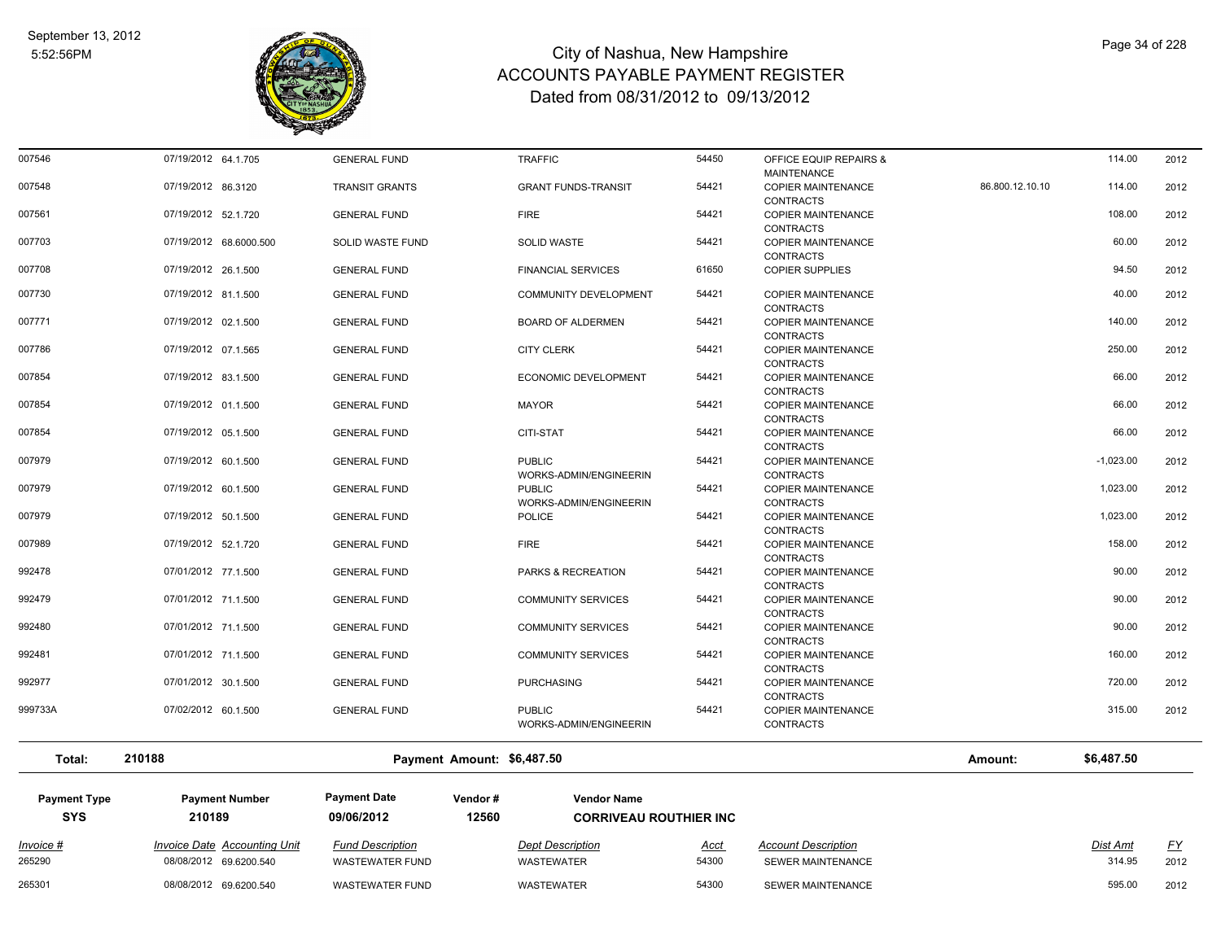| Invoice # | Invoice Date | Accounting Unit | Fund Description | Dept Description | Acct | Account Description | | Dist Amt | FY |
|---|---|---|---|---|---|---|---|---|---|
| 007546 | 07/19/2012 | 64.1.705 | GENERAL FUND | TRAFFIC | 54450 | OFFICE EQUIP REPAIRS & MAINTENANCE | | 114.00 | 2012 |
| 007548 | 07/19/2012 | 86.3120 | TRANSIT GRANTS | GRANT FUNDS-TRANSIT | 54421 | COPIER MAINTENANCE CONTRACTS | 86.800.12.10.10 | 114.00 | 2012 |
| 007561 | 07/19/2012 | 52.1.720 | GENERAL FUND | FIRE | 54421 | COPIER MAINTENANCE CONTRACTS | | 108.00 | 2012 |
| 007703 | 07/19/2012 | 68.6000.500 | SOLID WASTE FUND | SOLID WASTE | 54421 | COPIER MAINTENANCE CONTRACTS | | 60.00 | 2012 |
| 007708 | 07/19/2012 | 26.1.500 | GENERAL FUND | FINANCIAL SERVICES | 61650 | COPIER SUPPLIES | | 94.50 | 2012 |
| 007730 | 07/19/2012 | 81.1.500 | GENERAL FUND | COMMUNITY DEVELOPMENT | 54421 | COPIER MAINTENANCE CONTRACTS | | 40.00 | 2012 |
| 007771 | 07/19/2012 | 02.1.500 | GENERAL FUND | BOARD OF ALDERMEN | 54421 | COPIER MAINTENANCE CONTRACTS | | 140.00 | 2012 |
| 007786 | 07/19/2012 | 07.1.565 | GENERAL FUND | CITY CLERK | 54421 | COPIER MAINTENANCE CONTRACTS | | 250.00 | 2012 |
| 007854 | 07/19/2012 | 83.1.500 | GENERAL FUND | ECONOMIC DEVELOPMENT | 54421 | COPIER MAINTENANCE CONTRACTS | | 66.00 | 2012 |
| 007854 | 07/19/2012 | 01.1.500 | GENERAL FUND | MAYOR | 54421 | COPIER MAINTENANCE CONTRACTS | | 66.00 | 2012 |
| 007854 | 07/19/2012 | 05.1.500 | GENERAL FUND | CITI-STAT | 54421 | COPIER MAINTENANCE CONTRACTS | | 66.00 | 2012 |
| 007979 | 07/19/2012 | 60.1.500 | GENERAL FUND | PUBLIC WORKS-ADMIN/ENGINEERIN | 54421 | COPIER MAINTENANCE CONTRACTS | | -1,023.00 | 2012 |
| 007979 | 07/19/2012 | 60.1.500 | GENERAL FUND | PUBLIC WORKS-ADMIN/ENGINEERIN | 54421 | COPIER MAINTENANCE CONTRACTS | | 1,023.00 | 2012 |
| 007979 | 07/19/2012 | 50.1.500 | GENERAL FUND | POLICE | 54421 | COPIER MAINTENANCE CONTRACTS | | 1,023.00 | 2012 |
| 007989 | 07/19/2012 | 52.1.720 | GENERAL FUND | FIRE | 54421 | COPIER MAINTENANCE CONTRACTS | | 158.00 | 2012 |
| 992478 | 07/01/2012 | 77.1.500 | GENERAL FUND | PARKS & RECREATION | 54421 | COPIER MAINTENANCE CONTRACTS | | 90.00 | 2012 |
| 992479 | 07/01/2012 | 71.1.500 | GENERAL FUND | COMMUNITY SERVICES | 54421 | COPIER MAINTENANCE CONTRACTS | | 90.00 | 2012 |
| 992480 | 07/01/2012 | 71.1.500 | GENERAL FUND | COMMUNITY SERVICES | 54421 | COPIER MAINTENANCE CONTRACTS | | 90.00 | 2012 |
| 992481 | 07/01/2012 | 71.1.500 | GENERAL FUND | COMMUNITY SERVICES | 54421 | COPIER MAINTENANCE CONTRACTS | | 160.00 | 2012 |
| 992977 | 07/01/2012 | 30.1.500 | GENERAL FUND | PURCHASING | 54421 | COPIER MAINTENANCE CONTRACTS | | 720.00 | 2012 |
| 999733A | 07/02/2012 | 60.1.500 | GENERAL FUND | PUBLIC WORKS-ADMIN/ENGINEERIN | 54421 | COPIER MAINTENANCE CONTRACTS | | 315.00 | 2012 |

**Total:** 210188 **Payment Amount:** $6,487.50 **Amount:** $6,487.50

| Payment Type | Payment Number | Payment Date | Vendor # | Vendor Name |
|---|---|---|---|---|
| SYS | 210189 | 09/06/2012 | 12560 | CORRIVEAU ROUTHIER INC |

| Invoice # | Invoice Date | Accounting Unit | Fund Description | Dept Description | Acct | Account Description | Dist Amt | FY |
|---|---|---|---|---|---|---|---|---|
| 265290 | 08/08/2012 | 69.6200.540 | WASTEWATER FUND | WASTEWATER | 54300 | SEWER MAINTENANCE | 314.95 | 2012 |
| 265301 | 08/08/2012 | 69.6200.540 | WASTEWATER FUND | WASTEWATER | 54300 | SEWER MAINTENANCE | 595.00 | 2012 |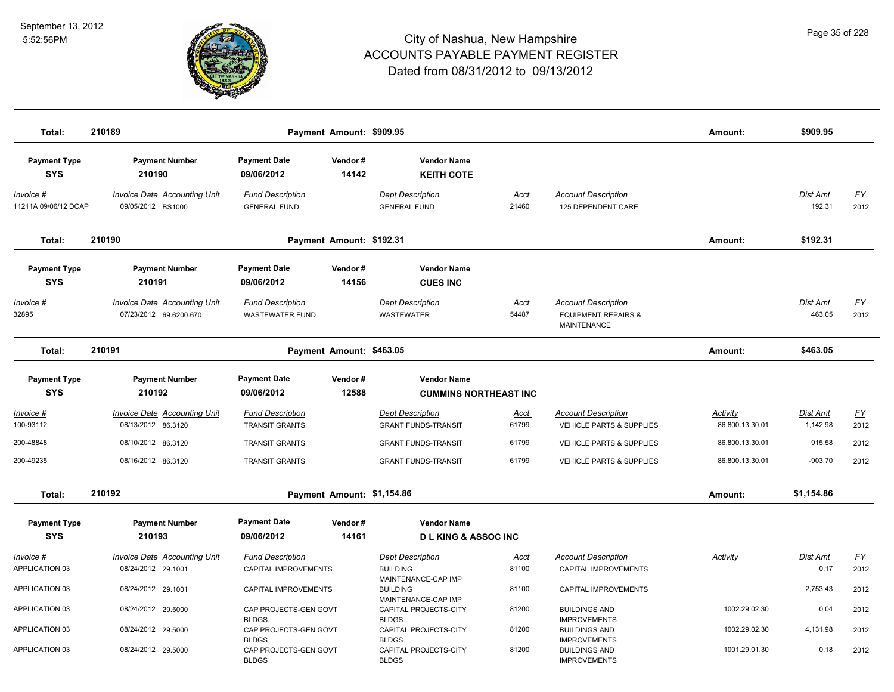| Total: | 210189 | | Payment Amount: $909.95 | | | | | Amount: | $909.95 | |
|---|---|---|---|---|---|---|---|---|---|---|

| Payment Type | Payment Number | Payment Date | Vendor # | Vendor Name | | | | | | |
|---|---|---|---|---|---|---|---|---|---|---|
| SYS | 210190 | 09/06/2012 | 14142 | KEITH COTE | | | | | | |
| *Invoice #* | *Invoice Date* | *Accounting Unit* | *Fund Description* | *Dept Description* | *Acct* | *Account Description* | | | *Dist Amt* | *FY* |
| 11211A 09/06/12 DCAP | 09/05/2012 | BS1000 | GENERAL FUND | GENERAL FUND | 21460 | 125 DEPENDENT CARE | | | 192.31 | 2012 |

| Total: | 210190 | | Payment Amount: $192.31 | | | | | Amount: | $192.31 | |
|---|---|---|---|---|---|---|---|---|---|---|

| Payment Type | Payment Number | Payment Date | Vendor # | Vendor Name | | | | | | |
|---|---|---|---|---|---|---|---|---|---|---|
| SYS | 210191 | 09/06/2012 | 14156 | CUES INC | | | | | | |
| *Invoice #* | *Invoice Date* | *Accounting Unit* | *Fund Description* | *Dept Description* | *Acct* | *Account Description* | | | *Dist Amt* | *FY* |
| 32895 | 07/23/2012 | 69.6200.670 | WASTEWATER FUND | WASTEWATER | 54487 | EQUIPMENT REPAIRS & MAINTENANCE | | | 463.05 | 2012 |

| Total: | 210191 | | Payment Amount: $463.05 | | | | | Amount: | $463.05 | |
|---|---|---|---|---|---|---|---|---|---|---|

| Payment Type | Payment Number | Payment Date | Vendor # | Vendor Name | | | | | | |
|---|---|---|---|---|---|---|---|---|---|---|
| SYS | 210192 | 09/06/2012 | 12588 | CUMMINS NORTHEAST INC | | | | | | |
| *Invoice #* | *Invoice Date* | *Accounting Unit* | *Fund Description* | *Dept Description* | *Acct* | *Account Description* | | *Activity* | *Dist Amt* | *FY* |
| 100-93112 | 08/13/2012 | 86.3120 | TRANSIT GRANTS | GRANT FUNDS-TRANSIT | 61799 | VEHICLE PARTS & SUPPLIES | | 86.800.13.30.01 | 1,142.98 | 2012 |
| 200-48848 | 08/10/2012 | 86.3120 | TRANSIT GRANTS | GRANT FUNDS-TRANSIT | 61799 | VEHICLE PARTS & SUPPLIES | | 86.800.13.30.01 | 915.58 | 2012 |
| 200-49235 | 08/16/2012 | 86.3120 | TRANSIT GRANTS | GRANT FUNDS-TRANSIT | 61799 | VEHICLE PARTS & SUPPLIES | | 86.800.13.30.01 | -903.70 | 2012 |

| Total: | 210192 | | Payment Amount: $1,154.86 | | | | | Amount: | $1,154.86 | |
|---|---|---|---|---|---|---|---|---|---|---|

| Payment Type | Payment Number | Payment Date | Vendor # | Vendor Name | | | | | | |
|---|---|---|---|---|---|---|---|---|---|---|
| SYS | 210193 | 09/06/2012 | 14161 | D L KING & ASSOC INC | | | | | | |
| *Invoice #* | *Invoice Date* | *Accounting Unit* | *Fund Description* | *Dept Description* | *Acct* | *Account Description* | | *Activity* | *Dist Amt* | *FY* |
| APPLICATION 03 | 08/24/2012 | 29.1001 | CAPITAL IMPROVEMENTS | BUILDING MAINTENANCE-CAP IMP | 81100 | CAPITAL IMPROVEMENTS | | | 0.17 | 2012 |
| APPLICATION 03 | 08/24/2012 | 29.1001 | CAPITAL IMPROVEMENTS | BUILDING MAINTENANCE-CAP IMP | 81100 | CAPITAL IMPROVEMENTS | | | 2,753.43 | 2012 |
| APPLICATION 03 | 08/24/2012 | 29.5000 | CAP PROJECTS-GEN GOVT BLDGS | CAPITAL PROJECTS-CITY BLDGS | 81200 | BUILDINGS AND IMPROVEMENTS | | 1002.29.02.30 | 0.04 | 2012 |
| APPLICATION 03 | 08/24/2012 | 29.5000 | CAP PROJECTS-GEN GOVT BLDGS | CAPITAL PROJECTS-CITY BLDGS | 81200 | BUILDINGS AND IMPROVEMENTS | | 1002.29.02.30 | 4,131.98 | 2012 |
| APPLICATION 03 | 08/24/2012 | 29.5000 | CAP PROJECTS-GEN GOVT BLDGS | CAPITAL PROJECTS-CITY BLDGS | 81200 | BUILDINGS AND IMPROVEMENTS | | 1001.29.01.30 | 0.18 | 2012 |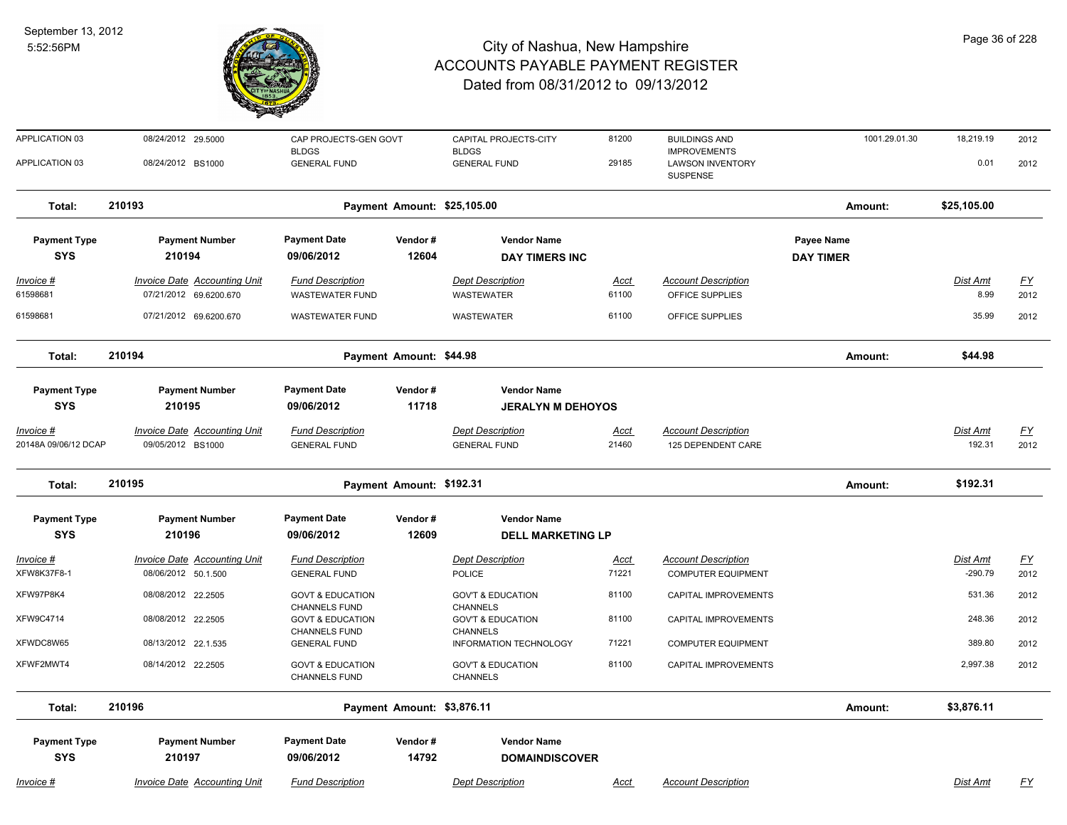| Invoice # | Invoice Date | Accounting Unit | Fund Description | Dept Description | Acct | Account Description | | Dist Amt | FY |
|---|---|---|---|---|---|---|---|---|---|
| APPLICATION 03 | 08/24/2012 | 29.5000 | CAP PROJECTS-GEN GOVT BLDGS | CAPITAL PROJECTS-CITY BLDGS | 81200 | BUILDINGS AND IMPROVEMENTS | 1001.29.01.30 | 18,219.19 | 2012 |
| APPLICATION 03 | 08/24/2012 | BS1000 | GENERAL FUND | GENERAL FUND | 29185 | LAWSON INVENTORY SUSPENSE | | 0.01 | 2012 |

**Total: 210193** Payment Amount: $25,105.00 Amount: $25,105.00

| Payment Type | Payment Number | Payment Date | Vendor # | Vendor Name | Payee Name |
|---|---|---|---|---|---|
| SYS | 210194 | 09/06/2012 | 12604 | DAY TIMERS INC | DAY TIMER |

| Invoice # | Invoice Date | Accounting Unit | Fund Description | Dept Description | Acct | Account Description | Dist Amt | FY |
|---|---|---|---|---|---|---|---|---|
| 61598681 | 07/21/2012 | 69.6200.670 | WASTEWATER FUND | WASTEWATER | 61100 | OFFICE SUPPLIES | 8.99 | 2012 |
| 61598681 | 07/21/2012 | 69.6200.670 | WASTEWATER FUND | WASTEWATER | 61100 | OFFICE SUPPLIES | 35.99 | 2012 |

**Total: 210194** Payment Amount: $44.98 Amount: $44.98

| Payment Type | Payment Number | Payment Date | Vendor # | Vendor Name |
|---|---|---|---|---|
| SYS | 210195 | 09/06/2012 | 11718 | JERALYN M DEHOYOS |

| Invoice # | Invoice Date | Accounting Unit | Fund Description | Dept Description | Acct | Account Description | Dist Amt | FY |
|---|---|---|---|---|---|---|---|---|
| 20148A 09/06/12 DCAP | 09/05/2012 | BS1000 | GENERAL FUND | GENERAL FUND | 21460 | 125 DEPENDENT CARE | 192.31 | 2012 |

**Total: 210195** Payment Amount: $192.31 Amount: $192.31

| Payment Type | Payment Number | Payment Date | Vendor # | Vendor Name |
|---|---|---|---|---|
| SYS | 210196 | 09/06/2012 | 12609 | DELL MARKETING LP |

| Invoice # | Invoice Date | Accounting Unit | Fund Description | Dept Description | Acct | Account Description | Dist Amt | FY |
|---|---|---|---|---|---|---|---|---|
| XFW8K37F8-1 | 08/06/2012 | 50.1.500 | GENERAL FUND | POLICE | 71221 | COMPUTER EQUIPMENT | -290.79 | 2012 |
| XFW97P8K4 | 08/08/2012 | 22.2505 | GOVT & EDUCATION CHANNELS FUND | GOV'T & EDUCATION CHANNELS | 81100 | CAPITAL IMPROVEMENTS | 531.36 | 2012 |
| XFW9C4714 | 08/08/2012 | 22.2505 | GOVT & EDUCATION CHANNELS FUND | GOV'T & EDUCATION CHANNELS | 81100 | CAPITAL IMPROVEMENTS | 248.36 | 2012 |
| XFWDC8W65 | 08/13/2012 | 22.1.535 | GENERAL FUND | INFORMATION TECHNOLOGY | 71221 | COMPUTER EQUIPMENT | 389.80 | 2012 |
| XFWF2MWT4 | 08/14/2012 | 22.2505 | GOVT & EDUCATION CHANNELS FUND | GOV'T & EDUCATION CHANNELS | 81100 | CAPITAL IMPROVEMENTS | 2,997.38 | 2012 |

**Total: 210196** Payment Amount: $3,876.11 Amount: $3,876.11

| Payment Type | Payment Number | Payment Date | Vendor # | Vendor Name |
|---|---|---|---|---|
| SYS | 210197 | 09/06/2012 | 14792 | DOMAINDISCOVER |

| Invoice # | Invoice Date | Accounting Unit | Fund Description | Dept Description | Acct | Account Description | Dist Amt | FY |
|---|---|---|---|---|---|---|---|---|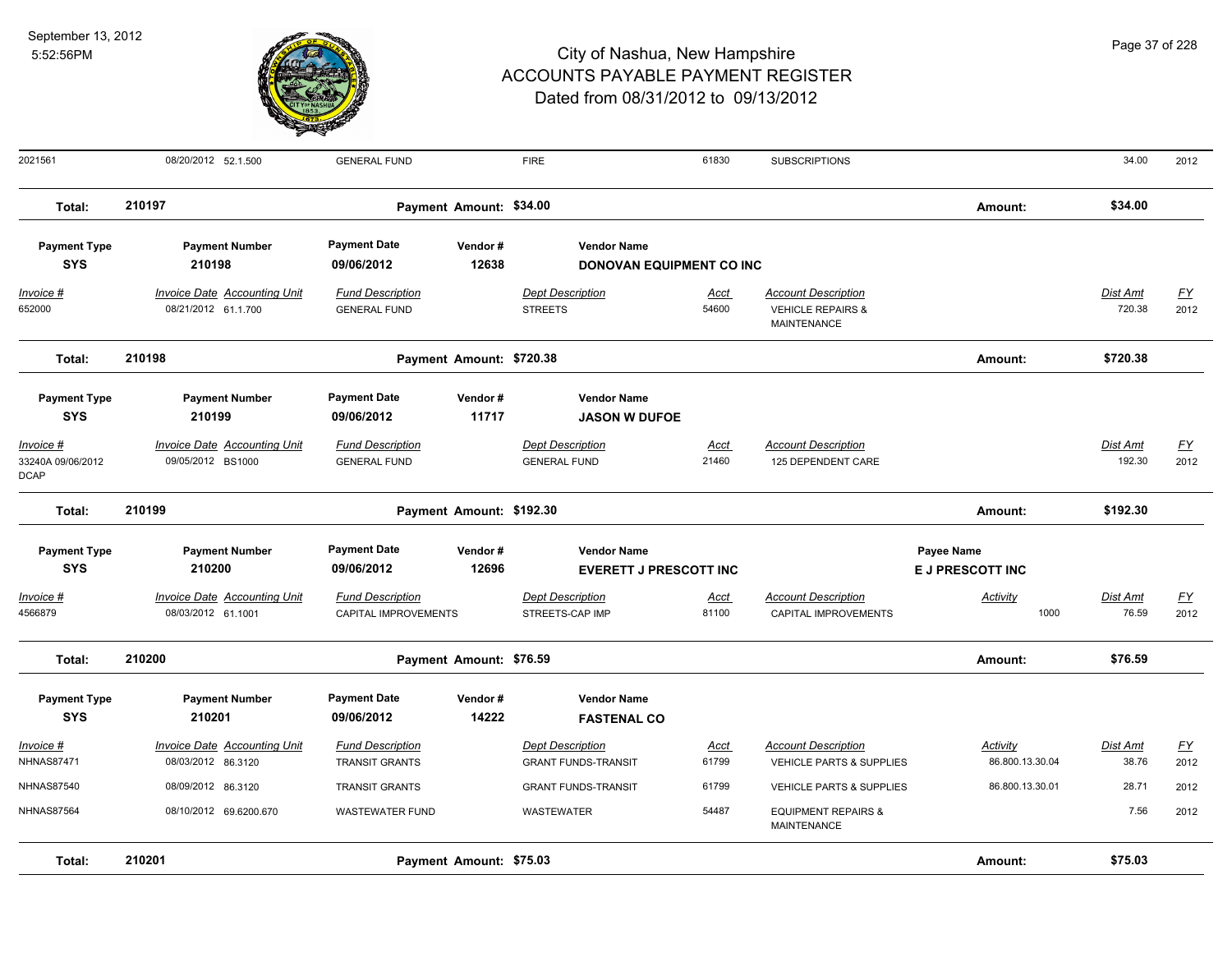# City of Nashua, New Hampshire
## ACCOUNTS PAYABLE PAYMENT REGISTER
### Dated from 08/31/2012 to 09/13/2012

September 13, 2012
5:52:56PM

| Invoice # | Invoice Date | Accounting Unit | Fund Description | Dept Description | Acct | Account Description | Activity | Dist Amt | FY |
|---|---|---|---|---|---|---|---|---|---|
| 2021561 | 08/20/2012 | 52.1.500 | GENERAL FUND | FIRE | 61830 | SUBSCRIPTIONS | | 34.00 | 2012 |

**Total: 210197** — Payment Amount: $34.00 — Amount: **$34.00**

| Payment Type | Payment Number | Payment Date | Vendor # | Vendor Name |
|---|---|---|---|---|
| SYS | 210198 | 09/06/2012 | 12638 | DONOVAN EQUIPMENT CO INC |

| Invoice # | Invoice Date | Accounting Unit | Fund Description | Dept Description | Acct | Account Description | Dist Amt | FY |
|---|---|---|---|---|---|---|---|---|
| 652000 | 08/21/2012 | 61.1.700 | GENERAL FUND | STREETS | 54600 | VEHICLE REPAIRS & MAINTENANCE | 720.38 | 2012 |

**Total: 210198** — Payment Amount: $720.38 — Amount: **$720.38**

| Payment Type | Payment Number | Payment Date | Vendor # | Vendor Name |
|---|---|---|---|---|
| SYS | 210199 | 09/06/2012 | 11717 | JASON W DUFOE |

| Invoice # | Invoice Date | Accounting Unit | Fund Description | Dept Description | Acct | Account Description | Dist Amt | FY |
|---|---|---|---|---|---|---|---|---|
| 33240A 09/06/2012 DCAP | 09/05/2012 | BS1000 | GENERAL FUND | GENERAL FUND | 21460 | 125 DEPENDENT CARE | 192.30 | 2012 |

**Total: 210199** — Payment Amount: $192.30 — Amount: **$192.30**

| Payment Type | Payment Number | Payment Date | Vendor # | Vendor Name | Payee Name |
|---|---|---|---|---|---|
| SYS | 210200 | 09/06/2012 | 12696 | EVERETT J PRESCOTT INC | E J PRESCOTT INC |

| Invoice # | Invoice Date | Accounting Unit | Fund Description | Dept Description | Acct | Account Description | Activity | Dist Amt | FY |
|---|---|---|---|---|---|---|---|---|---|
| 4566879 | 08/03/2012 | 61.1001 | CAPITAL IMPROVEMENTS | STREETS-CAP IMP | 81100 | CAPITAL IMPROVEMENTS | 1000 | 76.59 | 2012 |

**Total: 210200** — Payment Amount: $76.59 — Amount: **$76.59**

| Payment Type | Payment Number | Payment Date | Vendor # | Vendor Name |
|---|---|---|---|---|
| SYS | 210201 | 09/06/2012 | 14222 | FASTENAL CO |

| Invoice # | Invoice Date | Accounting Unit | Fund Description | Dept Description | Acct | Account Description | Activity | Dist Amt | FY |
|---|---|---|---|---|---|---|---|---|---|
| NHNAS87471 | 08/03/2012 | 86.3120 | TRANSIT GRANTS | GRANT FUNDS-TRANSIT | 61799 | VEHICLE PARTS & SUPPLIES | 86.800.13.30.04 | 38.76 | 2012 |
| NHNAS87540 | 08/09/2012 | 86.3120 | TRANSIT GRANTS | GRANT FUNDS-TRANSIT | 61799 | VEHICLE PARTS & SUPPLIES | 86.800.13.30.01 | 28.71 | 2012 |
| NHNAS87564 | 08/10/2012 | 69.6200.670 | WASTEWATER FUND | WASTEWATER | 54487 | EQUIPMENT REPAIRS & MAINTENANCE | | 7.56 | 2012 |

**Total: 210201** — Payment Amount: $75.03 — Amount: **$75.03**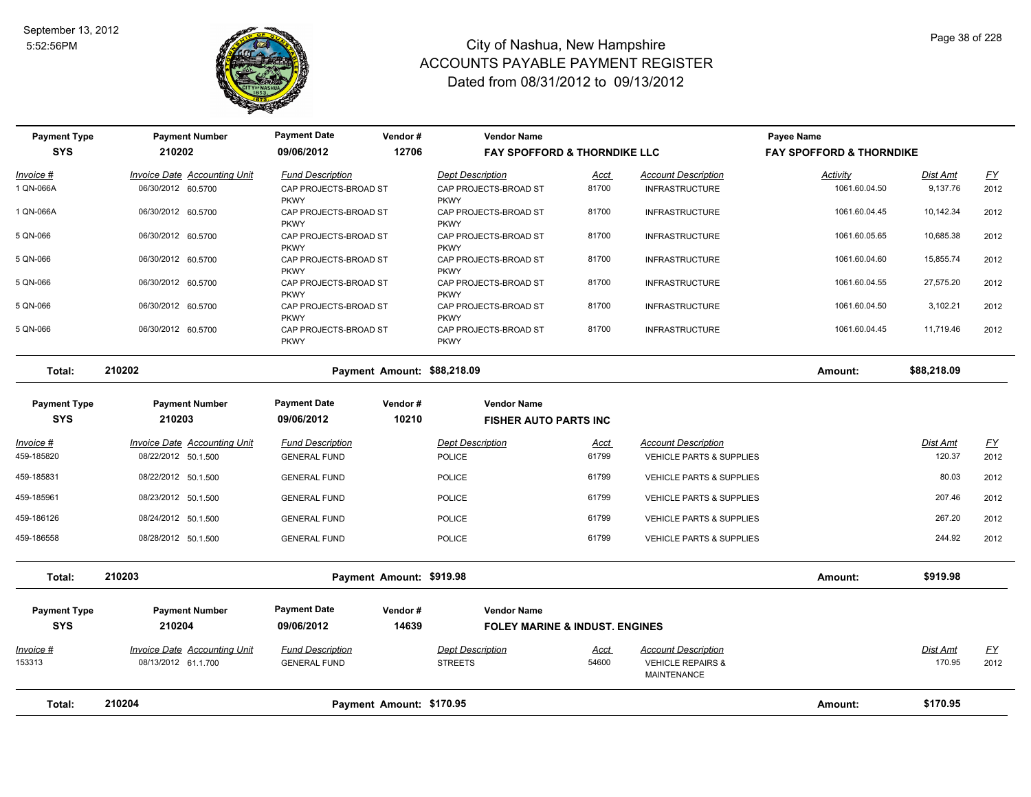# City of Nashua, New Hampshire
## ACCOUNTS PAYABLE PAYMENT REGISTER
### Dated from 08/31/2012 to 09/13/2012

September 13, 2012
5:52:56PM

| Payment Type | Payment Number | Payment Date | Vendor # | Vendor Name | Payee Name |
|---|---|---|---|---|---|
| SYS | 210202 | 09/06/2012 | 12706 | FAY SPOFFORD & THORNDIKE LLC | FAY SPOFFORD & THORNDIKE |

| Invoice # | Invoice Date | Accounting Unit | Fund Description | Dept Description | Acct | Account Description | Activity | Dist Amt | FY |
|---|---|---|---|---|---|---|---|---|---|
| 1 QN-066A | 06/30/2012 | 60.5700 | CAP PROJECTS-BROAD ST PKWY | CAP PROJECTS-BROAD ST PKWY | 81700 | INFRASTRUCTURE | 1061.60.04.50 | 9,137.76 | 2012 |
| 1 QN-066A | 06/30/2012 | 60.5700 | CAP PROJECTS-BROAD ST PKWY | CAP PROJECTS-BROAD ST PKWY | 81700 | INFRASTRUCTURE | 1061.60.04.45 | 10,142.34 | 2012 |
| 5 QN-066 | 06/30/2012 | 60.5700 | CAP PROJECTS-BROAD ST PKWY | CAP PROJECTS-BROAD ST PKWY | 81700 | INFRASTRUCTURE | 1061.60.05.65 | 10,685.38 | 2012 |
| 5 QN-066 | 06/30/2012 | 60.5700 | CAP PROJECTS-BROAD ST PKWY | CAP PROJECTS-BROAD ST PKWY | 81700 | INFRASTRUCTURE | 1061.60.04.60 | 15,855.74 | 2012 |
| 5 QN-066 | 06/30/2012 | 60.5700 | CAP PROJECTS-BROAD ST PKWY | CAP PROJECTS-BROAD ST PKWY | 81700 | INFRASTRUCTURE | 1061.60.04.55 | 27,575.20 | 2012 |
| 5 QN-066 | 06/30/2012 | 60.5700 | CAP PROJECTS-BROAD ST PKWY | CAP PROJECTS-BROAD ST PKWY | 81700 | INFRASTRUCTURE | 1061.60.04.50 | 3,102.21 | 2012 |
| 5 QN-066 | 06/30/2012 | 60.5700 | CAP PROJECTS-BROAD ST PKWY | CAP PROJECTS-BROAD ST PKWY | 81700 | INFRASTRUCTURE | 1061.60.04.45 | 11,719.46 | 2012 |

**Total: 210202** Payment Amount: $88,218.09 Amount: $88,218.09

| Payment Type | Payment Number | Payment Date | Vendor # | Vendor Name |
|---|---|---|---|---|
| SYS | 210203 | 09/06/2012 | 10210 | FISHER AUTO PARTS INC |

| Invoice # | Invoice Date | Accounting Unit | Fund Description | Dept Description | Acct | Account Description | Dist Amt | FY |
|---|---|---|---|---|---|---|---|---|
| 459-185820 | 08/22/2012 | 50.1.500 | GENERAL FUND | POLICE | 61799 | VEHICLE PARTS & SUPPLIES | 120.37 | 2012 |
| 459-185831 | 08/22/2012 | 50.1.500 | GENERAL FUND | POLICE | 61799 | VEHICLE PARTS & SUPPLIES | 80.03 | 2012 |
| 459-185961 | 08/23/2012 | 50.1.500 | GENERAL FUND | POLICE | 61799 | VEHICLE PARTS & SUPPLIES | 207.46 | 2012 |
| 459-186126 | 08/24/2012 | 50.1.500 | GENERAL FUND | POLICE | 61799 | VEHICLE PARTS & SUPPLIES | 267.20 | 2012 |
| 459-186558 | 08/28/2012 | 50.1.500 | GENERAL FUND | POLICE | 61799 | VEHICLE PARTS & SUPPLIES | 244.92 | 2012 |

**Total: 210203** Payment Amount: $919.98 Amount: $919.98

| Payment Type | Payment Number | Payment Date | Vendor # | Vendor Name |
|---|---|---|---|---|
| SYS | 210204 | 09/06/2012 | 14639 | FOLEY MARINE & INDUST. ENGINES |

| Invoice # | Invoice Date | Accounting Unit | Fund Description | Dept Description | Acct | Account Description | Dist Amt | FY |
|---|---|---|---|---|---|---|---|---|
| 153313 | 08/13/2012 | 61.1.700 | GENERAL FUND | STREETS | 54600 | VEHICLE REPAIRS & MAINTENANCE | 170.95 | 2012 |

**Total: 210204** Payment Amount: $170.95 Amount: $170.95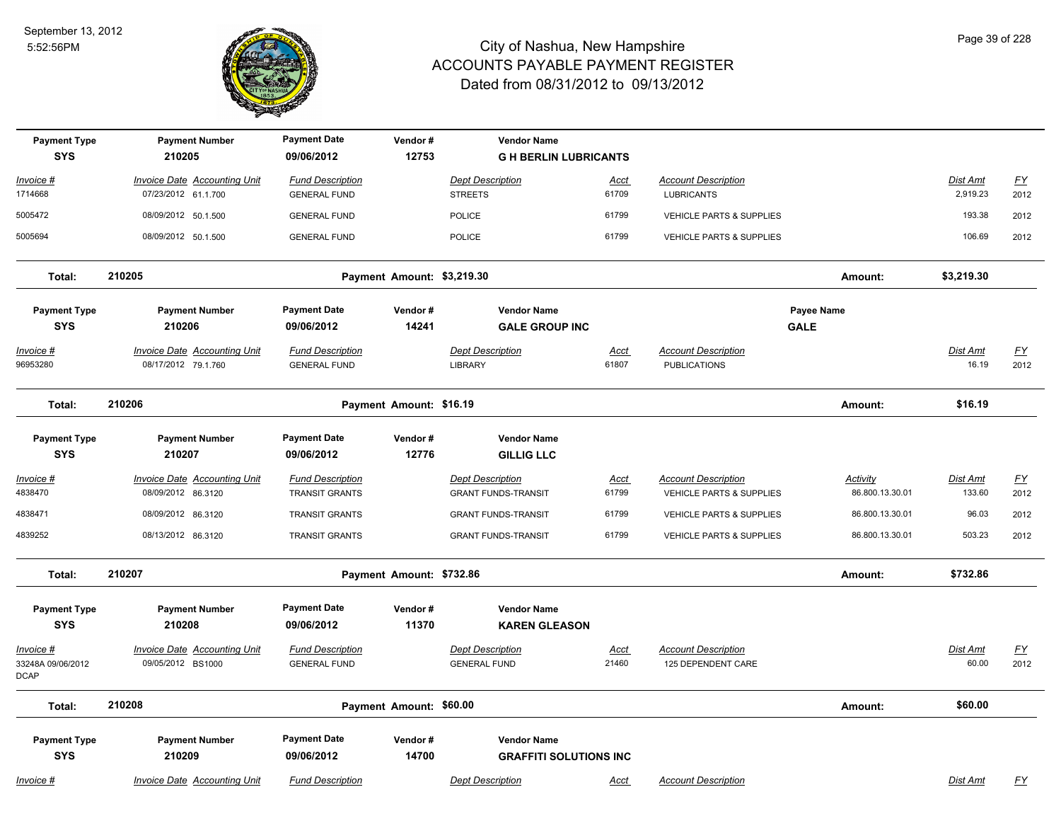# City of Nashua, New Hampshire
## ACCOUNTS PAYABLE PAYMENT REGISTER
### Dated from 08/31/2012 to 09/13/2012

September 13, 2012
5:52:56PM

| Payment Type | Payment Number | Payment Date | Vendor # | Vendor Name |
|---|---|---|---|---|
| SYS | 210205 | 09/06/2012 | 12753 | G H BERLIN LUBRICANTS |

| Invoice # | Invoice Date | Accounting Unit | Fund Description | Dept Description | Acct | Account Description | Dist Amt | FY |
|---|---|---|---|---|---|---|---|---|
| 1714668 | 07/23/2012 | 61.1.700 | GENERAL FUND | STREETS | 61709 | LUBRICANTS | 2,919.23 | 2012 |
| 5005472 | 08/09/2012 | 50.1.500 | GENERAL FUND | POLICE | 61799 | VEHICLE PARTS & SUPPLIES | 193.38 | 2012 |
| 5005694 | 08/09/2012 | 50.1.500 | GENERAL FUND | POLICE | 61799 | VEHICLE PARTS & SUPPLIES | 106.69 | 2012 |

**Total: 210205 — Payment Amount: $3,219.30 — Amount: $3,219.30**

| Payment Type | Payment Number | Payment Date | Vendor # | Vendor Name | Payee Name |
|---|---|---|---|---|---|
| SYS | 210206 | 09/06/2012 | 14241 | GALE GROUP INC | GALE |

| Invoice # | Invoice Date | Accounting Unit | Fund Description | Dept Description | Acct | Account Description | Dist Amt | FY |
|---|---|---|---|---|---|---|---|---|
| 96953280 | 08/17/2012 | 79.1.760 | GENERAL FUND | LIBRARY | 61807 | PUBLICATIONS | 16.19 | 2012 |

**Total: 210206 — Payment Amount: $16.19 — Amount: $16.19**

| Payment Type | Payment Number | Payment Date | Vendor # | Vendor Name |
|---|---|---|---|---|
| SYS | 210207 | 09/06/2012 | 12776 | GILLIG LLC |

| Invoice # | Invoice Date | Accounting Unit | Fund Description | Dept Description | Acct | Account Description | Activity | Dist Amt | FY |
|---|---|---|---|---|---|---|---|---|---|
| 4838470 | 08/09/2012 | 86.3120 | TRANSIT GRANTS | GRANT FUNDS-TRANSIT | 61799 | VEHICLE PARTS & SUPPLIES | 86.800.13.30.01 | 133.60 | 2012 |
| 4838471 | 08/09/2012 | 86.3120 | TRANSIT GRANTS | GRANT FUNDS-TRANSIT | 61799 | VEHICLE PARTS & SUPPLIES | 86.800.13.30.01 | 96.03 | 2012 |
| 4839252 | 08/13/2012 | 86.3120 | TRANSIT GRANTS | GRANT FUNDS-TRANSIT | 61799 | VEHICLE PARTS & SUPPLIES | 86.800.13.30.01 | 503.23 | 2012 |

**Total: 210207 — Payment Amount: $732.86 — Amount: $732.86**

| Payment Type | Payment Number | Payment Date | Vendor # | Vendor Name |
|---|---|---|---|---|
| SYS | 210208 | 09/06/2012 | 11370 | KAREN GLEASON |

| Invoice # | Invoice Date | Accounting Unit | Fund Description | Dept Description | Acct | Account Description | Dist Amt | FY |
|---|---|---|---|---|---|---|---|---|
| 33248A 09/06/2012 DCAP | 09/05/2012 | BS1000 | GENERAL FUND | GENERAL FUND | 21460 | 125 DEPENDENT CARE | 60.00 | 2012 |

**Total: 210208 — Payment Amount: $60.00 — Amount: $60.00**

| Payment Type | Payment Number | Payment Date | Vendor # | Vendor Name |
|---|---|---|---|---|
| SYS | 210209 | 09/06/2012 | 14700 | GRAFFITI SOLUTIONS INC |

| Invoice # | Invoice Date | Accounting Unit | Fund Description | Dept Description | Acct | Account Description | Dist Amt | FY |
|---|---|---|---|---|---|---|---|---|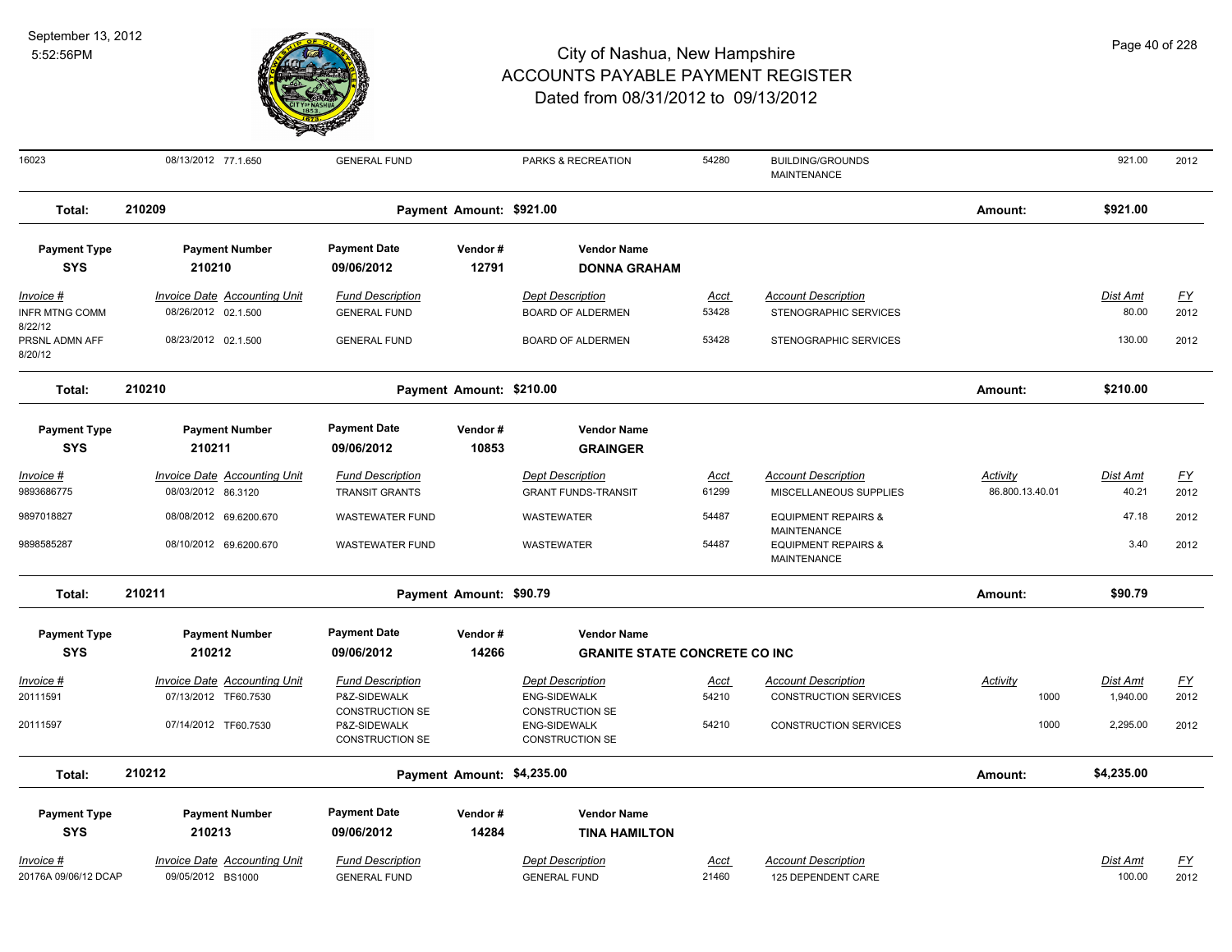# City of Nashua, New Hampshire
## ACCOUNTS PAYABLE PAYMENT REGISTER
### Dated from 08/31/2012 to 09/13/2012

September 13, 2012
5:52:56PM

| Invoice # | Invoice Date | Accounting Unit | Fund Description | Dept Description | Acct | Account Description | Activity | Dist Amt | FY |
|---|---|---|---|---|---|---|---|---|---|
| 16023 | 08/13/2012 | 77.1.650 | GENERAL FUND | PARKS & RECREATION | 54280 | BUILDING/GROUNDS MAINTENANCE | | 921.00 | 2012 |

**Total: 210209** — Payment Amount: $921.00 — Amount: $921.00

| Payment Type | Payment Number | Payment Date | Vendor # | Vendor Name |
|---|---|---|---|---|
| SYS | 210210 | 09/06/2012 | 12791 | DONNA GRAHAM |

| Invoice # | Invoice Date | Accounting Unit | Fund Description | Dept Description | Acct | Account Description | Activity | Dist Amt | FY |
|---|---|---|---|---|---|---|---|---|---|
| INFR MTNG COMM 8/22/12 | 08/26/2012 | 02.1.500 | GENERAL FUND | BOARD OF ALDERMEN | 53428 | STENOGRAPHIC SERVICES | | 80.00 | 2012 |
| PRSNL ADMN AFF 8/20/12 | 08/23/2012 | 02.1.500 | GENERAL FUND | BOARD OF ALDERMEN | 53428 | STENOGRAPHIC SERVICES | | 130.00 | 2012 |

**Total: 210210** — Payment Amount: $210.00 — Amount: $210.00

| Payment Type | Payment Number | Payment Date | Vendor # | Vendor Name |
|---|---|---|---|---|
| SYS | 210211 | 09/06/2012 | 10853 | GRAINGER |

| Invoice # | Invoice Date | Accounting Unit | Fund Description | Dept Description | Acct | Account Description | Activity | Dist Amt | FY |
|---|---|---|---|---|---|---|---|---|---|
| 9893686775 | 08/03/2012 | 86.3120 | TRANSIT GRANTS | GRANT FUNDS-TRANSIT | 61299 | MISCELLANEOUS SUPPLIES | 86.800.13.40.01 | 40.21 | 2012 |
| 9897018827 | 08/08/2012 | 69.6200.670 | WASTEWATER FUND | WASTEWATER | 54487 | EQUIPMENT REPAIRS & MAINTENANCE | | 47.18 | 2012 |
| 9898585287 | 08/10/2012 | 69.6200.670 | WASTEWATER FUND | WASTEWATER | 54487 | EQUIPMENT REPAIRS & MAINTENANCE | | 3.40 | 2012 |

**Total: 210211** — Payment Amount: $90.79 — Amount: $90.79

| Payment Type | Payment Number | Payment Date | Vendor # | Vendor Name |
|---|---|---|---|---|
| SYS | 210212 | 09/06/2012 | 14266 | GRANITE STATE CONCRETE CO INC |

| Invoice # | Invoice Date | Accounting Unit | Fund Description | Dept Description | Acct | Account Description | Activity | Dist Amt | FY |
|---|---|---|---|---|---|---|---|---|---|
| 20111591 | 07/13/2012 | TF60.7530 | P&Z-SIDEWALK CONSTRUCTION SE | ENG-SIDEWALK CONSTRUCTION SE | 54210 | CONSTRUCTION SERVICES | 1000 | 1,940.00 | 2012 |
| 20111597 | 07/14/2012 | TF60.7530 | P&Z-SIDEWALK CONSTRUCTION SE | ENG-SIDEWALK CONSTRUCTION SE | 54210 | CONSTRUCTION SERVICES | 1000 | 2,295.00 | 2012 |

**Total: 210212** — Payment Amount: $4,235.00 — Amount: $4,235.00

| Payment Type | Payment Number | Payment Date | Vendor # | Vendor Name |
|---|---|---|---|---|
| SYS | 210213 | 09/06/2012 | 14284 | TINA HAMILTON |

| Invoice # | Invoice Date | Accounting Unit | Fund Description | Dept Description | Acct | Account Description | Activity | Dist Amt | FY |
|---|---|---|---|---|---|---|---|---|---|
| 20176A 09/06/12 DCAP | 09/05/2012 | BS1000 | GENERAL FUND | GENERAL FUND | 21460 | 125 DEPENDENT CARE | | 100.00 | 2012 |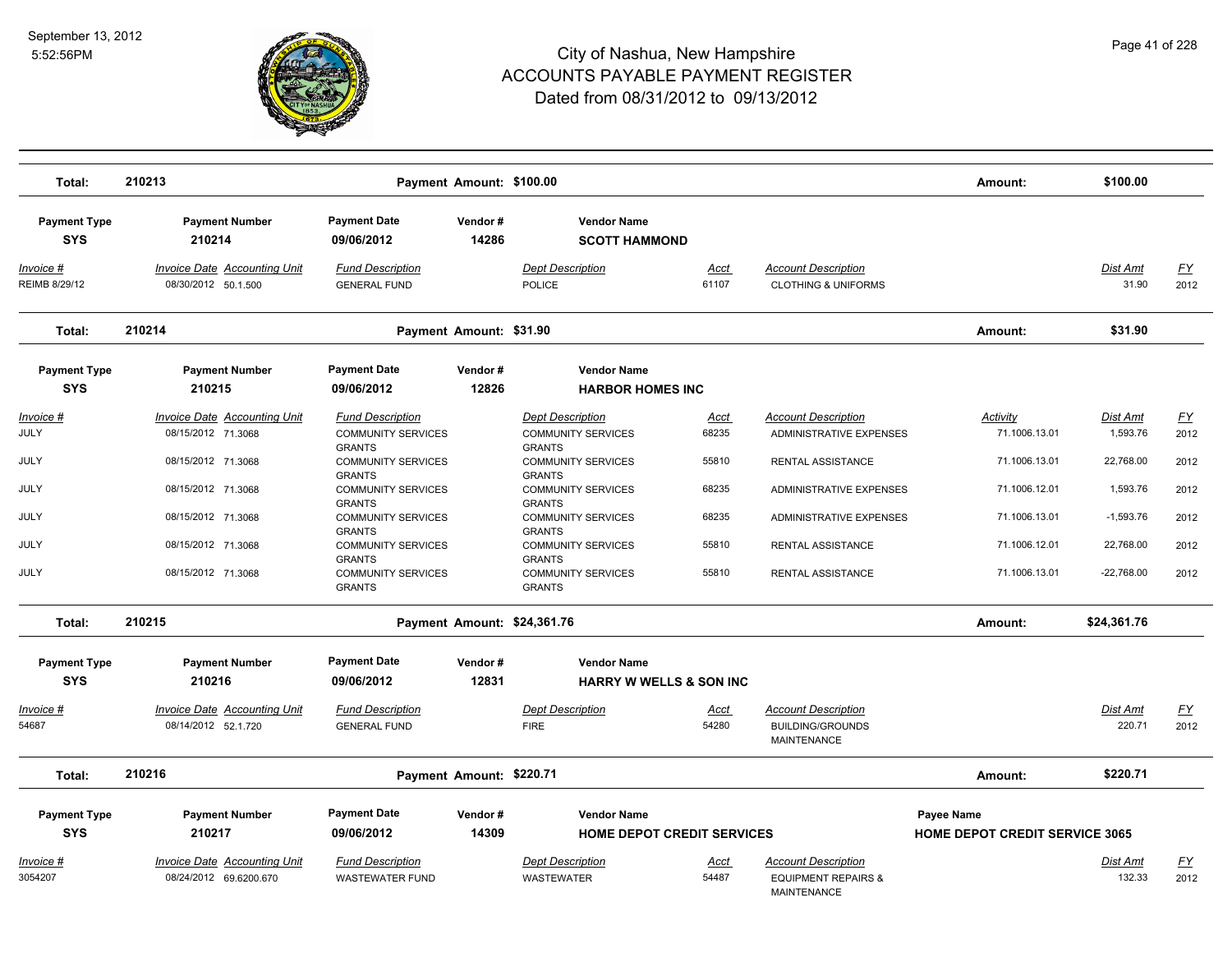# City of Nashua, New Hampshire
## ACCOUNTS PAYABLE PAYMENT REGISTER
### Dated from 08/31/2012 to 09/13/2012

September 13, 2012
5:52:56PM

**Total: 210213** — Payment Amount: $100.00 — Amount: **$100.00**

| Payment Type | Payment Number | Payment Date | Vendor # | Vendor Name |
|---|---|---|---|---|
| SYS | 210214 | 09/06/2012 | 14286 | SCOTT HAMMOND |

| Invoice # | Invoice Date | Accounting Unit | Fund Description | Dept Description | Acct | Account Description | Dist Amt | FY |
|---|---|---|---|---|---|---|---|---|
| REIMB 8/29/12 | 08/30/2012 | 50.1.500 | GENERAL FUND | POLICE | 61107 | CLOTHING & UNIFORMS | 31.90 | 2012 |

**Total: 210214** — Payment Amount: $31.90 — Amount: **$31.90**

| Payment Type | Payment Number | Payment Date | Vendor # | Vendor Name |
|---|---|---|---|---|
| SYS | 210215 | 09/06/2012 | 12826 | HARBOR HOMES INC |

| Invoice # | Invoice Date | Accounting Unit | Fund Description | Dept Description | Acct | Account Description | Activity | Dist Amt | FY |
|---|---|---|---|---|---|---|---|---|---|
| JULY | 08/15/2012 | 71.3068 | COMMUNITY SERVICES GRANTS | COMMUNITY SERVICES GRANTS | 68235 | ADMINISTRATIVE EXPENSES | 71.1006.13.01 | 1,593.76 | 2012 |
| JULY | 08/15/2012 | 71.3068 | COMMUNITY SERVICES GRANTS | COMMUNITY SERVICES GRANTS | 55810 | RENTAL ASSISTANCE | 71.1006.13.01 | 22,768.00 | 2012 |
| JULY | 08/15/2012 | 71.3068 | COMMUNITY SERVICES GRANTS | COMMUNITY SERVICES GRANTS | 68235 | ADMINISTRATIVE EXPENSES | 71.1006.12.01 | 1,593.76 | 2012 |
| JULY | 08/15/2012 | 71.3068 | COMMUNITY SERVICES GRANTS | COMMUNITY SERVICES GRANTS | 68235 | ADMINISTRATIVE EXPENSES | 71.1006.13.01 | -1,593.76 | 2012 |
| JULY | 08/15/2012 | 71.3068 | COMMUNITY SERVICES GRANTS | COMMUNITY SERVICES GRANTS | 55810 | RENTAL ASSISTANCE | 71.1006.12.01 | 22,768.00 | 2012 |
| JULY | 08/15/2012 | 71.3068 | COMMUNITY SERVICES GRANTS | COMMUNITY SERVICES GRANTS | 55810 | RENTAL ASSISTANCE | 71.1006.13.01 | -22,768.00 | 2012 |

**Total: 210215** — Payment Amount: $24,361.76 — Amount: **$24,361.76**

| Payment Type | Payment Number | Payment Date | Vendor # | Vendor Name |
|---|---|---|---|---|
| SYS | 210216 | 09/06/2012 | 12831 | HARRY W WELLS & SON INC |

| Invoice # | Invoice Date | Accounting Unit | Fund Description | Dept Description | Acct | Account Description | Dist Amt | FY |
|---|---|---|---|---|---|---|---|---|
| 54687 | 08/14/2012 | 52.1.720 | GENERAL FUND | FIRE | 54280 | BUILDING/GROUNDS MAINTENANCE | 220.71 | 2012 |

**Total: 210216** — Payment Amount: $220.71 — Amount: **$220.71**

| Payment Type | Payment Number | Payment Date | Vendor # | Vendor Name | Payee Name |
|---|---|---|---|---|---|
| SYS | 210217 | 09/06/2012 | 14309 | HOME DEPOT CREDIT SERVICES | HOME DEPOT CREDIT SERVICE 3065 |

| Invoice # | Invoice Date | Accounting Unit | Fund Description | Dept Description | Acct | Account Description | Dist Amt | FY |
|---|---|---|---|---|---|---|---|---|
| 3054207 | 08/24/2012 | 69.6200.670 | WASTEWATER FUND | WASTEWATER | 54487 | EQUIPMENT REPAIRS & MAINTENANCE | 132.33 | 2012 |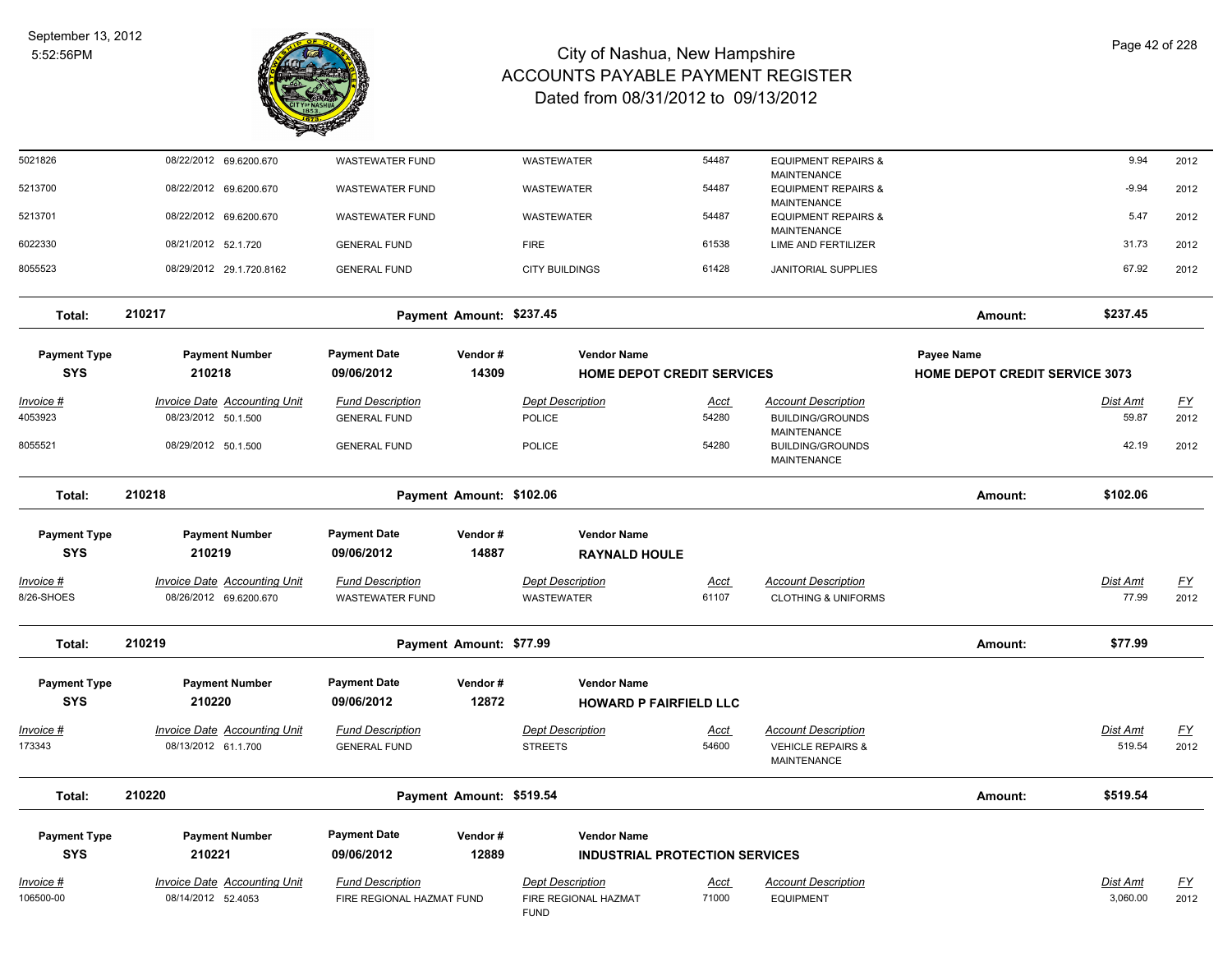# City of Nashua, New Hampshire
## ACCOUNTS PAYABLE PAYMENT REGISTER
### Dated from 08/31/2012 to 09/13/2012

September 13, 2012
5:52:56PM

| Invoice # | Invoice Date | Accounting Unit | Fund Description | Dept Description | Acct | Account Description | Dist Amt | FY |
|---|---|---|---|---|---|---|---|---|
| 5021826 | 08/22/2012 | 69.6200.670 | WASTEWATER FUND | WASTEWATER | 54487 | EQUIPMENT REPAIRS & MAINTENANCE | 9.94 | 2012 |
| 5213700 | 08/22/2012 | 69.6200.670 | WASTEWATER FUND | WASTEWATER | 54487 | EQUIPMENT REPAIRS & MAINTENANCE | -9.94 | 2012 |
| 5213701 | 08/22/2012 | 69.6200.670 | WASTEWATER FUND | WASTEWATER | 54487 | EQUIPMENT REPAIRS & MAINTENANCE | 5.47 | 2012 |
| 6022330 | 08/21/2012 | 52.1.720 | GENERAL FUND | FIRE | 61538 | LIME AND FERTILIZER | 31.73 | 2012 |
| 8055523 | 08/29/2012 | 29.1.720.8162 | GENERAL FUND | CITY BUILDINGS | 61428 | JANITORIAL SUPPLIES | 67.92 | 2012 |

**Total: 210217** — Payment Amount: $237.45 — Amount: **$237.45**

| Payment Type | Payment Number | Payment Date | Vendor # | Vendor Name | Payee Name |
|---|---|---|---|---|---|
| SYS | 210218 | 09/06/2012 | 14309 | HOME DEPOT CREDIT SERVICES | HOME DEPOT CREDIT SERVICE 3073 |

| Invoice # | Invoice Date | Accounting Unit | Fund Description | Dept Description | Acct | Account Description | Dist Amt | FY |
|---|---|---|---|---|---|---|---|---|
| 4053923 | 08/23/2012 | 50.1.500 | GENERAL FUND | POLICE | 54280 | BUILDING/GROUNDS MAINTENANCE | 59.87 | 2012 |
| 8055521 | 08/29/2012 | 50.1.500 | GENERAL FUND | POLICE | 54280 | BUILDING/GROUNDS MAINTENANCE | 42.19 | 2012 |

**Total: 210218** — Payment Amount: $102.06 — Amount: **$102.06**

| Payment Type | Payment Number | Payment Date | Vendor # | Vendor Name |
|---|---|---|---|---|
| SYS | 210219 | 09/06/2012 | 14887 | RAYNALD HOULE |

| Invoice # | Invoice Date | Accounting Unit | Fund Description | Dept Description | Acct | Account Description | Dist Amt | FY |
|---|---|---|---|---|---|---|---|---|
| 8/26-SHOES | 08/26/2012 | 69.6200.670 | WASTEWATER FUND | WASTEWATER | 61107 | CLOTHING & UNIFORMS | 77.99 | 2012 |

**Total: 210219** — Payment Amount: $77.99 — Amount: **$77.99**

| Payment Type | Payment Number | Payment Date | Vendor # | Vendor Name |
|---|---|---|---|---|
| SYS | 210220 | 09/06/2012 | 12872 | HOWARD P FAIRFIELD LLC |

| Invoice # | Invoice Date | Accounting Unit | Fund Description | Dept Description | Acct | Account Description | Dist Amt | FY |
|---|---|---|---|---|---|---|---|---|
| 173343 | 08/13/2012 | 61.1.700 | GENERAL FUND | STREETS | 54600 | VEHICLE REPAIRS & MAINTENANCE | 519.54 | 2012 |

**Total: 210220** — Payment Amount: $519.54 — Amount: **$519.54**

| Payment Type | Payment Number | Payment Date | Vendor # | Vendor Name |
|---|---|---|---|---|
| SYS | 210221 | 09/06/2012 | 12889 | INDUSTRIAL PROTECTION SERVICES |

| Invoice # | Invoice Date | Accounting Unit | Fund Description | Dept Description | Acct | Account Description | Dist Amt | FY |
|---|---|---|---|---|---|---|---|---|
| 106500-00 | 08/14/2012 | 52.4053 | FIRE REGIONAL HAZMAT FUND | FIRE REGIONAL HAZMAT FUND | 71000 | EQUIPMENT | 3,060.00 | 2012 |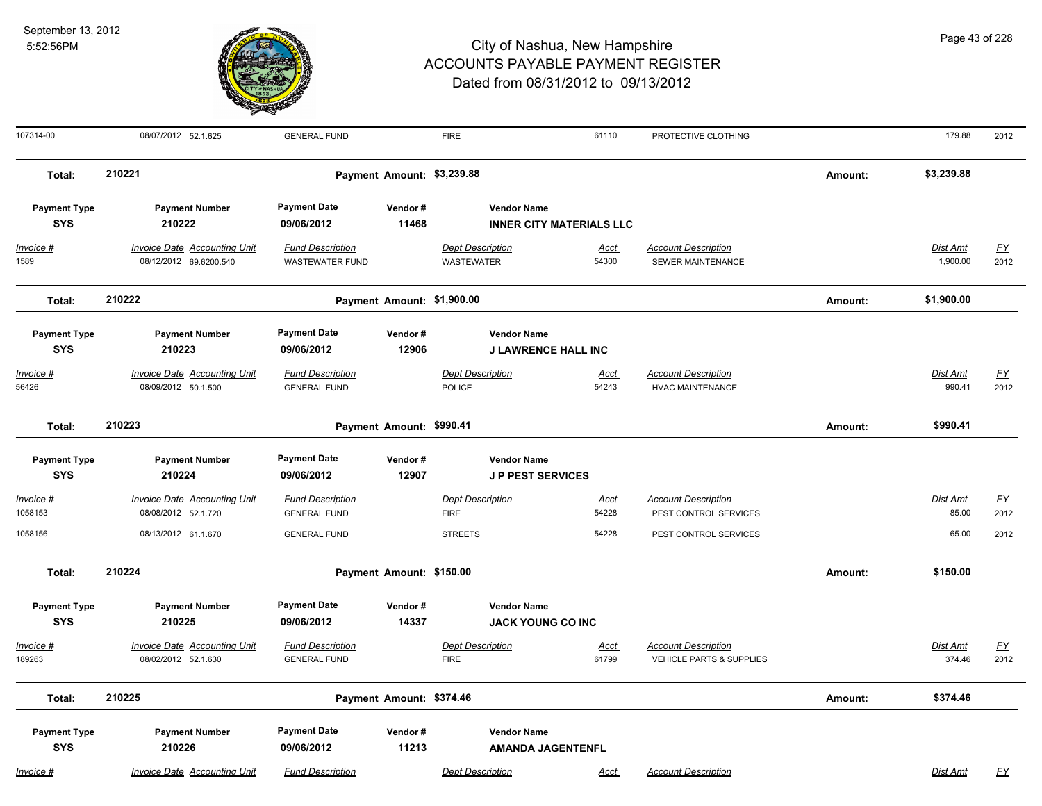## City of Nashua, New Hampshire
## ACCOUNTS PAYABLE PAYMENT REGISTER
## Dated from 08/31/2012 to 09/13/2012

| Invoice # | Invoice Date | Accounting Unit | Fund Description | Dept Description | Acct | Account Description | Dist Amt | FY |
|---|---|---|---|---|---|---|---|---|
| 107314-00 | 08/07/2012 | 52.1.625 | GENERAL FUND | FIRE | 61110 | PROTECTIVE CLOTHING | 179.88 | 2012 |

**Total: 210221** — Payment Amount: $3,239.88 — Amount: $3,239.88

| Payment Type | Payment Number | Payment Date | Vendor # | Vendor Name |
|---|---|---|---|---|
| SYS | 210222 | 09/06/2012 | 11468 | INNER CITY MATERIALS LLC |

| Invoice # | Invoice Date | Accounting Unit | Fund Description | Dept Description | Acct | Account Description | Dist Amt | FY |
|---|---|---|---|---|---|---|---|---|
| 1589 | 08/12/2012 | 69.6200.540 | WASTEWATER FUND | WASTEWATER | 54300 | SEWER MAINTENANCE | 1,900.00 | 2012 |

**Total: 210222** — Payment Amount: $1,900.00 — Amount: $1,900.00

| Payment Type | Payment Number | Payment Date | Vendor # | Vendor Name |
|---|---|---|---|---|
| SYS | 210223 | 09/06/2012 | 12906 | J LAWRENCE HALL INC |

| Invoice # | Invoice Date | Accounting Unit | Fund Description | Dept Description | Acct | Account Description | Dist Amt | FY |
|---|---|---|---|---|---|---|---|---|
| 56426 | 08/09/2012 | 50.1.500 | GENERAL FUND | POLICE | 54243 | HVAC MAINTENANCE | 990.41 | 2012 |

**Total: 210223** — Payment Amount: $990.41 — Amount: $990.41

| Payment Type | Payment Number | Payment Date | Vendor # | Vendor Name |
|---|---|---|---|---|
| SYS | 210224 | 09/06/2012 | 12907 | J P PEST SERVICES |

| Invoice # | Invoice Date | Accounting Unit | Fund Description | Dept Description | Acct | Account Description | Dist Amt | FY |
|---|---|---|---|---|---|---|---|---|
| 1058153 | 08/08/2012 | 52.1.720 | GENERAL FUND | FIRE | 54228 | PEST CONTROL SERVICES | 85.00 | 2012 |
| 1058156 | 08/13/2012 | 61.1.670 | GENERAL FUND | STREETS | 54228 | PEST CONTROL SERVICES | 65.00 | 2012 |

**Total: 210224** — Payment Amount: $150.00 — Amount: $150.00

| Payment Type | Payment Number | Payment Date | Vendor # | Vendor Name |
|---|---|---|---|---|
| SYS | 210225 | 09/06/2012 | 14337 | JACK YOUNG CO INC |

| Invoice # | Invoice Date | Accounting Unit | Fund Description | Dept Description | Acct | Account Description | Dist Amt | FY |
|---|---|---|---|---|---|---|---|---|
| 189263 | 08/02/2012 | 52.1.630 | GENERAL FUND | FIRE | 61799 | VEHICLE PARTS & SUPPLIES | 374.46 | 2012 |

**Total: 210225** — Payment Amount: $374.46 — Amount: $374.46

| Payment Type | Payment Number | Payment Date | Vendor # | Vendor Name |
|---|---|---|---|---|
| SYS | 210226 | 09/06/2012 | 11213 | AMANDA JAGENTENFL |

| Invoice # | Invoice Date | Accounting Unit | Fund Description | Dept Description | Acct | Account Description | Dist Amt | FY |
|---|---|---|---|---|---|---|---|---|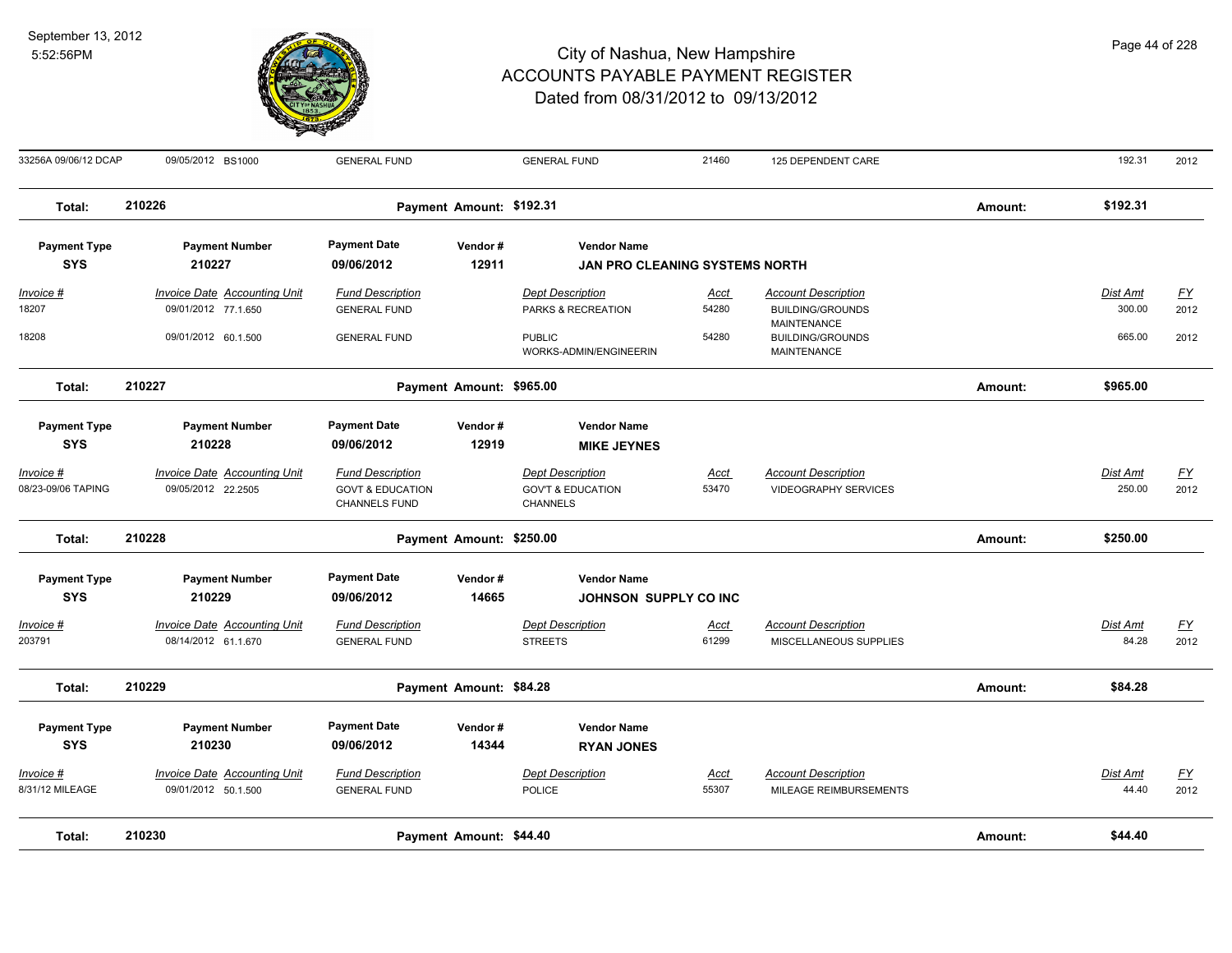# City of Nashua, New Hampshire
## ACCOUNTS PAYABLE PAYMENT REGISTER
### Dated from 08/31/2012 to 09/13/2012

September 13, 2012
5:52:56PM

| Invoice # | Invoice Date | Accounting Unit | Fund Description | Dept Description | Acct | Account Description | Dist Amt | FY |
|---|---|---|---|---|---|---|---|---|
| 33256A 09/06/12 DCAP | 09/05/2012 | BS1000 | GENERAL FUND | GENERAL FUND | 21460 | 125 DEPENDENT CARE | 192.31 | 2012 |

**Total: 210226** Payment Amount: $192.31 Amount: $192.31

| Payment Type | Payment Number | Payment Date | Vendor # | Vendor Name |
|---|---|---|---|---|
| SYS | 210227 | 09/06/2012 | 12911 | JAN PRO CLEANING SYSTEMS NORTH |

| Invoice # | Invoice Date | Accounting Unit | Fund Description | Dept Description | Acct | Account Description | Dist Amt | FY |
|---|---|---|---|---|---|---|---|---|
| 18207 | 09/01/2012 | 77.1.650 | GENERAL FUND | PARKS & RECREATION | 54280 | BUILDING/GROUNDS MAINTENANCE | 300.00 | 2012 |
| 18208 | 09/01/2012 | 60.1.500 | GENERAL FUND | PUBLIC WORKS-ADMIN/ENGINEERIN | 54280 | BUILDING/GROUNDS MAINTENANCE | 665.00 | 2012 |

**Total: 210227** Payment Amount: $965.00 Amount: $965.00

| Payment Type | Payment Number | Payment Date | Vendor # | Vendor Name |
|---|---|---|---|---|
| SYS | 210228 | 09/06/2012 | 12919 | MIKE JEYNES |

| Invoice # | Invoice Date | Accounting Unit | Fund Description | Dept Description | Acct | Account Description | Dist Amt | FY |
|---|---|---|---|---|---|---|---|---|
| 08/23-09/06 TAPING | 09/05/2012 | 22.2505 | GOVT & EDUCATION CHANNELS FUND | GOV'T & EDUCATION CHANNELS | 53470 | VIDEOGRAPHY SERVICES | 250.00 | 2012 |

**Total: 210228** Payment Amount: $250.00 Amount: $250.00

| Payment Type | Payment Number | Payment Date | Vendor # | Vendor Name |
|---|---|---|---|---|
| SYS | 210229 | 09/06/2012 | 14665 | JOHNSON SUPPLY CO INC |

| Invoice # | Invoice Date | Accounting Unit | Fund Description | Dept Description | Acct | Account Description | Dist Amt | FY |
|---|---|---|---|---|---|---|---|---|
| 203791 | 08/14/2012 | 61.1.670 | GENERAL FUND | STREETS | 61299 | MISCELLANEOUS SUPPLIES | 84.28 | 2012 |

**Total: 210229** Payment Amount: $84.28 Amount: $84.28

| Payment Type | Payment Number | Payment Date | Vendor # | Vendor Name |
|---|---|---|---|---|
| SYS | 210230 | 09/06/2012 | 14344 | RYAN JONES |

| Invoice # | Invoice Date | Accounting Unit | Fund Description | Dept Description | Acct | Account Description | Dist Amt | FY |
|---|---|---|---|---|---|---|---|---|
| 8/31/12 MILEAGE | 09/01/2012 | 50.1.500 | GENERAL FUND | POLICE | 55307 | MILEAGE REIMBURSEMENTS | 44.40 | 2012 |

**Total: 210230** Payment Amount: $44.40 Amount: $44.40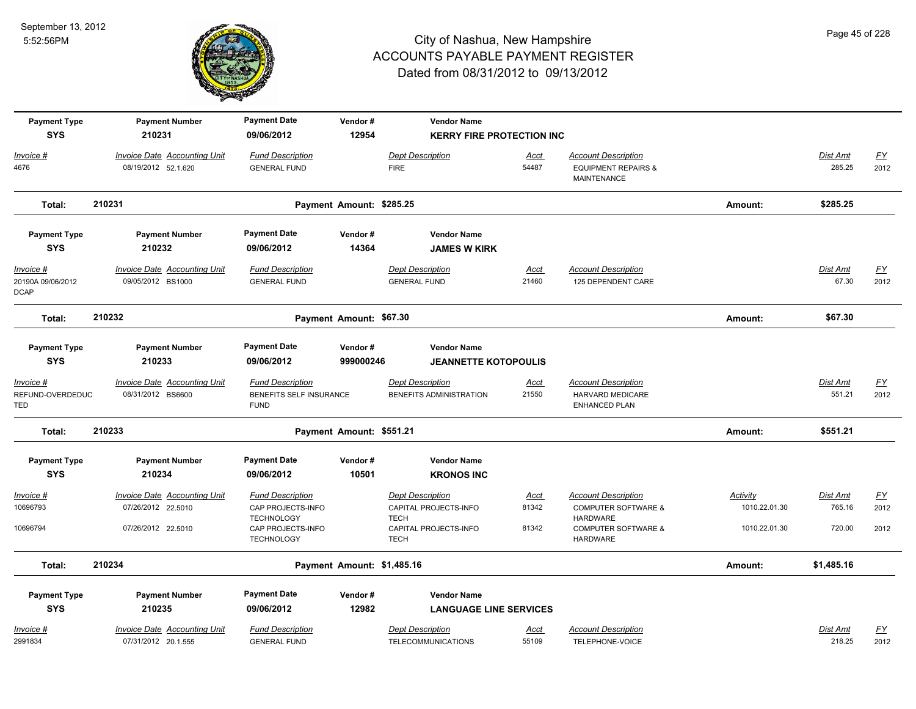# City of Nashua, New Hampshire
## ACCOUNTS PAYABLE PAYMENT REGISTER
### Dated from 08/31/2012 to 09/13/2012

September 13, 2012
5:52:56PM

| Payment Type | Payment Number | Payment Date | Vendor # | Vendor Name |
|---|---|---|---|---|
| SYS | 210231 | 09/06/2012 | 12954 | KERRY FIRE PROTECTION INC |

| Invoice # | Invoice Date | Accounting Unit | Fund Description | Dept Description | Acct | Account Description | Dist Amt | FY |
|---|---|---|---|---|---|---|---|---|
| 4676 | 08/19/2012 | 52.1.620 | GENERAL FUND | FIRE | 54487 | EQUIPMENT REPAIRS & MAINTENANCE | 285.25 | 2012 |

**Total: 210231** Payment Amount: $285.25 Amount: **$285.25**

| Payment Type | Payment Number | Payment Date | Vendor # | Vendor Name |
|---|---|---|---|---|
| SYS | 210232 | 09/06/2012 | 14364 | JAMES W KIRK |

| Invoice # | Invoice Date | Accounting Unit | Fund Description | Dept Description | Acct | Account Description | Dist Amt | FY |
|---|---|---|---|---|---|---|---|---|
| 20190A 09/06/2012 DCAP | 09/05/2012 | BS1000 | GENERAL FUND | GENERAL FUND | 21460 | 125 DEPENDENT CARE | 67.30 | 2012 |

**Total: 210232** Payment Amount: $67.30 Amount: **$67.30**

| Payment Type | Payment Number | Payment Date | Vendor # | Vendor Name |
|---|---|---|---|---|
| SYS | 210233 | 09/06/2012 | 999000246 | JEANNETTE KOTOPOULIS |

| Invoice # | Invoice Date | Accounting Unit | Fund Description | Dept Description | Acct | Account Description | Dist Amt | FY |
|---|---|---|---|---|---|---|---|---|
| REFUND-OVERDEDUCTED | 08/31/2012 | BS6600 | BENEFITS SELF INSURANCE FUND | BENEFITS ADMINISTRATION | 21550 | HARVARD MEDICARE ENHANCED PLAN | 551.21 | 2012 |

**Total: 210233** Payment Amount: $551.21 Amount: **$551.21**

| Payment Type | Payment Number | Payment Date | Vendor # | Vendor Name |
|---|---|---|---|---|
| SYS | 210234 | 09/06/2012 | 10501 | KRONOS INC |

| Invoice # | Invoice Date | Accounting Unit | Fund Description | Dept Description | Acct | Account Description | Activity | Dist Amt | FY |
|---|---|---|---|---|---|---|---|---|---|
| 10696793 | 07/26/2012 | 22.5010 | CAP PROJECTS-INFO TECHNOLOGY | CAPITAL PROJECTS-INFO TECH | 81342 | COMPUTER SOFTWARE & HARDWARE | 1010.22.01.30 | 765.16 | 2012 |
| 10696794 | 07/26/2012 | 22.5010 | CAP PROJECTS-INFO TECHNOLOGY | CAPITAL PROJECTS-INFO TECH | 81342 | COMPUTER SOFTWARE & HARDWARE | 1010.22.01.30 | 720.00 | 2012 |

**Total: 210234** Payment Amount: $1,485.16 Amount: **$1,485.16**

| Payment Type | Payment Number | Payment Date | Vendor # | Vendor Name |
|---|---|---|---|---|
| SYS | 210235 | 09/06/2012 | 12982 | LANGUAGE LINE SERVICES |

| Invoice # | Invoice Date | Accounting Unit | Fund Description | Dept Description | Acct | Account Description | Dist Amt | FY |
|---|---|---|---|---|---|---|---|---|
| 2991834 | 07/31/2012 | 20.1.555 | GENERAL FUND | TELECOMMUNICATIONS | 55109 | TELEPHONE-VOICE | 218.25 | 2012 |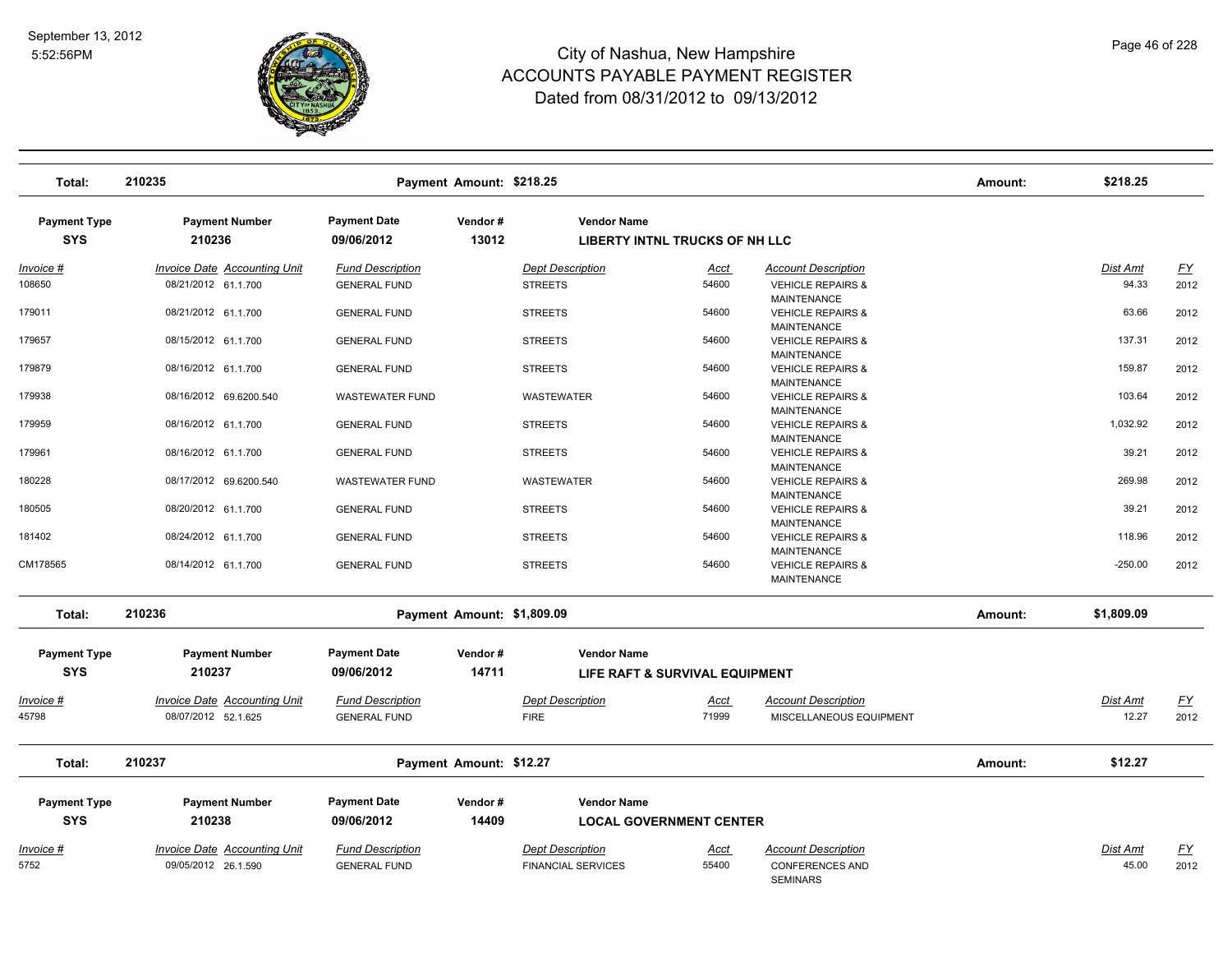# City of Nashua, New Hampshire
## ACCOUNTS PAYABLE PAYMENT REGISTER
### Dated from 08/31/2012 to 09/13/2012

| Total: | 210235 | Payment Amount: $218.25 | Amount: | $218.25 |
|---|---|---|---|---|

| Payment Type | Payment Number | Payment Date | Vendor # | Vendor Name |
|---|---|---|---|---|
| SYS | 210236 | 09/06/2012 | 13012 | LIBERTY INTNL TRUCKS OF NH LLC |

| Invoice # | Invoice Date | Accounting Unit | Fund Description | Dept Description | Acct | Account Description | Dist Amt | FY |
|---|---|---|---|---|---|---|---|---|
| 108650 | 08/21/2012 | 61.1.700 | GENERAL FUND | STREETS | 54600 | VEHICLE REPAIRS & MAINTENANCE | 94.33 | 2012 |
| 179011 | 08/21/2012 | 61.1.700 | GENERAL FUND | STREETS | 54600 | VEHICLE REPAIRS & MAINTENANCE | 63.66 | 2012 |
| 179657 | 08/15/2012 | 61.1.700 | GENERAL FUND | STREETS | 54600 | VEHICLE REPAIRS & MAINTENANCE | 137.31 | 2012 |
| 179879 | 08/16/2012 | 61.1.700 | GENERAL FUND | STREETS | 54600 | VEHICLE REPAIRS & MAINTENANCE | 159.87 | 2012 |
| 179938 | 08/16/2012 | 69.6200.540 | WASTEWATER FUND | WASTEWATER | 54600 | VEHICLE REPAIRS & MAINTENANCE | 103.64 | 2012 |
| 179959 | 08/16/2012 | 61.1.700 | GENERAL FUND | STREETS | 54600 | VEHICLE REPAIRS & MAINTENANCE | 1,032.92 | 2012 |
| 179961 | 08/16/2012 | 61.1.700 | GENERAL FUND | STREETS | 54600 | VEHICLE REPAIRS & MAINTENANCE | 39.21 | 2012 |
| 180228 | 08/17/2012 | 69.6200.540 | WASTEWATER FUND | WASTEWATER | 54600 | VEHICLE REPAIRS & MAINTENANCE | 269.98 | 2012 |
| 180505 | 08/20/2012 | 61.1.700 | GENERAL FUND | STREETS | 54600 | VEHICLE REPAIRS & MAINTENANCE | 39.21 | 2012 |
| 181402 | 08/24/2012 | 61.1.700 | GENERAL FUND | STREETS | 54600 | VEHICLE REPAIRS & MAINTENANCE | 118.96 | 2012 |
| CM178565 | 08/14/2012 | 61.1.700 | GENERAL FUND | STREETS | 54600 | VEHICLE REPAIRS & MAINTENANCE | -250.00 | 2012 |

| Total: | 210236 | Payment Amount: $1,809.09 | Amount: | $1,809.09 |
|---|---|---|---|---|

| Payment Type | Payment Number | Payment Date | Vendor # | Vendor Name |
|---|---|---|---|---|
| SYS | 210237 | 09/06/2012 | 14711 | LIFE RAFT & SURVIVAL EQUIPMENT |

| Invoice # | Invoice Date | Accounting Unit | Fund Description | Dept Description | Acct | Account Description | Dist Amt | FY |
|---|---|---|---|---|---|---|---|---|
| 45798 | 08/07/2012 | 52.1.625 | GENERAL FUND | FIRE | 71999 | MISCELLANEOUS EQUIPMENT | 12.27 | 2012 |

| Total: | 210237 | Payment Amount: $12.27 | Amount: | $12.27 |
|---|---|---|---|---|

| Payment Type | Payment Number | Payment Date | Vendor # | Vendor Name |
|---|---|---|---|---|
| SYS | 210238 | 09/06/2012 | 14409 | LOCAL GOVERNMENT CENTER |

| Invoice # | Invoice Date | Accounting Unit | Fund Description | Dept Description | Acct | Account Description | Dist Amt | FY |
|---|---|---|---|---|---|---|---|---|
| 5752 | 09/05/2012 | 26.1.590 | GENERAL FUND | FINANCIAL SERVICES | 55400 | CONFERENCES AND SEMINARS | 45.00 | 2012 |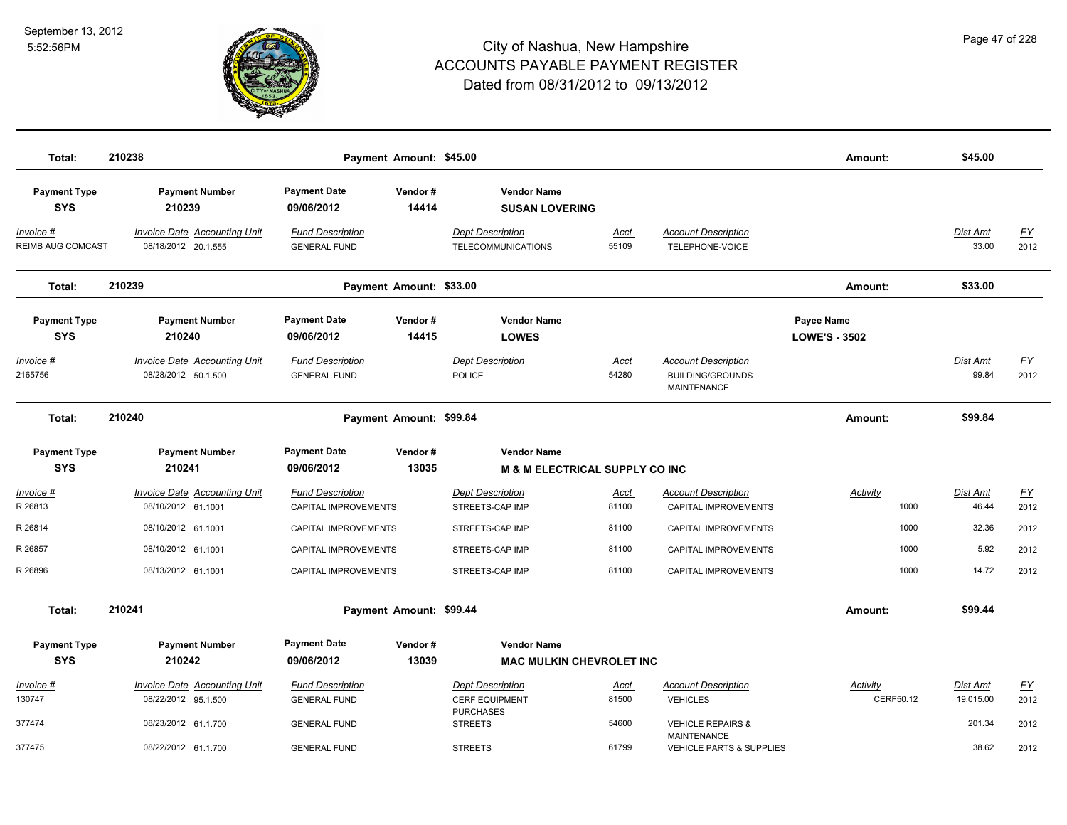# City of Nashua, New Hampshire
## ACCOUNTS PAYABLE PAYMENT REGISTER
### Dated from 08/31/2012 to 09/13/2012

September 13, 2012
5:52:56PM

| Total: | 210238 | Payment Amount: $45.00 | Amount: | $45.00 |
|---|---|---|---|---|

| Payment Type | Payment Number | Payment Date | Vendor # | Vendor Name |
|---|---|---|---|---|
| SYS | 210239 | 09/06/2012 | 14414 | SUSAN LOVERING |

| Invoice # | Invoice Date | Accounting Unit | Fund Description | Dept Description | Acct | Account Description | Dist Amt | FY |
|---|---|---|---|---|---|---|---|---|
| REIMB AUG COMCAST | 08/18/2012 | 20.1.555 | GENERAL FUND | TELECOMMUNICATIONS | 55109 | TELEPHONE-VOICE | 33.00 | 2012 |

| Total: | 210239 | Payment Amount: $33.00 | Amount: | $33.00 |
|---|---|---|---|---|

| Payment Type | Payment Number | Payment Date | Vendor # | Vendor Name | Payee Name |
|---|---|---|---|---|---|
| SYS | 210240 | 09/06/2012 | 14415 | LOWES | LOWE'S - 3502 |

| Invoice # | Invoice Date | Accounting Unit | Fund Description | Dept Description | Acct | Account Description | Dist Amt | FY |
|---|---|---|---|---|---|---|---|---|
| 2165756 | 08/28/2012 | 50.1.500 | GENERAL FUND | POLICE | 54280 | BUILDING/GROUNDS MAINTENANCE | 99.84 | 2012 |

| Total: | 210240 | Payment Amount: $99.84 | Amount: | $99.84 |
|---|---|---|---|---|

| Payment Type | Payment Number | Payment Date | Vendor # | Vendor Name |
|---|---|---|---|---|
| SYS | 210241 | 09/06/2012 | 13035 | M & M ELECTRICAL SUPPLY CO INC |

| Invoice # | Invoice Date | Accounting Unit | Fund Description | Dept Description | Acct | Account Description | Activity | Dist Amt | FY |
|---|---|---|---|---|---|---|---|---|---|
| R 26813 | 08/10/2012 | 61.1001 | CAPITAL IMPROVEMENTS | STREETS-CAP IMP | 81100 | CAPITAL IMPROVEMENTS | 1000 | 46.44 | 2012 |
| R 26814 | 08/10/2012 | 61.1001 | CAPITAL IMPROVEMENTS | STREETS-CAP IMP | 81100 | CAPITAL IMPROVEMENTS | 1000 | 32.36 | 2012 |
| R 26857 | 08/10/2012 | 61.1001 | CAPITAL IMPROVEMENTS | STREETS-CAP IMP | 81100 | CAPITAL IMPROVEMENTS | 1000 | 5.92 | 2012 |
| R 26896 | 08/13/2012 | 61.1001 | CAPITAL IMPROVEMENTS | STREETS-CAP IMP | 81100 | CAPITAL IMPROVEMENTS | 1000 | 14.72 | 2012 |

| Total: | 210241 | Payment Amount: $99.44 | Amount: | $99.44 |
|---|---|---|---|---|

| Payment Type | Payment Number | Payment Date | Vendor # | Vendor Name |
|---|---|---|---|---|
| SYS | 210242 | 09/06/2012 | 13039 | MAC MULKIN CHEVROLET INC |

| Invoice # | Invoice Date | Accounting Unit | Fund Description | Dept Description | Acct | Account Description | Activity | Dist Amt | FY |
|---|---|---|---|---|---|---|---|---|---|
| 130747 | 08/22/2012 | 95.1.500 | GENERAL FUND | CERF EQUIPMENT PURCHASES | 81500 | VEHICLES | CERF50.12 | 19,015.00 | 2012 |
| 377474 | 08/23/2012 | 61.1.700 | GENERAL FUND | STREETS | 54600 | VEHICLE REPAIRS & MAINTENANCE | | 201.34 | 2012 |
| 377475 | 08/22/2012 | 61.1.700 | GENERAL FUND | STREETS | 61799 | VEHICLE PARTS & SUPPLIES | | 38.62 | 2012 |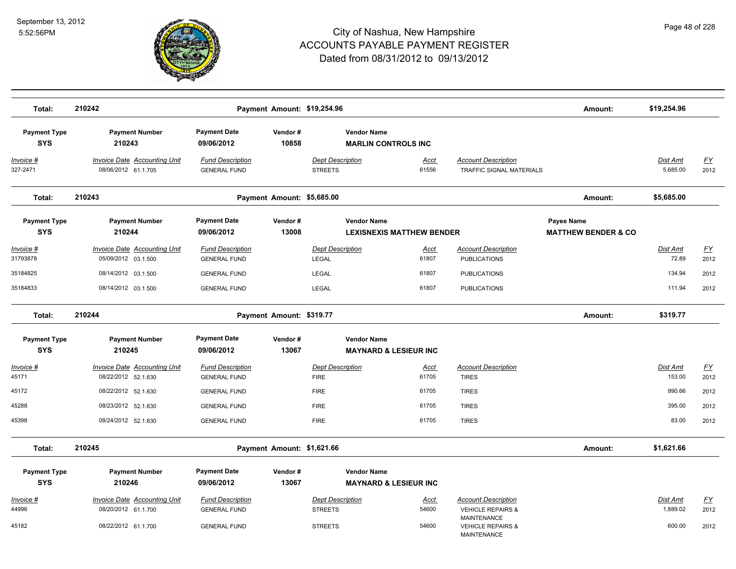# City of Nashua, New Hampshire
## ACCOUNTS PAYABLE PAYMENT REGISTER
### Dated from 08/31/2012 to 09/13/2012

September 13, 2012
5:52:56PM

**Total: 210242** | **Payment Amount: $19,254.96** | **Amount: $19,254.96**

| Payment Type | Payment Number | Payment Date | Vendor # | Vendor Name |
|---|---|---|---|---|
| SYS | 210243 | 09/06/2012 | 10858 | MARLIN CONTROLS INC |

| Invoice # | Invoice Date | Accounting Unit | Fund Description | Dept Description | Acct | Account Description | Dist Amt | FY |
|---|---|---|---|---|---|---|---|---|
| 327-2471 | 08/06/2012 | 61.1.705 | GENERAL FUND | STREETS | 61556 | TRAFFIC SIGNAL MATERIALS | 5,685.00 | 2012 |

**Total: 210243** | **Payment Amount: $5,685.00** | **Amount: $5,685.00**

| Payment Type | Payment Number | Payment Date | Vendor # | Vendor Name | Payee Name |
|---|---|---|---|---|---|
| SYS | 210244 | 09/06/2012 | 13008 | LEXISNEXIS MATTHEW BENDER | MATTHEW BENDER & CO |

| Invoice # | Invoice Date | Accounting Unit | Fund Description | Dept Description | Acct | Account Description | Dist Amt | FY |
|---|---|---|---|---|---|---|---|---|
| 31793878 | 05/09/2012 | 03.1.500 | GENERAL FUND | LEGAL | 61807 | PUBLICATIONS | 72.89 | 2012 |
| 35184825 | 08/14/2012 | 03.1.500 | GENERAL FUND | LEGAL | 61807 | PUBLICATIONS | 134.94 | 2012 |
| 35184833 | 08/14/2012 | 03.1.500 | GENERAL FUND | LEGAL | 61807 | PUBLICATIONS | 111.94 | 2012 |

**Total: 210244** | **Payment Amount: $319.77** | **Amount: $319.77**

| Payment Type | Payment Number | Payment Date | Vendor # | Vendor Name |
|---|---|---|---|---|
| SYS | 210245 | 09/06/2012 | 13067 | MAYNARD & LESIEUR INC |

| Invoice # | Invoice Date | Accounting Unit | Fund Description | Dept Description | Acct | Account Description | Dist Amt | FY |
|---|---|---|---|---|---|---|---|---|
| 45171 | 08/22/2012 | 52.1.630 | GENERAL FUND | FIRE | 61705 | TIRES | 153.00 | 2012 |
| 45172 | 08/22/2012 | 52.1.630 | GENERAL FUND | FIRE | 61705 | TIRES | 990.66 | 2012 |
| 45288 | 08/23/2012 | 52.1.630 | GENERAL FUND | FIRE | 61705 | TIRES | 395.00 | 2012 |
| 45398 | 08/24/2012 | 52.1.630 | GENERAL FUND | FIRE | 61705 | TIRES | 83.00 | 2012 |

**Total: 210245** | **Payment Amount: $1,621.66** | **Amount: $1,621.66**

| Payment Type | Payment Number | Payment Date | Vendor # | Vendor Name |
|---|---|---|---|---|
| SYS | 210246 | 09/06/2012 | 13067 | MAYNARD & LESIEUR INC |

| Invoice # | Invoice Date | Accounting Unit | Fund Description | Dept Description | Acct | Account Description | Dist Amt | FY |
|---|---|---|---|---|---|---|---|---|
| 44996 | 08/20/2012 | 61.1.700 | GENERAL FUND | STREETS | 54600 | VEHICLE REPAIRS & MAINTENANCE | 1,889.02 | 2012 |
| 45182 | 08/22/2012 | 61.1.700 | GENERAL FUND | STREETS | 54600 | VEHICLE REPAIRS & MAINTENANCE | 600.00 | 2012 |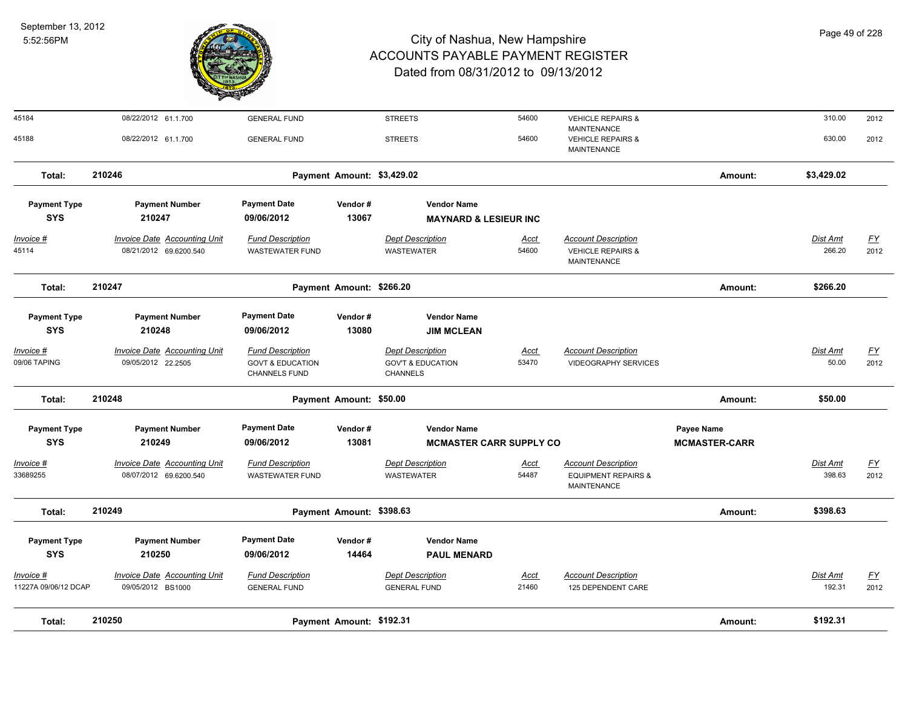| | | | | | | | | | |
|---|---|---|---|---|---|---|---|---|---|
| 45184 | 08/22/2012 61.1.700 | GENERAL FUND | | STREETS | 54600 | VEHICLE REPAIRS & MAINTENANCE | | 310.00 | 2012 |
| 45188 | 08/22/2012 61.1.700 | GENERAL FUND | | STREETS | 54600 | VEHICLE REPAIRS & MAINTENANCE | | 630.00 | 2012 |
| **Total:** | **210246** | | **Payment Amount: $3,429.02** | | | | **Amount:** | **$3,429.02** | |

| **Payment Type** | **Payment Number** | **Payment Date** | **Vendor #** | **Vendor Name** | | | | | |
|---|---|---|---|---|---|---|---|---|---|
| **SYS** | **210247** | **09/06/2012** | **13067** | **MAYNARD & LESIEUR INC** | | | | | |
| *Invoice #* | *Invoice Date Accounting Unit* | *Fund Description* | | *Dept Description* | *Acct* | *Account Description* | | *Dist Amt* | *FY* |
| 45114 | 08/21/2012 69.6200.540 | WASTEWATER FUND | | WASTEWATER | 54600 | VEHICLE REPAIRS & MAINTENANCE | | 266.20 | 2012 |
| **Total:** | **210247** | | **Payment Amount: $266.20** | | | | **Amount:** | **$266.20** | |

| **Payment Type** | **Payment Number** | **Payment Date** | **Vendor #** | **Vendor Name** | | | | | |
|---|---|---|---|---|---|---|---|---|---|
| **SYS** | **210248** | **09/06/2012** | **13080** | **JIM MCLEAN** | | | | | |
| *Invoice #* | *Invoice Date Accounting Unit* | *Fund Description* | | *Dept Description* | *Acct* | *Account Description* | | *Dist Amt* | *FY* |
| 09/06 TAPING | 09/05/2012 22.2505 | GOVT & EDUCATION CHANNELS FUND | | GOV'T & EDUCATION CHANNELS | 53470 | VIDEOGRAPHY SERVICES | | 50.00 | 2012 |
| **Total:** | **210248** | | **Payment Amount: $50.00** | | | | **Amount:** | **$50.00** | |

| **Payment Type** | **Payment Number** | **Payment Date** | **Vendor #** | **Vendor Name** | | | **Payee Name** | | |
|---|---|---|---|---|---|---|---|---|---|
| **SYS** | **210249** | **09/06/2012** | **13081** | **MCMASTER CARR SUPPLY CO** | | | **MCMASTER-CARR** | | |
| *Invoice #* | *Invoice Date Accounting Unit* | *Fund Description* | | *Dept Description* | *Acct* | *Account Description* | | *Dist Amt* | *FY* |
| 33689255 | 08/07/2012 69.6200.540 | WASTEWATER FUND | | WASTEWATER | 54487 | EQUIPMENT REPAIRS & MAINTENANCE | | 398.63 | 2012 |
| **Total:** | **210249** | | **Payment Amount: $398.63** | | | | **Amount:** | **$398.63** | |

| **Payment Type** | **Payment Number** | **Payment Date** | **Vendor #** | **Vendor Name** | | | | | |
|---|---|---|---|---|---|---|---|---|---|
| **SYS** | **210250** | **09/06/2012** | **14464** | **PAUL MENARD** | | | | | |
| *Invoice #* | *Invoice Date Accounting Unit* | *Fund Description* | | *Dept Description* | *Acct* | *Account Description* | | *Dist Amt* | *FY* |
| 11227A 09/06/12 DCAP | 09/05/2012 BS1000 | GENERAL FUND | | GENERAL FUND | 21460 | 125 DEPENDENT CARE | | 192.31 | 2012 |
| **Total:** | **210250** | | **Payment Amount: $192.31** | | | | **Amount:** | **$192.31** | |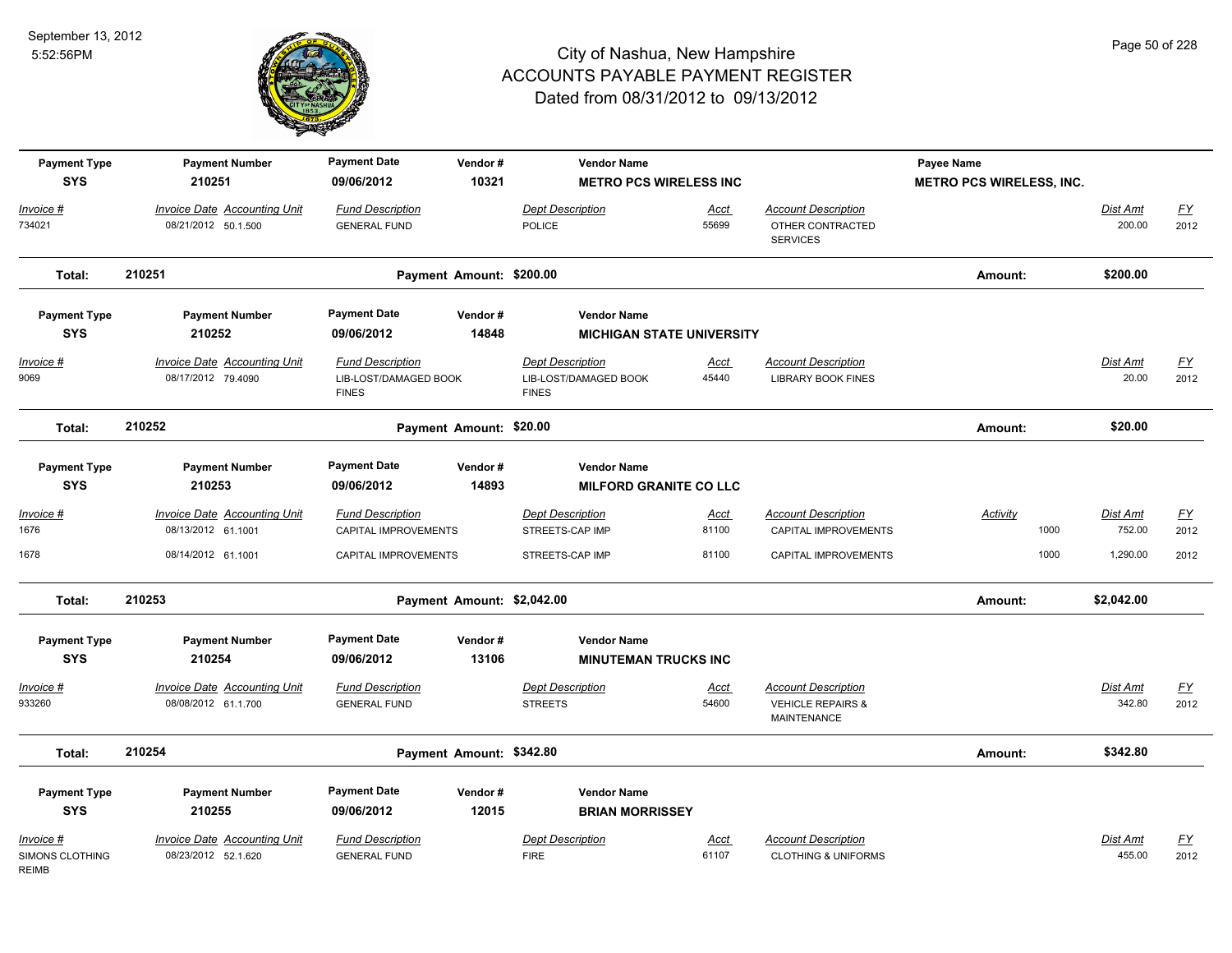| Payment Type | Payment Number | Payment Date | Vendor # | Vendor Name | | | Payee Name | | |
|---|---|---|---|---|---|---|---|---|---|
| SYS | 210251 | 09/06/2012 | 10321 | METRO PCS WIRELESS INC | | | METRO PCS WIRELESS, INC. | | |
| *Invoice #* | *Invoice Date Accounting Unit* | *Fund Description* | | *Dept Description* | *Acct* | *Account Description* | | *Dist Amt* | *FY* |
| 734021 | 08/21/2012 50.1.500 | GENERAL FUND | | POLICE | 55699 | OTHER CONTRACTED SERVICES | | 200.00 | 2012 |
| **Total:** | **210251** | **Payment Amount: $200.00** | | | | | **Amount:** | **$200.00** | |

| Payment Type | Payment Number | Payment Date | Vendor # | Vendor Name | | | | |
|---|---|---|---|---|---|---|---|---|
| SYS | 210252 | 09/06/2012 | 14848 | MICHIGAN STATE UNIVERSITY | | | | |
| *Invoice #* | *Invoice Date Accounting Unit* | *Fund Description* | | *Dept Description* | *Acct* | *Account Description* | *Dist Amt* | *FY* |
| 9069 | 08/17/2012 79.4090 | LIB-LOST/DAMAGED BOOK FINES | | LIB-LOST/DAMAGED BOOK FINES | 45440 | LIBRARY BOOK FINES | 20.00 | 2012 |
| **Total:** | **210252** | **Payment Amount: $20.00** | | | | **Amount:** | **$20.00** | |

| Payment Type | Payment Number | Payment Date | Vendor # | Vendor Name | | | | | |
|---|---|---|---|---|---|---|---|---|---|
| SYS | 210253 | 09/06/2012 | 14893 | MILFORD GRANITE CO LLC | | | | | |
| *Invoice #* | *Invoice Date Accounting Unit* | *Fund Description* | | *Dept Description* | *Acct* | *Account Description* | *Activity* | *Dist Amt* | *FY* |
| 1676 | 08/13/2012 61.1001 | CAPITAL IMPROVEMENTS | | STREETS-CAP IMP | 81100 | CAPITAL IMPROVEMENTS | 1000 | 752.00 | 2012 |
| 1678 | 08/14/2012 61.1001 | CAPITAL IMPROVEMENTS | | STREETS-CAP IMP | 81100 | CAPITAL IMPROVEMENTS | 1000 | 1,290.00 | 2012 |
| **Total:** | **210253** | **Payment Amount: $2,042.00** | | | | | **Amount:** | **$2,042.00** | |

| Payment Type | Payment Number | Payment Date | Vendor # | Vendor Name | | | | |
|---|---|---|---|---|---|---|---|---|
| SYS | 210254 | 09/06/2012 | 13106 | MINUTEMAN TRUCKS INC | | | | |
| *Invoice #* | *Invoice Date Accounting Unit* | *Fund Description* | | *Dept Description* | *Acct* | *Account Description* | *Dist Amt* | *FY* |
| 933260 | 08/08/2012 61.1.700 | GENERAL FUND | | STREETS | 54600 | VEHICLE REPAIRS & MAINTENANCE | 342.80 | 2012 |
| **Total:** | **210254** | **Payment Amount: $342.80** | | | | **Amount:** | **$342.80** | |

| Payment Type | Payment Number | Payment Date | Vendor # | Vendor Name | | | | |
|---|---|---|---|---|---|---|---|---|
| SYS | 210255 | 09/06/2012 | 12015 | BRIAN MORRISSEY | | | | |
| *Invoice #* | *Invoice Date Accounting Unit* | *Fund Description* | | *Dept Description* | *Acct* | *Account Description* | *Dist Amt* | *FY* |
| SIMONS CLOTHING REIMB | 08/23/2012 52.1.620 | GENERAL FUND | | FIRE | 61107 | CLOTHING & UNIFORMS | 455.00 | 2012 |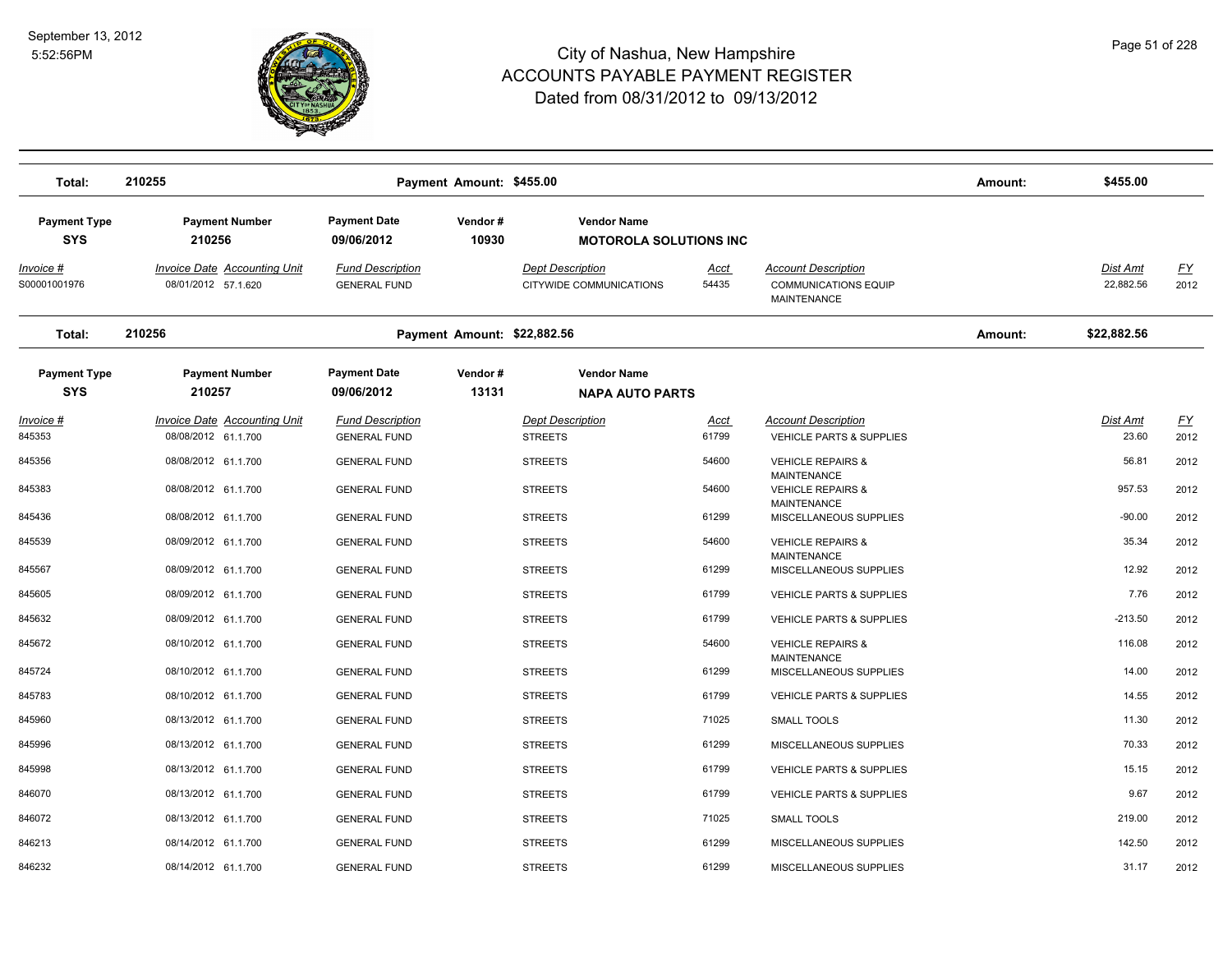# City of Nashua, New Hampshire
## ACCOUNTS PAYABLE PAYMENT REGISTER
### Dated from 08/31/2012 to 09/13/2012

| Total: | 210255 | | Payment Amount: $455.00 | | | Amount: | $455.00 | |
|---|---|---|---|---|---|---|---|---|

| Payment Type | Payment Number | Payment Date | Vendor # | Vendor Name |
|---|---|---|---|---|
| SYS | 210256 | 09/06/2012 | 10930 | MOTOROLA SOLUTIONS INC |

| Invoice # | Invoice Date | Accounting Unit | Fund Description | Dept Description | Acct | Account Description | Dist Amt | FY |
|---|---|---|---|---|---|---|---|---|
| S00001001976 | 08/01/2012 | 57.1.620 | GENERAL FUND | CITYWIDE COMMUNICATIONS | 54435 | COMMUNICATIONS EQUIP MAINTENANCE | 22,882.56 | 2012 |

| Total: | 210256 | | Payment Amount: $22,882.56 | | | Amount: | $22,882.56 | |
|---|---|---|---|---|---|---|---|---|

| Payment Type | Payment Number | Payment Date | Vendor # | Vendor Name |
|---|---|---|---|---|
| SYS | 210257 | 09/06/2012 | 13131 | NAPA AUTO PARTS |

| Invoice # | Invoice Date | Accounting Unit | Fund Description | Dept Description | Acct | Account Description | Dist Amt | FY |
|---|---|---|---|---|---|---|---|---|
| 845353 | 08/08/2012 | 61.1.700 | GENERAL FUND | STREETS | 61799 | VEHICLE PARTS & SUPPLIES | 23.60 | 2012 |
| 845356 | 08/08/2012 | 61.1.700 | GENERAL FUND | STREETS | 54600 | VEHICLE REPAIRS & MAINTENANCE | 56.81 | 2012 |
| 845383 | 08/08/2012 | 61.1.700 | GENERAL FUND | STREETS | 54600 | VEHICLE REPAIRS & MAINTENANCE | 957.53 | 2012 |
| 845436 | 08/08/2012 | 61.1.700 | GENERAL FUND | STREETS | 61299 | MISCELLANEOUS SUPPLIES | -90.00 | 2012 |
| 845539 | 08/09/2012 | 61.1.700 | GENERAL FUND | STREETS | 54600 | VEHICLE REPAIRS & MAINTENANCE | 35.34 | 2012 |
| 845567 | 08/09/2012 | 61.1.700 | GENERAL FUND | STREETS | 61299 | MISCELLANEOUS SUPPLIES | 12.92 | 2012 |
| 845605 | 08/09/2012 | 61.1.700 | GENERAL FUND | STREETS | 61799 | VEHICLE PARTS & SUPPLIES | 7.76 | 2012 |
| 845632 | 08/09/2012 | 61.1.700 | GENERAL FUND | STREETS | 61799 | VEHICLE PARTS & SUPPLIES | -213.50 | 2012 |
| 845672 | 08/10/2012 | 61.1.700 | GENERAL FUND | STREETS | 54600 | VEHICLE REPAIRS & MAINTENANCE | 116.08 | 2012 |
| 845724 | 08/10/2012 | 61.1.700 | GENERAL FUND | STREETS | 61299 | MISCELLANEOUS SUPPLIES | 14.00 | 2012 |
| 845783 | 08/10/2012 | 61.1.700 | GENERAL FUND | STREETS | 61799 | VEHICLE PARTS & SUPPLIES | 14.55 | 2012 |
| 845960 | 08/13/2012 | 61.1.700 | GENERAL FUND | STREETS | 71025 | SMALL TOOLS | 11.30 | 2012 |
| 845996 | 08/13/2012 | 61.1.700 | GENERAL FUND | STREETS | 61299 | MISCELLANEOUS SUPPLIES | 70.33 | 2012 |
| 845998 | 08/13/2012 | 61.1.700 | GENERAL FUND | STREETS | 61799 | VEHICLE PARTS & SUPPLIES | 15.15 | 2012 |
| 846070 | 08/13/2012 | 61.1.700 | GENERAL FUND | STREETS | 61799 | VEHICLE PARTS & SUPPLIES | 9.67 | 2012 |
| 846072 | 08/13/2012 | 61.1.700 | GENERAL FUND | STREETS | 71025 | SMALL TOOLS | 219.00 | 2012 |
| 846213 | 08/14/2012 | 61.1.700 | GENERAL FUND | STREETS | 61299 | MISCELLANEOUS SUPPLIES | 142.50 | 2012 |
| 846232 | 08/14/2012 | 61.1.700 | GENERAL FUND | STREETS | 61299 | MISCELLANEOUS SUPPLIES | 31.17 | 2012 |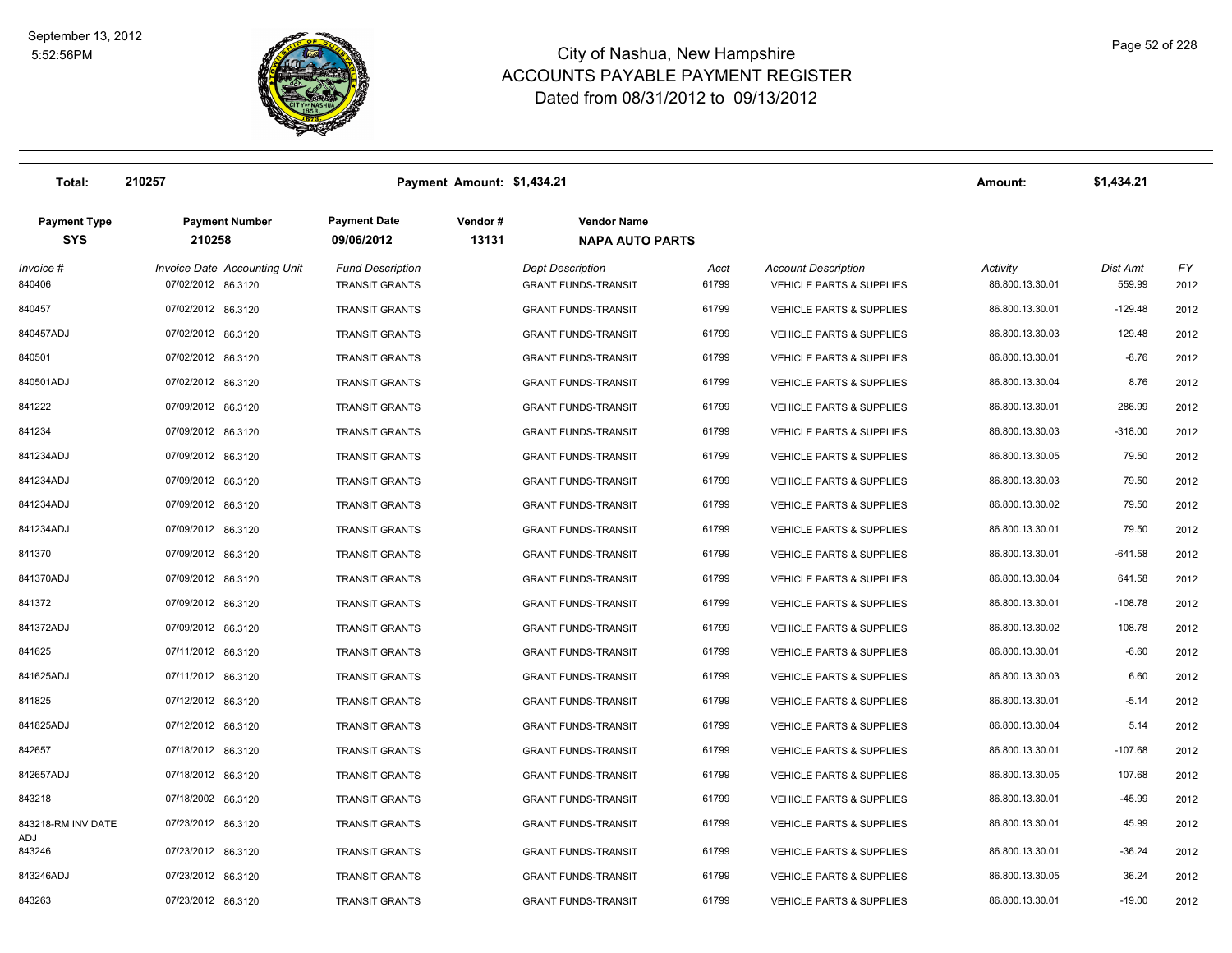# City of Nashua, New Hampshire
## ACCOUNTS PAYABLE PAYMENT REGISTER
### Dated from 08/31/2012 to 09/13/2012

| Total: | 210257 | | Payment Amount: $1,434.21 | | | | Amount: | $1,434.21 |
|---|---|---|---|---|---|---|---|---|

| Payment Type | Payment Number | Payment Date | Vendor # | Vendor Name |
|---|---|---|---|---|
| SYS | 210258 | 09/06/2012 | 13131 | NAPA AUTO PARTS |

| Invoice # | Invoice Date | Accounting Unit | Fund Description | Dept Description | Acct | Account Description | Activity | Dist Amt | FY |
|---|---|---|---|---|---|---|---|---|---|
| 840406 | 07/02/2012 | 86.3120 | TRANSIT GRANTS | GRANT FUNDS-TRANSIT | 61799 | VEHICLE PARTS & SUPPLIES | 86.800.13.30.01 | 559.99 | 2012 |
| 840457 | 07/02/2012 | 86.3120 | TRANSIT GRANTS | GRANT FUNDS-TRANSIT | 61799 | VEHICLE PARTS & SUPPLIES | 86.800.13.30.01 | -129.48 | 2012 |
| 840457ADJ | 07/02/2012 | 86.3120 | TRANSIT GRANTS | GRANT FUNDS-TRANSIT | 61799 | VEHICLE PARTS & SUPPLIES | 86.800.13.30.03 | 129.48 | 2012 |
| 840501 | 07/02/2012 | 86.3120 | TRANSIT GRANTS | GRANT FUNDS-TRANSIT | 61799 | VEHICLE PARTS & SUPPLIES | 86.800.13.30.01 | -8.76 | 2012 |
| 840501ADJ | 07/02/2012 | 86.3120 | TRANSIT GRANTS | GRANT FUNDS-TRANSIT | 61799 | VEHICLE PARTS & SUPPLIES | 86.800.13.30.04 | 8.76 | 2012 |
| 841222 | 07/09/2012 | 86.3120 | TRANSIT GRANTS | GRANT FUNDS-TRANSIT | 61799 | VEHICLE PARTS & SUPPLIES | 86.800.13.30.01 | 286.99 | 2012 |
| 841234 | 07/09/2012 | 86.3120 | TRANSIT GRANTS | GRANT FUNDS-TRANSIT | 61799 | VEHICLE PARTS & SUPPLIES | 86.800.13.30.03 | -318.00 | 2012 |
| 841234ADJ | 07/09/2012 | 86.3120 | TRANSIT GRANTS | GRANT FUNDS-TRANSIT | 61799 | VEHICLE PARTS & SUPPLIES | 86.800.13.30.05 | 79.50 | 2012 |
| 841234ADJ | 07/09/2012 | 86.3120 | TRANSIT GRANTS | GRANT FUNDS-TRANSIT | 61799 | VEHICLE PARTS & SUPPLIES | 86.800.13.30.03 | 79.50 | 2012 |
| 841234ADJ | 07/09/2012 | 86.3120 | TRANSIT GRANTS | GRANT FUNDS-TRANSIT | 61799 | VEHICLE PARTS & SUPPLIES | 86.800.13.30.02 | 79.50 | 2012 |
| 841234ADJ | 07/09/2012 | 86.3120 | TRANSIT GRANTS | GRANT FUNDS-TRANSIT | 61799 | VEHICLE PARTS & SUPPLIES | 86.800.13.30.01 | 79.50 | 2012 |
| 841370 | 07/09/2012 | 86.3120 | TRANSIT GRANTS | GRANT FUNDS-TRANSIT | 61799 | VEHICLE PARTS & SUPPLIES | 86.800.13.30.01 | -641.58 | 2012 |
| 841370ADJ | 07/09/2012 | 86.3120 | TRANSIT GRANTS | GRANT FUNDS-TRANSIT | 61799 | VEHICLE PARTS & SUPPLIES | 86.800.13.30.04 | 641.58 | 2012 |
| 841372 | 07/09/2012 | 86.3120 | TRANSIT GRANTS | GRANT FUNDS-TRANSIT | 61799 | VEHICLE PARTS & SUPPLIES | 86.800.13.30.01 | -108.78 | 2012 |
| 841372ADJ | 07/09/2012 | 86.3120 | TRANSIT GRANTS | GRANT FUNDS-TRANSIT | 61799 | VEHICLE PARTS & SUPPLIES | 86.800.13.30.02 | 108.78 | 2012 |
| 841625 | 07/11/2012 | 86.3120 | TRANSIT GRANTS | GRANT FUNDS-TRANSIT | 61799 | VEHICLE PARTS & SUPPLIES | 86.800.13.30.01 | -6.60 | 2012 |
| 841625ADJ | 07/11/2012 | 86.3120 | TRANSIT GRANTS | GRANT FUNDS-TRANSIT | 61799 | VEHICLE PARTS & SUPPLIES | 86.800.13.30.03 | 6.60 | 2012 |
| 841825 | 07/12/2012 | 86.3120 | TRANSIT GRANTS | GRANT FUNDS-TRANSIT | 61799 | VEHICLE PARTS & SUPPLIES | 86.800.13.30.01 | -5.14 | 2012 |
| 841825ADJ | 07/12/2012 | 86.3120 | TRANSIT GRANTS | GRANT FUNDS-TRANSIT | 61799 | VEHICLE PARTS & SUPPLIES | 86.800.13.30.04 | 5.14 | 2012 |
| 842657 | 07/18/2012 | 86.3120 | TRANSIT GRANTS | GRANT FUNDS-TRANSIT | 61799 | VEHICLE PARTS & SUPPLIES | 86.800.13.30.01 | -107.68 | 2012 |
| 842657ADJ | 07/18/2012 | 86.3120 | TRANSIT GRANTS | GRANT FUNDS-TRANSIT | 61799 | VEHICLE PARTS & SUPPLIES | 86.800.13.30.05 | 107.68 | 2012 |
| 843218 | 07/18/2002 | 86.3120 | TRANSIT GRANTS | GRANT FUNDS-TRANSIT | 61799 | VEHICLE PARTS & SUPPLIES | 86.800.13.30.01 | -45.99 | 2012 |
| 843218-RM INV DATE ADJ | 07/23/2012 | 86.3120 | TRANSIT GRANTS | GRANT FUNDS-TRANSIT | 61799 | VEHICLE PARTS & SUPPLIES | 86.800.13.30.01 | 45.99 | 2012 |
| 843246 | 07/23/2012 | 86.3120 | TRANSIT GRANTS | GRANT FUNDS-TRANSIT | 61799 | VEHICLE PARTS & SUPPLIES | 86.800.13.30.01 | -36.24 | 2012 |
| 843246ADJ | 07/23/2012 | 86.3120 | TRANSIT GRANTS | GRANT FUNDS-TRANSIT | 61799 | VEHICLE PARTS & SUPPLIES | 86.800.13.30.05 | 36.24 | 2012 |
| 843263 | 07/23/2012 | 86.3120 | TRANSIT GRANTS | GRANT FUNDS-TRANSIT | 61799 | VEHICLE PARTS & SUPPLIES | 86.800.13.30.01 | -19.00 | 2012 |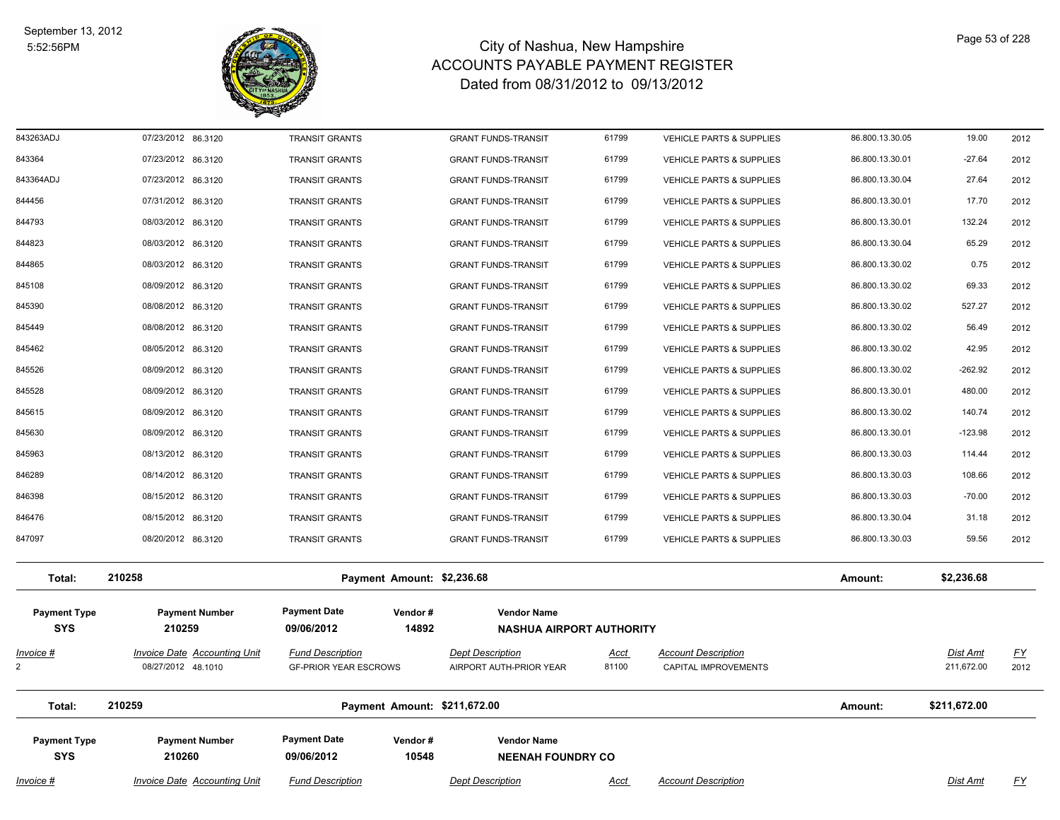| Invoice # | Invoice Date | Accounting Unit | Fund Description | Dept Description | Acct | Account Description | | Dist Amt | FY |
|---|---|---|---|---|---|---|---|---|---|
| 843263ADJ | 07/23/2012 | 86.3120 | TRANSIT GRANTS | GRANT FUNDS-TRANSIT | 61799 | VEHICLE PARTS & SUPPLIES | 86.800.13.30.05 | 19.00 | 2012 |
| 843364 | 07/23/2012 | 86.3120 | TRANSIT GRANTS | GRANT FUNDS-TRANSIT | 61799 | VEHICLE PARTS & SUPPLIES | 86.800.13.30.01 | -27.64 | 2012 |
| 843364ADJ | 07/23/2012 | 86.3120 | TRANSIT GRANTS | GRANT FUNDS-TRANSIT | 61799 | VEHICLE PARTS & SUPPLIES | 86.800.13.30.04 | 27.64 | 2012 |
| 844456 | 07/31/2012 | 86.3120 | TRANSIT GRANTS | GRANT FUNDS-TRANSIT | 61799 | VEHICLE PARTS & SUPPLIES | 86.800.13.30.01 | 17.70 | 2012 |
| 844793 | 08/03/2012 | 86.3120 | TRANSIT GRANTS | GRANT FUNDS-TRANSIT | 61799 | VEHICLE PARTS & SUPPLIES | 86.800.13.30.01 | 132.24 | 2012 |
| 844823 | 08/03/2012 | 86.3120 | TRANSIT GRANTS | GRANT FUNDS-TRANSIT | 61799 | VEHICLE PARTS & SUPPLIES | 86.800.13.30.04 | 65.29 | 2012 |
| 844865 | 08/03/2012 | 86.3120 | TRANSIT GRANTS | GRANT FUNDS-TRANSIT | 61799 | VEHICLE PARTS & SUPPLIES | 86.800.13.30.02 | 0.75 | 2012 |
| 845108 | 08/09/2012 | 86.3120 | TRANSIT GRANTS | GRANT FUNDS-TRANSIT | 61799 | VEHICLE PARTS & SUPPLIES | 86.800.13.30.02 | 69.33 | 2012 |
| 845390 | 08/08/2012 | 86.3120 | TRANSIT GRANTS | GRANT FUNDS-TRANSIT | 61799 | VEHICLE PARTS & SUPPLIES | 86.800.13.30.02 | 527.27 | 2012 |
| 845449 | 08/08/2012 | 86.3120 | TRANSIT GRANTS | GRANT FUNDS-TRANSIT | 61799 | VEHICLE PARTS & SUPPLIES | 86.800.13.30.02 | 56.49 | 2012 |
| 845462 | 08/05/2012 | 86.3120 | TRANSIT GRANTS | GRANT FUNDS-TRANSIT | 61799 | VEHICLE PARTS & SUPPLIES | 86.800.13.30.02 | 42.95 | 2012 |
| 845526 | 08/09/2012 | 86.3120 | TRANSIT GRANTS | GRANT FUNDS-TRANSIT | 61799 | VEHICLE PARTS & SUPPLIES | 86.800.13.30.02 | -262.92 | 2012 |
| 845528 | 08/09/2012 | 86.3120 | TRANSIT GRANTS | GRANT FUNDS-TRANSIT | 61799 | VEHICLE PARTS & SUPPLIES | 86.800.13.30.01 | 480.00 | 2012 |
| 845615 | 08/09/2012 | 86.3120 | TRANSIT GRANTS | GRANT FUNDS-TRANSIT | 61799 | VEHICLE PARTS & SUPPLIES | 86.800.13.30.02 | 140.74 | 2012 |
| 845630 | 08/09/2012 | 86.3120 | TRANSIT GRANTS | GRANT FUNDS-TRANSIT | 61799 | VEHICLE PARTS & SUPPLIES | 86.800.13.30.01 | -123.98 | 2012 |
| 845963 | 08/13/2012 | 86.3120 | TRANSIT GRANTS | GRANT FUNDS-TRANSIT | 61799 | VEHICLE PARTS & SUPPLIES | 86.800.13.30.03 | 114.44 | 2012 |
| 846289 | 08/14/2012 | 86.3120 | TRANSIT GRANTS | GRANT FUNDS-TRANSIT | 61799 | VEHICLE PARTS & SUPPLIES | 86.800.13.30.03 | 108.66 | 2012 |
| 846398 | 08/15/2012 | 86.3120 | TRANSIT GRANTS | GRANT FUNDS-TRANSIT | 61799 | VEHICLE PARTS & SUPPLIES | 86.800.13.30.03 | -70.00 | 2012 |
| 846476 | 08/15/2012 | 86.3120 | TRANSIT GRANTS | GRANT FUNDS-TRANSIT | 61799 | VEHICLE PARTS & SUPPLIES | 86.800.13.30.04 | 31.18 | 2012 |
| 847097 | 08/20/2012 | 86.3120 | TRANSIT GRANTS | GRANT FUNDS-TRANSIT | 61799 | VEHICLE PARTS & SUPPLIES | 86.800.13.30.03 | 59.56 | 2012 |

**Total:** 210258 **Payment Amount: $2,236.68** **Amount: $2,236.68**

| Payment Type | Payment Number | Payment Date | Vendor # | Vendor Name |
|---|---|---|---|---|
| **SYS** | **210259** | **09/06/2012** | **14892** | **NASHUA AIRPORT AUTHORITY** |

| Invoice # | Invoice Date | Accounting Unit | Fund Description | Dept Description | Acct | Account Description | Dist Amt | FY |
|---|---|---|---|---|---|---|---|---|
| 2 | 08/27/2012 | 48.1010 | GF-PRIOR YEAR ESCROWS | AIRPORT AUTH-PRIOR YEAR | 81100 | CAPITAL IMPROVEMENTS | 211,672.00 | 2012 |

**Total:** 210259 **Payment Amount: $211,672.00** **Amount: $211,672.00**

| Payment Type | Payment Number | Payment Date | Vendor # | Vendor Name |
|---|---|---|---|---|
| **SYS** | **210260** | **09/06/2012** | **10548** | **NEENAH FOUNDRY CO** |

| Invoice # | Invoice Date | Accounting Unit | Fund Description | Dept Description | Acct | Account Description | Dist Amt | FY |
|---|---|---|---|---|---|---|---|---|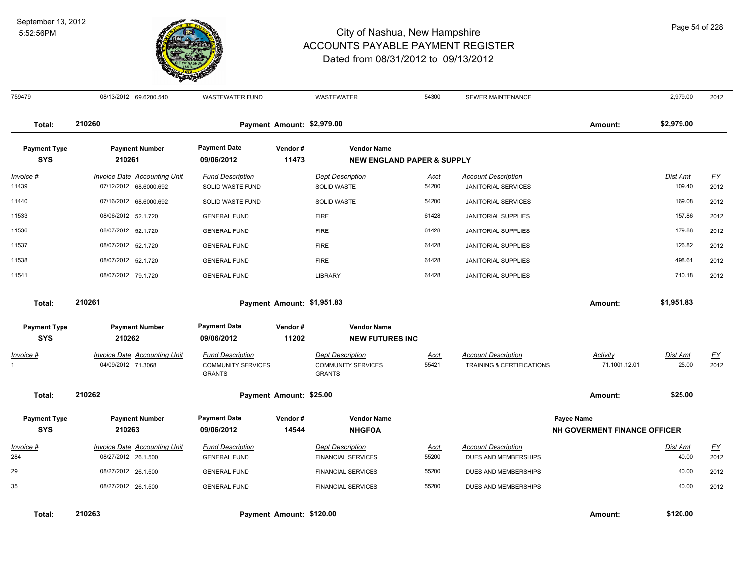# City of Nashua, New Hampshire
## ACCOUNTS PAYABLE PAYMENT REGISTER
### Dated from 08/31/2012 to 09/13/2012

September 13, 2012
5:52:56PM

| Invoice # | Invoice Date | Accounting Unit | Fund Description | Dept Description | Acct | Account Description | Activity | Dist Amt | FY |
|---|---|---|---|---|---|---|---|---|---|
| 759479 | 08/13/2012 | 69.6200.540 | WASTEWATER FUND | WASTEWATER | 54300 | SEWER MAINTENANCE | | 2,979.00 | 2012 |

**Total: 210260** — Payment Amount: $2,979.00 — Amount: **$2,979.00**

| Payment Type | Payment Number | Payment Date | Vendor # | Vendor Name |
|---|---|---|---|---|
| **SYS** | **210261** | **09/06/2012** | **11473** | **NEW ENGLAND PAPER & SUPPLY** |

| Invoice # | Invoice Date | Accounting Unit | Fund Description | Dept Description | Acct | Account Description | Dist Amt | FY |
|---|---|---|---|---|---|---|---|---|
| 11439 | 07/12/2012 | 68.6000.692 | SOLID WASTE FUND | SOLID WASTE | 54200 | JANITORIAL SERVICES | 109.40 | 2012 |
| 11440 | 07/16/2012 | 68.6000.692 | SOLID WASTE FUND | SOLID WASTE | 54200 | JANITORIAL SERVICES | 169.08 | 2012 |
| 11533 | 08/06/2012 | 52.1.720 | GENERAL FUND | FIRE | 61428 | JANITORIAL SUPPLIES | 157.86 | 2012 |
| 11536 | 08/07/2012 | 52.1.720 | GENERAL FUND | FIRE | 61428 | JANITORIAL SUPPLIES | 179.88 | 2012 |
| 11537 | 08/07/2012 | 52.1.720 | GENERAL FUND | FIRE | 61428 | JANITORIAL SUPPLIES | 126.82 | 2012 |
| 11538 | 08/07/2012 | 52.1.720 | GENERAL FUND | FIRE | 61428 | JANITORIAL SUPPLIES | 498.61 | 2012 |
| 11541 | 08/07/2012 | 79.1.720 | GENERAL FUND | LIBRARY | 61428 | JANITORIAL SUPPLIES | 710.18 | 2012 |

**Total: 210261** — Payment Amount: $1,951.83 — Amount: **$1,951.83**

| Payment Type | Payment Number | Payment Date | Vendor # | Vendor Name |
|---|---|---|---|---|
| **SYS** | **210262** | **09/06/2012** | **11202** | **NEW FUTURES INC** |

| Invoice # | Invoice Date | Accounting Unit | Fund Description | Dept Description | Acct | Account Description | Activity | Dist Amt | FY |
|---|---|---|---|---|---|---|---|---|---|
| 1 | 04/09/2012 | 71.3068 | COMMUNITY SERVICES GRANTS | COMMUNITY SERVICES GRANTS | 55421 | TRAINING & CERTIFICATIONS | 71.1001.12.01 | 25.00 | 2012 |

**Total: 210262** — Payment Amount: $25.00 — Amount: **$25.00**

| Payment Type | Payment Number | Payment Date | Vendor # | Vendor Name | Payee Name |
|---|---|---|---|---|---|
| **SYS** | **210263** | **09/06/2012** | **14544** | **NHGFOA** | **NH GOVERMENT FINANCE OFFICER** |

| Invoice # | Invoice Date | Accounting Unit | Fund Description | Dept Description | Acct | Account Description | Dist Amt | FY |
|---|---|---|---|---|---|---|---|---|
| 284 | 08/27/2012 | 26.1.500 | GENERAL FUND | FINANCIAL SERVICES | 55200 | DUES AND MEMBERSHIPS | 40.00 | 2012 |
| 29 | 08/27/2012 | 26.1.500 | GENERAL FUND | FINANCIAL SERVICES | 55200 | DUES AND MEMBERSHIPS | 40.00 | 2012 |
| 35 | 08/27/2012 | 26.1.500 | GENERAL FUND | FINANCIAL SERVICES | 55200 | DUES AND MEMBERSHIPS | 40.00 | 2012 |

**Total: 210263** — Payment Amount: $120.00 — Amount: **$120.00**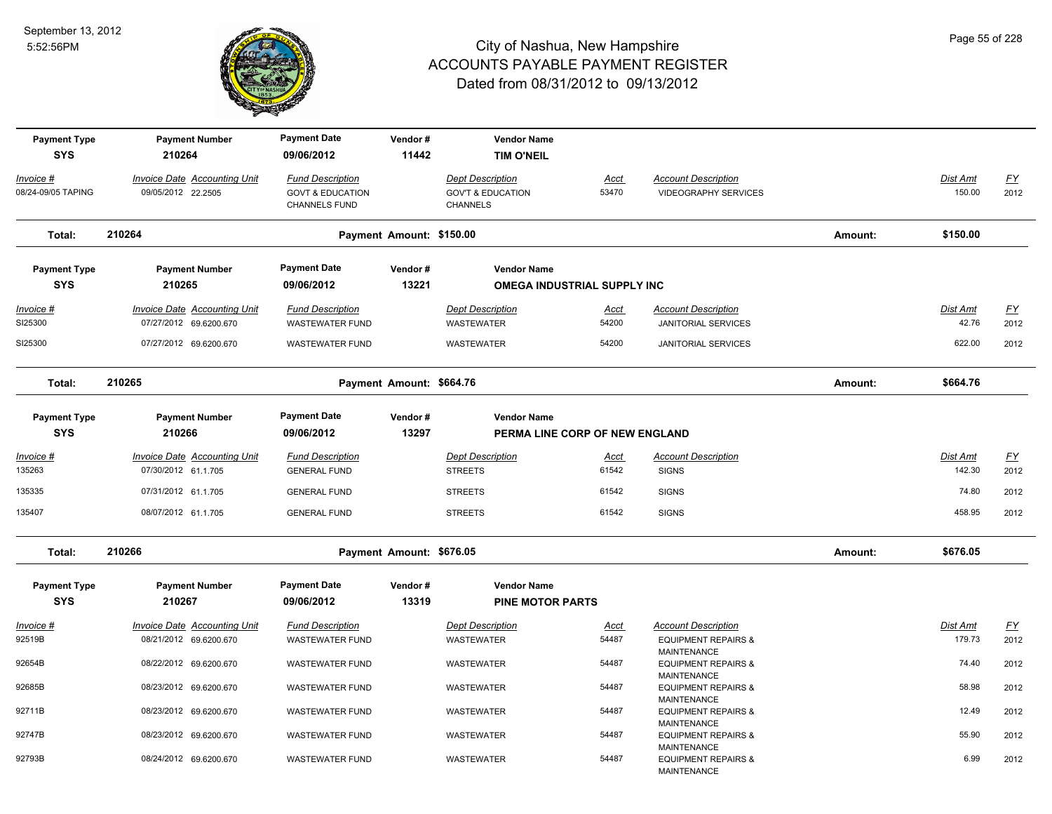# City of Nashua, New Hampshire
## ACCOUNTS PAYABLE PAYMENT REGISTER
### Dated from 08/31/2012 to 09/13/2012

September 13, 2012
5:52:56PM

| Payment Type | Payment Number | Payment Date | Vendor # | Vendor Name |
|---|---|---|---|---|
| SYS | 210264 | 09/06/2012 | 11442 | TIM O'NEIL |

| Invoice # | Invoice Date | Accounting Unit | Fund Description | Dept Description | Acct | Account Description | Dist Amt | FY |
|---|---|---|---|---|---|---|---|---|
| 08/24-09/05 TAPING | 09/05/2012 | 22.2505 | GOVT & EDUCATION CHANNELS FUND | GOV'T & EDUCATION CHANNELS | 53470 | VIDEOGRAPHY SERVICES | 150.00 | 2012 |

**Total: 210264 — Payment Amount: $150.00 — Amount: $150.00**

| Payment Type | Payment Number | Payment Date | Vendor # | Vendor Name |
|---|---|---|---|---|
| SYS | 210265 | 09/06/2012 | 13221 | OMEGA INDUSTRIAL SUPPLY INC |

| Invoice # | Invoice Date | Accounting Unit | Fund Description | Dept Description | Acct | Account Description | Dist Amt | FY |
|---|---|---|---|---|---|---|---|---|
| SI25300 | 07/27/2012 | 69.6200.670 | WASTEWATER FUND | WASTEWATER | 54200 | JANITORIAL SERVICES | 42.76 | 2012 |
| SI25300 | 07/27/2012 | 69.6200.670 | WASTEWATER FUND | WASTEWATER | 54200 | JANITORIAL SERVICES | 622.00 | 2012 |

**Total: 210265 — Payment Amount: $664.76 — Amount: $664.76**

| Payment Type | Payment Number | Payment Date | Vendor # | Vendor Name |
|---|---|---|---|---|
| SYS | 210266 | 09/06/2012 | 13297 | PERMA LINE CORP OF NEW ENGLAND |

| Invoice # | Invoice Date | Accounting Unit | Fund Description | Dept Description | Acct | Account Description | Dist Amt | FY |
|---|---|---|---|---|---|---|---|---|
| 135263 | 07/30/2012 | 61.1.705 | GENERAL FUND | STREETS | 61542 | SIGNS | 142.30 | 2012 |
| 135335 | 07/31/2012 | 61.1.705 | GENERAL FUND | STREETS | 61542 | SIGNS | 74.80 | 2012 |
| 135407 | 08/07/2012 | 61.1.705 | GENERAL FUND | STREETS | 61542 | SIGNS | 458.95 | 2012 |

**Total: 210266 — Payment Amount: $676.05 — Amount: $676.05**

| Payment Type | Payment Number | Payment Date | Vendor # | Vendor Name |
|---|---|---|---|---|
| SYS | 210267 | 09/06/2012 | 13319 | PINE MOTOR PARTS |

| Invoice # | Invoice Date | Accounting Unit | Fund Description | Dept Description | Acct | Account Description | Dist Amt | FY |
|---|---|---|---|---|---|---|---|---|
| 92519B | 08/21/2012 | 69.6200.670 | WASTEWATER FUND | WASTEWATER | 54487 | EQUIPMENT REPAIRS & MAINTENANCE | 179.73 | 2012 |
| 92654B | 08/22/2012 | 69.6200.670 | WASTEWATER FUND | WASTEWATER | 54487 | EQUIPMENT REPAIRS & MAINTENANCE | 74.40 | 2012 |
| 92685B | 08/23/2012 | 69.6200.670 | WASTEWATER FUND | WASTEWATER | 54487 | EQUIPMENT REPAIRS & MAINTENANCE | 58.98 | 2012 |
| 92711B | 08/23/2012 | 69.6200.670 | WASTEWATER FUND | WASTEWATER | 54487 | EQUIPMENT REPAIRS & MAINTENANCE | 12.49 | 2012 |
| 92747B | 08/23/2012 | 69.6200.670 | WASTEWATER FUND | WASTEWATER | 54487 | EQUIPMENT REPAIRS & MAINTENANCE | 55.90 | 2012 |
| 92793B | 08/24/2012 | 69.6200.670 | WASTEWATER FUND | WASTEWATER | 54487 | EQUIPMENT REPAIRS & MAINTENANCE | 6.99 | 2012 |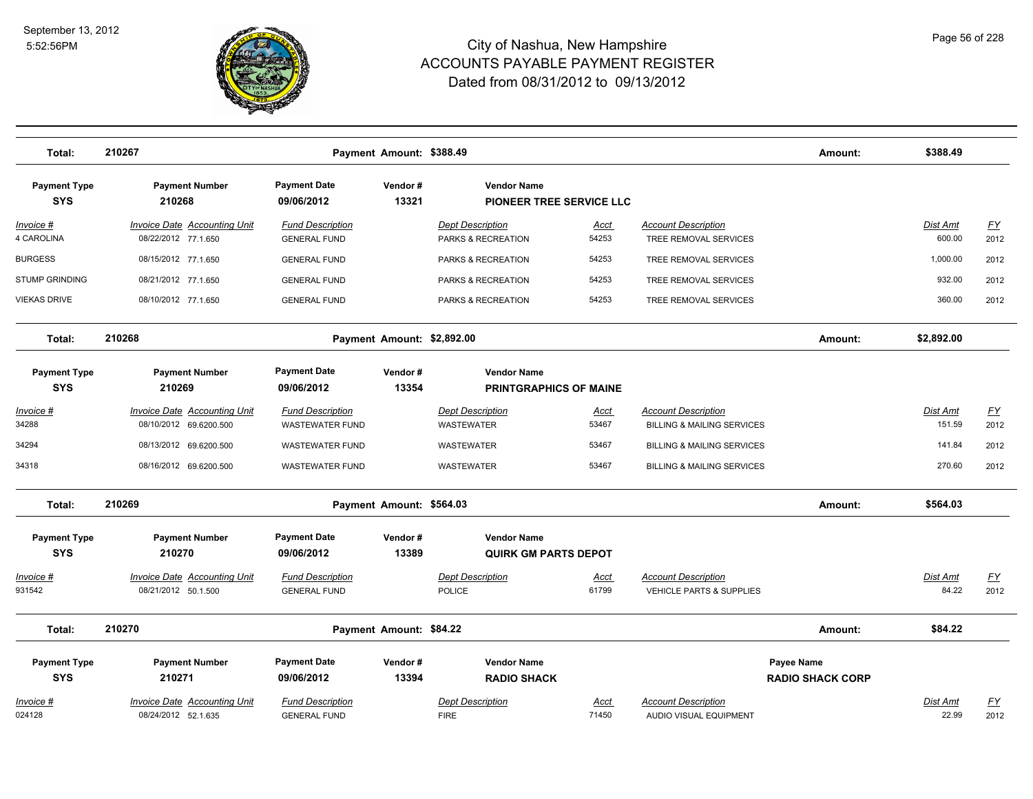# City of Nashua, New Hampshire
## ACCOUNTS PAYABLE PAYMENT REGISTER
### Dated from 08/31/2012 to 09/13/2012

**Total: 210267** — Payment Amount: $388.49 — Amount: $388.49

| Payment Type | Payment Number | Payment Date | Vendor # | Vendor Name |
|---|---|---|---|---|
| SYS | 210268 | 09/06/2012 | 13321 | PIONEER TREE SERVICE LLC |

| Invoice # | Invoice Date | Accounting Unit | Fund Description | Dept Description | Acct | Account Description | Dist Amt | FY |
|---|---|---|---|---|---|---|---|---|
| 4 CAROLINA | 08/22/2012 | 77.1.650 | GENERAL FUND | PARKS & RECREATION | 54253 | TREE REMOVAL SERVICES | 600.00 | 2012 |
| BURGESS | 08/15/2012 | 77.1.650 | GENERAL FUND | PARKS & RECREATION | 54253 | TREE REMOVAL SERVICES | 1,000.00 | 2012 |
| STUMP GRINDING | 08/21/2012 | 77.1.650 | GENERAL FUND | PARKS & RECREATION | 54253 | TREE REMOVAL SERVICES | 932.00 | 2012 |
| VIEKAS DRIVE | 08/10/2012 | 77.1.650 | GENERAL FUND | PARKS & RECREATION | 54253 | TREE REMOVAL SERVICES | 360.00 | 2012 |

**Total: 210268** — Payment Amount: $2,892.00 — Amount: $2,892.00

| Payment Type | Payment Number | Payment Date | Vendor # | Vendor Name |
|---|---|---|---|---|
| SYS | 210269 | 09/06/2012 | 13354 | PRINTGRAPHICS OF MAINE |

| Invoice # | Invoice Date | Accounting Unit | Fund Description | Dept Description | Acct | Account Description | Dist Amt | FY |
|---|---|---|---|---|---|---|---|---|
| 34288 | 08/10/2012 | 69.6200.500 | WASTEWATER FUND | WASTEWATER | 53467 | BILLING & MAILING SERVICES | 151.59 | 2012 |
| 34294 | 08/13/2012 | 69.6200.500 | WASTEWATER FUND | WASTEWATER | 53467 | BILLING & MAILING SERVICES | 141.84 | 2012 |
| 34318 | 08/16/2012 | 69.6200.500 | WASTEWATER FUND | WASTEWATER | 53467 | BILLING & MAILING SERVICES | 270.60 | 2012 |

**Total: 210269** — Payment Amount: $564.03 — Amount: $564.03

| Payment Type | Payment Number | Payment Date | Vendor # | Vendor Name |
|---|---|---|---|---|
| SYS | 210270 | 09/06/2012 | 13389 | QUIRK GM PARTS DEPOT |

| Invoice # | Invoice Date | Accounting Unit | Fund Description | Dept Description | Acct | Account Description | Dist Amt | FY |
|---|---|---|---|---|---|---|---|---|
| 931542 | 08/21/2012 | 50.1.500 | GENERAL FUND | POLICE | 61799 | VEHICLE PARTS & SUPPLIES | 84.22 | 2012 |

**Total: 210270** — Payment Amount: $84.22 — Amount: $84.22

| Payment Type | Payment Number | Payment Date | Vendor # | Vendor Name | Payee Name |
|---|---|---|---|---|---|
| SYS | 210271 | 09/06/2012 | 13394 | RADIO SHACK | RADIO SHACK CORP |

| Invoice # | Invoice Date | Accounting Unit | Fund Description | Dept Description | Acct | Account Description | Dist Amt | FY |
|---|---|---|---|---|---|---|---|---|
| 024128 | 08/24/2012 | 52.1.635 | GENERAL FUND | FIRE | 71450 | AUDIO VISUAL EQUIPMENT | 22.99 | 2012 |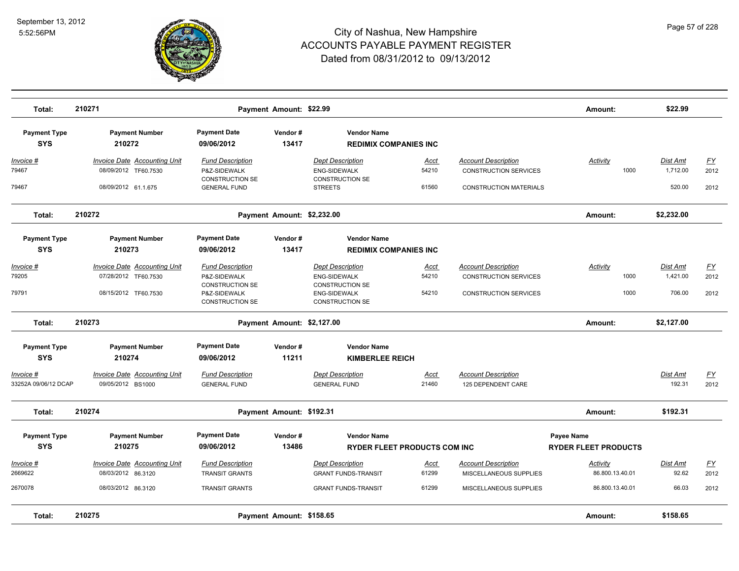# City of Nashua, New Hampshire
## ACCOUNTS PAYABLE PAYMENT REGISTER
### Dated from 08/31/2012 to 09/13/2012

**Total: 210271** | Payment Amount: $22.99 | Amount: **$22.99**

| Payment Type | Payment Number | Payment Date | Vendor # | Vendor Name |
|---|---|---|---|---|
| **SYS** | **210272** | **09/06/2012** | **13417** | **REDIMIX COMPANIES INC** |

| Invoice # | Invoice Date | Accounting Unit | Fund Description | Dept Description | Acct | Account Description | Activity | Dist Amt | FY |
|---|---|---|---|---|---|---|---|---|---|
| 79467 | 08/09/2012 | TF60.7530 | P&Z-SIDEWALK CONSTRUCTION SE | ENG-SIDEWALK CONSTRUCTION SE | 54210 | CONSTRUCTION SERVICES | 1000 | 1,712.00 | 2012 |
| 79467 | 08/09/2012 | 61.1.675 | GENERAL FUND | STREETS | 61560 | CONSTRUCTION MATERIALS | | 520.00 | 2012 |

**Total: 210272** | Payment Amount: $2,232.00 | Amount: **$2,232.00**

| Payment Type | Payment Number | Payment Date | Vendor # | Vendor Name |
|---|---|---|---|---|
| **SYS** | **210273** | **09/06/2012** | **13417** | **REDIMIX COMPANIES INC** |

| Invoice # | Invoice Date | Accounting Unit | Fund Description | Dept Description | Acct | Account Description | Activity | Dist Amt | FY |
|---|---|---|---|---|---|---|---|---|---|
| 79205 | 07/28/2012 | TF60.7530 | P&Z-SIDEWALK CONSTRUCTION SE | ENG-SIDEWALK CONSTRUCTION SE | 54210 | CONSTRUCTION SERVICES | 1000 | 1,421.00 | 2012 |
| 79791 | 08/15/2012 | TF60.7530 | P&Z-SIDEWALK CONSTRUCTION SE | ENG-SIDEWALK CONSTRUCTION SE | 54210 | CONSTRUCTION SERVICES | 1000 | 706.00 | 2012 |

**Total: 210273** | Payment Amount: $2,127.00 | Amount: **$2,127.00**

| Payment Type | Payment Number | Payment Date | Vendor # | Vendor Name |
|---|---|---|---|---|
| **SYS** | **210274** | **09/06/2012** | **11211** | **KIMBERLEE REICH** |

| Invoice # | Invoice Date | Accounting Unit | Fund Description | Dept Description | Acct | Account Description | Dist Amt | FY |
|---|---|---|---|---|---|---|---|---|
| 33252A 09/06/12 DCAP | 09/05/2012 | BS1000 | GENERAL FUND | GENERAL FUND | 21460 | 125 DEPENDENT CARE | 192.31 | 2012 |

**Total: 210274** | Payment Amount: $192.31 | Amount: **$192.31**

| Payment Type | Payment Number | Payment Date | Vendor # | Vendor Name | Payee Name |
|---|---|---|---|---|---|
| **SYS** | **210275** | **09/06/2012** | **13486** | **RYDER FLEET PRODUCTS COM INC** | **RYDER FLEET PRODUCTS** |

| Invoice # | Invoice Date | Accounting Unit | Fund Description | Dept Description | Acct | Account Description | Activity | Dist Amt | FY |
|---|---|---|---|---|---|---|---|---|---|
| 2669622 | 08/03/2012 | 86.3120 | TRANSIT GRANTS | GRANT FUNDS-TRANSIT | 61299 | MISCELLANEOUS SUPPLIES | 86.800.13.40.01 | 92.62 | 2012 |
| 2670078 | 08/03/2012 | 86.3120 | TRANSIT GRANTS | GRANT FUNDS-TRANSIT | 61299 | MISCELLANEOUS SUPPLIES | 86.800.13.40.01 | 66.03 | 2012 |

**Total: 210275** | Payment Amount: $158.65 | Amount: **$158.65**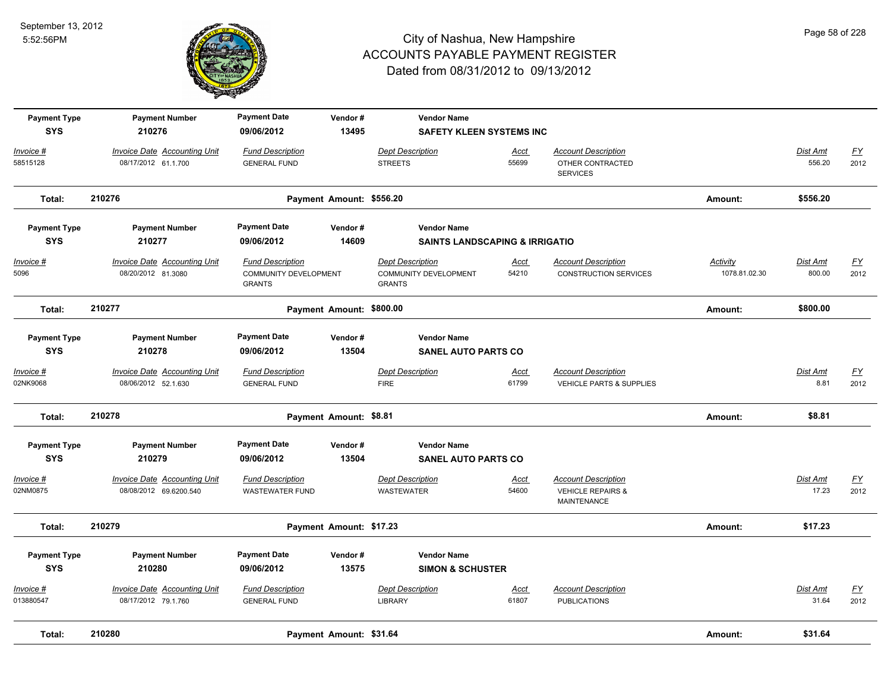# City of Nashua, New Hampshire
## ACCOUNTS PAYABLE PAYMENT REGISTER
### Dated from 08/31/2012 to 09/13/2012

| Payment Type | Payment Number | Payment Date | Vendor # | Vendor Name | | | | |
|---|---|---|---|---|---|---|---|---|
| SYS | 210276 | 09/06/2012 | 13495 | SAFETY KLEEN SYSTEMS INC | | | | |

| Invoice # | Invoice Date | Accounting Unit | Fund Description | Dept Description | Acct | Account Description | Activity | Dist Amt | FY |
|---|---|---|---|---|---|---|---|---|---|
| 58515128 | 08/17/2012 | 61.1.700 | GENERAL FUND | STREETS | 55699 | OTHER CONTRACTED SERVICES | | 556.20 | 2012 |

**Total: 210276** — Payment Amount: $556.20 — Amount: $556.20

| Payment Type | Payment Number | Payment Date | Vendor # | Vendor Name |
|---|---|---|---|---|
| SYS | 210277 | 09/06/2012 | 14609 | SAINTS LANDSCAPING & IRRIGATIO |

| Invoice # | Invoice Date | Accounting Unit | Fund Description | Dept Description | Acct | Account Description | Activity | Dist Amt | FY |
|---|---|---|---|---|---|---|---|---|---|
| 5096 | 08/20/2012 | 81.3080 | COMMUNITY DEVELOPMENT GRANTS | COMMUNITY DEVELOPMENT GRANTS | 54210 | CONSTRUCTION SERVICES | 1078.81.02.30 | 800.00 | 2012 |

**Total: 210277** — Payment Amount: $800.00 — Amount: $800.00

| Payment Type | Payment Number | Payment Date | Vendor # | Vendor Name |
|---|---|---|---|---|
| SYS | 210278 | 09/06/2012 | 13504 | SANEL AUTO PARTS CO |

| Invoice # | Invoice Date | Accounting Unit | Fund Description | Dept Description | Acct | Account Description | Activity | Dist Amt | FY |
|---|---|---|---|---|---|---|---|---|---|
| 02NK9068 | 08/06/2012 | 52.1.630 | GENERAL FUND | FIRE | 61799 | VEHICLE PARTS & SUPPLIES | | 8.81 | 2012 |

**Total: 210278** — Payment Amount: $8.81 — Amount: $8.81

| Payment Type | Payment Number | Payment Date | Vendor # | Vendor Name |
|---|---|---|---|---|
| SYS | 210279 | 09/06/2012 | 13504 | SANEL AUTO PARTS CO |

| Invoice # | Invoice Date | Accounting Unit | Fund Description | Dept Description | Acct | Account Description | Activity | Dist Amt | FY |
|---|---|---|---|---|---|---|---|---|---|
| 02NM0875 | 08/08/2012 | 69.6200.540 | WASTEWATER FUND | WASTEWATER | 54600 | VEHICLE REPAIRS & MAINTENANCE | | 17.23 | 2012 |

**Total: 210279** — Payment Amount: $17.23 — Amount: $17.23

| Payment Type | Payment Number | Payment Date | Vendor # | Vendor Name |
|---|---|---|---|---|
| SYS | 210280 | 09/06/2012 | 13575 | SIMON & SCHUSTER |

| Invoice # | Invoice Date | Accounting Unit | Fund Description | Dept Description | Acct | Account Description | Activity | Dist Amt | FY |
|---|---|---|---|---|---|---|---|---|---|
| 013880547 | 08/17/2012 | 79.1.760 | GENERAL FUND | LIBRARY | 61807 | PUBLICATIONS | | 31.64 | 2012 |

**Total: 210280** — Payment Amount: $31.64 — Amount: $31.64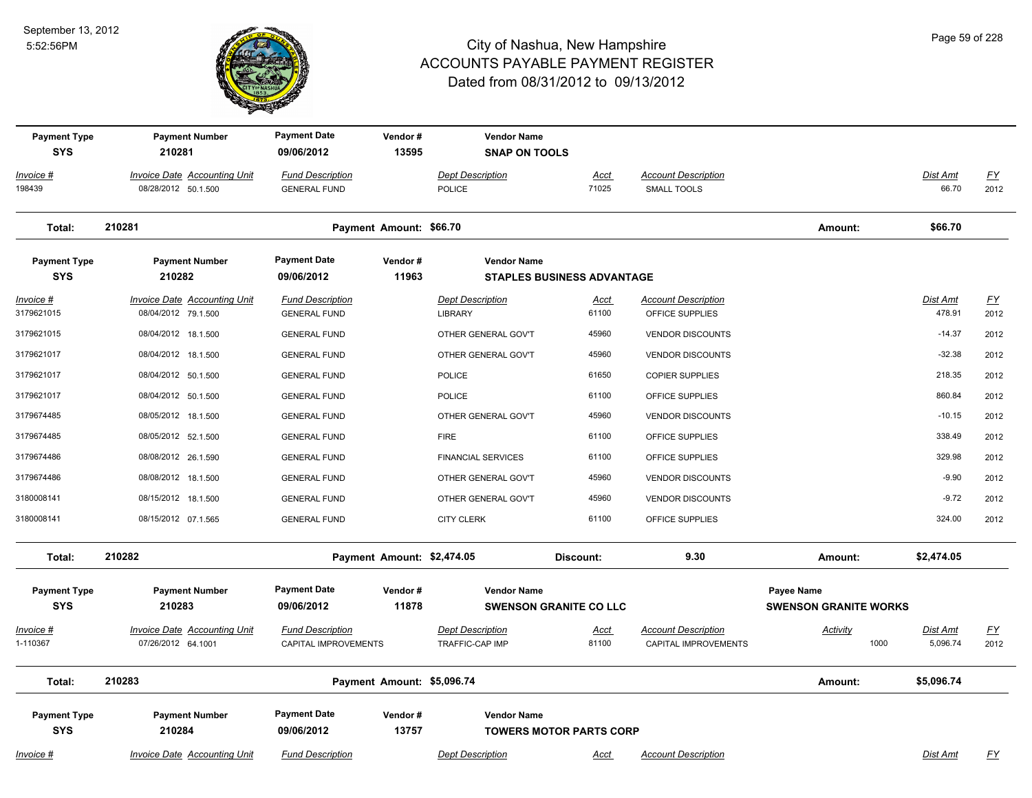# City of Nashua, New Hampshire
## ACCOUNTS PAYABLE PAYMENT REGISTER
### Dated from 08/31/2012 to 09/13/2012

September 13, 2012
5:52:56PM

| Payment Type | Payment Number | Payment Date | Vendor # | Vendor Name |
|---|---|---|---|---|
| SYS | 210281 | 09/06/2012 | 13595 | SNAP ON TOOLS |

| Invoice # | Invoice Date | Accounting Unit | Fund Description | Dept Description | Acct | Account Description | Dist Amt | FY |
|---|---|---|---|---|---|---|---|---|
| 198439 | 08/28/2012 | 50.1.500 | GENERAL FUND | POLICE | 71025 | SMALL TOOLS | 66.70 | 2012 |

**Total: 210281** — Payment Amount: $66.70 — Amount: $66.70

| Payment Type | Payment Number | Payment Date | Vendor # | Vendor Name |
|---|---|---|---|---|
| SYS | 210282 | 09/06/2012 | 11963 | STAPLES BUSINESS ADVANTAGE |

| Invoice # | Invoice Date | Accounting Unit | Fund Description | Dept Description | Acct | Account Description | Dist Amt | FY |
|---|---|---|---|---|---|---|---|---|
| 3179621015 | 08/04/2012 | 79.1.500 | GENERAL FUND | LIBRARY | 61100 | OFFICE SUPPLIES | 478.91 | 2012 |
| 3179621015 | 08/04/2012 | 18.1.500 | GENERAL FUND | OTHER GENERAL GOV'T | 45960 | VENDOR DISCOUNTS | -14.37 | 2012 |
| 3179621017 | 08/04/2012 | 18.1.500 | GENERAL FUND | OTHER GENERAL GOV'T | 45960 | VENDOR DISCOUNTS | -32.38 | 2012 |
| 3179621017 | 08/04/2012 | 50.1.500 | GENERAL FUND | POLICE | 61650 | COPIER SUPPLIES | 218.35 | 2012 |
| 3179621017 | 08/04/2012 | 50.1.500 | GENERAL FUND | POLICE | 61100 | OFFICE SUPPLIES | 860.84 | 2012 |
| 3179674485 | 08/05/2012 | 18.1.500 | GENERAL FUND | OTHER GENERAL GOV'T | 45960 | VENDOR DISCOUNTS | -10.15 | 2012 |
| 3179674485 | 08/05/2012 | 52.1.500 | GENERAL FUND | FIRE | 61100 | OFFICE SUPPLIES | 338.49 | 2012 |
| 3179674486 | 08/08/2012 | 26.1.590 | GENERAL FUND | FINANCIAL SERVICES | 61100 | OFFICE SUPPLIES | 329.98 | 2012 |
| 3179674486 | 08/08/2012 | 18.1.500 | GENERAL FUND | OTHER GENERAL GOV'T | 45960 | VENDOR DISCOUNTS | -9.90 | 2012 |
| 3180008141 | 08/15/2012 | 18.1.500 | GENERAL FUND | OTHER GENERAL GOV'T | 45960 | VENDOR DISCOUNTS | -9.72 | 2012 |
| 3180008141 | 08/15/2012 | 07.1.565 | GENERAL FUND | CITY CLERK | 61100 | OFFICE SUPPLIES | 324.00 | 2012 |

**Total: 210282** — Payment Amount: $2,474.05 — Discount: 9.30 — Amount: $2,474.05

| Payment Type | Payment Number | Payment Date | Vendor # | Vendor Name | Payee Name |
|---|---|---|---|---|---|
| SYS | 210283 | 09/06/2012 | 11878 | SWENSON GRANITE CO LLC | SWENSON GRANITE WORKS |

| Invoice # | Invoice Date | Accounting Unit | Fund Description | Dept Description | Acct | Account Description | Activity | Dist Amt | FY |
|---|---|---|---|---|---|---|---|---|---|
| 1-110367 | 07/26/2012 | 64.1001 | CAPITAL IMPROVEMENTS | TRAFFIC-CAP IMP | 81100 | CAPITAL IMPROVEMENTS | 1000 | 5,096.74 | 2012 |

**Total: 210283** — Payment Amount: $5,096.74 — Amount: $5,096.74

| Payment Type | Payment Number | Payment Date | Vendor # | Vendor Name |
|---|---|---|---|---|
| SYS | 210284 | 09/06/2012 | 13757 | TOWERS MOTOR PARTS CORP |

| Invoice # | Invoice Date | Accounting Unit | Fund Description | Dept Description | Acct | Account Description | Dist Amt | FY |
|---|---|---|---|---|---|---|---|---|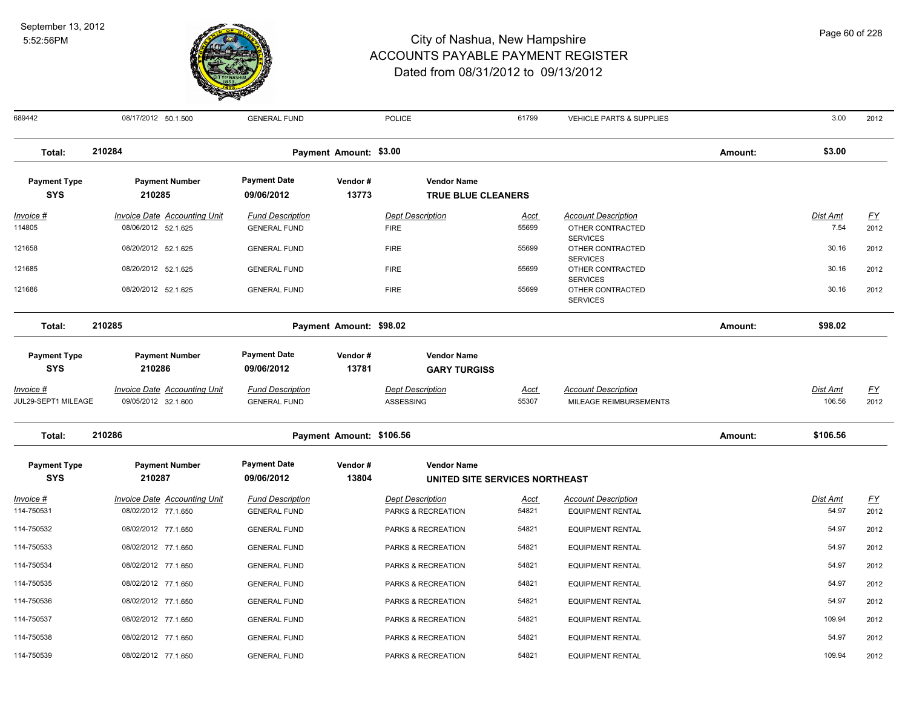# City of Nashua, New Hampshire
## ACCOUNTS PAYABLE PAYMENT REGISTER
### Dated from 08/31/2012 to 09/13/2012

September 13, 2012
5:52:56PM

| Invoice # | Invoice Date | Accounting Unit | Fund Description | Dept Description | Acct | Account Description | Dist Amt | FY |
|---|---|---|---|---|---|---|---|---|
| 689442 | 08/17/2012 | 50.1.500 | GENERAL FUND | POLICE | 61799 | VEHICLE PARTS & SUPPLIES | 3.00 | 2012 |

**Total: 210284** — Payment Amount: $3.00 — Amount: $3.00

| Payment Type | Payment Number | Payment Date | Vendor # | Vendor Name |
|---|---|---|---|---|
| SYS | 210285 | 09/06/2012 | 13773 | TRUE BLUE CLEANERS |

| Invoice # | Invoice Date | Accounting Unit | Fund Description | Dept Description | Acct | Account Description | Dist Amt | FY |
|---|---|---|---|---|---|---|---|---|
| 114805 | 08/06/2012 | 52.1.625 | GENERAL FUND | FIRE | 55699 | OTHER CONTRACTED SERVICES | 7.54 | 2012 |
| 121658 | 08/20/2012 | 52.1.625 | GENERAL FUND | FIRE | 55699 | OTHER CONTRACTED SERVICES | 30.16 | 2012 |
| 121685 | 08/20/2012 | 52.1.625 | GENERAL FUND | FIRE | 55699 | OTHER CONTRACTED SERVICES | 30.16 | 2012 |
| 121686 | 08/20/2012 | 52.1.625 | GENERAL FUND | FIRE | 55699 | OTHER CONTRACTED SERVICES | 30.16 | 2012 |

**Total: 210285** — Payment Amount: $98.02 — Amount: $98.02

| Payment Type | Payment Number | Payment Date | Vendor # | Vendor Name |
|---|---|---|---|---|
| SYS | 210286 | 09/06/2012 | 13781 | GARY TURGISS |

| Invoice # | Invoice Date | Accounting Unit | Fund Description | Dept Description | Acct | Account Description | Dist Amt | FY |
|---|---|---|---|---|---|---|---|---|
| JUL29-SEPT1 MILEAGE | 09/05/2012 | 32.1.600 | GENERAL FUND | ASSESSING | 55307 | MILEAGE REIMBURSEMENTS | 106.56 | 2012 |

**Total: 210286** — Payment Amount: $106.56 — Amount: $106.56

| Payment Type | Payment Number | Payment Date | Vendor # | Vendor Name |
|---|---|---|---|---|
| SYS | 210287 | 09/06/2012 | 13804 | UNITED SITE SERVICES NORTHEAST |

| Invoice # | Invoice Date | Accounting Unit | Fund Description | Dept Description | Acct | Account Description | Dist Amt | FY |
|---|---|---|---|---|---|---|---|---|
| 114-750531 | 08/02/2012 | 77.1.650 | GENERAL FUND | PARKS & RECREATION | 54821 | EQUIPMENT RENTAL | 54.97 | 2012 |
| 114-750532 | 08/02/2012 | 77.1.650 | GENERAL FUND | PARKS & RECREATION | 54821 | EQUIPMENT RENTAL | 54.97 | 2012 |
| 114-750533 | 08/02/2012 | 77.1.650 | GENERAL FUND | PARKS & RECREATION | 54821 | EQUIPMENT RENTAL | 54.97 | 2012 |
| 114-750534 | 08/02/2012 | 77.1.650 | GENERAL FUND | PARKS & RECREATION | 54821 | EQUIPMENT RENTAL | 54.97 | 2012 |
| 114-750535 | 08/02/2012 | 77.1.650 | GENERAL FUND | PARKS & RECREATION | 54821 | EQUIPMENT RENTAL | 54.97 | 2012 |
| 114-750536 | 08/02/2012 | 77.1.650 | GENERAL FUND | PARKS & RECREATION | 54821 | EQUIPMENT RENTAL | 54.97 | 2012 |
| 114-750537 | 08/02/2012 | 77.1.650 | GENERAL FUND | PARKS & RECREATION | 54821 | EQUIPMENT RENTAL | 109.94 | 2012 |
| 114-750538 | 08/02/2012 | 77.1.650 | GENERAL FUND | PARKS & RECREATION | 54821 | EQUIPMENT RENTAL | 54.97 | 2012 |
| 114-750539 | 08/02/2012 | 77.1.650 | GENERAL FUND | PARKS & RECREATION | 54821 | EQUIPMENT RENTAL | 109.94 | 2012 |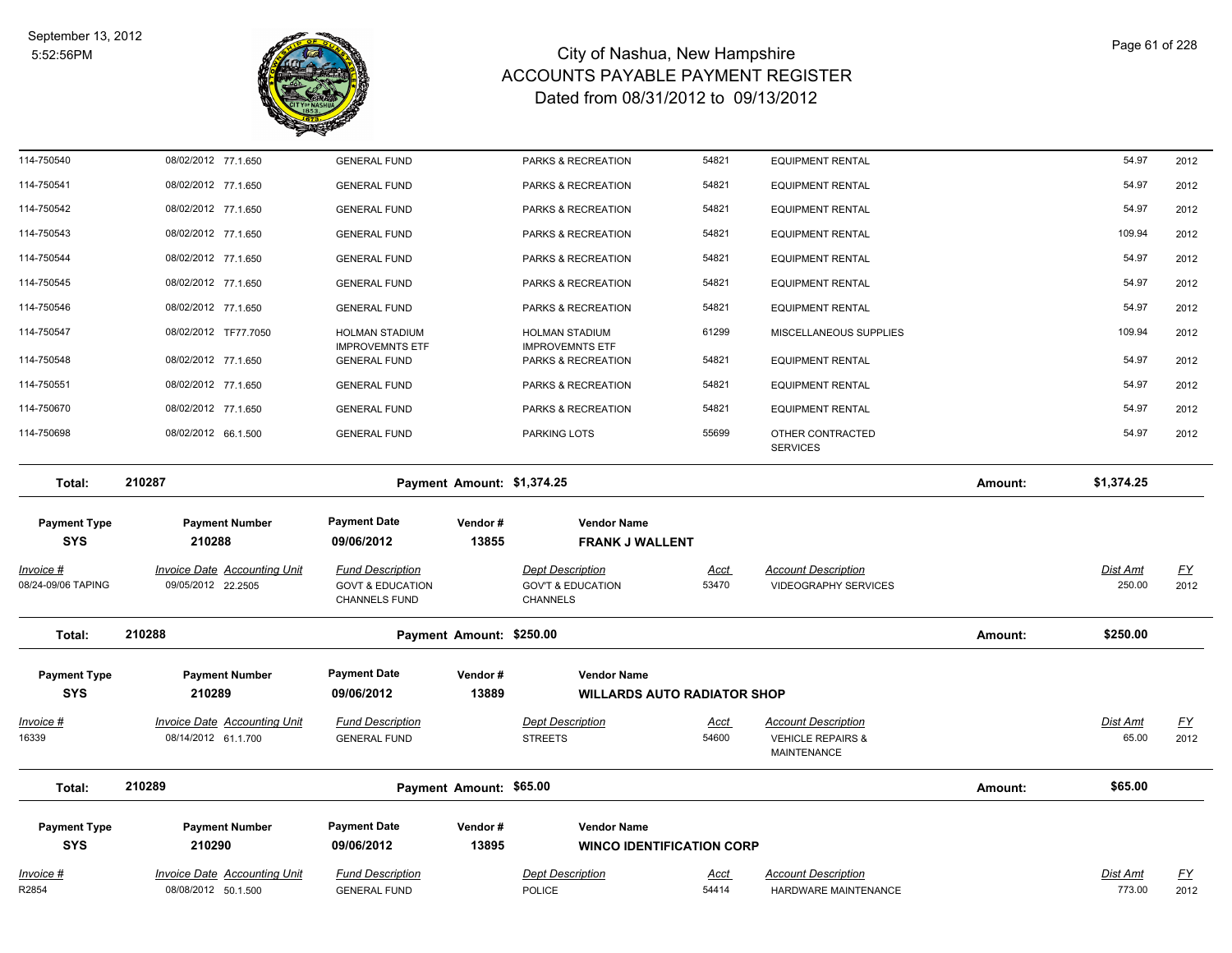| Invoice # | Invoice Date | Accounting Unit | Fund Description | Dept Description | Acct | Account Description | Dist Amt | FY |
|---|---|---|---|---|---|---|---|---|
| 114-750540 | 08/02/2012 | 77.1.650 | GENERAL FUND | PARKS & RECREATION | 54821 | EQUIPMENT RENTAL | 54.97 | 2012 |
| 114-750541 | 08/02/2012 | 77.1.650 | GENERAL FUND | PARKS & RECREATION | 54821 | EQUIPMENT RENTAL | 54.97 | 2012 |
| 114-750542 | 08/02/2012 | 77.1.650 | GENERAL FUND | PARKS & RECREATION | 54821 | EQUIPMENT RENTAL | 54.97 | 2012 |
| 114-750543 | 08/02/2012 | 77.1.650 | GENERAL FUND | PARKS & RECREATION | 54821 | EQUIPMENT RENTAL | 109.94 | 2012 |
| 114-750544 | 08/02/2012 | 77.1.650 | GENERAL FUND | PARKS & RECREATION | 54821 | EQUIPMENT RENTAL | 54.97 | 2012 |
| 114-750545 | 08/02/2012 | 77.1.650 | GENERAL FUND | PARKS & RECREATION | 54821 | EQUIPMENT RENTAL | 54.97 | 2012 |
| 114-750546 | 08/02/2012 | 77.1.650 | GENERAL FUND | PARKS & RECREATION | 54821 | EQUIPMENT RENTAL | 54.97 | 2012 |
| 114-750547 | 08/02/2012 | TF77.7050 | HOLMAN STADIUM IMPROVEMNTS ETF | HOLMAN STADIUM IMPROVEMNTS ETF | 61299 | MISCELLANEOUS SUPPLIES | 109.94 | 2012 |
| 114-750548 | 08/02/2012 | 77.1.650 | GENERAL FUND | PARKS & RECREATION | 54821 | EQUIPMENT RENTAL | 54.97 | 2012 |
| 114-750551 | 08/02/2012 | 77.1.650 | GENERAL FUND | PARKS & RECREATION | 54821 | EQUIPMENT RENTAL | 54.97 | 2012 |
| 114-750670 | 08/02/2012 | 77.1.650 | GENERAL FUND | PARKS & RECREATION | 54821 | EQUIPMENT RENTAL | 54.97 | 2012 |
| 114-750698 | 08/02/2012 | 66.1.500 | GENERAL FUND | PARKING LOTS | 55699 | OTHER CONTRACTED SERVICES | 54.97 | 2012 |

**Total: 210287** Payment Amount: $1,374.25 Amount: $1,374.25

| Payment Type | Payment Number | Payment Date | Vendor # | Vendor Name |
|---|---|---|---|---|
| **SYS** | **210288** | **09/06/2012** | **13855** | **FRANK J WALLENT** |

| Invoice # | Invoice Date | Accounting Unit | Fund Description | Dept Description | Acct | Account Description | Dist Amt | FY |
|---|---|---|---|---|---|---|---|---|
| 08/24-09/06 TAPING | 09/05/2012 | 22.2505 | GOVT & EDUCATION CHANNELS FUND | GOV'T & EDUCATION CHANNELS | 53470 | VIDEOGRAPHY SERVICES | 250.00 | 2012 |

**Total: 210288** Payment Amount: $250.00 Amount: $250.00

| Payment Type | Payment Number | Payment Date | Vendor # | Vendor Name |
|---|---|---|---|---|
| **SYS** | **210289** | **09/06/2012** | **13889** | **WILLARDS AUTO RADIATOR SHOP** |

| Invoice # | Invoice Date | Accounting Unit | Fund Description | Dept Description | Acct | Account Description | Dist Amt | FY |
|---|---|---|---|---|---|---|---|---|
| 16339 | 08/14/2012 | 61.1.700 | GENERAL FUND | STREETS | 54600 | VEHICLE REPAIRS & MAINTENANCE | 65.00 | 2012 |

**Total: 210289** Payment Amount: $65.00 Amount: $65.00

| Payment Type | Payment Number | Payment Date | Vendor # | Vendor Name |
|---|---|---|---|---|
| **SYS** | **210290** | **09/06/2012** | **13895** | **WINCO IDENTIFICATION CORP** |

| Invoice # | Invoice Date | Accounting Unit | Fund Description | Dept Description | Acct | Account Description | Dist Amt | FY |
|---|---|---|---|---|---|---|---|---|
| R2854 | 08/08/2012 | 50.1.500 | GENERAL FUND | POLICE | 54414 | HARDWARE MAINTENANCE | 773.00 | 2012 |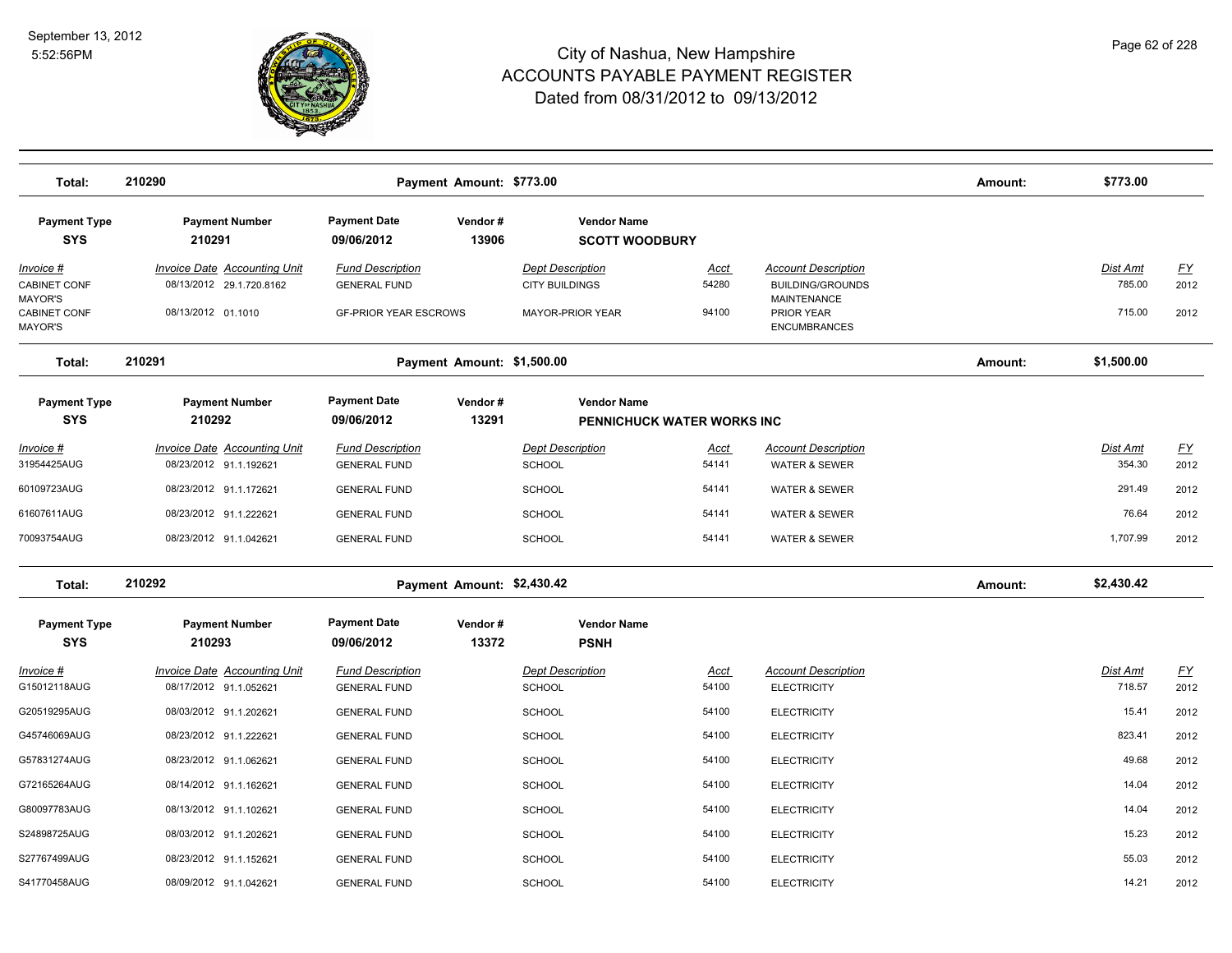# City of Nashua, New Hampshire
## ACCOUNTS PAYABLE PAYMENT REGISTER
### Dated from 08/31/2012 to 09/13/2012

September 13, 2012
5:52:56PM

**Total: 210290** — Payment Amount: $773.00 — Amount: $773.00

| Payment Type | Payment Number | Payment Date | Vendor # | Vendor Name |
|---|---|---|---|---|
| SYS | 210291 | 09/06/2012 | 13906 | SCOTT WOODBURY |

| Invoice # | Invoice Date | Accounting Unit | Fund Description | Dept Description | Acct | Account Description | Dist Amt | FY |
|---|---|---|---|---|---|---|---|---|
| CABINET CONF MAYOR'S | 08/13/2012 | 29.1.720.8162 | GENERAL FUND | CITY BUILDINGS | 54280 | BUILDING/GROUNDS MAINTENANCE | 785.00 | 2012 |
| CABINET CONF MAYOR'S | 08/13/2012 | 01.1010 | GF-PRIOR YEAR ESCROWS | MAYOR-PRIOR YEAR | 94100 | PRIOR YEAR ENCUMBRANCES | 715.00 | 2012 |

**Total: 210291** — Payment Amount: $1,500.00 — Amount: $1,500.00

| Payment Type | Payment Number | Payment Date | Vendor # | Vendor Name |
|---|---|---|---|---|
| SYS | 210292 | 09/06/2012 | 13291 | PENNICHUCK WATER WORKS INC |

| Invoice # | Invoice Date | Accounting Unit | Fund Description | Dept Description | Acct | Account Description | Dist Amt | FY |
|---|---|---|---|---|---|---|---|---|
| 31954425AUG | 08/23/2012 | 91.1.192621 | GENERAL FUND | SCHOOL | 54141 | WATER & SEWER | 354.30 | 2012 |
| 60109723AUG | 08/23/2012 | 91.1.172621 | GENERAL FUND | SCHOOL | 54141 | WATER & SEWER | 291.49 | 2012 |
| 61607611AUG | 08/23/2012 | 91.1.222621 | GENERAL FUND | SCHOOL | 54141 | WATER & SEWER | 76.64 | 2012 |
| 70093754AUG | 08/23/2012 | 91.1.042621 | GENERAL FUND | SCHOOL | 54141 | WATER & SEWER | 1,707.99 | 2012 |

**Total: 210292** — Payment Amount: $2,430.42 — Amount: $2,430.42

| Payment Type | Payment Number | Payment Date | Vendor # | Vendor Name |
|---|---|---|---|---|
| SYS | 210293 | 09/06/2012 | 13372 | PSNH |

| Invoice # | Invoice Date | Accounting Unit | Fund Description | Dept Description | Acct | Account Description | Dist Amt | FY |
|---|---|---|---|---|---|---|---|---|
| G15012118AUG | 08/17/2012 | 91.1.052621 | GENERAL FUND | SCHOOL | 54100 | ELECTRICITY | 718.57 | 2012 |
| G20519295AUG | 08/03/2012 | 91.1.202621 | GENERAL FUND | SCHOOL | 54100 | ELECTRICITY | 15.41 | 2012 |
| G45746069AUG | 08/23/2012 | 91.1.222621 | GENERAL FUND | SCHOOL | 54100 | ELECTRICITY | 823.41 | 2012 |
| G57831274AUG | 08/23/2012 | 91.1.062621 | GENERAL FUND | SCHOOL | 54100 | ELECTRICITY | 49.68 | 2012 |
| G72165264AUG | 08/14/2012 | 91.1.162621 | GENERAL FUND | SCHOOL | 54100 | ELECTRICITY | 14.04 | 2012 |
| G80097783AUG | 08/13/2012 | 91.1.102621 | GENERAL FUND | SCHOOL | 54100 | ELECTRICITY | 14.04 | 2012 |
| S24898725AUG | 08/03/2012 | 91.1.202621 | GENERAL FUND | SCHOOL | 54100 | ELECTRICITY | 15.23 | 2012 |
| S27767499AUG | 08/23/2012 | 91.1.152621 | GENERAL FUND | SCHOOL | 54100 | ELECTRICITY | 55.03 | 2012 |
| S41770458AUG | 08/09/2012 | 91.1.042621 | GENERAL FUND | SCHOOL | 54100 | ELECTRICITY | 14.21 | 2012 |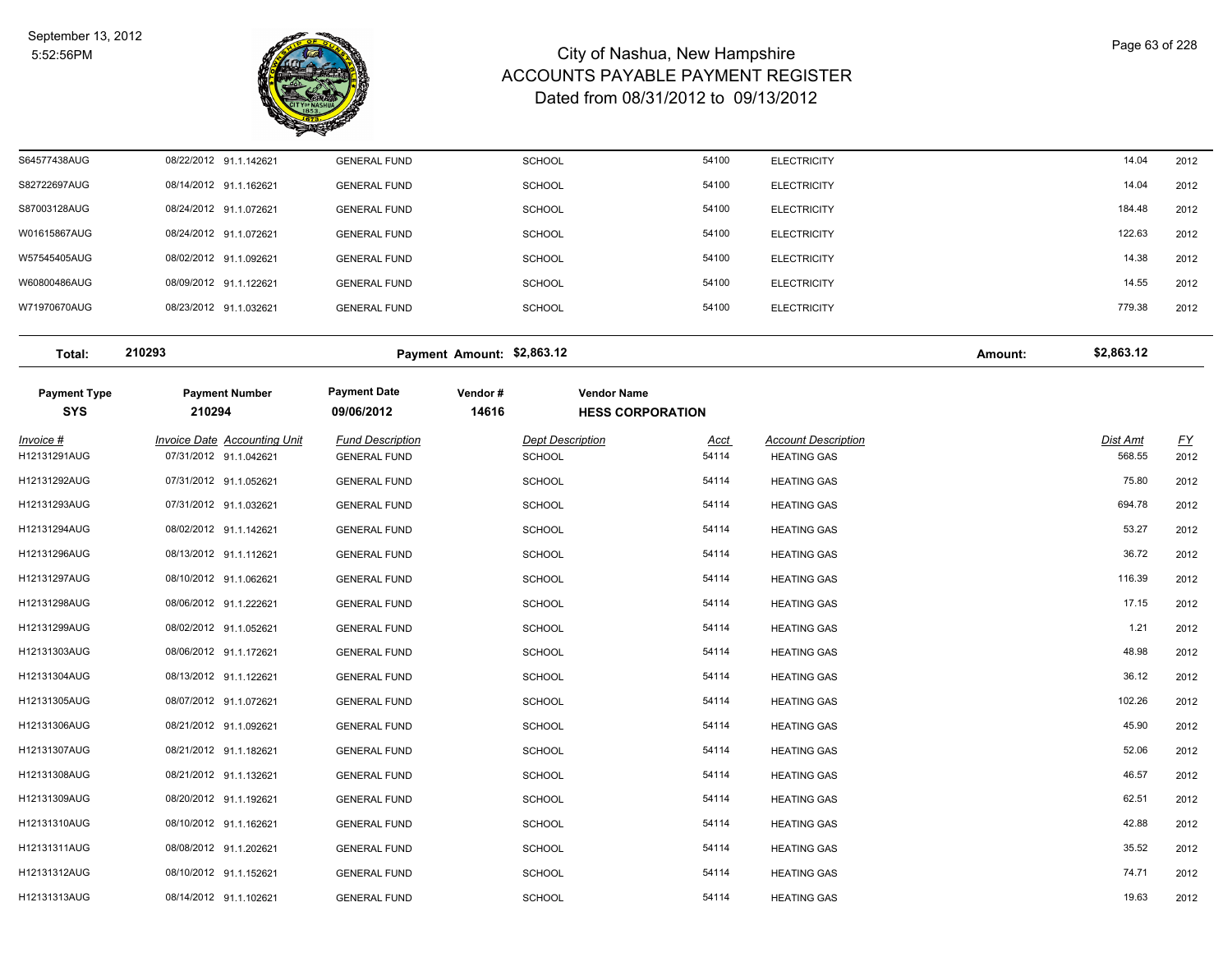# City of Nashua, New Hampshire
## ACCOUNTS PAYABLE PAYMENT REGISTER
### Dated from 08/31/2012 to 09/13/2012

| Invoice # | Invoice Date | Accounting Unit | Fund Description | Dept Description | Acct | Account Description | Dist Amt | FY |
|---|---|---|---|---|---|---|---|---|
| S64577438AUG | 08/22/2012 | 91.1.142621 | GENERAL FUND | SCHOOL | 54100 | ELECTRICITY | 14.04 | 2012 |
| S82722697AUG | 08/14/2012 | 91.1.162621 | GENERAL FUND | SCHOOL | 54100 | ELECTRICITY | 14.04 | 2012 |
| S87003128AUG | 08/24/2012 | 91.1.072621 | GENERAL FUND | SCHOOL | 54100 | ELECTRICITY | 184.48 | 2012 |
| W01615867AUG | 08/24/2012 | 91.1.072621 | GENERAL FUND | SCHOOL | 54100 | ELECTRICITY | 122.63 | 2012 |
| W57545405AUG | 08/02/2012 | 91.1.092621 | GENERAL FUND | SCHOOL | 54100 | ELECTRICITY | 14.38 | 2012 |
| W60800486AUG | 08/09/2012 | 91.1.122621 | GENERAL FUND | SCHOOL | 54100 | ELECTRICITY | 14.55 | 2012 |
| W71970670AUG | 08/23/2012 | 91.1.032621 | GENERAL FUND | SCHOOL | 54100 | ELECTRICITY | 779.38 | 2012 |

**Total:** 210293 **Payment Amount:** $2,863.12 **Amount:** $2,863.12

| Payment Type | Payment Number | Payment Date | Vendor # | Vendor Name |
|---|---|---|---|---|
| SYS | 210294 | 09/06/2012 | 14616 | HESS CORPORATION |

| Invoice # | Invoice Date | Accounting Unit | Fund Description | Dept Description | Acct | Account Description | Dist Amt | FY |
|---|---|---|---|---|---|---|---|---|
| H12131291AUG | 07/31/2012 | 91.1.042621 | GENERAL FUND | SCHOOL | 54114 | HEATING GAS | 568.55 | 2012 |
| H12131292AUG | 07/31/2012 | 91.1.052621 | GENERAL FUND | SCHOOL | 54114 | HEATING GAS | 75.80 | 2012 |
| H12131293AUG | 07/31/2012 | 91.1.032621 | GENERAL FUND | SCHOOL | 54114 | HEATING GAS | 694.78 | 2012 |
| H12131294AUG | 08/02/2012 | 91.1.142621 | GENERAL FUND | SCHOOL | 54114 | HEATING GAS | 53.27 | 2012 |
| H12131296AUG | 08/13/2012 | 91.1.112621 | GENERAL FUND | SCHOOL | 54114 | HEATING GAS | 36.72 | 2012 |
| H12131297AUG | 08/10/2012 | 91.1.062621 | GENERAL FUND | SCHOOL | 54114 | HEATING GAS | 116.39 | 2012 |
| H12131298AUG | 08/06/2012 | 91.1.222621 | GENERAL FUND | SCHOOL | 54114 | HEATING GAS | 17.15 | 2012 |
| H12131299AUG | 08/02/2012 | 91.1.052621 | GENERAL FUND | SCHOOL | 54114 | HEATING GAS | 1.21 | 2012 |
| H12131303AUG | 08/06/2012 | 91.1.172621 | GENERAL FUND | SCHOOL | 54114 | HEATING GAS | 48.98 | 2012 |
| H12131304AUG | 08/13/2012 | 91.1.122621 | GENERAL FUND | SCHOOL | 54114 | HEATING GAS | 36.12 | 2012 |
| H12131305AUG | 08/07/2012 | 91.1.072621 | GENERAL FUND | SCHOOL | 54114 | HEATING GAS | 102.26 | 2012 |
| H12131306AUG | 08/21/2012 | 91.1.092621 | GENERAL FUND | SCHOOL | 54114 | HEATING GAS | 45.90 | 2012 |
| H12131307AUG | 08/21/2012 | 91.1.182621 | GENERAL FUND | SCHOOL | 54114 | HEATING GAS | 52.06 | 2012 |
| H12131308AUG | 08/21/2012 | 91.1.132621 | GENERAL FUND | SCHOOL | 54114 | HEATING GAS | 46.57 | 2012 |
| H12131309AUG | 08/20/2012 | 91.1.192621 | GENERAL FUND | SCHOOL | 54114 | HEATING GAS | 62.51 | 2012 |
| H12131310AUG | 08/10/2012 | 91.1.162621 | GENERAL FUND | SCHOOL | 54114 | HEATING GAS | 42.88 | 2012 |
| H12131311AUG | 08/08/2012 | 91.1.202621 | GENERAL FUND | SCHOOL | 54114 | HEATING GAS | 35.52 | 2012 |
| H12131312AUG | 08/10/2012 | 91.1.152621 | GENERAL FUND | SCHOOL | 54114 | HEATING GAS | 74.71 | 2012 |
| H12131313AUG | 08/14/2012 | 91.1.102621 | GENERAL FUND | SCHOOL | 54114 | HEATING GAS | 19.63 | 2012 |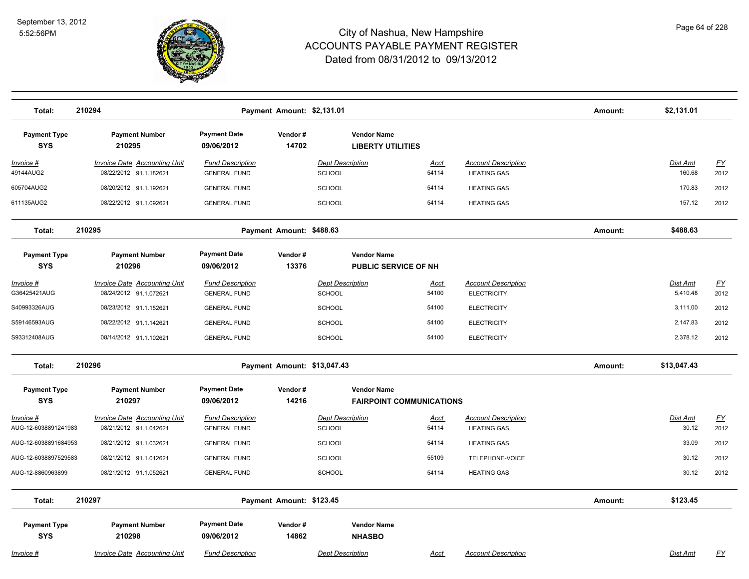# City of Nashua, New Hampshire
# ACCOUNTS PAYABLE PAYMENT REGISTER
## Dated from 08/31/2012 to 09/13/2012

September 13, 2012
5:52:56PM

| Total: | 210294 | Payment Amount: $2,131.01 | | | | Amount: | $2,131.01 | |
|---|---|---|---|---|---|---|---|---|

| Payment Type | Payment Number | Payment Date | Vendor # | Vendor Name |
|---|---|---|---|---|
| SYS | 210295 | 09/06/2012 | 14702 | LIBERTY UTILITIES |

| Invoice # | Invoice Date | Accounting Unit | Fund Description | Dept Description | Acct | Account Description | Dist Amt | FY |
|---|---|---|---|---|---|---|---|---|
| 49144AUG2 | 08/22/2012 | 91.1.182621 | GENERAL FUND | SCHOOL | 54114 | HEATING GAS | 160.68 | 2012 |
| 605704AUG2 | 08/20/2012 | 91.1.192621 | GENERAL FUND | SCHOOL | 54114 | HEATING GAS | 170.83 | 2012 |
| 611135AUG2 | 08/22/2012 | 91.1.092621 | GENERAL FUND | SCHOOL | 54114 | HEATING GAS | 157.12 | 2012 |

| Total: | 210295 | Payment Amount: $488.63 | | | | Amount: | $488.63 | |
|---|---|---|---|---|---|---|---|---|

| Payment Type | Payment Number | Payment Date | Vendor # | Vendor Name |
|---|---|---|---|---|
| SYS | 210296 | 09/06/2012 | 13376 | PUBLIC SERVICE OF NH |

| Invoice # | Invoice Date | Accounting Unit | Fund Description | Dept Description | Acct | Account Description | Dist Amt | FY |
|---|---|---|---|---|---|---|---|---|
| G36425421AUG | 08/24/2012 | 91.1.072621 | GENERAL FUND | SCHOOL | 54100 | ELECTRICITY | 5,410.48 | 2012 |
| S40993326AUG | 08/23/2012 | 91.1.152621 | GENERAL FUND | SCHOOL | 54100 | ELECTRICITY | 3,111.00 | 2012 |
| S59146593AUG | 08/22/2012 | 91.1.142621 | GENERAL FUND | SCHOOL | 54100 | ELECTRICITY | 2,147.83 | 2012 |
| S93312408AUG | 08/14/2012 | 91.1.102621 | GENERAL FUND | SCHOOL | 54100 | ELECTRICITY | 2,378.12 | 2012 |

| Total: | 210296 | Payment Amount: $13,047.43 | | | | Amount: | $13,047.43 | |
|---|---|---|---|---|---|---|---|---|

| Payment Type | Payment Number | Payment Date | Vendor # | Vendor Name |
|---|---|---|---|---|
| SYS | 210297 | 09/06/2012 | 14216 | FAIRPOINT COMMUNICATIONS |

| Invoice # | Invoice Date | Accounting Unit | Fund Description | Dept Description | Acct | Account Description | Dist Amt | FY |
|---|---|---|---|---|---|---|---|---|
| AUG-12-6038891241983 | 08/21/2012 | 91.1.042621 | GENERAL FUND | SCHOOL | 54114 | HEATING GAS | 30.12 | 2012 |
| AUG-12-6038891684953 | 08/21/2012 | 91.1.032621 | GENERAL FUND | SCHOOL | 54114 | HEATING GAS | 33.09 | 2012 |
| AUG-12-6038897529583 | 08/21/2012 | 91.1.012621 | GENERAL FUND | SCHOOL | 55109 | TELEPHONE-VOICE | 30.12 | 2012 |
| AUG-12-8860963899 | 08/21/2012 | 91.1.052621 | GENERAL FUND | SCHOOL | 54114 | HEATING GAS | 30.12 | 2012 |

| Total: | 210297 | Payment Amount: $123.45 | | | | Amount: | $123.45 | |
|---|---|---|---|---|---|---|---|---|

| Payment Type | Payment Number | Payment Date | Vendor # | Vendor Name |
|---|---|---|---|---|
| SYS | 210298 | 09/06/2012 | 14862 | NHASBO |

| Invoice # | Invoice Date | Accounting Unit | Fund Description | Dept Description | Acct | Account Description | Dist Amt | FY |
|---|---|---|---|---|---|---|---|---|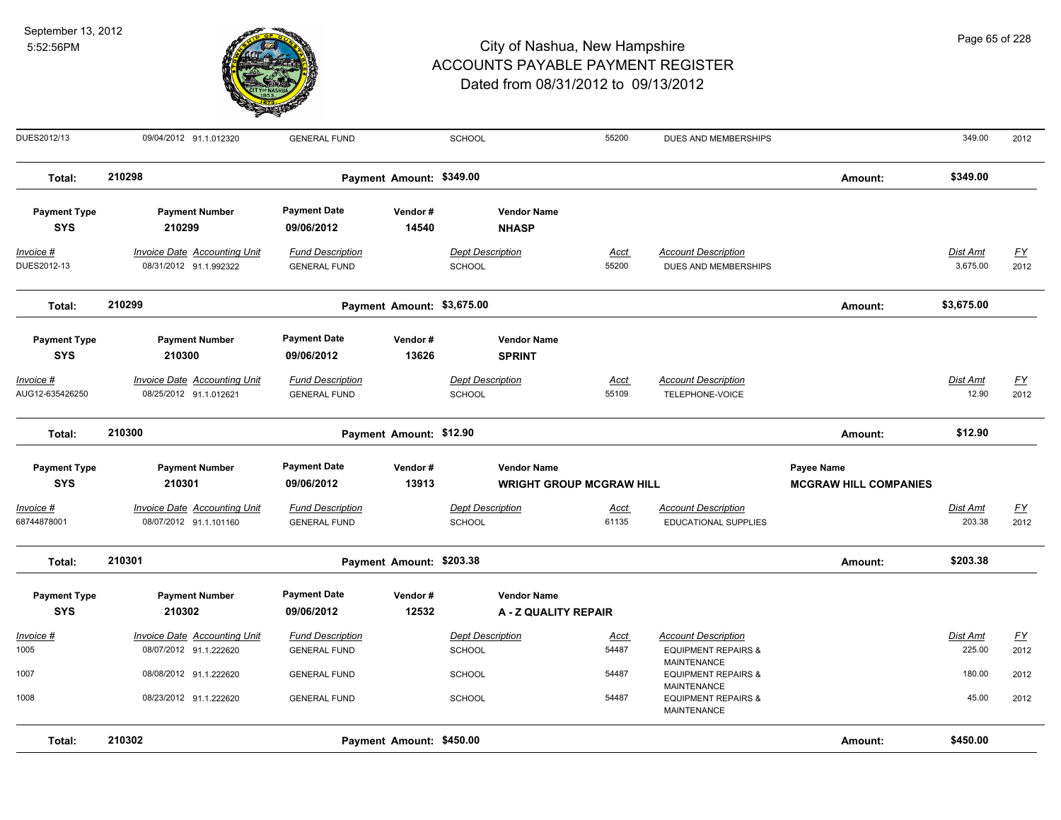# City of Nashua, New Hampshire
## ACCOUNTS PAYABLE PAYMENT REGISTER
### Dated from 08/31/2012 to 09/13/2012

September 13, 2012
5:52:56PM

| Invoice # | Invoice Date | Accounting Unit | Fund Description | Dept Description | Acct | Account Description | Dist Amt | FY |
|---|---|---|---|---|---|---|---|---|
| DUES2012/13 | 09/04/2012 | 91.1.012320 | GENERAL FUND | SCHOOL | 55200 | DUES AND MEMBERSHIPS | 349.00 | 2012 |

**Total: 210298** — Payment Amount: $349.00 — Amount: $349.00

| Payment Type | Payment Number | Payment Date | Vendor # | Vendor Name |
|---|---|---|---|---|
| SYS | 210299 | 09/06/2012 | 14540 | NHASP |

| Invoice # | Invoice Date | Accounting Unit | Fund Description | Dept Description | Acct | Account Description | Dist Amt | FY |
|---|---|---|---|---|---|---|---|---|
| DUES2012-13 | 08/31/2012 | 91.1.992322 | GENERAL FUND | SCHOOL | 55200 | DUES AND MEMBERSHIPS | 3,675.00 | 2012 |

**Total: 210299** — Payment Amount: $3,675.00 — Amount: $3,675.00

| Payment Type | Payment Number | Payment Date | Vendor # | Vendor Name |
|---|---|---|---|---|
| SYS | 210300 | 09/06/2012 | 13626 | SPRINT |

| Invoice # | Invoice Date | Accounting Unit | Fund Description | Dept Description | Acct | Account Description | Dist Amt | FY |
|---|---|---|---|---|---|---|---|---|
| AUG12-635426250 | 08/25/2012 | 91.1.012621 | GENERAL FUND | SCHOOL | 55109 | TELEPHONE-VOICE | 12.90 | 2012 |

**Total: 210300** — Payment Amount: $12.90 — Amount: $12.90

| Payment Type | Payment Number | Payment Date | Vendor # | Vendor Name | Payee Name |
|---|---|---|---|---|---|
| SYS | 210301 | 09/06/2012 | 13913 | WRIGHT GROUP MCGRAW HILL | MCGRAW HILL COMPANIES |

| Invoice # | Invoice Date | Accounting Unit | Fund Description | Dept Description | Acct | Account Description | Dist Amt | FY |
|---|---|---|---|---|---|---|---|---|
| 68744878001 | 08/07/2012 | 91.1.101160 | GENERAL FUND | SCHOOL | 61135 | EDUCATIONAL SUPPLIES | 203.38 | 2012 |

**Total: 210301** — Payment Amount: $203.38 — Amount: $203.38

| Payment Type | Payment Number | Payment Date | Vendor # | Vendor Name |
|---|---|---|---|---|
| SYS | 210302 | 09/06/2012 | 12532 | A - Z QUALITY REPAIR |

| Invoice # | Invoice Date | Accounting Unit | Fund Description | Dept Description | Acct | Account Description | Dist Amt | FY |
|---|---|---|---|---|---|---|---|---|
| 1005 | 08/07/2012 | 91.1.222620 | GENERAL FUND | SCHOOL | 54487 | EQUIPMENT REPAIRS & MAINTENANCE | 225.00 | 2012 |
| 1007 | 08/08/2012 | 91.1.222620 | GENERAL FUND | SCHOOL | 54487 | EQUIPMENT REPAIRS & MAINTENANCE | 180.00 | 2012 |
| 1008 | 08/23/2012 | 91.1.222620 | GENERAL FUND | SCHOOL | 54487 | EQUIPMENT REPAIRS & MAINTENANCE | 45.00 | 2012 |

**Total: 210302** — Payment Amount: $450.00 — Amount: $450.00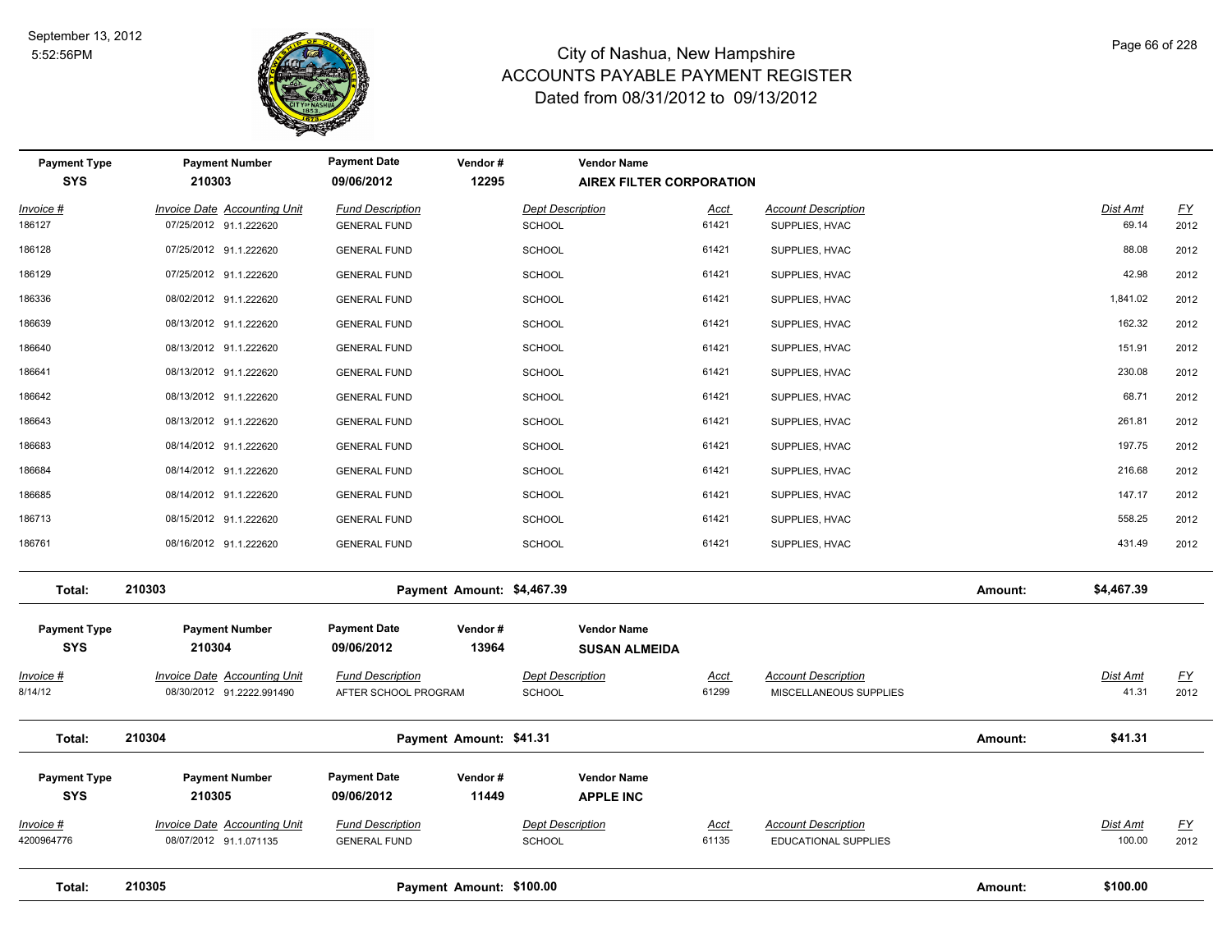# City of Nashua, New Hampshire
## ACCOUNTS PAYABLE PAYMENT REGISTER
### Dated from 08/31/2012 to 09/13/2012

September 13, 2012
5:52:56PM

| Payment Type | Payment Number | Payment Date | Vendor # | Vendor Name |
|---|---|---|---|---|
| SYS | 210303 | 09/06/2012 | 12295 | AIREX FILTER CORPORATION |

| Invoice # | Invoice Date | Accounting Unit | Fund Description | Dept Description | Acct | Account Description | Dist Amt | FY |
|---|---|---|---|---|---|---|---|---|
| 186127 | 07/25/2012 | 91.1.222620 | GENERAL FUND | SCHOOL | 61421 | SUPPLIES, HVAC | 69.14 | 2012 |
| 186128 | 07/25/2012 | 91.1.222620 | GENERAL FUND | SCHOOL | 61421 | SUPPLIES, HVAC | 88.08 | 2012 |
| 186129 | 07/25/2012 | 91.1.222620 | GENERAL FUND | SCHOOL | 61421 | SUPPLIES, HVAC | 42.98 | 2012 |
| 186336 | 08/02/2012 | 91.1.222620 | GENERAL FUND | SCHOOL | 61421 | SUPPLIES, HVAC | 1,841.02 | 2012 |
| 186639 | 08/13/2012 | 91.1.222620 | GENERAL FUND | SCHOOL | 61421 | SUPPLIES, HVAC | 162.32 | 2012 |
| 186640 | 08/13/2012 | 91.1.222620 | GENERAL FUND | SCHOOL | 61421 | SUPPLIES, HVAC | 151.91 | 2012 |
| 186641 | 08/13/2012 | 91.1.222620 | GENERAL FUND | SCHOOL | 61421 | SUPPLIES, HVAC | 230.08 | 2012 |
| 186642 | 08/13/2012 | 91.1.222620 | GENERAL FUND | SCHOOL | 61421 | SUPPLIES, HVAC | 68.71 | 2012 |
| 186643 | 08/13/2012 | 91.1.222620 | GENERAL FUND | SCHOOL | 61421 | SUPPLIES, HVAC | 261.81 | 2012 |
| 186683 | 08/14/2012 | 91.1.222620 | GENERAL FUND | SCHOOL | 61421 | SUPPLIES, HVAC | 197.75 | 2012 |
| 186684 | 08/14/2012 | 91.1.222620 | GENERAL FUND | SCHOOL | 61421 | SUPPLIES, HVAC | 216.68 | 2012 |
| 186685 | 08/14/2012 | 91.1.222620 | GENERAL FUND | SCHOOL | 61421 | SUPPLIES, HVAC | 147.17 | 2012 |
| 186713 | 08/15/2012 | 91.1.222620 | GENERAL FUND | SCHOOL | 61421 | SUPPLIES, HVAC | 558.25 | 2012 |
| 186761 | 08/16/2012 | 91.1.222620 | GENERAL FUND | SCHOOL | 61421 | SUPPLIES, HVAC | 431.49 | 2012 |

**Total: 210303** Payment Amount: $4,467.39 Amount: **$4,467.39**

| Payment Type | Payment Number | Payment Date | Vendor # | Vendor Name |
|---|---|---|---|---|
| SYS | 210304 | 09/06/2012 | 13964 | SUSAN ALMEIDA |

| Invoice # | Invoice Date | Accounting Unit | Fund Description | Dept Description | Acct | Account Description | Dist Amt | FY |
|---|---|---|---|---|---|---|---|---|
| 8/14/12 | 08/30/2012 | 91.2222.991490 | AFTER SCHOOL PROGRAM | SCHOOL | 61299 | MISCELLANEOUS SUPPLIES | 41.31 | 2012 |

**Total: 210304** Payment Amount: $41.31 Amount: **$41.31**

| Payment Type | Payment Number | Payment Date | Vendor # | Vendor Name |
|---|---|---|---|---|
| SYS | 210305 | 09/06/2012 | 11449 | APPLE INC |

| Invoice # | Invoice Date | Accounting Unit | Fund Description | Dept Description | Acct | Account Description | Dist Amt | FY |
|---|---|---|---|---|---|---|---|---|
| 4200964776 | 08/07/2012 | 91.1.071135 | GENERAL FUND | SCHOOL | 61135 | EDUCATIONAL SUPPLIES | 100.00 | 2012 |

**Total: 210305** Payment Amount: $100.00 Amount: **$100.00**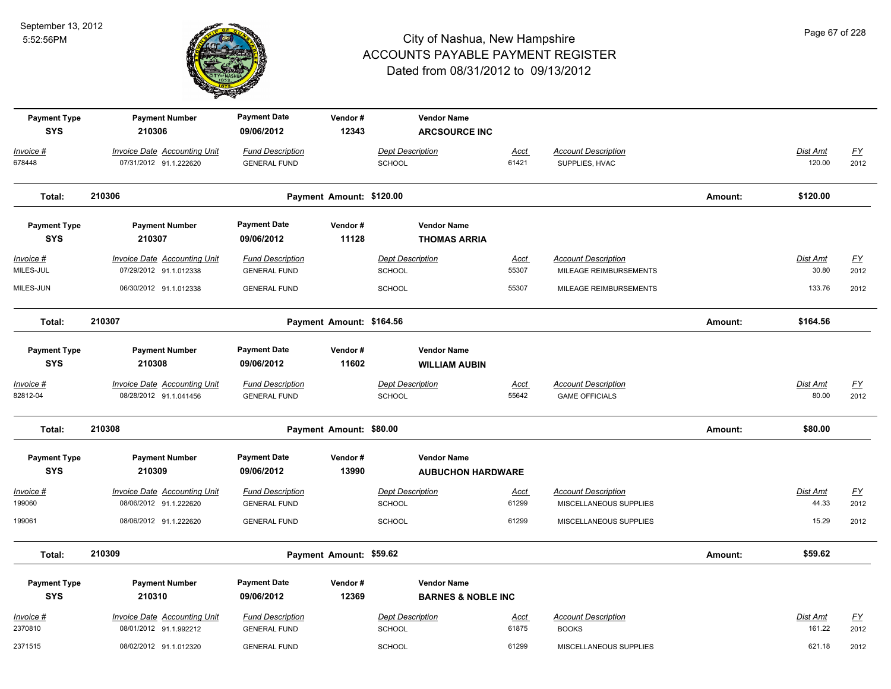# City of Nashua, New Hampshire
## ACCOUNTS PAYABLE PAYMENT REGISTER
### Dated from 08/31/2012 to 09/13/2012

September 13, 2012
5:52:56PM

| Payment Type | Payment Number | Payment Date | Vendor # | Vendor Name |
|---|---|---|---|---|
| SYS | 210306 | 09/06/2012 | 12343 | ARCSOURCE INC |

| Invoice # | Invoice Date | Accounting Unit | Fund Description | Dept Description | Acct | Account Description | Dist Amt | FY |
|---|---|---|---|---|---|---|---|---|
| 678448 | 07/31/2012 | 91.1.222620 | GENERAL FUND | SCHOOL | 61421 | SUPPLIES, HVAC | 120.00 | 2012 |

**Total: 210306** — Payment Amount: $120.00 — Amount: $120.00

| Payment Type | Payment Number | Payment Date | Vendor # | Vendor Name |
|---|---|---|---|---|
| SYS | 210307 | 09/06/2012 | 11128 | THOMAS ARRIA |

| Invoice # | Invoice Date | Accounting Unit | Fund Description | Dept Description | Acct | Account Description | Dist Amt | FY |
|---|---|---|---|---|---|---|---|---|
| MILES-JUL | 07/29/2012 | 91.1.012338 | GENERAL FUND | SCHOOL | 55307 | MILEAGE REIMBURSEMENTS | 30.80 | 2012 |
| MILES-JUN | 06/30/2012 | 91.1.012338 | GENERAL FUND | SCHOOL | 55307 | MILEAGE REIMBURSEMENTS | 133.76 | 2012 |

**Total: 210307** — Payment Amount: $164.56 — Amount: $164.56

| Payment Type | Payment Number | Payment Date | Vendor # | Vendor Name |
|---|---|---|---|---|
| SYS | 210308 | 09/06/2012 | 11602 | WILLIAM AUBIN |

| Invoice # | Invoice Date | Accounting Unit | Fund Description | Dept Description | Acct | Account Description | Dist Amt | FY |
|---|---|---|---|---|---|---|---|---|
| 82812-04 | 08/28/2012 | 91.1.041456 | GENERAL FUND | SCHOOL | 55642 | GAME OFFICIALS | 80.00 | 2012 |

**Total: 210308** — Payment Amount: $80.00 — Amount: $80.00

| Payment Type | Payment Number | Payment Date | Vendor # | Vendor Name |
|---|---|---|---|---|
| SYS | 210309 | 09/06/2012 | 13990 | AUBUCHON HARDWARE |

| Invoice # | Invoice Date | Accounting Unit | Fund Description | Dept Description | Acct | Account Description | Dist Amt | FY |
|---|---|---|---|---|---|---|---|---|
| 199060 | 08/06/2012 | 91.1.222620 | GENERAL FUND | SCHOOL | 61299 | MISCELLANEOUS SUPPLIES | 44.33 | 2012 |
| 199061 | 08/06/2012 | 91.1.222620 | GENERAL FUND | SCHOOL | 61299 | MISCELLANEOUS SUPPLIES | 15.29 | 2012 |

**Total: 210309** — Payment Amount: $59.62 — Amount: $59.62

| Payment Type | Payment Number | Payment Date | Vendor # | Vendor Name |
|---|---|---|---|---|
| SYS | 210310 | 09/06/2012 | 12369 | BARNES & NOBLE INC |

| Invoice # | Invoice Date | Accounting Unit | Fund Description | Dept Description | Acct | Account Description | Dist Amt | FY |
|---|---|---|---|---|---|---|---|---|
| 2370810 | 08/01/2012 | 91.1.992212 | GENERAL FUND | SCHOOL | 61875 | BOOKS | 161.22 | 2012 |
| 2371515 | 08/02/2012 | 91.1.012320 | GENERAL FUND | SCHOOL | 61299 | MISCELLANEOUS SUPPLIES | 621.18 | 2012 |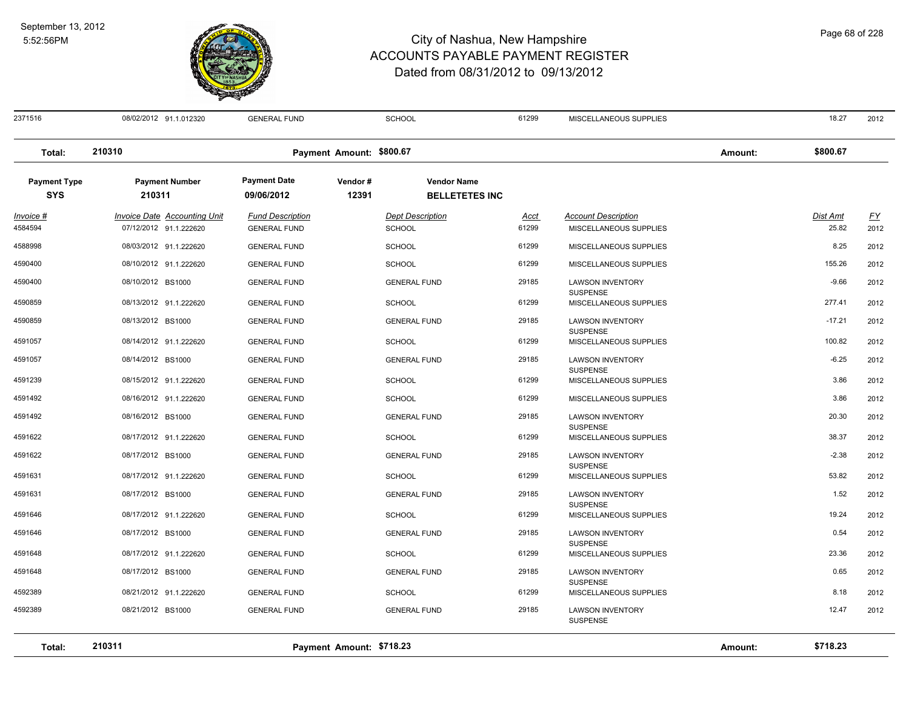# City of Nashua, New Hampshire
## ACCOUNTS PAYABLE PAYMENT REGISTER
### Dated from 08/31/2012 to 09/13/2012

September 13, 2012
5:52:56PM

| Invoice # | Invoice Date | Accounting Unit | Fund Description | Dept Description | Acct | Account Description | Dist Amt | FY |
|---|---|---|---|---|---|---|---|---|
| 2371516 | 08/02/2012 | 91.1.012320 | GENERAL FUND | SCHOOL | 61299 | MISCELLANEOUS SUPPLIES | 18.27 | 2012 |

**Total: 210310** — Payment Amount: $800.67 — Amount: $800.67

| Payment Type | Payment Number | Payment Date | Vendor # | Vendor Name |
|---|---|---|---|---|
| SYS | 210311 | 09/06/2012 | 12391 | BELLETETES INC |

| Invoice # | Invoice Date | Accounting Unit | Fund Description | Dept Description | Acct | Account Description | Dist Amt | FY |
|---|---|---|---|---|---|---|---|---|
| 4584594 | 07/12/2012 | 91.1.222620 | GENERAL FUND | SCHOOL | 61299 | MISCELLANEOUS SUPPLIES | 25.82 | 2012 |
| 4588998 | 08/03/2012 | 91.1.222620 | GENERAL FUND | SCHOOL | 61299 | MISCELLANEOUS SUPPLIES | 8.25 | 2012 |
| 4590400 | 08/10/2012 | 91.1.222620 | GENERAL FUND | SCHOOL | 61299 | MISCELLANEOUS SUPPLIES | 155.26 | 2012 |
| 4590400 | 08/10/2012 | BS1000 | GENERAL FUND | GENERAL FUND | 29185 | LAWSON INVENTORY SUSPENSE | -9.66 | 2012 |
| 4590859 | 08/13/2012 | 91.1.222620 | GENERAL FUND | SCHOOL | 61299 | MISCELLANEOUS SUPPLIES | 277.41 | 2012 |
| 4590859 | 08/13/2012 | BS1000 | GENERAL FUND | GENERAL FUND | 29185 | LAWSON INVENTORY SUSPENSE | -17.21 | 2012 |
| 4591057 | 08/14/2012 | 91.1.222620 | GENERAL FUND | SCHOOL | 61299 | MISCELLANEOUS SUPPLIES | 100.82 | 2012 |
| 4591057 | 08/14/2012 | BS1000 | GENERAL FUND | GENERAL FUND | 29185 | LAWSON INVENTORY SUSPENSE | -6.25 | 2012 |
| 4591239 | 08/15/2012 | 91.1.222620 | GENERAL FUND | SCHOOL | 61299 | MISCELLANEOUS SUPPLIES | 3.86 | 2012 |
| 4591492 | 08/16/2012 | 91.1.222620 | GENERAL FUND | SCHOOL | 61299 | MISCELLANEOUS SUPPLIES | 3.86 | 2012 |
| 4591492 | 08/16/2012 | BS1000 | GENERAL FUND | GENERAL FUND | 29185 | LAWSON INVENTORY SUSPENSE | 20.30 | 2012 |
| 4591622 | 08/17/2012 | 91.1.222620 | GENERAL FUND | SCHOOL | 61299 | MISCELLANEOUS SUPPLIES | 38.37 | 2012 |
| 4591622 | 08/17/2012 | BS1000 | GENERAL FUND | GENERAL FUND | 29185 | LAWSON INVENTORY SUSPENSE | -2.38 | 2012 |
| 4591631 | 08/17/2012 | 91.1.222620 | GENERAL FUND | SCHOOL | 61299 | MISCELLANEOUS SUPPLIES | 53.82 | 2012 |
| 4591631 | 08/17/2012 | BS1000 | GENERAL FUND | GENERAL FUND | 29185 | LAWSON INVENTORY SUSPENSE | 1.52 | 2012 |
| 4591646 | 08/17/2012 | 91.1.222620 | GENERAL FUND | SCHOOL | 61299 | MISCELLANEOUS SUPPLIES | 19.24 | 2012 |
| 4591646 | 08/17/2012 | BS1000 | GENERAL FUND | GENERAL FUND | 29185 | LAWSON INVENTORY SUSPENSE | 0.54 | 2012 |
| 4591648 | 08/17/2012 | 91.1.222620 | GENERAL FUND | SCHOOL | 61299 | MISCELLANEOUS SUPPLIES | 23.36 | 2012 |
| 4591648 | 08/17/2012 | BS1000 | GENERAL FUND | GENERAL FUND | 29185 | LAWSON INVENTORY SUSPENSE | 0.65 | 2012 |
| 4592389 | 08/21/2012 | 91.1.222620 | GENERAL FUND | SCHOOL | 61299 | MISCELLANEOUS SUPPLIES | 8.18 | 2012 |
| 4592389 | 08/21/2012 | BS1000 | GENERAL FUND | GENERAL FUND | 29185 | LAWSON INVENTORY SUSPENSE | 12.47 | 2012 |

**Total: 210311** — Payment Amount: $718.23 — Amount: $718.23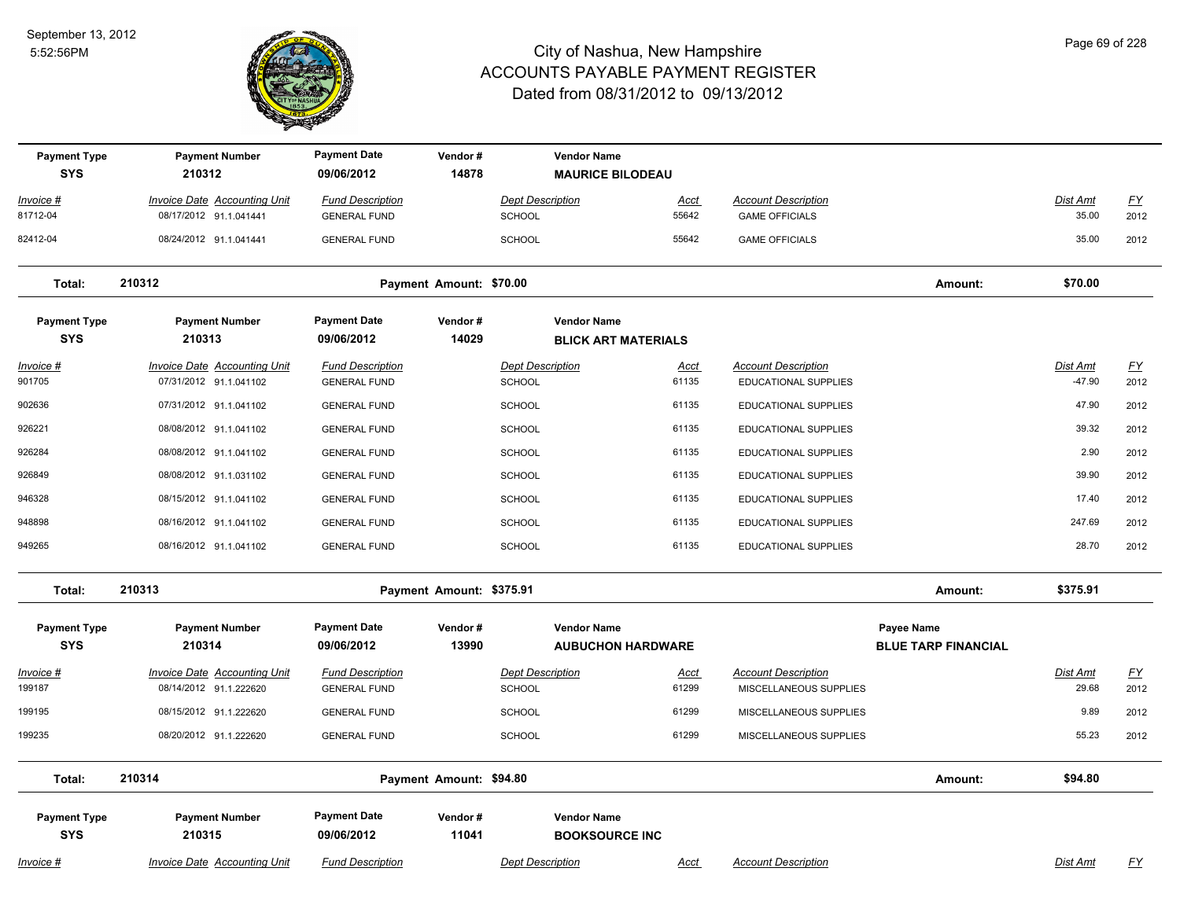# City of Nashua, New Hampshire
## ACCOUNTS PAYABLE PAYMENT REGISTER
### Dated from 08/31/2012 to 09/13/2012

September 13, 2012
5:52:56PM

| Payment Type | Payment Number | Payment Date | Vendor # | Vendor Name |
|---|---|---|---|---|
| SYS | 210312 | 09/06/2012 | 14878 | MAURICE BILODEAU |

| Invoice # | Invoice Date | Accounting Unit | Fund Description | Dept Description | Acct | Account Description | Dist Amt | FY |
|---|---|---|---|---|---|---|---|---|
| 81712-04 | 08/17/2012 | 91.1.041441 | GENERAL FUND | SCHOOL | 55642 | GAME OFFICIALS | 35.00 | 2012 |
| 82412-04 | 08/24/2012 | 91.1.041441 | GENERAL FUND | SCHOOL | 55642 | GAME OFFICIALS | 35.00 | 2012 |

**Total: 210312 — Payment Amount: $70.00 — Amount: $70.00**

| Payment Type | Payment Number | Payment Date | Vendor # | Vendor Name |
|---|---|---|---|---|
| SYS | 210313 | 09/06/2012 | 14029 | BLICK ART MATERIALS |

| Invoice # | Invoice Date | Accounting Unit | Fund Description | Dept Description | Acct | Account Description | Dist Amt | FY |
|---|---|---|---|---|---|---|---|---|
| 901705 | 07/31/2012 | 91.1.041102 | GENERAL FUND | SCHOOL | 61135 | EDUCATIONAL SUPPLIES | -47.90 | 2012 |
| 902636 | 07/31/2012 | 91.1.041102 | GENERAL FUND | SCHOOL | 61135 | EDUCATIONAL SUPPLIES | 47.90 | 2012 |
| 926221 | 08/08/2012 | 91.1.041102 | GENERAL FUND | SCHOOL | 61135 | EDUCATIONAL SUPPLIES | 39.32 | 2012 |
| 926284 | 08/08/2012 | 91.1.041102 | GENERAL FUND | SCHOOL | 61135 | EDUCATIONAL SUPPLIES | 2.90 | 2012 |
| 926849 | 08/08/2012 | 91.1.031102 | GENERAL FUND | SCHOOL | 61135 | EDUCATIONAL SUPPLIES | 39.90 | 2012 |
| 946328 | 08/15/2012 | 91.1.041102 | GENERAL FUND | SCHOOL | 61135 | EDUCATIONAL SUPPLIES | 17.40 | 2012 |
| 948898 | 08/16/2012 | 91.1.041102 | GENERAL FUND | SCHOOL | 61135 | EDUCATIONAL SUPPLIES | 247.69 | 2012 |
| 949265 | 08/16/2012 | 91.1.041102 | GENERAL FUND | SCHOOL | 61135 | EDUCATIONAL SUPPLIES | 28.70 | 2012 |

**Total: 210313 — Payment Amount: $375.91 — Amount: $375.91**

| Payment Type | Payment Number | Payment Date | Vendor # | Vendor Name | Payee Name |
|---|---|---|---|---|---|
| SYS | 210314 | 09/06/2012 | 13990 | AUBUCHON HARDWARE | BLUE TARP FINANCIAL |

| Invoice # | Invoice Date | Accounting Unit | Fund Description | Dept Description | Acct | Account Description | Dist Amt | FY |
|---|---|---|---|---|---|---|---|---|
| 199187 | 08/14/2012 | 91.1.222620 | GENERAL FUND | SCHOOL | 61299 | MISCELLANEOUS SUPPLIES | 29.68 | 2012 |
| 199195 | 08/15/2012 | 91.1.222620 | GENERAL FUND | SCHOOL | 61299 | MISCELLANEOUS SUPPLIES | 9.89 | 2012 |
| 199235 | 08/20/2012 | 91.1.222620 | GENERAL FUND | SCHOOL | 61299 | MISCELLANEOUS SUPPLIES | 55.23 | 2012 |

**Total: 210314 — Payment Amount: $94.80 — Amount: $94.80**

| Payment Type | Payment Number | Payment Date | Vendor # | Vendor Name |
|---|---|---|---|---|
| SYS | 210315 | 09/06/2012 | 11041 | BOOKSOURCE INC |

| Invoice # | Invoice Date | Accounting Unit | Fund Description | Dept Description | Acct | Account Description | Dist Amt | FY |
|---|---|---|---|---|---|---|---|---|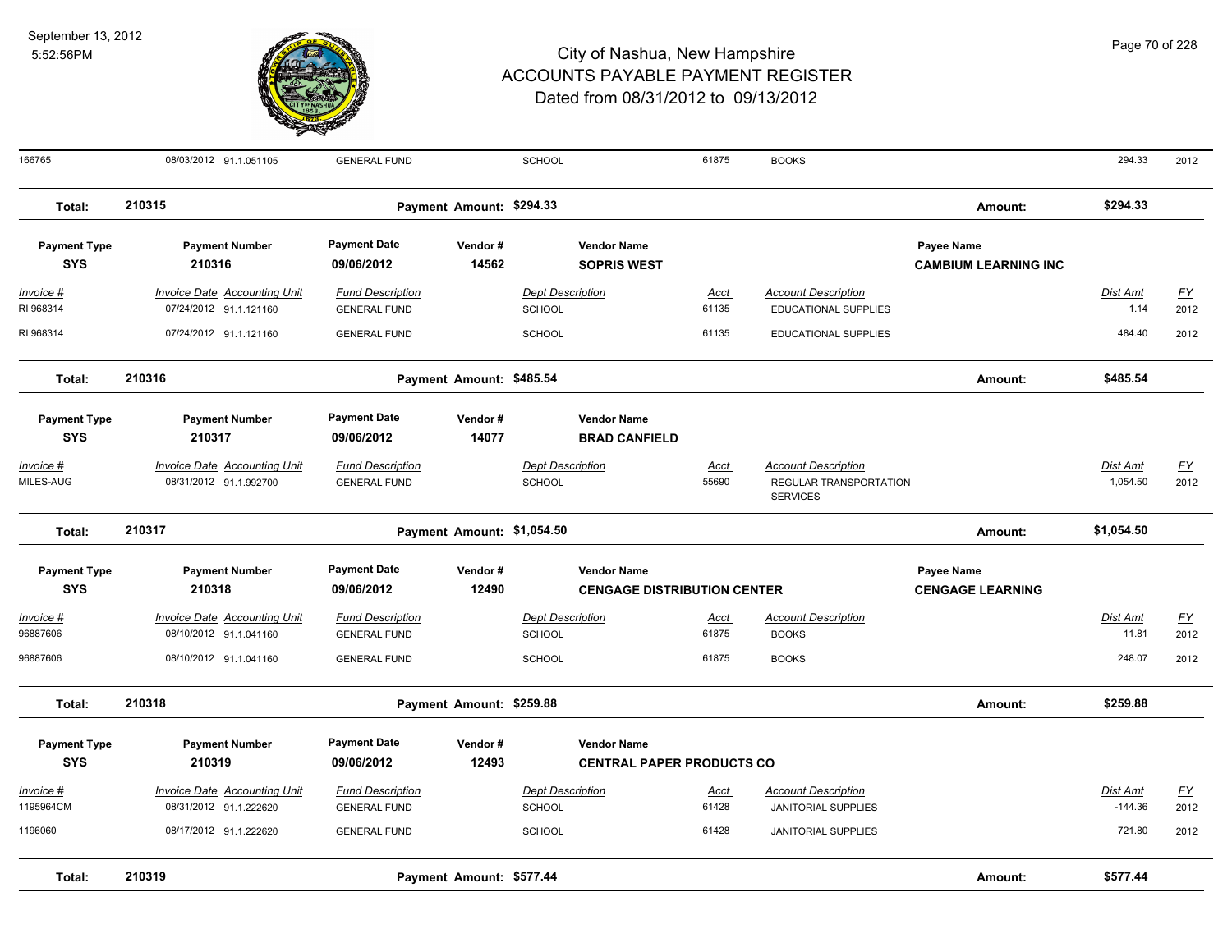# City of Nashua, New Hampshire
## ACCOUNTS PAYABLE PAYMENT REGISTER
### Dated from 08/31/2012 to 09/13/2012

September 13, 2012
5:52:56PM

| Invoice # | Invoice Date | Accounting Unit | Fund Description | Dept Description | Acct | Account Description | Dist Amt | FY |
|---|---|---|---|---|---|---|---|---|
| 166765 | 08/03/2012 | 91.1.051105 | GENERAL FUND | SCHOOL | 61875 | BOOKS | 294.33 | 2012 |

**Total: 210315** — Payment Amount: $294.33 — Amount: $294.33

| Payment Type | Payment Number | Payment Date | Vendor # | Vendor Name | Payee Name |
|---|---|---|---|---|---|
| SYS | 210316 | 09/06/2012 | 14562 | SOPRIS WEST | CAMBIUM LEARNING INC |

| Invoice # | Invoice Date | Accounting Unit | Fund Description | Dept Description | Acct | Account Description | Dist Amt | FY |
|---|---|---|---|---|---|---|---|---|
| RI 968314 | 07/24/2012 | 91.1.121160 | GENERAL FUND | SCHOOL | 61135 | EDUCATIONAL SUPPLIES | 1.14 | 2012 |
| RI 968314 | 07/24/2012 | 91.1.121160 | GENERAL FUND | SCHOOL | 61135 | EDUCATIONAL SUPPLIES | 484.40 | 2012 |

**Total: 210316** — Payment Amount: $485.54 — Amount: $485.54

| Payment Type | Payment Number | Payment Date | Vendor # | Vendor Name |
|---|---|---|---|---|
| SYS | 210317 | 09/06/2012 | 14077 | BRAD CANFIELD |

| Invoice # | Invoice Date | Accounting Unit | Fund Description | Dept Description | Acct | Account Description | Dist Amt | FY |
|---|---|---|---|---|---|---|---|---|
| MILES-AUG | 08/31/2012 | 91.1.992700 | GENERAL FUND | SCHOOL | 55690 | REGULAR TRANSPORTATION SERVICES | 1,054.50 | 2012 |

**Total: 210317** — Payment Amount: $1,054.50 — Amount: $1,054.50

| Payment Type | Payment Number | Payment Date | Vendor # | Vendor Name | Payee Name |
|---|---|---|---|---|---|
| SYS | 210318 | 09/06/2012 | 12490 | CENGAGE DISTRIBUTION CENTER | CENGAGE LEARNING |

| Invoice # | Invoice Date | Accounting Unit | Fund Description | Dept Description | Acct | Account Description | Dist Amt | FY |
|---|---|---|---|---|---|---|---|---|
| 96887606 | 08/10/2012 | 91.1.041160 | GENERAL FUND | SCHOOL | 61875 | BOOKS | 11.81 | 2012 |
| 96887606 | 08/10/2012 | 91.1.041160 | GENERAL FUND | SCHOOL | 61875 | BOOKS | 248.07 | 2012 |

**Total: 210318** — Payment Amount: $259.88 — Amount: $259.88

| Payment Type | Payment Number | Payment Date | Vendor # | Vendor Name |
|---|---|---|---|---|
| SYS | 210319 | 09/06/2012 | 12493 | CENTRAL PAPER PRODUCTS CO |

| Invoice # | Invoice Date | Accounting Unit | Fund Description | Dept Description | Acct | Account Description | Dist Amt | FY |
|---|---|---|---|---|---|---|---|---|
| 1195964CM | 08/31/2012 | 91.1.222620 | GENERAL FUND | SCHOOL | 61428 | JANITORIAL SUPPLIES | -144.36 | 2012 |
| 1196060 | 08/17/2012 | 91.1.222620 | GENERAL FUND | SCHOOL | 61428 | JANITORIAL SUPPLIES | 721.80 | 2012 |

**Total: 210319** — Payment Amount: $577.44 — Amount: $577.44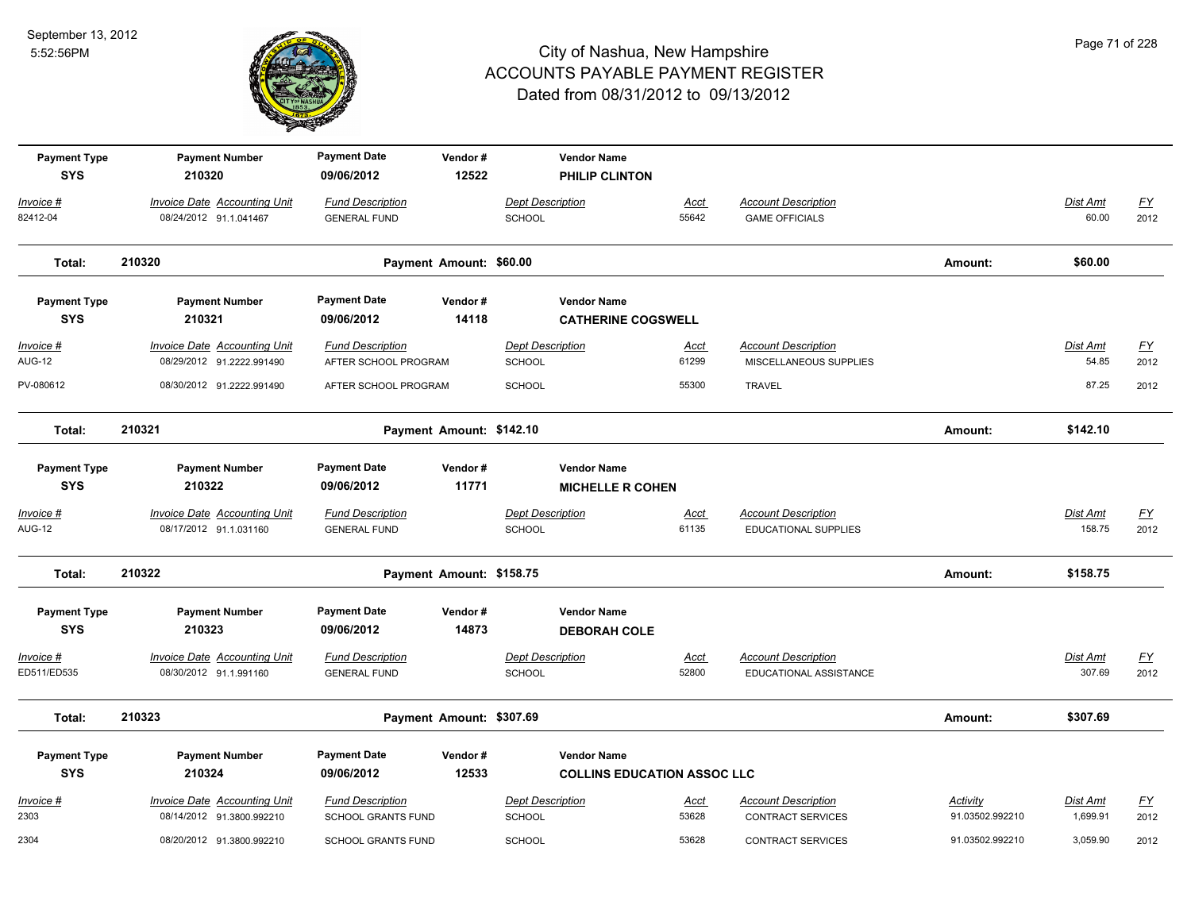# City of Nashua, New Hampshire
## ACCOUNTS PAYABLE PAYMENT REGISTER
### Dated from 08/31/2012 to 09/13/2012

September 13, 2012
5:52:56PM

| Payment Type | Payment Number | Payment Date | Vendor # | Vendor Name |
|---|---|---|---|---|
| SYS | 210320 | 09/06/2012 | 12522 | PHILIP CLINTON |

| Invoice # | Invoice Date | Accounting Unit | Fund Description | Dept Description | Acct | Account Description | Dist Amt | FY |
|---|---|---|---|---|---|---|---|---|
| 82412-04 | 08/24/2012 | 91.1.041467 | GENERAL FUND | SCHOOL | 55642 | GAME OFFICIALS | 60.00 | 2012 |

**Total: 210320 Payment Amount: $60.00 Amount: $60.00**

| Payment Type | Payment Number | Payment Date | Vendor # | Vendor Name |
|---|---|---|---|---|
| SYS | 210321 | 09/06/2012 | 14118 | CATHERINE COGSWELL |

| Invoice # | Invoice Date | Accounting Unit | Fund Description | Dept Description | Acct | Account Description | Dist Amt | FY |
|---|---|---|---|---|---|---|---|---|
| AUG-12 | 08/29/2012 | 91.2222.991490 | AFTER SCHOOL PROGRAM | SCHOOL | 61299 | MISCELLANEOUS SUPPLIES | 54.85 | 2012 |
| PV-080612 | 08/30/2012 | 91.2222.991490 | AFTER SCHOOL PROGRAM | SCHOOL | 55300 | TRAVEL | 87.25 | 2012 |

**Total: 210321 Payment Amount: $142.10 Amount: $142.10**

| Payment Type | Payment Number | Payment Date | Vendor # | Vendor Name |
|---|---|---|---|---|
| SYS | 210322 | 09/06/2012 | 11771 | MICHELLE R COHEN |

| Invoice # | Invoice Date | Accounting Unit | Fund Description | Dept Description | Acct | Account Description | Dist Amt | FY |
|---|---|---|---|---|---|---|---|---|
| AUG-12 | 08/17/2012 | 91.1.031160 | GENERAL FUND | SCHOOL | 61135 | EDUCATIONAL SUPPLIES | 158.75 | 2012 |

**Total: 210322 Payment Amount: $158.75 Amount: $158.75**

| Payment Type | Payment Number | Payment Date | Vendor # | Vendor Name |
|---|---|---|---|---|
| SYS | 210323 | 09/06/2012 | 14873 | DEBORAH COLE |

| Invoice # | Invoice Date | Accounting Unit | Fund Description | Dept Description | Acct | Account Description | Dist Amt | FY |
|---|---|---|---|---|---|---|---|---|
| ED511/ED535 | 08/30/2012 | 91.1.991160 | GENERAL FUND | SCHOOL | 52800 | EDUCATIONAL ASSISTANCE | 307.69 | 2012 |

**Total: 210323 Payment Amount: $307.69 Amount: $307.69**

| Payment Type | Payment Number | Payment Date | Vendor # | Vendor Name |
|---|---|---|---|---|
| SYS | 210324 | 09/06/2012 | 12533 | COLLINS EDUCATION ASSOC LLC |

| Invoice # | Invoice Date | Accounting Unit | Fund Description | Dept Description | Acct | Account Description | Activity | Dist Amt | FY |
|---|---|---|---|---|---|---|---|---|---|
| 2303 | 08/14/2012 | 91.3800.992210 | SCHOOL GRANTS FUND | SCHOOL | 53628 | CONTRACT SERVICES | 91.03502.992210 | 1,699.91 | 2012 |
| 2304 | 08/20/2012 | 91.3800.992210 | SCHOOL GRANTS FUND | SCHOOL | 53628 | CONTRACT SERVICES | 91.03502.992210 | 3,059.90 | 2012 |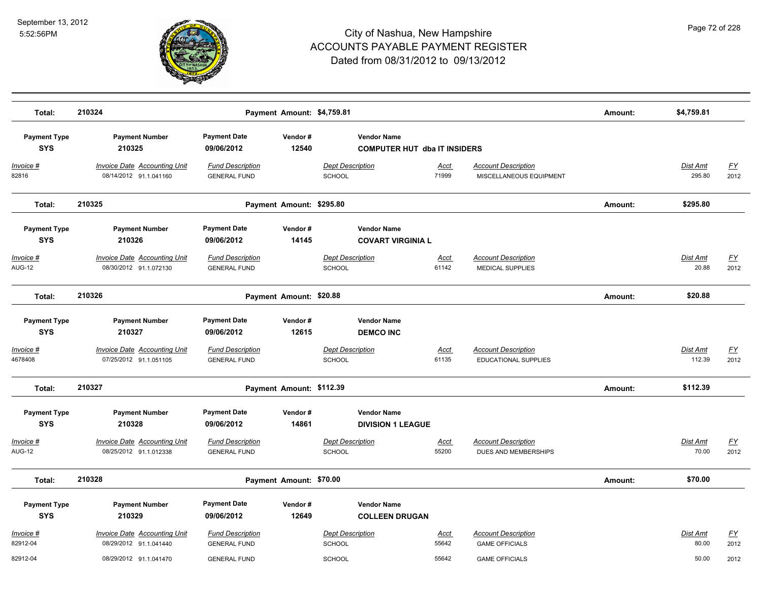# City of Nashua, New Hampshire
## ACCOUNTS PAYABLE PAYMENT REGISTER
### Dated from 08/31/2012 to 09/13/2012

September 13, 2012
5:52:56PM

**Total: 210324** — Payment Amount: $4,759.81 — Amount: $4,759.81

| Payment Type | Payment Number | Payment Date | Vendor # | Vendor Name |
|---|---|---|---|---|
| SYS | 210325 | 09/06/2012 | 12540 | COMPUTER HUT dba IT INSIDERS |

| Invoice # | Invoice Date | Accounting Unit | Fund Description | Dept Description | Acct | Account Description | Dist Amt | FY |
|---|---|---|---|---|---|---|---|---|
| 82816 | 08/14/2012 | 91.1.041160 | GENERAL FUND | SCHOOL | 71999 | MISCELLANEOUS EQUIPMENT | 295.80 | 2012 |

**Total: 210325** — Payment Amount: $295.80 — Amount: $295.80

| Payment Type | Payment Number | Payment Date | Vendor # | Vendor Name |
|---|---|---|---|---|
| SYS | 210326 | 09/06/2012 | 14145 | COVART VIRGINIA L |

| Invoice # | Invoice Date | Accounting Unit | Fund Description | Dept Description | Acct | Account Description | Dist Amt | FY |
|---|---|---|---|---|---|---|---|---|
| AUG-12 | 08/30/2012 | 91.1.072130 | GENERAL FUND | SCHOOL | 61142 | MEDICAL SUPPLIES | 20.88 | 2012 |

**Total: 210326** — Payment Amount: $20.88 — Amount: $20.88

| Payment Type | Payment Number | Payment Date | Vendor # | Vendor Name |
|---|---|---|---|---|
| SYS | 210327 | 09/06/2012 | 12615 | DEMCO INC |

| Invoice # | Invoice Date | Accounting Unit | Fund Description | Dept Description | Acct | Account Description | Dist Amt | FY |
|---|---|---|---|---|---|---|---|---|
| 4678408 | 07/25/2012 | 91.1.051105 | GENERAL FUND | SCHOOL | 61135 | EDUCATIONAL SUPPLIES | 112.39 | 2012 |

**Total: 210327** — Payment Amount: $112.39 — Amount: $112.39

| Payment Type | Payment Number | Payment Date | Vendor # | Vendor Name |
|---|---|---|---|---|
| SYS | 210328 | 09/06/2012 | 14861 | DIVISION 1 LEAGUE |

| Invoice # | Invoice Date | Accounting Unit | Fund Description | Dept Description | Acct | Account Description | Dist Amt | FY |
|---|---|---|---|---|---|---|---|---|
| AUG-12 | 08/25/2012 | 91.1.012338 | GENERAL FUND | SCHOOL | 55200 | DUES AND MEMBERSHIPS | 70.00 | 2012 |

**Total: 210328** — Payment Amount: $70.00 — Amount: $70.00

| Payment Type | Payment Number | Payment Date | Vendor # | Vendor Name |
|---|---|---|---|---|
| SYS | 210329 | 09/06/2012 | 12649 | COLLEEN DRUGAN |

| Invoice # | Invoice Date | Accounting Unit | Fund Description | Dept Description | Acct | Account Description | Dist Amt | FY |
|---|---|---|---|---|---|---|---|---|
| 82912-04 | 08/29/2012 | 91.1.041440 | GENERAL FUND | SCHOOL | 55642 | GAME OFFICIALS | 80.00 | 2012 |
| 82912-04 | 08/29/2012 | 91.1.041470 | GENERAL FUND | SCHOOL | 55642 | GAME OFFICIALS | 50.00 | 2012 |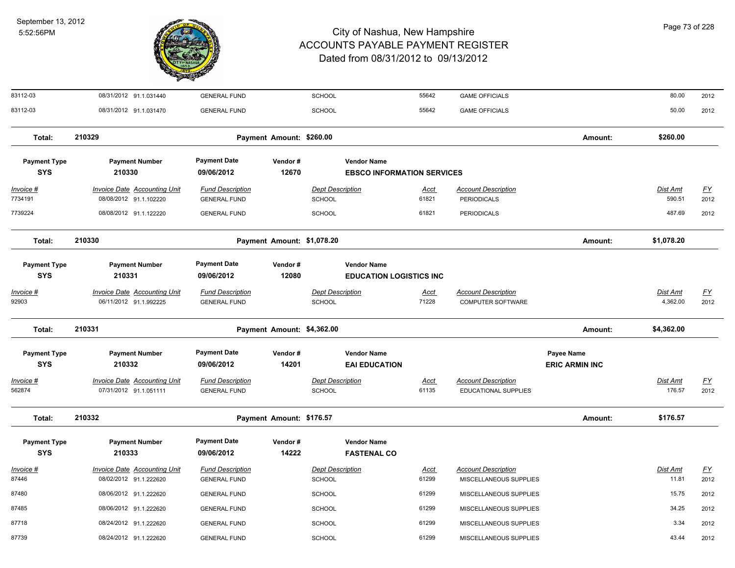# City of Nashua, New Hampshire
## ACCOUNTS PAYABLE PAYMENT REGISTER
### Dated from 08/31/2012 to 09/13/2012

September 13, 2012
5:52:56PM

| Invoice # | Invoice Date | Accounting Unit | Fund Description | Dept Description | Acct | Account Description | Dist Amt | FY |
|---|---|---|---|---|---|---|---|---|
| 83112-03 | 08/31/2012 | 91.1.031440 | GENERAL FUND | SCHOOL | 55642 | GAME OFFICIALS | 80.00 | 2012 |
| 83112-03 | 08/31/2012 | 91.1.031470 | GENERAL FUND | SCHOOL | 55642 | GAME OFFICIALS | 50.00 | 2012 |

**Total: 210329** Payment Amount: $260.00 Amount: $260.00

| Payment Type | Payment Number | Payment Date | Vendor # | Vendor Name |
|---|---|---|---|---|
| SYS | 210330 | 09/06/2012 | 12670 | EBSCO INFORMATION SERVICES |

| Invoice # | Invoice Date | Accounting Unit | Fund Description | Dept Description | Acct | Account Description | Dist Amt | FY |
|---|---|---|---|---|---|---|---|---|
| 7734191 | 08/08/2012 | 91.1.102220 | GENERAL FUND | SCHOOL | 61821 | PERIODICALS | 590.51 | 2012 |
| 7739224 | 08/08/2012 | 91.1.122220 | GENERAL FUND | SCHOOL | 61821 | PERIODICALS | 487.69 | 2012 |

**Total: 210330** Payment Amount: $1,078.20 Amount: $1,078.20

| Payment Type | Payment Number | Payment Date | Vendor # | Vendor Name |
|---|---|---|---|---|
| SYS | 210331 | 09/06/2012 | 12080 | EDUCATION LOGISTICS INC |

| Invoice # | Invoice Date | Accounting Unit | Fund Description | Dept Description | Acct | Account Description | Dist Amt | FY |
|---|---|---|---|---|---|---|---|---|
| 92903 | 06/11/2012 | 91.1.992225 | GENERAL FUND | SCHOOL | 71228 | COMPUTER SOFTWARE | 4,362.00 | 2012 |

**Total: 210331** Payment Amount: $4,362.00 Amount: $4,362.00

| Payment Type | Payment Number | Payment Date | Vendor # | Vendor Name | Payee Name |
|---|---|---|---|---|---|
| SYS | 210332 | 09/06/2012 | 14201 | EAI EDUCATION | ERIC ARMIN INC |

| Invoice # | Invoice Date | Accounting Unit | Fund Description | Dept Description | Acct | Account Description | Dist Amt | FY |
|---|---|---|---|---|---|---|---|---|
| 562874 | 07/31/2012 | 91.1.051111 | GENERAL FUND | SCHOOL | 61135 | EDUCATIONAL SUPPLIES | 176.57 | 2012 |

**Total: 210332** Payment Amount: $176.57 Amount: $176.57

| Payment Type | Payment Number | Payment Date | Vendor # | Vendor Name |
|---|---|---|---|---|
| SYS | 210333 | 09/06/2012 | 14222 | FASTENAL CO |

| Invoice # | Invoice Date | Accounting Unit | Fund Description | Dept Description | Acct | Account Description | Dist Amt | FY |
|---|---|---|---|---|---|---|---|---|
| 87446 | 08/02/2012 | 91.1.222620 | GENERAL FUND | SCHOOL | 61299 | MISCELLANEOUS SUPPLIES | 11.81 | 2012 |
| 87480 | 08/06/2012 | 91.1.222620 | GENERAL FUND | SCHOOL | 61299 | MISCELLANEOUS SUPPLIES | 15.75 | 2012 |
| 87485 | 08/06/2012 | 91.1.222620 | GENERAL FUND | SCHOOL | 61299 | MISCELLANEOUS SUPPLIES | 34.25 | 2012 |
| 87718 | 08/24/2012 | 91.1.222620 | GENERAL FUND | SCHOOL | 61299 | MISCELLANEOUS SUPPLIES | 3.34 | 2012 |
| 87739 | 08/24/2012 | 91.1.222620 | GENERAL FUND | SCHOOL | 61299 | MISCELLANEOUS SUPPLIES | 43.44 | 2012 |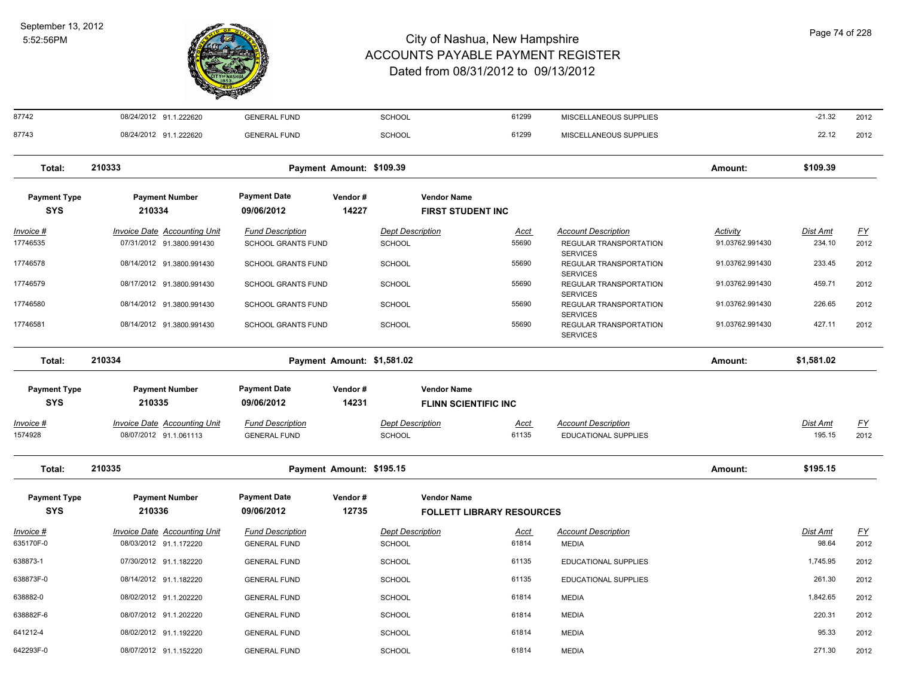| Invoice # | Invoice Date | Accounting Unit | Fund Description | Dept Description | Acct | Account Description | Activity | Dist Amt | FY |
|---|---|---|---|---|---|---|---|---|---|
| 87742 | 08/24/2012 | 91.1.222620 | GENERAL FUND | SCHOOL | 61299 | MISCELLANEOUS SUPPLIES | | -21.32 | 2012 |
| 87743 | 08/24/2012 | 91.1.222620 | GENERAL FUND | SCHOOL | 61299 | MISCELLANEOUS SUPPLIES | | 22.12 | 2012 |

**Total: 210333** — Payment Amount: $109.39 — Amount: $109.39

| Payment Type | Payment Number | Payment Date | Vendor # | Vendor Name |
|---|---|---|---|---|
| SYS | 210334 | 09/06/2012 | 14227 | FIRST STUDENT INC |

| Invoice # | Invoice Date | Accounting Unit | Fund Description | Dept Description | Acct | Account Description | Activity | Dist Amt | FY |
|---|---|---|---|---|---|---|---|---|---|
| 17746535 | 07/31/2012 | 91.3800.991430 | SCHOOL GRANTS FUND | SCHOOL | 55690 | REGULAR TRANSPORTATION SERVICES | 91.03762.991430 | 234.10 | 2012 |
| 17746578 | 08/14/2012 | 91.3800.991430 | SCHOOL GRANTS FUND | SCHOOL | 55690 | REGULAR TRANSPORTATION SERVICES | 91.03762.991430 | 233.45 | 2012 |
| 17746579 | 08/17/2012 | 91.3800.991430 | SCHOOL GRANTS FUND | SCHOOL | 55690 | REGULAR TRANSPORTATION SERVICES | 91.03762.991430 | 459.71 | 2012 |
| 17746580 | 08/14/2012 | 91.3800.991430 | SCHOOL GRANTS FUND | SCHOOL | 55690 | REGULAR TRANSPORTATION SERVICES | 91.03762.991430 | 226.65 | 2012 |
| 17746581 | 08/14/2012 | 91.3800.991430 | SCHOOL GRANTS FUND | SCHOOL | 55690 | REGULAR TRANSPORTATION SERVICES | 91.03762.991430 | 427.11 | 2012 |

**Total: 210334** — Payment Amount: $1,581.02 — Amount: $1,581.02

| Payment Type | Payment Number | Payment Date | Vendor # | Vendor Name |
|---|---|---|---|---|
| SYS | 210335 | 09/06/2012 | 14231 | FLINN SCIENTIFIC INC |

| Invoice # | Invoice Date | Accounting Unit | Fund Description | Dept Description | Acct | Account Description | Dist Amt | FY |
|---|---|---|---|---|---|---|---|---|
| 1574928 | 08/07/2012 | 91.1.061113 | GENERAL FUND | SCHOOL | 61135 | EDUCATIONAL SUPPLIES | 195.15 | 2012 |

**Total: 210335** — Payment Amount: $195.15 — Amount: $195.15

| Payment Type | Payment Number | Payment Date | Vendor # | Vendor Name |
|---|---|---|---|---|
| SYS | 210336 | 09/06/2012 | 12735 | FOLLETT LIBRARY RESOURCES |

| Invoice # | Invoice Date | Accounting Unit | Fund Description | Dept Description | Acct | Account Description | Dist Amt | FY |
|---|---|---|---|---|---|---|---|---|
| 635170F-0 | 08/03/2012 | 91.1.172220 | GENERAL FUND | SCHOOL | 61814 | MEDIA | 98.64 | 2012 |
| 638873-1 | 07/30/2012 | 91.1.182220 | GENERAL FUND | SCHOOL | 61135 | EDUCATIONAL SUPPLIES | 1,745.95 | 2012 |
| 638873F-0 | 08/14/2012 | 91.1.182220 | GENERAL FUND | SCHOOL | 61135 | EDUCATIONAL SUPPLIES | 261.30 | 2012 |
| 638882-0 | 08/02/2012 | 91.1.202220 | GENERAL FUND | SCHOOL | 61814 | MEDIA | 1,842.65 | 2012 |
| 638882F-6 | 08/07/2012 | 91.1.202220 | GENERAL FUND | SCHOOL | 61814 | MEDIA | 220.31 | 2012 |
| 641212-4 | 08/02/2012 | 91.1.192220 | GENERAL FUND | SCHOOL | 61814 | MEDIA | 95.33 | 2012 |
| 642293F-0 | 08/07/2012 | 91.1.152220 | GENERAL FUND | SCHOOL | 61814 | MEDIA | 271.30 | 2012 |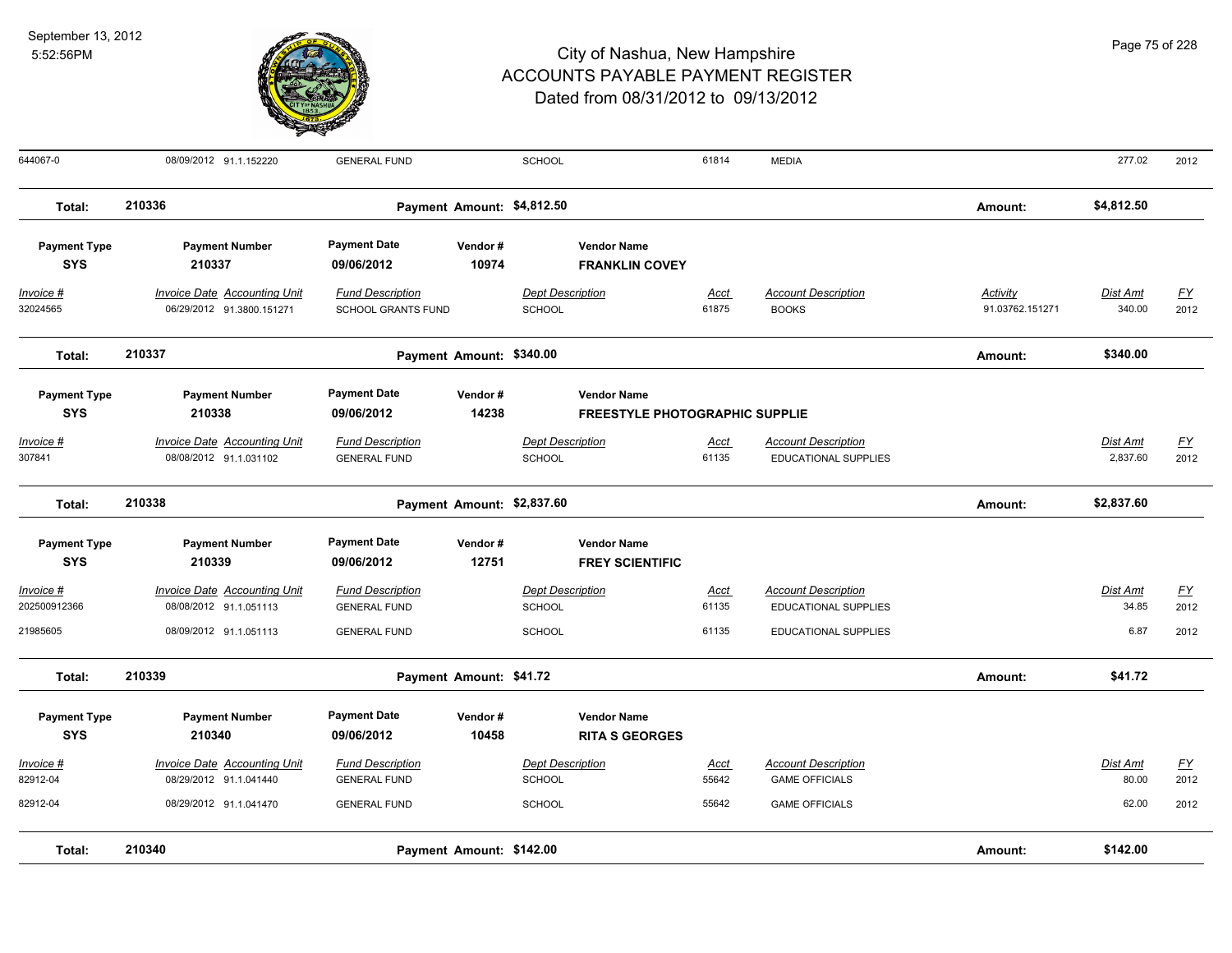| Invoice # | Invoice Date | Accounting Unit | Fund Description | Dept Description | Acct | Account Description | Activity | Dist Amt | FY |
|---|---|---|---|---|---|---|---|---|---|
| 644067-0 | 08/09/2012 | 91.1.152220 | GENERAL FUND | SCHOOL | 61814 | MEDIA | | 277.02 | 2012 |

**Total: 210336** — Payment Amount: $4,812.50 — Amount: $4,812.50

| Payment Type | Payment Number | Payment Date | Vendor # | Vendor Name |
|---|---|---|---|---|
| SYS | 210337 | 09/06/2012 | 10974 | FRANKLIN COVEY |

| Invoice # | Invoice Date | Accounting Unit | Fund Description | Dept Description | Acct | Account Description | Activity | Dist Amt | FY |
|---|---|---|---|---|---|---|---|---|---|
| 32024565 | 06/29/2012 | 91.3800.151271 | SCHOOL GRANTS FUND | SCHOOL | 61875 | BOOKS | 91.03762.151271 | 340.00 | 2012 |

**Total: 210337** — Payment Amount: $340.00 — Amount: $340.00

| Payment Type | Payment Number | Payment Date | Vendor # | Vendor Name |
|---|---|---|---|---|
| SYS | 210338 | 09/06/2012 | 14238 | FREESTYLE PHOTOGRAPHIC SUPPLIE |

| Invoice # | Invoice Date | Accounting Unit | Fund Description | Dept Description | Acct | Account Description | Dist Amt | FY |
|---|---|---|---|---|---|---|---|---|
| 307841 | 08/08/2012 | 91.1.031102 | GENERAL FUND | SCHOOL | 61135 | EDUCATIONAL SUPPLIES | 2,837.60 | 2012 |

**Total: 210338** — Payment Amount: $2,837.60 — Amount: $2,837.60

| Payment Type | Payment Number | Payment Date | Vendor # | Vendor Name |
|---|---|---|---|---|
| SYS | 210339 | 09/06/2012 | 12751 | FREY SCIENTIFIC |

| Invoice # | Invoice Date | Accounting Unit | Fund Description | Dept Description | Acct | Account Description | Dist Amt | FY |
|---|---|---|---|---|---|---|---|---|
| 202500912366 | 08/08/2012 | 91.1.051113 | GENERAL FUND | SCHOOL | 61135 | EDUCATIONAL SUPPLIES | 34.85 | 2012 |
| 21985605 | 08/09/2012 | 91.1.051113 | GENERAL FUND | SCHOOL | 61135 | EDUCATIONAL SUPPLIES | 6.87 | 2012 |

**Total: 210339** — Payment Amount: $41.72 — Amount: $41.72

| Payment Type | Payment Number | Payment Date | Vendor # | Vendor Name |
|---|---|---|---|---|
| SYS | 210340 | 09/06/2012 | 10458 | RITA S GEORGES |

| Invoice # | Invoice Date | Accounting Unit | Fund Description | Dept Description | Acct | Account Description | Dist Amt | FY |
|---|---|---|---|---|---|---|---|---|
| 82912-04 | 08/29/2012 | 91.1.041440 | GENERAL FUND | SCHOOL | 55642 | GAME OFFICIALS | 80.00 | 2012 |
| 82912-04 | 08/29/2012 | 91.1.041470 | GENERAL FUND | SCHOOL | 55642 | GAME OFFICIALS | 62.00 | 2012 |

**Total: 210340** — Payment Amount: $142.00 — Amount: $142.00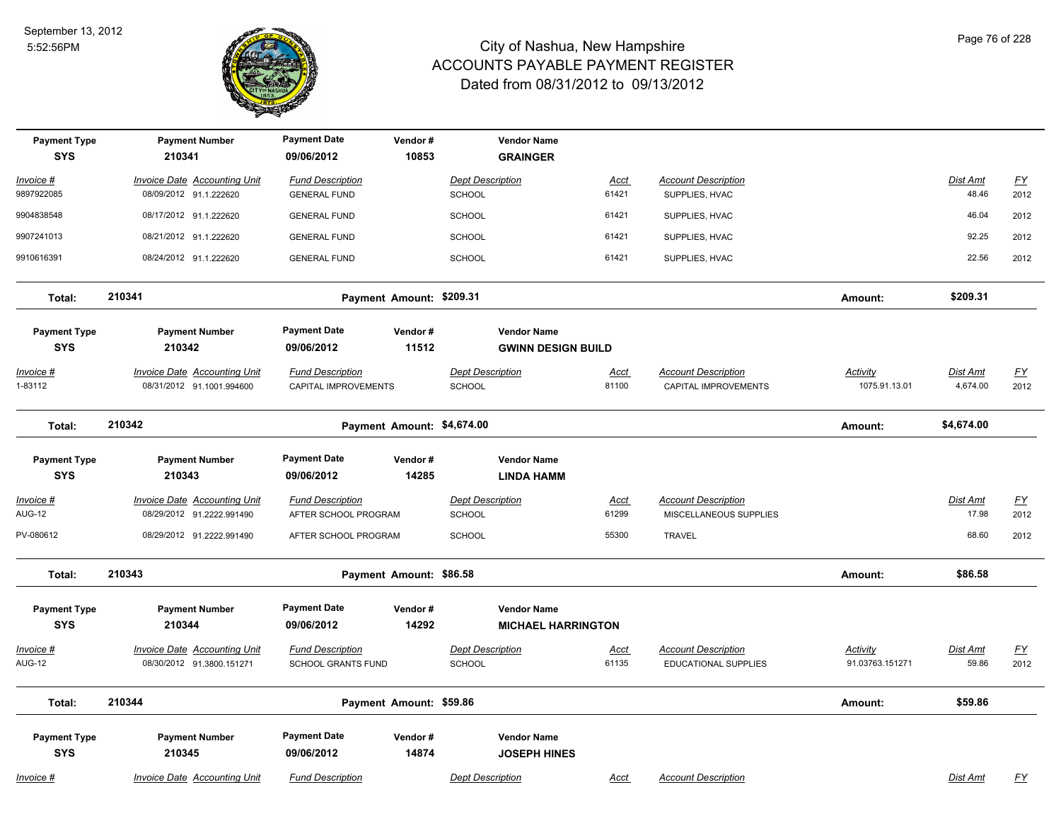# City of Nashua, New Hampshire
# ACCOUNTS PAYABLE PAYMENT REGISTER
## Dated from 08/31/2012 to 09/13/2012

September 13, 2012
5:52:56PM

| Payment Type | Payment Number | Payment Date | Vendor # | Vendor Name |
|---|---|---|---|---|
| SYS | 210341 | 09/06/2012 | 10853 | GRAINGER |

| Invoice # | Invoice Date | Accounting Unit | Fund Description | Dept Description | Acct | Account Description | Dist Amt | FY |
|---|---|---|---|---|---|---|---|---|
| 9897922085 | 08/09/2012 | 91.1.222620 | GENERAL FUND | SCHOOL | 61421 | SUPPLIES, HVAC | 48.46 | 2012 |
| 9904838548 | 08/17/2012 | 91.1.222620 | GENERAL FUND | SCHOOL | 61421 | SUPPLIES, HVAC | 46.04 | 2012 |
| 9907241013 | 08/21/2012 | 91.1.222620 | GENERAL FUND | SCHOOL | 61421 | SUPPLIES, HVAC | 92.25 | 2012 |
| 9910616391 | 08/24/2012 | 91.1.222620 | GENERAL FUND | SCHOOL | 61421 | SUPPLIES, HVAC | 22.56 | 2012 |

**Total: 210341 — Payment Amount: $209.31 — Amount: $209.31**

| Payment Type | Payment Number | Payment Date | Vendor # | Vendor Name |
|---|---|---|---|---|
| SYS | 210342 | 09/06/2012 | 11512 | GWINN DESIGN BUILD |

| Invoice # | Invoice Date | Accounting Unit | Fund Description | Dept Description | Acct | Account Description | Activity | Dist Amt | FY |
|---|---|---|---|---|---|---|---|---|---|
| 1-83112 | 08/31/2012 | 91.1001.994600 | CAPITAL IMPROVEMENTS | SCHOOL | 81100 | CAPITAL IMPROVEMENTS | 1075.91.13.01 | 4,674.00 | 2012 |

**Total: 210342 — Payment Amount: $4,674.00 — Amount: $4,674.00**

| Payment Type | Payment Number | Payment Date | Vendor # | Vendor Name |
|---|---|---|---|---|
| SYS | 210343 | 09/06/2012 | 14285 | LINDA HAMM |

| Invoice # | Invoice Date | Accounting Unit | Fund Description | Dept Description | Acct | Account Description | Dist Amt | FY |
|---|---|---|---|---|---|---|---|---|
| AUG-12 | 08/29/2012 | 91.2222.991490 | AFTER SCHOOL PROGRAM | SCHOOL | 61299 | MISCELLANEOUS SUPPLIES | 17.98 | 2012 |
| PV-080612 | 08/29/2012 | 91.2222.991490 | AFTER SCHOOL PROGRAM | SCHOOL | 55300 | TRAVEL | 68.60 | 2012 |

**Total: 210343 — Payment Amount: $86.58 — Amount: $86.58**

| Payment Type | Payment Number | Payment Date | Vendor # | Vendor Name |
|---|---|---|---|---|
| SYS | 210344 | 09/06/2012 | 14292 | MICHAEL HARRINGTON |

| Invoice # | Invoice Date | Accounting Unit | Fund Description | Dept Description | Acct | Account Description | Activity | Dist Amt | FY |
|---|---|---|---|---|---|---|---|---|---|
| AUG-12 | 08/30/2012 | 91.3800.151271 | SCHOOL GRANTS FUND | SCHOOL | 61135 | EDUCATIONAL SUPPLIES | 91.03763.151271 | 59.86 | 2012 |

**Total: 210344 — Payment Amount: $59.86 — Amount: $59.86**

| Payment Type | Payment Number | Payment Date | Vendor # | Vendor Name |
|---|---|---|---|---|
| SYS | 210345 | 09/06/2012 | 14874 | JOSEPH HINES |

| Invoice # | Invoice Date | Accounting Unit | Fund Description | Dept Description | Acct | Account Description | Dist Amt | FY |
|---|---|---|---|---|---|---|---|---|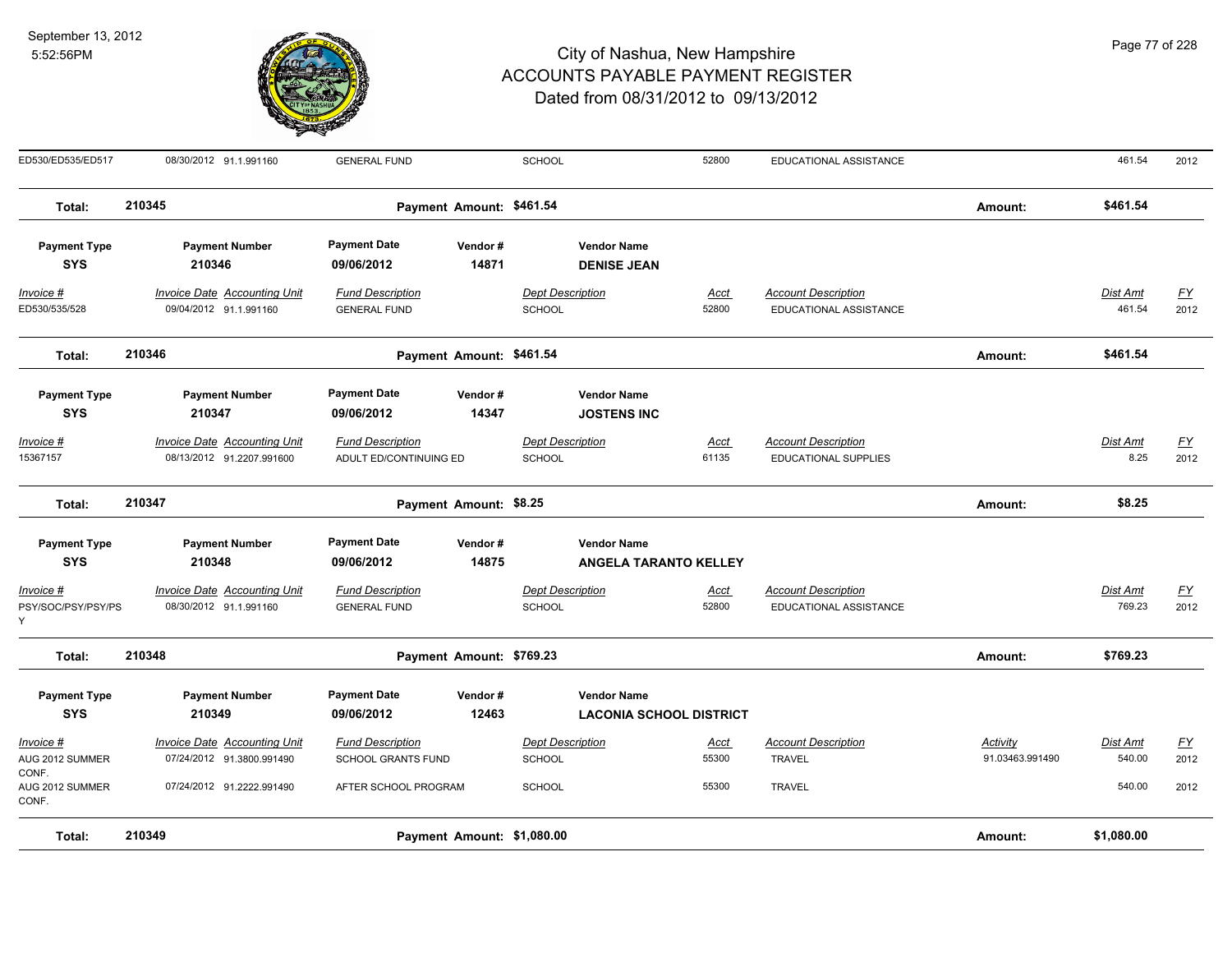# City of Nashua, New Hampshire
## ACCOUNTS PAYABLE PAYMENT REGISTER
### Dated from 08/31/2012 to 09/13/2012

| Invoice # | Invoice Date | Accounting Unit | Fund Description | Dept Description | Acct | Account Description | Activity | Dist Amt | FY |
|---|---|---|---|---|---|---|---|---|---|
| ED530/ED535/ED517 | 08/30/2012 | 91.1.991160 | GENERAL FUND | SCHOOL | 52800 | EDUCATIONAL ASSISTANCE | | 461.54 | 2012 |

**Total: 210345** Payment Amount: $461.54 Amount: $461.54

| Payment Type | Payment Number | Payment Date | Vendor # | Vendor Name |
|---|---|---|---|---|
| SYS | 210346 | 09/06/2012 | 14871 | DENISE JEAN |

| Invoice # | Invoice Date | Accounting Unit | Fund Description | Dept Description | Acct | Account Description | Activity | Dist Amt | FY |
|---|---|---|---|---|---|---|---|---|---|
| ED530/535/528 | 09/04/2012 | 91.1.991160 | GENERAL FUND | SCHOOL | 52800 | EDUCATIONAL ASSISTANCE | | 461.54 | 2012 |

**Total: 210346** Payment Amount: $461.54 Amount: $461.54

| Payment Type | Payment Number | Payment Date | Vendor # | Vendor Name |
|---|---|---|---|---|
| SYS | 210347 | 09/06/2012 | 14347 | JOSTENS INC |

| Invoice # | Invoice Date | Accounting Unit | Fund Description | Dept Description | Acct | Account Description | Activity | Dist Amt | FY |
|---|---|---|---|---|---|---|---|---|---|
| 15367157 | 08/13/2012 | 91.2207.991600 | ADULT ED/CONTINUING ED | SCHOOL | 61135 | EDUCATIONAL SUPPLIES | | 8.25 | 2012 |

**Total: 210347** Payment Amount: $8.25 Amount: $8.25

| Payment Type | Payment Number | Payment Date | Vendor # | Vendor Name |
|---|---|---|---|---|
| SYS | 210348 | 09/06/2012 | 14875 | ANGELA TARANTO KELLEY |

| Invoice # | Invoice Date | Accounting Unit | Fund Description | Dept Description | Acct | Account Description | Activity | Dist Amt | FY |
|---|---|---|---|---|---|---|---|---|---|
| PSY/SOC/PSY/PSY/PSY | 08/30/2012 | 91.1.991160 | GENERAL FUND | SCHOOL | 52800 | EDUCATIONAL ASSISTANCE | | 769.23 | 2012 |

**Total: 210348** Payment Amount: $769.23 Amount: $769.23

| Payment Type | Payment Number | Payment Date | Vendor # | Vendor Name |
|---|---|---|---|---|
| SYS | 210349 | 09/06/2012 | 12463 | LACONIA SCHOOL DISTRICT |

| Invoice # | Invoice Date | Accounting Unit | Fund Description | Dept Description | Acct | Account Description | Activity | Dist Amt | FY |
|---|---|---|---|---|---|---|---|---|---|
| AUG 2012 SUMMER CONF. | 07/24/2012 | 91.3800.991490 | SCHOOL GRANTS FUND | SCHOOL | 55300 | TRAVEL | 91.03463.991490 | 540.00 | 2012 |
| AUG 2012 SUMMER CONF. | 07/24/2012 | 91.2222.991490 | AFTER SCHOOL PROGRAM | SCHOOL | 55300 | TRAVEL | | 540.00 | 2012 |

**Total: 210349** Payment Amount: $1,080.00 Amount: $1,080.00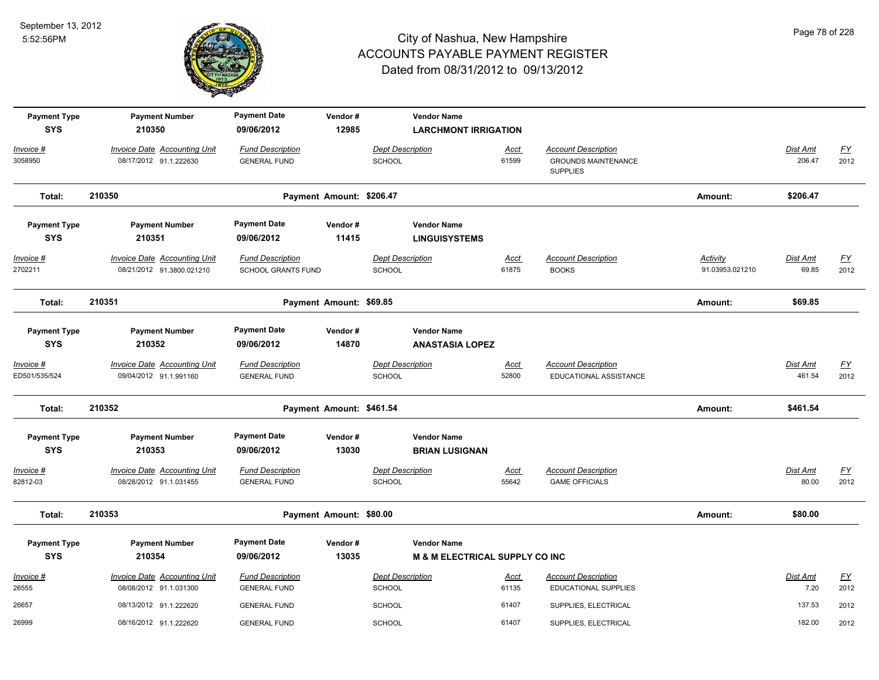# City of Nashua, New Hampshire
## ACCOUNTS PAYABLE PAYMENT REGISTER
### Dated from 08/31/2012 to 09/13/2012

September 13, 2012
5:52:56PM

| Payment Type | Payment Number | Payment Date | Vendor # | Vendor Name |
|---|---|---|---|---|
| SYS | 210350 | 09/06/2012 | 12985 | LARCHMONT IRRIGATION |

| Invoice # | Invoice Date | Accounting Unit | Fund Description | Dept Description | Acct | Account Description | Activity | Dist Amt | FY |
|---|---|---|---|---|---|---|---|---|---|
| 3058950 | 08/17/2012 | 91.1.222630 | GENERAL FUND | SCHOOL | 61599 | GROUNDS MAINTENANCE SUPPLIES | | 206.47 | 2012 |

**Total: 210350 — Payment Amount: $206.47 — Amount: $206.47**

| Payment Type | Payment Number | Payment Date | Vendor # | Vendor Name |
|---|---|---|---|---|
| SYS | 210351 | 09/06/2012 | 11415 | LINGUISYSTEMS |

| Invoice # | Invoice Date | Accounting Unit | Fund Description | Dept Description | Acct | Account Description | Activity | Dist Amt | FY |
|---|---|---|---|---|---|---|---|---|---|
| 2702211 | 08/21/2012 | 91.3800.021210 | SCHOOL GRANTS FUND | SCHOOL | 61875 | BOOKS | 91.03953.021210 | 69.85 | 2012 |

**Total: 210351 — Payment Amount: $69.85 — Amount: $69.85**

| Payment Type | Payment Number | Payment Date | Vendor # | Vendor Name |
|---|---|---|---|---|
| SYS | 210352 | 09/06/2012 | 14870 | ANASTASIA LOPEZ |

| Invoice # | Invoice Date | Accounting Unit | Fund Description | Dept Description | Acct | Account Description | Activity | Dist Amt | FY |
|---|---|---|---|---|---|---|---|---|---|
| ED501/535/524 | 09/04/2012 | 91.1.991160 | GENERAL FUND | SCHOOL | 52800 | EDUCATIONAL ASSISTANCE | | 461.54 | 2012 |

**Total: 210352 — Payment Amount: $461.54 — Amount: $461.54**

| Payment Type | Payment Number | Payment Date | Vendor # | Vendor Name |
|---|---|---|---|---|
| SYS | 210353 | 09/06/2012 | 13030 | BRIAN LUSIGNAN |

| Invoice # | Invoice Date | Accounting Unit | Fund Description | Dept Description | Acct | Account Description | Activity | Dist Amt | FY |
|---|---|---|---|---|---|---|---|---|---|
| 82812-03 | 08/28/2012 | 91.1.031455 | GENERAL FUND | SCHOOL | 55642 | GAME OFFICIALS | | 80.00 | 2012 |

**Total: 210353 — Payment Amount: $80.00 — Amount: $80.00**

| Payment Type | Payment Number | Payment Date | Vendor # | Vendor Name |
|---|---|---|---|---|
| SYS | 210354 | 09/06/2012 | 13035 | M & M ELECTRICAL SUPPLY CO INC |

| Invoice # | Invoice Date | Accounting Unit | Fund Description | Dept Description | Acct | Account Description | Activity | Dist Amt | FY |
|---|---|---|---|---|---|---|---|---|---|
| 26555 | 08/08/2012 | 91.1.031300 | GENERAL FUND | SCHOOL | 61135 | EDUCATIONAL SUPPLIES | | 7.20 | 2012 |
| 26657 | 08/13/2012 | 91.1.222620 | GENERAL FUND | SCHOOL | 61407 | SUPPLIES, ELECTRICAL | | 137.53 | 2012 |
| 26999 | 08/16/2012 | 91.1.222620 | GENERAL FUND | SCHOOL | 61407 | SUPPLIES, ELECTRICAL | | 182.00 | 2012 |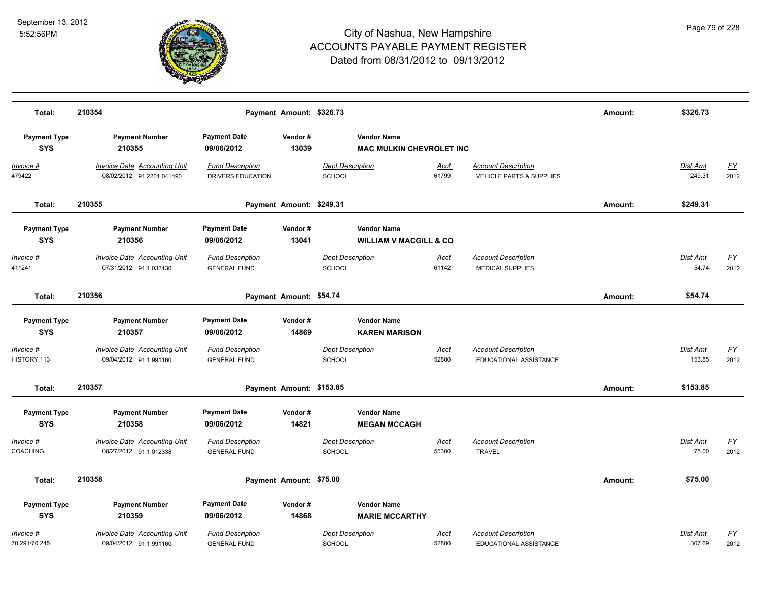# City of Nashua, New Hampshire
## ACCOUNTS PAYABLE PAYMENT REGISTER
### Dated from 08/31/2012 to 09/13/2012

| Total: | 210354 | Payment Amount: $326.73 | Amount: | $326.73 |
|---|---|---|---|---|

| Payment Type | Payment Number | Payment Date | Vendor # | Vendor Name |
|---|---|---|---|---|
| SYS | 210355 | 09/06/2012 | 13039 | MAC MULKIN CHEVROLET INC |

| Invoice # | Invoice Date | Accounting Unit | Fund Description | Dept Description | Acct | Account Description | Dist Amt | FY |
|---|---|---|---|---|---|---|---|---|
| 479422 | 08/02/2012 | 91.2201.041490 | DRIVERS EDUCATION | SCHOOL | 61799 | VEHICLE PARTS & SUPPLIES | 249.31 | 2012 |

| Total: | 210355 | Payment Amount: $249.31 | Amount: | $249.31 |
|---|---|---|---|---|

| Payment Type | Payment Number | Payment Date | Vendor # | Vendor Name |
|---|---|---|---|---|
| SYS | 210356 | 09/06/2012 | 13041 | WILLIAM V MACGILL & CO |

| Invoice # | Invoice Date | Accounting Unit | Fund Description | Dept Description | Acct | Account Description | Dist Amt | FY |
|---|---|---|---|---|---|---|---|---|
| 411241 | 07/31/2012 | 91.1.032130 | GENERAL FUND | SCHOOL | 61142 | MEDICAL SUPPLIES | 54.74 | 2012 |

| Total: | 210356 | Payment Amount: $54.74 | Amount: | $54.74 |
|---|---|---|---|---|

| Payment Type | Payment Number | Payment Date | Vendor # | Vendor Name |
|---|---|---|---|---|
| SYS | 210357 | 09/06/2012 | 14869 | KAREN MARISON |

| Invoice # | Invoice Date | Accounting Unit | Fund Description | Dept Description | Acct | Account Description | Dist Amt | FY |
|---|---|---|---|---|---|---|---|---|
| HISTORY 113 | 09/04/2012 | 91.1.991160 | GENERAL FUND | SCHOOL | 52800 | EDUCATIONAL ASSISTANCE | 153.85 | 2012 |

| Total: | 210357 | Payment Amount: $153.85 | Amount: | $153.85 |
|---|---|---|---|---|

| Payment Type | Payment Number | Payment Date | Vendor # | Vendor Name |
|---|---|---|---|---|
| SYS | 210358 | 09/06/2012 | 14821 | MEGAN MCCAGH |

| Invoice # | Invoice Date | Accounting Unit | Fund Description | Dept Description | Acct | Account Description | Dist Amt | FY |
|---|---|---|---|---|---|---|---|---|
| COACHING | 08/27/2012 | 91.1.012338 | GENERAL FUND | SCHOOL | 55300 | TRAVEL | 75.00 | 2012 |

| Total: | 210358 | Payment Amount: $75.00 | Amount: | $75.00 |
|---|---|---|---|---|

| Payment Type | Payment Number | Payment Date | Vendor # | Vendor Name |
|---|---|---|---|---|
| SYS | 210359 | 09/06/2012 | 14868 | MARIE MCCARTHY |

| Invoice # | Invoice Date | Accounting Unit | Fund Description | Dept Description | Acct | Account Description | Dist Amt | FY |
|---|---|---|---|---|---|---|---|---|
| 70.291/70.245 | 09/04/2012 | 91.1.991160 | GENERAL FUND | SCHOOL | 52800 | EDUCATIONAL ASSISTANCE | 307.69 | 2012 |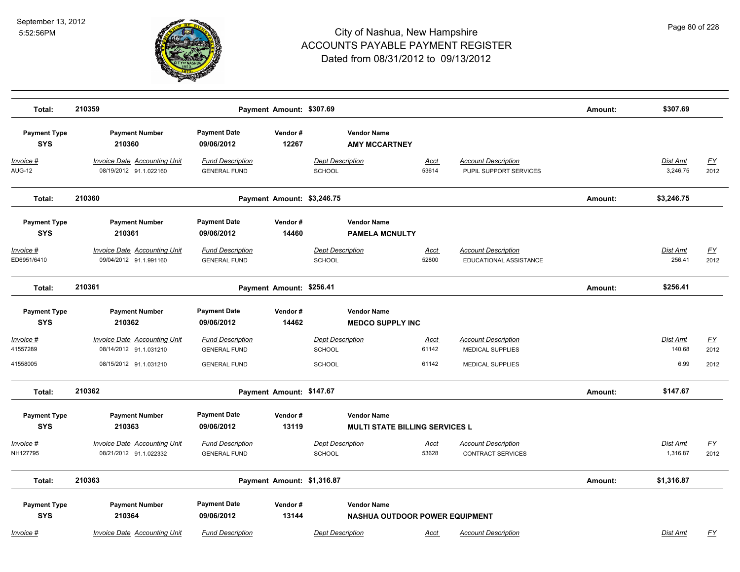# City of Nashua, New Hampshire
## ACCOUNTS PAYABLE PAYMENT REGISTER
### Dated from 08/31/2012 to 09/13/2012

September 13, 2012
5:52:56PM

**Total: 210359** — **Payment Amount: $307.69** — **Amount: $307.69**

| Payment Type | Payment Number | Payment Date | Vendor # | Vendor Name |
|---|---|---|---|---|
| **SYS** | **210360** | **09/06/2012** | **12267** | **AMY MCCARTNEY** |

| Invoice # | Invoice Date | Accounting Unit | Fund Description | Dept Description | Acct | Account Description | Dist Amt | FY |
|---|---|---|---|---|---|---|---|---|
| AUG-12 | 08/19/2012 | 91.1.022160 | GENERAL FUND | SCHOOL | 53614 | PUPIL SUPPORT SERVICES | 3,246.75 | 2012 |

**Total: 210360** — **Payment Amount: $3,246.75** — **Amount: $3,246.75**

| Payment Type | Payment Number | Payment Date | Vendor # | Vendor Name |
|---|---|---|---|---|
| **SYS** | **210361** | **09/06/2012** | **14460** | **PAMELA MCNULTY** |

| Invoice # | Invoice Date | Accounting Unit | Fund Description | Dept Description | Acct | Account Description | Dist Amt | FY |
|---|---|---|---|---|---|---|---|---|
| ED6951/6410 | 09/04/2012 | 91.1.991160 | GENERAL FUND | SCHOOL | 52800 | EDUCATIONAL ASSISTANCE | 256.41 | 2012 |

**Total: 210361** — **Payment Amount: $256.41** — **Amount: $256.41**

| Payment Type | Payment Number | Payment Date | Vendor # | Vendor Name |
|---|---|---|---|---|
| **SYS** | **210362** | **09/06/2012** | **14462** | **MEDCO SUPPLY INC** |

| Invoice # | Invoice Date | Accounting Unit | Fund Description | Dept Description | Acct | Account Description | Dist Amt | FY |
|---|---|---|---|---|---|---|---|---|
| 41557289 | 08/14/2012 | 91.1.031210 | GENERAL FUND | SCHOOL | 61142 | MEDICAL SUPPLIES | 140.68 | 2012 |
| 41558005 | 08/15/2012 | 91.1.031210 | GENERAL FUND | SCHOOL | 61142 | MEDICAL SUPPLIES | 6.99 | 2012 |

**Total: 210362** — **Payment Amount: $147.67** — **Amount: $147.67**

| Payment Type | Payment Number | Payment Date | Vendor # | Vendor Name |
|---|---|---|---|---|
| **SYS** | **210363** | **09/06/2012** | **13119** | **MULTI STATE BILLING SERVICES L** |

| Invoice # | Invoice Date | Accounting Unit | Fund Description | Dept Description | Acct | Account Description | Dist Amt | FY |
|---|---|---|---|---|---|---|---|---|
| NH127795 | 08/21/2012 | 91.1.022332 | GENERAL FUND | SCHOOL | 53628 | CONTRACT SERVICES | 1,316.87 | 2012 |

**Total: 210363** — **Payment Amount: $1,316.87** — **Amount: $1,316.87**

| Payment Type | Payment Number | Payment Date | Vendor # | Vendor Name |
|---|---|---|---|---|
| **SYS** | **210364** | **09/06/2012** | **13144** | **NASHUA OUTDOOR POWER EQUIPMENT** |

| Invoice # | Invoice Date | Accounting Unit | Fund Description | Dept Description | Acct | Account Description | Dist Amt | FY |
|---|---|---|---|---|---|---|---|---|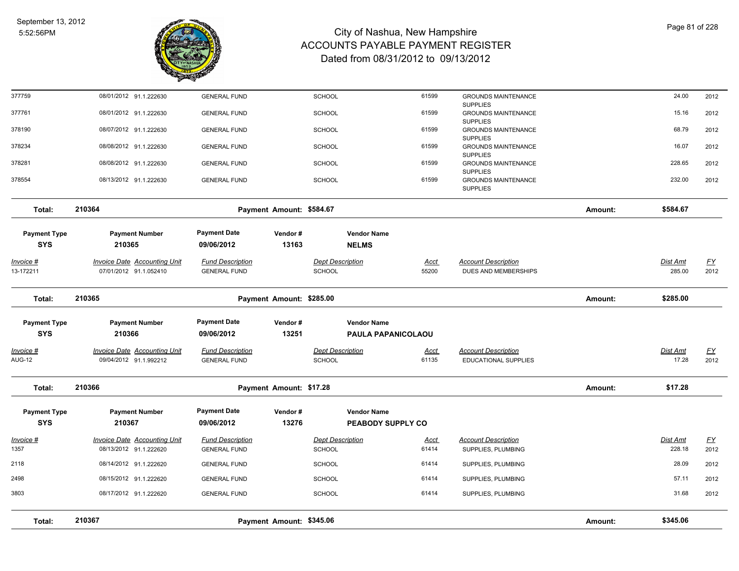# City of Nashua, New Hampshire
# ACCOUNTS PAYABLE PAYMENT REGISTER
# Dated from 08/31/2012 to 09/13/2012

| Invoice # | Invoice Date | Accounting Unit | Fund Description | Dept Description | Acct | Account Description | Dist Amt | FY |
|---|---|---|---|---|---|---|---|---|
| 377759 | 08/01/2012 | 91.1.222630 | GENERAL FUND | SCHOOL | 61599 | GROUNDS MAINTENANCE SUPPLIES | 24.00 | 2012 |
| 377761 | 08/01/2012 | 91.1.222630 | GENERAL FUND | SCHOOL | 61599 | GROUNDS MAINTENANCE SUPPLIES | 15.16 | 2012 |
| 378190 | 08/07/2012 | 91.1.222630 | GENERAL FUND | SCHOOL | 61599 | GROUNDS MAINTENANCE SUPPLIES | 68.79 | 2012 |
| 378234 | 08/08/2012 | 91.1.222630 | GENERAL FUND | SCHOOL | 61599 | GROUNDS MAINTENANCE SUPPLIES | 16.07 | 2012 |
| 378281 | 08/08/2012 | 91.1.222630 | GENERAL FUND | SCHOOL | 61599 | GROUNDS MAINTENANCE SUPPLIES | 228.65 | 2012 |
| 378554 | 08/13/2012 | 91.1.222630 | GENERAL FUND | SCHOOL | 61599 | GROUNDS MAINTENANCE SUPPLIES | 232.00 | 2012 |

**Total: 210364 — Payment Amount: $584.67 — Amount: $584.67**

| Payment Type | Payment Number | Payment Date | Vendor # | Vendor Name |
|---|---|---|---|---|
| SYS | 210365 | 09/06/2012 | 13163 | NELMS |

| Invoice # | Invoice Date | Accounting Unit | Fund Description | Dept Description | Acct | Account Description | Dist Amt | FY |
|---|---|---|---|---|---|---|---|---|
| 13-172211 | 07/01/2012 | 91.1.052410 | GENERAL FUND | SCHOOL | 55200 | DUES AND MEMBERSHIPS | 285.00 | 2012 |

**Total: 210365 — Payment Amount: $285.00 — Amount: $285.00**

| Payment Type | Payment Number | Payment Date | Vendor # | Vendor Name |
|---|---|---|---|---|
| SYS | 210366 | 09/06/2012 | 13251 | PAULA PAPANICOLAOU |

| Invoice # | Invoice Date | Accounting Unit | Fund Description | Dept Description | Acct | Account Description | Dist Amt | FY |
|---|---|---|---|---|---|---|---|---|
| AUG-12 | 09/04/2012 | 91.1.992212 | GENERAL FUND | SCHOOL | 61135 | EDUCATIONAL SUPPLIES | 17.28 | 2012 |

**Total: 210366 — Payment Amount: $17.28 — Amount: $17.28**

| Payment Type | Payment Number | Payment Date | Vendor # | Vendor Name |
|---|---|---|---|---|
| SYS | 210367 | 09/06/2012 | 13276 | PEABODY SUPPLY CO |

| Invoice # | Invoice Date | Accounting Unit | Fund Description | Dept Description | Acct | Account Description | Dist Amt | FY |
|---|---|---|---|---|---|---|---|---|
| 1357 | 08/13/2012 | 91.1.222620 | GENERAL FUND | SCHOOL | 61414 | SUPPLIES, PLUMBING | 228.18 | 2012 |
| 2118 | 08/14/2012 | 91.1.222620 | GENERAL FUND | SCHOOL | 61414 | SUPPLIES, PLUMBING | 28.09 | 2012 |
| 2498 | 08/15/2012 | 91.1.222620 | GENERAL FUND | SCHOOL | 61414 | SUPPLIES, PLUMBING | 57.11 | 2012 |
| 3803 | 08/17/2012 | 91.1.222620 | GENERAL FUND | SCHOOL | 61414 | SUPPLIES, PLUMBING | 31.68 | 2012 |

**Total: 210367 — Payment Amount: $345.06 — Amount: $345.06**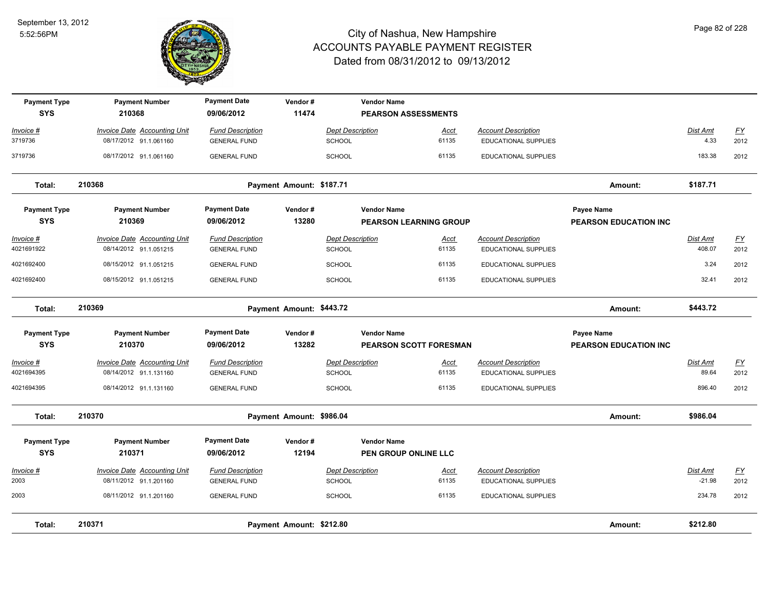# City of Nashua, New Hampshire
## ACCOUNTS PAYABLE PAYMENT REGISTER
### Dated from 08/31/2012 to 09/13/2012

September 13, 2012
5:52:56PM

| Payment Type | Payment Number | Payment Date | Vendor # | Vendor Name | | | |
|---|---|---|---|---|---|---|---|
| SYS | 210368 | 09/06/2012 | 11474 | PEARSON ASSESSMENTS | | | |

| Invoice # | Invoice Date | Accounting Unit | Fund Description | Dept Description | Acct | Account Description | Dist Amt | FY |
|---|---|---|---|---|---|---|---|---|
| 3719736 | 08/17/2012 | 91.1.061160 | GENERAL FUND | SCHOOL | 61135 | EDUCATIONAL SUPPLIES | 4.33 | 2012 |
| 3719736 | 08/17/2012 | 91.1.061160 | GENERAL FUND | SCHOOL | 61135 | EDUCATIONAL SUPPLIES | 183.38 | 2012 |

**Total: 210368** Payment Amount: $187.71 Amount: $187.71

| Payment Type | Payment Number | Payment Date | Vendor # | Vendor Name | Payee Name |
|---|---|---|---|---|---|
| SYS | 210369 | 09/06/2012 | 13280 | PEARSON LEARNING GROUP | PEARSON EDUCATION INC |

| Invoice # | Invoice Date | Accounting Unit | Fund Description | Dept Description | Acct | Account Description | Dist Amt | FY |
|---|---|---|---|---|---|---|---|---|
| 4021691922 | 08/14/2012 | 91.1.051215 | GENERAL FUND | SCHOOL | 61135 | EDUCATIONAL SUPPLIES | 408.07 | 2012 |
| 4021692400 | 08/15/2012 | 91.1.051215 | GENERAL FUND | SCHOOL | 61135 | EDUCATIONAL SUPPLIES | 3.24 | 2012 |
| 4021692400 | 08/15/2012 | 91.1.051215 | GENERAL FUND | SCHOOL | 61135 | EDUCATIONAL SUPPLIES | 32.41 | 2012 |

**Total: 210369** Payment Amount: $443.72 Amount: $443.72

| Payment Type | Payment Number | Payment Date | Vendor # | Vendor Name | Payee Name |
|---|---|---|---|---|---|
| SYS | 210370 | 09/06/2012 | 13282 | PEARSON SCOTT FORESMAN | PEARSON EDUCATION INC |

| Invoice # | Invoice Date | Accounting Unit | Fund Description | Dept Description | Acct | Account Description | Dist Amt | FY |
|---|---|---|---|---|---|---|---|---|
| 4021694395 | 08/14/2012 | 91.1.131160 | GENERAL FUND | SCHOOL | 61135 | EDUCATIONAL SUPPLIES | 89.64 | 2012 |
| 4021694395 | 08/14/2012 | 91.1.131160 | GENERAL FUND | SCHOOL | 61135 | EDUCATIONAL SUPPLIES | 896.40 | 2012 |

**Total: 210370** Payment Amount: $986.04 Amount: $986.04

| Payment Type | Payment Number | Payment Date | Vendor # | Vendor Name |
|---|---|---|---|---|
| SYS | 210371 | 09/06/2012 | 12194 | PEN GROUP ONLINE LLC |

| Invoice # | Invoice Date | Accounting Unit | Fund Description | Dept Description | Acct | Account Description | Dist Amt | FY |
|---|---|---|---|---|---|---|---|---|
| 2003 | 08/11/2012 | 91.1.201160 | GENERAL FUND | SCHOOL | 61135 | EDUCATIONAL SUPPLIES | -21.98 | 2012 |
| 2003 | 08/11/2012 | 91.1.201160 | GENERAL FUND | SCHOOL | 61135 | EDUCATIONAL SUPPLIES | 234.78 | 2012 |

**Total: 210371** Payment Amount: $212.80 Amount: $212.80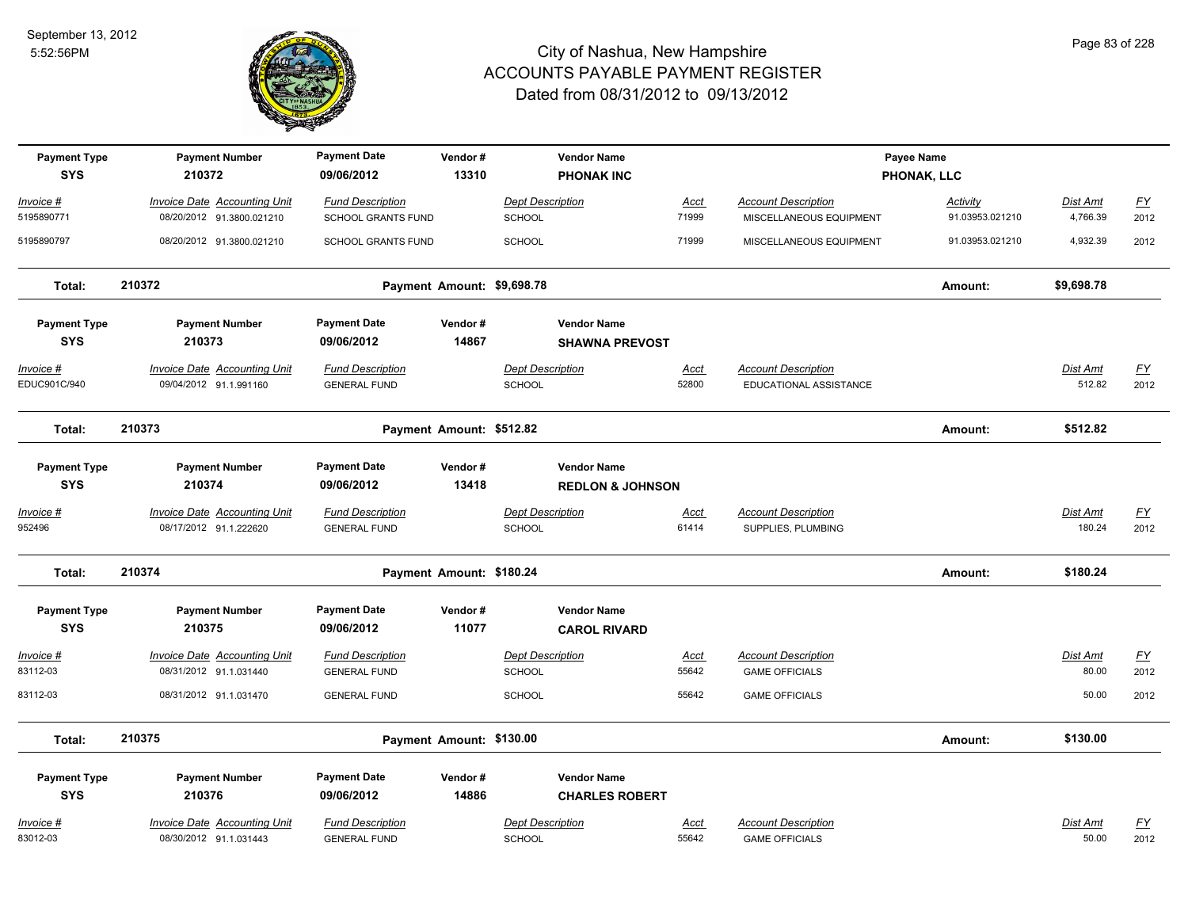# City of Nashua, New Hampshire
## ACCOUNTS PAYABLE PAYMENT REGISTER
### Dated from 08/31/2012 to 09/13/2012

| Payment Type | Payment Number | Payment Date | Vendor # | Vendor Name | Payee Name |
|---|---|---|---|---|---|
| SYS | 210372 | 09/06/2012 | 13310 | PHONAK INC | PHONAK, LLC |

| Invoice # | Invoice Date | Accounting Unit | Fund Description | Dept Description | Acct | Account Description | Activity | Dist Amt | FY |
|---|---|---|---|---|---|---|---|---|---|
| 5195890771 | 08/20/2012 | 91.3800.021210 | SCHOOL GRANTS FUND | SCHOOL | 71999 | MISCELLANEOUS EQUIPMENT | 91.03953.021210 | 4,766.39 | 2012 |
| 5195890797 | 08/20/2012 | 91.3800.021210 | SCHOOL GRANTS FUND | SCHOOL | 71999 | MISCELLANEOUS EQUIPMENT | 91.03953.021210 | 4,932.39 | 2012 |

**Total: 210372** Payment Amount: $9,698.78 Amount: $9,698.78

| Payment Type | Payment Number | Payment Date | Vendor # | Vendor Name |
|---|---|---|---|---|
| SYS | 210373 | 09/06/2012 | 14867 | SHAWNA PREVOST |

| Invoice # | Invoice Date | Accounting Unit | Fund Description | Dept Description | Acct | Account Description | Dist Amt | FY |
|---|---|---|---|---|---|---|---|---|
| EDUC901C/940 | 09/04/2012 | 91.1.991160 | GENERAL FUND | SCHOOL | 52800 | EDUCATIONAL ASSISTANCE | 512.82 | 2012 |

**Total: 210373** Payment Amount: $512.82 Amount: $512.82

| Payment Type | Payment Number | Payment Date | Vendor # | Vendor Name |
|---|---|---|---|---|
| SYS | 210374 | 09/06/2012 | 13418 | REDLON & JOHNSON |

| Invoice # | Invoice Date | Accounting Unit | Fund Description | Dept Description | Acct | Account Description | Dist Amt | FY |
|---|---|---|---|---|---|---|---|---|
| 952496 | 08/17/2012 | 91.1.222620 | GENERAL FUND | SCHOOL | 61414 | SUPPLIES, PLUMBING | 180.24 | 2012 |

**Total: 210374** Payment Amount: $180.24 Amount: $180.24

| Payment Type | Payment Number | Payment Date | Vendor # | Vendor Name |
|---|---|---|---|---|
| SYS | 210375 | 09/06/2012 | 11077 | CAROL RIVARD |

| Invoice # | Invoice Date | Accounting Unit | Fund Description | Dept Description | Acct | Account Description | Dist Amt | FY |
|---|---|---|---|---|---|---|---|---|
| 83112-03 | 08/31/2012 | 91.1.031440 | GENERAL FUND | SCHOOL | 55642 | GAME OFFICIALS | 80.00 | 2012 |
| 83112-03 | 08/31/2012 | 91.1.031470 | GENERAL FUND | SCHOOL | 55642 | GAME OFFICIALS | 50.00 | 2012 |

**Total: 210375** Payment Amount: $130.00 Amount: $130.00

| Payment Type | Payment Number | Payment Date | Vendor # | Vendor Name |
|---|---|---|---|---|
| SYS | 210376 | 09/06/2012 | 14886 | CHARLES ROBERT |

| Invoice # | Invoice Date | Accounting Unit | Fund Description | Dept Description | Acct | Account Description | Dist Amt | FY |
|---|---|---|---|---|---|---|---|---|
| 83012-03 | 08/30/2012 | 91.1.031443 | GENERAL FUND | SCHOOL | 55642 | GAME OFFICIALS | 50.00 | 2012 |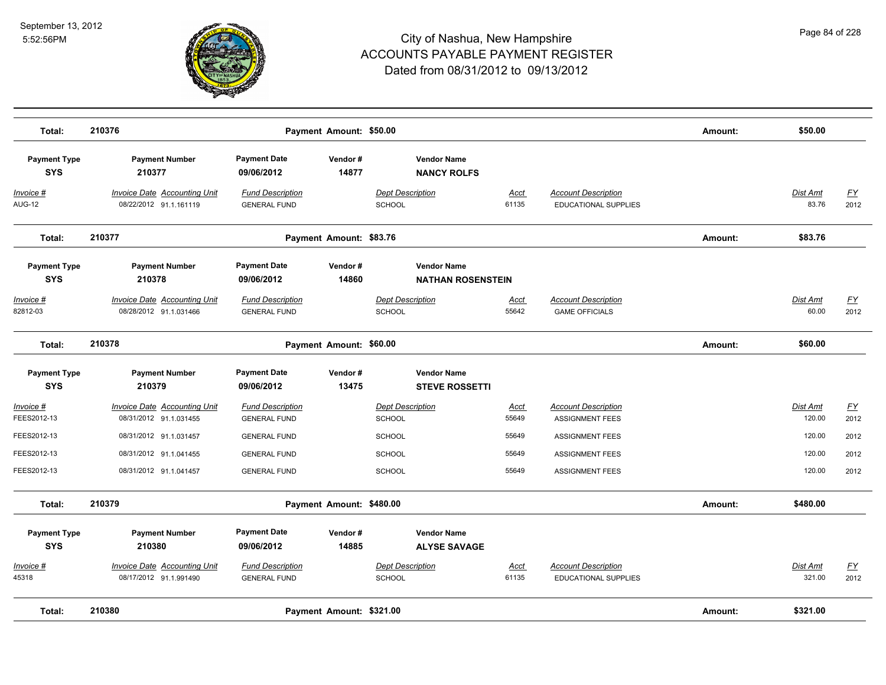# City of Nashua, New Hampshire
## ACCOUNTS PAYABLE PAYMENT REGISTER
### Dated from 08/31/2012 to 09/13/2012

September 13, 2012
5:52:56PM

**Total: 210376** — **Payment Amount: $50.00** — **Amount: $50.00**

| Payment Type | Payment Number | Payment Date | Vendor # | Vendor Name |
|---|---|---|---|---|
| SYS | 210377 | 09/06/2012 | 14877 | NANCY ROLFS |

| Invoice # | Invoice Date | Accounting Unit | Fund Description | Dept Description | Acct | Account Description | Dist Amt | FY |
|---|---|---|---|---|---|---|---|---|
| AUG-12 | 08/22/2012 | 91.1.161119 | GENERAL FUND | SCHOOL | 61135 | EDUCATIONAL SUPPLIES | 83.76 | 2012 |

**Total: 210377** — **Payment Amount: $83.76** — **Amount: $83.76**

| Payment Type | Payment Number | Payment Date | Vendor # | Vendor Name |
|---|---|---|---|---|
| SYS | 210378 | 09/06/2012 | 14860 | NATHAN ROSENSTEIN |

| Invoice # | Invoice Date | Accounting Unit | Fund Description | Dept Description | Acct | Account Description | Dist Amt | FY |
|---|---|---|---|---|---|---|---|---|
| 82812-03 | 08/28/2012 | 91.1.031466 | GENERAL FUND | SCHOOL | 55642 | GAME OFFICIALS | 60.00 | 2012 |

**Total: 210378** — **Payment Amount: $60.00** — **Amount: $60.00**

| Payment Type | Payment Number | Payment Date | Vendor # | Vendor Name |
|---|---|---|---|---|
| SYS | 210379 | 09/06/2012 | 13475 | STEVE ROSSETTI |

| Invoice # | Invoice Date | Accounting Unit | Fund Description | Dept Description | Acct | Account Description | Dist Amt | FY |
|---|---|---|---|---|---|---|---|---|
| FEES2012-13 | 08/31/2012 | 91.1.031455 | GENERAL FUND | SCHOOL | 55649 | ASSIGNMENT FEES | 120.00 | 2012 |
| FEES2012-13 | 08/31/2012 | 91.1.031457 | GENERAL FUND | SCHOOL | 55649 | ASSIGNMENT FEES | 120.00 | 2012 |
| FEES2012-13 | 08/31/2012 | 91.1.041455 | GENERAL FUND | SCHOOL | 55649 | ASSIGNMENT FEES | 120.00 | 2012 |
| FEES2012-13 | 08/31/2012 | 91.1.041457 | GENERAL FUND | SCHOOL | 55649 | ASSIGNMENT FEES | 120.00 | 2012 |

**Total: 210379** — **Payment Amount: $480.00** — **Amount: $480.00**

| Payment Type | Payment Number | Payment Date | Vendor # | Vendor Name |
|---|---|---|---|---|
| SYS | 210380 | 09/06/2012 | 14885 | ALYSE SAVAGE |

| Invoice # | Invoice Date | Accounting Unit | Fund Description | Dept Description | Acct | Account Description | Dist Amt | FY |
|---|---|---|---|---|---|---|---|---|
| 45318 | 08/17/2012 | 91.1.991490 | GENERAL FUND | SCHOOL | 61135 | EDUCATIONAL SUPPLIES | 321.00 | 2012 |

**Total: 210380** — **Payment Amount: $321.00** — **Amount: $321.00**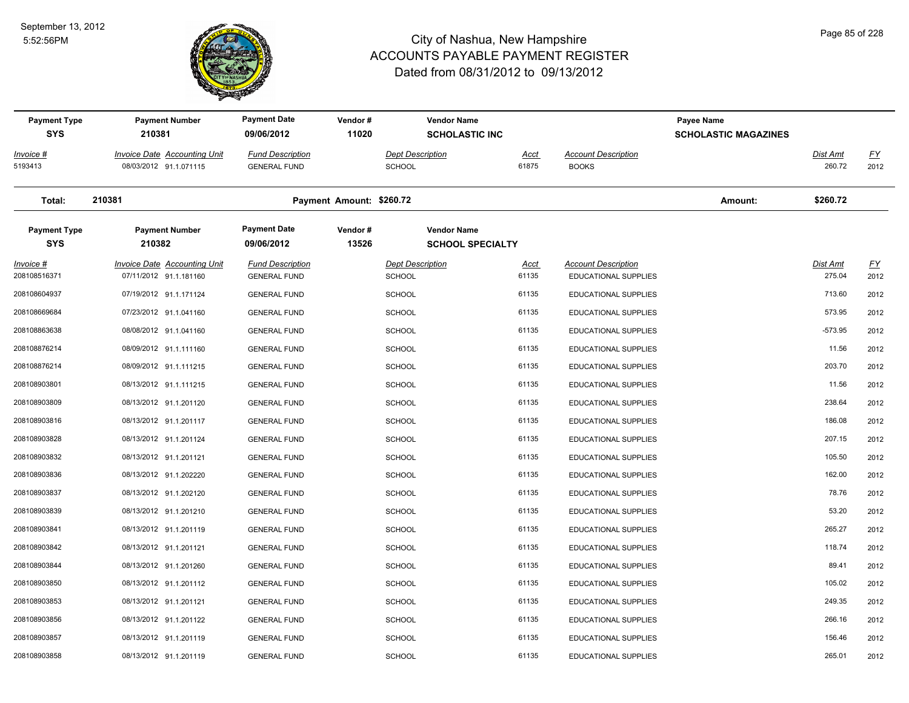# City of Nashua, New Hampshire
## ACCOUNTS PAYABLE PAYMENT REGISTER
### Dated from 08/31/2012 to 09/13/2012

September 13, 2012
5:52:56PM

| Payment Type | Payment Number | Payment Date | Vendor # | Vendor Name | | | Payee Name | | |
|---|---|---|---|---|---|---|---|---|---|
| SYS | 210381 | 09/06/2012 | 11020 | SCHOLASTIC INC | | | SCHOLASTIC MAGAZINES | | |
| *Invoice #* | *Invoice Date* | *Accounting Unit* | *Fund Description* | *Dept Description* | *Acct* | *Account Description* | | *Dist Amt* | *FY* |
| 5193413 | 08/03/2012 | 91.1.071115 | GENERAL FUND | SCHOOL | 61875 | BOOKS | | 260.72 | 2012 |

**Total: 210381** Payment Amount: $260.72 Amount: $260.72

| Payment Type | Payment Number | Payment Date | Vendor # | Vendor Name | | | | |
|---|---|---|---|---|---|---|---|---|
| SYS | 210382 | 09/06/2012 | 13526 | SCHOOL SPECIALTY | | | | |
| *Invoice #* | *Invoice Date* | *Accounting Unit* | *Fund Description* | *Dept Description* | *Acct* | *Account Description* | *Dist Amt* | *FY* |
| 208108516371 | 07/11/2012 | 91.1.181160 | GENERAL FUND | SCHOOL | 61135 | EDUCATIONAL SUPPLIES | 275.04 | 2012 |
| 208108604937 | 07/19/2012 | 91.1.171124 | GENERAL FUND | SCHOOL | 61135 | EDUCATIONAL SUPPLIES | 713.60 | 2012 |
| 208108669684 | 07/23/2012 | 91.1.041160 | GENERAL FUND | SCHOOL | 61135 | EDUCATIONAL SUPPLIES | 573.95 | 2012 |
| 208108863638 | 08/08/2012 | 91.1.041160 | GENERAL FUND | SCHOOL | 61135 | EDUCATIONAL SUPPLIES | -573.95 | 2012 |
| 208108876214 | 08/09/2012 | 91.1.111160 | GENERAL FUND | SCHOOL | 61135 | EDUCATIONAL SUPPLIES | 11.56 | 2012 |
| 208108876214 | 08/09/2012 | 91.1.111215 | GENERAL FUND | SCHOOL | 61135 | EDUCATIONAL SUPPLIES | 203.70 | 2012 |
| 208108903801 | 08/13/2012 | 91.1.111215 | GENERAL FUND | SCHOOL | 61135 | EDUCATIONAL SUPPLIES | 11.56 | 2012 |
| 208108903809 | 08/13/2012 | 91.1.201120 | GENERAL FUND | SCHOOL | 61135 | EDUCATIONAL SUPPLIES | 238.64 | 2012 |
| 208108903816 | 08/13/2012 | 91.1.201117 | GENERAL FUND | SCHOOL | 61135 | EDUCATIONAL SUPPLIES | 186.08 | 2012 |
| 208108903828 | 08/13/2012 | 91.1.201124 | GENERAL FUND | SCHOOL | 61135 | EDUCATIONAL SUPPLIES | 207.15 | 2012 |
| 208108903832 | 08/13/2012 | 91.1.201121 | GENERAL FUND | SCHOOL | 61135 | EDUCATIONAL SUPPLIES | 105.50 | 2012 |
| 208108903836 | 08/13/2012 | 91.1.202220 | GENERAL FUND | SCHOOL | 61135 | EDUCATIONAL SUPPLIES | 162.00 | 2012 |
| 208108903837 | 08/13/2012 | 91.1.202120 | GENERAL FUND | SCHOOL | 61135 | EDUCATIONAL SUPPLIES | 78.76 | 2012 |
| 208108903839 | 08/13/2012 | 91.1.201210 | GENERAL FUND | SCHOOL | 61135 | EDUCATIONAL SUPPLIES | 53.20 | 2012 |
| 208108903841 | 08/13/2012 | 91.1.201119 | GENERAL FUND | SCHOOL | 61135 | EDUCATIONAL SUPPLIES | 265.27 | 2012 |
| 208108903842 | 08/13/2012 | 91.1.201121 | GENERAL FUND | SCHOOL | 61135 | EDUCATIONAL SUPPLIES | 118.74 | 2012 |
| 208108903844 | 08/13/2012 | 91.1.201260 | GENERAL FUND | SCHOOL | 61135 | EDUCATIONAL SUPPLIES | 89.41 | 2012 |
| 208108903850 | 08/13/2012 | 91.1.201112 | GENERAL FUND | SCHOOL | 61135 | EDUCATIONAL SUPPLIES | 105.02 | 2012 |
| 208108903853 | 08/13/2012 | 91.1.201121 | GENERAL FUND | SCHOOL | 61135 | EDUCATIONAL SUPPLIES | 249.35 | 2012 |
| 208108903856 | 08/13/2012 | 91.1.201122 | GENERAL FUND | SCHOOL | 61135 | EDUCATIONAL SUPPLIES | 266.16 | 2012 |
| 208108903857 | 08/13/2012 | 91.1.201119 | GENERAL FUND | SCHOOL | 61135 | EDUCATIONAL SUPPLIES | 156.46 | 2012 |
| 208108903858 | 08/13/2012 | 91.1.201119 | GENERAL FUND | SCHOOL | 61135 | EDUCATIONAL SUPPLIES | 265.01 | 2012 |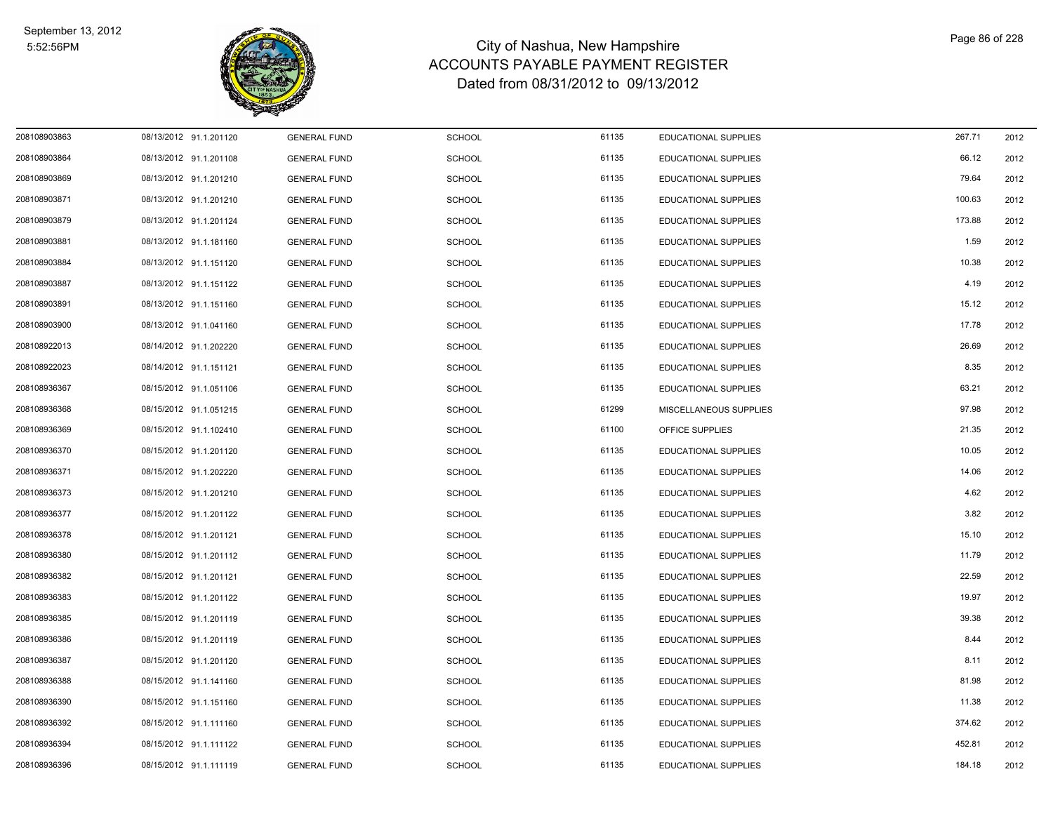# City of Nashua, New Hampshire
## ACCOUNTS PAYABLE PAYMENT REGISTER
### Dated from 08/31/2012 to 09/13/2012

| | | | | | | | | |
|---|---|---|---|---|---|---|---|---|
| 208108903863 | 08/13/2012 | 91.1.201120 | GENERAL FUND | SCHOOL | 61135 | EDUCATIONAL SUPPLIES | 267.71 | 2012 |
| 208108903864 | 08/13/2012 | 91.1.201108 | GENERAL FUND | SCHOOL | 61135 | EDUCATIONAL SUPPLIES | 66.12 | 2012 |
| 208108903869 | 08/13/2012 | 91.1.201210 | GENERAL FUND | SCHOOL | 61135 | EDUCATIONAL SUPPLIES | 79.64 | 2012 |
| 208108903871 | 08/13/2012 | 91.1.201210 | GENERAL FUND | SCHOOL | 61135 | EDUCATIONAL SUPPLIES | 100.63 | 2012 |
| 208108903879 | 08/13/2012 | 91.1.201124 | GENERAL FUND | SCHOOL | 61135 | EDUCATIONAL SUPPLIES | 173.88 | 2012 |
| 208108903881 | 08/13/2012 | 91.1.181160 | GENERAL FUND | SCHOOL | 61135 | EDUCATIONAL SUPPLIES | 1.59 | 2012 |
| 208108903884 | 08/13/2012 | 91.1.151120 | GENERAL FUND | SCHOOL | 61135 | EDUCATIONAL SUPPLIES | 10.38 | 2012 |
| 208108903887 | 08/13/2012 | 91.1.151122 | GENERAL FUND | SCHOOL | 61135 | EDUCATIONAL SUPPLIES | 4.19 | 2012 |
| 208108903891 | 08/13/2012 | 91.1.151160 | GENERAL FUND | SCHOOL | 61135 | EDUCATIONAL SUPPLIES | 15.12 | 2012 |
| 208108903900 | 08/13/2012 | 91.1.041160 | GENERAL FUND | SCHOOL | 61135 | EDUCATIONAL SUPPLIES | 17.78 | 2012 |
| 208108922013 | 08/14/2012 | 91.1.202220 | GENERAL FUND | SCHOOL | 61135 | EDUCATIONAL SUPPLIES | 26.69 | 2012 |
| 208108922023 | 08/14/2012 | 91.1.151121 | GENERAL FUND | SCHOOL | 61135 | EDUCATIONAL SUPPLIES | 8.35 | 2012 |
| 208108936367 | 08/15/2012 | 91.1.051106 | GENERAL FUND | SCHOOL | 61135 | EDUCATIONAL SUPPLIES | 63.21 | 2012 |
| 208108936368 | 08/15/2012 | 91.1.051215 | GENERAL FUND | SCHOOL | 61299 | MISCELLANEOUS SUPPLIES | 97.98 | 2012 |
| 208108936369 | 08/15/2012 | 91.1.102410 | GENERAL FUND | SCHOOL | 61100 | OFFICE SUPPLIES | 21.35 | 2012 |
| 208108936370 | 08/15/2012 | 91.1.201120 | GENERAL FUND | SCHOOL | 61135 | EDUCATIONAL SUPPLIES | 10.05 | 2012 |
| 208108936371 | 08/15/2012 | 91.1.202220 | GENERAL FUND | SCHOOL | 61135 | EDUCATIONAL SUPPLIES | 14.06 | 2012 |
| 208108936373 | 08/15/2012 | 91.1.201210 | GENERAL FUND | SCHOOL | 61135 | EDUCATIONAL SUPPLIES | 4.62 | 2012 |
| 208108936377 | 08/15/2012 | 91.1.201122 | GENERAL FUND | SCHOOL | 61135 | EDUCATIONAL SUPPLIES | 3.82 | 2012 |
| 208108936378 | 08/15/2012 | 91.1.201121 | GENERAL FUND | SCHOOL | 61135 | EDUCATIONAL SUPPLIES | 15.10 | 2012 |
| 208108936380 | 08/15/2012 | 91.1.201112 | GENERAL FUND | SCHOOL | 61135 | EDUCATIONAL SUPPLIES | 11.79 | 2012 |
| 208108936382 | 08/15/2012 | 91.1.201121 | GENERAL FUND | SCHOOL | 61135 | EDUCATIONAL SUPPLIES | 22.59 | 2012 |
| 208108936383 | 08/15/2012 | 91.1.201122 | GENERAL FUND | SCHOOL | 61135 | EDUCATIONAL SUPPLIES | 19.97 | 2012 |
| 208108936385 | 08/15/2012 | 91.1.201119 | GENERAL FUND | SCHOOL | 61135 | EDUCATIONAL SUPPLIES | 39.38 | 2012 |
| 208108936386 | 08/15/2012 | 91.1.201119 | GENERAL FUND | SCHOOL | 61135 | EDUCATIONAL SUPPLIES | 8.44 | 2012 |
| 208108936387 | 08/15/2012 | 91.1.201120 | GENERAL FUND | SCHOOL | 61135 | EDUCATIONAL SUPPLIES | 8.11 | 2012 |
| 208108936388 | 08/15/2012 | 91.1.141160 | GENERAL FUND | SCHOOL | 61135 | EDUCATIONAL SUPPLIES | 81.98 | 2012 |
| 208108936390 | 08/15/2012 | 91.1.151160 | GENERAL FUND | SCHOOL | 61135 | EDUCATIONAL SUPPLIES | 11.38 | 2012 |
| 208108936392 | 08/15/2012 | 91.1.111160 | GENERAL FUND | SCHOOL | 61135 | EDUCATIONAL SUPPLIES | 374.62 | 2012 |
| 208108936394 | 08/15/2012 | 91.1.111122 | GENERAL FUND | SCHOOL | 61135 | EDUCATIONAL SUPPLIES | 452.81 | 2012 |
| 208108936396 | 08/15/2012 | 91.1.111119 | GENERAL FUND | SCHOOL | 61135 | EDUCATIONAL SUPPLIES | 184.18 | 2012 |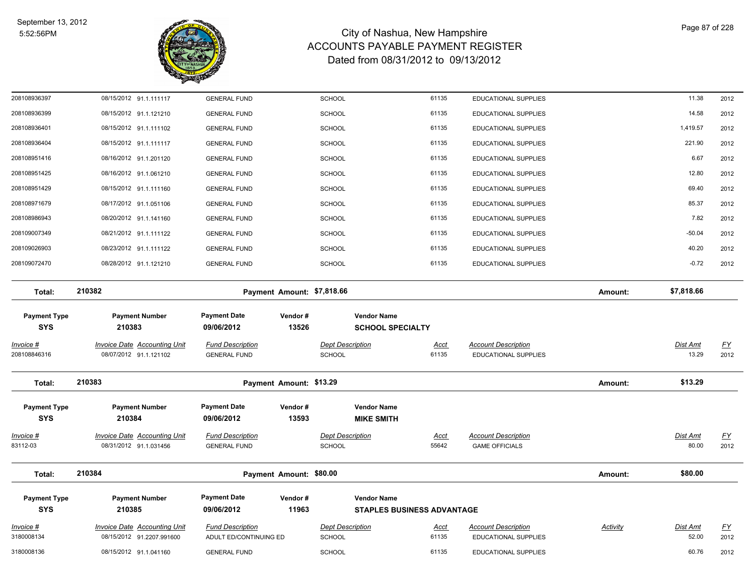# City of Nashua, New Hampshire
## ACCOUNTS PAYABLE PAYMENT REGISTER
### Dated from 08/31/2012 to 09/13/2012

September 13, 2012
5:52:56PM

| Invoice # | Invoice Date | Accounting Unit | Fund Description | Dept Description | Acct | Account Description | Dist Amt | FY |
|---|---|---|---|---|---|---|---|---|
| 208108936397 | 08/15/2012 | 91.1.111117 | GENERAL FUND | SCHOOL | 61135 | EDUCATIONAL SUPPLIES | 11.38 | 2012 |
| 208108936399 | 08/15/2012 | 91.1.121210 | GENERAL FUND | SCHOOL | 61135 | EDUCATIONAL SUPPLIES | 14.58 | 2012 |
| 208108936401 | 08/15/2012 | 91.1.111102 | GENERAL FUND | SCHOOL | 61135 | EDUCATIONAL SUPPLIES | 1,419.57 | 2012 |
| 208108936404 | 08/15/2012 | 91.1.111117 | GENERAL FUND | SCHOOL | 61135 | EDUCATIONAL SUPPLIES | 221.90 | 2012 |
| 208108951416 | 08/16/2012 | 91.1.201120 | GENERAL FUND | SCHOOL | 61135 | EDUCATIONAL SUPPLIES | 6.67 | 2012 |
| 208108951425 | 08/16/2012 | 91.1.061210 | GENERAL FUND | SCHOOL | 61135 | EDUCATIONAL SUPPLIES | 12.80 | 2012 |
| 208108951429 | 08/15/2012 | 91.1.111160 | GENERAL FUND | SCHOOL | 61135 | EDUCATIONAL SUPPLIES | 69.40 | 2012 |
| 208108971679 | 08/17/2012 | 91.1.051106 | GENERAL FUND | SCHOOL | 61135 | EDUCATIONAL SUPPLIES | 85.37 | 2012 |
| 208108986943 | 08/20/2012 | 91.1.141160 | GENERAL FUND | SCHOOL | 61135 | EDUCATIONAL SUPPLIES | 7.82 | 2012 |
| 208109007349 | 08/21/2012 | 91.1.111122 | GENERAL FUND | SCHOOL | 61135 | EDUCATIONAL SUPPLIES | -50.04 | 2012 |
| 208109026903 | 08/23/2012 | 91.1.111122 | GENERAL FUND | SCHOOL | 61135 | EDUCATIONAL SUPPLIES | 40.20 | 2012 |
| 208109072470 | 08/28/2012 | 91.1.121210 | GENERAL FUND | SCHOOL | 61135 | EDUCATIONAL SUPPLIES | -0.72 | 2012 |

**Total: 210382 — Payment Amount: $7,818.66 — Amount: $7,818.66**

| Payment Type | Payment Number | Payment Date | Vendor # | Vendor Name |
|---|---|---|---|---|
| SYS | 210383 | 09/06/2012 | 13526 | SCHOOL SPECIALTY |

| Invoice # | Invoice Date | Accounting Unit | Fund Description | Dept Description | Acct | Account Description | Dist Amt | FY |
|---|---|---|---|---|---|---|---|---|
| 208108846316 | 08/07/2012 | 91.1.121102 | GENERAL FUND | SCHOOL | 61135 | EDUCATIONAL SUPPLIES | 13.29 | 2012 |

**Total: 210383 — Payment Amount: $13.29 — Amount: $13.29**

| Payment Type | Payment Number | Payment Date | Vendor # | Vendor Name |
|---|---|---|---|---|
| SYS | 210384 | 09/06/2012 | 13593 | MIKE SMITH |

| Invoice # | Invoice Date | Accounting Unit | Fund Description | Dept Description | Acct | Account Description | Dist Amt | FY |
|---|---|---|---|---|---|---|---|---|
| 83112-03 | 08/31/2012 | 91.1.031456 | GENERAL FUND | SCHOOL | 55642 | GAME OFFICIALS | 80.00 | 2012 |

**Total: 210384 — Payment Amount: $80.00 — Amount: $80.00**

| Payment Type | Payment Number | Payment Date | Vendor # | Vendor Name |
|---|---|---|---|---|
| SYS | 210385 | 09/06/2012 | 11963 | STAPLES BUSINESS ADVANTAGE |

| Invoice # | Invoice Date | Accounting Unit | Fund Description | Dept Description | Acct | Account Description | Activity | Dist Amt | FY |
|---|---|---|---|---|---|---|---|---|---|
| 3180008134 | 08/15/2012 | 91.2207.991600 | ADULT ED/CONTINUING ED | SCHOOL | 61135 | EDUCATIONAL SUPPLIES | | 52.00 | 2012 |
| 3180008136 | 08/15/2012 | 91.1.041160 | GENERAL FUND | SCHOOL | 61135 | EDUCATIONAL SUPPLIES | | 60.76 | 2012 |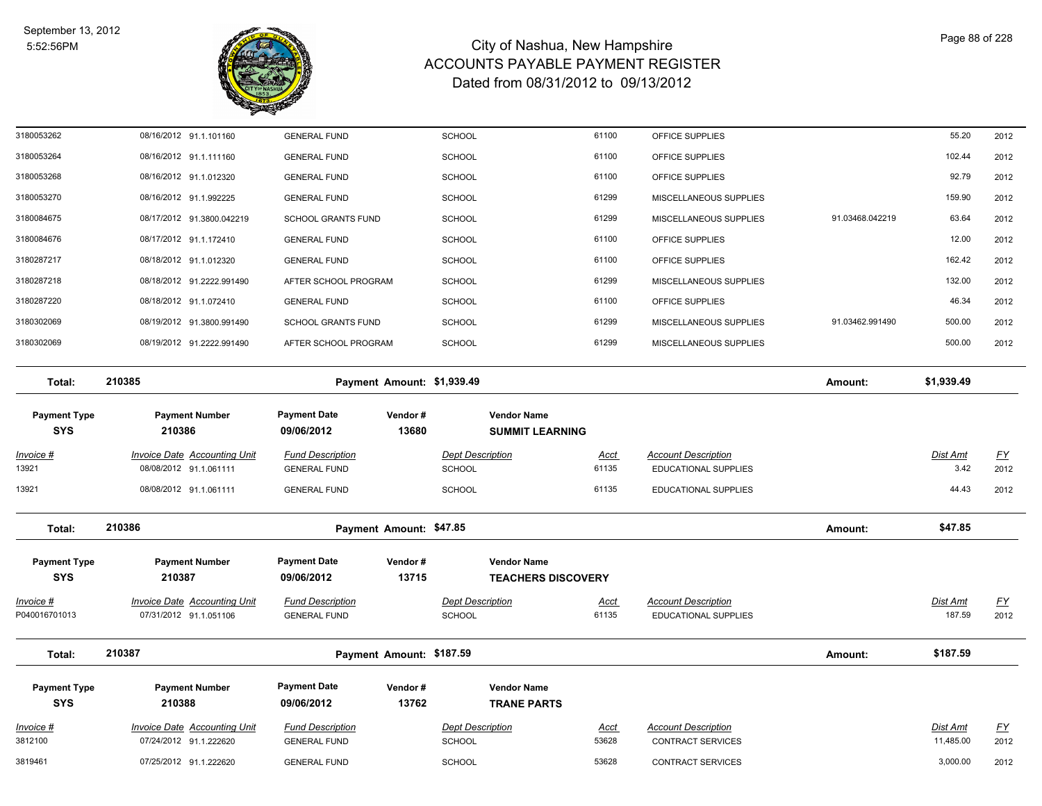# City of Nashua, New Hampshire
## ACCOUNTS PAYABLE PAYMENT REGISTER
### Dated from 08/31/2012 to 09/13/2012

September 13, 2012
5:52:56PM

| Invoice # | Invoice Date | Accounting Unit | Fund Description | Dept Description | Acct | Account Description | | Dist Amt | FY |
|---|---|---|---|---|---|---|---|---|---|
| 3180053262 | 08/16/2012 | 91.1.101160 | GENERAL FUND | SCHOOL | 61100 | OFFICE SUPPLIES | | 55.20 | 2012 |
| 3180053264 | 08/16/2012 | 91.1.111160 | GENERAL FUND | SCHOOL | 61100 | OFFICE SUPPLIES | | 102.44 | 2012 |
| 3180053268 | 08/16/2012 | 91.1.012320 | GENERAL FUND | SCHOOL | 61100 | OFFICE SUPPLIES | | 92.79 | 2012 |
| 3180053270 | 08/16/2012 | 91.1.992225 | GENERAL FUND | SCHOOL | 61299 | MISCELLANEOUS SUPPLIES | | 159.90 | 2012 |
| 3180084675 | 08/17/2012 | 91.3800.042219 | SCHOOL GRANTS FUND | SCHOOL | 61299 | MISCELLANEOUS SUPPLIES | 91.03468.042219 | 63.64 | 2012 |
| 3180084676 | 08/17/2012 | 91.1.172410 | GENERAL FUND | SCHOOL | 61100 | OFFICE SUPPLIES | | 12.00 | 2012 |
| 3180287217 | 08/18/2012 | 91.1.012320 | GENERAL FUND | SCHOOL | 61100 | OFFICE SUPPLIES | | 162.42 | 2012 |
| 3180287218 | 08/18/2012 | 91.2222.991490 | AFTER SCHOOL PROGRAM | SCHOOL | 61299 | MISCELLANEOUS SUPPLIES | | 132.00 | 2012 |
| 3180287220 | 08/18/2012 | 91.1.072410 | GENERAL FUND | SCHOOL | 61100 | OFFICE SUPPLIES | | 46.34 | 2012 |
| 3180302069 | 08/19/2012 | 91.3800.991490 | SCHOOL GRANTS FUND | SCHOOL | 61299 | MISCELLANEOUS SUPPLIES | 91.03462.991490 | 500.00 | 2012 |
| 3180302069 | 08/19/2012 | 91.2222.991490 | AFTER SCHOOL PROGRAM | SCHOOL | 61299 | MISCELLANEOUS SUPPLIES | | 500.00 | 2012 |

**Total: 210385** — **Payment Amount: $1,939.49** — **Amount: $1,939.49**

| Payment Type | Payment Number | Payment Date | Vendor # | Vendor Name |
|---|---|---|---|---|
| SYS | 210386 | 09/06/2012 | 13680 | SUMMIT LEARNING |

| Invoice # | Invoice Date | Accounting Unit | Fund Description | Dept Description | Acct | Account Description | Dist Amt | FY |
|---|---|---|---|---|---|---|---|---|
| 13921 | 08/08/2012 | 91.1.061111 | GENERAL FUND | SCHOOL | 61135 | EDUCATIONAL SUPPLIES | 3.42 | 2012 |
| 13921 | 08/08/2012 | 91.1.061111 | GENERAL FUND | SCHOOL | 61135 | EDUCATIONAL SUPPLIES | 44.43 | 2012 |

**Total: 210386** — **Payment Amount: $47.85** — **Amount: $47.85**

| Payment Type | Payment Number | Payment Date | Vendor # | Vendor Name |
|---|---|---|---|---|
| SYS | 210387 | 09/06/2012 | 13715 | TEACHERS DISCOVERY |

| Invoice # | Invoice Date | Accounting Unit | Fund Description | Dept Description | Acct | Account Description | Dist Amt | FY |
|---|---|---|---|---|---|---|---|---|
| P040016701013 | 07/31/2012 | 91.1.051106 | GENERAL FUND | SCHOOL | 61135 | EDUCATIONAL SUPPLIES | 187.59 | 2012 |

**Total: 210387** — **Payment Amount: $187.59** — **Amount: $187.59**

| Payment Type | Payment Number | Payment Date | Vendor # | Vendor Name |
|---|---|---|---|---|
| SYS | 210388 | 09/06/2012 | 13762 | TRANE PARTS |

| Invoice # | Invoice Date | Accounting Unit | Fund Description | Dept Description | Acct | Account Description | Dist Amt | FY |
|---|---|---|---|---|---|---|---|---|
| 3812100 | 07/24/2012 | 91.1.222620 | GENERAL FUND | SCHOOL | 53628 | CONTRACT SERVICES | 11,485.00 | 2012 |
| 3819461 | 07/25/2012 | 91.1.222620 | GENERAL FUND | SCHOOL | 53628 | CONTRACT SERVICES | 3,000.00 | 2012 |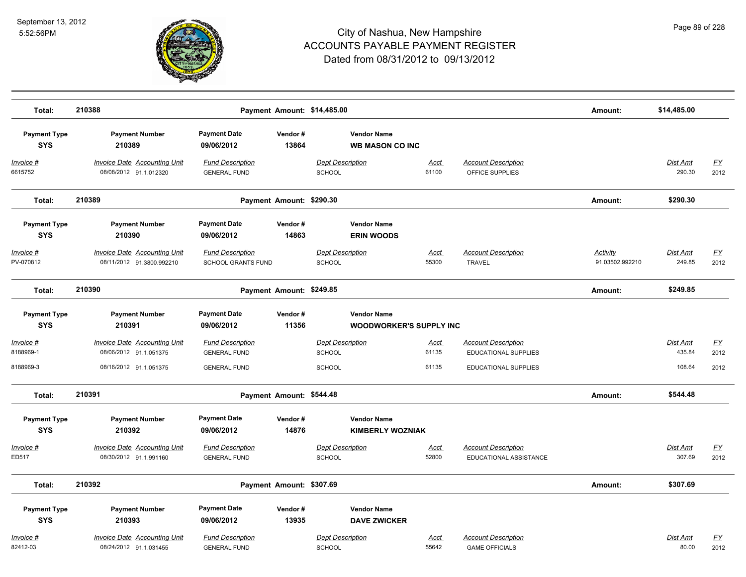| Total: | 210388 | | Payment Amount: $14,485.00 | | | Amount: | $14,485.00 | |
|---|---|---|---|---|---|---|---|---|

| Payment Type | Payment Number | Payment Date | Vendor # | Vendor Name |
|---|---|---|---|---|
| SYS | 210389 | 09/06/2012 | 13864 | WB MASON CO INC |

| Invoice # | Invoice Date | Accounting Unit | Fund Description | Dept Description | Acct | Account Description | Activity | Dist Amt | FY |
|---|---|---|---|---|---|---|---|---|---|
| 6615752 | 08/08/2012 | 91.1.012320 | GENERAL FUND | SCHOOL | 61100 | OFFICE SUPPLIES | | 290.30 | 2012 |

| Total: | 210389 | | Payment Amount: $290.30 | | | Amount: | $290.30 | |
|---|---|---|---|---|---|---|---|---|

| Payment Type | Payment Number | Payment Date | Vendor # | Vendor Name |
|---|---|---|---|---|
| SYS | 210390 | 09/06/2012 | 14863 | ERIN WOODS |

| Invoice # | Invoice Date | Accounting Unit | Fund Description | Dept Description | Acct | Account Description | Activity | Dist Amt | FY |
|---|---|---|---|---|---|---|---|---|---|
| PV-070812 | 08/11/2012 | 91.3800.992210 | SCHOOL GRANTS FUND | SCHOOL | 55300 | TRAVEL | 91.03502.992210 | 249.85 | 2012 |

| Total: | 210390 | | Payment Amount: $249.85 | | | Amount: | $249.85 | |
|---|---|---|---|---|---|---|---|---|

| Payment Type | Payment Number | Payment Date | Vendor # | Vendor Name |
|---|---|---|---|---|
| SYS | 210391 | 09/06/2012 | 11356 | WOODWORKER'S SUPPLY INC |

| Invoice # | Invoice Date | Accounting Unit | Fund Description | Dept Description | Acct | Account Description | Activity | Dist Amt | FY |
|---|---|---|---|---|---|---|---|---|---|
| 8188969-1 | 08/06/2012 | 91.1.051375 | GENERAL FUND | SCHOOL | 61135 | EDUCATIONAL SUPPLIES | | 435.84 | 2012 |
| 8188969-3 | 08/16/2012 | 91.1.051375 | GENERAL FUND | SCHOOL | 61135 | EDUCATIONAL SUPPLIES | | 108.64 | 2012 |

| Total: | 210391 | | Payment Amount: $544.48 | | | Amount: | $544.48 | |
|---|---|---|---|---|---|---|---|---|

| Payment Type | Payment Number | Payment Date | Vendor # | Vendor Name |
|---|---|---|---|---|
| SYS | 210392 | 09/06/2012 | 14876 | KIMBERLY WOZNIAK |

| Invoice # | Invoice Date | Accounting Unit | Fund Description | Dept Description | Acct | Account Description | Activity | Dist Amt | FY |
|---|---|---|---|---|---|---|---|---|---|
| ED517 | 08/30/2012 | 91.1.991160 | GENERAL FUND | SCHOOL | 52800 | EDUCATIONAL ASSISTANCE | | 307.69 | 2012 |

| Total: | 210392 | | Payment Amount: $307.69 | | | Amount: | $307.69 | |
|---|---|---|---|---|---|---|---|---|

| Payment Type | Payment Number | Payment Date | Vendor # | Vendor Name |
|---|---|---|---|---|
| SYS | 210393 | 09/06/2012 | 13935 | DAVE ZWICKER |

| Invoice # | Invoice Date | Accounting Unit | Fund Description | Dept Description | Acct | Account Description | Activity | Dist Amt | FY |
|---|---|---|---|---|---|---|---|---|---|
| 82412-03 | 08/24/2012 | 91.1.031455 | GENERAL FUND | SCHOOL | 55642 | GAME OFFICIALS | | 80.00 | 2012 |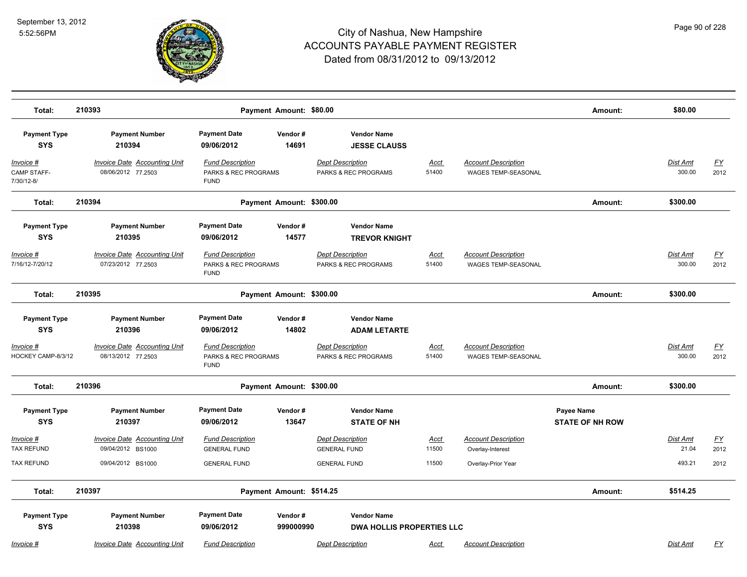# City of Nashua, New Hampshire
## ACCOUNTS PAYABLE PAYMENT REGISTER
### Dated from 08/31/2012 to 09/13/2012

**Total: 210393** — **Payment Amount: $80.00** — **Amount: $80.00**

| Payment Type | Payment Number | Payment Date | Vendor # | Vendor Name |
|---|---|---|---|---|
| **SYS** | **210394** | **09/06/2012** | **14691** | **JESSE CLAUSS** |

| Invoice # | Invoice Date | Accounting Unit | Fund Description | Dept Description | Acct | Account Description | Dist Amt | FY |
|---|---|---|---|---|---|---|---|---|
| CAMP STAFF-7/30/12-8/ | 08/06/2012 | 77.2503 | PARKS & REC PROGRAMS FUND | PARKS & REC PROGRAMS | 51400 | WAGES TEMP-SEASONAL | 300.00 | 2012 |

**Total: 210394** — **Payment Amount: $300.00** — **Amount: $300.00**

| Payment Type | Payment Number | Payment Date | Vendor # | Vendor Name |
|---|---|---|---|---|
| **SYS** | **210395** | **09/06/2012** | **14577** | **TREVOR KNIGHT** |

| Invoice # | Invoice Date | Accounting Unit | Fund Description | Dept Description | Acct | Account Description | Dist Amt | FY |
|---|---|---|---|---|---|---|---|---|
| 7/16/12-7/20/12 | 07/23/2012 | 77.2503 | PARKS & REC PROGRAMS FUND | PARKS & REC PROGRAMS | 51400 | WAGES TEMP-SEASONAL | 300.00 | 2012 |

**Total: 210395** — **Payment Amount: $300.00** — **Amount: $300.00**

| Payment Type | Payment Number | Payment Date | Vendor # | Vendor Name |
|---|---|---|---|---|
| **SYS** | **210396** | **09/06/2012** | **14802** | **ADAM LETARTE** |

| Invoice # | Invoice Date | Accounting Unit | Fund Description | Dept Description | Acct | Account Description | Dist Amt | FY |
|---|---|---|---|---|---|---|---|---|
| HOCKEY CAMP-8/3/12 | 08/13/2012 | 77.2503 | PARKS & REC PROGRAMS FUND | PARKS & REC PROGRAMS | 51400 | WAGES TEMP-SEASONAL | 300.00 | 2012 |

**Total: 210396** — **Payment Amount: $300.00** — **Amount: $300.00**

| Payment Type | Payment Number | Payment Date | Vendor # | Vendor Name | Payee Name |
|---|---|---|---|---|---|
| **SYS** | **210397** | **09/06/2012** | **13647** | **STATE OF NH** | **STATE OF NH ROW** |

| Invoice # | Invoice Date | Accounting Unit | Fund Description | Dept Description | Acct | Account Description | Dist Amt | FY |
|---|---|---|---|---|---|---|---|---|
| TAX REFUND | 09/04/2012 | BS1000 | GENERAL FUND | GENERAL FUND | 11500 | Overlay-Interest | 21.04 | 2012 |
| TAX REFUND | 09/04/2012 | BS1000 | GENERAL FUND | GENERAL FUND | 11500 | Overlay-Prior Year | 493.21 | 2012 |

**Total: 210397** — **Payment Amount: $514.25** — **Amount: $514.25**

| Payment Type | Payment Number | Payment Date | Vendor # | Vendor Name |
|---|---|---|---|---|
| **SYS** | **210398** | **09/06/2012** | **999000990** | **DWA HOLLIS PROPERTIES LLC** |

| Invoice # | Invoice Date | Accounting Unit | Fund Description | Dept Description | Acct | Account Description | Dist Amt | FY |
|---|---|---|---|---|---|---|---|---|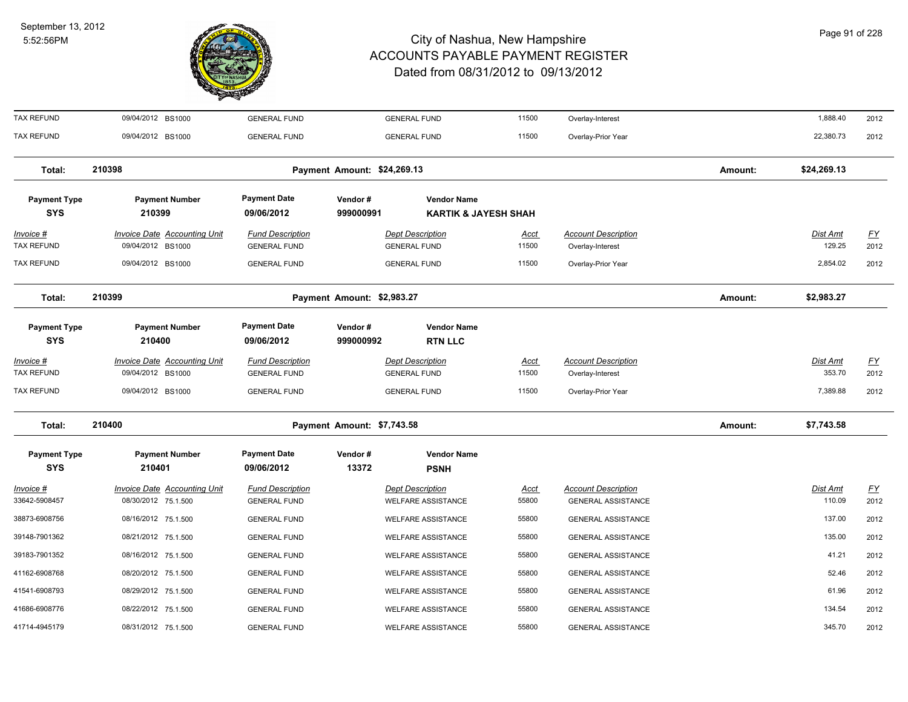# City of Nashua, New Hampshire
## ACCOUNTS PAYABLE PAYMENT REGISTER
### Dated from 08/31/2012 to 09/13/2012

September 13, 2012
5:52:56PM

| Invoice # | Invoice Date | Accounting Unit | Fund Description | Dept Description | Acct | Account Description | Dist Amt | FY |
|---|---|---|---|---|---|---|---|---|
| TAX REFUND | 09/04/2012 | BS1000 | GENERAL FUND | GENERAL FUND | 11500 | Overlay-Interest | 1,888.40 | 2012 |
| TAX REFUND | 09/04/2012 | BS1000 | GENERAL FUND | GENERAL FUND | 11500 | Overlay-Prior Year | 22,380.73 | 2012 |

**Total: 210398** Payment Amount: $24,269.13 Amount: $24,269.13

| Payment Type | Payment Number | Payment Date | Vendor # | Vendor Name |
|---|---|---|---|---|
| SYS | 210399 | 09/06/2012 | 999000991 | KARTIK & JAYESH SHAH |

| Invoice # | Invoice Date | Accounting Unit | Fund Description | Dept Description | Acct | Account Description | Dist Amt | FY |
|---|---|---|---|---|---|---|---|---|
| TAX REFUND | 09/04/2012 | BS1000 | GENERAL FUND | GENERAL FUND | 11500 | Overlay-Interest | 129.25 | 2012 |
| TAX REFUND | 09/04/2012 | BS1000 | GENERAL FUND | GENERAL FUND | 11500 | Overlay-Prior Year | 2,854.02 | 2012 |

**Total: 210399** Payment Amount: $2,983.27 Amount: $2,983.27

| Payment Type | Payment Number | Payment Date | Vendor # | Vendor Name |
|---|---|---|---|---|
| SYS | 210400 | 09/06/2012 | 999000992 | RTN LLC |

| Invoice # | Invoice Date | Accounting Unit | Fund Description | Dept Description | Acct | Account Description | Dist Amt | FY |
|---|---|---|---|---|---|---|---|---|
| TAX REFUND | 09/04/2012 | BS1000 | GENERAL FUND | GENERAL FUND | 11500 | Overlay-Interest | 353.70 | 2012 |
| TAX REFUND | 09/04/2012 | BS1000 | GENERAL FUND | GENERAL FUND | 11500 | Overlay-Prior Year | 7,389.88 | 2012 |

**Total: 210400** Payment Amount: $7,743.58 Amount: $7,743.58

| Payment Type | Payment Number | Payment Date | Vendor # | Vendor Name |
|---|---|---|---|---|
| SYS | 210401 | 09/06/2012 | 13372 | PSNH |

| Invoice # | Invoice Date | Accounting Unit | Fund Description | Dept Description | Acct | Account Description | Dist Amt | FY |
|---|---|---|---|---|---|---|---|---|
| 33642-5908457 | 08/30/2012 | 75.1.500 | GENERAL FUND | WELFARE ASSISTANCE | 55800 | GENERAL ASSISTANCE | 110.09 | 2012 |
| 38873-6908756 | 08/16/2012 | 75.1.500 | GENERAL FUND | WELFARE ASSISTANCE | 55800 | GENERAL ASSISTANCE | 137.00 | 2012 |
| 39148-7901362 | 08/21/2012 | 75.1.500 | GENERAL FUND | WELFARE ASSISTANCE | 55800 | GENERAL ASSISTANCE | 135.00 | 2012 |
| 39183-7901352 | 08/16/2012 | 75.1.500 | GENERAL FUND | WELFARE ASSISTANCE | 55800 | GENERAL ASSISTANCE | 41.21 | 2012 |
| 41162-6908768 | 08/20/2012 | 75.1.500 | GENERAL FUND | WELFARE ASSISTANCE | 55800 | GENERAL ASSISTANCE | 52.46 | 2012 |
| 41541-6908793 | 08/29/2012 | 75.1.500 | GENERAL FUND | WELFARE ASSISTANCE | 55800 | GENERAL ASSISTANCE | 61.96 | 2012 |
| 41686-6908776 | 08/22/2012 | 75.1.500 | GENERAL FUND | WELFARE ASSISTANCE | 55800 | GENERAL ASSISTANCE | 134.54 | 2012 |
| 41714-4945179 | 08/31/2012 | 75.1.500 | GENERAL FUND | WELFARE ASSISTANCE | 55800 | GENERAL ASSISTANCE | 345.70 | 2012 |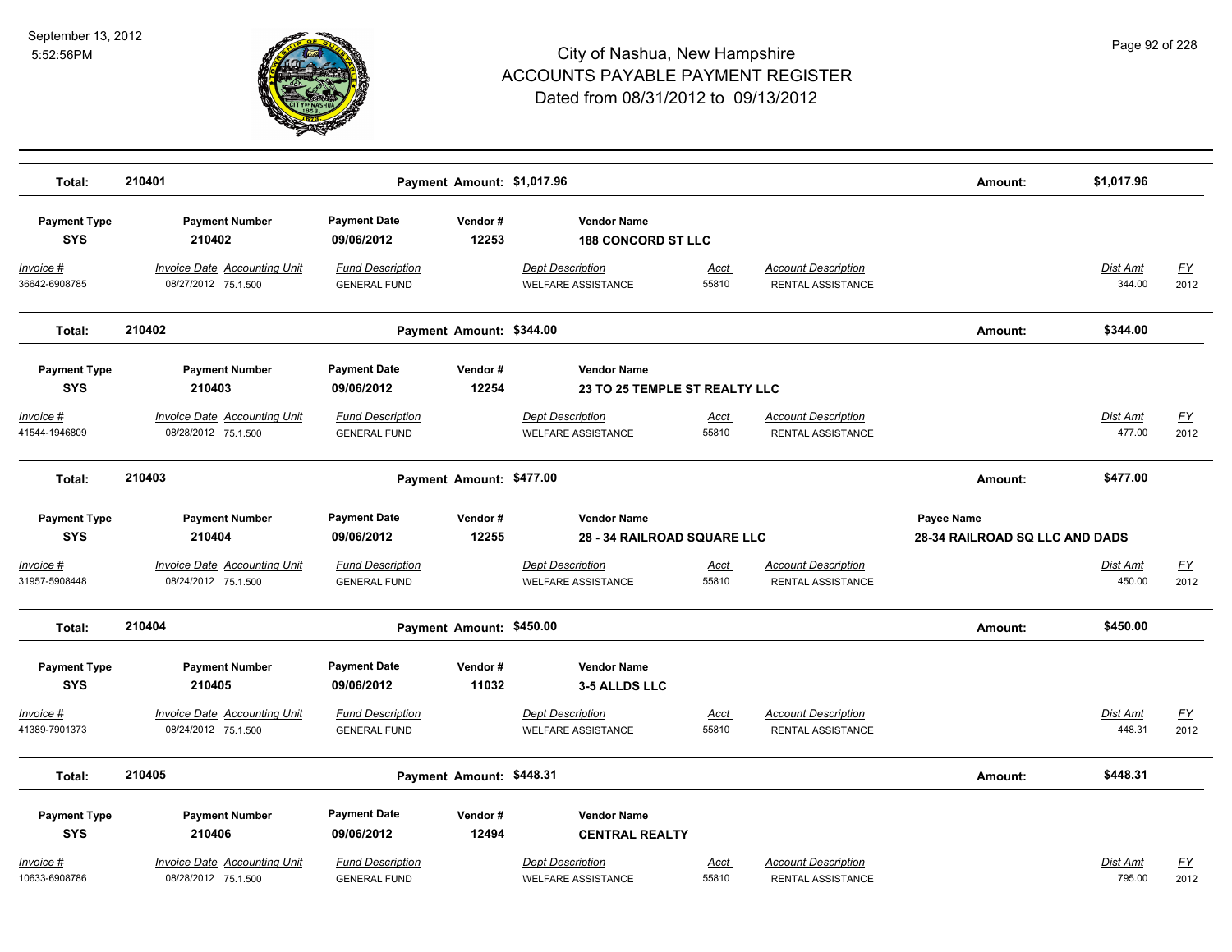# City of Nashua, New Hampshire
# ACCOUNTS PAYABLE PAYMENT REGISTER
## Dated from 08/31/2012 to 09/13/2012

September 13, 2012
5:52:56PM

**Total: 210401** — **Payment Amount: $1,017.96** — **Amount: $1,017.96**

| Payment Type | Payment Number | Payment Date | Vendor # | Vendor Name |
|---|---|---|---|---|
| SYS | 210402 | 09/06/2012 | 12253 | 188 CONCORD ST LLC |

| Invoice # | Invoice Date | Accounting Unit | Fund Description | Dept Description | Acct | Account Description | Dist Amt | FY |
|---|---|---|---|---|---|---|---|---|
| 36642-6908785 | 08/27/2012 | 75.1.500 | GENERAL FUND | WELFARE ASSISTANCE | 55810 | RENTAL ASSISTANCE | 344.00 | 2012 |

**Total: 210402** — **Payment Amount: $344.00** — **Amount: $344.00**

| Payment Type | Payment Number | Payment Date | Vendor # | Vendor Name |
|---|---|---|---|---|
| SYS | 210403 | 09/06/2012 | 12254 | 23 TO 25 TEMPLE ST REALTY LLC |

| Invoice # | Invoice Date | Accounting Unit | Fund Description | Dept Description | Acct | Account Description | Dist Amt | FY |
|---|---|---|---|---|---|---|---|---|
| 41544-1946809 | 08/28/2012 | 75.1.500 | GENERAL FUND | WELFARE ASSISTANCE | 55810 | RENTAL ASSISTANCE | 477.00 | 2012 |

**Total: 210403** — **Payment Amount: $477.00** — **Amount: $477.00**

| Payment Type | Payment Number | Payment Date | Vendor # | Vendor Name | Payee Name |
|---|---|---|---|---|---|
| SYS | 210404 | 09/06/2012 | 12255 | 28 - 34 RAILROAD SQUARE LLC | 28-34 RAILROAD SQ LLC AND DADS |

| Invoice # | Invoice Date | Accounting Unit | Fund Description | Dept Description | Acct | Account Description | Dist Amt | FY |
|---|---|---|---|---|---|---|---|---|
| 31957-5908448 | 08/24/2012 | 75.1.500 | GENERAL FUND | WELFARE ASSISTANCE | 55810 | RENTAL ASSISTANCE | 450.00 | 2012 |

**Total: 210404** — **Payment Amount: $450.00** — **Amount: $450.00**

| Payment Type | Payment Number | Payment Date | Vendor # | Vendor Name |
|---|---|---|---|---|
| SYS | 210405 | 09/06/2012 | 11032 | 3-5 ALLDS LLC |

| Invoice # | Invoice Date | Accounting Unit | Fund Description | Dept Description | Acct | Account Description | Dist Amt | FY |
|---|---|---|---|---|---|---|---|---|
| 41389-7901373 | 08/24/2012 | 75.1.500 | GENERAL FUND | WELFARE ASSISTANCE | 55810 | RENTAL ASSISTANCE | 448.31 | 2012 |

**Total: 210405** — **Payment Amount: $448.31** — **Amount: $448.31**

| Payment Type | Payment Number | Payment Date | Vendor # | Vendor Name |
|---|---|---|---|---|
| SYS | 210406 | 09/06/2012 | 12494 | CENTRAL REALTY |

| Invoice # | Invoice Date | Accounting Unit | Fund Description | Dept Description | Acct | Account Description | Dist Amt | FY |
|---|---|---|---|---|---|---|---|---|
| 10633-6908786 | 08/28/2012 | 75.1.500 | GENERAL FUND | WELFARE ASSISTANCE | 55810 | RENTAL ASSISTANCE | 795.00 | 2012 |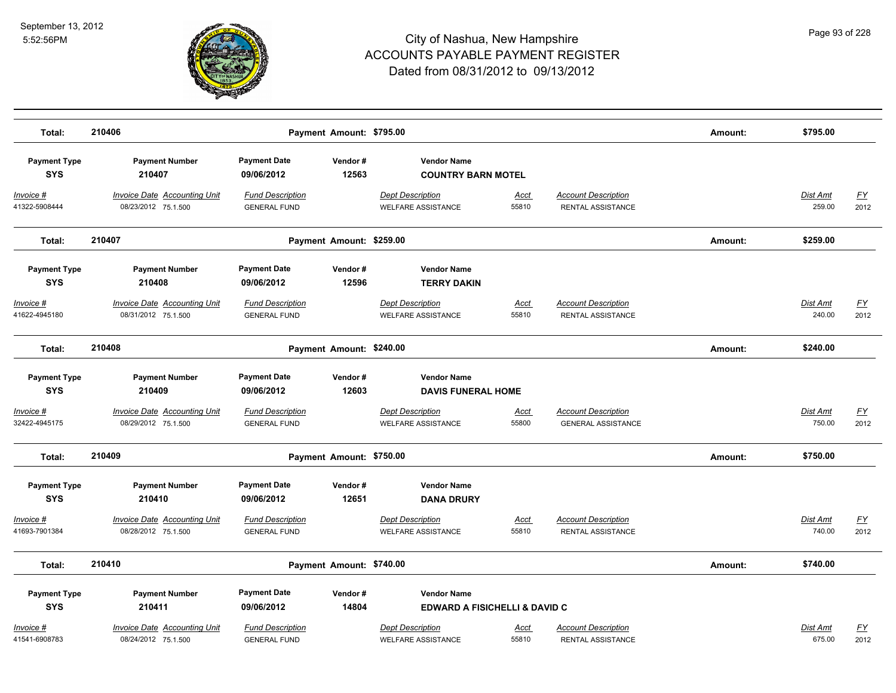# City of Nashua, New Hampshire
## ACCOUNTS PAYABLE PAYMENT REGISTER
### Dated from 08/31/2012 to 09/13/2012

September 13, 2012
5:52:56PM

| Total: | 210406 | Payment Amount: | $795.00 | Amount: | $795.00 |
|---|---|---|---|---|---|

| Payment Type | Payment Number | Payment Date | Vendor # | Vendor Name |
|---|---|---|---|---|
| SYS | 210407 | 09/06/2012 | 12563 | COUNTRY BARN MOTEL |

| Invoice # | Invoice Date | Accounting Unit | Fund Description | Dept Description | Acct | Account Description | Dist Amt | FY |
|---|---|---|---|---|---|---|---|---|
| 41322-5908444 | 08/23/2012 | 75.1.500 | GENERAL FUND | WELFARE ASSISTANCE | 55810 | RENTAL ASSISTANCE | 259.00 | 2012 |

| Total: | 210407 | Payment Amount: | $259.00 | Amount: | $259.00 |
|---|---|---|---|---|---|

| Payment Type | Payment Number | Payment Date | Vendor # | Vendor Name |
|---|---|---|---|---|
| SYS | 210408 | 09/06/2012 | 12596 | TERRY DAKIN |

| Invoice # | Invoice Date | Accounting Unit | Fund Description | Dept Description | Acct | Account Description | Dist Amt | FY |
|---|---|---|---|---|---|---|---|---|
| 41622-4945180 | 08/31/2012 | 75.1.500 | GENERAL FUND | WELFARE ASSISTANCE | 55810 | RENTAL ASSISTANCE | 240.00 | 2012 |

| Total: | 210408 | Payment Amount: | $240.00 | Amount: | $240.00 |
|---|---|---|---|---|---|

| Payment Type | Payment Number | Payment Date | Vendor # | Vendor Name |
|---|---|---|---|---|
| SYS | 210409 | 09/06/2012 | 12603 | DAVIS FUNERAL HOME |

| Invoice # | Invoice Date | Accounting Unit | Fund Description | Dept Description | Acct | Account Description | Dist Amt | FY |
|---|---|---|---|---|---|---|---|---|
| 32422-4945175 | 08/29/2012 | 75.1.500 | GENERAL FUND | WELFARE ASSISTANCE | 55800 | GENERAL ASSISTANCE | 750.00 | 2012 |

| Total: | 210409 | Payment Amount: | $750.00 | Amount: | $750.00 |
|---|---|---|---|---|---|

| Payment Type | Payment Number | Payment Date | Vendor # | Vendor Name |
|---|---|---|---|---|
| SYS | 210410 | 09/06/2012 | 12651 | DANA DRURY |

| Invoice # | Invoice Date | Accounting Unit | Fund Description | Dept Description | Acct | Account Description | Dist Amt | FY |
|---|---|---|---|---|---|---|---|---|
| 41693-7901384 | 08/28/2012 | 75.1.500 | GENERAL FUND | WELFARE ASSISTANCE | 55810 | RENTAL ASSISTANCE | 740.00 | 2012 |

| Total: | 210410 | Payment Amount: | $740.00 | Amount: | $740.00 |
|---|---|---|---|---|---|

| Payment Type | Payment Number | Payment Date | Vendor # | Vendor Name |
|---|---|---|---|---|
| SYS | 210411 | 09/06/2012 | 14804 | EDWARD A FISICHELLI & DAVID C |

| Invoice # | Invoice Date | Accounting Unit | Fund Description | Dept Description | Acct | Account Description | Dist Amt | FY |
|---|---|---|---|---|---|---|---|---|
| 41541-6908783 | 08/24/2012 | 75.1.500 | GENERAL FUND | WELFARE ASSISTANCE | 55810 | RENTAL ASSISTANCE | 675.00 | 2012 |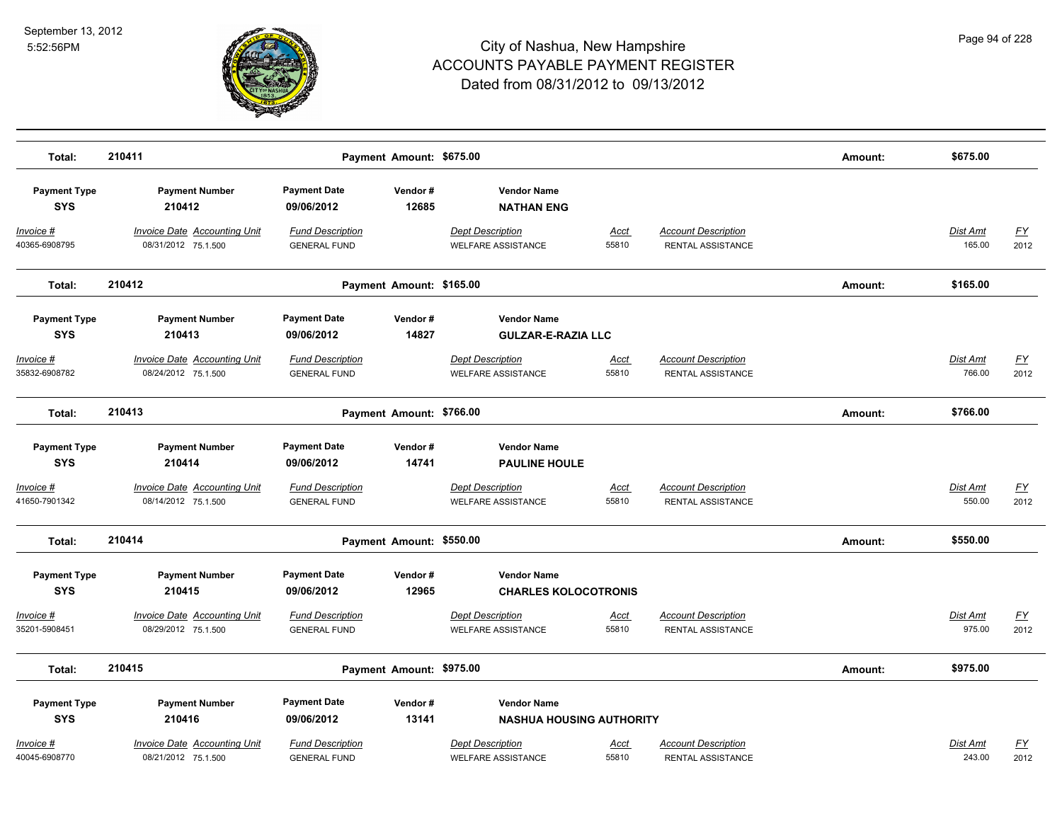# City of Nashua, New Hampshire
## ACCOUNTS PAYABLE PAYMENT REGISTER
### Dated from 08/31/2012 to 09/13/2012

September 13, 2012
5:52:56PM

**Total: 210411** — **Payment Amount: $675.00** — **Amount: $675.00**

| Payment Type | Payment Number | Payment Date | Vendor # | Vendor Name |
|---|---|---|---|---|
| **SYS** | **210412** | **09/06/2012** | **12685** | **NATHAN ENG** |

| Invoice # | Invoice Date | Accounting Unit | Fund Description | Dept Description | Acct | Account Description | Dist Amt | FY |
|---|---|---|---|---|---|---|---|---|
| 40365-6908795 | 08/31/2012 | 75.1.500 | GENERAL FUND | WELFARE ASSISTANCE | 55810 | RENTAL ASSISTANCE | 165.00 | 2012 |

**Total: 210412** — **Payment Amount: $165.00** — **Amount: $165.00**

| Payment Type | Payment Number | Payment Date | Vendor # | Vendor Name |
|---|---|---|---|---|
| **SYS** | **210413** | **09/06/2012** | **14827** | **GULZAR-E-RAZIA LLC** |

| Invoice # | Invoice Date | Accounting Unit | Fund Description | Dept Description | Acct | Account Description | Dist Amt | FY |
|---|---|---|---|---|---|---|---|---|
| 35832-6908782 | 08/24/2012 | 75.1.500 | GENERAL FUND | WELFARE ASSISTANCE | 55810 | RENTAL ASSISTANCE | 766.00 | 2012 |

**Total: 210413** — **Payment Amount: $766.00** — **Amount: $766.00**

| Payment Type | Payment Number | Payment Date | Vendor # | Vendor Name |
|---|---|---|---|---|
| **SYS** | **210414** | **09/06/2012** | **14741** | **PAULINE HOULE** |

| Invoice # | Invoice Date | Accounting Unit | Fund Description | Dept Description | Acct | Account Description | Dist Amt | FY |
|---|---|---|---|---|---|---|---|---|
| 41650-7901342 | 08/14/2012 | 75.1.500 | GENERAL FUND | WELFARE ASSISTANCE | 55810 | RENTAL ASSISTANCE | 550.00 | 2012 |

**Total: 210414** — **Payment Amount: $550.00** — **Amount: $550.00**

| Payment Type | Payment Number | Payment Date | Vendor # | Vendor Name |
|---|---|---|---|---|
| **SYS** | **210415** | **09/06/2012** | **12965** | **CHARLES KOLOCOTRONIS** |

| Invoice # | Invoice Date | Accounting Unit | Fund Description | Dept Description | Acct | Account Description | Dist Amt | FY |
|---|---|---|---|---|---|---|---|---|
| 35201-5908451 | 08/29/2012 | 75.1.500 | GENERAL FUND | WELFARE ASSISTANCE | 55810 | RENTAL ASSISTANCE | 975.00 | 2012 |

**Total: 210415** — **Payment Amount: $975.00** — **Amount: $975.00**

| Payment Type | Payment Number | Payment Date | Vendor # | Vendor Name |
|---|---|---|---|---|
| **SYS** | **210416** | **09/06/2012** | **13141** | **NASHUA HOUSING AUTHORITY** |

| Invoice # | Invoice Date | Accounting Unit | Fund Description | Dept Description | Acct | Account Description | Dist Amt | FY |
|---|---|---|---|---|---|---|---|---|
| 40045-6908770 | 08/21/2012 | 75.1.500 | GENERAL FUND | WELFARE ASSISTANCE | 55810 | RENTAL ASSISTANCE | 243.00 | 2012 |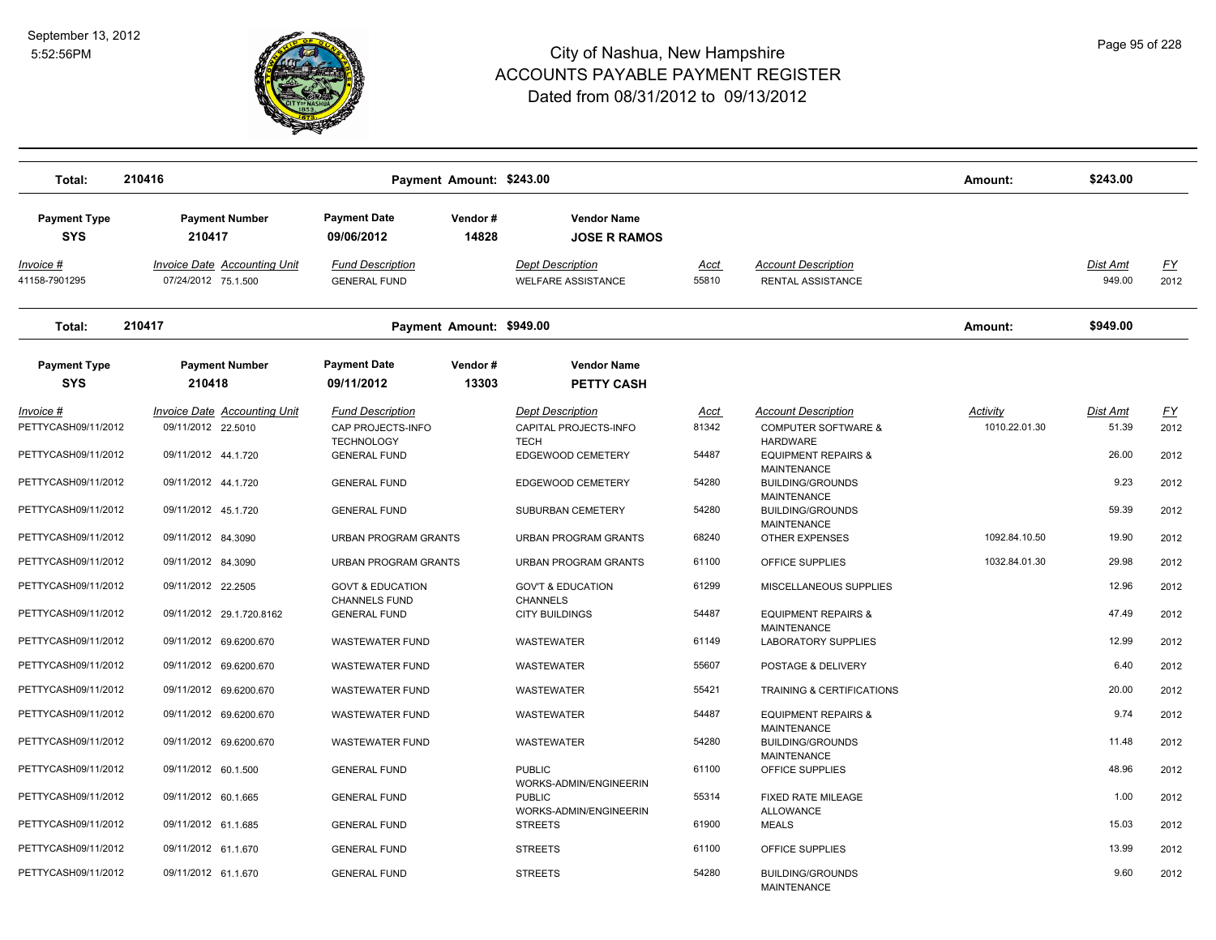# City of Nashua, New Hampshire
## ACCOUNTS PAYABLE PAYMENT REGISTER
### Dated from 08/31/2012 to 09/13/2012

September 13, 2012
5:52:56PM

| Total: | 210416 | Payment Amount: $243.00 | Amount: | $243.00 |
|---|---|---|---|---|

| Payment Type | Payment Number | Payment Date | Vendor # | Vendor Name |
|---|---|---|---|---|
| SYS | 210417 | 09/06/2012 | 14828 | JOSE R RAMOS |

| Invoice # | Invoice Date | Accounting Unit | Fund Description | Dept Description | Acct | Account Description | Dist Amt | FY |
|---|---|---|---|---|---|---|---|---|
| 41158-7901295 | 07/24/2012 | 75.1.500 | GENERAL FUND | WELFARE ASSISTANCE | 55810 | RENTAL ASSISTANCE | 949.00 | 2012 |

| Total: | 210417 | Payment Amount: $949.00 | Amount: | $949.00 |
|---|---|---|---|---|

| Payment Type | Payment Number | Payment Date | Vendor # | Vendor Name |
|---|---|---|---|---|
| SYS | 210418 | 09/11/2012 | 13303 | PETTY CASH |

| Invoice # | Invoice Date | Accounting Unit | Fund Description | Dept Description | Acct | Account Description | Activity | Dist Amt | FY |
|---|---|---|---|---|---|---|---|---|---|
| PETTYCASH09/11/2012 | 09/11/2012 | 22.5010 | CAP PROJECTS-INFO TECHNOLOGY | CAPITAL PROJECTS-INFO TECH | 81342 | COMPUTER SOFTWARE & HARDWARE | 1010.22.01.30 | 51.39 | 2012 |
| PETTYCASH09/11/2012 | 09/11/2012 | 44.1.720 | GENERAL FUND | EDGEWOOD CEMETERY | 54487 | EQUIPMENT REPAIRS & MAINTENANCE | | 26.00 | 2012 |
| PETTYCASH09/11/2012 | 09/11/2012 | 44.1.720 | GENERAL FUND | EDGEWOOD CEMETERY | 54280 | BUILDING/GROUNDS MAINTENANCE | | 9.23 | 2012 |
| PETTYCASH09/11/2012 | 09/11/2012 | 45.1.720 | GENERAL FUND | SUBURBAN CEMETERY | 54280 | BUILDING/GROUNDS MAINTENANCE | | 59.39 | 2012 |
| PETTYCASH09/11/2012 | 09/11/2012 | 84.3090 | URBAN PROGRAM GRANTS | URBAN PROGRAM GRANTS | 68240 | OTHER EXPENSES | 1092.84.10.50 | 19.90 | 2012 |
| PETTYCASH09/11/2012 | 09/11/2012 | 84.3090 | URBAN PROGRAM GRANTS | URBAN PROGRAM GRANTS | 61100 | OFFICE SUPPLIES | 1032.84.01.30 | 29.98 | 2012 |
| PETTYCASH09/11/2012 | 09/11/2012 | 22.2505 | GOVT & EDUCATION CHANNELS FUND | GOV'T & EDUCATION CHANNELS | 61299 | MISCELLANEOUS SUPPLIES | | 12.96 | 2012 |
| PETTYCASH09/11/2012 | 09/11/2012 | 29.1.720.8162 | GENERAL FUND | CITY BUILDINGS | 54487 | EQUIPMENT REPAIRS & MAINTENANCE | | 47.49 | 2012 |
| PETTYCASH09/11/2012 | 09/11/2012 | 69.6200.670 | WASTEWATER FUND | WASTEWATER | 61149 | LABORATORY SUPPLIES | | 12.99 | 2012 |
| PETTYCASH09/11/2012 | 09/11/2012 | 69.6200.670 | WASTEWATER FUND | WASTEWATER | 55607 | POSTAGE & DELIVERY | | 6.40 | 2012 |
| PETTYCASH09/11/2012 | 09/11/2012 | 69.6200.670 | WASTEWATER FUND | WASTEWATER | 55421 | TRAINING & CERTIFICATIONS | | 20.00 | 2012 |
| PETTYCASH09/11/2012 | 09/11/2012 | 69.6200.670 | WASTEWATER FUND | WASTEWATER | 54487 | EQUIPMENT REPAIRS & MAINTENANCE | | 9.74 | 2012 |
| PETTYCASH09/11/2012 | 09/11/2012 | 69.6200.670 | WASTEWATER FUND | WASTEWATER | 54280 | BUILDING/GROUNDS MAINTENANCE | | 11.48 | 2012 |
| PETTYCASH09/11/2012 | 09/11/2012 | 60.1.500 | GENERAL FUND | PUBLIC WORKS-ADMIN/ENGINEERIN | 61100 | OFFICE SUPPLIES | | 48.96 | 2012 |
| PETTYCASH09/11/2012 | 09/11/2012 | 60.1.665 | GENERAL FUND | PUBLIC WORKS-ADMIN/ENGINEERIN | 55314 | FIXED RATE MILEAGE ALLOWANCE | | 1.00 | 2012 |
| PETTYCASH09/11/2012 | 09/11/2012 | 61.1.685 | GENERAL FUND | STREETS | 61900 | MEALS | | 15.03 | 2012 |
| PETTYCASH09/11/2012 | 09/11/2012 | 61.1.670 | GENERAL FUND | STREETS | 61100 | OFFICE SUPPLIES | | 13.99 | 2012 |
| PETTYCASH09/11/2012 | 09/11/2012 | 61.1.670 | GENERAL FUND | STREETS | 54280 | BUILDING/GROUNDS MAINTENANCE | | 9.60 | 2012 |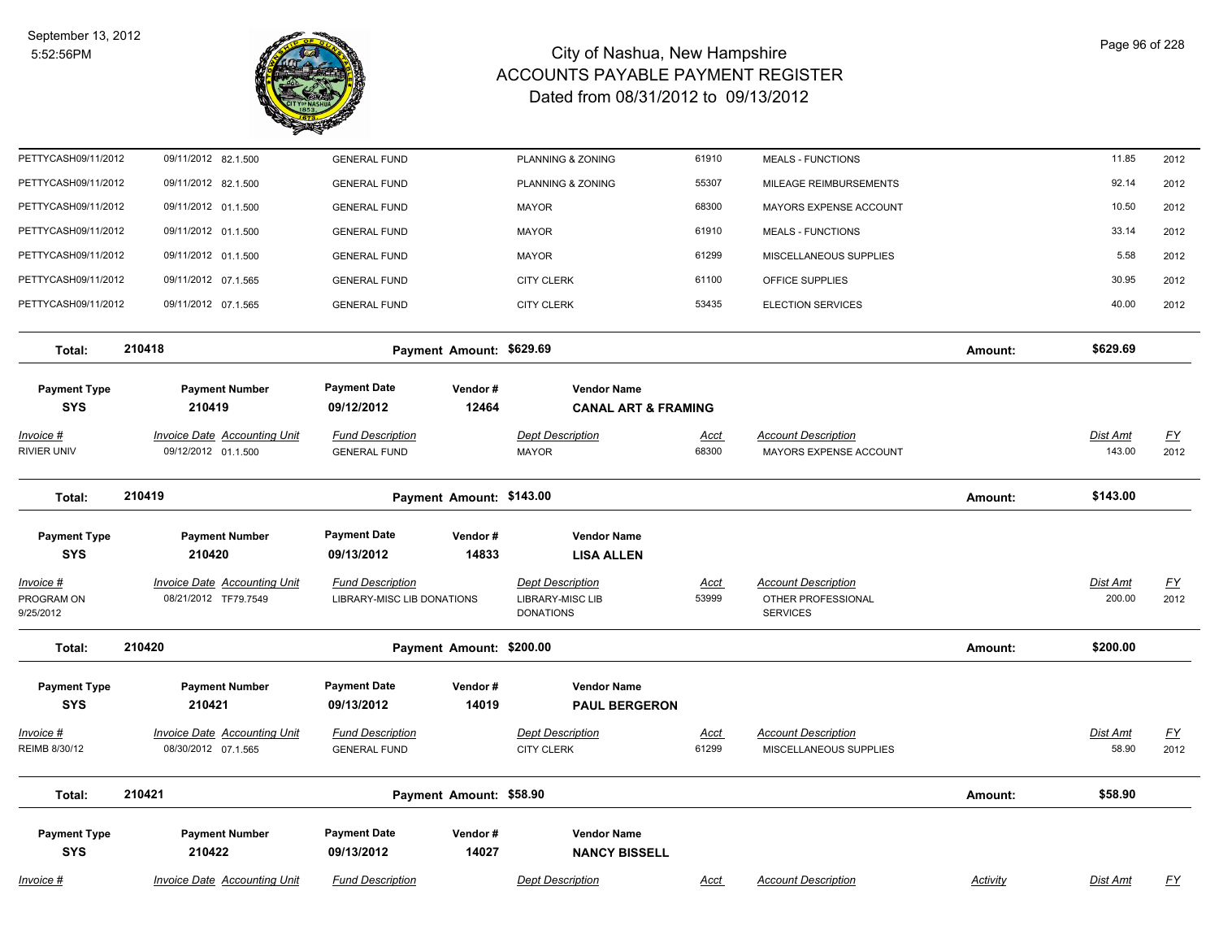# City of Nashua, New Hampshire
## ACCOUNTS PAYABLE PAYMENT REGISTER
### Dated from 08/31/2012 to 09/13/2012

| Invoice # | Invoice Date | Accounting Unit | Fund Description | Dept Description | Acct | Account Description | Dist Amt | FY |
|---|---|---|---|---|---|---|---|---|
| PETTYCASH09/11/2012 | 09/11/2012 | 82.1.500 | GENERAL FUND | PLANNING & ZONING | 61910 | MEALS - FUNCTIONS | 11.85 | 2012 |
| PETTYCASH09/11/2012 | 09/11/2012 | 82.1.500 | GENERAL FUND | PLANNING & ZONING | 55307 | MILEAGE REIMBURSEMENTS | 92.14 | 2012 |
| PETTYCASH09/11/2012 | 09/11/2012 | 01.1.500 | GENERAL FUND | MAYOR | 68300 | MAYORS EXPENSE ACCOUNT | 10.50 | 2012 |
| PETTYCASH09/11/2012 | 09/11/2012 | 01.1.500 | GENERAL FUND | MAYOR | 61910 | MEALS - FUNCTIONS | 33.14 | 2012 |
| PETTYCASH09/11/2012 | 09/11/2012 | 01.1.500 | GENERAL FUND | MAYOR | 61299 | MISCELLANEOUS SUPPLIES | 5.58 | 2012 |
| PETTYCASH09/11/2012 | 09/11/2012 | 07.1.565 | GENERAL FUND | CITY CLERK | 61100 | OFFICE SUPPLIES | 30.95 | 2012 |
| PETTYCASH09/11/2012 | 09/11/2012 | 07.1.565 | GENERAL FUND | CITY CLERK | 53435 | ELECTION SERVICES | 40.00 | 2012 |

**Total: 210418** — Payment Amount: $629.69 — Amount: $629.69

| Payment Type | Payment Number | Payment Date | Vendor # | Vendor Name |
|---|---|---|---|---|
| SYS | 210419 | 09/12/2012 | 12464 | CANAL ART & FRAMING |

| Invoice # | Invoice Date | Accounting Unit | Fund Description | Dept Description | Acct | Account Description | Dist Amt | FY |
|---|---|---|---|---|---|---|---|---|
| RIVIER UNIV | 09/12/2012 | 01.1.500 | GENERAL FUND | MAYOR | 68300 | MAYORS EXPENSE ACCOUNT | 143.00 | 2012 |

**Total: 210419** — Payment Amount: $143.00 — Amount: $143.00

| Payment Type | Payment Number | Payment Date | Vendor # | Vendor Name |
|---|---|---|---|---|
| SYS | 210420 | 09/13/2012 | 14833 | LISA ALLEN |

| Invoice # | Invoice Date | Accounting Unit | Fund Description | Dept Description | Acct | Account Description | Dist Amt | FY |
|---|---|---|---|---|---|---|---|---|
| PROGRAM ON 9/25/2012 | 08/21/2012 | TF79.7549 | LIBRARY-MISC LIB DONATIONS | LIBRARY-MISC LIB DONATIONS | 53999 | OTHER PROFESSIONAL SERVICES | 200.00 | 2012 |

**Total: 210420** — Payment Amount: $200.00 — Amount: $200.00

| Payment Type | Payment Number | Payment Date | Vendor # | Vendor Name |
|---|---|---|---|---|
| SYS | 210421 | 09/13/2012 | 14019 | PAUL BERGERON |

| Invoice # | Invoice Date | Accounting Unit | Fund Description | Dept Description | Acct | Account Description | Dist Amt | FY |
|---|---|---|---|---|---|---|---|---|
| REIMB 8/30/12 | 08/30/2012 | 07.1.565 | GENERAL FUND | CITY CLERK | 61299 | MISCELLANEOUS SUPPLIES | 58.90 | 2012 |

**Total: 210421** — Payment Amount: $58.90 — Amount: $58.90

| Payment Type | Payment Number | Payment Date | Vendor # | Vendor Name |
|---|---|---|---|---|
| SYS | 210422 | 09/13/2012 | 14027 | NANCY BISSELL |

| Invoice # | Invoice Date | Accounting Unit | Fund Description | Dept Description | Acct | Account Description | Activity | Dist Amt | FY |
|---|---|---|---|---|---|---|---|---|---|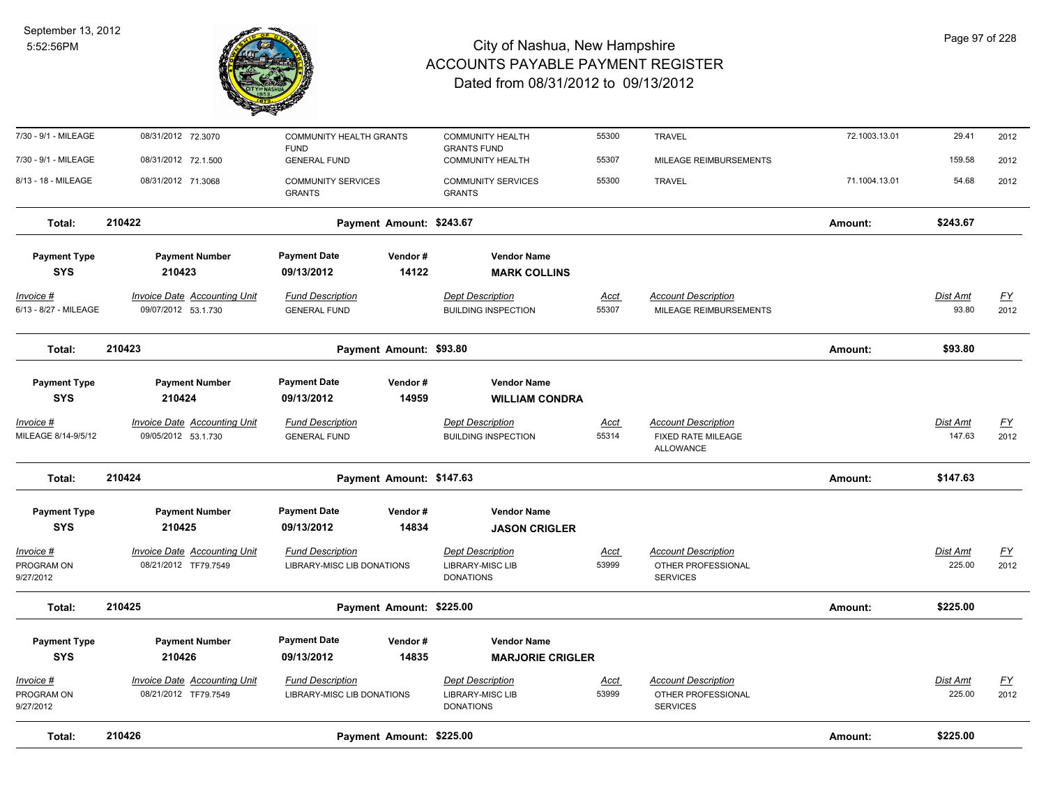| Invoice # | Invoice Date | Accounting Unit | Fund Description | Dept Description | Acct | Account Description | | Dist Amt | FY |
|---|---|---|---|---|---|---|---|---|---|
| 7/30 - 9/1 - MILEAGE | 08/31/2012 | 72.3070 | COMMUNITY HEALTH GRANTS FUND | COMMUNITY HEALTH GRANTS FUND | 55300 | TRAVEL | 72.1003.13.01 | 29.41 | 2012 |
| 7/30 - 9/1 - MILEAGE | 08/31/2012 | 72.1.500 | GENERAL FUND | COMMUNITY HEALTH | 55307 | MILEAGE REIMBURSEMENTS | | 159.58 | 2012 |
| 8/13 - 18 - MILEAGE | 08/31/2012 | 71.3068 | COMMUNITY SERVICES GRANTS | COMMUNITY SERVICES GRANTS | 55300 | TRAVEL | 71.1004.13.01 | 54.68 | 2012 |

**Total: 210422** Payment Amount: $243.67 Amount: $243.67

| Payment Type | Payment Number | Payment Date | Vendor # | Vendor Name |
|---|---|---|---|---|
| SYS | 210423 | 09/13/2012 | 14122 | **MARK COLLINS** |

| Invoice # | Invoice Date | Accounting Unit | Fund Description | Dept Description | Acct | Account Description | Dist Amt | FY |
|---|---|---|---|---|---|---|---|---|
| 6/13 - 8/27 - MILEAGE | 09/07/2012 | 53.1.730 | GENERAL FUND | BUILDING INSPECTION | 55307 | MILEAGE REIMBURSEMENTS | 93.80 | 2012 |

**Total: 210423** Payment Amount: $93.80 Amount: $93.80

| Payment Type | Payment Number | Payment Date | Vendor # | Vendor Name |
|---|---|---|---|---|
| SYS | 210424 | 09/13/2012 | 14959 | **WILLIAM CONDRA** |

| Invoice # | Invoice Date | Accounting Unit | Fund Description | Dept Description | Acct | Account Description | Dist Amt | FY |
|---|---|---|---|---|---|---|---|---|
| MILEAGE 8/14-9/5/12 | 09/05/2012 | 53.1.730 | GENERAL FUND | BUILDING INSPECTION | 55314 | FIXED RATE MILEAGE ALLOWANCE | 147.63 | 2012 |

**Total: 210424** Payment Amount: $147.63 Amount: $147.63

| Payment Type | Payment Number | Payment Date | Vendor # | Vendor Name |
|---|---|---|---|---|
| SYS | 210425 | 09/13/2012 | 14834 | **JASON CRIGLER** |

| Invoice # | Invoice Date | Accounting Unit | Fund Description | Dept Description | Acct | Account Description | Dist Amt | FY |
|---|---|---|---|---|---|---|---|---|
| PROGRAM ON 9/27/2012 | 08/21/2012 | TF79.7549 | LIBRARY-MISC LIB DONATIONS | LIBRARY-MISC LIB DONATIONS | 53999 | OTHER PROFESSIONAL SERVICES | 225.00 | 2012 |

**Total: 210425** Payment Amount: $225.00 Amount: $225.00

| Payment Type | Payment Number | Payment Date | Vendor # | Vendor Name |
|---|---|---|---|---|
| SYS | 210426 | 09/13/2012 | 14835 | **MARJORIE CRIGLER** |

| Invoice # | Invoice Date | Accounting Unit | Fund Description | Dept Description | Acct | Account Description | Dist Amt | FY |
|---|---|---|---|---|---|---|---|---|
| PROGRAM ON 9/27/2012 | 08/21/2012 | TF79.7549 | LIBRARY-MISC LIB DONATIONS | LIBRARY-MISC LIB DONATIONS | 53999 | OTHER PROFESSIONAL SERVICES | 225.00 | 2012 |

**Total: 210426** Payment Amount: $225.00 Amount: $225.00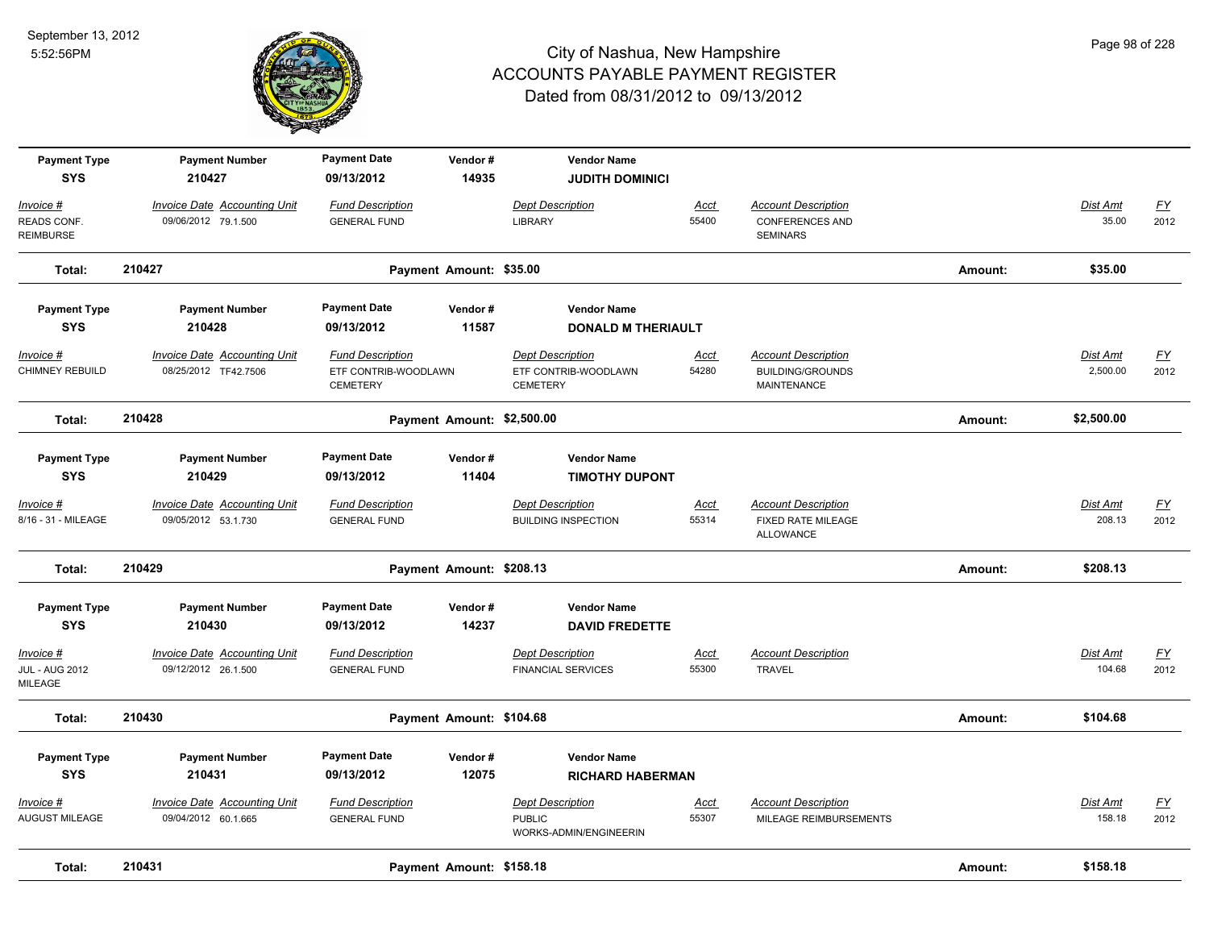# City of Nashua, New Hampshire
## ACCOUNTS PAYABLE PAYMENT REGISTER
### Dated from 08/31/2012 to 09/13/2012

| Payment Type | Payment Number | Payment Date | Vendor # | Vendor Name |
|---|---|---|---|---|
| SYS | 210427 | 09/13/2012 | 14935 | JUDITH DOMINICI |

| Invoice # | Invoice Date | Accounting Unit | Fund Description | Dept Description | Acct | Account Description | Dist Amt | FY |
|---|---|---|---|---|---|---|---|---|
| READS CONF. REIMBURSE | 09/06/2012 | 79.1.500 | GENERAL FUND | LIBRARY | 55400 | CONFERENCES AND SEMINARS | 35.00 | 2012 |

**Total: 210427 — Payment Amount: $35.00 — Amount: $35.00**

| Payment Type | Payment Number | Payment Date | Vendor # | Vendor Name |
|---|---|---|---|---|
| SYS | 210428 | 09/13/2012 | 11587 | DONALD M THERIAULT |

| Invoice # | Invoice Date | Accounting Unit | Fund Description | Dept Description | Acct | Account Description | Dist Amt | FY |
|---|---|---|---|---|---|---|---|---|
| CHIMNEY REBUILD | 08/25/2012 | TF42.7506 | ETF CONTRIB-WOODLAWN CEMETERY | ETF CONTRIB-WOODLAWN CEMETERY | 54280 | BUILDING/GROUNDS MAINTENANCE | 2,500.00 | 2012 |

**Total: 210428 — Payment Amount: $2,500.00 — Amount: $2,500.00**

| Payment Type | Payment Number | Payment Date | Vendor # | Vendor Name |
|---|---|---|---|---|
| SYS | 210429 | 09/13/2012 | 11404 | TIMOTHY DUPONT |

| Invoice # | Invoice Date | Accounting Unit | Fund Description | Dept Description | Acct | Account Description | Dist Amt | FY |
|---|---|---|---|---|---|---|---|---|
| 8/16 - 31 - MILEAGE | 09/05/2012 | 53.1.730 | GENERAL FUND | BUILDING INSPECTION | 55314 | FIXED RATE MILEAGE ALLOWANCE | 208.13 | 2012 |

**Total: 210429 — Payment Amount: $208.13 — Amount: $208.13**

| Payment Type | Payment Number | Payment Date | Vendor # | Vendor Name |
|---|---|---|---|---|
| SYS | 210430 | 09/13/2012 | 14237 | DAVID FREDETTE |

| Invoice # | Invoice Date | Accounting Unit | Fund Description | Dept Description | Acct | Account Description | Dist Amt | FY |
|---|---|---|---|---|---|---|---|---|
| JUL - AUG 2012 MILEAGE | 09/12/2012 | 26.1.500 | GENERAL FUND | FINANCIAL SERVICES | 55300 | TRAVEL | 104.68 | 2012 |

**Total: 210430 — Payment Amount: $104.68 — Amount: $104.68**

| Payment Type | Payment Number | Payment Date | Vendor # | Vendor Name |
|---|---|---|---|---|
| SYS | 210431 | 09/13/2012 | 12075 | RICHARD HABERMAN |

| Invoice # | Invoice Date | Accounting Unit | Fund Description | Dept Description | Acct | Account Description | Dist Amt | FY |
|---|---|---|---|---|---|---|---|---|
| AUGUST MILEAGE | 09/04/2012 | 60.1.665 | GENERAL FUND | PUBLIC WORKS-ADMIN/ENGINEERIN | 55307 | MILEAGE REIMBURSEMENTS | 158.18 | 2012 |

**Total: 210431 — Payment Amount: $158.18 — Amount: $158.18**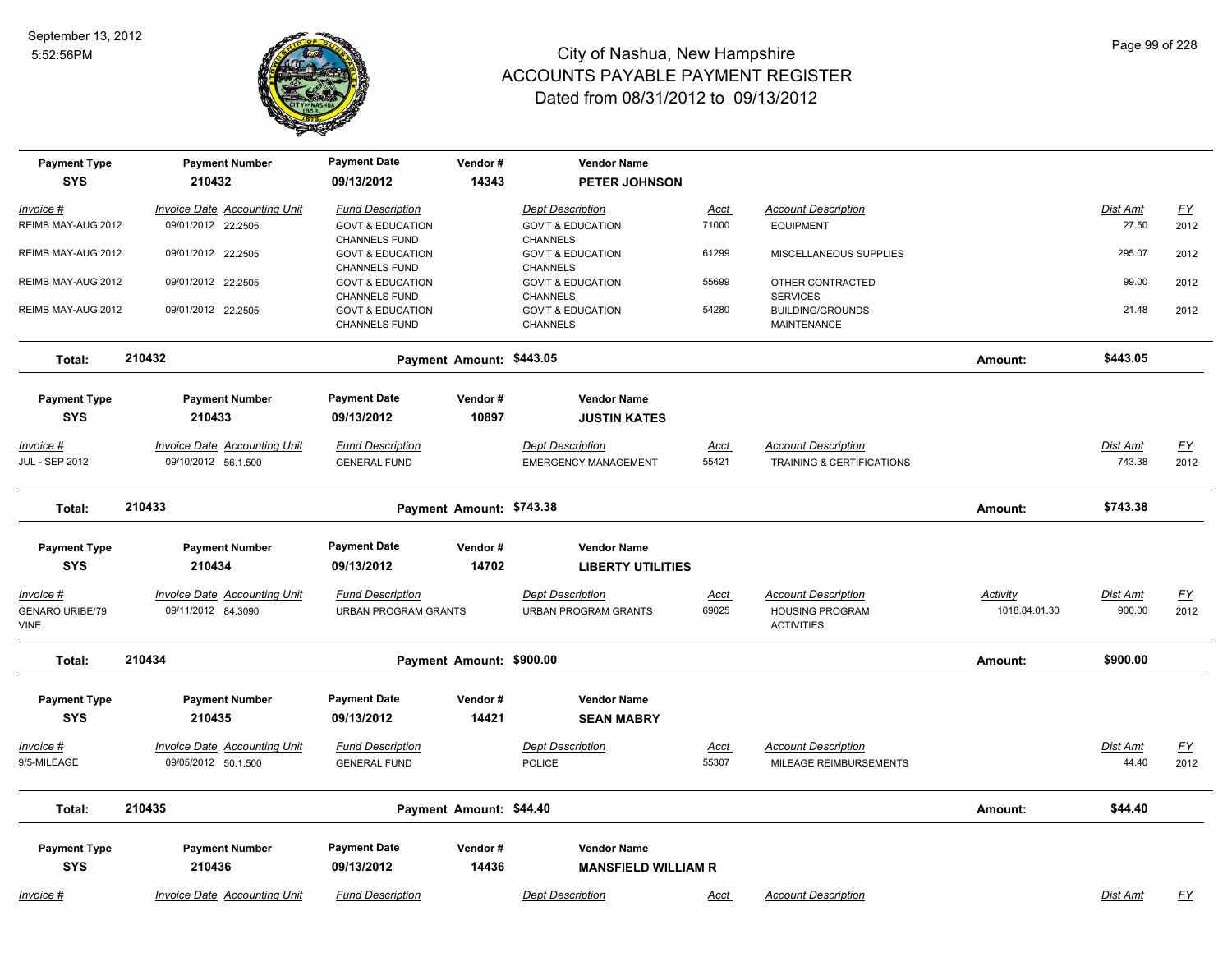# City of Nashua, New Hampshire
## ACCOUNTS PAYABLE PAYMENT REGISTER
### Dated from 08/31/2012 to 09/13/2012

September 13, 2012
5:52:56PM

| Payment Type | Payment Number | Payment Date | Vendor # | Vendor Name |
|---|---|---|---|---|
| SYS | 210432 | 09/13/2012 | 14343 | PETER JOHNSON |

| Invoice # | Invoice Date | Accounting Unit | Fund Description | Dept Description | Acct | Account Description | Dist Amt | FY |
|---|---|---|---|---|---|---|---|---|
| REIMB MAY-AUG 2012 | 09/01/2012 | 22.2505 | GOVT & EDUCATION CHANNELS FUND | GOV'T & EDUCATION CHANNELS | 71000 | EQUIPMENT | 27.50 | 2012 |
| REIMB MAY-AUG 2012 | 09/01/2012 | 22.2505 | GOVT & EDUCATION CHANNELS FUND | GOV'T & EDUCATION CHANNELS | 61299 | MISCELLANEOUS SUPPLIES | 295.07 | 2012 |
| REIMB MAY-AUG 2012 | 09/01/2012 | 22.2505 | GOVT & EDUCATION CHANNELS FUND | GOV'T & EDUCATION CHANNELS | 55699 | OTHER CONTRACTED SERVICES | 99.00 | 2012 |
| REIMB MAY-AUG 2012 | 09/01/2012 | 22.2505 | GOVT & EDUCATION CHANNELS FUND | GOV'T & EDUCATION CHANNELS | 54280 | BUILDING/GROUNDS MAINTENANCE | 21.48 | 2012 |

**Total: 210432 — Payment Amount: $443.05 — Amount: $443.05**

| Payment Type | Payment Number | Payment Date | Vendor # | Vendor Name |
|---|---|---|---|---|
| SYS | 210433 | 09/13/2012 | 10897 | JUSTIN KATES |

| Invoice # | Invoice Date | Accounting Unit | Fund Description | Dept Description | Acct | Account Description | Dist Amt | FY |
|---|---|---|---|---|---|---|---|---|
| JUL - SEP 2012 | 09/10/2012 | 56.1.500 | GENERAL FUND | EMERGENCY MANAGEMENT | 55421 | TRAINING & CERTIFICATIONS | 743.38 | 2012 |

**Total: 210433 — Payment Amount: $743.38 — Amount: $743.38**

| Payment Type | Payment Number | Payment Date | Vendor # | Vendor Name |
|---|---|---|---|---|
| SYS | 210434 | 09/13/2012 | 14702 | LIBERTY UTILITIES |

| Invoice # | Invoice Date | Accounting Unit | Fund Description | Dept Description | Acct | Account Description | Activity | Dist Amt | FY |
|---|---|---|---|---|---|---|---|---|---|
| GENARO URIBE/79 VINE | 09/11/2012 | 84.3090 | URBAN PROGRAM GRANTS | URBAN PROGRAM GRANTS | 69025 | HOUSING PROGRAM ACTIVITIES | 1018.84.01.30 | 900.00 | 2012 |

**Total: 210434 — Payment Amount: $900.00 — Amount: $900.00**

| Payment Type | Payment Number | Payment Date | Vendor # | Vendor Name |
|---|---|---|---|---|
| SYS | 210435 | 09/13/2012 | 14421 | SEAN MABRY |

| Invoice # | Invoice Date | Accounting Unit | Fund Description | Dept Description | Acct | Account Description | Dist Amt | FY |
|---|---|---|---|---|---|---|---|---|
| 9/5-MILEAGE | 09/05/2012 | 50.1.500 | GENERAL FUND | POLICE | 55307 | MILEAGE REIMBURSEMENTS | 44.40 | 2012 |

**Total: 210435 — Payment Amount: $44.40 — Amount: $44.40**

| Payment Type | Payment Number | Payment Date | Vendor # | Vendor Name |
|---|---|---|---|---|
| SYS | 210436 | 09/13/2012 | 14436 | MANSFIELD WILLIAM R |

| Invoice # | Invoice Date | Accounting Unit | Fund Description | Dept Description | Acct | Account Description | Dist Amt | FY |
|---|---|---|---|---|---|---|---|---|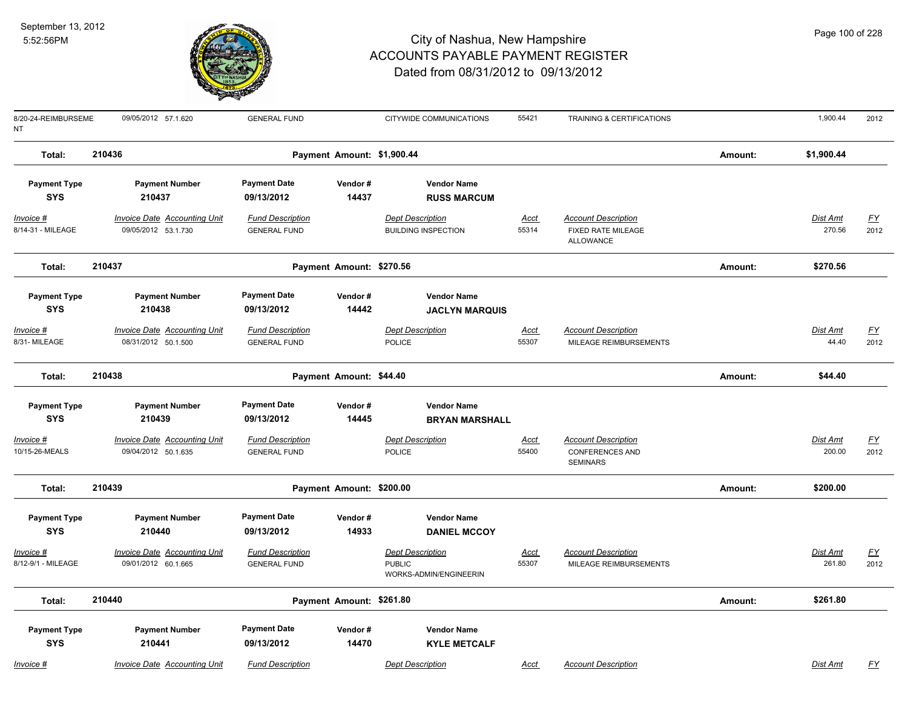| Invoice # | Invoice Date | Accounting Unit | Fund Description | Dept Description | Acct | Account Description | Dist Amt | FY |
|---|---|---|---|---|---|---|---|---|
| 8/20-24-REIMBURSEMENT | 09/05/2012 | 57.1.620 | GENERAL FUND | CITYWIDE COMMUNICATIONS | 55421 | TRAINING & CERTIFICATIONS | 1,900.44 | 2012 |

**Total:** 210436 — **Payment Amount:** $1,900.44 — **Amount:** $1,900.44

| Payment Type | Payment Number | Payment Date | Vendor # | Vendor Name |
|---|---|---|---|---|
| SYS | 210437 | 09/13/2012 | 14437 | RUSS MARCUM |

| Invoice # | Invoice Date | Accounting Unit | Fund Description | Dept Description | Acct | Account Description | Dist Amt | FY |
|---|---|---|---|---|---|---|---|---|
| 8/14-31 - MILEAGE | 09/05/2012 | 53.1.730 | GENERAL FUND | BUILDING INSPECTION | 55314 | FIXED RATE MILEAGE ALLOWANCE | 270.56 | 2012 |

**Total:** 210437 — **Payment Amount:** $270.56 — **Amount:** $270.56

| Payment Type | Payment Number | Payment Date | Vendor # | Vendor Name |
|---|---|---|---|---|
| SYS | 210438 | 09/13/2012 | 14442 | JACLYN MARQUIS |

| Invoice # | Invoice Date | Accounting Unit | Fund Description | Dept Description | Acct | Account Description | Dist Amt | FY |
|---|---|---|---|---|---|---|---|---|
| 8/31- MILEAGE | 08/31/2012 | 50.1.500 | GENERAL FUND | POLICE | 55307 | MILEAGE REIMBURSEMENTS | 44.40 | 2012 |

**Total:** 210438 — **Payment Amount:** $44.40 — **Amount:** $44.40

| Payment Type | Payment Number | Payment Date | Vendor # | Vendor Name |
|---|---|---|---|---|
| SYS | 210439 | 09/13/2012 | 14445 | BRYAN MARSHALL |

| Invoice # | Invoice Date | Accounting Unit | Fund Description | Dept Description | Acct | Account Description | Dist Amt | FY |
|---|---|---|---|---|---|---|---|---|
| 10/15-26-MEALS | 09/04/2012 | 50.1.635 | GENERAL FUND | POLICE | 55400 | CONFERENCES AND SEMINARS | 200.00 | 2012 |

**Total:** 210439 — **Payment Amount:** $200.00 — **Amount:** $200.00

| Payment Type | Payment Number | Payment Date | Vendor # | Vendor Name |
|---|---|---|---|---|
| SYS | 210440 | 09/13/2012 | 14933 | DANIEL MCCOY |

| Invoice # | Invoice Date | Accounting Unit | Fund Description | Dept Description | Acct | Account Description | Dist Amt | FY |
|---|---|---|---|---|---|---|---|---|
| 8/12-9/1 - MILEAGE | 09/01/2012 | 60.1.665 | GENERAL FUND | PUBLIC WORKS-ADMIN/ENGINEERIN | 55307 | MILEAGE REIMBURSEMENTS | 261.80 | 2012 |

**Total:** 210440 — **Payment Amount:** $261.80 — **Amount:** $261.80

| Payment Type | Payment Number | Payment Date | Vendor # | Vendor Name |
|---|---|---|---|---|
| SYS | 210441 | 09/13/2012 | 14470 | KYLE METCALF |

| Invoice # | Invoice Date | Accounting Unit | Fund Description | Dept Description | Acct | Account Description | Dist Amt | FY |
|---|---|---|---|---|---|---|---|---|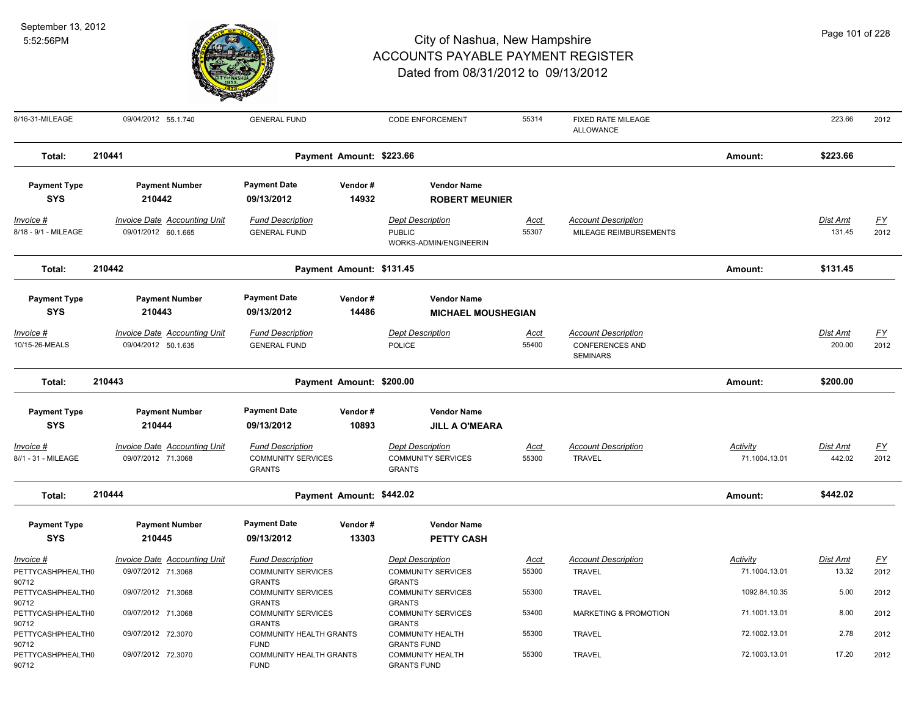| Invoice # | Invoice Date | Accounting Unit | Fund Description | Dept Description | Acct | Account Description | Activity | Dist Amt | FY |
|---|---|---|---|---|---|---|---|---|---|
| 8/16-31-MILEAGE | 09/04/2012 | 55.1.740 | GENERAL FUND | CODE ENFORCEMENT | 55314 | FIXED RATE MILEAGE ALLOWANCE | | 223.66 | 2012 |

**Total: 210441** Payment Amount: $223.66 Amount: $223.66

| Payment Type | Payment Number | Payment Date | Vendor # | Vendor Name |
|---|---|---|---|---|
| SYS | 210442 | 09/13/2012 | 14932 | ROBERT MEUNIER |

| Invoice # | Invoice Date | Accounting Unit | Fund Description | Dept Description | Acct | Account Description | Dist Amt | FY |
|---|---|---|---|---|---|---|---|---|
| 8/18 - 9/1 - MILEAGE | 09/01/2012 | 60.1.665 | GENERAL FUND | PUBLIC WORKS-ADMIN/ENGINEERIN | 55307 | MILEAGE REIMBURSEMENTS | 131.45 | 2012 |

**Total: 210442** Payment Amount: $131.45 Amount: $131.45

| Payment Type | Payment Number | Payment Date | Vendor # | Vendor Name |
|---|---|---|---|---|
| SYS | 210443 | 09/13/2012 | 14486 | MICHAEL MOUSHEGIAN |

| Invoice # | Invoice Date | Accounting Unit | Fund Description | Dept Description | Acct | Account Description | Dist Amt | FY |
|---|---|---|---|---|---|---|---|---|
| 10/15-26-MEALS | 09/04/2012 | 50.1.635 | GENERAL FUND | POLICE | 55400 | CONFERENCES AND SEMINARS | 200.00 | 2012 |

**Total: 210443** Payment Amount: $200.00 Amount: $200.00

| Payment Type | Payment Number | Payment Date | Vendor # | Vendor Name |
|---|---|---|---|---|
| SYS | 210444 | 09/13/2012 | 10893 | JILL A O'MEARA |

| Invoice # | Invoice Date | Accounting Unit | Fund Description | Dept Description | Acct | Account Description | Activity | Dist Amt | FY |
|---|---|---|---|---|---|---|---|---|---|
| 8//1 - 31 - MILEAGE | 09/07/2012 | 71.3068 | COMMUNITY SERVICES GRANTS | COMMUNITY SERVICES GRANTS | 55300 | TRAVEL | 71.1004.13.01 | 442.02 | 2012 |

**Total: 210444** Payment Amount: $442.02 Amount: $442.02

| Payment Type | Payment Number | Payment Date | Vendor # | Vendor Name |
|---|---|---|---|---|
| SYS | 210445 | 09/13/2012 | 13303 | PETTY CASH |

| Invoice # | Invoice Date | Accounting Unit | Fund Description | Dept Description | Acct | Account Description | Activity | Dist Amt | FY |
|---|---|---|---|---|---|---|---|---|---|
| PETTYCASHPHEALTH090712 | 09/07/2012 | 71.3068 | COMMUNITY SERVICES GRANTS | COMMUNITY SERVICES GRANTS | 55300 | TRAVEL | 71.1004.13.01 | 13.32 | 2012 |
| PETTYCASHPHEALTH090712 | 09/07/2012 | 71.3068 | COMMUNITY SERVICES GRANTS | COMMUNITY SERVICES GRANTS | 55300 | TRAVEL | 1092.84.10.35 | 5.00 | 2012 |
| PETTYCASHPHEALTH090712 | 09/07/2012 | 71.3068 | COMMUNITY SERVICES GRANTS | COMMUNITY SERVICES GRANTS | 53400 | MARKETING & PROMOTION | 71.1001.13.01 | 8.00 | 2012 |
| PETTYCASHPHEALTH090712 | 09/07/2012 | 72.3070 | COMMUNITY HEALTH GRANTS FUND | COMMUNITY HEALTH GRANTS FUND | 55300 | TRAVEL | 72.1002.13.01 | 2.78 | 2012 |
| PETTYCASHPHEALTH090712 | 09/07/2012 | 72.3070 | COMMUNITY HEALTH GRANTS FUND | COMMUNITY HEALTH GRANTS FUND | 55300 | TRAVEL | 72.1003.13.01 | 17.20 | 2012 |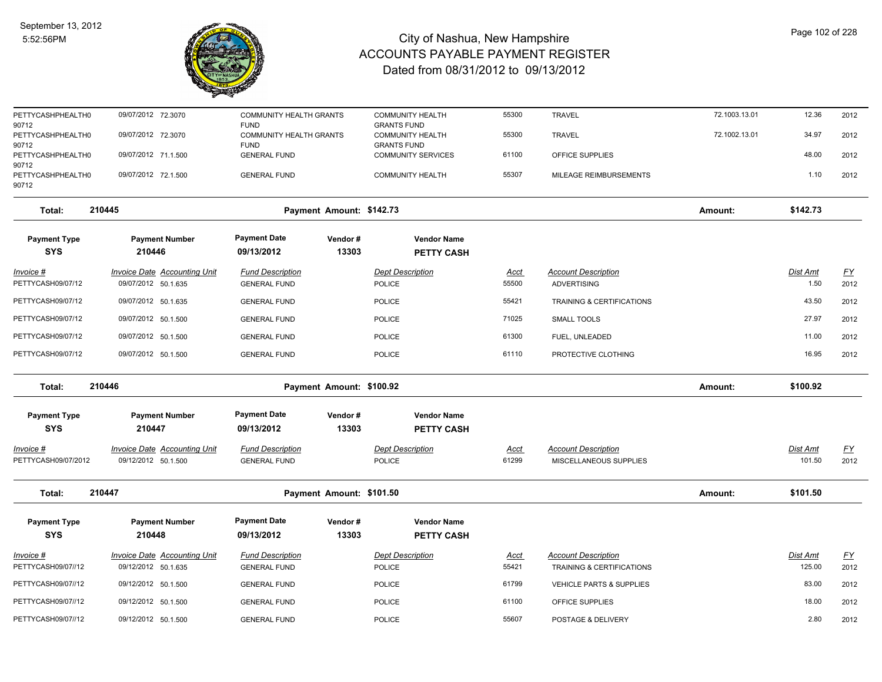| Invoice # | Invoice Date | Accounting Unit | Fund Description | Dept Description | Acct | Account Description | | Dist Amt | FY |
|---|---|---|---|---|---|---|---|---|---|
| PETTYCASHPHEALTH090712 | 09/07/2012 | 72.3070 | COMMUNITY HEALTH GRANTS FUND | COMMUNITY HEALTH GRANTS FUND | 55300 | TRAVEL | 72.1003.13.01 | 12.36 | 2012 |
| PETTYCASHPHEALTH090712 | 09/07/2012 | 72.3070 | COMMUNITY HEALTH GRANTS FUND | COMMUNITY HEALTH GRANTS FUND | 55300 | TRAVEL | 72.1002.13.01 | 34.97 | 2012 |
| PETTYCASHPHEALTH090712 | 09/07/2012 | 71.1.500 | GENERAL FUND | COMMUNITY SERVICES | 61100 | OFFICE SUPPLIES | | 48.00 | 2012 |
| PETTYCASHPHEALTH090712 | 09/07/2012 | 72.1.500 | GENERAL FUND | COMMUNITY HEALTH | 55307 | MILEAGE REIMBURSEMENTS | | 1.10 | 2012 |

**Total: 210445** Payment Amount: $142.73 Amount: $142.73

| Payment Type | Payment Number | Payment Date | Vendor # | Vendor Name |
|---|---|---|---|---|
| SYS | 210446 | 09/13/2012 | 13303 | PETTY CASH |

| Invoice # | Invoice Date | Accounting Unit | Fund Description | Dept Description | Acct | Account Description | Dist Amt | FY |
|---|---|---|---|---|---|---|---|---|
| PETTYCASH09/07/12 | 09/07/2012 | 50.1.635 | GENERAL FUND | POLICE | 55500 | ADVERTISING | 1.50 | 2012 |
| PETTYCASH09/07/12 | 09/07/2012 | 50.1.635 | GENERAL FUND | POLICE | 55421 | TRAINING & CERTIFICATIONS | 43.50 | 2012 |
| PETTYCASH09/07/12 | 09/07/2012 | 50.1.500 | GENERAL FUND | POLICE | 71025 | SMALL TOOLS | 27.97 | 2012 |
| PETTYCASH09/07/12 | 09/07/2012 | 50.1.500 | GENERAL FUND | POLICE | 61300 | FUEL, UNLEADED | 11.00 | 2012 |
| PETTYCASH09/07/12 | 09/07/2012 | 50.1.500 | GENERAL FUND | POLICE | 61110 | PROTECTIVE CLOTHING | 16.95 | 2012 |

**Total: 210446** Payment Amount: $100.92 Amount: $100.92

| Payment Type | Payment Number | Payment Date | Vendor # | Vendor Name |
|---|---|---|---|---|
| SYS | 210447 | 09/13/2012 | 13303 | PETTY CASH |

| Invoice # | Invoice Date | Accounting Unit | Fund Description | Dept Description | Acct | Account Description | Dist Amt | FY |
|---|---|---|---|---|---|---|---|---|
| PETTYCASH09/07/2012 | 09/12/2012 | 50.1.500 | GENERAL FUND | POLICE | 61299 | MISCELLANEOUS SUPPLIES | 101.50 | 2012 |

**Total: 210447** Payment Amount: $101.50 Amount: $101.50

| Payment Type | Payment Number | Payment Date | Vendor # | Vendor Name |
|---|---|---|---|---|
| SYS | 210448 | 09/13/2012 | 13303 | PETTY CASH |

| Invoice # | Invoice Date | Accounting Unit | Fund Description | Dept Description | Acct | Account Description | Dist Amt | FY |
|---|---|---|---|---|---|---|---|---|
| PETTYCASH09/07//12 | 09/12/2012 | 50.1.635 | GENERAL FUND | POLICE | 55421 | TRAINING & CERTIFICATIONS | 125.00 | 2012 |
| PETTYCASH09/07//12 | 09/12/2012 | 50.1.500 | GENERAL FUND | POLICE | 61799 | VEHICLE PARTS & SUPPLIES | 83.00 | 2012 |
| PETTYCASH09/07//12 | 09/12/2012 | 50.1.500 | GENERAL FUND | POLICE | 61100 | OFFICE SUPPLIES | 18.00 | 2012 |
| PETTYCASH09/07//12 | 09/12/2012 | 50.1.500 | GENERAL FUND | POLICE | 55607 | POSTAGE & DELIVERY | 2.80 | 2012 |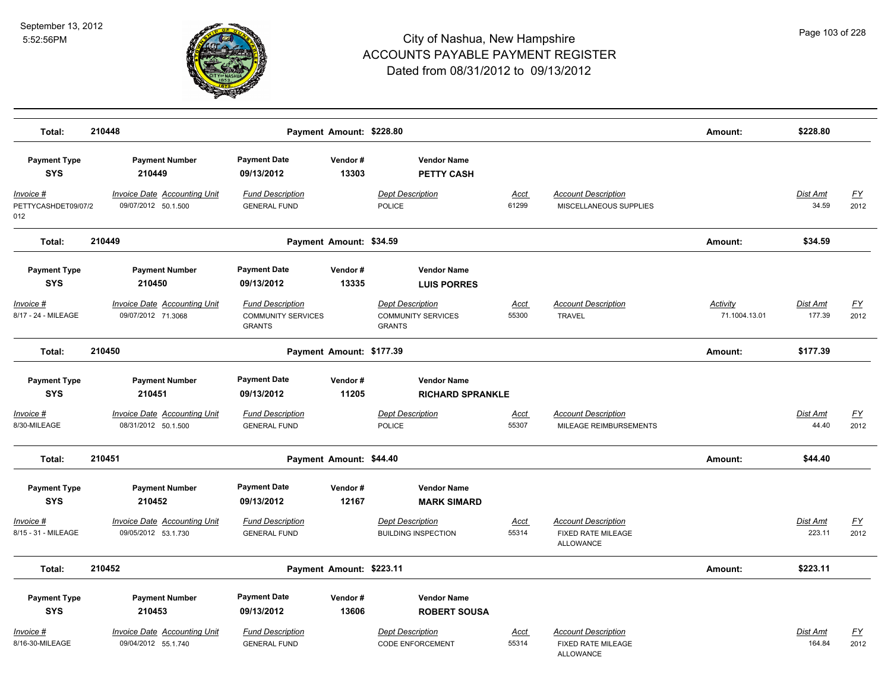# City of Nashua, New Hampshire
## ACCOUNTS PAYABLE PAYMENT REGISTER
### Dated from 08/31/2012 to 09/13/2012

September 13, 2012
5:52:56PM

**Total: 210448** — **Payment Amount: $228.80** — **Amount: $228.80**

| Payment Type | Payment Number | Payment Date | Vendor # | Vendor Name |
|---|---|---|---|---|
| **SYS** | **210449** | **09/13/2012** | **13303** | **PETTY CASH** |

| Invoice # | Invoice Date | Accounting Unit | Fund Description | Dept Description | Acct | Account Description | Activity | Dist Amt | FY |
|---|---|---|---|---|---|---|---|---|---|
| PETTYCASHDET09/07/2012 | 09/07/2012 | 50.1.500 | GENERAL FUND | POLICE | 61299 | MISCELLANEOUS SUPPLIES | | 34.59 | 2012 |

**Total: 210449** — **Payment Amount: $34.59** — **Amount: $34.59**

| Payment Type | Payment Number | Payment Date | Vendor # | Vendor Name |
|---|---|---|---|---|
| **SYS** | **210450** | **09/13/2012** | **13335** | **LUIS PORRES** |

| Invoice # | Invoice Date | Accounting Unit | Fund Description | Dept Description | Acct | Account Description | Activity | Dist Amt | FY |
|---|---|---|---|---|---|---|---|---|---|
| 8/17 - 24 - MILEAGE | 09/07/2012 | 71.3068 | COMMUNITY SERVICES GRANTS | COMMUNITY SERVICES GRANTS | 55300 | TRAVEL | 71.1004.13.01 | 177.39 | 2012 |

**Total: 210450** — **Payment Amount: $177.39** — **Amount: $177.39**

| Payment Type | Payment Number | Payment Date | Vendor # | Vendor Name |
|---|---|---|---|---|
| **SYS** | **210451** | **09/13/2012** | **11205** | **RICHARD SPRANKLE** |

| Invoice # | Invoice Date | Accounting Unit | Fund Description | Dept Description | Acct | Account Description | Activity | Dist Amt | FY |
|---|---|---|---|---|---|---|---|---|---|
| 8/30-MILEAGE | 08/31/2012 | 50.1.500 | GENERAL FUND | POLICE | 55307 | MILEAGE REIMBURSEMENTS | | 44.40 | 2012 |

**Total: 210451** — **Payment Amount: $44.40** — **Amount: $44.40**

| Payment Type | Payment Number | Payment Date | Vendor # | Vendor Name |
|---|---|---|---|---|
| **SYS** | **210452** | **09/13/2012** | **12167** | **MARK SIMARD** |

| Invoice # | Invoice Date | Accounting Unit | Fund Description | Dept Description | Acct | Account Description | Activity | Dist Amt | FY |
|---|---|---|---|---|---|---|---|---|---|
| 8/15 - 31 - MILEAGE | 09/05/2012 | 53.1.730 | GENERAL FUND | BUILDING INSPECTION | 55314 | FIXED RATE MILEAGE ALLOWANCE | | 223.11 | 2012 |

**Total: 210452** — **Payment Amount: $223.11** — **Amount: $223.11**

| Payment Type | Payment Number | Payment Date | Vendor # | Vendor Name |
|---|---|---|---|---|
| **SYS** | **210453** | **09/13/2012** | **13606** | **ROBERT SOUSA** |

| Invoice # | Invoice Date | Accounting Unit | Fund Description | Dept Description | Acct | Account Description | Activity | Dist Amt | FY |
|---|---|---|---|---|---|---|---|---|---|
| 8/16-30-MILEAGE | 09/04/2012 | 55.1.740 | GENERAL FUND | CODE ENFORCEMENT | 55314 | FIXED RATE MILEAGE ALLOWANCE | | 164.84 | 2012 |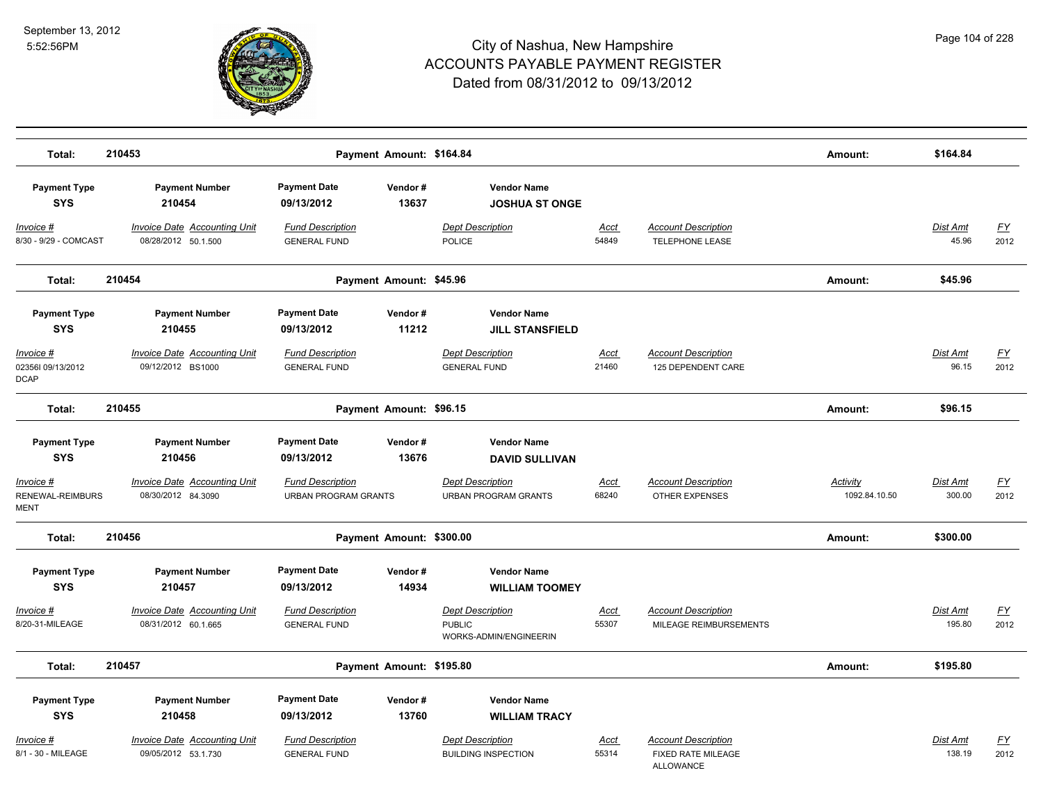# City of Nashua, New Hampshire
## ACCOUNTS PAYABLE PAYMENT REGISTER
### Dated from 08/31/2012 to 09/13/2012

September 13, 2012
5:52:56PM

**Total: 210453** — Payment Amount: $164.84 — Amount: $164.84

| Payment Type | Payment Number | Payment Date | Vendor # | Vendor Name |
|---|---|---|---|---|
| SYS | 210454 | 09/13/2012 | 13637 | JOSHUA ST ONGE |

| Invoice # | Invoice Date | Accounting Unit | Fund Description | Dept Description | Acct | Account Description | Activity | Dist Amt | FY |
|---|---|---|---|---|---|---|---|---|---|
| 8/30 - 9/29 - COMCAST | 08/28/2012 | 50.1.500 | GENERAL FUND | POLICE | 54849 | TELEPHONE LEASE | | 45.96 | 2012 |

**Total: 210454** — Payment Amount: $45.96 — Amount: $45.96

| Payment Type | Payment Number | Payment Date | Vendor # | Vendor Name |
|---|---|---|---|---|
| SYS | 210455 | 09/13/2012 | 11212 | JILL STANSFIELD |

| Invoice # | Invoice Date | Accounting Unit | Fund Description | Dept Description | Acct | Account Description | Activity | Dist Amt | FY |
|---|---|---|---|---|---|---|---|---|---|
| 02356I 09/13/2012 DCAP | 09/12/2012 | BS1000 | GENERAL FUND | GENERAL FUND | 21460 | 125 DEPENDENT CARE | | 96.15 | 2012 |

**Total: 210455** — Payment Amount: $96.15 — Amount: $96.15

| Payment Type | Payment Number | Payment Date | Vendor # | Vendor Name |
|---|---|---|---|---|
| SYS | 210456 | 09/13/2012 | 13676 | DAVID SULLIVAN |

| Invoice # | Invoice Date | Accounting Unit | Fund Description | Dept Description | Acct | Account Description | Activity | Dist Amt | FY |
|---|---|---|---|---|---|---|---|---|---|
| RENEWAL-REIMBURS MENT | 08/30/2012 | 84.3090 | URBAN PROGRAM GRANTS | URBAN PROGRAM GRANTS | 68240 | OTHER EXPENSES | 1092.84.10.50 | 300.00 | 2012 |

**Total: 210456** — Payment Amount: $300.00 — Amount: $300.00

| Payment Type | Payment Number | Payment Date | Vendor # | Vendor Name |
|---|---|---|---|---|
| SYS | 210457 | 09/13/2012 | 14934 | WILLIAM TOOMEY |

| Invoice # | Invoice Date | Accounting Unit | Fund Description | Dept Description | Acct | Account Description | Activity | Dist Amt | FY |
|---|---|---|---|---|---|---|---|---|---|
| 8/20-31-MILEAGE | 08/31/2012 | 60.1.665 | GENERAL FUND | PUBLIC WORKS-ADMIN/ENGINEERIN | 55307 | MILEAGE REIMBURSEMENTS | | 195.80 | 2012 |

**Total: 210457** — Payment Amount: $195.80 — Amount: $195.80

| Payment Type | Payment Number | Payment Date | Vendor # | Vendor Name |
|---|---|---|---|---|
| SYS | 210458 | 09/13/2012 | 13760 | WILLIAM TRACY |

| Invoice # | Invoice Date | Accounting Unit | Fund Description | Dept Description | Acct | Account Description | Activity | Dist Amt | FY |
|---|---|---|---|---|---|---|---|---|---|
| 8/1 - 30 - MILEAGE | 09/05/2012 | 53.1.730 | GENERAL FUND | BUILDING INSPECTION | 55314 | FIXED RATE MILEAGE ALLOWANCE | | 138.19 | 2012 |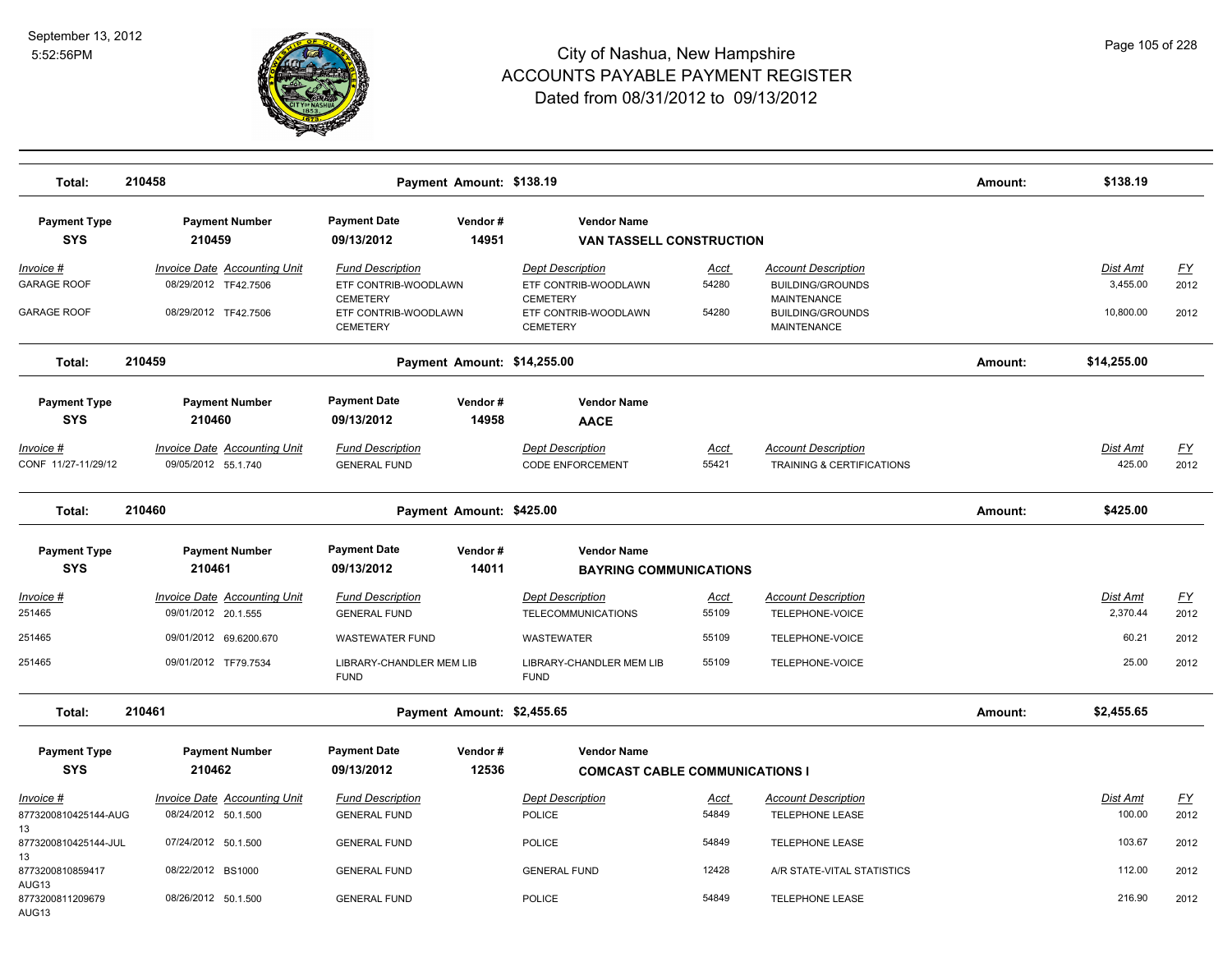# City of Nashua, New Hampshire
# ACCOUNTS PAYABLE PAYMENT REGISTER
## Dated from 08/31/2012 to 09/13/2012

September 13, 2012
5:52:56PM

| Total: | 210458 | Payment Amount: $138.19 | Amount: | $138.19 |
|---|---|---|---|---|

| Payment Type | Payment Number | Payment Date | Vendor # | Vendor Name |
|---|---|---|---|---|
| SYS | 210459 | 09/13/2012 | 14951 | VAN TASSELL CONSTRUCTION |

| Invoice # | Invoice Date | Accounting Unit | Fund Description | Dept Description | Acct | Account Description | Dist Amt | FY |
|---|---|---|---|---|---|---|---|---|
| GARAGE ROOF | 08/29/2012 | TF42.7506 | ETF CONTRIB-WOODLAWN CEMETERY | ETF CONTRIB-WOODLAWN CEMETERY | 54280 | BUILDING/GROUNDS MAINTENANCE | 3,455.00 | 2012 |
| GARAGE ROOF | 08/29/2012 | TF42.7506 | ETF CONTRIB-WOODLAWN CEMETERY | ETF CONTRIB-WOODLAWN CEMETERY | 54280 | BUILDING/GROUNDS MAINTENANCE | 10,800.00 | 2012 |

| Total: | 210459 | Payment Amount: $14,255.00 | Amount: | $14,255.00 |
|---|---|---|---|---|

| Payment Type | Payment Number | Payment Date | Vendor # | Vendor Name |
|---|---|---|---|---|
| SYS | 210460 | 09/13/2012 | 14958 | AACE |

| Invoice # | Invoice Date | Accounting Unit | Fund Description | Dept Description | Acct | Account Description | Dist Amt | FY |
|---|---|---|---|---|---|---|---|---|
| CONF 11/27-11/29/12 | 09/05/2012 | 55.1.740 | GENERAL FUND | CODE ENFORCEMENT | 55421 | TRAINING & CERTIFICATIONS | 425.00 | 2012 |

| Total: | 210460 | Payment Amount: $425.00 | Amount: | $425.00 |
|---|---|---|---|---|

| Payment Type | Payment Number | Payment Date | Vendor # | Vendor Name |
|---|---|---|---|---|
| SYS | 210461 | 09/13/2012 | 14011 | BAYRING COMMUNICATIONS |

| Invoice # | Invoice Date | Accounting Unit | Fund Description | Dept Description | Acct | Account Description | Dist Amt | FY |
|---|---|---|---|---|---|---|---|---|
| 251465 | 09/01/2012 | 20.1.555 | GENERAL FUND | TELECOMMUNICATIONS | 55109 | TELEPHONE-VOICE | 2,370.44 | 2012 |
| 251465 | 09/01/2012 | 69.6200.670 | WASTEWATER FUND | WASTEWATER | 55109 | TELEPHONE-VOICE | 60.21 | 2012 |
| 251465 | 09/01/2012 | TF79.7534 | LIBRARY-CHANDLER MEM LIB FUND | LIBRARY-CHANDLER MEM LIB FUND | 55109 | TELEPHONE-VOICE | 25.00 | 2012 |

| Total: | 210461 | Payment Amount: $2,455.65 | Amount: | $2,455.65 |
|---|---|---|---|---|

| Payment Type | Payment Number | Payment Date | Vendor # | Vendor Name |
|---|---|---|---|---|
| SYS | 210462 | 09/13/2012 | 12536 | COMCAST CABLE COMMUNICATIONS I |

| Invoice # | Invoice Date | Accounting Unit | Fund Description | Dept Description | Acct | Account Description | Dist Amt | FY |
|---|---|---|---|---|---|---|---|---|
| 8773200810425144-AUG 13 | 08/24/2012 | 50.1.500 | GENERAL FUND | POLICE | 54849 | TELEPHONE LEASE | 100.00 | 2012 |
| 8773200810425144-JUL 13 | 07/24/2012 | 50.1.500 | GENERAL FUND | POLICE | 54849 | TELEPHONE LEASE | 103.67 | 2012 |
| 8773200810859417 AUG13 | 08/22/2012 | BS1000 | GENERAL FUND | GENERAL FUND | 12428 | A/R STATE-VITAL STATISTICS | 112.00 | 2012 |
| 8773200811209679 AUG13 | 08/26/2012 | 50.1.500 | GENERAL FUND | POLICE | 54849 | TELEPHONE LEASE | 216.90 | 2012 |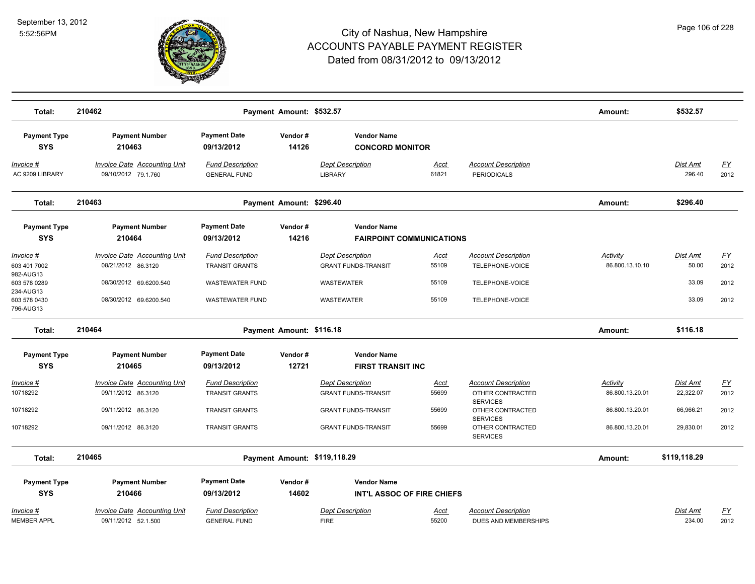# City of Nashua, New Hampshire
## ACCOUNTS PAYABLE PAYMENT REGISTER
### Dated from 08/31/2012 to 09/13/2012

September 13, 2012
5:52:56PM

| Total: | 210462 | Payment Amount: $532.57 | Amount: | $532.57 |
|---|---|---|---|---|

| Payment Type | Payment Number | Payment Date | Vendor # | Vendor Name |
|---|---|---|---|---|
| SYS | 210463 | 09/13/2012 | 14126 | CONCORD MONITOR |

| Invoice # | Invoice Date | Accounting Unit | Fund Description | Dept Description | Acct | Account Description | Activity | Dist Amt | FY |
|---|---|---|---|---|---|---|---|---|---|
| AC 9209 LIBRARY | 09/10/2012 | 79.1.760 | GENERAL FUND | LIBRARY | 61821 | PERIODICALS | | 296.40 | 2012 |

| Total: | 210463 | Payment Amount: $296.40 | Amount: | $296.40 |
|---|---|---|---|---|

| Payment Type | Payment Number | Payment Date | Vendor # | Vendor Name |
|---|---|---|---|---|
| SYS | 210464 | 09/13/2012 | 14216 | FAIRPOINT COMMUNICATIONS |

| Invoice # | Invoice Date | Accounting Unit | Fund Description | Dept Description | Acct | Account Description | Activity | Dist Amt | FY |
|---|---|---|---|---|---|---|---|---|---|
| 603 401 7002 982-AUG13 | 08/21/2012 | 86.3120 | TRANSIT GRANTS | GRANT FUNDS-TRANSIT | 55109 | TELEPHONE-VOICE | 86.800.13.10.10 | 50.00 | 2012 |
| 603 578 0289 234-AUG13 | 08/30/2012 | 69.6200.540 | WASTEWATER FUND | WASTEWATER | 55109 | TELEPHONE-VOICE | | 33.09 | 2012 |
| 603 578 0430 796-AUG13 | 08/30/2012 | 69.6200.540 | WASTEWATER FUND | WASTEWATER | 55109 | TELEPHONE-VOICE | | 33.09 | 2012 |

| Total: | 210464 | Payment Amount: $116.18 | Amount: | $116.18 |
|---|---|---|---|---|

| Payment Type | Payment Number | Payment Date | Vendor # | Vendor Name |
|---|---|---|---|---|
| SYS | 210465 | 09/13/2012 | 12721 | FIRST TRANSIT INC |

| Invoice # | Invoice Date | Accounting Unit | Fund Description | Dept Description | Acct | Account Description | Activity | Dist Amt | FY |
|---|---|---|---|---|---|---|---|---|---|
| 10718292 | 09/11/2012 | 86.3120 | TRANSIT GRANTS | GRANT FUNDS-TRANSIT | 55699 | OTHER CONTRACTED SERVICES | 86.800.13.20.01 | 22,322.07 | 2012 |
| 10718292 | 09/11/2012 | 86.3120 | TRANSIT GRANTS | GRANT FUNDS-TRANSIT | 55699 | OTHER CONTRACTED SERVICES | 86.800.13.20.01 | 66,966.21 | 2012 |
| 10718292 | 09/11/2012 | 86.3120 | TRANSIT GRANTS | GRANT FUNDS-TRANSIT | 55699 | OTHER CONTRACTED SERVICES | 86.800.13.20.01 | 29,830.01 | 2012 |

| Total: | 210465 | Payment Amount: $119,118.29 | Amount: | $119,118.29 |
|---|---|---|---|---|

| Payment Type | Payment Number | Payment Date | Vendor # | Vendor Name |
|---|---|---|---|---|
| SYS | 210466 | 09/13/2012 | 14602 | INT'L ASSOC OF FIRE CHIEFS |

| Invoice # | Invoice Date | Accounting Unit | Fund Description | Dept Description | Acct | Account Description | Activity | Dist Amt | FY |
|---|---|---|---|---|---|---|---|---|---|
| MEMBER APPL | 09/11/2012 | 52.1.500 | GENERAL FUND | FIRE | 55200 | DUES AND MEMBERSHIPS | | 234.00 | 2012 |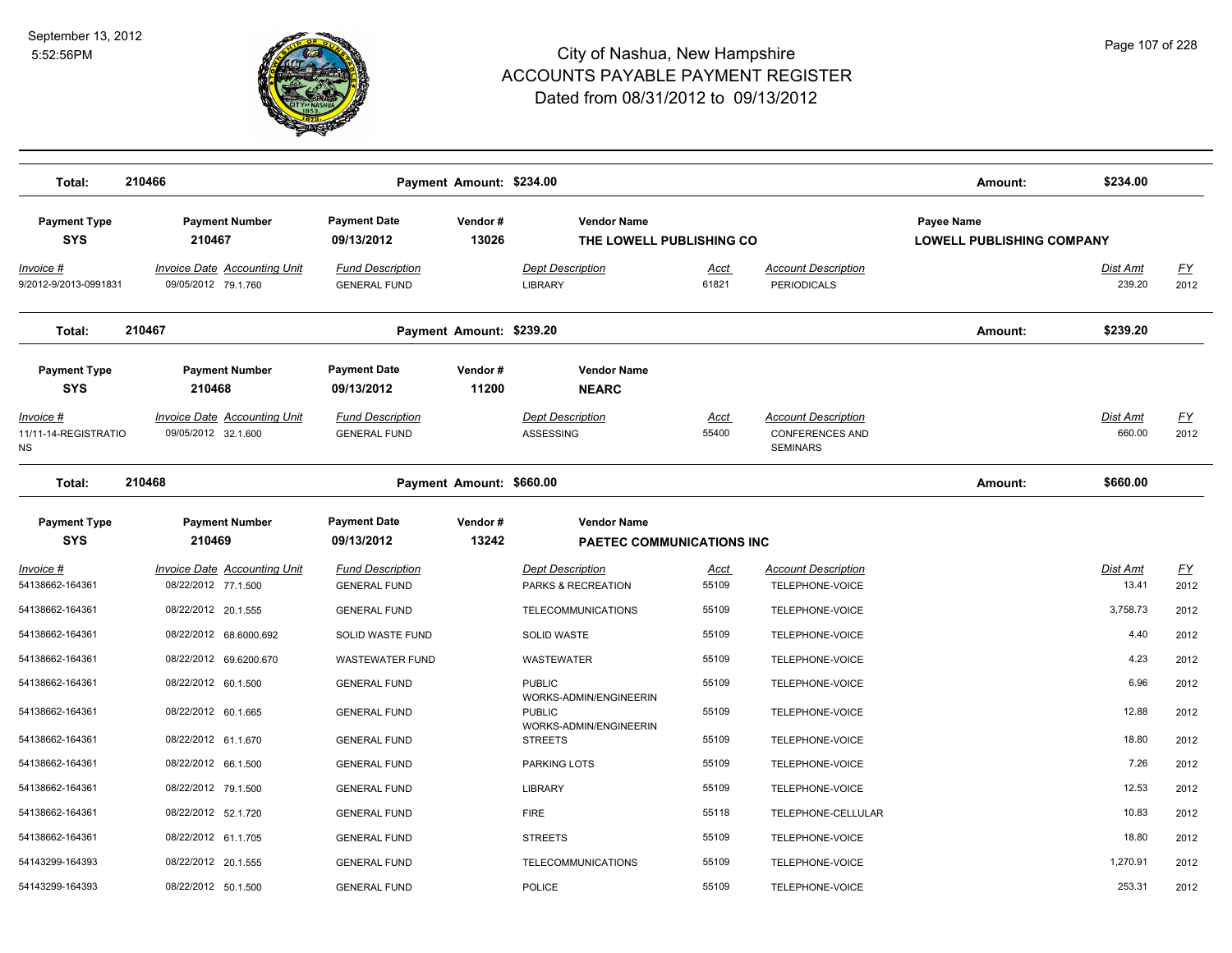# City of Nashua, New Hampshire
## ACCOUNTS PAYABLE PAYMENT REGISTER
### Dated from 08/31/2012 to 09/13/2012

**Total: 210466** — Payment Amount: $234.00 — Amount: $234.00

| Payment Type | Payment Number | Payment Date | Vendor # | Vendor Name | Payee Name |
|---|---|---|---|---|---|
| SYS | 210467 | 09/13/2012 | 13026 | THE LOWELL PUBLISHING CO | LOWELL PUBLISHING COMPANY |

| Invoice # | Invoice Date | Accounting Unit | Fund Description | Dept Description | Acct | Account Description | Dist Amt | FY |
|---|---|---|---|---|---|---|---|---|
| 9/2012-9/2013-0991831 | 09/05/2012 | 79.1.760 | GENERAL FUND | LIBRARY | 61821 | PERIODICALS | 239.20 | 2012 |

**Total: 210467** — Payment Amount: $239.20 — Amount: $239.20

| Payment Type | Payment Number | Payment Date | Vendor # | Vendor Name |
|---|---|---|---|---|
| SYS | 210468 | 09/13/2012 | 11200 | NEARC |

| Invoice # | Invoice Date | Accounting Unit | Fund Description | Dept Description | Acct | Account Description | Dist Amt | FY |
|---|---|---|---|---|---|---|---|---|
| 11/11-14-REGISTRATIONS | 09/05/2012 | 32.1.600 | GENERAL FUND | ASSESSING | 55400 | CONFERENCES AND SEMINARS | 660.00 | 2012 |

**Total: 210468** — Payment Amount: $660.00 — Amount: $660.00

| Payment Type | Payment Number | Payment Date | Vendor # | Vendor Name |
|---|---|---|---|---|
| SYS | 210469 | 09/13/2012 | 13242 | PAETEC COMMUNICATIONS INC |

| Invoice # | Invoice Date | Accounting Unit | Fund Description | Dept Description | Acct | Account Description | Dist Amt | FY |
|---|---|---|---|---|---|---|---|---|
| 54138662-164361 | 08/22/2012 | 77.1.500 | GENERAL FUND | PARKS & RECREATION | 55109 | TELEPHONE-VOICE | 13.41 | 2012 |
| 54138662-164361 | 08/22/2012 | 20.1.555 | GENERAL FUND | TELECOMMUNICATIONS | 55109 | TELEPHONE-VOICE | 3,758.73 | 2012 |
| 54138662-164361 | 08/22/2012 | 68.6000.692 | SOLID WASTE FUND | SOLID WASTE | 55109 | TELEPHONE-VOICE | 4.40 | 2012 |
| 54138662-164361 | 08/22/2012 | 69.6200.670 | WASTEWATER FUND | WASTEWATER | 55109 | TELEPHONE-VOICE | 4.23 | 2012 |
| 54138662-164361 | 08/22/2012 | 60.1.500 | GENERAL FUND | PUBLIC WORKS-ADMIN/ENGINEERIN | 55109 | TELEPHONE-VOICE | 6.96 | 2012 |
| 54138662-164361 | 08/22/2012 | 60.1.665 | GENERAL FUND | PUBLIC WORKS-ADMIN/ENGINEERIN | 55109 | TELEPHONE-VOICE | 12.88 | 2012 |
| 54138662-164361 | 08/22/2012 | 61.1.670 | GENERAL FUND | STREETS | 55109 | TELEPHONE-VOICE | 18.80 | 2012 |
| 54138662-164361 | 08/22/2012 | 66.1.500 | GENERAL FUND | PARKING LOTS | 55109 | TELEPHONE-VOICE | 7.26 | 2012 |
| 54138662-164361 | 08/22/2012 | 79.1.500 | GENERAL FUND | LIBRARY | 55109 | TELEPHONE-VOICE | 12.53 | 2012 |
| 54138662-164361 | 08/22/2012 | 52.1.720 | GENERAL FUND | FIRE | 55118 | TELEPHONE-CELLULAR | 10.83 | 2012 |
| 54138662-164361 | 08/22/2012 | 61.1.705 | GENERAL FUND | STREETS | 55109 | TELEPHONE-VOICE | 18.80 | 2012 |
| 54143299-164393 | 08/22/2012 | 20.1.555 | GENERAL FUND | TELECOMMUNICATIONS | 55109 | TELEPHONE-VOICE | 1,270.91 | 2012 |
| 54143299-164393 | 08/22/2012 | 50.1.500 | GENERAL FUND | POLICE | 55109 | TELEPHONE-VOICE | 253.31 | 2012 |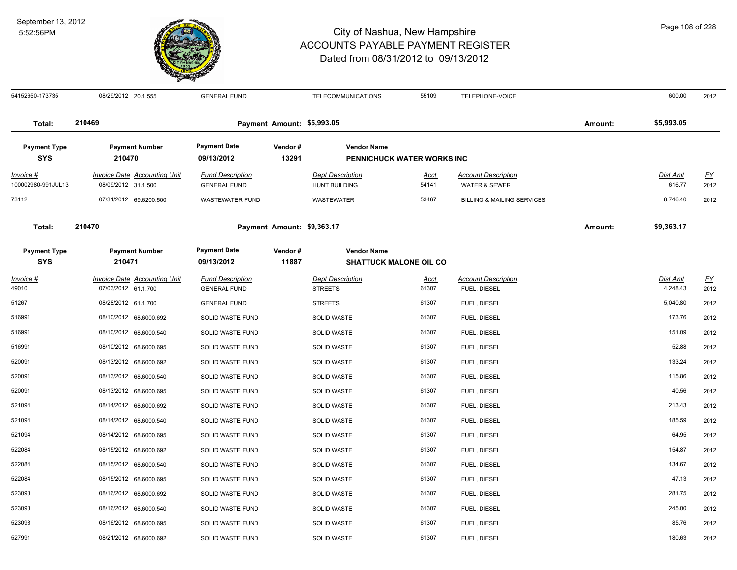# City of Nashua, New Hampshire
## ACCOUNTS PAYABLE PAYMENT REGISTER
### Dated from 08/31/2012 to 09/13/2012

| Invoice # | Invoice Date | Accounting Unit | Fund Description | Dept Description | Acct | Account Description | Dist Amt | FY |
|---|---|---|---|---|---|---|---|---|
| 54152650-173735 | 08/29/2012 | 20.1.555 | GENERAL FUND | TELECOMMUNICATIONS | 55109 | TELEPHONE-VOICE | 600.00 | 2012 |

**Total: 210469** — Payment Amount: $5,993.05 — Amount: $5,993.05

| Payment Type | Payment Number | Payment Date | Vendor # | Vendor Name |
|---|---|---|---|---|
| SYS | 210470 | 09/13/2012 | 13291 | PENNICHUCK WATER WORKS INC |

| Invoice # | Invoice Date | Accounting Unit | Fund Description | Dept Description | Acct | Account Description | Dist Amt | FY |
|---|---|---|---|---|---|---|---|---|
| 100002980-991JUL13 | 08/09/2012 | 31.1.500 | GENERAL FUND | HUNT BUILDING | 54141 | WATER & SEWER | 616.77 | 2012 |
| 73112 | 07/31/2012 | 69.6200.500 | WASTEWATER FUND | WASTEWATER | 53467 | BILLING & MAILING SERVICES | 8,746.40 | 2012 |

**Total: 210470** — Payment Amount: $9,363.17 — Amount: $9,363.17

| Payment Type | Payment Number | Payment Date | Vendor # | Vendor Name |
|---|---|---|---|---|
| SYS | 210471 | 09/13/2012 | 11887 | SHATTUCK MALONE OIL CO |

| Invoice # | Invoice Date | Accounting Unit | Fund Description | Dept Description | Acct | Account Description | Dist Amt | FY |
|---|---|---|---|---|---|---|---|---|
| 49010 | 07/03/2012 | 61.1.700 | GENERAL FUND | STREETS | 61307 | FUEL, DIESEL | 4,248.43 | 2012 |
| 51267 | 08/28/2012 | 61.1.700 | GENERAL FUND | STREETS | 61307 | FUEL, DIESEL | 5,040.80 | 2012 |
| 516991 | 08/10/2012 | 68.6000.692 | SOLID WASTE FUND | SOLID WASTE | 61307 | FUEL, DIESEL | 173.76 | 2012 |
| 516991 | 08/10/2012 | 68.6000.540 | SOLID WASTE FUND | SOLID WASTE | 61307 | FUEL, DIESEL | 151.09 | 2012 |
| 516991 | 08/10/2012 | 68.6000.695 | SOLID WASTE FUND | SOLID WASTE | 61307 | FUEL, DIESEL | 52.88 | 2012 |
| 520091 | 08/13/2012 | 68.6000.692 | SOLID WASTE FUND | SOLID WASTE | 61307 | FUEL, DIESEL | 133.24 | 2012 |
| 520091 | 08/13/2012 | 68.6000.540 | SOLID WASTE FUND | SOLID WASTE | 61307 | FUEL, DIESEL | 115.86 | 2012 |
| 520091 | 08/13/2012 | 68.6000.695 | SOLID WASTE FUND | SOLID WASTE | 61307 | FUEL, DIESEL | 40.56 | 2012 |
| 521094 | 08/14/2012 | 68.6000.692 | SOLID WASTE FUND | SOLID WASTE | 61307 | FUEL, DIESEL | 213.43 | 2012 |
| 521094 | 08/14/2012 | 68.6000.540 | SOLID WASTE FUND | SOLID WASTE | 61307 | FUEL, DIESEL | 185.59 | 2012 |
| 521094 | 08/14/2012 | 68.6000.695 | SOLID WASTE FUND | SOLID WASTE | 61307 | FUEL, DIESEL | 64.95 | 2012 |
| 522084 | 08/15/2012 | 68.6000.692 | SOLID WASTE FUND | SOLID WASTE | 61307 | FUEL, DIESEL | 154.87 | 2012 |
| 522084 | 08/15/2012 | 68.6000.540 | SOLID WASTE FUND | SOLID WASTE | 61307 | FUEL, DIESEL | 134.67 | 2012 |
| 522084 | 08/15/2012 | 68.6000.695 | SOLID WASTE FUND | SOLID WASTE | 61307 | FUEL, DIESEL | 47.13 | 2012 |
| 523093 | 08/16/2012 | 68.6000.692 | SOLID WASTE FUND | SOLID WASTE | 61307 | FUEL, DIESEL | 281.75 | 2012 |
| 523093 | 08/16/2012 | 68.6000.540 | SOLID WASTE FUND | SOLID WASTE | 61307 | FUEL, DIESEL | 245.00 | 2012 |
| 523093 | 08/16/2012 | 68.6000.695 | SOLID WASTE FUND | SOLID WASTE | 61307 | FUEL, DIESEL | 85.76 | 2012 |
| 527991 | 08/21/2012 | 68.6000.692 | SOLID WASTE FUND | SOLID WASTE | 61307 | FUEL, DIESEL | 180.63 | 2012 |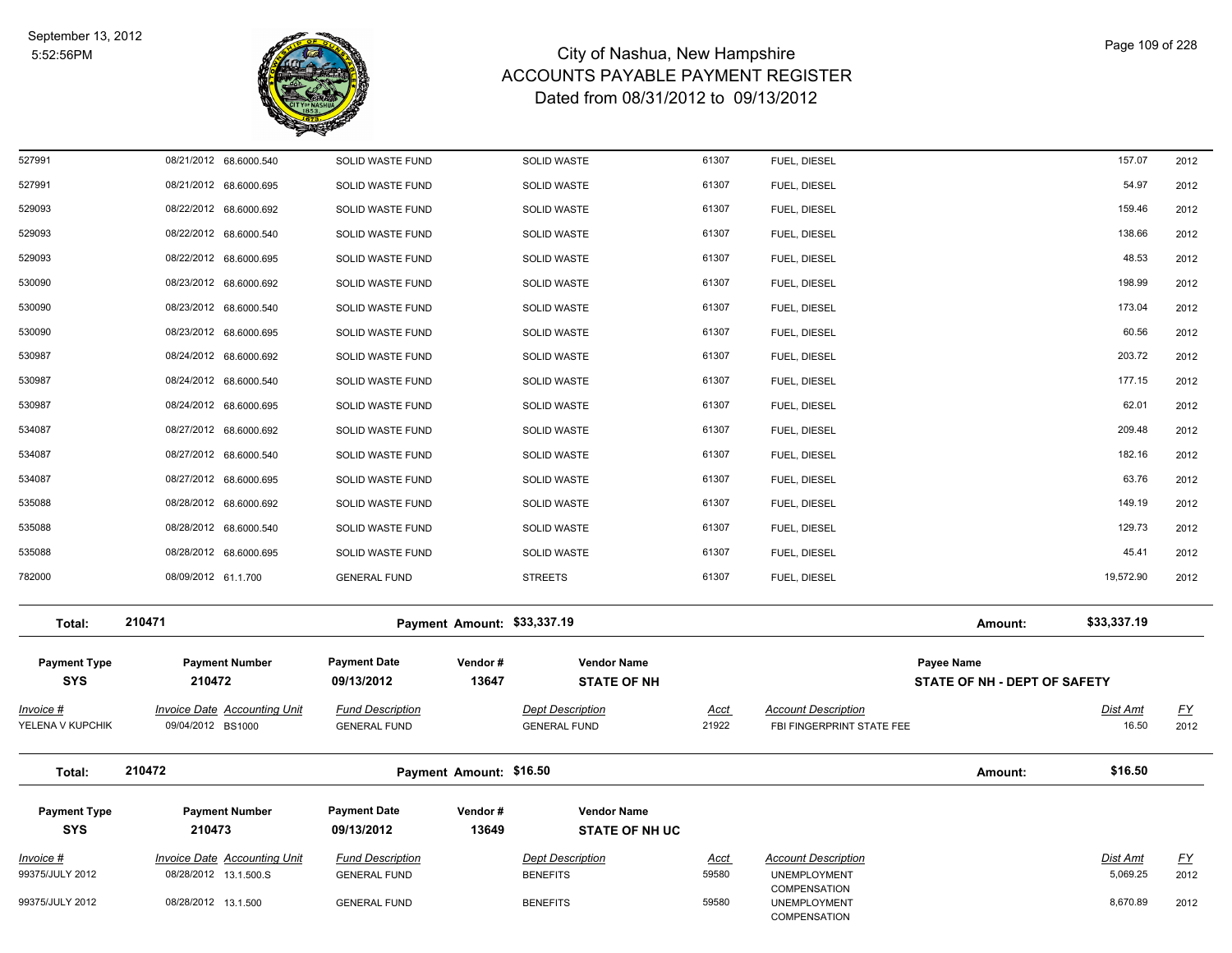| Invoice # | Invoice Date | Accounting Unit | Fund Description | Dept Description | Acct | Account Description | Dist Amt | FY |
|---|---|---|---|---|---|---|---|---|
| 527991 | 08/21/2012 | 68.6000.540 | SOLID WASTE FUND | SOLID WASTE | 61307 | FUEL, DIESEL | 157.07 | 2012 |
| 527991 | 08/21/2012 | 68.6000.695 | SOLID WASTE FUND | SOLID WASTE | 61307 | FUEL, DIESEL | 54.97 | 2012 |
| 529093 | 08/22/2012 | 68.6000.692 | SOLID WASTE FUND | SOLID WASTE | 61307 | FUEL, DIESEL | 159.46 | 2012 |
| 529093 | 08/22/2012 | 68.6000.540 | SOLID WASTE FUND | SOLID WASTE | 61307 | FUEL, DIESEL | 138.66 | 2012 |
| 529093 | 08/22/2012 | 68.6000.695 | SOLID WASTE FUND | SOLID WASTE | 61307 | FUEL, DIESEL | 48.53 | 2012 |
| 530090 | 08/23/2012 | 68.6000.692 | SOLID WASTE FUND | SOLID WASTE | 61307 | FUEL, DIESEL | 198.99 | 2012 |
| 530090 | 08/23/2012 | 68.6000.540 | SOLID WASTE FUND | SOLID WASTE | 61307 | FUEL, DIESEL | 173.04 | 2012 |
| 530090 | 08/23/2012 | 68.6000.695 | SOLID WASTE FUND | SOLID WASTE | 61307 | FUEL, DIESEL | 60.56 | 2012 |
| 530987 | 08/24/2012 | 68.6000.692 | SOLID WASTE FUND | SOLID WASTE | 61307 | FUEL, DIESEL | 203.72 | 2012 |
| 530987 | 08/24/2012 | 68.6000.540 | SOLID WASTE FUND | SOLID WASTE | 61307 | FUEL, DIESEL | 177.15 | 2012 |
| 530987 | 08/24/2012 | 68.6000.695 | SOLID WASTE FUND | SOLID WASTE | 61307 | FUEL, DIESEL | 62.01 | 2012 |
| 534087 | 08/27/2012 | 68.6000.692 | SOLID WASTE FUND | SOLID WASTE | 61307 | FUEL, DIESEL | 209.48 | 2012 |
| 534087 | 08/27/2012 | 68.6000.540 | SOLID WASTE FUND | SOLID WASTE | 61307 | FUEL, DIESEL | 182.16 | 2012 |
| 534087 | 08/27/2012 | 68.6000.695 | SOLID WASTE FUND | SOLID WASTE | 61307 | FUEL, DIESEL | 63.76 | 2012 |
| 535088 | 08/28/2012 | 68.6000.692 | SOLID WASTE FUND | SOLID WASTE | 61307 | FUEL, DIESEL | 149.19 | 2012 |
| 535088 | 08/28/2012 | 68.6000.540 | SOLID WASTE FUND | SOLID WASTE | 61307 | FUEL, DIESEL | 129.73 | 2012 |
| 535088 | 08/28/2012 | 68.6000.695 | SOLID WASTE FUND | SOLID WASTE | 61307 | FUEL, DIESEL | 45.41 | 2012 |
| 782000 | 08/09/2012 | 61.1.700 | GENERAL FUND | STREETS | 61307 | FUEL, DIESEL | 19,572.90 | 2012 |

**Total: 210471** — Payment Amount: $33,337.19 — Amount: $33,337.19

| Payment Type | Payment Number | Payment Date | Vendor # | Vendor Name | Payee Name |
|---|---|---|---|---|---|
| SYS | 210472 | 09/13/2012 | 13647 | STATE OF NH | STATE OF NH - DEPT OF SAFETY |

| Invoice # | Invoice Date | Accounting Unit | Fund Description | Dept Description | Acct | Account Description | Dist Amt | FY |
|---|---|---|---|---|---|---|---|---|
| YELENA V KUPCHIK | 09/04/2012 | BS1000 | GENERAL FUND | GENERAL FUND | 21922 | FBI FINGERPRINT STATE FEE | 16.50 | 2012 |

**Total: 210472** — Payment Amount: $16.50 — Amount: $16.50

| Payment Type | Payment Number | Payment Date | Vendor # | Vendor Name |
|---|---|---|---|---|
| SYS | 210473 | 09/13/2012 | 13649 | STATE OF NH UC |

| Invoice # | Invoice Date | Accounting Unit | Fund Description | Dept Description | Acct | Account Description | Dist Amt | FY |
|---|---|---|---|---|---|---|---|---|
| 99375/JULY 2012 | 08/28/2012 | 13.1.500.S | GENERAL FUND | BENEFITS | 59580 | UNEMPLOYMENT COMPENSATION | 5,069.25 | 2012 |
| 99375/JULY 2012 | 08/28/2012 | 13.1.500 | GENERAL FUND | BENEFITS | 59580 | UNEMPLOYMENT COMPENSATION | 8,670.89 | 2012 |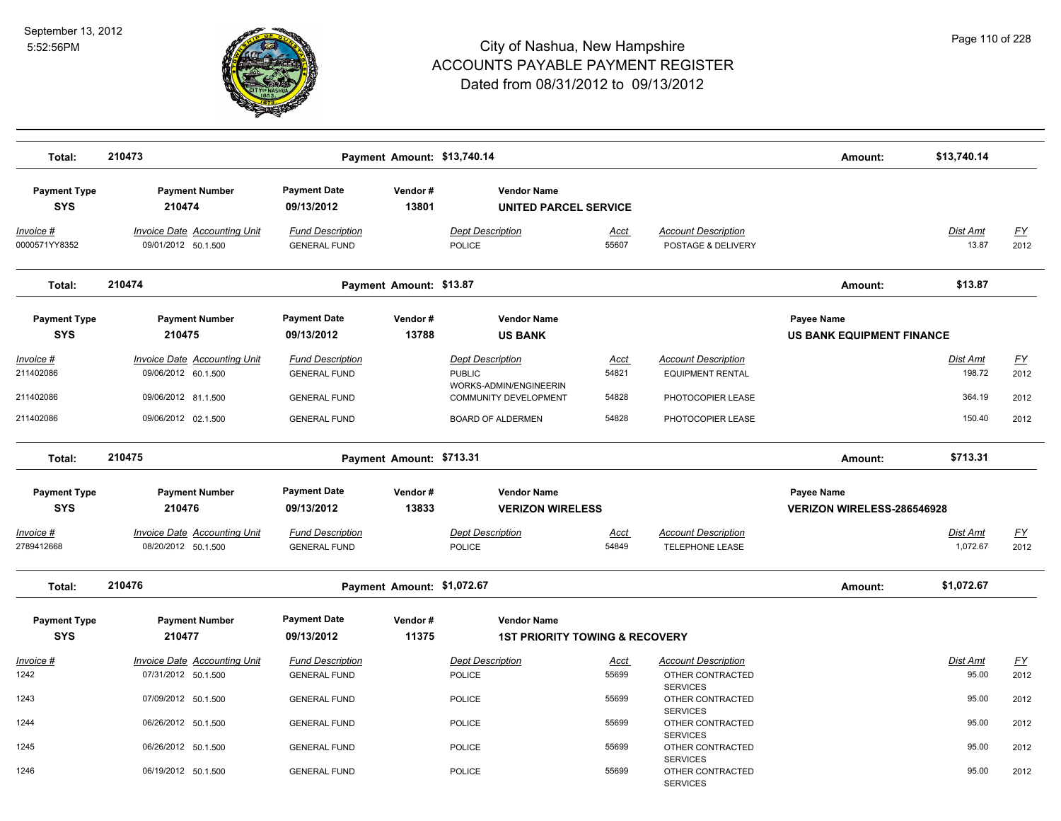| Total: | 210473 | | Payment Amount: $13,740.14 | | | | | Amount: | $13,740.14 | |
|---|---|---|---|---|---|---|---|---|---|---|

**Payment Type:** SYS | **Payment Number:** 210474 | **Payment Date:** 09/13/2012 | **Vendor #:** 13801 | **Vendor Name:** UNITED PARCEL SERVICE

| Invoice # | Invoice Date | Accounting Unit | Fund Description | Dept Description | Acct | Account Description | Dist Amt | FY |
|---|---|---|---|---|---|---|---|---|
| 0000571YY8352 | 09/01/2012 | 50.1.500 | GENERAL FUND | POLICE | 55607 | POSTAGE & DELIVERY | 13.87 | 2012 |

| Total: | 210474 | Payment Amount: $13.87 | Amount: | $13.87 |
|---|---|---|---|---|

**Payment Type:** SYS | **Payment Number:** 210475 | **Payment Date:** 09/13/2012 | **Vendor #:** 13788 | **Vendor Name:** US BANK | **Payee Name:** US BANK EQUIPMENT FINANCE

| Invoice # | Invoice Date | Accounting Unit | Fund Description | Dept Description | Acct | Account Description | Dist Amt | FY |
|---|---|---|---|---|---|---|---|---|
| 211402086 | 09/06/2012 | 60.1.500 | GENERAL FUND | PUBLIC WORKS-ADMIN/ENGINEERIN | 54821 | EQUIPMENT RENTAL | 198.72 | 2012 |
| 211402086 | 09/06/2012 | 81.1.500 | GENERAL FUND | COMMUNITY DEVELOPMENT | 54828 | PHOTOCOPIER LEASE | 364.19 | 2012 |
| 211402086 | 09/06/2012 | 02.1.500 | GENERAL FUND | BOARD OF ALDERMEN | 54828 | PHOTOCOPIER LEASE | 150.40 | 2012 |

| Total: | 210475 | Payment Amount: $713.31 | Amount: | $713.31 |
|---|---|---|---|---|

**Payment Type:** SYS | **Payment Number:** 210476 | **Payment Date:** 09/13/2012 | **Vendor #:** 13833 | **Vendor Name:** VERIZON WIRELESS | **Payee Name:** VERIZON WIRELESS-286546928

| Invoice # | Invoice Date | Accounting Unit | Fund Description | Dept Description | Acct | Account Description | Dist Amt | FY |
|---|---|---|---|---|---|---|---|---|
| 2789412668 | 08/20/2012 | 50.1.500 | GENERAL FUND | POLICE | 54849 | TELEPHONE LEASE | 1,072.67 | 2012 |

| Total: | 210476 | Payment Amount: $1,072.67 | Amount: | $1,072.67 |
|---|---|---|---|---|

**Payment Type:** SYS | **Payment Number:** 210477 | **Payment Date:** 09/13/2012 | **Vendor #:** 11375 | **Vendor Name:** 1ST PRIORITY TOWING & RECOVERY

| Invoice # | Invoice Date | Accounting Unit | Fund Description | Dept Description | Acct | Account Description | Dist Amt | FY |
|---|---|---|---|---|---|---|---|---|
| 1242 | 07/31/2012 | 50.1.500 | GENERAL FUND | POLICE | 55699 | OTHER CONTRACTED SERVICES | 95.00 | 2012 |
| 1243 | 07/09/2012 | 50.1.500 | GENERAL FUND | POLICE | 55699 | OTHER CONTRACTED SERVICES | 95.00 | 2012 |
| 1244 | 06/26/2012 | 50.1.500 | GENERAL FUND | POLICE | 55699 | OTHER CONTRACTED SERVICES | 95.00 | 2012 |
| 1245 | 06/26/2012 | 50.1.500 | GENERAL FUND | POLICE | 55699 | OTHER CONTRACTED SERVICES | 95.00 | 2012 |
| 1246 | 06/19/2012 | 50.1.500 | GENERAL FUND | POLICE | 55699 | OTHER CONTRACTED SERVICES | 95.00 | 2012 |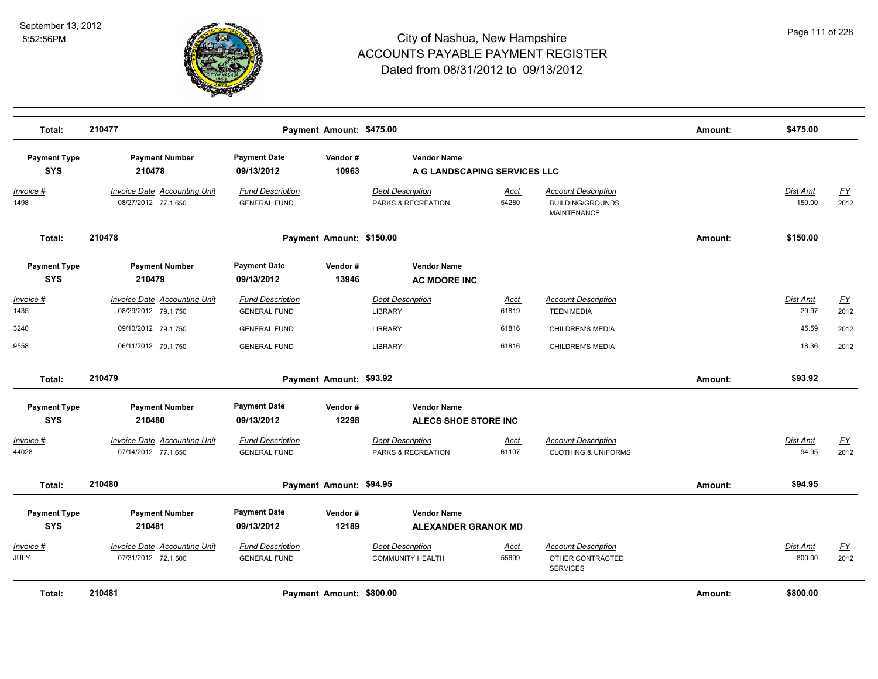# City of Nashua, New Hampshire
## ACCOUNTS PAYABLE PAYMENT REGISTER
### Dated from 08/31/2012 to 09/13/2012

September 13, 2012
5:52:56PM

| Total: | 210477 | Payment Amount: $475.00 | Amount: | $475.00 |
|---|---|---|---|---|

| Payment Type | Payment Number | Payment Date | Vendor # | Vendor Name |
|---|---|---|---|---|
| SYS | 210478 | 09/13/2012 | 10963 | A G LANDSCAPING SERVICES LLC |

| Invoice # | Invoice Date | Accounting Unit | Fund Description | Dept Description | Acct | Account Description | Dist Amt | FY |
|---|---|---|---|---|---|---|---|---|
| 1498 | 08/27/2012 | 77.1.650 | GENERAL FUND | PARKS & RECREATION | 54280 | BUILDING/GROUNDS MAINTENANCE | 150.00 | 2012 |

| Total: | 210478 | Payment Amount: $150.00 | Amount: | $150.00 |
|---|---|---|---|---|

| Payment Type | Payment Number | Payment Date | Vendor # | Vendor Name |
|---|---|---|---|---|
| SYS | 210479 | 09/13/2012 | 13946 | AC MOORE INC |

| Invoice # | Invoice Date | Accounting Unit | Fund Description | Dept Description | Acct | Account Description | Dist Amt | FY |
|---|---|---|---|---|---|---|---|---|
| 1435 | 08/29/2012 | 79.1.750 | GENERAL FUND | LIBRARY | 61819 | TEEN MEDIA | 29.97 | 2012 |
| 3240 | 09/10/2012 | 79.1.750 | GENERAL FUND | LIBRARY | 61816 | CHILDREN'S MEDIA | 45.59 | 2012 |
| 9558 | 06/11/2012 | 79.1.750 | GENERAL FUND | LIBRARY | 61816 | CHILDREN'S MEDIA | 18.36 | 2012 |

| Total: | 210479 | Payment Amount: $93.92 | Amount: | $93.92 |
|---|---|---|---|---|

| Payment Type | Payment Number | Payment Date | Vendor # | Vendor Name |
|---|---|---|---|---|
| SYS | 210480 | 09/13/2012 | 12298 | ALECS SHOE STORE INC |

| Invoice # | Invoice Date | Accounting Unit | Fund Description | Dept Description | Acct | Account Description | Dist Amt | FY |
|---|---|---|---|---|---|---|---|---|
| 44028 | 07/14/2012 | 77.1.650 | GENERAL FUND | PARKS & RECREATION | 61107 | CLOTHING & UNIFORMS | 94.95 | 2012 |

| Total: | 210480 | Payment Amount: $94.95 | Amount: | $94.95 |
|---|---|---|---|---|

| Payment Type | Payment Number | Payment Date | Vendor # | Vendor Name |
|---|---|---|---|---|
| SYS | 210481 | 09/13/2012 | 12189 | ALEXANDER GRANOK MD |

| Invoice # | Invoice Date | Accounting Unit | Fund Description | Dept Description | Acct | Account Description | Dist Amt | FY |
|---|---|---|---|---|---|---|---|---|
| JULY | 07/31/2012 | 72.1.500 | GENERAL FUND | COMMUNITY HEALTH | 55699 | OTHER CONTRACTED SERVICES | 800.00 | 2012 |

| Total: | 210481 | Payment Amount: $800.00 | Amount: | $800.00 |
|---|---|---|---|---|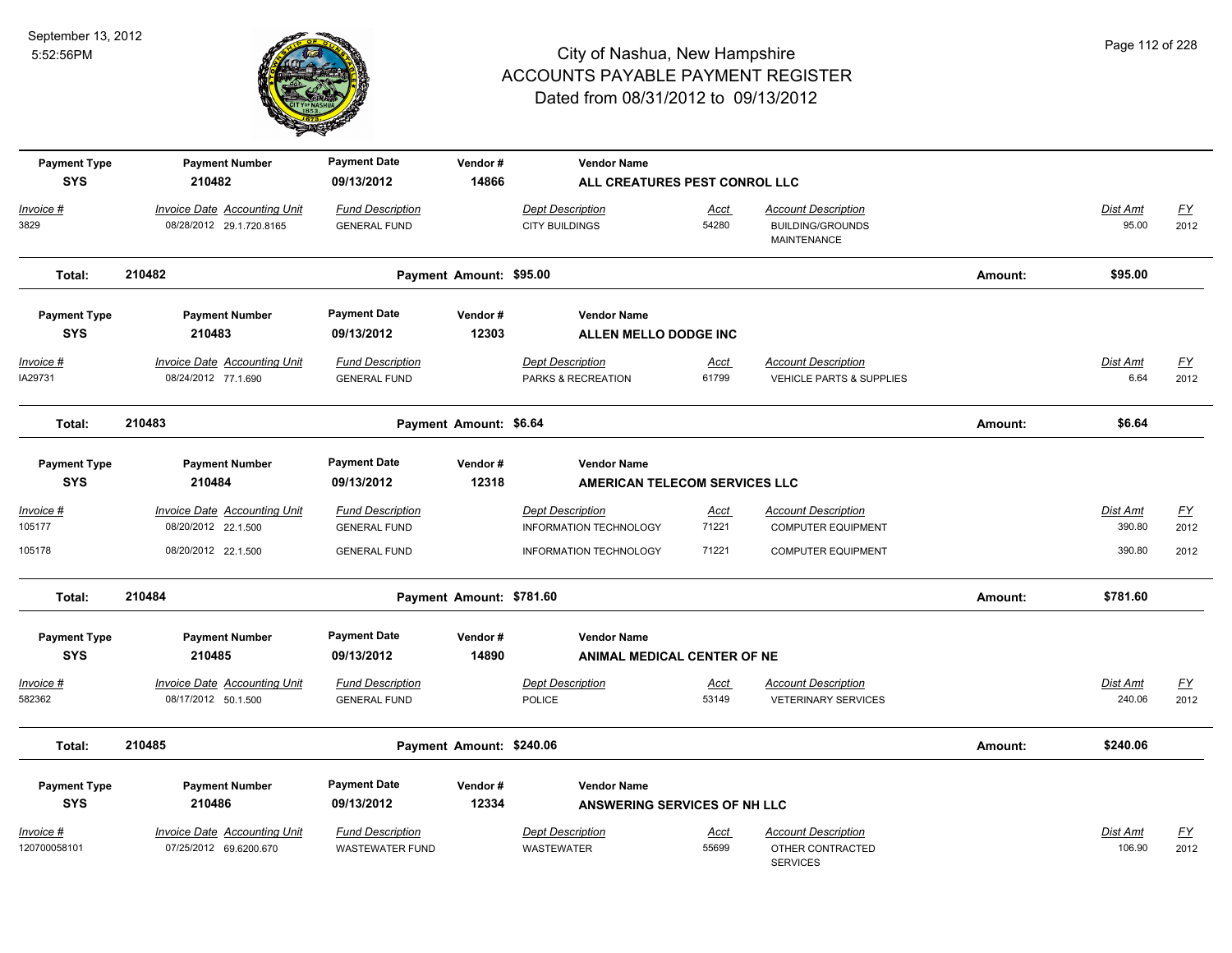# City of Nashua, New Hampshire
## ACCOUNTS PAYABLE PAYMENT REGISTER
### Dated from 08/31/2012 to 09/13/2012

| Payment Type | Payment Number | Payment Date | Vendor # | Vendor Name |
|---|---|---|---|---|
| SYS | 210482 | 09/13/2012 | 14866 | ALL CREATURES PEST CONROL LLC |

| Invoice # | Invoice Date | Accounting Unit | Fund Description | Dept Description | Acct | Account Description | Dist Amt | FY |
|---|---|---|---|---|---|---|---|---|
| 3829 | 08/28/2012 | 29.1.720.8165 | GENERAL FUND | CITY BUILDINGS | 54280 | BUILDING/GROUNDS MAINTENANCE | 95.00 | 2012 |

**Total: 210482** — Payment Amount: $95.00 — Amount: **$95.00**

| Payment Type | Payment Number | Payment Date | Vendor # | Vendor Name |
|---|---|---|---|---|
| SYS | 210483 | 09/13/2012 | 12303 | ALLEN MELLO DODGE INC |

| Invoice # | Invoice Date | Accounting Unit | Fund Description | Dept Description | Acct | Account Description | Dist Amt | FY |
|---|---|---|---|---|---|---|---|---|
| IA29731 | 08/24/2012 | 77.1.690 | GENERAL FUND | PARKS & RECREATION | 61799 | VEHICLE PARTS & SUPPLIES | 6.64 | 2012 |

**Total: 210483** — Payment Amount: $6.64 — Amount: **$6.64**

| Payment Type | Payment Number | Payment Date | Vendor # | Vendor Name |
|---|---|---|---|---|
| SYS | 210484 | 09/13/2012 | 12318 | AMERICAN TELECOM SERVICES LLC |

| Invoice # | Invoice Date | Accounting Unit | Fund Description | Dept Description | Acct | Account Description | Dist Amt | FY |
|---|---|---|---|---|---|---|---|---|
| 105177 | 08/20/2012 | 22.1.500 | GENERAL FUND | INFORMATION TECHNOLOGY | 71221 | COMPUTER EQUIPMENT | 390.80 | 2012 |
| 105178 | 08/20/2012 | 22.1.500 | GENERAL FUND | INFORMATION TECHNOLOGY | 71221 | COMPUTER EQUIPMENT | 390.80 | 2012 |

**Total: 210484** — Payment Amount: $781.60 — Amount: **$781.60**

| Payment Type | Payment Number | Payment Date | Vendor # | Vendor Name |
|---|---|---|---|---|
| SYS | 210485 | 09/13/2012 | 14890 | ANIMAL MEDICAL CENTER OF NE |

| Invoice # | Invoice Date | Accounting Unit | Fund Description | Dept Description | Acct | Account Description | Dist Amt | FY |
|---|---|---|---|---|---|---|---|---|
| 582362 | 08/17/2012 | 50.1.500 | GENERAL FUND | POLICE | 53149 | VETERINARY SERVICES | 240.06 | 2012 |

**Total: 210485** — Payment Amount: $240.06 — Amount: **$240.06**

| Payment Type | Payment Number | Payment Date | Vendor # | Vendor Name |
|---|---|---|---|---|
| SYS | 210486 | 09/13/2012 | 12334 | ANSWERING SERVICES OF NH LLC |

| Invoice # | Invoice Date | Accounting Unit | Fund Description | Dept Description | Acct | Account Description | Dist Amt | FY |
|---|---|---|---|---|---|---|---|---|
| 120700058101 | 07/25/2012 | 69.6200.670 | WASTEWATER FUND | WASTEWATER | 55699 | OTHER CONTRACTED SERVICES | 106.90 | 2012 |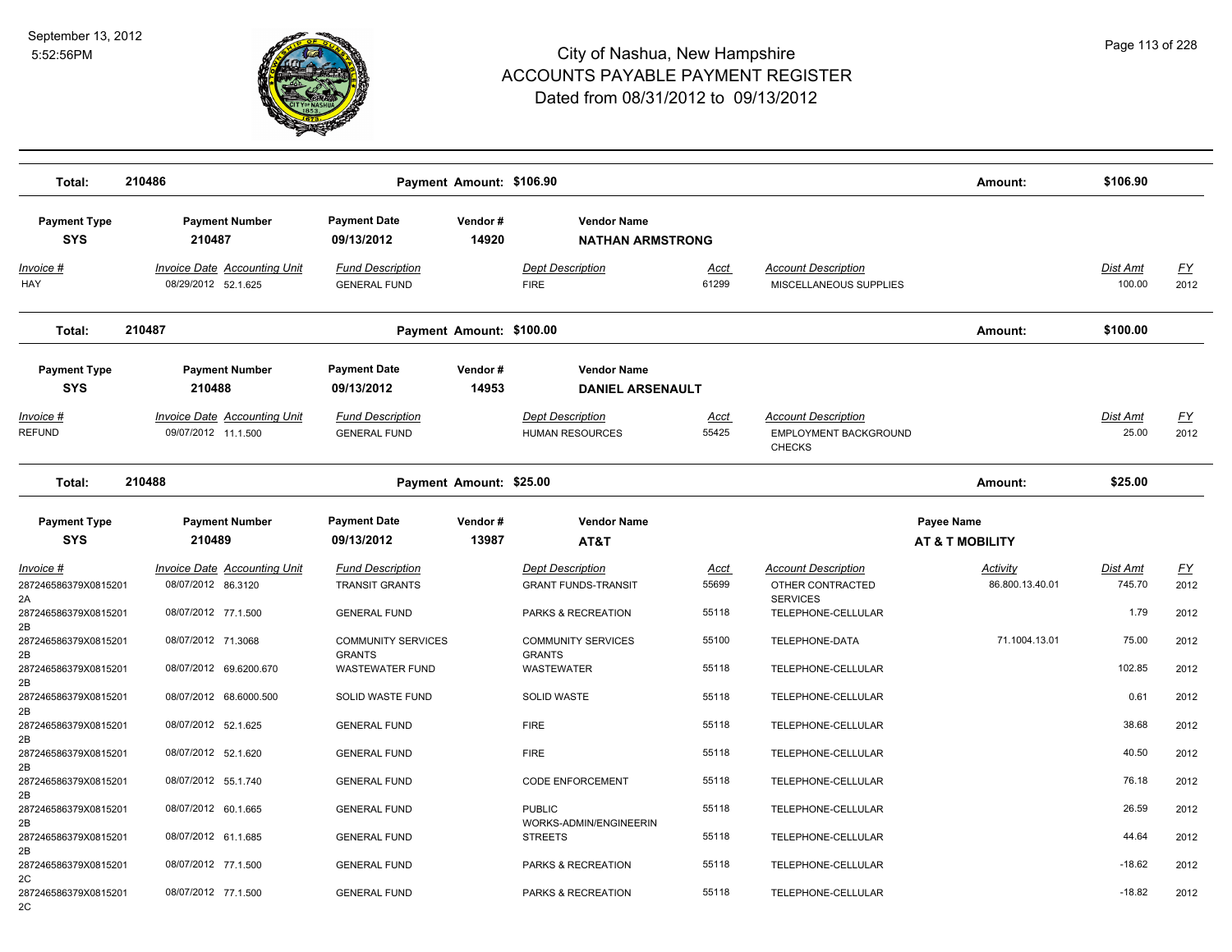# City of Nashua, New Hampshire
## ACCOUNTS PAYABLE PAYMENT REGISTER
### Dated from 08/31/2012 to 09/13/2012

September 13, 2012
5:52:56PM

| Total: | 210486 | | Payment Amount: $106.90 | | | Amount: | $106.90 |
|---|---|---|---|---|---|---|---|

| Payment Type | Payment Number | Payment Date | Vendor # | Vendor Name |
|---|---|---|---|---|
| SYS | 210487 | 09/13/2012 | 14920 | NATHAN ARMSTRONG |

| Invoice # | Invoice Date | Accounting Unit | Fund Description | Dept Description | Acct | Account Description | Dist Amt | FY |
|---|---|---|---|---|---|---|---|---|
| HAY | 08/29/2012 | 52.1.625 | GENERAL FUND | FIRE | 61299 | MISCELLANEOUS SUPPLIES | 100.00 | 2012 |

| Total: | 210487 | | Payment Amount: $100.00 | | | Amount: | $100.00 |
|---|---|---|---|---|---|---|---|

| Payment Type | Payment Number | Payment Date | Vendor # | Vendor Name |
|---|---|---|---|---|
| SYS | 210488 | 09/13/2012 | 14953 | DANIEL ARSENAULT |

| Invoice # | Invoice Date | Accounting Unit | Fund Description | Dept Description | Acct | Account Description | Dist Amt | FY |
|---|---|---|---|---|---|---|---|---|
| REFUND | 09/07/2012 | 11.1.500 | GENERAL FUND | HUMAN RESOURCES | 55425 | EMPLOYMENT BACKGROUND CHECKS | 25.00 | 2012 |

| Total: | 210488 | | Payment Amount: $25.00 | | | Amount: | $25.00 |
|---|---|---|---|---|---|---|---|

| Payment Type | Payment Number | Payment Date | Vendor # | Vendor Name | Payee Name |
|---|---|---|---|---|---|
| SYS | 210489 | 09/13/2012 | 13987 | AT&T | AT & T MOBILITY |

| Invoice # | Invoice Date | Accounting Unit | Fund Description | Dept Description | Acct | Account Description | Activity | Dist Amt | FY |
|---|---|---|---|---|---|---|---|---|---|
| 287246586379X08152012A | 08/07/2012 | 86.3120 | TRANSIT GRANTS | GRANT FUNDS-TRANSIT | 55699 | OTHER CONTRACTED SERVICES | 86.800.13.40.01 | 745.70 | 2012 |
| 287246586379X08152012B | 08/07/2012 | 77.1.500 | GENERAL FUND | PARKS & RECREATION | 55118 | TELEPHONE-CELLULAR | | 1.79 | 2012 |
| 287246586379X08152012B | 08/07/2012 | 71.3068 | COMMUNITY SERVICES GRANTS | COMMUNITY SERVICES GRANTS | 55100 | TELEPHONE-DATA | 71.1004.13.01 | 75.00 | 2012 |
| 287246586379X08152012B | 08/07/2012 | 69.6200.670 | WASTEWATER FUND | WASTEWATER | 55118 | TELEPHONE-CELLULAR | | 102.85 | 2012 |
| 287246586379X08152012B | 08/07/2012 | 68.6000.500 | SOLID WASTE FUND | SOLID WASTE | 55118 | TELEPHONE-CELLULAR | | 0.61 | 2012 |
| 287246586379X08152012B | 08/07/2012 | 52.1.625 | GENERAL FUND | FIRE | 55118 | TELEPHONE-CELLULAR | | 38.68 | 2012 |
| 287246586379X08152012B | 08/07/2012 | 52.1.620 | GENERAL FUND | FIRE | 55118 | TELEPHONE-CELLULAR | | 40.50 | 2012 |
| 287246586379X08152012B | 08/07/2012 | 55.1.740 | GENERAL FUND | CODE ENFORCEMENT | 55118 | TELEPHONE-CELLULAR | | 76.18 | 2012 |
| 287246586379X08152012B | 08/07/2012 | 60.1.665 | GENERAL FUND | PUBLIC WORKS-ADMIN/ENGINEERIN | 55118 | TELEPHONE-CELLULAR | | 26.59 | 2012 |
| 287246586379X08152012B | 08/07/2012 | 61.1.685 | GENERAL FUND | STREETS | 55118 | TELEPHONE-CELLULAR | | 44.64 | 2012 |
| 287246586379X08152012C | 08/07/2012 | 77.1.500 | GENERAL FUND | PARKS & RECREATION | 55118 | TELEPHONE-CELLULAR | | -18.62 | 2012 |
| 287246586379X08152012C | 08/07/2012 | 77.1.500 | GENERAL FUND | PARKS & RECREATION | 55118 | TELEPHONE-CELLULAR | | -18.82 | 2012 |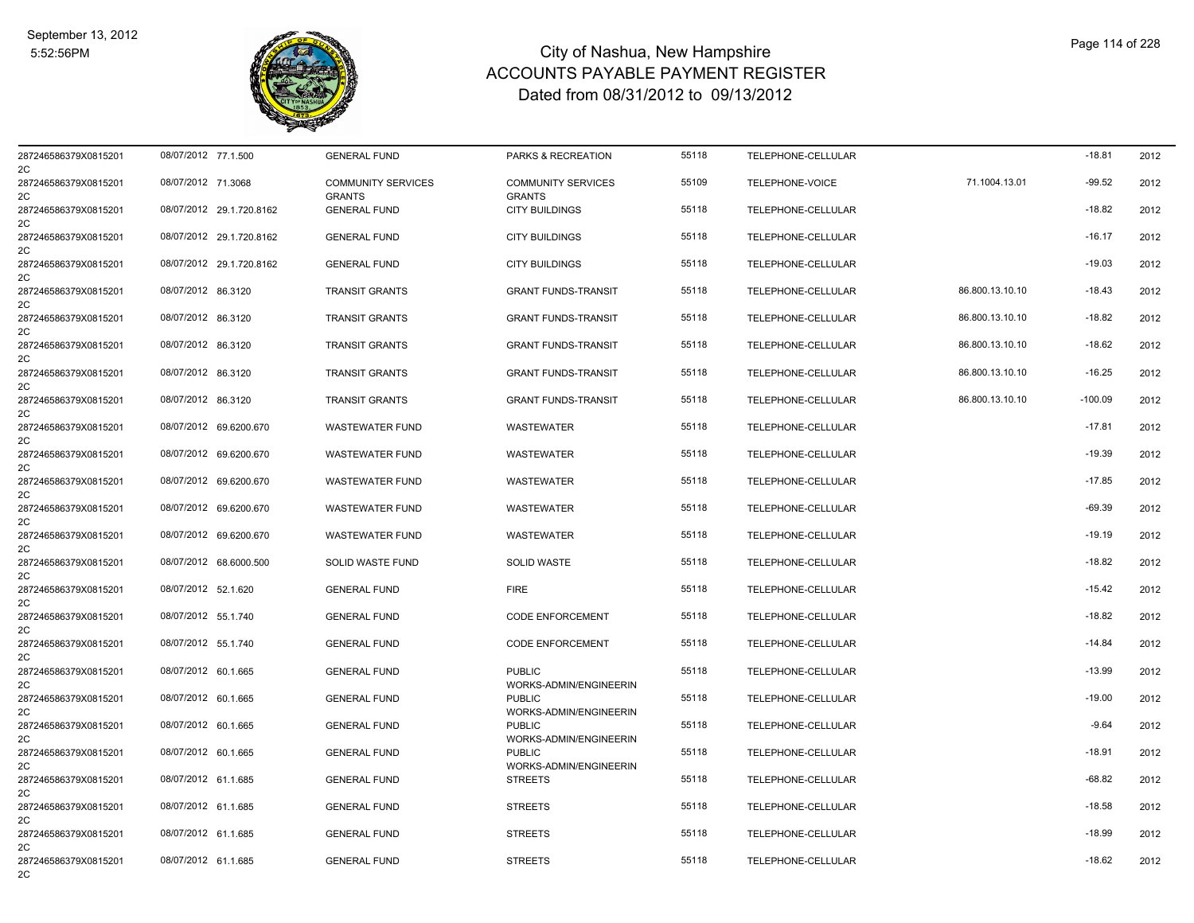# City of Nashua, New Hampshire
## ACCOUNTS PAYABLE PAYMENT REGISTER
### Dated from 08/31/2012 to 09/13/2012

September 13, 2012
5:52:56PM

| | | | | | | | | | |
|---|---|---|---|---|---|---|---|---|---|
| 287246586379X08152012C | 08/07/2012 | 77.1.500 | GENERAL FUND | PARKS & RECREATION | 55118 | TELEPHONE-CELLULAR | | -18.81 | 2012 |
| 287246586379X08152012C | 08/07/2012 | 71.3068 | COMMUNITY SERVICES GRANTS | COMMUNITY SERVICES GRANTS | 55109 | TELEPHONE-VOICE | 71.1004.13.01 | -99.52 | 2012 |
| 287246586379X08152012C | 08/07/2012 | 29.1.720.8162 | GENERAL FUND | CITY BUILDINGS | 55118 | TELEPHONE-CELLULAR | | -18.82 | 2012 |
| 287246586379X08152012C | 08/07/2012 | 29.1.720.8162 | GENERAL FUND | CITY BUILDINGS | 55118 | TELEPHONE-CELLULAR | | -16.17 | 2012 |
| 287246586379X08152012C | 08/07/2012 | 29.1.720.8162 | GENERAL FUND | CITY BUILDINGS | 55118 | TELEPHONE-CELLULAR | | -19.03 | 2012 |
| 287246586379X08152012C | 08/07/2012 | 86.3120 | TRANSIT GRANTS | GRANT FUNDS-TRANSIT | 55118 | TELEPHONE-CELLULAR | 86.800.13.10.10 | -18.43 | 2012 |
| 287246586379X08152012C | 08/07/2012 | 86.3120 | TRANSIT GRANTS | GRANT FUNDS-TRANSIT | 55118 | TELEPHONE-CELLULAR | 86.800.13.10.10 | -18.82 | 2012 |
| 287246586379X08152012C | 08/07/2012 | 86.3120 | TRANSIT GRANTS | GRANT FUNDS-TRANSIT | 55118 | TELEPHONE-CELLULAR | 86.800.13.10.10 | -18.62 | 2012 |
| 287246586379X08152012C | 08/07/2012 | 86.3120 | TRANSIT GRANTS | GRANT FUNDS-TRANSIT | 55118 | TELEPHONE-CELLULAR | 86.800.13.10.10 | -16.25 | 2012 |
| 287246586379X08152012C | 08/07/2012 | 86.3120 | TRANSIT GRANTS | GRANT FUNDS-TRANSIT | 55118 | TELEPHONE-CELLULAR | 86.800.13.10.10 | -100.09 | 2012 |
| 287246586379X08152012C | 08/07/2012 | 69.6200.670 | WASTEWATER FUND | WASTEWATER | 55118 | TELEPHONE-CELLULAR | | -17.81 | 2012 |
| 287246586379X08152012C | 08/07/2012 | 69.6200.670 | WASTEWATER FUND | WASTEWATER | 55118 | TELEPHONE-CELLULAR | | -19.39 | 2012 |
| 287246586379X08152012C | 08/07/2012 | 69.6200.670 | WASTEWATER FUND | WASTEWATER | 55118 | TELEPHONE-CELLULAR | | -17.85 | 2012 |
| 287246586379X08152012C | 08/07/2012 | 69.6200.670 | WASTEWATER FUND | WASTEWATER | 55118 | TELEPHONE-CELLULAR | | -69.39 | 2012 |
| 287246586379X08152012C | 08/07/2012 | 69.6200.670 | WASTEWATER FUND | WASTEWATER | 55118 | TELEPHONE-CELLULAR | | -19.19 | 2012 |
| 287246586379X08152012C | 08/07/2012 | 68.6000.500 | SOLID WASTE FUND | SOLID WASTE | 55118 | TELEPHONE-CELLULAR | | -18.82 | 2012 |
| 287246586379X08152012C | 08/07/2012 | 52.1.620 | GENERAL FUND | FIRE | 55118 | TELEPHONE-CELLULAR | | -15.42 | 2012 |
| 287246586379X08152012C | 08/07/2012 | 55.1.740 | GENERAL FUND | CODE ENFORCEMENT | 55118 | TELEPHONE-CELLULAR | | -18.82 | 2012 |
| 287246586379X08152012C | 08/07/2012 | 55.1.740 | GENERAL FUND | CODE ENFORCEMENT | 55118 | TELEPHONE-CELLULAR | | -14.84 | 2012 |
| 287246586379X08152012C | 08/07/2012 | 60.1.665 | GENERAL FUND | PUBLIC WORKS-ADMIN/ENGINEERIN | 55118 | TELEPHONE-CELLULAR | | -13.99 | 2012 |
| 287246586379X08152012C | 08/07/2012 | 60.1.665 | GENERAL FUND | PUBLIC WORKS-ADMIN/ENGINEERIN | 55118 | TELEPHONE-CELLULAR | | -19.00 | 2012 |
| 287246586379X08152012C | 08/07/2012 | 60.1.665 | GENERAL FUND | PUBLIC WORKS-ADMIN/ENGINEERIN | 55118 | TELEPHONE-CELLULAR | | -9.64 | 2012 |
| 287246586379X08152012C | 08/07/2012 | 60.1.665 | GENERAL FUND | PUBLIC WORKS-ADMIN/ENGINEERIN | 55118 | TELEPHONE-CELLULAR | | -18.91 | 2012 |
| 287246586379X08152012C | 08/07/2012 | 61.1.685 | GENERAL FUND | STREETS | 55118 | TELEPHONE-CELLULAR | | -68.82 | 2012 |
| 287246586379X08152012C | 08/07/2012 | 61.1.685 | GENERAL FUND | STREETS | 55118 | TELEPHONE-CELLULAR | | -18.58 | 2012 |
| 287246586379X08152012C | 08/07/2012 | 61.1.685 | GENERAL FUND | STREETS | 55118 | TELEPHONE-CELLULAR | | -18.99 | 2012 |
| 287246586379X08152012C | 08/07/2012 | 61.1.685 | GENERAL FUND | STREETS | 55118 | TELEPHONE-CELLULAR | | -18.62 | 2012 |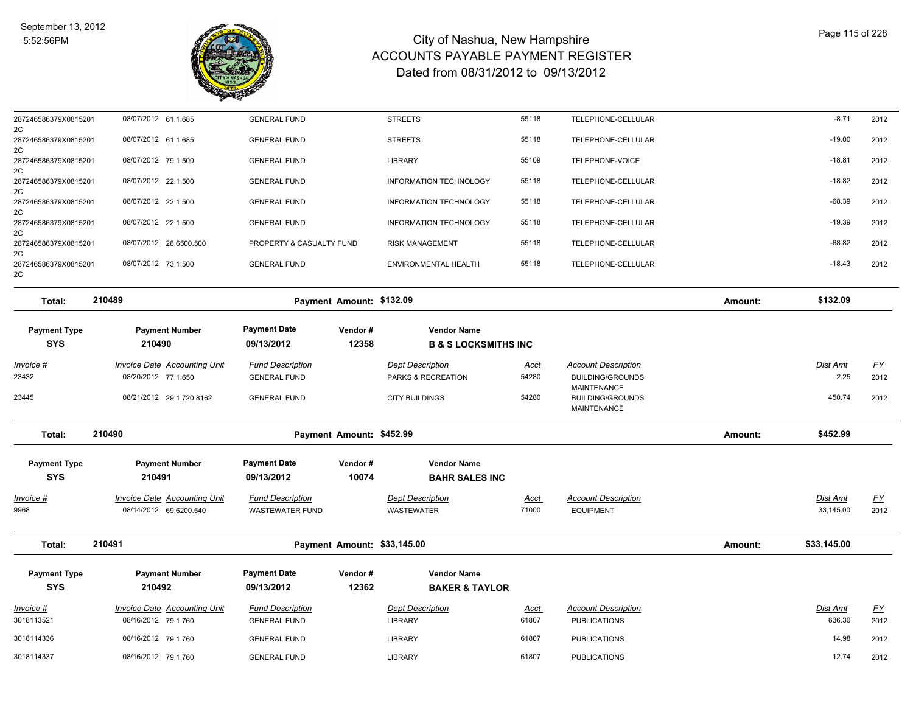# City of Nashua, New Hampshire
## ACCOUNTS PAYABLE PAYMENT REGISTER
### Dated from 08/31/2012 to 09/13/2012

| Invoice # | Invoice Date | Accounting Unit | Fund Description | Dept Description | Acct | Account Description | Dist Amt | FY |
|---|---|---|---|---|---|---|---|---|
| 287246586379X08152012C | 08/07/2012 | 61.1.685 | GENERAL FUND | STREETS | 55118 | TELEPHONE-CELLULAR | -8.71 | 2012 |
| 287246586379X08152012C | 08/07/2012 | 61.1.685 | GENERAL FUND | STREETS | 55118 | TELEPHONE-CELLULAR | -19.00 | 2012 |
| 287246586379X08152012C | 08/07/2012 | 79.1.500 | GENERAL FUND | LIBRARY | 55109 | TELEPHONE-VOICE | -18.81 | 2012 |
| 287246586379X08152012C | 08/07/2012 | 22.1.500 | GENERAL FUND | INFORMATION TECHNOLOGY | 55118 | TELEPHONE-CELLULAR | -18.82 | 2012 |
| 287246586379X08152012C | 08/07/2012 | 22.1.500 | GENERAL FUND | INFORMATION TECHNOLOGY | 55118 | TELEPHONE-CELLULAR | -68.39 | 2012 |
| 287246586379X08152012C | 08/07/2012 | 22.1.500 | GENERAL FUND | INFORMATION TECHNOLOGY | 55118 | TELEPHONE-CELLULAR | -19.39 | 2012 |
| 287246586379X08152012C | 08/07/2012 | 28.6500.500 | PROPERTY & CASUALTY FUND | RISK MANAGEMENT | 55118 | TELEPHONE-CELLULAR | -68.82 | 2012 |
| 287246586379X08152012C | 08/07/2012 | 73.1.500 | GENERAL FUND | ENVIRONMENTAL HEALTH | 55118 | TELEPHONE-CELLULAR | -18.43 | 2012 |

**Total: 210489** — Payment Amount: $132.09 — Amount: $132.09

| Payment Type | Payment Number | Payment Date | Vendor # | Vendor Name |
|---|---|---|---|---|
| SYS | 210490 | 09/13/2012 | 12358 | B & S LOCKSMITHS INC |

| Invoice # | Invoice Date | Accounting Unit | Fund Description | Dept Description | Acct | Account Description | Dist Amt | FY |
|---|---|---|---|---|---|---|---|---|
| 23432 | 08/20/2012 | 77.1.650 | GENERAL FUND | PARKS & RECREATION | 54280 | BUILDING/GROUNDS MAINTENANCE | 2.25 | 2012 |
| 23445 | 08/21/2012 | 29.1.720.8162 | GENERAL FUND | CITY BUILDINGS | 54280 | BUILDING/GROUNDS MAINTENANCE | 450.74 | 2012 |

**Total: 210490** — Payment Amount: $452.99 — Amount: $452.99

| Payment Type | Payment Number | Payment Date | Vendor # | Vendor Name |
|---|---|---|---|---|
| SYS | 210491 | 09/13/2012 | 10074 | BAHR SALES INC |

| Invoice # | Invoice Date | Accounting Unit | Fund Description | Dept Description | Acct | Account Description | Dist Amt | FY |
|---|---|---|---|---|---|---|---|---|
| 9968 | 08/14/2012 | 69.6200.540 | WASTEWATER FUND | WASTEWATER | 71000 | EQUIPMENT | 33,145.00 | 2012 |

**Total: 210491** — Payment Amount: $33,145.00 — Amount: $33,145.00

| Payment Type | Payment Number | Payment Date | Vendor # | Vendor Name |
|---|---|---|---|---|
| SYS | 210492 | 09/13/2012 | 12362 | BAKER & TAYLOR |

| Invoice # | Invoice Date | Accounting Unit | Fund Description | Dept Description | Acct | Account Description | Dist Amt | FY |
|---|---|---|---|---|---|---|---|---|
| 3018113521 | 08/16/2012 | 79.1.760 | GENERAL FUND | LIBRARY | 61807 | PUBLICATIONS | 636.30 | 2012 |
| 3018114336 | 08/16/2012 | 79.1.760 | GENERAL FUND | LIBRARY | 61807 | PUBLICATIONS | 14.98 | 2012 |
| 3018114337 | 08/16/2012 | 79.1.760 | GENERAL FUND | LIBRARY | 61807 | PUBLICATIONS | 12.74 | 2012 |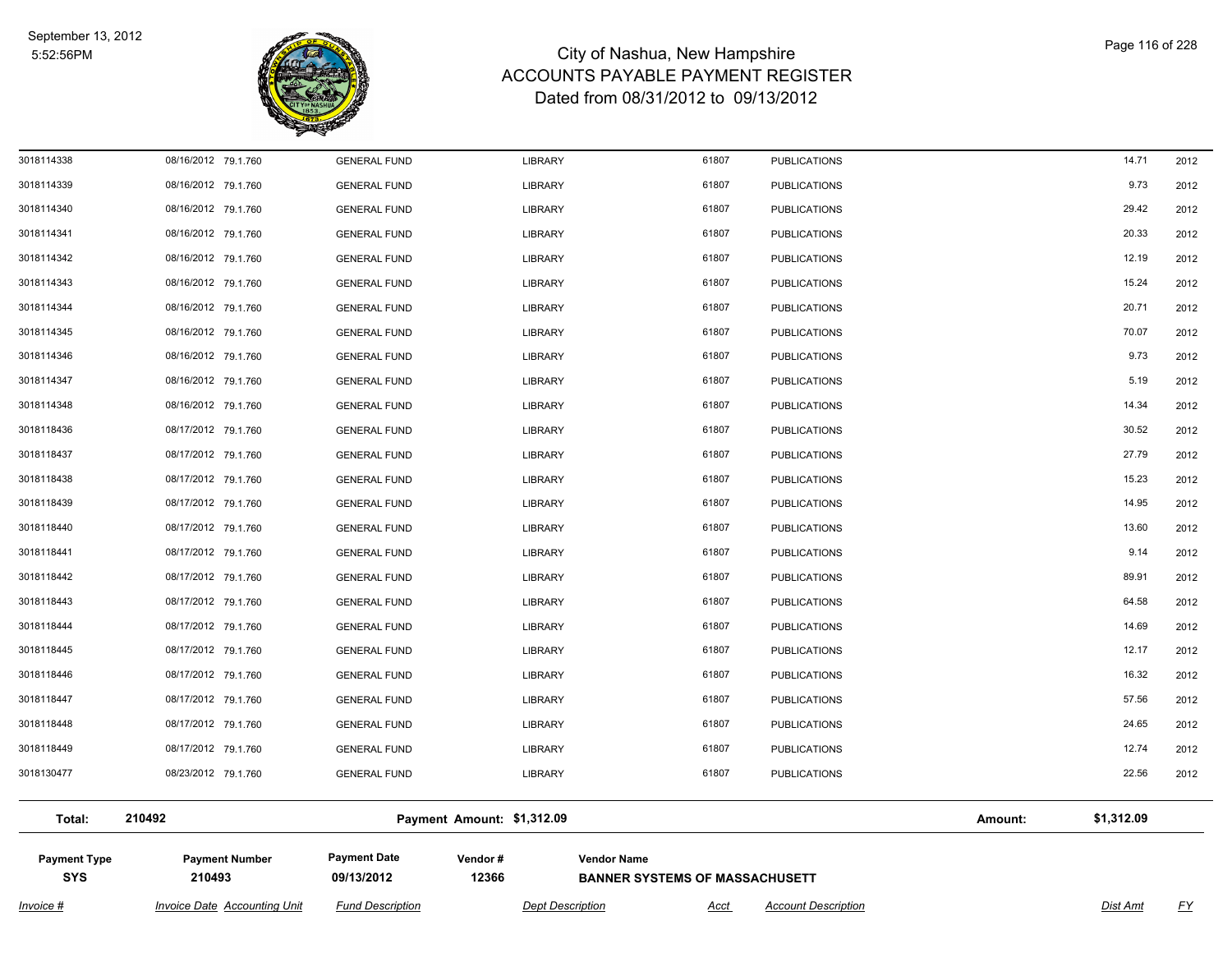# City of Nashua, New Hampshire
# ACCOUNTS PAYABLE PAYMENT REGISTER
## Dated from 08/31/2012 to 09/13/2012

| Invoice # | Invoice Date | Accounting Unit | Fund Description | Dept Description | Acct | Account Description | Dist Amt | FY |
|---|---|---|---|---|---|---|---|---|
| 3018114338 | 08/16/2012 | 79.1.760 | GENERAL FUND | LIBRARY | 61807 | PUBLICATIONS | 14.71 | 2012 |
| 3018114339 | 08/16/2012 | 79.1.760 | GENERAL FUND | LIBRARY | 61807 | PUBLICATIONS | 9.73 | 2012 |
| 3018114340 | 08/16/2012 | 79.1.760 | GENERAL FUND | LIBRARY | 61807 | PUBLICATIONS | 29.42 | 2012 |
| 3018114341 | 08/16/2012 | 79.1.760 | GENERAL FUND | LIBRARY | 61807 | PUBLICATIONS | 20.33 | 2012 |
| 3018114342 | 08/16/2012 | 79.1.760 | GENERAL FUND | LIBRARY | 61807 | PUBLICATIONS | 12.19 | 2012 |
| 3018114343 | 08/16/2012 | 79.1.760 | GENERAL FUND | LIBRARY | 61807 | PUBLICATIONS | 15.24 | 2012 |
| 3018114344 | 08/16/2012 | 79.1.760 | GENERAL FUND | LIBRARY | 61807 | PUBLICATIONS | 20.71 | 2012 |
| 3018114345 | 08/16/2012 | 79.1.760 | GENERAL FUND | LIBRARY | 61807 | PUBLICATIONS | 70.07 | 2012 |
| 3018114346 | 08/16/2012 | 79.1.760 | GENERAL FUND | LIBRARY | 61807 | PUBLICATIONS | 9.73 | 2012 |
| 3018114347 | 08/16/2012 | 79.1.760 | GENERAL FUND | LIBRARY | 61807 | PUBLICATIONS | 5.19 | 2012 |
| 3018114348 | 08/16/2012 | 79.1.760 | GENERAL FUND | LIBRARY | 61807 | PUBLICATIONS | 14.34 | 2012 |
| 3018118436 | 08/17/2012 | 79.1.760 | GENERAL FUND | LIBRARY | 61807 | PUBLICATIONS | 30.52 | 2012 |
| 3018118437 | 08/17/2012 | 79.1.760 | GENERAL FUND | LIBRARY | 61807 | PUBLICATIONS | 27.79 | 2012 |
| 3018118438 | 08/17/2012 | 79.1.760 | GENERAL FUND | LIBRARY | 61807 | PUBLICATIONS | 15.23 | 2012 |
| 3018118439 | 08/17/2012 | 79.1.760 | GENERAL FUND | LIBRARY | 61807 | PUBLICATIONS | 14.95 | 2012 |
| 3018118440 | 08/17/2012 | 79.1.760 | GENERAL FUND | LIBRARY | 61807 | PUBLICATIONS | 13.60 | 2012 |
| 3018118441 | 08/17/2012 | 79.1.760 | GENERAL FUND | LIBRARY | 61807 | PUBLICATIONS | 9.14 | 2012 |
| 3018118442 | 08/17/2012 | 79.1.760 | GENERAL FUND | LIBRARY | 61807 | PUBLICATIONS | 89.91 | 2012 |
| 3018118443 | 08/17/2012 | 79.1.760 | GENERAL FUND | LIBRARY | 61807 | PUBLICATIONS | 64.58 | 2012 |
| 3018118444 | 08/17/2012 | 79.1.760 | GENERAL FUND | LIBRARY | 61807 | PUBLICATIONS | 14.69 | 2012 |
| 3018118445 | 08/17/2012 | 79.1.760 | GENERAL FUND | LIBRARY | 61807 | PUBLICATIONS | 12.17 | 2012 |
| 3018118446 | 08/17/2012 | 79.1.760 | GENERAL FUND | LIBRARY | 61807 | PUBLICATIONS | 16.32 | 2012 |
| 3018118447 | 08/17/2012 | 79.1.760 | GENERAL FUND | LIBRARY | 61807 | PUBLICATIONS | 57.56 | 2012 |
| 3018118448 | 08/17/2012 | 79.1.760 | GENERAL FUND | LIBRARY | 61807 | PUBLICATIONS | 24.65 | 2012 |
| 3018118449 | 08/17/2012 | 79.1.760 | GENERAL FUND | LIBRARY | 61807 | PUBLICATIONS | 12.74 | 2012 |
| 3018130477 | 08/23/2012 | 79.1.760 | GENERAL FUND | LIBRARY | 61807 | PUBLICATIONS | 22.56 | 2012 |

**Total:** 210492 **Payment Amount: $1,312.09** **Amount:** **$1,312.09**

| Payment Type | Payment Number | Payment Date | Vendor # | Vendor Name |
|---|---|---|---|---|
| **SYS** | **210493** | **09/13/2012** | **12366** | **BANNER SYSTEMS OF MASSACHUSETT** |

| *Invoice #* | *Invoice Date* | *Accounting Unit* | *Fund Description* | *Dept Description* | *Acct* | *Account Description* | *Dist Amt* | *FY* |
|---|---|---|---|---|---|---|---|---|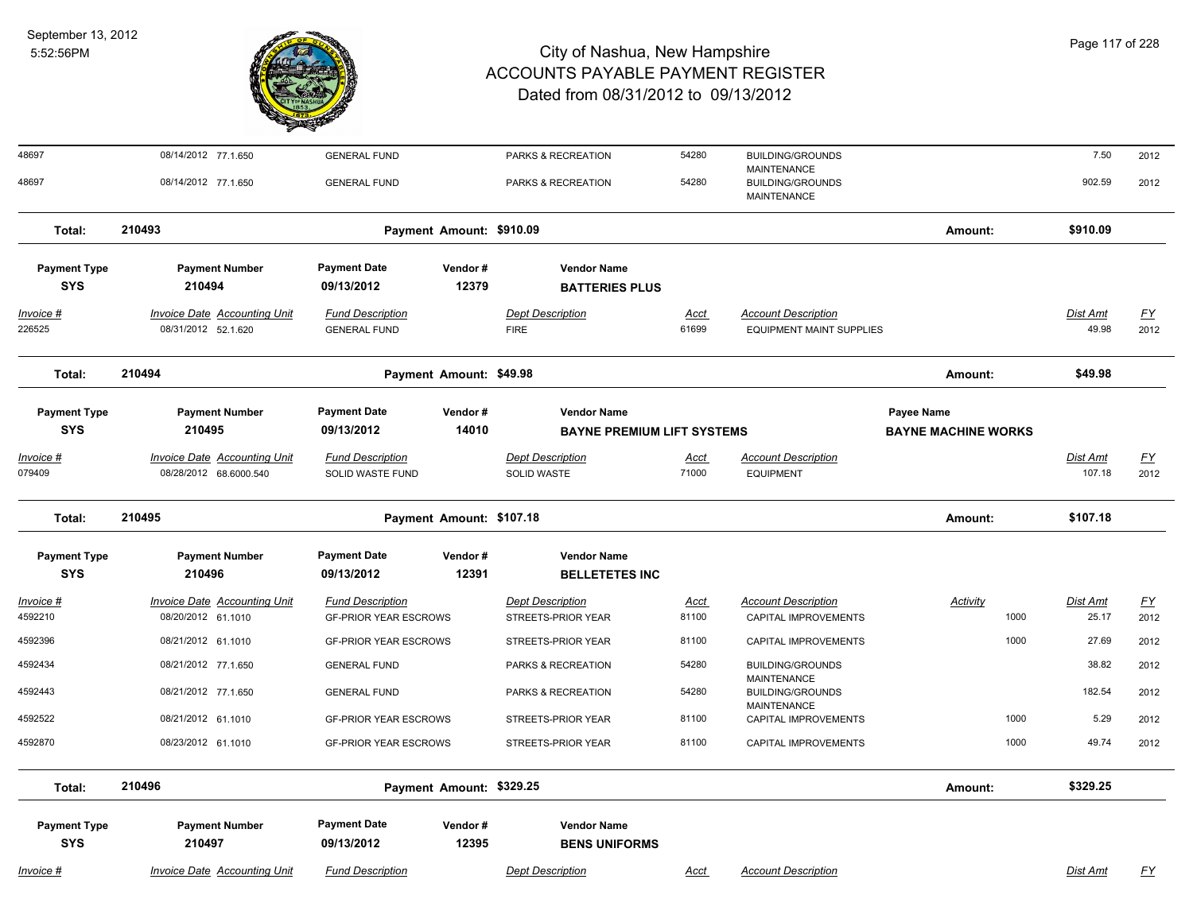| Invoice # | Invoice Date | Accounting Unit | Fund Description | Dept Description | Acct | Account Description | Dist Amt | FY |
|---|---|---|---|---|---|---|---|---|
| 48697 | 08/14/2012 | 77.1.650 | GENERAL FUND | PARKS & RECREATION | 54280 | BUILDING/GROUNDS MAINTENANCE | 7.50 | 2012 |
| 48697 | 08/14/2012 | 77.1.650 | GENERAL FUND | PARKS & RECREATION | 54280 | BUILDING/GROUNDS MAINTENANCE | 902.59 | 2012 |

**Total: 210493** — Payment Amount: $910.09 — Amount: $910.09

| Payment Type | Payment Number | Payment Date | Vendor # | Vendor Name |
|---|---|---|---|---|
| SYS | 210494 | 09/13/2012 | 12379 | BATTERIES PLUS |

| Invoice # | Invoice Date | Accounting Unit | Fund Description | Dept Description | Acct | Account Description | Dist Amt | FY |
|---|---|---|---|---|---|---|---|---|
| 226525 | 08/31/2012 | 52.1.620 | GENERAL FUND | FIRE | 61699 | EQUIPMENT MAINT SUPPLIES | 49.98 | 2012 |

**Total: 210494** — Payment Amount: $49.98 — Amount: $49.98

| Payment Type | Payment Number | Payment Date | Vendor # | Vendor Name | Payee Name |
|---|---|---|---|---|---|
| SYS | 210495 | 09/13/2012 | 14010 | BAYNE PREMIUM LIFT SYSTEMS | BAYNE MACHINE WORKS |

| Invoice # | Invoice Date | Accounting Unit | Fund Description | Dept Description | Acct | Account Description | Dist Amt | FY |
|---|---|---|---|---|---|---|---|---|
| 079409 | 08/28/2012 | 68.6000.540 | SOLID WASTE FUND | SOLID WASTE | 71000 | EQUIPMENT | 107.18 | 2012 |

**Total: 210495** — Payment Amount: $107.18 — Amount: $107.18

| Payment Type | Payment Number | Payment Date | Vendor # | Vendor Name |
|---|---|---|---|---|
| SYS | 210496 | 09/13/2012 | 12391 | BELLETETES INC |

| Invoice # | Invoice Date | Accounting Unit | Fund Description | Dept Description | Acct | Account Description | Activity | Dist Amt | FY |
|---|---|---|---|---|---|---|---|---|---|
| 4592210 | 08/20/2012 | 61.1010 | GF-PRIOR YEAR ESCROWS | STREETS-PRIOR YEAR | 81100 | CAPITAL IMPROVEMENTS | 1000 | 25.17 | 2012 |
| 4592396 | 08/21/2012 | 61.1010 | GF-PRIOR YEAR ESCROWS | STREETS-PRIOR YEAR | 81100 | CAPITAL IMPROVEMENTS | 1000 | 27.69 | 2012 |
| 4592434 | 08/21/2012 | 77.1.650 | GENERAL FUND | PARKS & RECREATION | 54280 | BUILDING/GROUNDS MAINTENANCE | | 38.82 | 2012 |
| 4592443 | 08/21/2012 | 77.1.650 | GENERAL FUND | PARKS & RECREATION | 54280 | BUILDING/GROUNDS MAINTENANCE | | 182.54 | 2012 |
| 4592522 | 08/21/2012 | 61.1010 | GF-PRIOR YEAR ESCROWS | STREETS-PRIOR YEAR | 81100 | CAPITAL IMPROVEMENTS | 1000 | 5.29 | 2012 |
| 4592870 | 08/23/2012 | 61.1010 | GF-PRIOR YEAR ESCROWS | STREETS-PRIOR YEAR | 81100 | CAPITAL IMPROVEMENTS | 1000 | 49.74 | 2012 |

**Total: 210496** — Payment Amount: $329.25 — Amount: $329.25

| Payment Type | Payment Number | Payment Date | Vendor # | Vendor Name |
|---|---|---|---|---|
| SYS | 210497 | 09/13/2012 | 12395 | BENS UNIFORMS |

| Invoice # | Invoice Date | Accounting Unit | Fund Description | Dept Description | Acct | Account Description | Dist Amt | FY |
|---|---|---|---|---|---|---|---|---|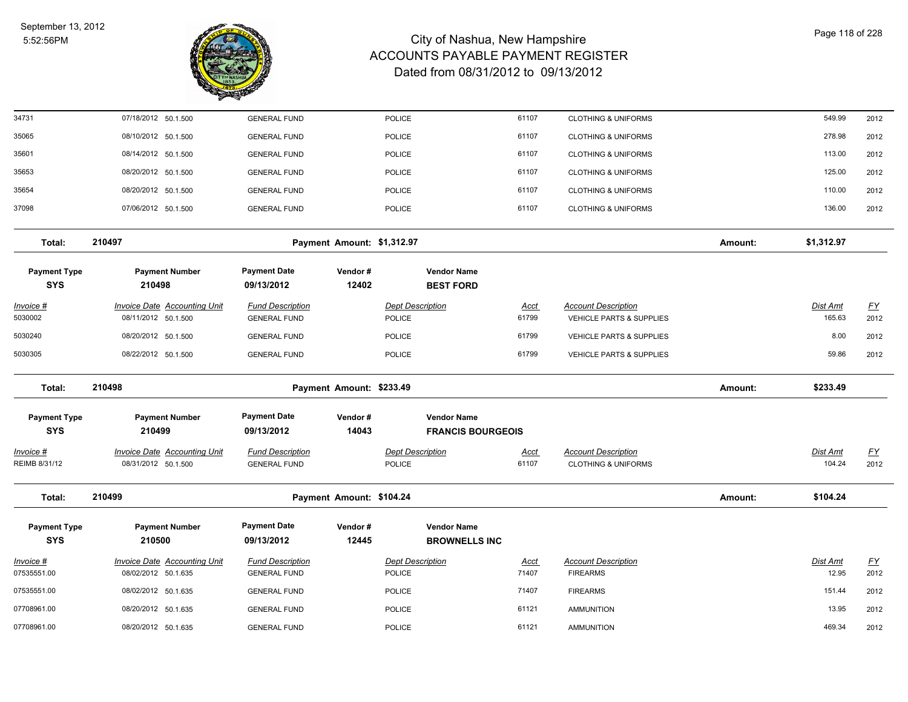# City of Nashua, New Hampshire
# ACCOUNTS PAYABLE PAYMENT REGISTER
## Dated from 08/31/2012 to 09/13/2012

| Invoice # | Invoice Date | Accounting Unit | Fund Description | Dept Description | Acct | Account Description | Dist Amt | FY |
|---|---|---|---|---|---|---|---|---|
| 34731 | 07/18/2012 | 50.1.500 | GENERAL FUND | POLICE | 61107 | CLOTHING & UNIFORMS | 549.99 | 2012 |
| 35065 | 08/10/2012 | 50.1.500 | GENERAL FUND | POLICE | 61107 | CLOTHING & UNIFORMS | 278.98 | 2012 |
| 35601 | 08/14/2012 | 50.1.500 | GENERAL FUND | POLICE | 61107 | CLOTHING & UNIFORMS | 113.00 | 2012 |
| 35653 | 08/20/2012 | 50.1.500 | GENERAL FUND | POLICE | 61107 | CLOTHING & UNIFORMS | 125.00 | 2012 |
| 35654 | 08/20/2012 | 50.1.500 | GENERAL FUND | POLICE | 61107 | CLOTHING & UNIFORMS | 110.00 | 2012 |
| 37098 | 07/06/2012 | 50.1.500 | GENERAL FUND | POLICE | 61107 | CLOTHING & UNIFORMS | 136.00 | 2012 |

**Total: 210497** Payment Amount: $1,312.97 Amount: **$1,312.97**

| Payment Type | Payment Number | Payment Date | Vendor # | Vendor Name |
|---|---|---|---|---|
| SYS | 210498 | 09/13/2012 | 12402 | BEST FORD |

| Invoice # | Invoice Date | Accounting Unit | Fund Description | Dept Description | Acct | Account Description | Dist Amt | FY |
|---|---|---|---|---|---|---|---|---|
| 5030002 | 08/11/2012 | 50.1.500 | GENERAL FUND | POLICE | 61799 | VEHICLE PARTS & SUPPLIES | 165.63 | 2012 |
| 5030240 | 08/20/2012 | 50.1.500 | GENERAL FUND | POLICE | 61799 | VEHICLE PARTS & SUPPLIES | 8.00 | 2012 |
| 5030305 | 08/22/2012 | 50.1.500 | GENERAL FUND | POLICE | 61799 | VEHICLE PARTS & SUPPLIES | 59.86 | 2012 |

**Total: 210498** Payment Amount: $233.49 Amount: **$233.49**

| Payment Type | Payment Number | Payment Date | Vendor # | Vendor Name |
|---|---|---|---|---|
| SYS | 210499 | 09/13/2012 | 14043 | FRANCIS BOURGEOIS |

| Invoice # | Invoice Date | Accounting Unit | Fund Description | Dept Description | Acct | Account Description | Dist Amt | FY |
|---|---|---|---|---|---|---|---|---|
| REIMB 8/31/12 | 08/31/2012 | 50.1.500 | GENERAL FUND | POLICE | 61107 | CLOTHING & UNIFORMS | 104.24 | 2012 |

**Total: 210499** Payment Amount: $104.24 Amount: **$104.24**

| Payment Type | Payment Number | Payment Date | Vendor # | Vendor Name |
|---|---|---|---|---|
| SYS | 210500 | 09/13/2012 | 12445 | BROWNELLS INC |

| Invoice # | Invoice Date | Accounting Unit | Fund Description | Dept Description | Acct | Account Description | Dist Amt | FY |
|---|---|---|---|---|---|---|---|---|
| 07535551.00 | 08/02/2012 | 50.1.635 | GENERAL FUND | POLICE | 71407 | FIREARMS | 12.95 | 2012 |
| 07535551.00 | 08/02/2012 | 50.1.635 | GENERAL FUND | POLICE | 71407 | FIREARMS | 151.44 | 2012 |
| 07708961.00 | 08/20/2012 | 50.1.635 | GENERAL FUND | POLICE | 61121 | AMMUNITION | 13.95 | 2012 |
| 07708961.00 | 08/20/2012 | 50.1.635 | GENERAL FUND | POLICE | 61121 | AMMUNITION | 469.34 | 2012 |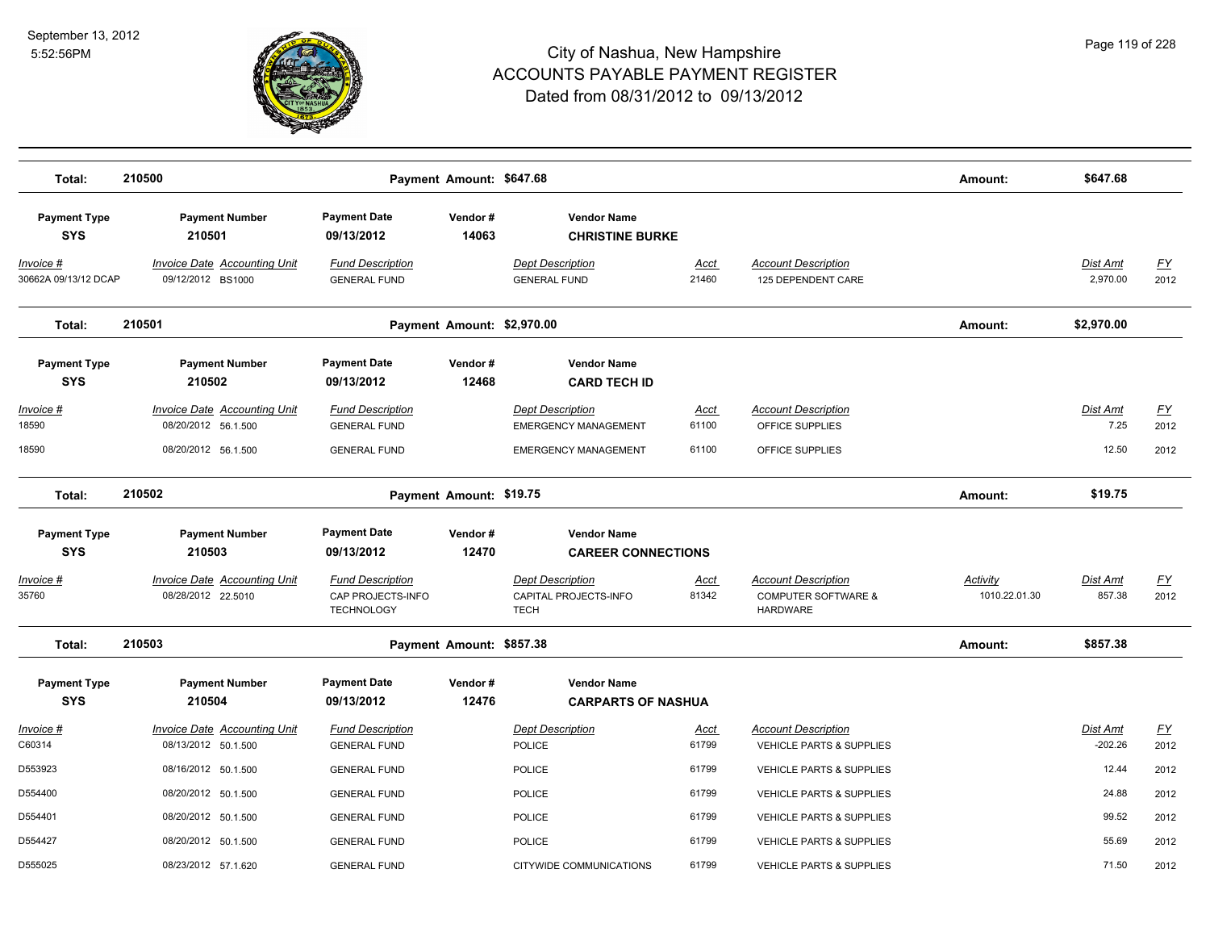# City of Nashua, New Hampshire
# ACCOUNTS PAYABLE PAYMENT REGISTER
## Dated from 08/31/2012 to 09/13/2012

September 13, 2012
5:52:56PM

**Total: 210500** — Payment Amount: $647.68 — Amount: $647.68

| Payment Type | Payment Number | Payment Date | Vendor # | Vendor Name |
|---|---|---|---|---|
| SYS | 210501 | 09/13/2012 | 14063 | CHRISTINE BURKE |

| Invoice # | Invoice Date | Accounting Unit | Fund Description | Dept Description | Acct | Account Description | Dist Amt | FY |
|---|---|---|---|---|---|---|---|---|
| 30662A 09/13/12 DCAP | 09/12/2012 | BS1000 | GENERAL FUND | GENERAL FUND | 21460 | 125 DEPENDENT CARE | 2,970.00 | 2012 |

**Total: 210501** — Payment Amount: $2,970.00 — Amount: $2,970.00

| Payment Type | Payment Number | Payment Date | Vendor # | Vendor Name |
|---|---|---|---|---|
| SYS | 210502 | 09/13/2012 | 12468 | CARD TECH ID |

| Invoice # | Invoice Date | Accounting Unit | Fund Description | Dept Description | Acct | Account Description | Dist Amt | FY |
|---|---|---|---|---|---|---|---|---|
| 18590 | 08/20/2012 | 56.1.500 | GENERAL FUND | EMERGENCY MANAGEMENT | 61100 | OFFICE SUPPLIES | 7.25 | 2012 |
| 18590 | 08/20/2012 | 56.1.500 | GENERAL FUND | EMERGENCY MANAGEMENT | 61100 | OFFICE SUPPLIES | 12.50 | 2012 |

**Total: 210502** — Payment Amount: $19.75 — Amount: $19.75

| Payment Type | Payment Number | Payment Date | Vendor # | Vendor Name |
|---|---|---|---|---|
| SYS | 210503 | 09/13/2012 | 12470 | CAREER CONNECTIONS |

| Invoice # | Invoice Date | Accounting Unit | Fund Description | Dept Description | Acct | Account Description | Activity | Dist Amt | FY |
|---|---|---|---|---|---|---|---|---|---|
| 35760 | 08/28/2012 | 22.5010 | CAP PROJECTS-INFO TECHNOLOGY | CAPITAL PROJECTS-INFO TECH | 81342 | COMPUTER SOFTWARE & HARDWARE | 1010.22.01.30 | 857.38 | 2012 |

**Total: 210503** — Payment Amount: $857.38 — Amount: $857.38

| Payment Type | Payment Number | Payment Date | Vendor # | Vendor Name |
|---|---|---|---|---|
| SYS | 210504 | 09/13/2012 | 12476 | CARPARTS OF NASHUA |

| Invoice # | Invoice Date | Accounting Unit | Fund Description | Dept Description | Acct | Account Description | Dist Amt | FY |
|---|---|---|---|---|---|---|---|---|
| C60314 | 08/13/2012 | 50.1.500 | GENERAL FUND | POLICE | 61799 | VEHICLE PARTS & SUPPLIES | -202.26 | 2012 |
| D553923 | 08/16/2012 | 50.1.500 | GENERAL FUND | POLICE | 61799 | VEHICLE PARTS & SUPPLIES | 12.44 | 2012 |
| D554400 | 08/20/2012 | 50.1.500 | GENERAL FUND | POLICE | 61799 | VEHICLE PARTS & SUPPLIES | 24.88 | 2012 |
| D554401 | 08/20/2012 | 50.1.500 | GENERAL FUND | POLICE | 61799 | VEHICLE PARTS & SUPPLIES | 99.52 | 2012 |
| D554427 | 08/20/2012 | 50.1.500 | GENERAL FUND | POLICE | 61799 | VEHICLE PARTS & SUPPLIES | 55.69 | 2012 |
| D555025 | 08/23/2012 | 57.1.620 | GENERAL FUND | CITYWIDE COMMUNICATIONS | 61799 | VEHICLE PARTS & SUPPLIES | 71.50 | 2012 |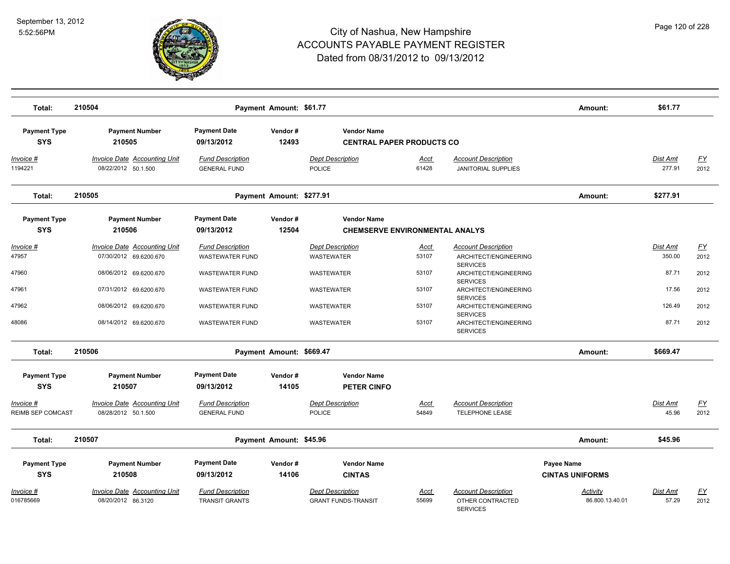# City of Nashua, New Hampshire
## ACCOUNTS PAYABLE PAYMENT REGISTER
### Dated from 08/31/2012 to 09/13/2012

| Total: | 210504 | Payment Amount: $61.77 | Amount: | $61.77 |
|---|---|---|---|---|

| Payment Type | Payment Number | Payment Date | Vendor # | Vendor Name |
|---|---|---|---|---|
| SYS | 210505 | 09/13/2012 | 12493 | CENTRAL PAPER PRODUCTS CO |

| Invoice # | Invoice Date | Accounting Unit | Fund Description | Dept Description | Acct | Account Description | Dist Amt | FY |
|---|---|---|---|---|---|---|---|---|
| 1194221 | 08/22/2012 | 50.1.500 | GENERAL FUND | POLICE | 61428 | JANITORIAL SUPPLIES | 277.91 | 2012 |

| Total: | 210505 | Payment Amount: $277.91 | Amount: | $277.91 |
|---|---|---|---|---|

| Payment Type | Payment Number | Payment Date | Vendor # | Vendor Name |
|---|---|---|---|---|
| SYS | 210506 | 09/13/2012 | 12504 | CHEMSERVE ENVIRONMENTAL ANALYS |

| Invoice # | Invoice Date | Accounting Unit | Fund Description | Dept Description | Acct | Account Description | Dist Amt | FY |
|---|---|---|---|---|---|---|---|---|
| 47957 | 07/30/2012 | 69.6200.670 | WASTEWATER FUND | WASTEWATER | 53107 | ARCHITECT/ENGINEERING SERVICES | 350.00 | 2012 |
| 47960 | 08/06/2012 | 69.6200.670 | WASTEWATER FUND | WASTEWATER | 53107 | ARCHITECT/ENGINEERING SERVICES | 87.71 | 2012 |
| 47961 | 07/31/2012 | 69.6200.670 | WASTEWATER FUND | WASTEWATER | 53107 | ARCHITECT/ENGINEERING SERVICES | 17.56 | 2012 |
| 47962 | 08/06/2012 | 69.6200.670 | WASTEWATER FUND | WASTEWATER | 53107 | ARCHITECT/ENGINEERING SERVICES | 126.49 | 2012 |
| 48086 | 08/14/2012 | 69.6200.670 | WASTEWATER FUND | WASTEWATER | 53107 | ARCHITECT/ENGINEERING SERVICES | 87.71 | 2012 |

| Total: | 210506 | Payment Amount: $669.47 | Amount: | $669.47 |
|---|---|---|---|---|

| Payment Type | Payment Number | Payment Date | Vendor # | Vendor Name |
|---|---|---|---|---|
| SYS | 210507 | 09/13/2012 | 14105 | PETER CINFO |

| Invoice # | Invoice Date | Accounting Unit | Fund Description | Dept Description | Acct | Account Description | Dist Amt | FY |
|---|---|---|---|---|---|---|---|---|
| REIMB SEP COMCAST | 08/28/2012 | 50.1.500 | GENERAL FUND | POLICE | 54849 | TELEPHONE LEASE | 45.96 | 2012 |

| Total: | 210507 | Payment Amount: $45.96 | Amount: | $45.96 |
|---|---|---|---|---|

| Payment Type | Payment Number | Payment Date | Vendor # | Vendor Name | Payee Name |
|---|---|---|---|---|---|
| SYS | 210508 | 09/13/2012 | 14106 | CINTAS | CINTAS UNIFORMS |

| Invoice # | Invoice Date | Accounting Unit | Fund Description | Dept Description | Acct | Account Description | Activity | Dist Amt | FY |
|---|---|---|---|---|---|---|---|---|---|
| 016785669 | 08/20/2012 | 86.3120 | TRANSIT GRANTS | GRANT FUNDS-TRANSIT | 55699 | OTHER CONTRACTED SERVICES | 86.800.13.40.01 | 57.29 | 2012 |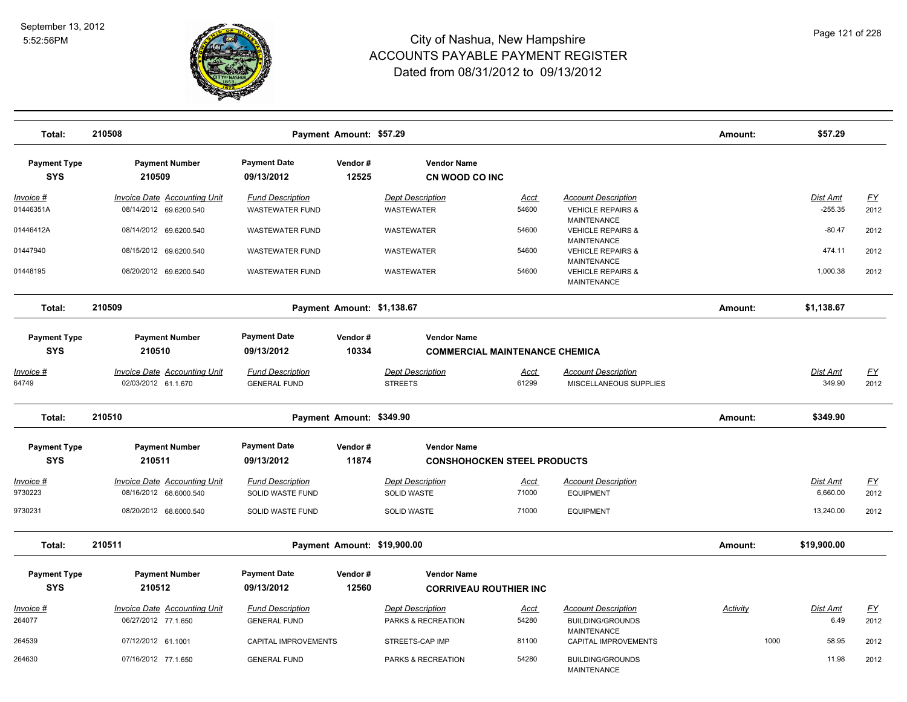# City of Nashua, New Hampshire
## ACCOUNTS PAYABLE PAYMENT REGISTER
### Dated from 08/31/2012 to 09/13/2012

September 13, 2012
5:52:56PM

**Total: 210508** — Payment Amount: $57.29 — Amount: $57.29

| Payment Type | Payment Number | Payment Date | Vendor # | Vendor Name |
|---|---|---|---|---|
| SYS | 210509 | 09/13/2012 | 12525 | CN WOOD CO INC |

| Invoice # | Invoice Date | Accounting Unit | Fund Description | Dept Description | Acct | Account Description | Dist Amt | FY |
|---|---|---|---|---|---|---|---|---|
| 01446351A | 08/14/2012 | 69.6200.540 | WASTEWATER FUND | WASTEWATER | 54600 | VEHICLE REPAIRS & MAINTENANCE | -255.35 | 2012 |
| 01446412A | 08/14/2012 | 69.6200.540 | WASTEWATER FUND | WASTEWATER | 54600 | VEHICLE REPAIRS & MAINTENANCE | -80.47 | 2012 |
| 01447940 | 08/15/2012 | 69.6200.540 | WASTEWATER FUND | WASTEWATER | 54600 | VEHICLE REPAIRS & MAINTENANCE | 474.11 | 2012 |
| 01448195 | 08/20/2012 | 69.6200.540 | WASTEWATER FUND | WASTEWATER | 54600 | VEHICLE REPAIRS & MAINTENANCE | 1,000.38 | 2012 |

**Total: 210509** — Payment Amount: $1,138.67 — Amount: $1,138.67

| Payment Type | Payment Number | Payment Date | Vendor # | Vendor Name |
|---|---|---|---|---|
| SYS | 210510 | 09/13/2012 | 10334 | COMMERCIAL MAINTENANCE CHEMICA |

| Invoice # | Invoice Date | Accounting Unit | Fund Description | Dept Description | Acct | Account Description | Dist Amt | FY |
|---|---|---|---|---|---|---|---|---|
| 64749 | 02/03/2012 | 61.1.670 | GENERAL FUND | STREETS | 61299 | MISCELLANEOUS SUPPLIES | 349.90 | 2012 |

**Total: 210510** — Payment Amount: $349.90 — Amount: $349.90

| Payment Type | Payment Number | Payment Date | Vendor # | Vendor Name |
|---|---|---|---|---|
| SYS | 210511 | 09/13/2012 | 11874 | CONSHOHOCKEN STEEL PRODUCTS |

| Invoice # | Invoice Date | Accounting Unit | Fund Description | Dept Description | Acct | Account Description | Dist Amt | FY |
|---|---|---|---|---|---|---|---|---|
| 9730223 | 08/16/2012 | 68.6000.540 | SOLID WASTE FUND | SOLID WASTE | 71000 | EQUIPMENT | 6,660.00 | 2012 |
| 9730231 | 08/20/2012 | 68.6000.540 | SOLID WASTE FUND | SOLID WASTE | 71000 | EQUIPMENT | 13,240.00 | 2012 |

**Total: 210511** — Payment Amount: $19,900.00 — Amount: $19,900.00

| Payment Type | Payment Number | Payment Date | Vendor # | Vendor Name |
|---|---|---|---|---|
| SYS | 210512 | 09/13/2012 | 12560 | CORRIVEAU ROUTHIER INC |

| Invoice # | Invoice Date | Accounting Unit | Fund Description | Dept Description | Acct | Account Description | Activity | Dist Amt | FY |
|---|---|---|---|---|---|---|---|---|---|
| 264077 | 06/27/2012 | 77.1.650 | GENERAL FUND | PARKS & RECREATION | 54280 | BUILDING/GROUNDS MAINTENANCE | | 6.49 | 2012 |
| 264539 | 07/12/2012 | 61.1001 | CAPITAL IMPROVEMENTS | STREETS-CAP IMP | 81100 | CAPITAL IMPROVEMENTS | 1000 | 58.95 | 2012 |
| 264630 | 07/16/2012 | 77.1.650 | GENERAL FUND | PARKS & RECREATION | 54280 | BUILDING/GROUNDS MAINTENANCE | | 11.98 | 2012 |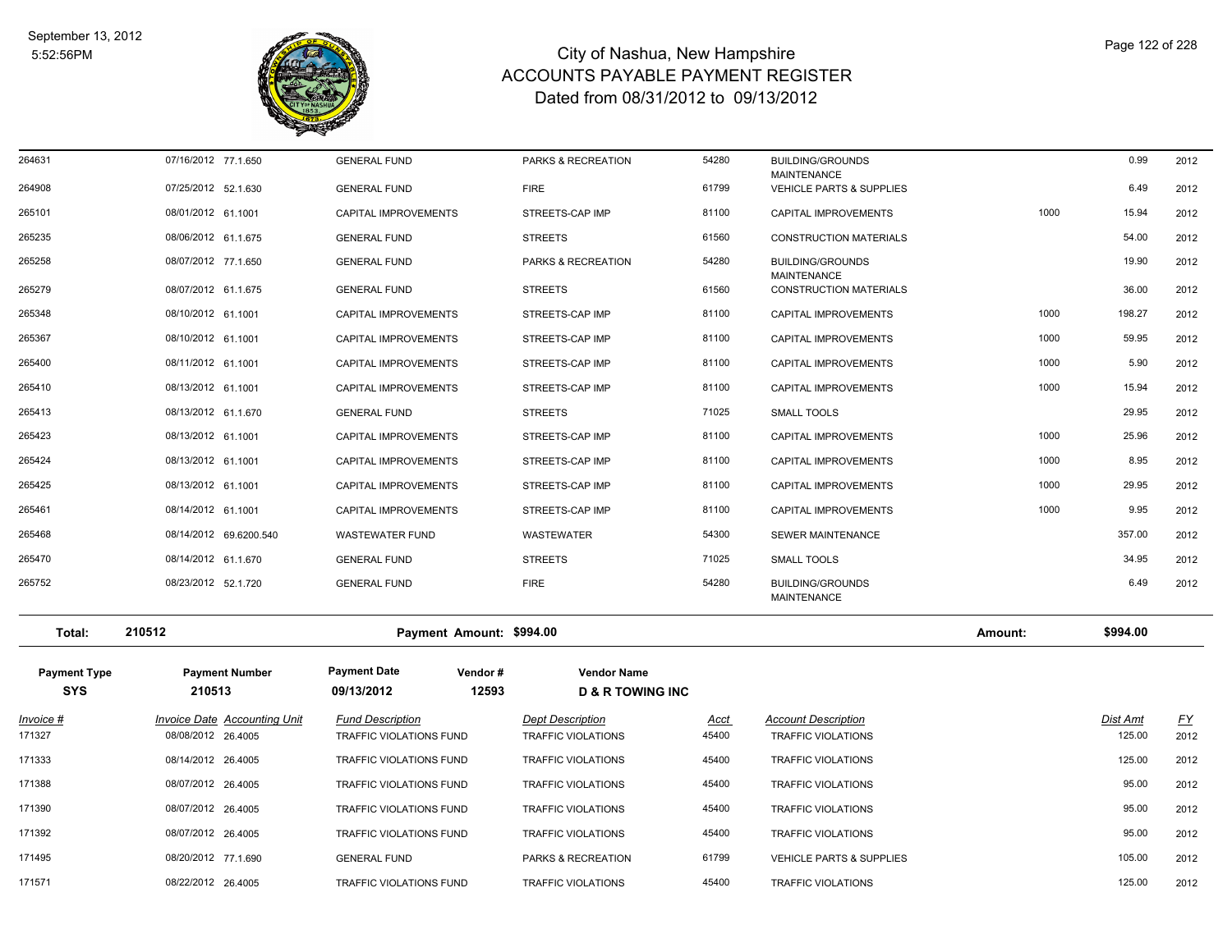| Invoice # | Invoice Date | Accounting Unit | Fund Description | Dept Description | Acct | Account Description | | Dist Amt | FY |
|---|---|---|---|---|---|---|---|---|---|
| 264631 | 07/16/2012 | 77.1.650 | GENERAL FUND | PARKS & RECREATION | 54280 | BUILDING/GROUNDS MAINTENANCE | | 0.99 | 2012 |
| 264908 | 07/25/2012 | 52.1.630 | GENERAL FUND | FIRE | 61799 | VEHICLE PARTS & SUPPLIES | | 6.49 | 2012 |
| 265101 | 08/01/2012 | 61.1001 | CAPITAL IMPROVEMENTS | STREETS-CAP IMP | 81100 | CAPITAL IMPROVEMENTS | 1000 | 15.94 | 2012 |
| 265235 | 08/06/2012 | 61.1.675 | GENERAL FUND | STREETS | 61560 | CONSTRUCTION MATERIALS | | 54.00 | 2012 |
| 265258 | 08/07/2012 | 77.1.650 | GENERAL FUND | PARKS & RECREATION | 54280 | BUILDING/GROUNDS MAINTENANCE | | 19.90 | 2012 |
| 265279 | 08/07/2012 | 61.1.675 | GENERAL FUND | STREETS | 61560 | CONSTRUCTION MATERIALS | | 36.00 | 2012 |
| 265348 | 08/10/2012 | 61.1001 | CAPITAL IMPROVEMENTS | STREETS-CAP IMP | 81100 | CAPITAL IMPROVEMENTS | 1000 | 198.27 | 2012 |
| 265367 | 08/10/2012 | 61.1001 | CAPITAL IMPROVEMENTS | STREETS-CAP IMP | 81100 | CAPITAL IMPROVEMENTS | 1000 | 59.95 | 2012 |
| 265400 | 08/11/2012 | 61.1001 | CAPITAL IMPROVEMENTS | STREETS-CAP IMP | 81100 | CAPITAL IMPROVEMENTS | 1000 | 5.90 | 2012 |
| 265410 | 08/13/2012 | 61.1001 | CAPITAL IMPROVEMENTS | STREETS-CAP IMP | 81100 | CAPITAL IMPROVEMENTS | 1000 | 15.94 | 2012 |
| 265413 | 08/13/2012 | 61.1.670 | GENERAL FUND | STREETS | 71025 | SMALL TOOLS | | 29.95 | 2012 |
| 265423 | 08/13/2012 | 61.1001 | CAPITAL IMPROVEMENTS | STREETS-CAP IMP | 81100 | CAPITAL IMPROVEMENTS | 1000 | 25.96 | 2012 |
| 265424 | 08/13/2012 | 61.1001 | CAPITAL IMPROVEMENTS | STREETS-CAP IMP | 81100 | CAPITAL IMPROVEMENTS | 1000 | 8.95 | 2012 |
| 265425 | 08/13/2012 | 61.1001 | CAPITAL IMPROVEMENTS | STREETS-CAP IMP | 81100 | CAPITAL IMPROVEMENTS | 1000 | 29.95 | 2012 |
| 265461 | 08/14/2012 | 61.1001 | CAPITAL IMPROVEMENTS | STREETS-CAP IMP | 81100 | CAPITAL IMPROVEMENTS | 1000 | 9.95 | 2012 |
| 265468 | 08/14/2012 | 69.6200.540 | WASTEWATER FUND | WASTEWATER | 54300 | SEWER MAINTENANCE | | 357.00 | 2012 |
| 265470 | 08/14/2012 | 61.1.670 | GENERAL FUND | STREETS | 71025 | SMALL TOOLS | | 34.95 | 2012 |
| 265752 | 08/23/2012 | 52.1.720 | GENERAL FUND | FIRE | 54280 | BUILDING/GROUNDS MAINTENANCE | | 6.49 | 2012 |

**Total:** 210512 **Payment Amount: $994.00** **Amount: $994.00**

| Payment Type | Payment Number | Payment Date | Vendor # | Vendor Name |
|---|---|---|---|---|
| **SYS** | **210513** | **09/13/2012** | **12593** | **D & R TOWING INC** |

| Invoice # | Invoice Date | Accounting Unit | Fund Description | Dept Description | Acct | Account Description | Dist Amt | FY |
|---|---|---|---|---|---|---|---|---|
| 171327 | 08/08/2012 | 26.4005 | TRAFFIC VIOLATIONS FUND | TRAFFIC VIOLATIONS | 45400 | TRAFFIC VIOLATIONS | 125.00 | 2012 |
| 171333 | 08/14/2012 | 26.4005 | TRAFFIC VIOLATIONS FUND | TRAFFIC VIOLATIONS | 45400 | TRAFFIC VIOLATIONS | 125.00 | 2012 |
| 171388 | 08/07/2012 | 26.4005 | TRAFFIC VIOLATIONS FUND | TRAFFIC VIOLATIONS | 45400 | TRAFFIC VIOLATIONS | 95.00 | 2012 |
| 171390 | 08/07/2012 | 26.4005 | TRAFFIC VIOLATIONS FUND | TRAFFIC VIOLATIONS | 45400 | TRAFFIC VIOLATIONS | 95.00 | 2012 |
| 171392 | 08/07/2012 | 26.4005 | TRAFFIC VIOLATIONS FUND | TRAFFIC VIOLATIONS | 45400 | TRAFFIC VIOLATIONS | 95.00 | 2012 |
| 171495 | 08/20/2012 | 77.1.690 | GENERAL FUND | PARKS & RECREATION | 61799 | VEHICLE PARTS & SUPPLIES | 105.00 | 2012 |
| 171571 | 08/22/2012 | 26.4005 | TRAFFIC VIOLATIONS FUND | TRAFFIC VIOLATIONS | 45400 | TRAFFIC VIOLATIONS | 125.00 | 2012 |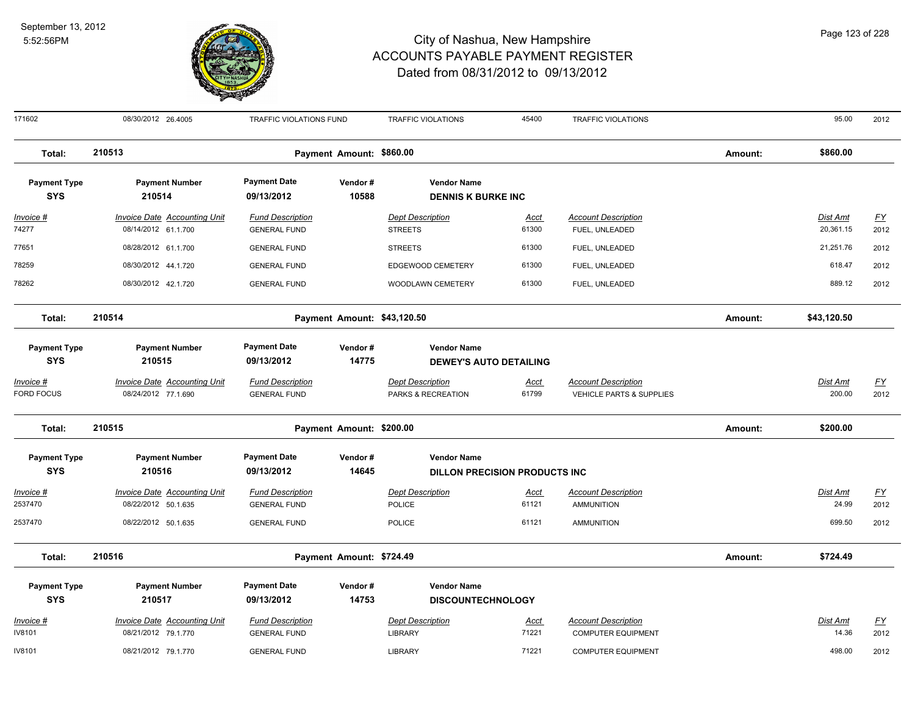| 171602 | 08/30/2012 26.4005 | TRAFFIC VIOLATIONS FUND | TRAFFIC VIOLATIONS | 45400 | TRAFFIC VIOLATIONS | 95.00 | 2012 |
|---|---|---|---|---|---|---|---|

**Total: 210513** Payment Amount: $860.00 Amount: $860.00

| Payment Type | Payment Number | Payment Date | Vendor # | Vendor Name |
|---|---|---|---|---|
| SYS | 210514 | 09/13/2012 | 10588 | DENNIS K BURKE INC |

| Invoice # | Invoice Date Accounting Unit | Fund Description | Dept Description | Acct | Account Description | Dist Amt | FY |
|---|---|---|---|---|---|---|---|
| 74277 | 08/14/2012 61.1.700 | GENERAL FUND | STREETS | 61300 | FUEL, UNLEADED | 20,361.15 | 2012 |
| 77651 | 08/28/2012 61.1.700 | GENERAL FUND | STREETS | 61300 | FUEL, UNLEADED | 21,251.76 | 2012 |
| 78259 | 08/30/2012 44.1.720 | GENERAL FUND | EDGEWOOD CEMETERY | 61300 | FUEL, UNLEADED | 618.47 | 2012 |
| 78262 | 08/30/2012 42.1.720 | GENERAL FUND | WOODLAWN CEMETERY | 61300 | FUEL, UNLEADED | 889.12 | 2012 |

**Total: 210514** Payment Amount: $43,120.50 Amount: $43,120.50

| Payment Type | Payment Number | Payment Date | Vendor # | Vendor Name |
|---|---|---|---|---|
| SYS | 210515 | 09/13/2012 | 14775 | DEWEY'S AUTO DETAILING |

| Invoice # | Invoice Date Accounting Unit | Fund Description | Dept Description | Acct | Account Description | Dist Amt | FY |
|---|---|---|---|---|---|---|---|
| FORD FOCUS | 08/24/2012 77.1.690 | GENERAL FUND | PARKS & RECREATION | 61799 | VEHICLE PARTS & SUPPLIES | 200.00 | 2012 |

**Total: 210515** Payment Amount: $200.00 Amount: $200.00

| Payment Type | Payment Number | Payment Date | Vendor # | Vendor Name |
|---|---|---|---|---|
| SYS | 210516 | 09/13/2012 | 14645 | DILLON PRECISION PRODUCTS INC |

| Invoice # | Invoice Date Accounting Unit | Fund Description | Dept Description | Acct | Account Description | Dist Amt | FY |
|---|---|---|---|---|---|---|---|
| 2537470 | 08/22/2012 50.1.635 | GENERAL FUND | POLICE | 61121 | AMMUNITION | 24.99 | 2012 |
| 2537470 | 08/22/2012 50.1.635 | GENERAL FUND | POLICE | 61121 | AMMUNITION | 699.50 | 2012 |

**Total: 210516** Payment Amount: $724.49 Amount: $724.49

| Payment Type | Payment Number | Payment Date | Vendor # | Vendor Name |
|---|---|---|---|---|
| SYS | 210517 | 09/13/2012 | 14753 | DISCOUNTECHNOLOGY |

| Invoice # | Invoice Date Accounting Unit | Fund Description | Dept Description | Acct | Account Description | Dist Amt | FY |
|---|---|---|---|---|---|---|---|
| IV8101 | 08/21/2012 79.1.770 | GENERAL FUND | LIBRARY | 71221 | COMPUTER EQUIPMENT | 14.36 | 2012 |
| IV8101 | 08/21/2012 79.1.770 | GENERAL FUND | LIBRARY | 71221 | COMPUTER EQUIPMENT | 498.00 | 2012 |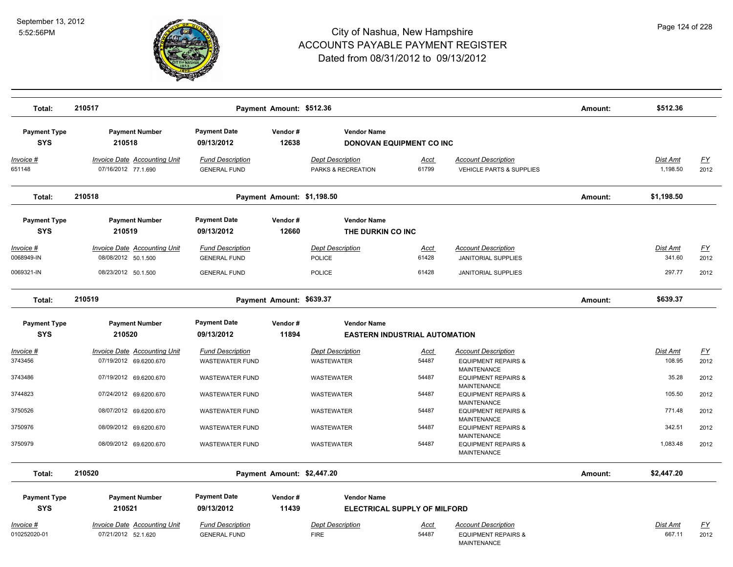| Total: | 210517 | | Payment Amount: $512.36 | | | | Amount: | $512.36 | |
|---|---|---|---|---|---|---|---|---|---|

| Payment Type | Payment Number | Payment Date | Vendor # | Vendor Name | | | | | |
|---|---|---|---|---|---|---|---|---|---|
| SYS | 210518 | 09/13/2012 | 12638 | DONOVAN EQUIPMENT CO INC | | | | | |
| *Invoice #* | *Invoice Date* | *Accounting Unit* | *Fund Description* | *Dept Description* | *Acct* | *Account Description* | | *Dist Amt* | *FY* |
| 651148 | 07/16/2012 | 77.1.690 | GENERAL FUND | PARKS & RECREATION | 61799 | VEHICLE PARTS & SUPPLIES | | 1,198.50 | 2012 |
| **Total:** | **210518** | | **Payment Amount: $1,198.50** | | | | **Amount:** | **$1,198.50** | |

| Payment Type | Payment Number | Payment Date | Vendor # | Vendor Name | | | | | |
|---|---|---|---|---|---|---|---|---|---|
| SYS | 210519 | 09/13/2012 | 12660 | THE DURKIN CO INC | | | | | |
| *Invoice #* | *Invoice Date* | *Accounting Unit* | *Fund Description* | *Dept Description* | *Acct* | *Account Description* | | *Dist Amt* | *FY* |
| 0068949-IN | 08/08/2012 | 50.1.500 | GENERAL FUND | POLICE | 61428 | JANITORIAL SUPPLIES | | 341.60 | 2012 |
| 0069321-IN | 08/23/2012 | 50.1.500 | GENERAL FUND | POLICE | 61428 | JANITORIAL SUPPLIES | | 297.77 | 2012 |
| **Total:** | **210519** | | **Payment Amount: $639.37** | | | | **Amount:** | **$639.37** | |

| Payment Type | Payment Number | Payment Date | Vendor # | Vendor Name | | | | | |
|---|---|---|---|---|---|---|---|---|---|
| SYS | 210520 | 09/13/2012 | 11894 | EASTERN INDUSTRIAL AUTOMATION | | | | | |
| *Invoice #* | *Invoice Date* | *Accounting Unit* | *Fund Description* | *Dept Description* | *Acct* | *Account Description* | | *Dist Amt* | *FY* |
| 3743456 | 07/19/2012 | 69.6200.670 | WASTEWATER FUND | WASTEWATER | 54487 | EQUIPMENT REPAIRS & MAINTENANCE | | 108.95 | 2012 |
| 3743486 | 07/19/2012 | 69.6200.670 | WASTEWATER FUND | WASTEWATER | 54487 | EQUIPMENT REPAIRS & MAINTENANCE | | 35.28 | 2012 |
| 3744823 | 07/24/2012 | 69.6200.670 | WASTEWATER FUND | WASTEWATER | 54487 | EQUIPMENT REPAIRS & MAINTENANCE | | 105.50 | 2012 |
| 3750526 | 08/07/2012 | 69.6200.670 | WASTEWATER FUND | WASTEWATER | 54487 | EQUIPMENT REPAIRS & MAINTENANCE | | 771.48 | 2012 |
| 3750976 | 08/09/2012 | 69.6200.670 | WASTEWATER FUND | WASTEWATER | 54487 | EQUIPMENT REPAIRS & MAINTENANCE | | 342.51 | 2012 |
| 3750979 | 08/09/2012 | 69.6200.670 | WASTEWATER FUND | WASTEWATER | 54487 | EQUIPMENT REPAIRS & MAINTENANCE | | 1,083.48 | 2012 |
| **Total:** | **210520** | | **Payment Amount: $2,447.20** | | | | **Amount:** | **$2,447.20** | |

| Payment Type | Payment Number | Payment Date | Vendor # | Vendor Name | | | | | |
|---|---|---|---|---|---|---|---|---|---|
| SYS | 210521 | 09/13/2012 | 11439 | ELECTRICAL SUPPLY OF MILFORD | | | | | |
| *Invoice #* | *Invoice Date* | *Accounting Unit* | *Fund Description* | *Dept Description* | *Acct* | *Account Description* | | *Dist Amt* | *FY* |
| 010252020-01 | 07/21/2012 | 52.1.620 | GENERAL FUND | FIRE | 54487 | EQUIPMENT REPAIRS & MAINTENANCE | | 667.11 | 2012 |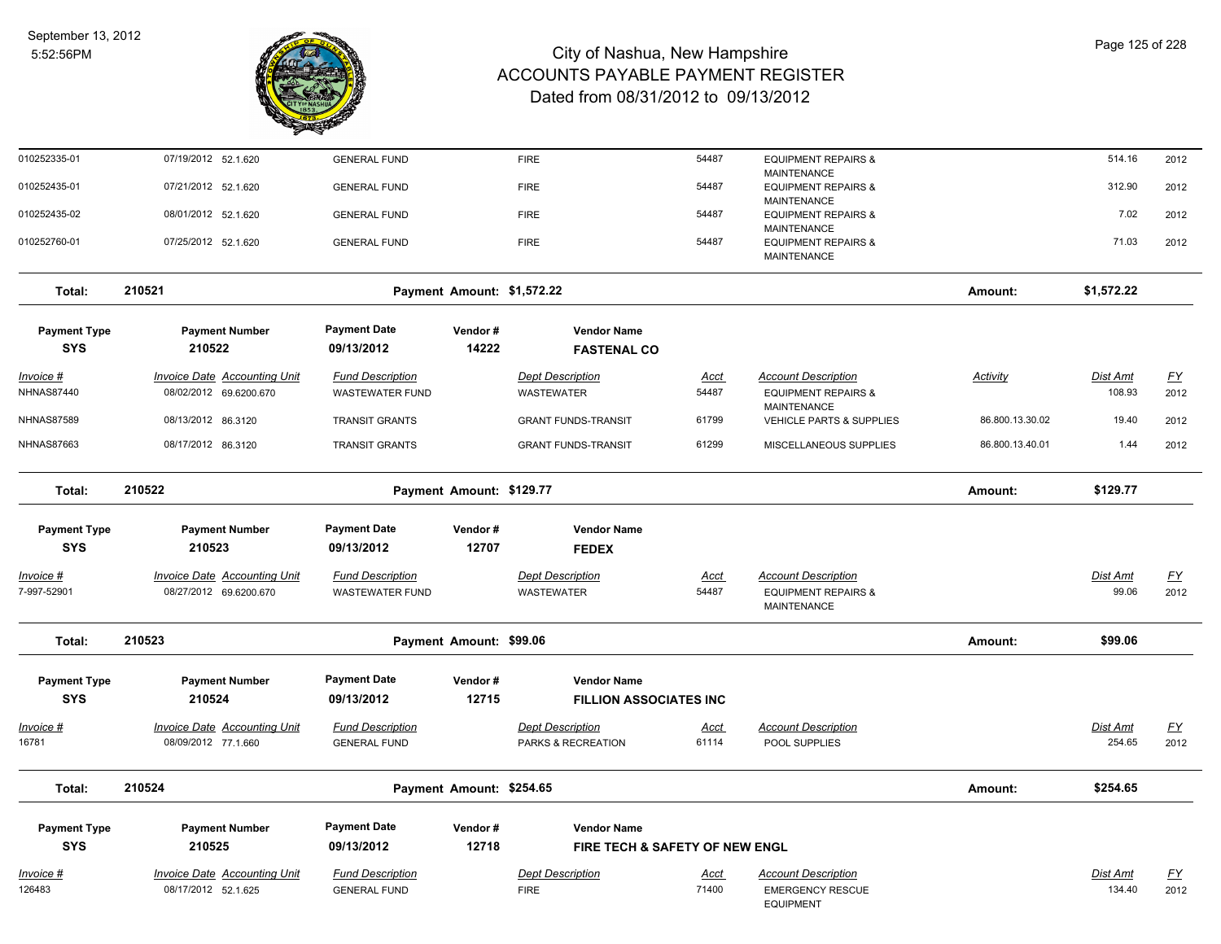| Invoice # | Invoice Date | Accounting Unit | Fund Description | Dept Description | Acct | Account Description | Activity | Dist Amt | FY |
|---|---|---|---|---|---|---|---|---|---|
| 010252335-01 | 07/19/2012 | 52.1.620 | GENERAL FUND | FIRE | 54487 | EQUIPMENT REPAIRS & MAINTENANCE | | 514.16 | 2012 |
| 010252435-01 | 07/21/2012 | 52.1.620 | GENERAL FUND | FIRE | 54487 | EQUIPMENT REPAIRS & MAINTENANCE | | 312.90 | 2012 |
| 010252435-02 | 08/01/2012 | 52.1.620 | GENERAL FUND | FIRE | 54487 | EQUIPMENT REPAIRS & MAINTENANCE | | 7.02 | 2012 |
| 010252760-01 | 07/25/2012 | 52.1.620 | GENERAL FUND | FIRE | 54487 | EQUIPMENT REPAIRS & MAINTENANCE | | 71.03 | 2012 |

**Total: 210521** Payment Amount: $1,572.22 Amount: **$1,572.22**

| Payment Type | Payment Number | Payment Date | Vendor # | Vendor Name |
|---|---|---|---|---|
| SYS | 210522 | 09/13/2012 | 14222 | FASTENAL CO |

| Invoice # | Invoice Date | Accounting Unit | Fund Description | Dept Description | Acct | Account Description | Activity | Dist Amt | FY |
|---|---|---|---|---|---|---|---|---|---|
| NHNAS87440 | 08/02/2012 | 69.6200.670 | WASTEWATER FUND | WASTEWATER | 54487 | EQUIPMENT REPAIRS & MAINTENANCE | | 108.93 | 2012 |
| NHNAS87589 | 08/13/2012 | 86.3120 | TRANSIT GRANTS | GRANT FUNDS-TRANSIT | 61799 | VEHICLE PARTS & SUPPLIES | 86.800.13.30.02 | 19.40 | 2012 |
| NHNAS87663 | 08/17/2012 | 86.3120 | TRANSIT GRANTS | GRANT FUNDS-TRANSIT | 61299 | MISCELLANEOUS SUPPLIES | 86.800.13.40.01 | 1.44 | 2012 |

**Total: 210522** Payment Amount: $129.77 Amount: **$129.77**

| Payment Type | Payment Number | Payment Date | Vendor # | Vendor Name |
|---|---|---|---|---|
| SYS | 210523 | 09/13/2012 | 12707 | FEDEX |

| Invoice # | Invoice Date | Accounting Unit | Fund Description | Dept Description | Acct | Account Description | Dist Amt | FY |
|---|---|---|---|---|---|---|---|---|
| 7-997-52901 | 08/27/2012 | 69.6200.670 | WASTEWATER FUND | WASTEWATER | 54487 | EQUIPMENT REPAIRS & MAINTENANCE | 99.06 | 2012 |

**Total: 210523** Payment Amount: $99.06 Amount: **$99.06**

| Payment Type | Payment Number | Payment Date | Vendor # | Vendor Name |
|---|---|---|---|---|
| SYS | 210524 | 09/13/2012 | 12715 | FILLION ASSOCIATES INC |

| Invoice # | Invoice Date | Accounting Unit | Fund Description | Dept Description | Acct | Account Description | Dist Amt | FY |
|---|---|---|---|---|---|---|---|---|
| 16781 | 08/09/2012 | 77.1.660 | GENERAL FUND | PARKS & RECREATION | 61114 | POOL SUPPLIES | 254.65 | 2012 |

**Total: 210524** Payment Amount: $254.65 Amount: **$254.65**

| Payment Type | Payment Number | Payment Date | Vendor # | Vendor Name |
|---|---|---|---|---|
| SYS | 210525 | 09/13/2012 | 12718 | FIRE TECH & SAFETY OF NEW ENGL |

| Invoice # | Invoice Date | Accounting Unit | Fund Description | Dept Description | Acct | Account Description | Dist Amt | FY |
|---|---|---|---|---|---|---|---|---|
| 126483 | 08/17/2012 | 52.1.625 | GENERAL FUND | FIRE | 71400 | EMERGENCY RESCUE EQUIPMENT | 134.40 | 2012 |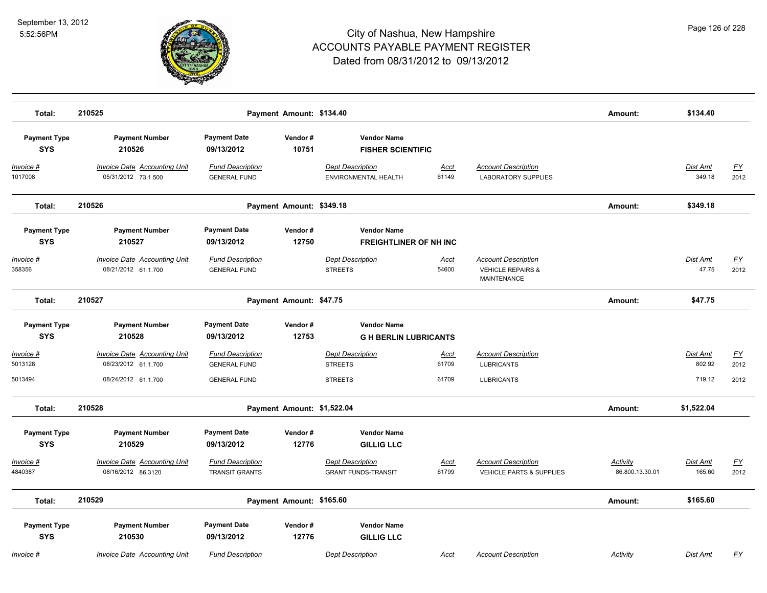# City of Nashua, New Hampshire
## ACCOUNTS PAYABLE PAYMENT REGISTER
### Dated from 08/31/2012 to 09/13/2012

September 13, 2012
5:52:56PM

**Total: 210525** | **Payment Amount: $134.40** | **Amount: $134.40**

| Payment Type | Payment Number | Payment Date | Vendor # | Vendor Name |
|---|---|---|---|---|
| SYS | 210526 | 09/13/2012 | 10751 | FISHER SCIENTIFIC |

| Invoice # | Invoice Date | Accounting Unit | Fund Description | Dept Description | Acct | Account Description | Dist Amt | FY |
|---|---|---|---|---|---|---|---|---|
| 1017008 | 05/31/2012 | 73.1.500 | GENERAL FUND | ENVIRONMENTAL HEALTH | 61149 | LABORATORY SUPPLIES | 349.18 | 2012 |

**Total: 210526** | **Payment Amount: $349.18** | **Amount: $349.18**

| Payment Type | Payment Number | Payment Date | Vendor # | Vendor Name |
|---|---|---|---|---|
| SYS | 210527 | 09/13/2012 | 12750 | FREIGHTLINER OF NH INC |

| Invoice # | Invoice Date | Accounting Unit | Fund Description | Dept Description | Acct | Account Description | Dist Amt | FY |
|---|---|---|---|---|---|---|---|---|
| 358356 | 08/21/2012 | 61.1.700 | GENERAL FUND | STREETS | 54600 | VEHICLE REPAIRS & MAINTENANCE | 47.75 | 2012 |

**Total: 210527** | **Payment Amount: $47.75** | **Amount: $47.75**

| Payment Type | Payment Number | Payment Date | Vendor # | Vendor Name |
|---|---|---|---|---|
| SYS | 210528 | 09/13/2012 | 12753 | G H BERLIN LUBRICANTS |

| Invoice # | Invoice Date | Accounting Unit | Fund Description | Dept Description | Acct | Account Description | Dist Amt | FY |
|---|---|---|---|---|---|---|---|---|
| 5013128 | 08/23/2012 | 61.1.700 | GENERAL FUND | STREETS | 61709 | LUBRICANTS | 802.92 | 2012 |
| 5013494 | 08/24/2012 | 61.1.700 | GENERAL FUND | STREETS | 61709 | LUBRICANTS | 719.12 | 2012 |

**Total: 210528** | **Payment Amount: $1,522.04** | **Amount: $1,522.04**

| Payment Type | Payment Number | Payment Date | Vendor # | Vendor Name |
|---|---|---|---|---|
| SYS | 210529 | 09/13/2012 | 12776 | GILLIG LLC |

| Invoice # | Invoice Date | Accounting Unit | Fund Description | Dept Description | Acct | Account Description | Activity | Dist Amt | FY |
|---|---|---|---|---|---|---|---|---|---|
| 4840387 | 08/16/2012 | 86.3120 | TRANSIT GRANTS | GRANT FUNDS-TRANSIT | 61799 | VEHICLE PARTS & SUPPLIES | 86.800.13.30.01 | 165.60 | 2012 |

**Total: 210529** | **Payment Amount: $165.60** | **Amount: $165.60**

| Payment Type | Payment Number | Payment Date | Vendor # | Vendor Name |
|---|---|---|---|---|
| SYS | 210530 | 09/13/2012 | 12776 | GILLIG LLC |

| Invoice # | Invoice Date | Accounting Unit | Fund Description | Dept Description | Acct | Account Description | Activity | Dist Amt | FY |
|---|---|---|---|---|---|---|---|---|---|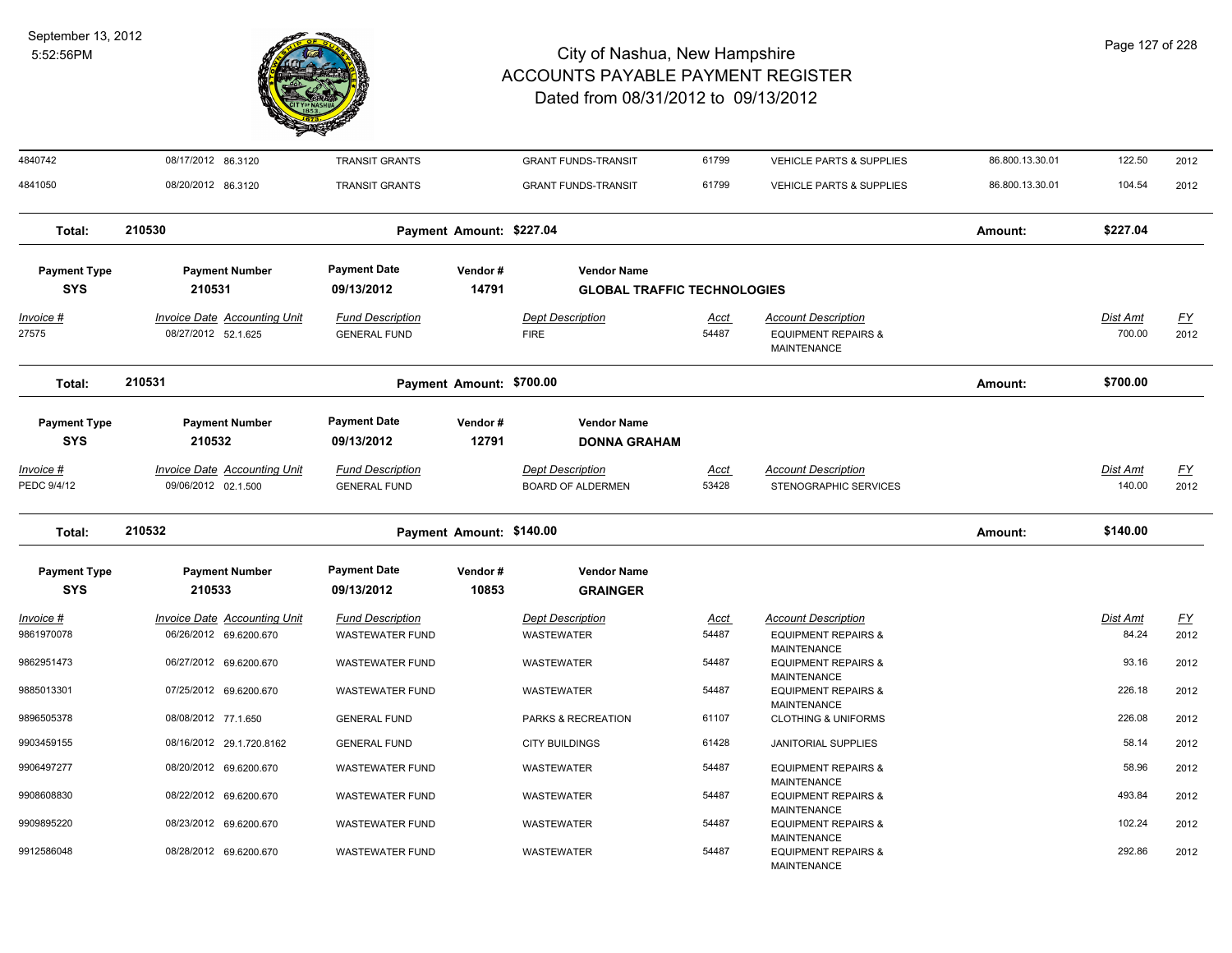| Invoice # | Invoice Date | Accounting Unit | Fund Description | Dept Description | Acct | Account Description | | Dist Amt | FY |
|---|---|---|---|---|---|---|---|---|---|
| 4840742 | 08/17/2012 | 86.3120 | TRANSIT GRANTS | GRANT FUNDS-TRANSIT | 61799 | VEHICLE PARTS & SUPPLIES | 86.800.13.30.01 | 122.50 | 2012 |
| 4841050 | 08/20/2012 | 86.3120 | TRANSIT GRANTS | GRANT FUNDS-TRANSIT | 61799 | VEHICLE PARTS & SUPPLIES | 86.800.13.30.01 | 104.54 | 2012 |

**Total: 210530** Payment Amount: $227.04 Amount: $227.04

| Payment Type | Payment Number | Payment Date | Vendor # | Vendor Name |
|---|---|---|---|---|
| SYS | 210531 | 09/13/2012 | 14791 | GLOBAL TRAFFIC TECHNOLOGIES |

| Invoice # | Invoice Date | Accounting Unit | Fund Description | Dept Description | Acct | Account Description | Dist Amt | FY |
|---|---|---|---|---|---|---|---|---|
| 27575 | 08/27/2012 | 52.1.625 | GENERAL FUND | FIRE | 54487 | EQUIPMENT REPAIRS & MAINTENANCE | 700.00 | 2012 |

**Total: 210531** Payment Amount: $700.00 Amount: $700.00

| Payment Type | Payment Number | Payment Date | Vendor # | Vendor Name |
|---|---|---|---|---|
| SYS | 210532 | 09/13/2012 | 12791 | DONNA GRAHAM |

| Invoice # | Invoice Date | Accounting Unit | Fund Description | Dept Description | Acct | Account Description | Dist Amt | FY |
|---|---|---|---|---|---|---|---|---|
| PEDC 9/4/12 | 09/06/2012 | 02.1.500 | GENERAL FUND | BOARD OF ALDERMEN | 53428 | STENOGRAPHIC SERVICES | 140.00 | 2012 |

**Total: 210532** Payment Amount: $140.00 Amount: $140.00

| Payment Type | Payment Number | Payment Date | Vendor # | Vendor Name |
|---|---|---|---|---|
| SYS | 210533 | 09/13/2012 | 10853 | GRAINGER |

| Invoice # | Invoice Date | Accounting Unit | Fund Description | Dept Description | Acct | Account Description | Dist Amt | FY |
|---|---|---|---|---|---|---|---|---|
| 9861970078 | 06/26/2012 | 69.6200.670 | WASTEWATER FUND | WASTEWATER | 54487 | EQUIPMENT REPAIRS & MAINTENANCE | 84.24 | 2012 |
| 9862951473 | 06/27/2012 | 69.6200.670 | WASTEWATER FUND | WASTEWATER | 54487 | EQUIPMENT REPAIRS & MAINTENANCE | 93.16 | 2012 |
| 9885013301 | 07/25/2012 | 69.6200.670 | WASTEWATER FUND | WASTEWATER | 54487 | EQUIPMENT REPAIRS & MAINTENANCE | 226.18 | 2012 |
| 9896505378 | 08/08/2012 | 77.1.650 | GENERAL FUND | PARKS & RECREATION | 61107 | CLOTHING & UNIFORMS | 226.08 | 2012 |
| 9903459155 | 08/16/2012 | 29.1.720.8162 | GENERAL FUND | CITY BUILDINGS | 61428 | JANITORIAL SUPPLIES | 58.14 | 2012 |
| 9906497277 | 08/20/2012 | 69.6200.670 | WASTEWATER FUND | WASTEWATER | 54487 | EQUIPMENT REPAIRS & MAINTENANCE | 58.96 | 2012 |
| 9908608830 | 08/22/2012 | 69.6200.670 | WASTEWATER FUND | WASTEWATER | 54487 | EQUIPMENT REPAIRS & MAINTENANCE | 493.84 | 2012 |
| 9909895220 | 08/23/2012 | 69.6200.670 | WASTEWATER FUND | WASTEWATER | 54487 | EQUIPMENT REPAIRS & MAINTENANCE | 102.24 | 2012 |
| 9912586048 | 08/28/2012 | 69.6200.670 | WASTEWATER FUND | WASTEWATER | 54487 | EQUIPMENT REPAIRS & MAINTENANCE | 292.86 | 2012 |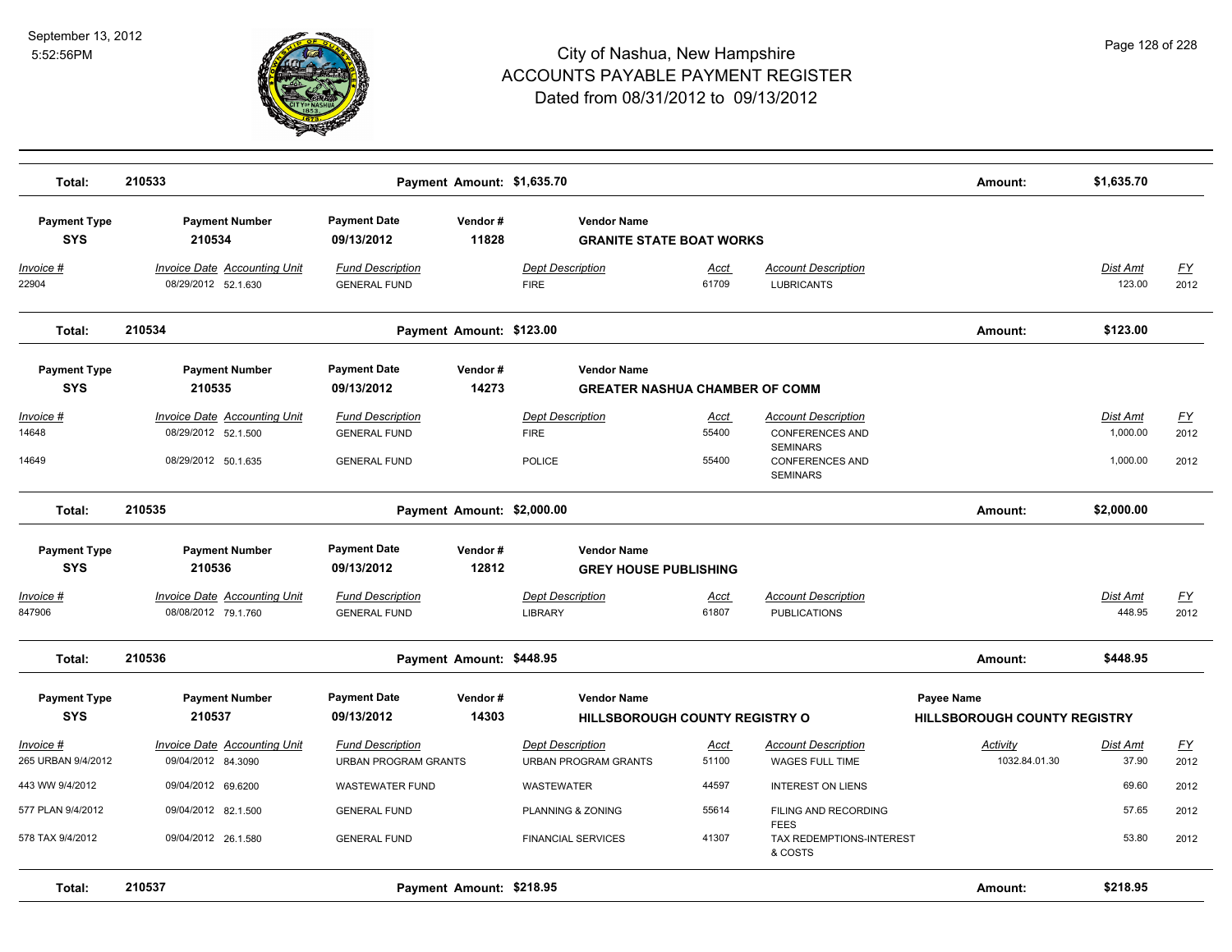# City of Nashua, New Hampshire
# ACCOUNTS PAYABLE PAYMENT REGISTER
## Dated from 08/31/2012 to 09/13/2012

September 13, 2012
5:52:56PM

| Total: | 210533 | Payment Amount: $1,635.70 | | Amount: | $1,635.70 |
|---|---|---|---|---|---|

| Payment Type | Payment Number | Payment Date | Vendor # | Vendor Name |
|---|---|---|---|---|
| SYS | 210534 | 09/13/2012 | 11828 | GRANITE STATE BOAT WORKS |

| Invoice # | Invoice Date | Accounting Unit | Fund Description | Dept Description | Acct | Account Description | Dist Amt | FY |
|---|---|---|---|---|---|---|---|---|
| 22904 | 08/29/2012 | 52.1.630 | GENERAL FUND | FIRE | 61709 | LUBRICANTS | 123.00 | 2012 |

| Total: | 210534 | Payment Amount: $123.00 | | Amount: | $123.00 |
|---|---|---|---|---|---|

| Payment Type | Payment Number | Payment Date | Vendor # | Vendor Name |
|---|---|---|---|---|
| SYS | 210535 | 09/13/2012 | 14273 | GREATER NASHUA CHAMBER OF COMM |

| Invoice # | Invoice Date | Accounting Unit | Fund Description | Dept Description | Acct | Account Description | Dist Amt | FY |
|---|---|---|---|---|---|---|---|---|
| 14648 | 08/29/2012 | 52.1.500 | GENERAL FUND | FIRE | 55400 | CONFERENCES AND SEMINARS | 1,000.00 | 2012 |
| 14649 | 08/29/2012 | 50.1.635 | GENERAL FUND | POLICE | 55400 | CONFERENCES AND SEMINARS | 1,000.00 | 2012 |

| Total: | 210535 | Payment Amount: $2,000.00 | | Amount: | $2,000.00 |
|---|---|---|---|---|---|

| Payment Type | Payment Number | Payment Date | Vendor # | Vendor Name |
|---|---|---|---|---|
| SYS | 210536 | 09/13/2012 | 12812 | GREY HOUSE PUBLISHING |

| Invoice # | Invoice Date | Accounting Unit | Fund Description | Dept Description | Acct | Account Description | Dist Amt | FY |
|---|---|---|---|---|---|---|---|---|
| 847906 | 08/08/2012 | 79.1.760 | GENERAL FUND | LIBRARY | 61807 | PUBLICATIONS | 448.95 | 2012 |

| Total: | 210536 | Payment Amount: $448.95 | | Amount: | $448.95 |
|---|---|---|---|---|---|

| Payment Type | Payment Number | Payment Date | Vendor # | Vendor Name | Payee Name |
|---|---|---|---|---|---|
| SYS | 210537 | 09/13/2012 | 14303 | HILLSBOROUGH COUNTY REGISTRY O | HILLSBOROUGH COUNTY REGISTRY |

| Invoice # | Invoice Date | Accounting Unit | Fund Description | Dept Description | Acct | Account Description | Activity | Dist Amt | FY |
|---|---|---|---|---|---|---|---|---|---|
| 265 URBAN 9/4/2012 | 09/04/2012 | 84.3090 | URBAN PROGRAM GRANTS | URBAN PROGRAM GRANTS | 51100 | WAGES FULL TIME | 1032.84.01.30 | 37.90 | 2012 |
| 443 WW 9/4/2012 | 09/04/2012 | 69.6200 | WASTEWATER FUND | WASTEWATER | 44597 | INTEREST ON LIENS | | 69.60 | 2012 |
| 577 PLAN 9/4/2012 | 09/04/2012 | 82.1.500 | GENERAL FUND | PLANNING & ZONING | 55614 | FILING AND RECORDING FEES | | 57.65 | 2012 |
| 578 TAX 9/4/2012 | 09/04/2012 | 26.1.580 | GENERAL FUND | FINANCIAL SERVICES | 41307 | TAX REDEMPTIONS-INTEREST & COSTS | | 53.80 | 2012 |

| Total: | 210537 | Payment Amount: $218.95 | | Amount: | $218.95 |
|---|---|---|---|---|---|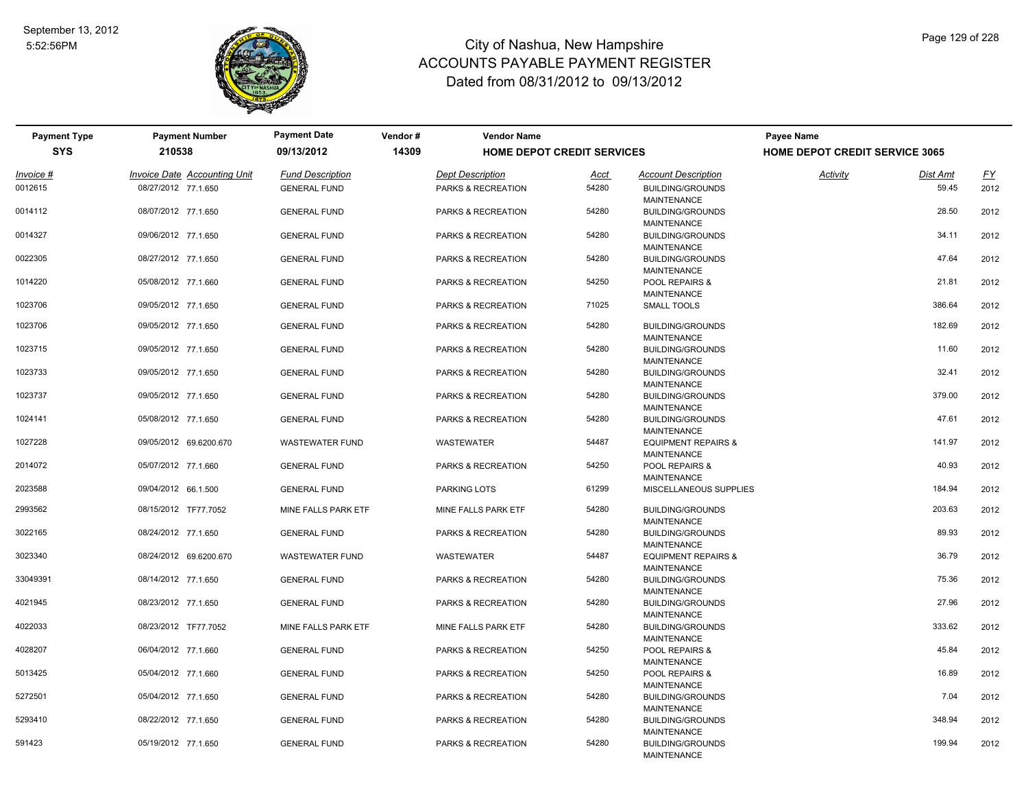# City of Nashua, New Hampshire
## ACCOUNTS PAYABLE PAYMENT REGISTER
### Dated from 08/31/2012 to 09/13/2012

| Payment Type | Payment Number | Payment Date | Vendor # | Vendor Name | Payee Name |
|---|---|---|---|---|---|
| SYS | 210538 | 09/13/2012 | 14309 | HOME DEPOT CREDIT SERVICES | HOME DEPOT CREDIT SERVICE 3065 |

| Invoice # | Invoice Date | Accounting Unit | Fund Description | Dept Description | Acct | Account Description | Activity | Dist Amt | FY |
|---|---|---|---|---|---|---|---|---|---|
| 0012615 | 08/27/2012 | 77.1.650 | GENERAL FUND | PARKS & RECREATION | 54280 | BUILDING/GROUNDS MAINTENANCE | | 59.45 | 2012 |
| 0014112 | 08/07/2012 | 77.1.650 | GENERAL FUND | PARKS & RECREATION | 54280 | BUILDING/GROUNDS MAINTENANCE | | 28.50 | 2012 |
| 0014327 | 09/06/2012 | 77.1.650 | GENERAL FUND | PARKS & RECREATION | 54280 | BUILDING/GROUNDS MAINTENANCE | | 34.11 | 2012 |
| 0022305 | 08/27/2012 | 77.1.650 | GENERAL FUND | PARKS & RECREATION | 54280 | BUILDING/GROUNDS MAINTENANCE | | 47.64 | 2012 |
| 1014220 | 05/08/2012 | 77.1.660 | GENERAL FUND | PARKS & RECREATION | 54250 | POOL REPAIRS & MAINTENANCE | | 21.81 | 2012 |
| 1023706 | 09/05/2012 | 77.1.650 | GENERAL FUND | PARKS & RECREATION | 71025 | SMALL TOOLS | | 386.64 | 2012 |
| 1023706 | 09/05/2012 | 77.1.650 | GENERAL FUND | PARKS & RECREATION | 54280 | BUILDING/GROUNDS MAINTENANCE | | 182.69 | 2012 |
| 1023715 | 09/05/2012 | 77.1.650 | GENERAL FUND | PARKS & RECREATION | 54280 | BUILDING/GROUNDS MAINTENANCE | | 11.60 | 2012 |
| 1023733 | 09/05/2012 | 77.1.650 | GENERAL FUND | PARKS & RECREATION | 54280 | BUILDING/GROUNDS MAINTENANCE | | 32.41 | 2012 |
| 1023737 | 09/05/2012 | 77.1.650 | GENERAL FUND | PARKS & RECREATION | 54280 | BUILDING/GROUNDS MAINTENANCE | | 379.00 | 2012 |
| 1024141 | 05/08/2012 | 77.1.650 | GENERAL FUND | PARKS & RECREATION | 54280 | BUILDING/GROUNDS MAINTENANCE | | 47.61 | 2012 |
| 1027228 | 09/05/2012 | 69.6200.670 | WASTEWATER FUND | WASTEWATER | 54487 | EQUIPMENT REPAIRS & MAINTENANCE | | 141.97 | 2012 |
| 2014072 | 05/07/2012 | 77.1.660 | GENERAL FUND | PARKS & RECREATION | 54250 | POOL REPAIRS & MAINTENANCE | | 40.93 | 2012 |
| 2023588 | 09/04/2012 | 66.1.500 | GENERAL FUND | PARKING LOTS | 61299 | MISCELLANEOUS SUPPLIES | | 184.94 | 2012 |
| 2993562 | 08/15/2012 | TF77.7052 | MINE FALLS PARK ETF | MINE FALLS PARK ETF | 54280 | BUILDING/GROUNDS MAINTENANCE | | 203.63 | 2012 |
| 3022165 | 08/24/2012 | 77.1.650 | GENERAL FUND | PARKS & RECREATION | 54280 | BUILDING/GROUNDS MAINTENANCE | | 89.93 | 2012 |
| 3023340 | 08/24/2012 | 69.6200.670 | WASTEWATER FUND | WASTEWATER | 54487 | EQUIPMENT REPAIRS & MAINTENANCE | | 36.79 | 2012 |
| 33049391 | 08/14/2012 | 77.1.650 | GENERAL FUND | PARKS & RECREATION | 54280 | BUILDING/GROUNDS MAINTENANCE | | 75.36 | 2012 |
| 4021945 | 08/23/2012 | 77.1.650 | GENERAL FUND | PARKS & RECREATION | 54280 | BUILDING/GROUNDS MAINTENANCE | | 27.96 | 2012 |
| 4022033 | 08/23/2012 | TF77.7052 | MINE FALLS PARK ETF | MINE FALLS PARK ETF | 54280 | BUILDING/GROUNDS MAINTENANCE | | 333.62 | 2012 |
| 4028207 | 06/04/2012 | 77.1.660 | GENERAL FUND | PARKS & RECREATION | 54250 | POOL REPAIRS & MAINTENANCE | | 45.84 | 2012 |
| 5013425 | 05/04/2012 | 77.1.660 | GENERAL FUND | PARKS & RECREATION | 54250 | POOL REPAIRS & MAINTENANCE | | 16.89 | 2012 |
| 5272501 | 05/04/2012 | 77.1.650 | GENERAL FUND | PARKS & RECREATION | 54280 | BUILDING/GROUNDS MAINTENANCE | | 7.04 | 2012 |
| 5293410 | 08/22/2012 | 77.1.650 | GENERAL FUND | PARKS & RECREATION | 54280 | BUILDING/GROUNDS MAINTENANCE | | 348.94 | 2012 |
| 591423 | 05/19/2012 | 77.1.650 | GENERAL FUND | PARKS & RECREATION | 54280 | BUILDING/GROUNDS MAINTENANCE | | 199.94 | 2012 |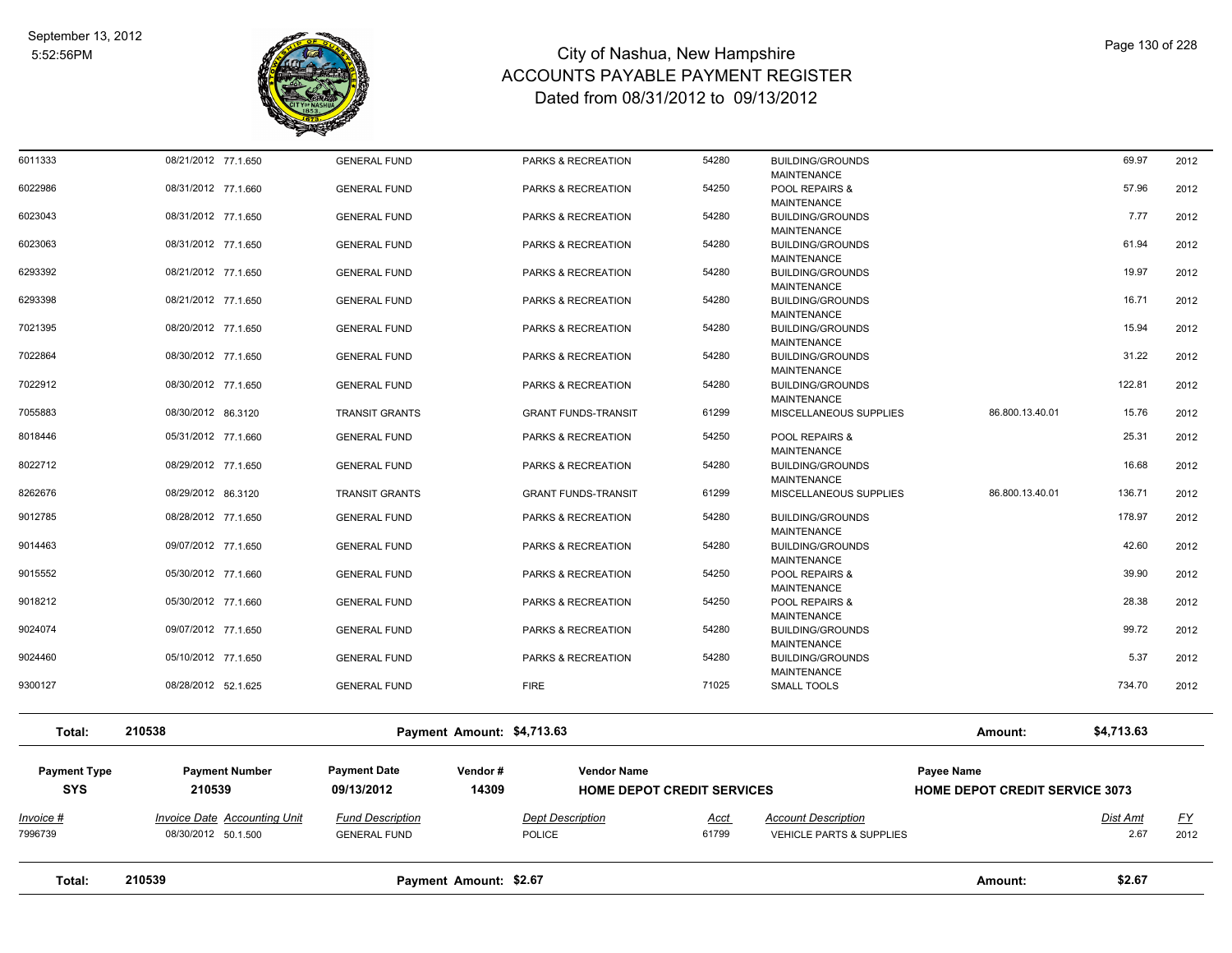# City of Nashua, New Hampshire
## ACCOUNTS PAYABLE PAYMENT REGISTER
### Dated from 08/31/2012 to 09/13/2012

| Invoice # | Invoice Date | Accounting Unit | Fund Description | Dept Description | Acct | Account Description | | Dist Amt | FY |
|---|---|---|---|---|---|---|---|---|---|
| 6011333 | 08/21/2012 | 77.1.650 | GENERAL FUND | PARKS & RECREATION | 54280 | BUILDING/GROUNDS MAINTENANCE | | 69.97 | 2012 |
| 6022986 | 08/31/2012 | 77.1.660 | GENERAL FUND | PARKS & RECREATION | 54250 | POOL REPAIRS & MAINTENANCE | | 57.96 | 2012 |
| 6023043 | 08/31/2012 | 77.1.650 | GENERAL FUND | PARKS & RECREATION | 54280 | BUILDING/GROUNDS MAINTENANCE | | 7.77 | 2012 |
| 6023063 | 08/31/2012 | 77.1.650 | GENERAL FUND | PARKS & RECREATION | 54280 | BUILDING/GROUNDS MAINTENANCE | | 61.94 | 2012 |
| 6293392 | 08/21/2012 | 77.1.650 | GENERAL FUND | PARKS & RECREATION | 54280 | BUILDING/GROUNDS MAINTENANCE | | 19.97 | 2012 |
| 6293398 | 08/21/2012 | 77.1.650 | GENERAL FUND | PARKS & RECREATION | 54280 | BUILDING/GROUNDS MAINTENANCE | | 16.71 | 2012 |
| 7021395 | 08/20/2012 | 77.1.650 | GENERAL FUND | PARKS & RECREATION | 54280 | BUILDING/GROUNDS MAINTENANCE | | 15.94 | 2012 |
| 7022864 | 08/30/2012 | 77.1.650 | GENERAL FUND | PARKS & RECREATION | 54280 | BUILDING/GROUNDS MAINTENANCE | | 31.22 | 2012 |
| 7022912 | 08/30/2012 | 77.1.650 | GENERAL FUND | PARKS & RECREATION | 54280 | BUILDING/GROUNDS MAINTENANCE | | 122.81 | 2012 |
| 7055883 | 08/30/2012 | 86.3120 | TRANSIT GRANTS | GRANT FUNDS-TRANSIT | 61299 | MISCELLANEOUS SUPPLIES | 86.800.13.40.01 | 15.76 | 2012 |
| 8018446 | 05/31/2012 | 77.1.660 | GENERAL FUND | PARKS & RECREATION | 54250 | POOL REPAIRS & MAINTENANCE | | 25.31 | 2012 |
| 8022712 | 08/29/2012 | 77.1.650 | GENERAL FUND | PARKS & RECREATION | 54280 | BUILDING/GROUNDS MAINTENANCE | | 16.68 | 2012 |
| 8262676 | 08/29/2012 | 86.3120 | TRANSIT GRANTS | GRANT FUNDS-TRANSIT | 61299 | MISCELLANEOUS SUPPLIES | 86.800.13.40.01 | 136.71 | 2012 |
| 9012785 | 08/28/2012 | 77.1.650 | GENERAL FUND | PARKS & RECREATION | 54280 | BUILDING/GROUNDS MAINTENANCE | | 178.97 | 2012 |
| 9014463 | 09/07/2012 | 77.1.650 | GENERAL FUND | PARKS & RECREATION | 54280 | BUILDING/GROUNDS MAINTENANCE | | 42.60 | 2012 |
| 9015552 | 05/30/2012 | 77.1.660 | GENERAL FUND | PARKS & RECREATION | 54250 | POOL REPAIRS & MAINTENANCE | | 39.90 | 2012 |
| 9018212 | 05/30/2012 | 77.1.660 | GENERAL FUND | PARKS & RECREATION | 54250 | POOL REPAIRS & MAINTENANCE | | 28.38 | 2012 |
| 9024074 | 09/07/2012 | 77.1.650 | GENERAL FUND | PARKS & RECREATION | 54280 | BUILDING/GROUNDS MAINTENANCE | | 99.72 | 2012 |
| 9024460 | 05/10/2012 | 77.1.650 | GENERAL FUND | PARKS & RECREATION | 54280 | BUILDING/GROUNDS MAINTENANCE | | 5.37 | 2012 |
| 9300127 | 08/28/2012 | 52.1.625 | GENERAL FUND | FIRE | 71025 | SMALL TOOLS | | 734.70 | 2012 |

**Total: 210538 — Payment Amount: $4,713.63 — Amount: $4,713.63**

| Payment Type | Payment Number | Payment Date | Vendor # | Vendor Name | Payee Name |
|---|---|---|---|---|---|
| SYS | 210539 | 09/13/2012 | 14309 | HOME DEPOT CREDIT SERVICES | HOME DEPOT CREDIT SERVICE 3073 |

| Invoice # | Invoice Date | Accounting Unit | Fund Description | Dept Description | Acct | Account Description | Dist Amt | FY |
|---|---|---|---|---|---|---|---|---|
| 7996739 | 08/30/2012 | 50.1.500 | GENERAL FUND | POLICE | 61799 | VEHICLE PARTS & SUPPLIES | 2.67 | 2012 |

**Total: 210539 — Payment Amount: $2.67 — Amount: $2.67**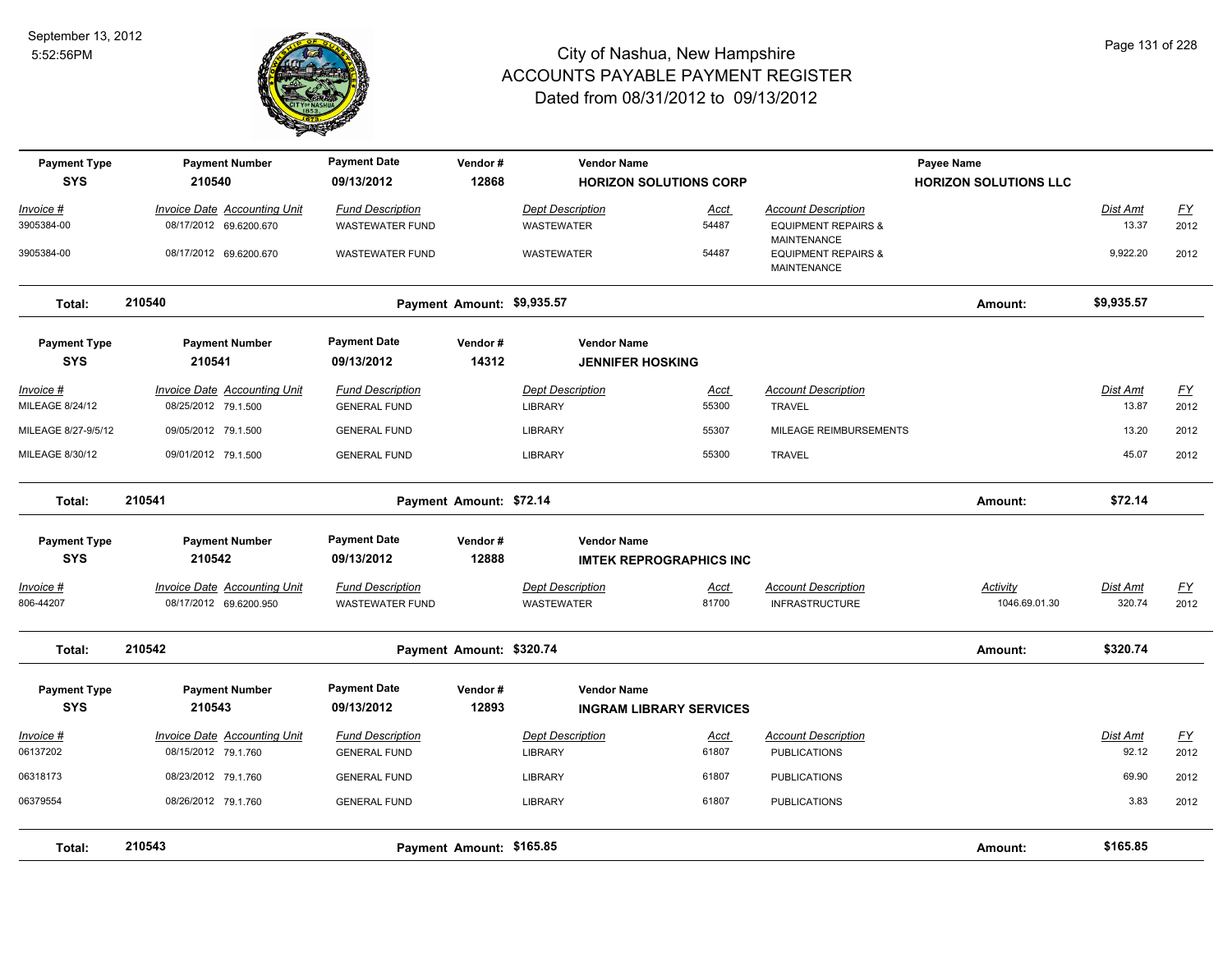# City of Nashua, New Hampshire
# ACCOUNTS PAYABLE PAYMENT REGISTER
## Dated from 08/31/2012 to 09/13/2012

September 13, 2012
5:52:56PM

| Payment Type | Payment Number | Payment Date | Vendor # | Vendor Name | Payee Name |
|---|---|---|---|---|---|
| SYS | 210540 | 09/13/2012 | 12868 | HORIZON SOLUTIONS CORP | HORIZON SOLUTIONS LLC |

| Invoice # | Invoice Date | Accounting Unit | Fund Description | Dept Description | Acct | Account Description | Dist Amt | FY |
|---|---|---|---|---|---|---|---|---|
| 3905384-00 | 08/17/2012 | 69.6200.670 | WASTEWATER FUND | WASTEWATER | 54487 | EQUIPMENT REPAIRS & MAINTENANCE | 13.37 | 2012 |
| 3905384-00 | 08/17/2012 | 69.6200.670 | WASTEWATER FUND | WASTEWATER | 54487 | EQUIPMENT REPAIRS & MAINTENANCE | 9,922.20 | 2012 |

**Total: 210540** — Payment Amount: $9,935.57 — Amount: $9,935.57

| Payment Type | Payment Number | Payment Date | Vendor # | Vendor Name |
|---|---|---|---|---|
| SYS | 210541 | 09/13/2012 | 14312 | JENNIFER HOSKING |

| Invoice # | Invoice Date | Accounting Unit | Fund Description | Dept Description | Acct | Account Description | Dist Amt | FY |
|---|---|---|---|---|---|---|---|---|
| MILEAGE 8/24/12 | 08/25/2012 | 79.1.500 | GENERAL FUND | LIBRARY | 55300 | TRAVEL | 13.87 | 2012 |
| MILEAGE 8/27-9/5/12 | 09/05/2012 | 79.1.500 | GENERAL FUND | LIBRARY | 55307 | MILEAGE REIMBURSEMENTS | 13.20 | 2012 |
| MILEAGE 8/30/12 | 09/01/2012 | 79.1.500 | GENERAL FUND | LIBRARY | 55300 | TRAVEL | 45.07 | 2012 |

**Total: 210541** — Payment Amount: $72.14 — Amount: $72.14

| Payment Type | Payment Number | Payment Date | Vendor # | Vendor Name |
|---|---|---|---|---|
| SYS | 210542 | 09/13/2012 | 12888 | IMTEK REPROGRAPHICS INC |

| Invoice # | Invoice Date | Accounting Unit | Fund Description | Dept Description | Acct | Account Description | Activity | Dist Amt | FY |
|---|---|---|---|---|---|---|---|---|---|
| 806-44207 | 08/17/2012 | 69.6200.950 | WASTEWATER FUND | WASTEWATER | 81700 | INFRASTRUCTURE | 1046.69.01.30 | 320.74 | 2012 |

**Total: 210542** — Payment Amount: $320.74 — Amount: $320.74

| Payment Type | Payment Number | Payment Date | Vendor # | Vendor Name |
|---|---|---|---|---|
| SYS | 210543 | 09/13/2012 | 12893 | INGRAM LIBRARY SERVICES |

| Invoice # | Invoice Date | Accounting Unit | Fund Description | Dept Description | Acct | Account Description | Dist Amt | FY |
|---|---|---|---|---|---|---|---|---|
| 06137202 | 08/15/2012 | 79.1.760 | GENERAL FUND | LIBRARY | 61807 | PUBLICATIONS | 92.12 | 2012 |
| 06318173 | 08/23/2012 | 79.1.760 | GENERAL FUND | LIBRARY | 61807 | PUBLICATIONS | 69.90 | 2012 |
| 06379554 | 08/26/2012 | 79.1.760 | GENERAL FUND | LIBRARY | 61807 | PUBLICATIONS | 3.83 | 2012 |

**Total: 210543** — Payment Amount: $165.85 — Amount: $165.85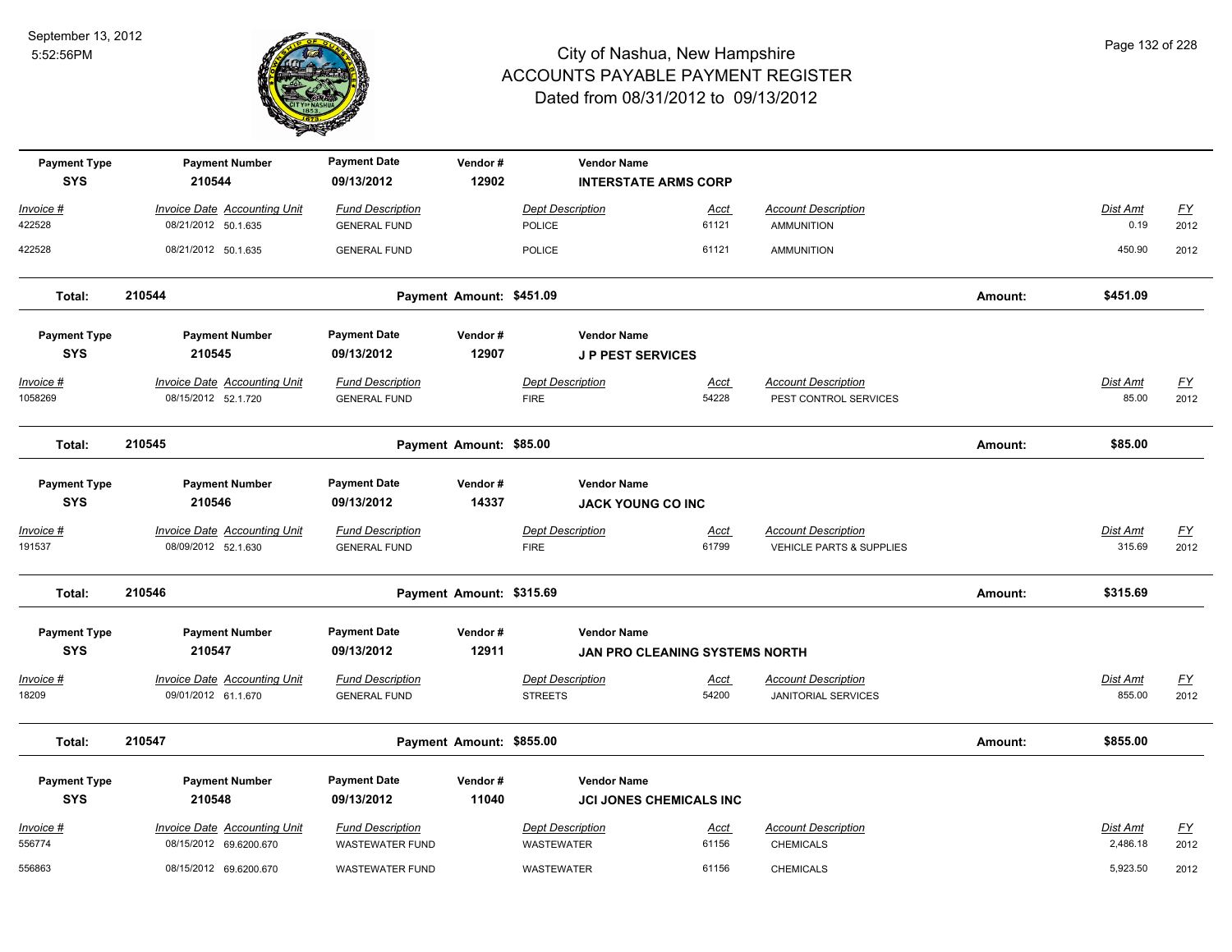# City of Nashua, New Hampshire
## ACCOUNTS PAYABLE PAYMENT REGISTER
### Dated from 08/31/2012 to 09/13/2012

September 13, 2012
5:52:56PM

| Payment Type | Payment Number | Payment Date | Vendor # | Vendor Name |
|---|---|---|---|---|
| SYS | 210544 | 09/13/2012 | 12902 | INTERSTATE ARMS CORP |

| Invoice # | Invoice Date | Accounting Unit | Fund Description | Dept Description | Acct | Account Description | Dist Amt | FY |
|---|---|---|---|---|---|---|---|---|
| 422528 | 08/21/2012 | 50.1.635 | GENERAL FUND | POLICE | 61121 | AMMUNITION | 0.19 | 2012 |
| 422528 | 08/21/2012 | 50.1.635 | GENERAL FUND | POLICE | 61121 | AMMUNITION | 450.90 | 2012 |

**Total: 210544 — Payment Amount: $451.09 — Amount: $451.09**

| Payment Type | Payment Number | Payment Date | Vendor # | Vendor Name |
|---|---|---|---|---|
| SYS | 210545 | 09/13/2012 | 12907 | J P PEST SERVICES |

| Invoice # | Invoice Date | Accounting Unit | Fund Description | Dept Description | Acct | Account Description | Dist Amt | FY |
|---|---|---|---|---|---|---|---|---|
| 1058269 | 08/15/2012 | 52.1.720 | GENERAL FUND | FIRE | 54228 | PEST CONTROL SERVICES | 85.00 | 2012 |

**Total: 210545 — Payment Amount: $85.00 — Amount: $85.00**

| Payment Type | Payment Number | Payment Date | Vendor # | Vendor Name |
|---|---|---|---|---|
| SYS | 210546 | 09/13/2012 | 14337 | JACK YOUNG CO INC |

| Invoice # | Invoice Date | Accounting Unit | Fund Description | Dept Description | Acct | Account Description | Dist Amt | FY |
|---|---|---|---|---|---|---|---|---|
| 191537 | 08/09/2012 | 52.1.630 | GENERAL FUND | FIRE | 61799 | VEHICLE PARTS & SUPPLIES | 315.69 | 2012 |

**Total: 210546 — Payment Amount: $315.69 — Amount: $315.69**

| Payment Type | Payment Number | Payment Date | Vendor # | Vendor Name |
|---|---|---|---|---|
| SYS | 210547 | 09/13/2012 | 12911 | JAN PRO CLEANING SYSTEMS NORTH |

| Invoice # | Invoice Date | Accounting Unit | Fund Description | Dept Description | Acct | Account Description | Dist Amt | FY |
|---|---|---|---|---|---|---|---|---|
| 18209 | 09/01/2012 | 61.1.670 | GENERAL FUND | STREETS | 54200 | JANITORIAL SERVICES | 855.00 | 2012 |

**Total: 210547 — Payment Amount: $855.00 — Amount: $855.00**

| Payment Type | Payment Number | Payment Date | Vendor # | Vendor Name |
|---|---|---|---|---|
| SYS | 210548 | 09/13/2012 | 11040 | JCI JONES CHEMICALS INC |

| Invoice # | Invoice Date | Accounting Unit | Fund Description | Dept Description | Acct | Account Description | Dist Amt | FY |
|---|---|---|---|---|---|---|---|---|
| 556774 | 08/15/2012 | 69.6200.670 | WASTEWATER FUND | WASTEWATER | 61156 | CHEMICALS | 2,486.18 | 2012 |
| 556863 | 08/15/2012 | 69.6200.670 | WASTEWATER FUND | WASTEWATER | 61156 | CHEMICALS | 5,923.50 | 2012 |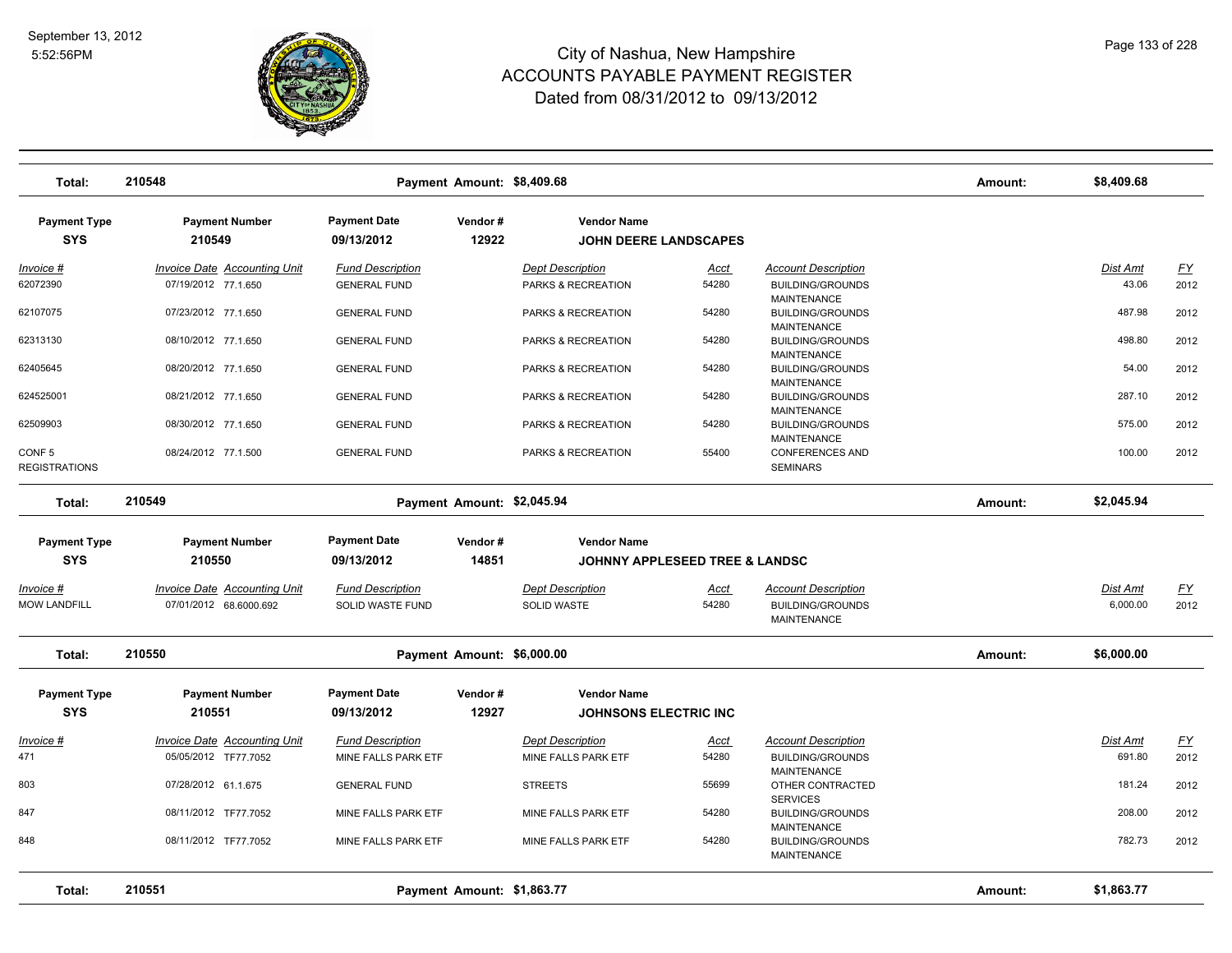# City of Nashua, New Hampshire
## ACCOUNTS PAYABLE PAYMENT REGISTER
### Dated from 08/31/2012 to 09/13/2012

September 13, 2012
5:52:56PM

| Total: | 210548 | Payment Amount: $8,409.68 | Amount: | $8,409.68 |
|---|---|---|---|---|

| Payment Type | Payment Number | Payment Date | Vendor # | Vendor Name |
|---|---|---|---|---|
| SYS | 210549 | 09/13/2012 | 12922 | JOHN DEERE LANDSCAPES |

| Invoice # | Invoice Date | Accounting Unit | Fund Description | Dept Description | Acct | Account Description | Dist Amt | FY |
|---|---|---|---|---|---|---|---|---|
| 62072390 | 07/19/2012 | 77.1.650 | GENERAL FUND | PARKS & RECREATION | 54280 | BUILDING/GROUNDS MAINTENANCE | 43.06 | 2012 |
| 62107075 | 07/23/2012 | 77.1.650 | GENERAL FUND | PARKS & RECREATION | 54280 | BUILDING/GROUNDS MAINTENANCE | 487.98 | 2012 |
| 62313130 | 08/10/2012 | 77.1.650 | GENERAL FUND | PARKS & RECREATION | 54280 | BUILDING/GROUNDS MAINTENANCE | 498.80 | 2012 |
| 62405645 | 08/20/2012 | 77.1.650 | GENERAL FUND | PARKS & RECREATION | 54280 | BUILDING/GROUNDS MAINTENANCE | 54.00 | 2012 |
| 624525001 | 08/21/2012 | 77.1.650 | GENERAL FUND | PARKS & RECREATION | 54280 | BUILDING/GROUNDS MAINTENANCE | 287.10 | 2012 |
| 62509903 | 08/30/2012 | 77.1.650 | GENERAL FUND | PARKS & RECREATION | 54280 | BUILDING/GROUNDS MAINTENANCE | 575.00 | 2012 |
| CONF 5 REGISTRATIONS | 08/24/2012 | 77.1.500 | GENERAL FUND | PARKS & RECREATION | 55400 | CONFERENCES AND SEMINARS | 100.00 | 2012 |

| Total: | 210549 | Payment Amount: $2,045.94 | Amount: | $2,045.94 |
|---|---|---|---|---|

| Payment Type | Payment Number | Payment Date | Vendor # | Vendor Name |
|---|---|---|---|---|
| SYS | 210550 | 09/13/2012 | 14851 | JOHNNY APPLESEED TREE & LANDSC |

| Invoice # | Invoice Date | Accounting Unit | Fund Description | Dept Description | Acct | Account Description | Dist Amt | FY |
|---|---|---|---|---|---|---|---|---|
| MOW LANDFILL | 07/01/2012 | 68.6000.692 | SOLID WASTE FUND | SOLID WASTE | 54280 | BUILDING/GROUNDS MAINTENANCE | 6,000.00 | 2012 |

| Total: | 210550 | Payment Amount: $6,000.00 | Amount: | $6,000.00 |
|---|---|---|---|---|

| Payment Type | Payment Number | Payment Date | Vendor # | Vendor Name |
|---|---|---|---|---|
| SYS | 210551 | 09/13/2012 | 12927 | JOHNSONS ELECTRIC INC |

| Invoice # | Invoice Date | Accounting Unit | Fund Description | Dept Description | Acct | Account Description | Dist Amt | FY |
|---|---|---|---|---|---|---|---|---|
| 471 | 05/05/2012 | TF77.7052 | MINE FALLS PARK ETF | MINE FALLS PARK ETF | 54280 | BUILDING/GROUNDS MAINTENANCE | 691.80 | 2012 |
| 803 | 07/28/2012 | 61.1.675 | GENERAL FUND | STREETS | 55699 | OTHER CONTRACTED SERVICES | 181.24 | 2012 |
| 847 | 08/11/2012 | TF77.7052 | MINE FALLS PARK ETF | MINE FALLS PARK ETF | 54280 | BUILDING/GROUNDS MAINTENANCE | 208.00 | 2012 |
| 848 | 08/11/2012 | TF77.7052 | MINE FALLS PARK ETF | MINE FALLS PARK ETF | 54280 | BUILDING/GROUNDS MAINTENANCE | 782.73 | 2012 |

| Total: | 210551 | Payment Amount: $1,863.77 | Amount: | $1,863.77 |
|---|---|---|---|---|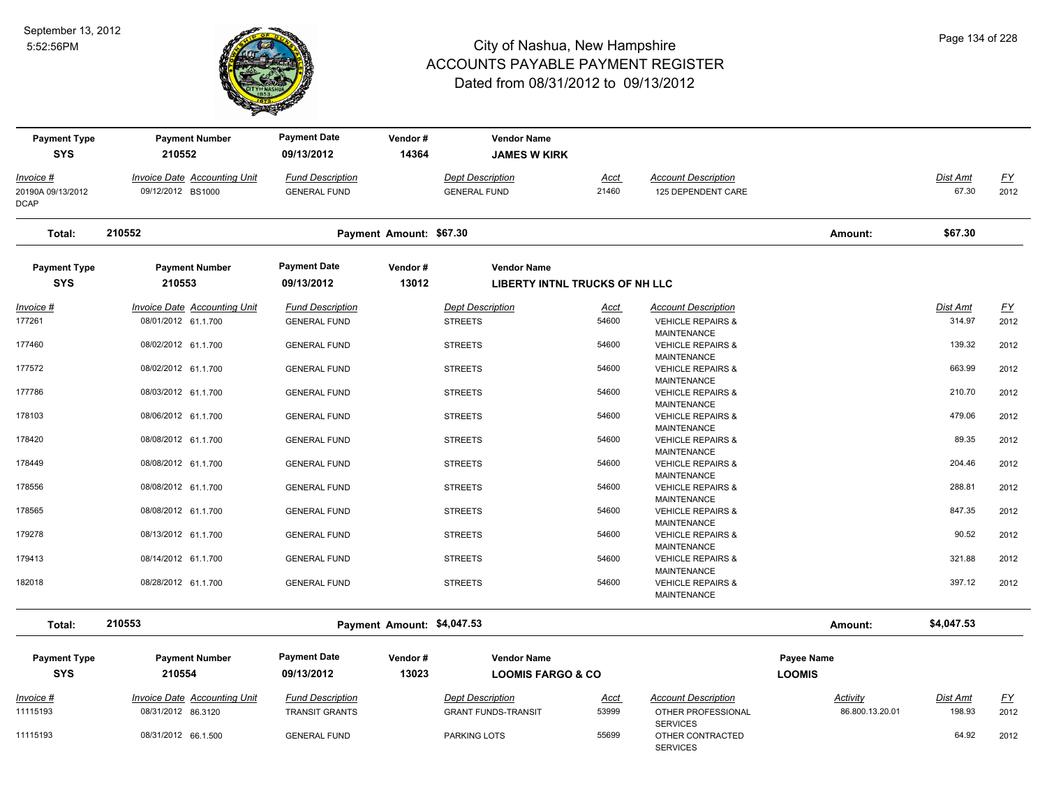# City of Nashua, New Hampshire
## ACCOUNTS PAYABLE PAYMENT REGISTER
### Dated from 08/31/2012 to 09/13/2012

September 13, 2012
5:52:56PM

| Payment Type | Payment Number | Payment Date | Vendor # | Vendor Name |
|---|---|---|---|---|
| SYS | 210552 | 09/13/2012 | 14364 | JAMES W KIRK |

| Invoice # | Invoice Date | Accounting Unit | Fund Description | Dept Description | Acct | Account Description | Dist Amt | FY |
|---|---|---|---|---|---|---|---|---|
| 20190A 09/13/2012 DCAP | 09/12/2012 | BS1000 | GENERAL FUND | GENERAL FUND | 21460 | 125 DEPENDENT CARE | 67.30 | 2012 |

**Total: 210552** Payment Amount: $67.30 Amount: $67.30

| Payment Type | Payment Number | Payment Date | Vendor # | Vendor Name |
|---|---|---|---|---|
| SYS | 210553 | 09/13/2012 | 13012 | LIBERTY INTNL TRUCKS OF NH LLC |

| Invoice # | Invoice Date | Accounting Unit | Fund Description | Dept Description | Acct | Account Description | Dist Amt | FY |
|---|---|---|---|---|---|---|---|---|
| 177261 | 08/01/2012 | 61.1.700 | GENERAL FUND | STREETS | 54600 | VEHICLE REPAIRS & MAINTENANCE | 314.97 | 2012 |
| 177460 | 08/02/2012 | 61.1.700 | GENERAL FUND | STREETS | 54600 | VEHICLE REPAIRS & MAINTENANCE | 139.32 | 2012 |
| 177572 | 08/02/2012 | 61.1.700 | GENERAL FUND | STREETS | 54600 | VEHICLE REPAIRS & MAINTENANCE | 663.99 | 2012 |
| 177786 | 08/03/2012 | 61.1.700 | GENERAL FUND | STREETS | 54600 | VEHICLE REPAIRS & MAINTENANCE | 210.70 | 2012 |
| 178103 | 08/06/2012 | 61.1.700 | GENERAL FUND | STREETS | 54600 | VEHICLE REPAIRS & MAINTENANCE | 479.06 | 2012 |
| 178420 | 08/08/2012 | 61.1.700 | GENERAL FUND | STREETS | 54600 | VEHICLE REPAIRS & MAINTENANCE | 89.35 | 2012 |
| 178449 | 08/08/2012 | 61.1.700 | GENERAL FUND | STREETS | 54600 | VEHICLE REPAIRS & MAINTENANCE | 204.46 | 2012 |
| 178556 | 08/08/2012 | 61.1.700 | GENERAL FUND | STREETS | 54600 | VEHICLE REPAIRS & MAINTENANCE | 288.81 | 2012 |
| 178565 | 08/08/2012 | 61.1.700 | GENERAL FUND | STREETS | 54600 | VEHICLE REPAIRS & MAINTENANCE | 847.35 | 2012 |
| 179278 | 08/13/2012 | 61.1.700 | GENERAL FUND | STREETS | 54600 | VEHICLE REPAIRS & MAINTENANCE | 90.52 | 2012 |
| 179413 | 08/14/2012 | 61.1.700 | GENERAL FUND | STREETS | 54600 | VEHICLE REPAIRS & MAINTENANCE | 321.88 | 2012 |
| 182018 | 08/28/2012 | 61.1.700 | GENERAL FUND | STREETS | 54600 | VEHICLE REPAIRS & MAINTENANCE | 397.12 | 2012 |

**Total: 210553** Payment Amount: $4,047.53 Amount: $4,047.53

| Payment Type | Payment Number | Payment Date | Vendor # | Vendor Name | Payee Name |
|---|---|---|---|---|---|
| SYS | 210554 | 09/13/2012 | 13023 | LOOMIS FARGO & CO | LOOMIS |

| Invoice # | Invoice Date | Accounting Unit | Fund Description | Dept Description | Acct | Account Description | Activity | Dist Amt | FY |
|---|---|---|---|---|---|---|---|---|---|
| 11115193 | 08/31/2012 | 86.3120 | TRANSIT GRANTS | GRANT FUNDS-TRANSIT | 53999 | OTHER PROFESSIONAL SERVICES | 86.800.13.20.01 | 198.93 | 2012 |
| 11115193 | 08/31/2012 | 66.1.500 | GENERAL FUND | PARKING LOTS | 55699 | OTHER CONTRACTED SERVICES | | 64.92 | 2012 |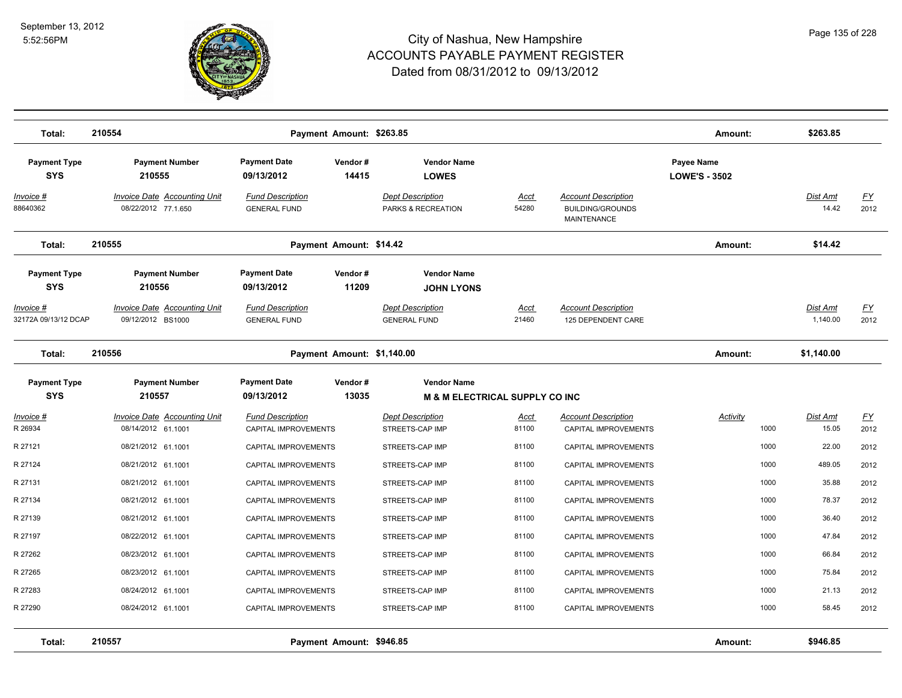# City of Nashua, New Hampshire
## ACCOUNTS PAYABLE PAYMENT REGISTER
### Dated from 08/31/2012 to 09/13/2012

September 13, 2012
5:52:56PM

| Total: | 210554 | Payment Amount: $263.85 | Amount: | $263.85 |
|---|---|---|---|---|

| Payment Type | Payment Number | Payment Date | Vendor # | Vendor Name | Payee Name |
|---|---|---|---|---|---|
| SYS | 210555 | 09/13/2012 | 14415 | LOWES | LOWE'S - 3502 |

| Invoice # | Invoice Date | Accounting Unit | Fund Description | Dept Description | Acct | Account Description | Dist Amt | FY |
|---|---|---|---|---|---|---|---|---|
| 88640362 | 08/22/2012 | 77.1.650 | GENERAL FUND | PARKS & RECREATION | 54280 | BUILDING/GROUNDS MAINTENANCE | 14.42 | 2012 |

| Total: | 210555 | Payment Amount: $14.42 | Amount: | $14.42 |
|---|---|---|---|---|

| Payment Type | Payment Number | Payment Date | Vendor # | Vendor Name |
|---|---|---|---|---|
| SYS | 210556 | 09/13/2012 | 11209 | JOHN LYONS |

| Invoice # | Invoice Date | Accounting Unit | Fund Description | Dept Description | Acct | Account Description | Dist Amt | FY |
|---|---|---|---|---|---|---|---|---|
| 32172A 09/13/12 DCAP | 09/12/2012 | BS1000 | GENERAL FUND | GENERAL FUND | 21460 | 125 DEPENDENT CARE | 1,140.00 | 2012 |

| Total: | 210556 | Payment Amount: $1,140.00 | Amount: | $1,140.00 |
|---|---|---|---|---|

| Payment Type | Payment Number | Payment Date | Vendor # | Vendor Name |
|---|---|---|---|---|
| SYS | 210557 | 09/13/2012 | 13035 | M & M ELECTRICAL SUPPLY CO INC |

| Invoice # | Invoice Date | Accounting Unit | Fund Description | Dept Description | Acct | Account Description | Activity | Dist Amt | FY |
|---|---|---|---|---|---|---|---|---|---|
| R 26934 | 08/14/2012 | 61.1001 | CAPITAL IMPROVEMENTS | STREETS-CAP IMP | 81100 | CAPITAL IMPROVEMENTS | 1000 | 15.05 | 2012 |
| R 27121 | 08/21/2012 | 61.1001 | CAPITAL IMPROVEMENTS | STREETS-CAP IMP | 81100 | CAPITAL IMPROVEMENTS | 1000 | 22.00 | 2012 |
| R 27124 | 08/21/2012 | 61.1001 | CAPITAL IMPROVEMENTS | STREETS-CAP IMP | 81100 | CAPITAL IMPROVEMENTS | 1000 | 489.05 | 2012 |
| R 27131 | 08/21/2012 | 61.1001 | CAPITAL IMPROVEMENTS | STREETS-CAP IMP | 81100 | CAPITAL IMPROVEMENTS | 1000 | 35.88 | 2012 |
| R 27134 | 08/21/2012 | 61.1001 | CAPITAL IMPROVEMENTS | STREETS-CAP IMP | 81100 | CAPITAL IMPROVEMENTS | 1000 | 78.37 | 2012 |
| R 27139 | 08/21/2012 | 61.1001 | CAPITAL IMPROVEMENTS | STREETS-CAP IMP | 81100 | CAPITAL IMPROVEMENTS | 1000 | 36.40 | 2012 |
| R 27197 | 08/22/2012 | 61.1001 | CAPITAL IMPROVEMENTS | STREETS-CAP IMP | 81100 | CAPITAL IMPROVEMENTS | 1000 | 47.84 | 2012 |
| R 27262 | 08/23/2012 | 61.1001 | CAPITAL IMPROVEMENTS | STREETS-CAP IMP | 81100 | CAPITAL IMPROVEMENTS | 1000 | 66.84 | 2012 |
| R 27265 | 08/23/2012 | 61.1001 | CAPITAL IMPROVEMENTS | STREETS-CAP IMP | 81100 | CAPITAL IMPROVEMENTS | 1000 | 75.84 | 2012 |
| R 27283 | 08/24/2012 | 61.1001 | CAPITAL IMPROVEMENTS | STREETS-CAP IMP | 81100 | CAPITAL IMPROVEMENTS | 1000 | 21.13 | 2012 |
| R 27290 | 08/24/2012 | 61.1001 | CAPITAL IMPROVEMENTS | STREETS-CAP IMP | 81100 | CAPITAL IMPROVEMENTS | 1000 | 58.45 | 2012 |

| Total: | 210557 | Payment Amount: $946.85 | Amount: | $946.85 |
|---|---|---|---|---|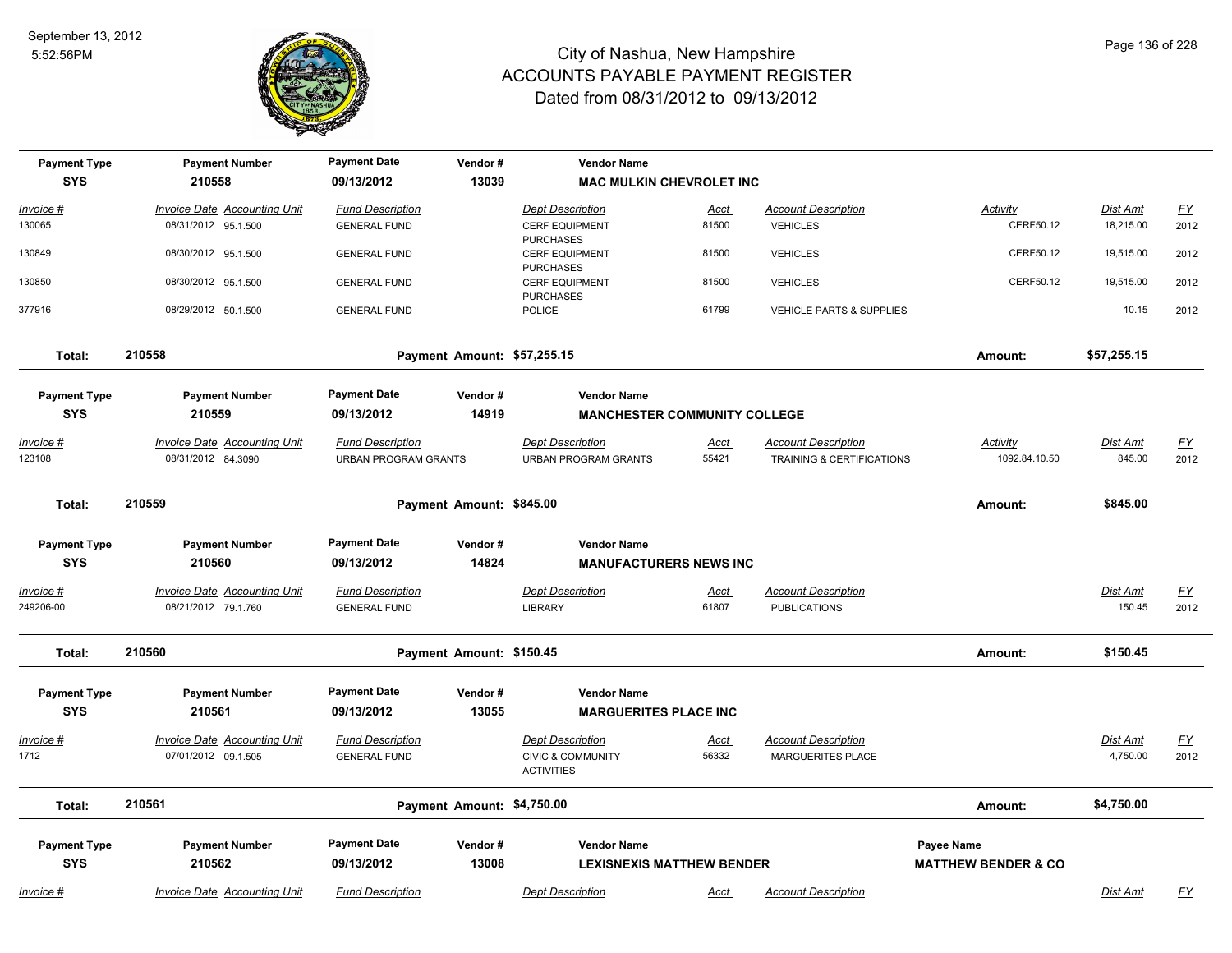# City of Nashua, New Hampshire
## ACCOUNTS PAYABLE PAYMENT REGISTER
### Dated from 08/31/2012 to 09/13/2012

| Payment Type | Payment Number | Payment Date | Vendor # | Vendor Name |
|---|---|---|---|---|
| SYS | 210558 | 09/13/2012 | 13039 | MAC MULKIN CHEVROLET INC |

| Invoice # | Invoice Date | Accounting Unit | Fund Description | Dept Description | Acct | Account Description | Activity | Dist Amt | FY |
|---|---|---|---|---|---|---|---|---|---|
| 130065 | 08/31/2012 | 95.1.500 | GENERAL FUND | CERF EQUIPMENT PURCHASES | 81500 | VEHICLES | CERF50.12 | 18,215.00 | 2012 |
| 130849 | 08/30/2012 | 95.1.500 | GENERAL FUND | CERF EQUIPMENT PURCHASES | 81500 | VEHICLES | CERF50.12 | 19,515.00 | 2012 |
| 130850 | 08/30/2012 | 95.1.500 | GENERAL FUND | CERF EQUIPMENT PURCHASES | 81500 | VEHICLES | CERF50.12 | 19,515.00 | 2012 |
| 377916 | 08/29/2012 | 50.1.500 | GENERAL FUND | POLICE | 61799 | VEHICLE PARTS & SUPPLIES | | 10.15 | 2012 |

**Total: 210558** Payment Amount: $57,255.15 Amount: **$57,255.15**

| Payment Type | Payment Number | Payment Date | Vendor # | Vendor Name |
|---|---|---|---|---|
| SYS | 210559 | 09/13/2012 | 14919 | MANCHESTER COMMUNITY COLLEGE |

| Invoice # | Invoice Date | Accounting Unit | Fund Description | Dept Description | Acct | Account Description | Activity | Dist Amt | FY |
|---|---|---|---|---|---|---|---|---|---|
| 123108 | 08/31/2012 | 84.3090 | URBAN PROGRAM GRANTS | URBAN PROGRAM GRANTS | 55421 | TRAINING & CERTIFICATIONS | 1092.84.10.50 | 845.00 | 2012 |

**Total: 210559** Payment Amount: $845.00 Amount: **$845.00**

| Payment Type | Payment Number | Payment Date | Vendor # | Vendor Name |
|---|---|---|---|---|
| SYS | 210560 | 09/13/2012 | 14824 | MANUFACTURERS NEWS INC |

| Invoice # | Invoice Date | Accounting Unit | Fund Description | Dept Description | Acct | Account Description | Dist Amt | FY |
|---|---|---|---|---|---|---|---|---|
| 249206-00 | 08/21/2012 | 79.1.760 | GENERAL FUND | LIBRARY | 61807 | PUBLICATIONS | 150.45 | 2012 |

**Total: 210560** Payment Amount: $150.45 Amount: **$150.45**

| Payment Type | Payment Number | Payment Date | Vendor # | Vendor Name |
|---|---|---|---|---|
| SYS | 210561 | 09/13/2012 | 13055 | MARGUERITES PLACE INC |

| Invoice # | Invoice Date | Accounting Unit | Fund Description | Dept Description | Acct | Account Description | Dist Amt | FY |
|---|---|---|---|---|---|---|---|---|
| 1712 | 07/01/2012 | 09.1.505 | GENERAL FUND | CIVIC & COMMUNITY ACTIVITIES | 56332 | MARGUERITES PLACE | 4,750.00 | 2012 |

**Total: 210561** Payment Amount: $4,750.00 Amount: **$4,750.00**

| Payment Type | Payment Number | Payment Date | Vendor # | Vendor Name | Payee Name |
|---|---|---|---|---|---|
| SYS | 210562 | 09/13/2012 | 13008 | LEXISNEXIS MATTHEW BENDER | MATTHEW BENDER & CO |

| Invoice # | Invoice Date | Accounting Unit | Fund Description | Dept Description | Acct | Account Description | Dist Amt | FY |
|---|---|---|---|---|---|---|---|---|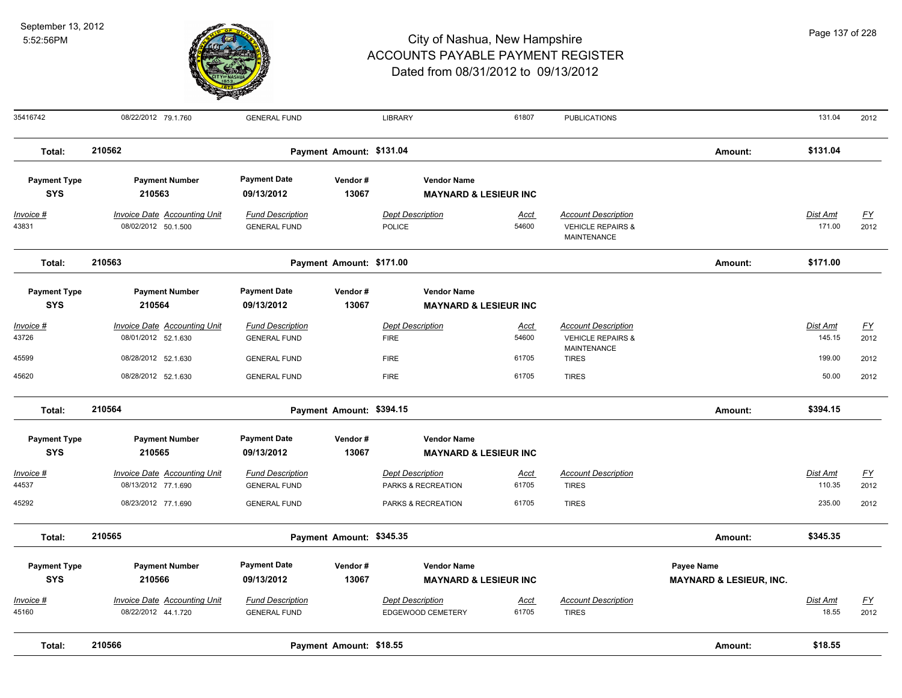# City of Nashua, New Hampshire
# ACCOUNTS PAYABLE PAYMENT REGISTER
## Dated from 08/31/2012 to 09/13/2012

September 13, 2012
5:52:56PM

| Invoice # | Invoice Date | Accounting Unit | Fund Description | Dept Description | Acct | Account Description | Dist Amt | FY |
|---|---|---|---|---|---|---|---|---|
| 35416742 | 08/22/2012 | 79.1.760 | GENERAL FUND | LIBRARY | 61807 | PUBLICATIONS | 131.04 | 2012 |

**Total: 210562** — Payment Amount: $131.04 — Amount: $131.04

| Payment Type | Payment Number | Payment Date | Vendor # | Vendor Name |
|---|---|---|---|---|
| SYS | 210563 | 09/13/2012 | 13067 | MAYNARD & LESIEUR INC |

| Invoice # | Invoice Date | Accounting Unit | Fund Description | Dept Description | Acct | Account Description | Dist Amt | FY |
|---|---|---|---|---|---|---|---|---|
| 43831 | 08/02/2012 | 50.1.500 | GENERAL FUND | POLICE | 54600 | VEHICLE REPAIRS & MAINTENANCE | 171.00 | 2012 |

**Total: 210563** — Payment Amount: $171.00 — Amount: $171.00

| Payment Type | Payment Number | Payment Date | Vendor # | Vendor Name |
|---|---|---|---|---|
| SYS | 210564 | 09/13/2012 | 13067 | MAYNARD & LESIEUR INC |

| Invoice # | Invoice Date | Accounting Unit | Fund Description | Dept Description | Acct | Account Description | Dist Amt | FY |
|---|---|---|---|---|---|---|---|---|
| 43726 | 08/01/2012 | 52.1.630 | GENERAL FUND | FIRE | 54600 | VEHICLE REPAIRS & MAINTENANCE | 145.15 | 2012 |
| 45599 | 08/28/2012 | 52.1.630 | GENERAL FUND | FIRE | 61705 | TIRES | 199.00 | 2012 |
| 45620 | 08/28/2012 | 52.1.630 | GENERAL FUND | FIRE | 61705 | TIRES | 50.00 | 2012 |

**Total: 210564** — Payment Amount: $394.15 — Amount: $394.15

| Payment Type | Payment Number | Payment Date | Vendor # | Vendor Name |
|---|---|---|---|---|
| SYS | 210565 | 09/13/2012 | 13067 | MAYNARD & LESIEUR INC |

| Invoice # | Invoice Date | Accounting Unit | Fund Description | Dept Description | Acct | Account Description | Dist Amt | FY |
|---|---|---|---|---|---|---|---|---|
| 44537 | 08/13/2012 | 77.1.690 | GENERAL FUND | PARKS & RECREATION | 61705 | TIRES | 110.35 | 2012 |
| 45292 | 08/23/2012 | 77.1.690 | GENERAL FUND | PARKS & RECREATION | 61705 | TIRES | 235.00 | 2012 |

**Total: 210565** — Payment Amount: $345.35 — Amount: $345.35

| Payment Type | Payment Number | Payment Date | Vendor # | Vendor Name | Payee Name |
|---|---|---|---|---|---|
| SYS | 210566 | 09/13/2012 | 13067 | MAYNARD & LESIEUR INC | MAYNARD & LESIEUR, INC. |

| Invoice # | Invoice Date | Accounting Unit | Fund Description | Dept Description | Acct | Account Description | Dist Amt | FY |
|---|---|---|---|---|---|---|---|---|
| 45160 | 08/22/2012 | 44.1.720 | GENERAL FUND | EDGEWOOD CEMETERY | 61705 | TIRES | 18.55 | 2012 |

**Total: 210566** — Payment Amount: $18.55 — Amount: $18.55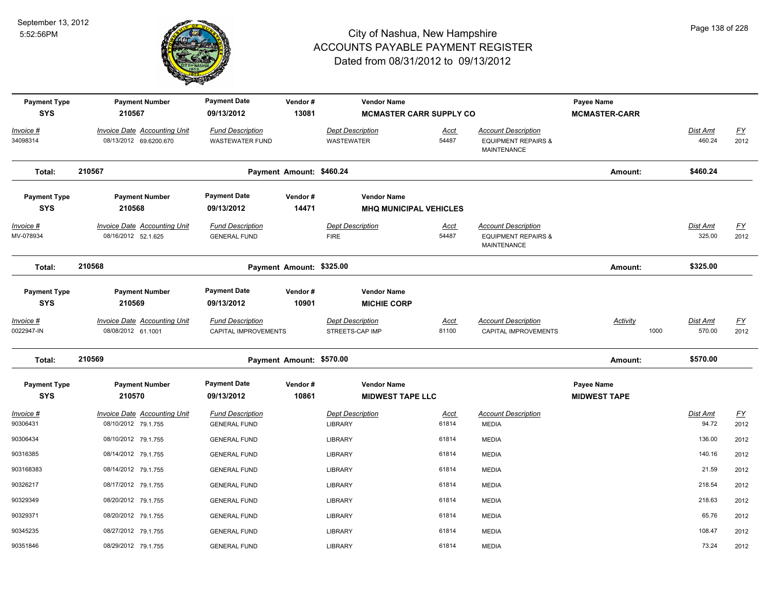# City of Nashua, New Hampshire
## ACCOUNTS PAYABLE PAYMENT REGISTER
### Dated from 08/31/2012 to 09/13/2012

| Payment Type | Payment Number | Payment Date | Vendor # | Vendor Name | | | Payee Name | | | |
|---|---|---|---|---|---|---|---|---|---|---|
| **SYS** | **210567** | **09/13/2012** | **13081** | **MCMASTER CARR SUPPLY CO** | | | **MCMASTER-CARR** | | | |
| *Invoice #* | *Invoice Date Accounting Unit* | *Fund Description* | | *Dept Description* | *Acct* | *Account Description* | | | *Dist Amt* | *FY* |
| 34098314 | 08/13/2012 69.6200.670 | WASTEWATER FUND | | WASTEWATER | 54487 | EQUIPMENT REPAIRS & MAINTENANCE | | | 460.24 | 2012 |
| **Total:** | **210567** | **Payment Amount: $460.24** | | | | | **Amount:** | | **$460.24** | |

| Payment Type | Payment Number | Payment Date | Vendor # | Vendor Name | | | | | | |
|---|---|---|---|---|---|---|---|---|---|---|
| **SYS** | **210568** | **09/13/2012** | **14471** | **MHQ MUNICIPAL VEHICLES** | | | | | | |
| *Invoice #* | *Invoice Date Accounting Unit* | *Fund Description* | | *Dept Description* | *Acct* | *Account Description* | | | *Dist Amt* | *FY* |
| MV-078934 | 08/16/2012 52.1.625 | GENERAL FUND | | FIRE | 54487 | EQUIPMENT REPAIRS & MAINTENANCE | | | 325.00 | 2012 |
| **Total:** | **210568** | **Payment Amount: $325.00** | | | | | **Amount:** | | **$325.00** | |

| Payment Type | Payment Number | Payment Date | Vendor # | Vendor Name | | | | | | |
|---|---|---|---|---|---|---|---|---|---|---|
| **SYS** | **210569** | **09/13/2012** | **10901** | **MICHIE CORP** | | | | | | |
| *Invoice #* | *Invoice Date Accounting Unit* | *Fund Description* | | *Dept Description* | *Acct* | *Account Description* | *Activity* | | *Dist Amt* | *FY* |
| 0022947-IN | 08/08/2012 61.1001 | CAPITAL IMPROVEMENTS | | STREETS-CAP IMP | 81100 | CAPITAL IMPROVEMENTS | | 1000 | 570.00 | 2012 |
| **Total:** | **210569** | **Payment Amount: $570.00** | | | | | **Amount:** | | **$570.00** | |

| Payment Type | Payment Number | Payment Date | Vendor # | Vendor Name | | | Payee Name | | | |
|---|---|---|---|---|---|---|---|---|---|---|
| **SYS** | **210570** | **09/13/2012** | **10861** | **MIDWEST TAPE LLC** | | | **MIDWEST TAPE** | | | |
| *Invoice #* | *Invoice Date Accounting Unit* | *Fund Description* | | *Dept Description* | *Acct* | *Account Description* | | | *Dist Amt* | *FY* |
| 90306431 | 08/10/2012 79.1.755 | GENERAL FUND | | LIBRARY | 61814 | MEDIA | | | 94.72 | 2012 |
| 90306434 | 08/10/2012 79.1.755 | GENERAL FUND | | LIBRARY | 61814 | MEDIA | | | 136.00 | 2012 |
| 90316385 | 08/14/2012 79.1.755 | GENERAL FUND | | LIBRARY | 61814 | MEDIA | | | 140.16 | 2012 |
| 903168383 | 08/14/2012 79.1.755 | GENERAL FUND | | LIBRARY | 61814 | MEDIA | | | 21.59 | 2012 |
| 90326217 | 08/17/2012 79.1.755 | GENERAL FUND | | LIBRARY | 61814 | MEDIA | | | 218.54 | 2012 |
| 90329349 | 08/20/2012 79.1.755 | GENERAL FUND | | LIBRARY | 61814 | MEDIA | | | 218.63 | 2012 |
| 90329371 | 08/20/2012 79.1.755 | GENERAL FUND | | LIBRARY | 61814 | MEDIA | | | 65.76 | 2012 |
| 90345235 | 08/27/2012 79.1.755 | GENERAL FUND | | LIBRARY | 61814 | MEDIA | | | 108.47 | 2012 |
| 90351846 | 08/29/2012 79.1.755 | GENERAL FUND | | LIBRARY | 61814 | MEDIA | | | 73.24 | 2012 |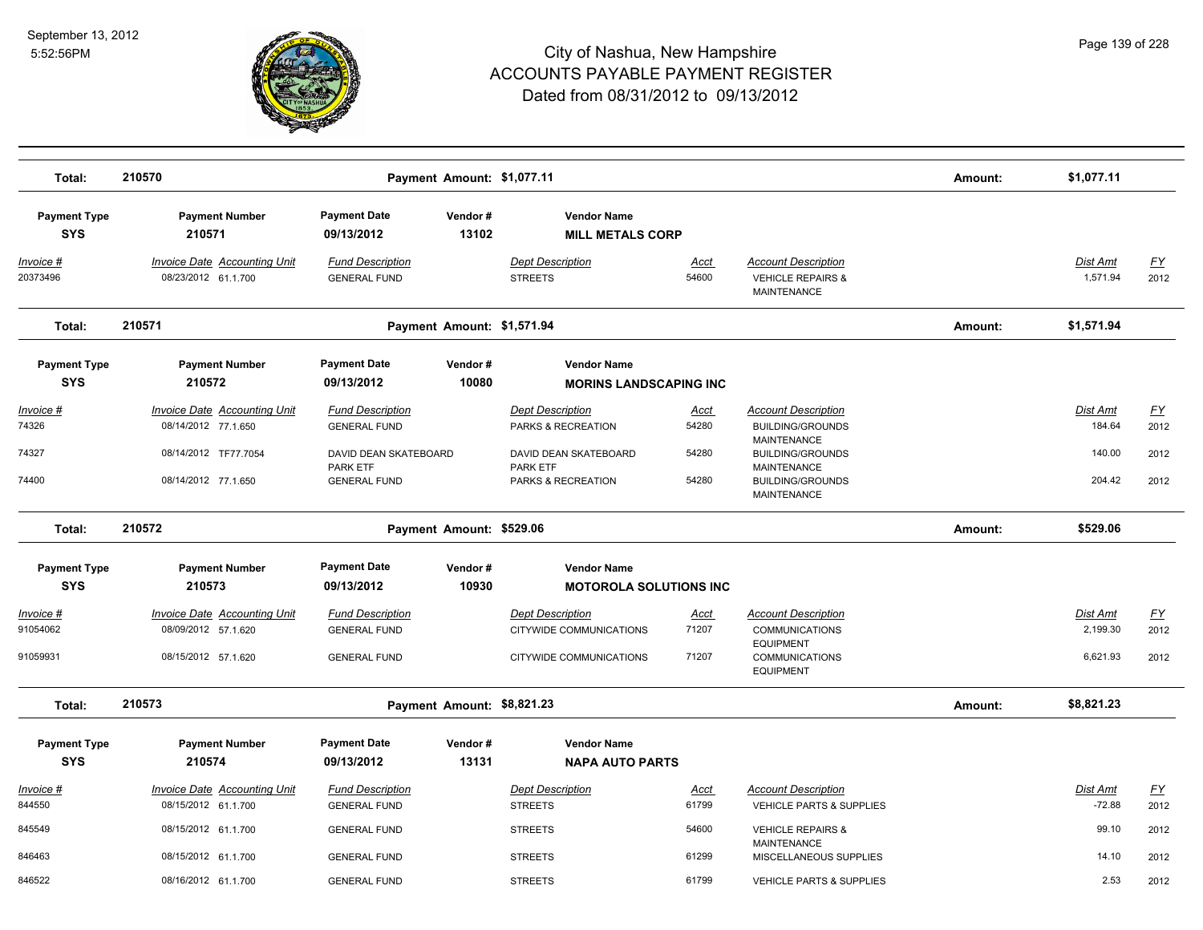| Total: | 210570 | | Payment Amount: $1,077.11 | | | | Amount: | $1,077.11 | |
|---|---|---|---|---|---|---|---|---|---|

| Payment Type | Payment Number | Payment Date | Vendor # | Vendor Name | | | | | |
|---|---|---|---|---|---|---|---|---|---|
| **SYS** | **210571** | **09/13/2012** | **13102** | **MILL METALS CORP** | | | | | |
| *Invoice #* | *Invoice Date* | *Accounting Unit* | *Fund Description* | *Dept Description* | *Acct* | *Account Description* | | *Dist Amt* | *FY* |
| 20373496 | 08/23/2012 | 61.1.700 | GENERAL FUND | STREETS | 54600 | VEHICLE REPAIRS & MAINTENANCE | | 1,571.94 | 2012 |

| Total: | 210571 | | Payment Amount: $1,571.94 | | | | Amount: | $1,571.94 | |
|---|---|---|---|---|---|---|---|---|---|

| Payment Type | Payment Number | Payment Date | Vendor # | Vendor Name | | | | | |
|---|---|---|---|---|---|---|---|---|---|
| **SYS** | **210572** | **09/13/2012** | **10080** | **MORINS LANDSCAPING INC** | | | | | |
| *Invoice #* | *Invoice Date* | *Accounting Unit* | *Fund Description* | *Dept Description* | *Acct* | *Account Description* | | *Dist Amt* | *FY* |
| 74326 | 08/14/2012 | 77.1.650 | GENERAL FUND | PARKS & RECREATION | 54280 | BUILDING/GROUNDS MAINTENANCE | | 184.64 | 2012 |
| 74327 | 08/14/2012 | TF77.7054 | DAVID DEAN SKATEBOARD PARK ETF | DAVID DEAN SKATEBOARD PARK ETF | 54280 | BUILDING/GROUNDS MAINTENANCE | | 140.00 | 2012 |
| 74400 | 08/14/2012 | 77.1.650 | GENERAL FUND | PARKS & RECREATION | 54280 | BUILDING/GROUNDS MAINTENANCE | | 204.42 | 2012 |

| Total: | 210572 | | Payment Amount: $529.06 | | | | Amount: | $529.06 | |
|---|---|---|---|---|---|---|---|---|---|

| Payment Type | Payment Number | Payment Date | Vendor # | Vendor Name | | | | | |
|---|---|---|---|---|---|---|---|---|---|
| **SYS** | **210573** | **09/13/2012** | **10930** | **MOTOROLA SOLUTIONS INC** | | | | | |
| *Invoice #* | *Invoice Date* | *Accounting Unit* | *Fund Description* | *Dept Description* | *Acct* | *Account Description* | | *Dist Amt* | *FY* |
| 91054062 | 08/09/2012 | 57.1.620 | GENERAL FUND | CITYWIDE COMMUNICATIONS | 71207 | COMMUNICATIONS EQUIPMENT | | 2,199.30 | 2012 |
| 91059931 | 08/15/2012 | 57.1.620 | GENERAL FUND | CITYWIDE COMMUNICATIONS | 71207 | COMMUNICATIONS EQUIPMENT | | 6,621.93 | 2012 |

| Total: | 210573 | | Payment Amount: $8,821.23 | | | | Amount: | $8,821.23 | |
|---|---|---|---|---|---|---|---|---|---|

| Payment Type | Payment Number | Payment Date | Vendor # | Vendor Name | | | | | |
|---|---|---|---|---|---|---|---|---|---|
| **SYS** | **210574** | **09/13/2012** | **13131** | **NAPA AUTO PARTS** | | | | | |
| *Invoice #* | *Invoice Date* | *Accounting Unit* | *Fund Description* | *Dept Description* | *Acct* | *Account Description* | | *Dist Amt* | *FY* |
| 844550 | 08/15/2012 | 61.1.700 | GENERAL FUND | STREETS | 61799 | VEHICLE PARTS & SUPPLIES | | -72.88 | 2012 |
| 845549 | 08/15/2012 | 61.1.700 | GENERAL FUND | STREETS | 54600 | VEHICLE REPAIRS & MAINTENANCE | | 99.10 | 2012 |
| 846463 | 08/15/2012 | 61.1.700 | GENERAL FUND | STREETS | 61299 | MISCELLANEOUS SUPPLIES | | 14.10 | 2012 |
| 846522 | 08/16/2012 | 61.1.700 | GENERAL FUND | STREETS | 61799 | VEHICLE PARTS & SUPPLIES | | 2.53 | 2012 |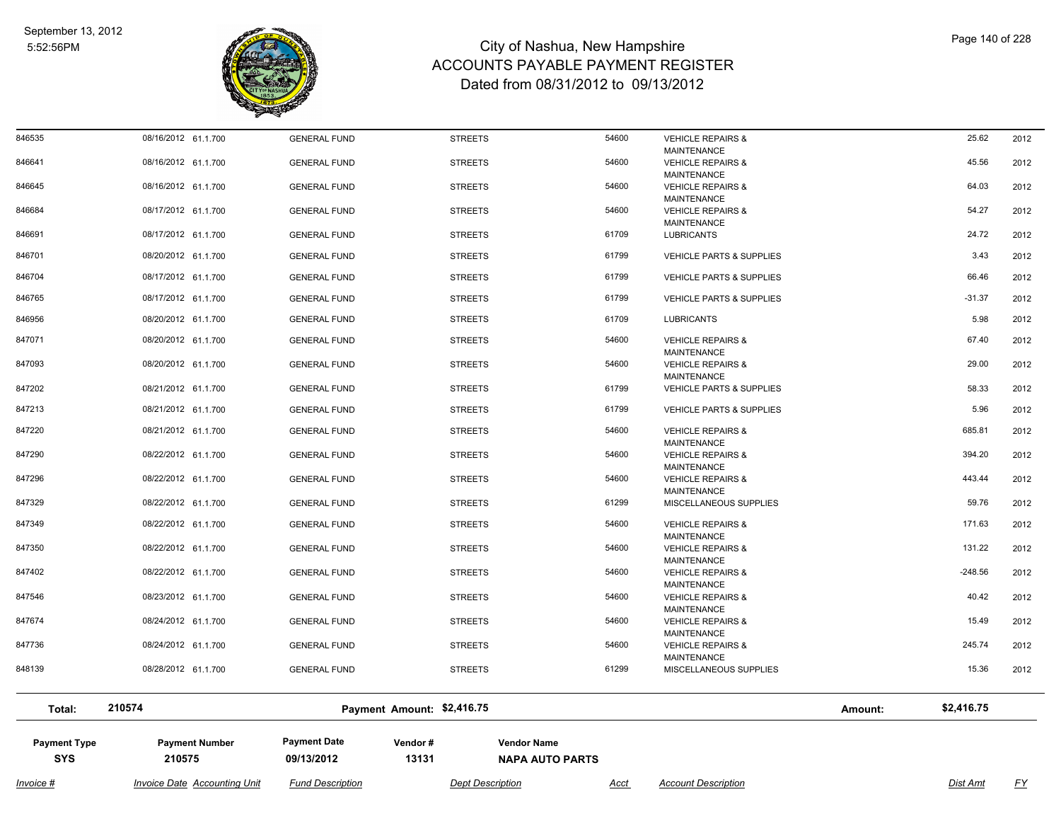| Invoice # | Invoice Date | Accounting Unit | Fund Description | Dept Description | Acct | Account Description | Dist Amt | FY |
|---|---|---|---|---|---|---|---|---|
| 846535 | 08/16/2012 | 61.1.700 | GENERAL FUND | STREETS | 54600 | VEHICLE REPAIRS & MAINTENANCE | 25.62 | 2012 |
| 846641 | 08/16/2012 | 61.1.700 | GENERAL FUND | STREETS | 54600 | VEHICLE REPAIRS & MAINTENANCE | 45.56 | 2012 |
| 846645 | 08/16/2012 | 61.1.700 | GENERAL FUND | STREETS | 54600 | VEHICLE REPAIRS & MAINTENANCE | 64.03 | 2012 |
| 846684 | 08/17/2012 | 61.1.700 | GENERAL FUND | STREETS | 54600 | VEHICLE REPAIRS & MAINTENANCE | 54.27 | 2012 |
| 846691 | 08/17/2012 | 61.1.700 | GENERAL FUND | STREETS | 61709 | LUBRICANTS | 24.72 | 2012 |
| 846701 | 08/20/2012 | 61.1.700 | GENERAL FUND | STREETS | 61799 | VEHICLE PARTS & SUPPLIES | 3.43 | 2012 |
| 846704 | 08/17/2012 | 61.1.700 | GENERAL FUND | STREETS | 61799 | VEHICLE PARTS & SUPPLIES | 66.46 | 2012 |
| 846765 | 08/17/2012 | 61.1.700 | GENERAL FUND | STREETS | 61799 | VEHICLE PARTS & SUPPLIES | -31.37 | 2012 |
| 846956 | 08/20/2012 | 61.1.700 | GENERAL FUND | STREETS | 61709 | LUBRICANTS | 5.98 | 2012 |
| 847071 | 08/20/2012 | 61.1.700 | GENERAL FUND | STREETS | 54600 | VEHICLE REPAIRS & MAINTENANCE | 67.40 | 2012 |
| 847093 | 08/20/2012 | 61.1.700 | GENERAL FUND | STREETS | 54600 | VEHICLE REPAIRS & MAINTENANCE | 29.00 | 2012 |
| 847202 | 08/21/2012 | 61.1.700 | GENERAL FUND | STREETS | 61799 | VEHICLE PARTS & SUPPLIES | 58.33 | 2012 |
| 847213 | 08/21/2012 | 61.1.700 | GENERAL FUND | STREETS | 61799 | VEHICLE PARTS & SUPPLIES | 5.96 | 2012 |
| 847220 | 08/21/2012 | 61.1.700 | GENERAL FUND | STREETS | 54600 | VEHICLE REPAIRS & MAINTENANCE | 685.81 | 2012 |
| 847290 | 08/22/2012 | 61.1.700 | GENERAL FUND | STREETS | 54600 | VEHICLE REPAIRS & MAINTENANCE | 394.20 | 2012 |
| 847296 | 08/22/2012 | 61.1.700 | GENERAL FUND | STREETS | 54600 | VEHICLE REPAIRS & MAINTENANCE | 443.44 | 2012 |
| 847329 | 08/22/2012 | 61.1.700 | GENERAL FUND | STREETS | 61299 | MISCELLANEOUS SUPPLIES | 59.76 | 2012 |
| 847349 | 08/22/2012 | 61.1.700 | GENERAL FUND | STREETS | 54600 | VEHICLE REPAIRS & MAINTENANCE | 171.63 | 2012 |
| 847350 | 08/22/2012 | 61.1.700 | GENERAL FUND | STREETS | 54600 | VEHICLE REPAIRS & MAINTENANCE | 131.22 | 2012 |
| 847402 | 08/22/2012 | 61.1.700 | GENERAL FUND | STREETS | 54600 | VEHICLE REPAIRS & MAINTENANCE | -248.56 | 2012 |
| 847546 | 08/23/2012 | 61.1.700 | GENERAL FUND | STREETS | 54600 | VEHICLE REPAIRS & MAINTENANCE | 40.42 | 2012 |
| 847674 | 08/24/2012 | 61.1.700 | GENERAL FUND | STREETS | 54600 | VEHICLE REPAIRS & MAINTENANCE | 15.49 | 2012 |
| 847736 | 08/24/2012 | 61.1.700 | GENERAL FUND | STREETS | 54600 | VEHICLE REPAIRS & MAINTENANCE | 245.74 | 2012 |
| 848139 | 08/28/2012 | 61.1.700 | GENERAL FUND | STREETS | 61299 | MISCELLANEOUS SUPPLIES | 15.36 | 2012 |

**Total:** 210574 **Payment Amount: $2,416.75** **Amount: $2,416.75**

| Payment Type | Payment Number | Payment Date | Vendor # | Vendor Name |
|---|---|---|---|---|
| SYS | 210575 | 09/13/2012 | 13131 | NAPA AUTO PARTS |

| Invoice # | Invoice Date | Accounting Unit | Fund Description | Dept Description | Acct | Account Description | Dist Amt | FY |
|---|---|---|---|---|---|---|---|---|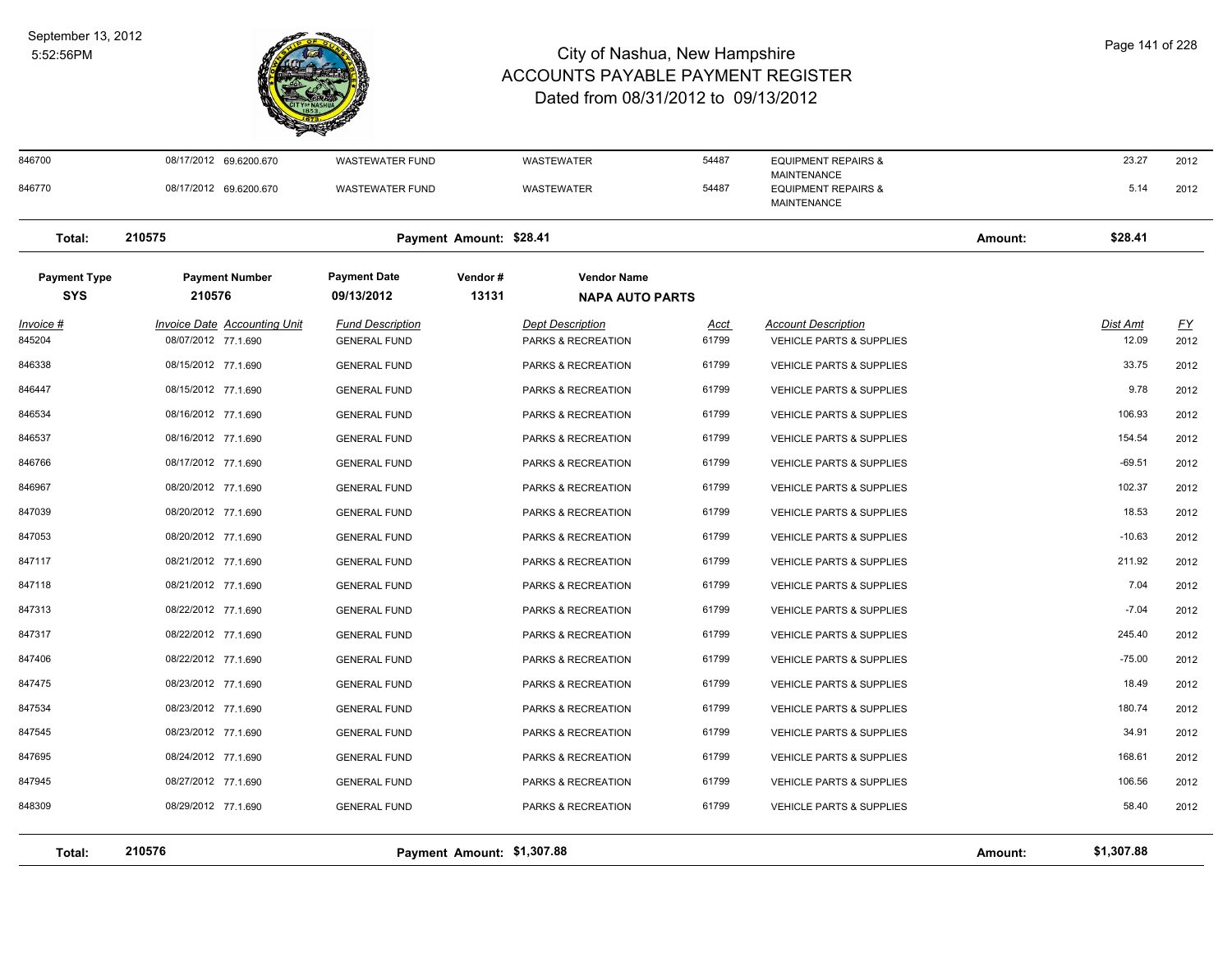| Invoice # | Invoice Date | Accounting Unit | Fund Description | Dept Description | Acct | Account Description | Dist Amt | FY |
|---|---|---|---|---|---|---|---|---|
| 846700 | 08/17/2012 | 69.6200.670 | WASTEWATER FUND | WASTEWATER | 54487 | EQUIPMENT REPAIRS & MAINTENANCE | 23.27 | 2012 |
| 846770 | 08/17/2012 | 69.6200.670 | WASTEWATER FUND | WASTEWATER | 54487 | EQUIPMENT REPAIRS & MAINTENANCE | 5.14 | 2012 |

**Total:** 210575 **Payment Amount:** $28.41 **Amount:** $28.41

| Payment Type | Payment Number | Payment Date | Vendor # | Vendor Name |
|---|---|---|---|---|
| SYS | 210576 | 09/13/2012 | 13131 | NAPA AUTO PARTS |

| Invoice # | Invoice Date | Accounting Unit | Fund Description | Dept Description | Acct | Account Description | Dist Amt | FY |
|---|---|---|---|---|---|---|---|---|
| 845204 | 08/07/2012 | 77.1.690 | GENERAL FUND | PARKS & RECREATION | 61799 | VEHICLE PARTS & SUPPLIES | 12.09 | 2012 |
| 846338 | 08/15/2012 | 77.1.690 | GENERAL FUND | PARKS & RECREATION | 61799 | VEHICLE PARTS & SUPPLIES | 33.75 | 2012 |
| 846447 | 08/15/2012 | 77.1.690 | GENERAL FUND | PARKS & RECREATION | 61799 | VEHICLE PARTS & SUPPLIES | 9.78 | 2012 |
| 846534 | 08/16/2012 | 77.1.690 | GENERAL FUND | PARKS & RECREATION | 61799 | VEHICLE PARTS & SUPPLIES | 106.93 | 2012 |
| 846537 | 08/16/2012 | 77.1.690 | GENERAL FUND | PARKS & RECREATION | 61799 | VEHICLE PARTS & SUPPLIES | 154.54 | 2012 |
| 846766 | 08/17/2012 | 77.1.690 | GENERAL FUND | PARKS & RECREATION | 61799 | VEHICLE PARTS & SUPPLIES | -69.51 | 2012 |
| 846967 | 08/20/2012 | 77.1.690 | GENERAL FUND | PARKS & RECREATION | 61799 | VEHICLE PARTS & SUPPLIES | 102.37 | 2012 |
| 847039 | 08/20/2012 | 77.1.690 | GENERAL FUND | PARKS & RECREATION | 61799 | VEHICLE PARTS & SUPPLIES | 18.53 | 2012 |
| 847053 | 08/20/2012 | 77.1.690 | GENERAL FUND | PARKS & RECREATION | 61799 | VEHICLE PARTS & SUPPLIES | -10.63 | 2012 |
| 847117 | 08/21/2012 | 77.1.690 | GENERAL FUND | PARKS & RECREATION | 61799 | VEHICLE PARTS & SUPPLIES | 211.92 | 2012 |
| 847118 | 08/21/2012 | 77.1.690 | GENERAL FUND | PARKS & RECREATION | 61799 | VEHICLE PARTS & SUPPLIES | 7.04 | 2012 |
| 847313 | 08/22/2012 | 77.1.690 | GENERAL FUND | PARKS & RECREATION | 61799 | VEHICLE PARTS & SUPPLIES | -7.04 | 2012 |
| 847317 | 08/22/2012 | 77.1.690 | GENERAL FUND | PARKS & RECREATION | 61799 | VEHICLE PARTS & SUPPLIES | 245.40 | 2012 |
| 847406 | 08/22/2012 | 77.1.690 | GENERAL FUND | PARKS & RECREATION | 61799 | VEHICLE PARTS & SUPPLIES | -75.00 | 2012 |
| 847475 | 08/23/2012 | 77.1.690 | GENERAL FUND | PARKS & RECREATION | 61799 | VEHICLE PARTS & SUPPLIES | 18.49 | 2012 |
| 847534 | 08/23/2012 | 77.1.690 | GENERAL FUND | PARKS & RECREATION | 61799 | VEHICLE PARTS & SUPPLIES | 180.74 | 2012 |
| 847545 | 08/23/2012 | 77.1.690 | GENERAL FUND | PARKS & RECREATION | 61799 | VEHICLE PARTS & SUPPLIES | 34.91 | 2012 |
| 847695 | 08/24/2012 | 77.1.690 | GENERAL FUND | PARKS & RECREATION | 61799 | VEHICLE PARTS & SUPPLIES | 168.61 | 2012 |
| 847945 | 08/27/2012 | 77.1.690 | GENERAL FUND | PARKS & RECREATION | 61799 | VEHICLE PARTS & SUPPLIES | 106.56 | 2012 |
| 848309 | 08/29/2012 | 77.1.690 | GENERAL FUND | PARKS & RECREATION | 61799 | VEHICLE PARTS & SUPPLIES | 58.40 | 2012 |

**Total:** 210576 **Payment Amount:** $1,307.88 **Amount:** $1,307.88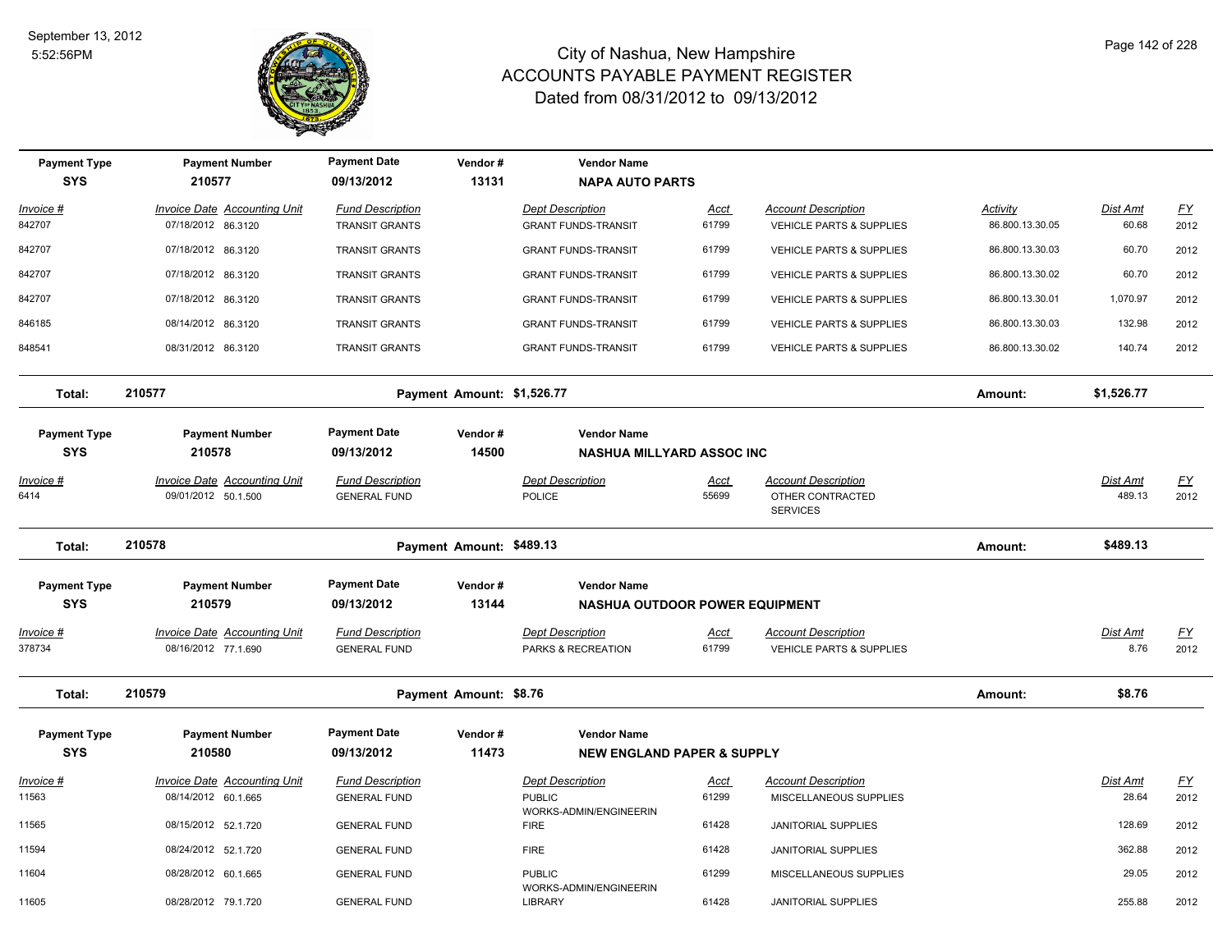# City of Nashua, New Hampshire
## ACCOUNTS PAYABLE PAYMENT REGISTER
### Dated from 08/31/2012 to 09/13/2012

September 13, 2012
5:52:56PM

| Payment Type | Payment Number | Payment Date | Vendor # | Vendor Name |
|---|---|---|---|---|
| SYS | 210577 | 09/13/2012 | 13131 | **NAPA AUTO PARTS** |

| Invoice # | Invoice Date | Accounting Unit | Fund Description | Dept Description | Acct | Account Description | Activity | Dist Amt | FY |
|---|---|---|---|---|---|---|---|---|---|
| 842707 | 07/18/2012 | 86.3120 | TRANSIT GRANTS | GRANT FUNDS-TRANSIT | 61799 | VEHICLE PARTS & SUPPLIES | 86.800.13.30.05 | 60.68 | 2012 |
| 842707 | 07/18/2012 | 86.3120 | TRANSIT GRANTS | GRANT FUNDS-TRANSIT | 61799 | VEHICLE PARTS & SUPPLIES | 86.800.13.30.03 | 60.70 | 2012 |
| 842707 | 07/18/2012 | 86.3120 | TRANSIT GRANTS | GRANT FUNDS-TRANSIT | 61799 | VEHICLE PARTS & SUPPLIES | 86.800.13.30.02 | 60.70 | 2012 |
| 842707 | 07/18/2012 | 86.3120 | TRANSIT GRANTS | GRANT FUNDS-TRANSIT | 61799 | VEHICLE PARTS & SUPPLIES | 86.800.13.30.01 | 1,070.97 | 2012 |
| 846185 | 08/14/2012 | 86.3120 | TRANSIT GRANTS | GRANT FUNDS-TRANSIT | 61799 | VEHICLE PARTS & SUPPLIES | 86.800.13.30.03 | 132.98 | 2012 |
| 848541 | 08/31/2012 | 86.3120 | TRANSIT GRANTS | GRANT FUNDS-TRANSIT | 61799 | VEHICLE PARTS & SUPPLIES | 86.800.13.30.02 | 140.74 | 2012 |

**Total: 210577** — Payment Amount: $1,526.77 — Amount: $1,526.77

| Payment Type | Payment Number | Payment Date | Vendor # | Vendor Name |
|---|---|---|---|---|
| SYS | 210578 | 09/13/2012 | 14500 | **NASHUA MILLYARD ASSOC INC** |

| Invoice # | Invoice Date | Accounting Unit | Fund Description | Dept Description | Acct | Account Description | Dist Amt | FY |
|---|---|---|---|---|---|---|---|---|
| 6414 | 09/01/2012 | 50.1.500 | GENERAL FUND | POLICE | 55699 | OTHER CONTRACTED SERVICES | 489.13 | 2012 |

**Total: 210578** — Payment Amount: $489.13 — Amount: $489.13

| Payment Type | Payment Number | Payment Date | Vendor # | Vendor Name |
|---|---|---|---|---|
| SYS | 210579 | 09/13/2012 | 13144 | **NASHUA OUTDOOR POWER EQUIPMENT** |

| Invoice # | Invoice Date | Accounting Unit | Fund Description | Dept Description | Acct | Account Description | Dist Amt | FY |
|---|---|---|---|---|---|---|---|---|
| 378734 | 08/16/2012 | 77.1.690 | GENERAL FUND | PARKS & RECREATION | 61799 | VEHICLE PARTS & SUPPLIES | 8.76 | 2012 |

**Total: 210579** — Payment Amount: $8.76 — Amount: $8.76

| Payment Type | Payment Number | Payment Date | Vendor # | Vendor Name |
|---|---|---|---|---|
| SYS | 210580 | 09/13/2012 | 11473 | **NEW ENGLAND PAPER & SUPPLY** |

| Invoice # | Invoice Date | Accounting Unit | Fund Description | Dept Description | Acct | Account Description | Dist Amt | FY |
|---|---|---|---|---|---|---|---|---|
| 11563 | 08/14/2012 | 60.1.665 | GENERAL FUND | PUBLIC WORKS-ADMIN/ENGINEERIN | 61299 | MISCELLANEOUS SUPPLIES | 28.64 | 2012 |
| 11565 | 08/15/2012 | 52.1.720 | GENERAL FUND | FIRE | 61428 | JANITORIAL SUPPLIES | 128.69 | 2012 |
| 11594 | 08/24/2012 | 52.1.720 | GENERAL FUND | FIRE | 61428 | JANITORIAL SUPPLIES | 362.88 | 2012 |
| 11604 | 08/28/2012 | 60.1.665 | GENERAL FUND | PUBLIC WORKS-ADMIN/ENGINEERIN | 61299 | MISCELLANEOUS SUPPLIES | 29.05 | 2012 |
| 11605 | 08/28/2012 | 79.1.720 | GENERAL FUND | LIBRARY | 61428 | JANITORIAL SUPPLIES | 255.88 | 2012 |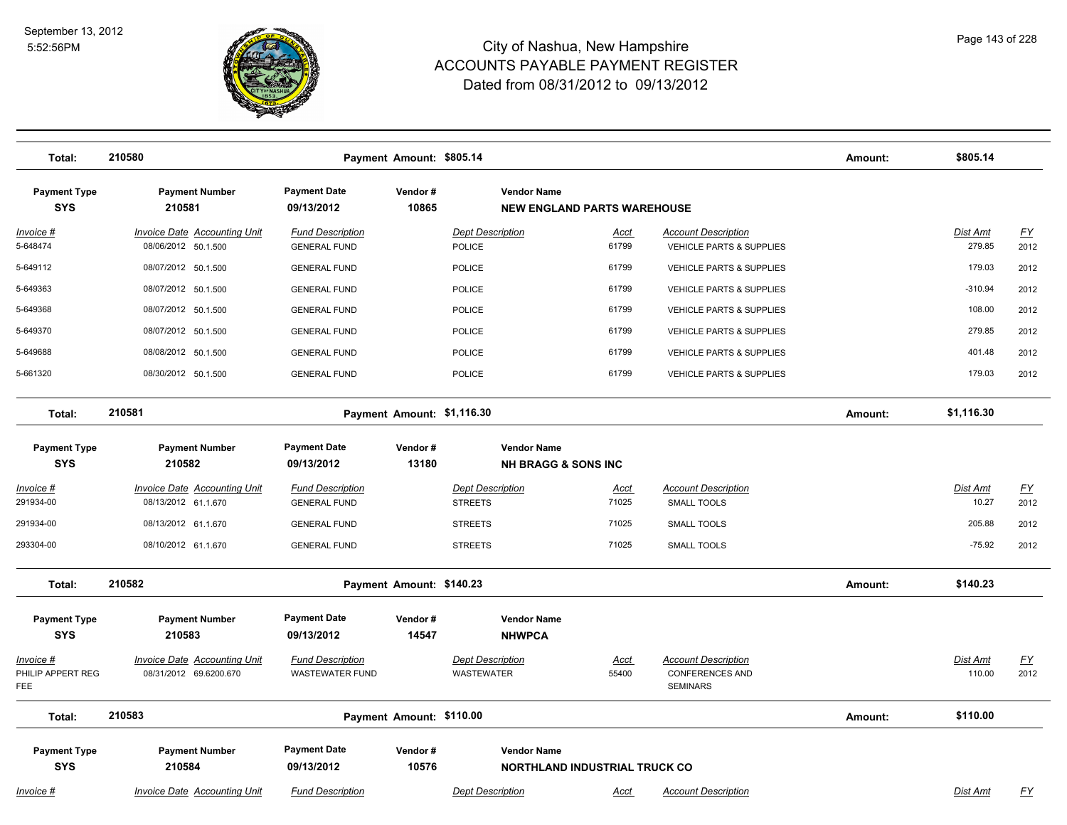# City of Nashua, New Hampshire
## ACCOUNTS PAYABLE PAYMENT REGISTER
### Dated from 08/31/2012 to 09/13/2012

September 13, 2012
5:52:56PM

**Total: 210580** — **Payment Amount: $805.14** — **Amount: $805.14**

| Payment Type | Payment Number | Payment Date | Vendor # | Vendor Name |
|---|---|---|---|---|
| **SYS** | **210581** | **09/13/2012** | **10865** | **NEW ENGLAND PARTS WAREHOUSE** |

| Invoice # | Invoice Date | Accounting Unit | Fund Description | Dept Description | Acct | Account Description | Dist Amt | FY |
|---|---|---|---|---|---|---|---|---|
| 5-648474 | 08/06/2012 | 50.1.500 | GENERAL FUND | POLICE | 61799 | VEHICLE PARTS & SUPPLIES | 279.85 | 2012 |
| 5-649112 | 08/07/2012 | 50.1.500 | GENERAL FUND | POLICE | 61799 | VEHICLE PARTS & SUPPLIES | 179.03 | 2012 |
| 5-649363 | 08/07/2012 | 50.1.500 | GENERAL FUND | POLICE | 61799 | VEHICLE PARTS & SUPPLIES | -310.94 | 2012 |
| 5-649368 | 08/07/2012 | 50.1.500 | GENERAL FUND | POLICE | 61799 | VEHICLE PARTS & SUPPLIES | 108.00 | 2012 |
| 5-649370 | 08/07/2012 | 50.1.500 | GENERAL FUND | POLICE | 61799 | VEHICLE PARTS & SUPPLIES | 279.85 | 2012 |
| 5-649688 | 08/08/2012 | 50.1.500 | GENERAL FUND | POLICE | 61799 | VEHICLE PARTS & SUPPLIES | 401.48 | 2012 |
| 5-661320 | 08/30/2012 | 50.1.500 | GENERAL FUND | POLICE | 61799 | VEHICLE PARTS & SUPPLIES | 179.03 | 2012 |

**Total: 210581** — **Payment Amount: $1,116.30** — **Amount: $1,116.30**

| Payment Type | Payment Number | Payment Date | Vendor # | Vendor Name |
|---|---|---|---|---|
| **SYS** | **210582** | **09/13/2012** | **13180** | **NH BRAGG & SONS INC** |

| Invoice # | Invoice Date | Accounting Unit | Fund Description | Dept Description | Acct | Account Description | Dist Amt | FY |
|---|---|---|---|---|---|---|---|---|
| 291934-00 | 08/13/2012 | 61.1.670 | GENERAL FUND | STREETS | 71025 | SMALL TOOLS | 10.27 | 2012 |
| 291934-00 | 08/13/2012 | 61.1.670 | GENERAL FUND | STREETS | 71025 | SMALL TOOLS | 205.88 | 2012 |
| 293304-00 | 08/10/2012 | 61.1.670 | GENERAL FUND | STREETS | 71025 | SMALL TOOLS | -75.92 | 2012 |

**Total: 210582** — **Payment Amount: $140.23** — **Amount: $140.23**

| Payment Type | Payment Number | Payment Date | Vendor # | Vendor Name |
|---|---|---|---|---|
| **SYS** | **210583** | **09/13/2012** | **14547** | **NHWPCA** |

| Invoice # | Invoice Date | Accounting Unit | Fund Description | Dept Description | Acct | Account Description | Dist Amt | FY |
|---|---|---|---|---|---|---|---|---|
| PHILIP APPERT REG FEE | 08/31/2012 | 69.6200.670 | WASTEWATER FUND | WASTEWATER | 55400 | CONFERENCES AND SEMINARS | 110.00 | 2012 |

**Total: 210583** — **Payment Amount: $110.00** — **Amount: $110.00**

| Payment Type | Payment Number | Payment Date | Vendor # | Vendor Name |
|---|---|---|---|---|
| **SYS** | **210584** | **09/13/2012** | **10576** | **NORTHLAND INDUSTRIAL TRUCK CO** |

| Invoice # | Invoice Date | Accounting Unit | Fund Description | Dept Description | Acct | Account Description | Dist Amt | FY |
|---|---|---|---|---|---|---|---|---|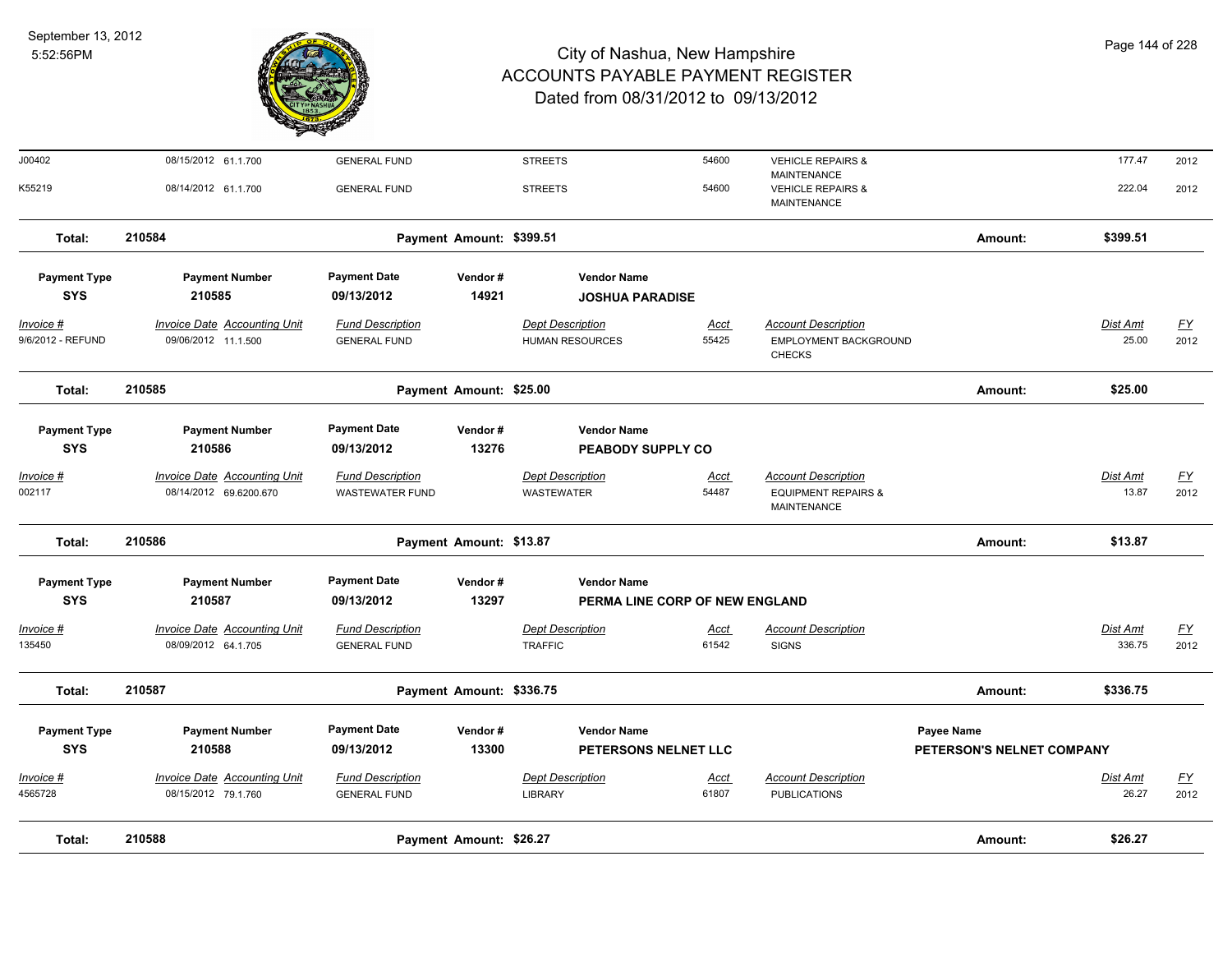# City of Nashua, New Hampshire
## ACCOUNTS PAYABLE PAYMENT REGISTER
### Dated from 08/31/2012 to 09/13/2012

September 13, 2012
5:52:56PM

| Invoice # | Invoice Date | Accounting Unit | Fund Description | Dept Description | Acct | Account Description | Dist Amt | FY |
|---|---|---|---|---|---|---|---|---|
| J00402 | 08/15/2012 | 61.1.700 | GENERAL FUND | STREETS | 54600 | VEHICLE REPAIRS & MAINTENANCE | 177.47 | 2012 |
| K55219 | 08/14/2012 | 61.1.700 | GENERAL FUND | STREETS | 54600 | VEHICLE REPAIRS & MAINTENANCE | 222.04 | 2012 |

**Total: 210584** Payment Amount: $399.51 Amount: **$399.51**

---

| Payment Type | Payment Number | Payment Date | Vendor # | Vendor Name |
|---|---|---|---|---|
| SYS | 210585 | 09/13/2012 | 14921 | JOSHUA PARADISE |

| Invoice # | Invoice Date | Accounting Unit | Fund Description | Dept Description | Acct | Account Description | Dist Amt | FY |
|---|---|---|---|---|---|---|---|---|
| 9/6/2012 - REFUND | 09/06/2012 | 11.1.500 | GENERAL FUND | HUMAN RESOURCES | 55425 | EMPLOYMENT BACKGROUND CHECKS | 25.00 | 2012 |

**Total: 210585** Payment Amount: $25.00 Amount: **$25.00**

---

| Payment Type | Payment Number | Payment Date | Vendor # | Vendor Name |
|---|---|---|---|---|
| SYS | 210586 | 09/13/2012 | 13276 | PEABODY SUPPLY CO |

| Invoice # | Invoice Date | Accounting Unit | Fund Description | Dept Description | Acct | Account Description | Dist Amt | FY |
|---|---|---|---|---|---|---|---|---|
| 002117 | 08/14/2012 | 69.6200.670 | WASTEWATER FUND | WASTEWATER | 54487 | EQUIPMENT REPAIRS & MAINTENANCE | 13.87 | 2012 |

**Total: 210586** Payment Amount: $13.87 Amount: **$13.87**

---

| Payment Type | Payment Number | Payment Date | Vendor # | Vendor Name |
|---|---|---|---|---|
| SYS | 210587 | 09/13/2012 | 13297 | PERMA LINE CORP OF NEW ENGLAND |

| Invoice # | Invoice Date | Accounting Unit | Fund Description | Dept Description | Acct | Account Description | Dist Amt | FY |
|---|---|---|---|---|---|---|---|---|
| 135450 | 08/09/2012 | 64.1.705 | GENERAL FUND | TRAFFIC | 61542 | SIGNS | 336.75 | 2012 |

**Total: 210587** Payment Amount: $336.75 Amount: **$336.75**

---

| Payment Type | Payment Number | Payment Date | Vendor # | Vendor Name | Payee Name |
|---|---|---|---|---|---|
| SYS | 210588 | 09/13/2012 | 13300 | PETERSONS NELNET LLC | PETERSON'S NELNET COMPANY |

| Invoice # | Invoice Date | Accounting Unit | Fund Description | Dept Description | Acct | Account Description | Dist Amt | FY |
|---|---|---|---|---|---|---|---|---|
| 4565728 | 08/15/2012 | 79.1.760 | GENERAL FUND | LIBRARY | 61807 | PUBLICATIONS | 26.27 | 2012 |

**Total: 210588** Payment Amount: $26.27 Amount: **$26.27**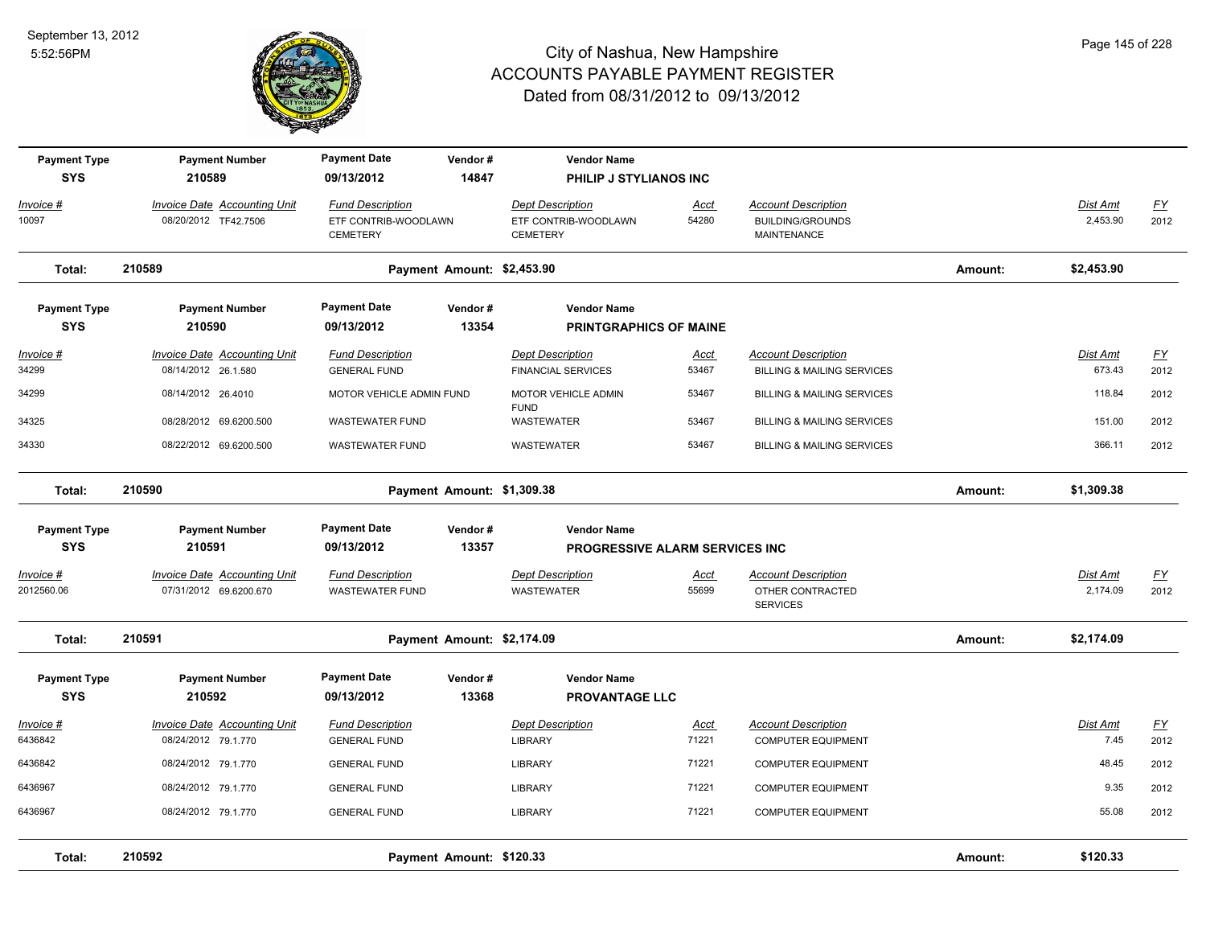# City of Nashua, New Hampshire
## ACCOUNTS PAYABLE PAYMENT REGISTER
### Dated from 08/31/2012 to 09/13/2012

September 13, 2012
5:52:56PM

| Payment Type | Payment Number | Payment Date | Vendor # | Vendor Name |
|---|---|---|---|---|
| SYS | 210589 | 09/13/2012 | 14847 | PHILIP J STYLIANOS INC |

| Invoice # | Invoice Date | Accounting Unit | Fund Description | Dept Description | Acct | Account Description | Dist Amt | FY |
|---|---|---|---|---|---|---|---|---|
| 10097 | 08/20/2012 | TF42.7506 | ETF CONTRIB-WOODLAWN CEMETERY | ETF CONTRIB-WOODLAWN CEMETERY | 54280 | BUILDING/GROUNDS MAINTENANCE | 2,453.90 | 2012 |

**Total: 210589 — Payment Amount: $2,453.90 — Amount: $2,453.90**

| Payment Type | Payment Number | Payment Date | Vendor # | Vendor Name |
|---|---|---|---|---|
| SYS | 210590 | 09/13/2012 | 13354 | PRINTGRAPHICS OF MAINE |

| Invoice # | Invoice Date | Accounting Unit | Fund Description | Dept Description | Acct | Account Description | Dist Amt | FY |
|---|---|---|---|---|---|---|---|---|
| 34299 | 08/14/2012 | 26.1.580 | GENERAL FUND | FINANCIAL SERVICES | 53467 | BILLING & MAILING SERVICES | 673.43 | 2012 |
| 34299 | 08/14/2012 | 26.4010 | MOTOR VEHICLE ADMIN FUND | MOTOR VEHICLE ADMIN FUND | 53467 | BILLING & MAILING SERVICES | 118.84 | 2012 |
| 34325 | 08/28/2012 | 69.6200.500 | WASTEWATER FUND | WASTEWATER | 53467 | BILLING & MAILING SERVICES | 151.00 | 2012 |
| 34330 | 08/22/2012 | 69.6200.500 | WASTEWATER FUND | WASTEWATER | 53467 | BILLING & MAILING SERVICES | 366.11 | 2012 |

**Total: 210590 — Payment Amount: $1,309.38 — Amount: $1,309.38**

| Payment Type | Payment Number | Payment Date | Vendor # | Vendor Name |
|---|---|---|---|---|
| SYS | 210591 | 09/13/2012 | 13357 | PROGRESSIVE ALARM SERVICES INC |

| Invoice # | Invoice Date | Accounting Unit | Fund Description | Dept Description | Acct | Account Description | Dist Amt | FY |
|---|---|---|---|---|---|---|---|---|
| 2012560.06 | 07/31/2012 | 69.6200.670 | WASTEWATER FUND | WASTEWATER | 55699 | OTHER CONTRACTED SERVICES | 2,174.09 | 2012 |

**Total: 210591 — Payment Amount: $2,174.09 — Amount: $2,174.09**

| Payment Type | Payment Number | Payment Date | Vendor # | Vendor Name |
|---|---|---|---|---|
| SYS | 210592 | 09/13/2012 | 13368 | PROVANTAGE LLC |

| Invoice # | Invoice Date | Accounting Unit | Fund Description | Dept Description | Acct | Account Description | Dist Amt | FY |
|---|---|---|---|---|---|---|---|---|
| 6436842 | 08/24/2012 | 79.1.770 | GENERAL FUND | LIBRARY | 71221 | COMPUTER EQUIPMENT | 7.45 | 2012 |
| 6436842 | 08/24/2012 | 79.1.770 | GENERAL FUND | LIBRARY | 71221 | COMPUTER EQUIPMENT | 48.45 | 2012 |
| 6436967 | 08/24/2012 | 79.1.770 | GENERAL FUND | LIBRARY | 71221 | COMPUTER EQUIPMENT | 9.35 | 2012 |
| 6436967 | 08/24/2012 | 79.1.770 | GENERAL FUND | LIBRARY | 71221 | COMPUTER EQUIPMENT | 55.08 | 2012 |

**Total: 210592 — Payment Amount: $120.33 — Amount: $120.33**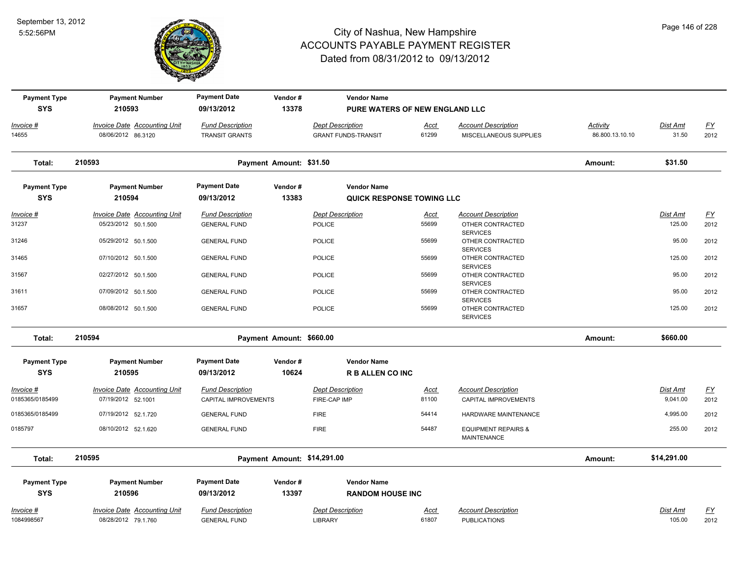# City of Nashua, New Hampshire
## ACCOUNTS PAYABLE PAYMENT REGISTER
### Dated from 08/31/2012 to 09/13/2012

September 13, 2012
5:52:56PM

| Payment Type | Payment Number | Payment Date | Vendor # | Vendor Name |
|---|---|---|---|---|
| SYS | 210593 | 09/13/2012 | 13378 | PURE WATERS OF NEW ENGLAND LLC |

| Invoice # | Invoice Date | Accounting Unit | Fund Description | Dept Description | Acct | Account Description | Activity | Dist Amt | FY |
|---|---|---|---|---|---|---|---|---|---|
| 14655 | 08/06/2012 | 86.3120 | TRANSIT GRANTS | GRANT FUNDS-TRANSIT | 61299 | MISCELLANEOUS SUPPLIES | 86.800.13.10.10 | 31.50 | 2012 |

**Total: 210593 Payment Amount: $31.50 Amount: $31.50**

| Payment Type | Payment Number | Payment Date | Vendor # | Vendor Name |
|---|---|---|---|---|
| SYS | 210594 | 09/13/2012 | 13383 | QUICK RESPONSE TOWING LLC |

| Invoice # | Invoice Date | Accounting Unit | Fund Description | Dept Description | Acct | Account Description | Activity | Dist Amt | FY |
|---|---|---|---|---|---|---|---|---|---|
| 31237 | 05/23/2012 | 50.1.500 | GENERAL FUND | POLICE | 55699 | OTHER CONTRACTED SERVICES | | 125.00 | 2012 |
| 31246 | 05/29/2012 | 50.1.500 | GENERAL FUND | POLICE | 55699 | OTHER CONTRACTED SERVICES | | 95.00 | 2012 |
| 31465 | 07/10/2012 | 50.1.500 | GENERAL FUND | POLICE | 55699 | OTHER CONTRACTED SERVICES | | 125.00 | 2012 |
| 31567 | 02/27/2012 | 50.1.500 | GENERAL FUND | POLICE | 55699 | OTHER CONTRACTED SERVICES | | 95.00 | 2012 |
| 31611 | 07/09/2012 | 50.1.500 | GENERAL FUND | POLICE | 55699 | OTHER CONTRACTED SERVICES | | 95.00 | 2012 |
| 31657 | 08/08/2012 | 50.1.500 | GENERAL FUND | POLICE | 55699 | OTHER CONTRACTED SERVICES | | 125.00 | 2012 |

**Total: 210594 Payment Amount: $660.00 Amount: $660.00**

| Payment Type | Payment Number | Payment Date | Vendor # | Vendor Name |
|---|---|---|---|---|
| SYS | 210595 | 09/13/2012 | 10624 | R B ALLEN CO INC |

| Invoice # | Invoice Date | Accounting Unit | Fund Description | Dept Description | Acct | Account Description | Activity | Dist Amt | FY |
|---|---|---|---|---|---|---|---|---|---|
| 0185365/0185499 | 07/19/2012 | 52.1001 | CAPITAL IMPROVEMENTS | FIRE-CAP IMP | 81100 | CAPITAL IMPROVEMENTS | | 9,041.00 | 2012 |
| 0185365/0185499 | 07/19/2012 | 52.1.720 | GENERAL FUND | FIRE | 54414 | HARDWARE MAINTENANCE | | 4,995.00 | 2012 |
| 0185797 | 08/10/2012 | 52.1.620 | GENERAL FUND | FIRE | 54487 | EQUIPMENT REPAIRS & MAINTENANCE | | 255.00 | 2012 |

**Total: 210595 Payment Amount: $14,291.00 Amount: $14,291.00**

| Payment Type | Payment Number | Payment Date | Vendor # | Vendor Name |
|---|---|---|---|---|
| SYS | 210596 | 09/13/2012 | 13397 | RANDOM HOUSE INC |

| Invoice # | Invoice Date | Accounting Unit | Fund Description | Dept Description | Acct | Account Description | Activity | Dist Amt | FY |
|---|---|---|---|---|---|---|---|---|---|
| 1084998567 | 08/28/2012 | 79.1.760 | GENERAL FUND | LIBRARY | 61807 | PUBLICATIONS | | 105.00 | 2012 |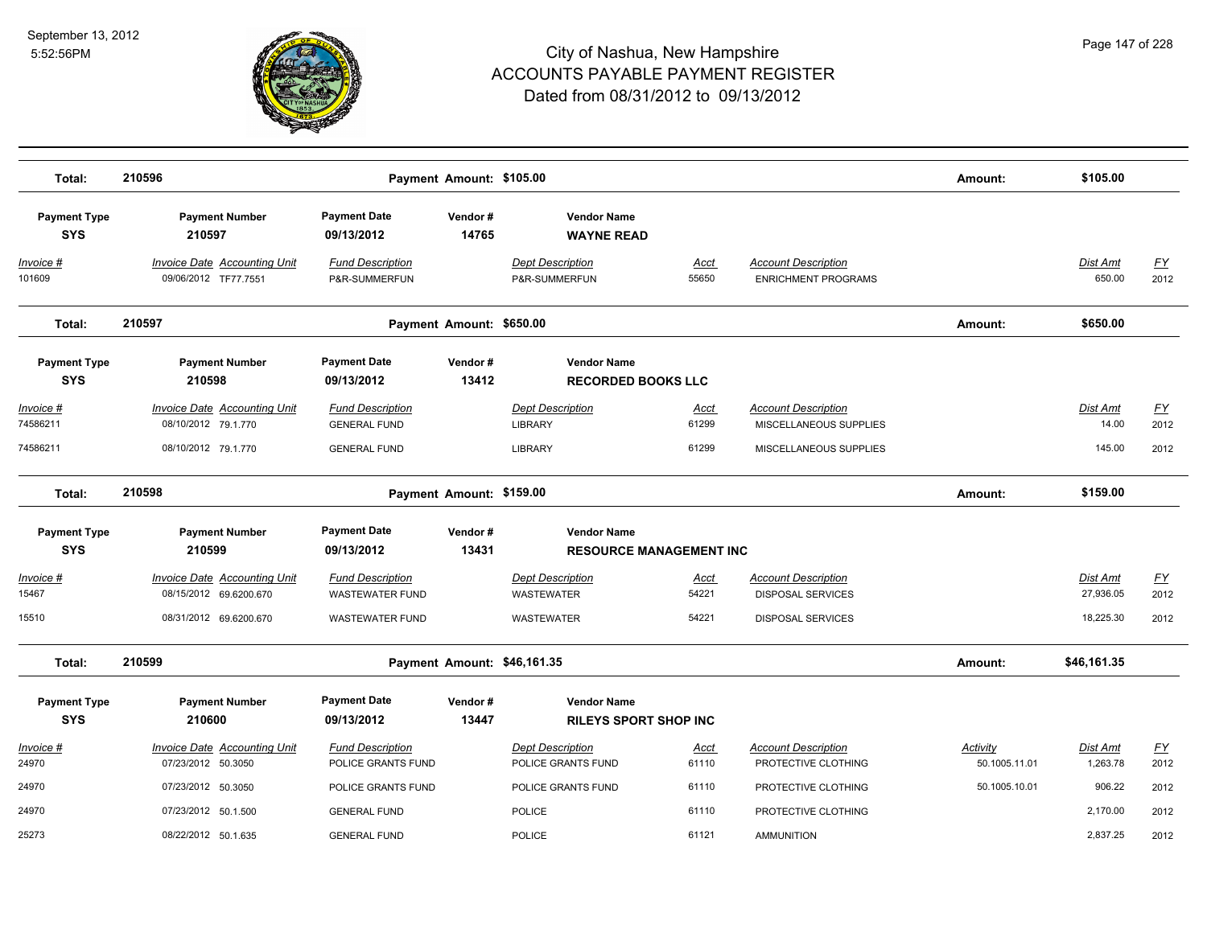# City of Nashua, New Hampshire
## ACCOUNTS PAYABLE PAYMENT REGISTER
### Dated from 08/31/2012 to 09/13/2012

September 13, 2012
5:52:56PM

**Total: 210596** — Payment Amount: $105.00 — Amount: $105.00

| Payment Type | Payment Number | Payment Date | Vendor # | Vendor Name |
|---|---|---|---|---|
| SYS | 210597 | 09/13/2012 | 14765 | WAYNE READ |

| Invoice # | Invoice Date | Accounting Unit | Fund Description | Dept Description | Acct | Account Description | Activity | Dist Amt | FY |
|---|---|---|---|---|---|---|---|---|---|
| 101609 | 09/06/2012 | TF77.7551 | P&R-SUMMERFUN | P&R-SUMMERFUN | 55650 | ENRICHMENT PROGRAMS | | 650.00 | 2012 |

**Total: 210597** — Payment Amount: $650.00 — Amount: $650.00

| Payment Type | Payment Number | Payment Date | Vendor # | Vendor Name |
|---|---|---|---|---|
| SYS | 210598 | 09/13/2012 | 13412 | RECORDED BOOKS LLC |

| Invoice # | Invoice Date | Accounting Unit | Fund Description | Dept Description | Acct | Account Description | Activity | Dist Amt | FY |
|---|---|---|---|---|---|---|---|---|---|
| 74586211 | 08/10/2012 | 79.1.770 | GENERAL FUND | LIBRARY | 61299 | MISCELLANEOUS SUPPLIES | | 14.00 | 2012 |
| 74586211 | 08/10/2012 | 79.1.770 | GENERAL FUND | LIBRARY | 61299 | MISCELLANEOUS SUPPLIES | | 145.00 | 2012 |

**Total: 210598** — Payment Amount: $159.00 — Amount: $159.00

| Payment Type | Payment Number | Payment Date | Vendor # | Vendor Name |
|---|---|---|---|---|
| SYS | 210599 | 09/13/2012 | 13431 | RESOURCE MANAGEMENT INC |

| Invoice # | Invoice Date | Accounting Unit | Fund Description | Dept Description | Acct | Account Description | Activity | Dist Amt | FY |
|---|---|---|---|---|---|---|---|---|---|
| 15467 | 08/15/2012 | 69.6200.670 | WASTEWATER FUND | WASTEWATER | 54221 | DISPOSAL SERVICES | | 27,936.05 | 2012 |
| 15510 | 08/31/2012 | 69.6200.670 | WASTEWATER FUND | WASTEWATER | 54221 | DISPOSAL SERVICES | | 18,225.30 | 2012 |

**Total: 210599** — Payment Amount: $46,161.35 — Amount: $46,161.35

| Payment Type | Payment Number | Payment Date | Vendor # | Vendor Name |
|---|---|---|---|---|
| SYS | 210600 | 09/13/2012 | 13447 | RILEYS SPORT SHOP INC |

| Invoice # | Invoice Date | Accounting Unit | Fund Description | Dept Description | Acct | Account Description | Activity | Dist Amt | FY |
|---|---|---|---|---|---|---|---|---|---|
| 24970 | 07/23/2012 | 50.3050 | POLICE GRANTS FUND | POLICE GRANTS FUND | 61110 | PROTECTIVE CLOTHING | 50.1005.11.01 | 1,263.78 | 2012 |
| 24970 | 07/23/2012 | 50.3050 | POLICE GRANTS FUND | POLICE GRANTS FUND | 61110 | PROTECTIVE CLOTHING | 50.1005.10.01 | 906.22 | 2012 |
| 24970 | 07/23/2012 | 50.1.500 | GENERAL FUND | POLICE | 61110 | PROTECTIVE CLOTHING | | 2,170.00 | 2012 |
| 25273 | 08/22/2012 | 50.1.635 | GENERAL FUND | POLICE | 61121 | AMMUNITION | | 2,837.25 | 2012 |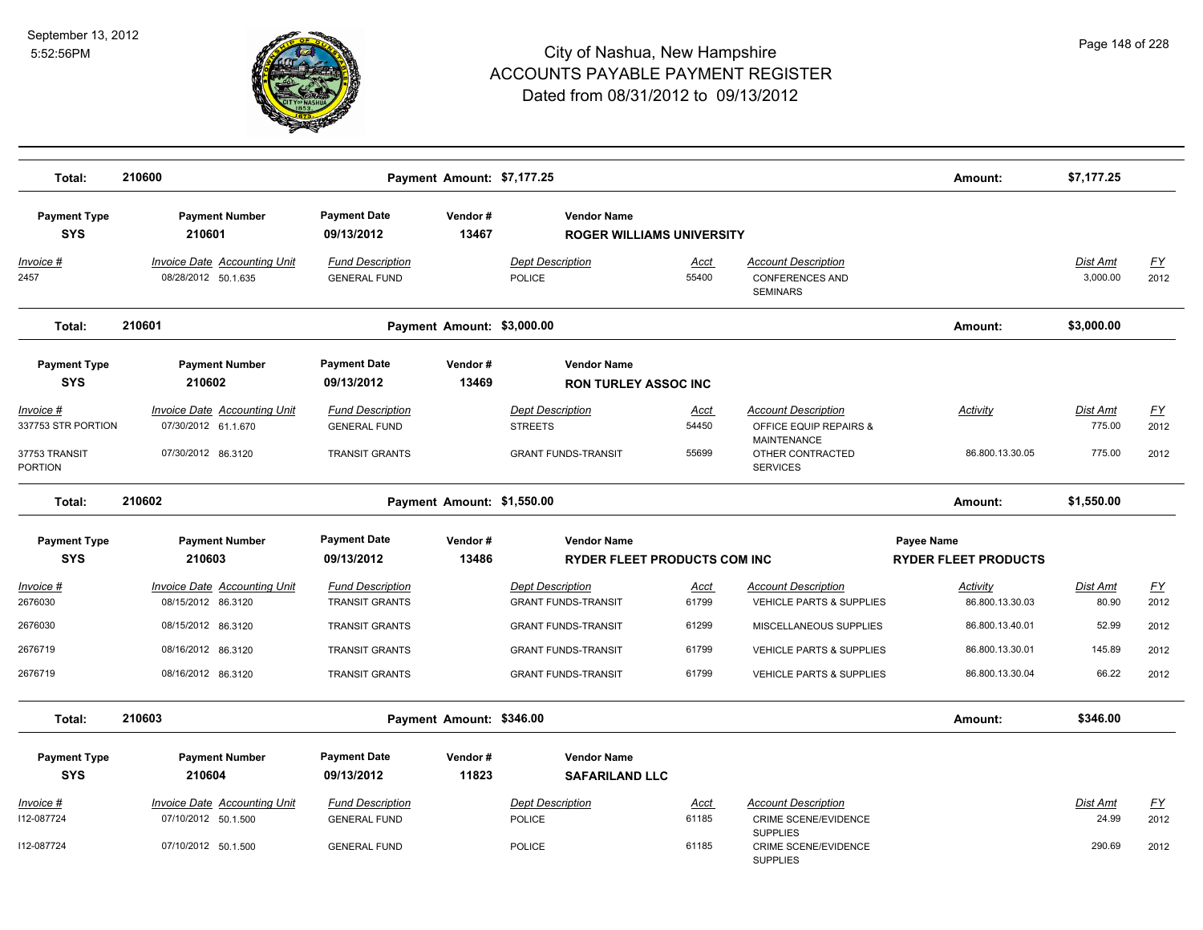# City of Nashua, New Hampshire
# ACCOUNTS PAYABLE PAYMENT REGISTER
## Dated from 08/31/2012 to 09/13/2012

September 13, 2012
5:52:56PM

**Total: 210600** — Payment Amount: $7,177.25 — Amount: $7,177.25

| Payment Type | Payment Number | Payment Date | Vendor # | Vendor Name |
|---|---|---|---|---|
| SYS | 210601 | 09/13/2012 | 13467 | ROGER WILLIAMS UNIVERSITY |

| Invoice # | Invoice Date | Accounting Unit | Fund Description | Dept Description | Acct | Account Description | Dist Amt | FY |
|---|---|---|---|---|---|---|---|---|
| 2457 | 08/28/2012 | 50.1.635 | GENERAL FUND | POLICE | 55400 | CONFERENCES AND SEMINARS | 3,000.00 | 2012 |

**Total: 210601** — Payment Amount: $3,000.00 — Amount: $3,000.00

| Payment Type | Payment Number | Payment Date | Vendor # | Vendor Name |
|---|---|---|---|---|
| SYS | 210602 | 09/13/2012 | 13469 | RON TURLEY ASSOC INC |

| Invoice # | Invoice Date | Accounting Unit | Fund Description | Dept Description | Acct | Account Description | Activity | Dist Amt | FY |
|---|---|---|---|---|---|---|---|---|---|
| 337753 STR PORTION | 07/30/2012 | 61.1.670 | GENERAL FUND | STREETS | 54450 | OFFICE EQUIP REPAIRS & MAINTENANCE | | 775.00 | 2012 |
| 37753 TRANSIT PORTION | 07/30/2012 | 86.3120 | TRANSIT GRANTS | GRANT FUNDS-TRANSIT | 55699 | OTHER CONTRACTED SERVICES | 86.800.13.30.05 | 775.00 | 2012 |

**Total: 210602** — Payment Amount: $1,550.00 — Amount: $1,550.00

| Payment Type | Payment Number | Payment Date | Vendor # | Vendor Name | Payee Name |
|---|---|---|---|---|---|
| SYS | 210603 | 09/13/2012 | 13486 | RYDER FLEET PRODUCTS COM INC | RYDER FLEET PRODUCTS |

| Invoice # | Invoice Date | Accounting Unit | Fund Description | Dept Description | Acct | Account Description | Activity | Dist Amt | FY |
|---|---|---|---|---|---|---|---|---|---|
| 2676030 | 08/15/2012 | 86.3120 | TRANSIT GRANTS | GRANT FUNDS-TRANSIT | 61799 | VEHICLE PARTS & SUPPLIES | 86.800.13.30.03 | 80.90 | 2012 |
| 2676030 | 08/15/2012 | 86.3120 | TRANSIT GRANTS | GRANT FUNDS-TRANSIT | 61299 | MISCELLANEOUS SUPPLIES | 86.800.13.40.01 | 52.99 | 2012 |
| 2676719 | 08/16/2012 | 86.3120 | TRANSIT GRANTS | GRANT FUNDS-TRANSIT | 61799 | VEHICLE PARTS & SUPPLIES | 86.800.13.30.01 | 145.89 | 2012 |
| 2676719 | 08/16/2012 | 86.3120 | TRANSIT GRANTS | GRANT FUNDS-TRANSIT | 61799 | VEHICLE PARTS & SUPPLIES | 86.800.13.30.04 | 66.22 | 2012 |

**Total: 210603** — Payment Amount: $346.00 — Amount: $346.00

| Payment Type | Payment Number | Payment Date | Vendor # | Vendor Name |
|---|---|---|---|---|
| SYS | 210604 | 09/13/2012 | 11823 | SAFARILAND LLC |

| Invoice # | Invoice Date | Accounting Unit | Fund Description | Dept Description | Acct | Account Description | Dist Amt | FY |
|---|---|---|---|---|---|---|---|---|
| I12-087724 | 07/10/2012 | 50.1.500 | GENERAL FUND | POLICE | 61185 | CRIME SCENE/EVIDENCE SUPPLIES | 24.99 | 2012 |
| I12-087724 | 07/10/2012 | 50.1.500 | GENERAL FUND | POLICE | 61185 | CRIME SCENE/EVIDENCE SUPPLIES | 290.69 | 2012 |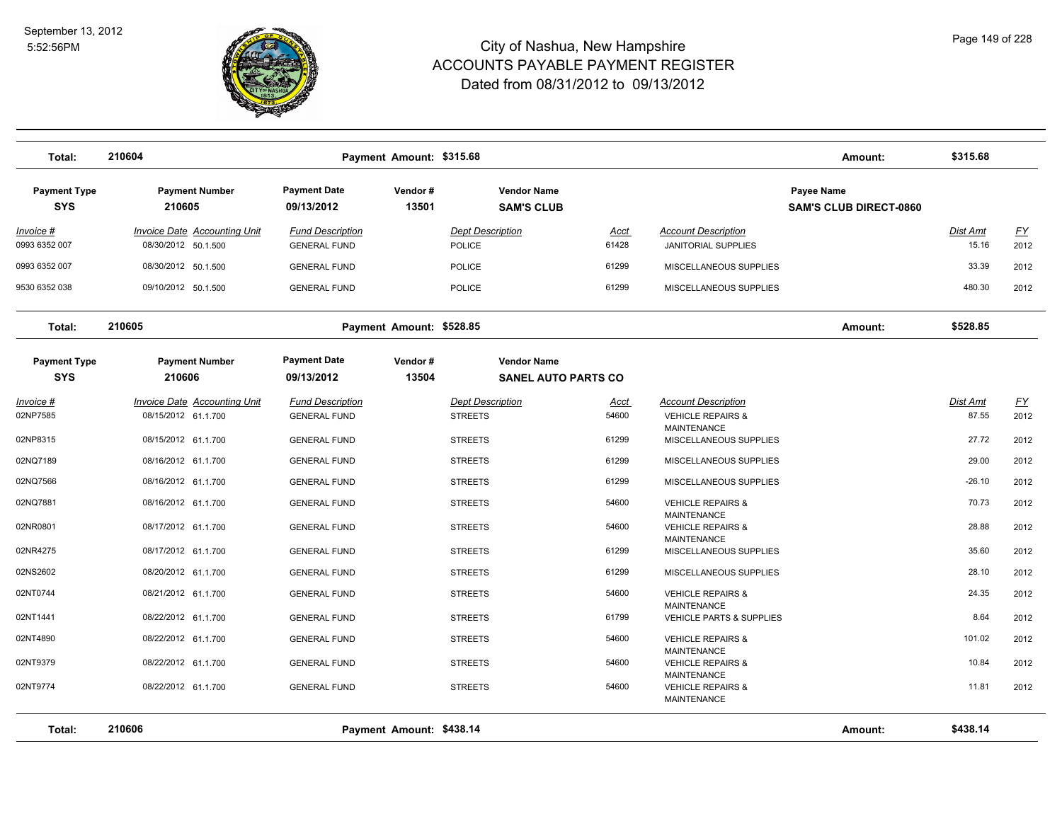# City of Nashua, New Hampshire
# ACCOUNTS PAYABLE PAYMENT REGISTER
## Dated from 08/31/2012 to 09/13/2012

September 13, 2012
5:52:56PM

| Total: | 210604 | Payment Amount: $315.68 | | | Amount: | $315.68 |
|---|---|---|---|---|---|---|

| Payment Type | Payment Number | Payment Date | Vendor # | Vendor Name | Payee Name |
|---|---|---|---|---|---|
| SYS | 210605 | 09/13/2012 | 13501 | SAM'S CLUB | SAM'S CLUB DIRECT-0860 |

| Invoice # | Invoice Date | Accounting Unit | Fund Description | Dept Description | Acct | Account Description | Dist Amt | FY |
|---|---|---|---|---|---|---|---|---|
| 0993 6352 007 | 08/30/2012 | 50.1.500 | GENERAL FUND | POLICE | 61428 | JANITORIAL SUPPLIES | 15.16 | 2012 |
| 0993 6352 007 | 08/30/2012 | 50.1.500 | GENERAL FUND | POLICE | 61299 | MISCELLANEOUS SUPPLIES | 33.39 | 2012 |
| 9530 6352 038 | 09/10/2012 | 50.1.500 | GENERAL FUND | POLICE | 61299 | MISCELLANEOUS SUPPLIES | 480.30 | 2012 |

| Total: | 210605 | Payment Amount: $528.85 | | | Amount: | $528.85 |
|---|---|---|---|---|---|---|

| Payment Type | Payment Number | Payment Date | Vendor # | Vendor Name |
|---|---|---|---|---|
| SYS | 210606 | 09/13/2012 | 13504 | SANEL AUTO PARTS CO |

| Invoice # | Invoice Date | Accounting Unit | Fund Description | Dept Description | Acct | Account Description | Dist Amt | FY |
|---|---|---|---|---|---|---|---|---|
| 02NP7585 | 08/15/2012 | 61.1.700 | GENERAL FUND | STREETS | 54600 | VEHICLE REPAIRS & MAINTENANCE | 87.55 | 2012 |
| 02NP8315 | 08/15/2012 | 61.1.700 | GENERAL FUND | STREETS | 61299 | MISCELLANEOUS SUPPLIES | 27.72 | 2012 |
| 02NQ7189 | 08/16/2012 | 61.1.700 | GENERAL FUND | STREETS | 61299 | MISCELLANEOUS SUPPLIES | 29.00 | 2012 |
| 02NQ7566 | 08/16/2012 | 61.1.700 | GENERAL FUND | STREETS | 61299 | MISCELLANEOUS SUPPLIES | -26.10 | 2012 |
| 02NQ7881 | 08/16/2012 | 61.1.700 | GENERAL FUND | STREETS | 54600 | VEHICLE REPAIRS & MAINTENANCE | 70.73 | 2012 |
| 02NR0801 | 08/17/2012 | 61.1.700 | GENERAL FUND | STREETS | 54600 | VEHICLE REPAIRS & MAINTENANCE | 28.88 | 2012 |
| 02NR4275 | 08/17/2012 | 61.1.700 | GENERAL FUND | STREETS | 61299 | MISCELLANEOUS SUPPLIES | 35.60 | 2012 |
| 02NS2602 | 08/20/2012 | 61.1.700 | GENERAL FUND | STREETS | 61299 | MISCELLANEOUS SUPPLIES | 28.10 | 2012 |
| 02NT0744 | 08/21/2012 | 61.1.700 | GENERAL FUND | STREETS | 54600 | VEHICLE REPAIRS & MAINTENANCE | 24.35 | 2012 |
| 02NT1441 | 08/22/2012 | 61.1.700 | GENERAL FUND | STREETS | 61799 | VEHICLE PARTS & SUPPLIES | 8.64 | 2012 |
| 02NT4890 | 08/22/2012 | 61.1.700 | GENERAL FUND | STREETS | 54600 | VEHICLE REPAIRS & MAINTENANCE | 101.02 | 2012 |
| 02NT9379 | 08/22/2012 | 61.1.700 | GENERAL FUND | STREETS | 54600 | VEHICLE REPAIRS & MAINTENANCE | 10.84 | 2012 |
| 02NT9774 | 08/22/2012 | 61.1.700 | GENERAL FUND | STREETS | 54600 | VEHICLE REPAIRS & MAINTENANCE | 11.81 | 2012 |

| Total: | 210606 | Payment Amount: $438.14 | | | Amount: | $438.14 |
|---|---|---|---|---|---|---|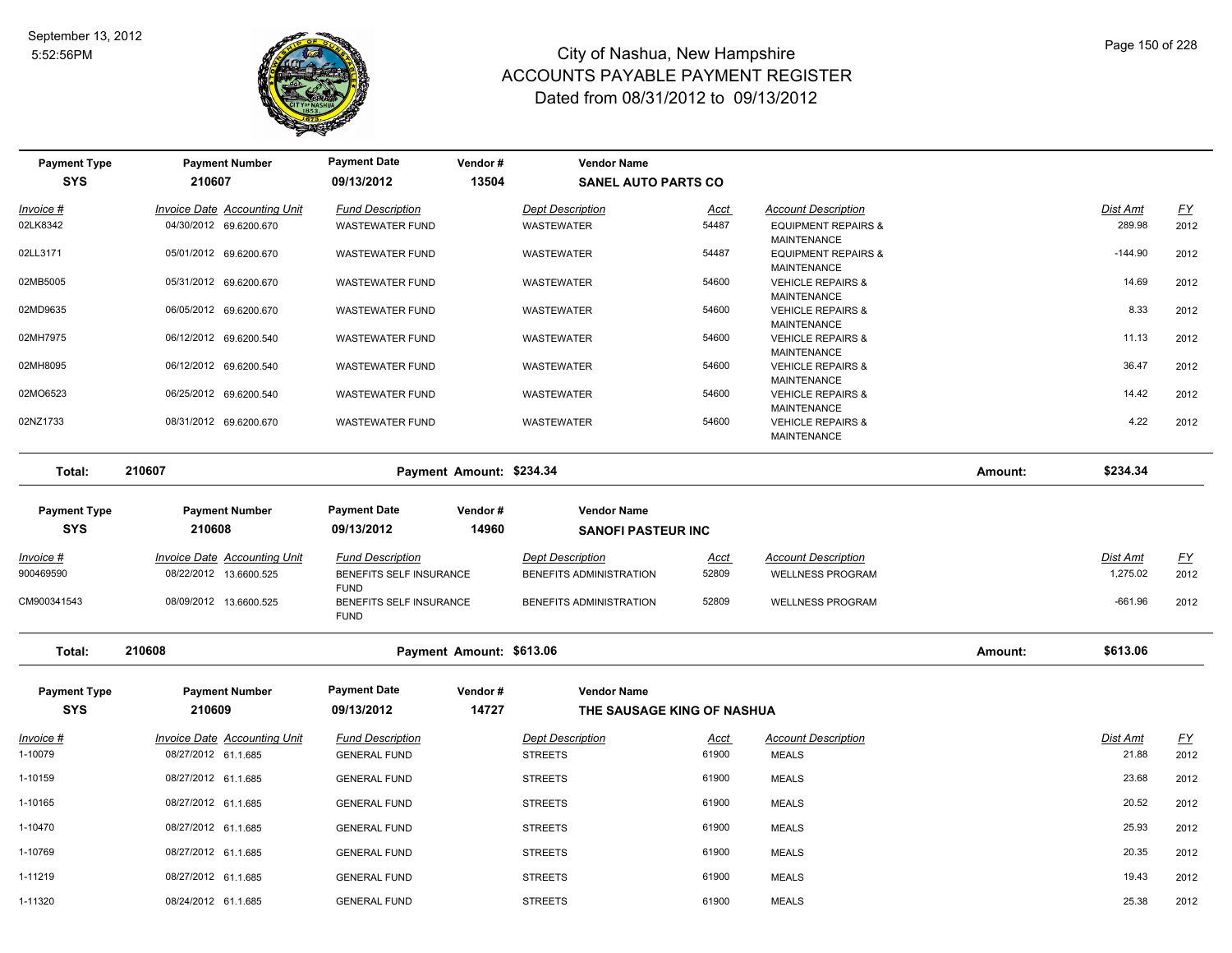# City of Nashua, New Hampshire
## ACCOUNTS PAYABLE PAYMENT REGISTER
### Dated from 08/31/2012 to 09/13/2012

September 13, 2012
5:52:56PM

| Payment Type | Payment Number | Payment Date | Vendor # | Vendor Name |
|---|---|---|---|---|
| SYS | 210607 | 09/13/2012 | 13504 | SANEL AUTO PARTS CO |

| Invoice # | Invoice Date | Accounting Unit | Fund Description | Dept Description | Acct | Account Description | Dist Amt | FY |
|---|---|---|---|---|---|---|---|---|
| 02LK8342 | 04/30/2012 | 69.6200.670 | WASTEWATER FUND | WASTEWATER | 54487 | EQUIPMENT REPAIRS & MAINTENANCE | 289.98 | 2012 |
| 02LL3171 | 05/01/2012 | 69.6200.670 | WASTEWATER FUND | WASTEWATER | 54487 | EQUIPMENT REPAIRS & MAINTENANCE | -144.90 | 2012 |
| 02MB5005 | 05/31/2012 | 69.6200.670 | WASTEWATER FUND | WASTEWATER | 54600 | VEHICLE REPAIRS & MAINTENANCE | 14.69 | 2012 |
| 02MD9635 | 06/05/2012 | 69.6200.670 | WASTEWATER FUND | WASTEWATER | 54600 | VEHICLE REPAIRS & MAINTENANCE | 8.33 | 2012 |
| 02MH7975 | 06/12/2012 | 69.6200.540 | WASTEWATER FUND | WASTEWATER | 54600 | VEHICLE REPAIRS & MAINTENANCE | 11.13 | 2012 |
| 02MH8095 | 06/12/2012 | 69.6200.540 | WASTEWATER FUND | WASTEWATER | 54600 | VEHICLE REPAIRS & MAINTENANCE | 36.47 | 2012 |
| 02MO6523 | 06/25/2012 | 69.6200.540 | WASTEWATER FUND | WASTEWATER | 54600 | VEHICLE REPAIRS & MAINTENANCE | 14.42 | 2012 |
| 02NZ1733 | 08/31/2012 | 69.6200.670 | WASTEWATER FUND | WASTEWATER | 54600 | VEHICLE REPAIRS & MAINTENANCE | 4.22 | 2012 |

**Total: 210607 — Payment Amount: $234.34 — Amount: $234.34**

| Payment Type | Payment Number | Payment Date | Vendor # | Vendor Name |
|---|---|---|---|---|
| SYS | 210608 | 09/13/2012 | 14960 | SANOFI PASTEUR INC |

| Invoice # | Invoice Date | Accounting Unit | Fund Description | Dept Description | Acct | Account Description | Dist Amt | FY |
|---|---|---|---|---|---|---|---|---|
| 900469590 | 08/22/2012 | 13.6600.525 | BENEFITS SELF INSURANCE FUND | BENEFITS ADMINISTRATION | 52809 | WELLNESS PROGRAM | 1,275.02 | 2012 |
| CM900341543 | 08/09/2012 | 13.6600.525 | BENEFITS SELF INSURANCE FUND | BENEFITS ADMINISTRATION | 52809 | WELLNESS PROGRAM | -661.96 | 2012 |

**Total: 210608 — Payment Amount: $613.06 — Amount: $613.06**

| Payment Type | Payment Number | Payment Date | Vendor # | Vendor Name |
|---|---|---|---|---|
| SYS | 210609 | 09/13/2012 | 14727 | THE SAUSAGE KING OF NASHUA |

| Invoice # | Invoice Date | Accounting Unit | Fund Description | Dept Description | Acct | Account Description | Dist Amt | FY |
|---|---|---|---|---|---|---|---|---|
| 1-10079 | 08/27/2012 | 61.1.685 | GENERAL FUND | STREETS | 61900 | MEALS | 21.88 | 2012 |
| 1-10159 | 08/27/2012 | 61.1.685 | GENERAL FUND | STREETS | 61900 | MEALS | 23.68 | 2012 |
| 1-10165 | 08/27/2012 | 61.1.685 | GENERAL FUND | STREETS | 61900 | MEALS | 20.52 | 2012 |
| 1-10470 | 08/27/2012 | 61.1.685 | GENERAL FUND | STREETS | 61900 | MEALS | 25.93 | 2012 |
| 1-10769 | 08/27/2012 | 61.1.685 | GENERAL FUND | STREETS | 61900 | MEALS | 20.35 | 2012 |
| 1-11219 | 08/27/2012 | 61.1.685 | GENERAL FUND | STREETS | 61900 | MEALS | 19.43 | 2012 |
| 1-11320 | 08/24/2012 | 61.1.685 | GENERAL FUND | STREETS | 61900 | MEALS | 25.38 | 2012 |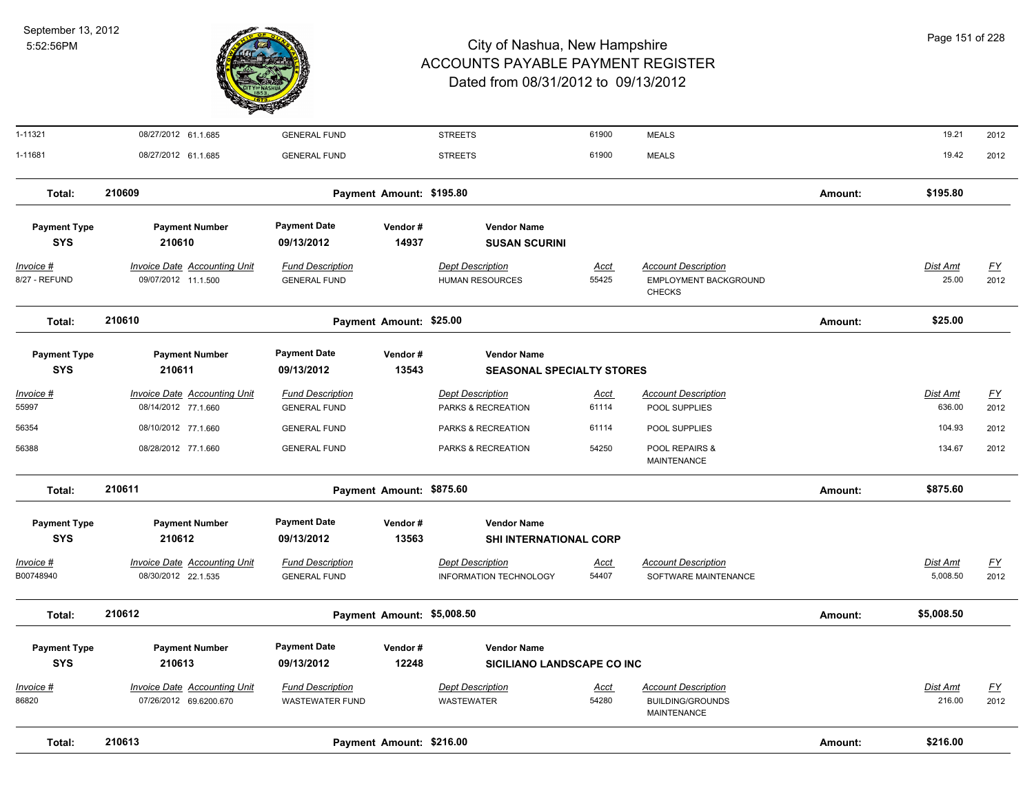# City of Nashua, New Hampshire
## ACCOUNTS PAYABLE PAYMENT REGISTER
### Dated from 08/31/2012 to 09/13/2012

September 13, 2012
5:52:56PM

| Invoice # | Invoice Date | Accounting Unit | Fund Description | Dept Description | Acct | Account Description | Dist Amt | FY |
|---|---|---|---|---|---|---|---|---|
| 1-11321 | 08/27/2012 | 61.1.685 | GENERAL FUND | STREETS | 61900 | MEALS | 19.21 | 2012 |
| 1-11681 | 08/27/2012 | 61.1.685 | GENERAL FUND | STREETS | 61900 | MEALS | 19.42 | 2012 |

**Total: 210609 — Payment Amount: $195.80 — Amount: $195.80**

| Payment Type | Payment Number | Payment Date | Vendor # | Vendor Name |
|---|---|---|---|---|
| SYS | 210610 | 09/13/2012 | 14937 | SUSAN SCURINI |

| Invoice # | Invoice Date | Accounting Unit | Fund Description | Dept Description | Acct | Account Description | Dist Amt | FY |
|---|---|---|---|---|---|---|---|---|
| 8/27 - REFUND | 09/07/2012 | 11.1.500 | GENERAL FUND | HUMAN RESOURCES | 55425 | EMPLOYMENT BACKGROUND CHECKS | 25.00 | 2012 |

**Total: 210610 — Payment Amount: $25.00 — Amount: $25.00**

| Payment Type | Payment Number | Payment Date | Vendor # | Vendor Name |
|---|---|---|---|---|
| SYS | 210611 | 09/13/2012 | 13543 | SEASONAL SPECIALTY STORES |

| Invoice # | Invoice Date | Accounting Unit | Fund Description | Dept Description | Acct | Account Description | Dist Amt | FY |
|---|---|---|---|---|---|---|---|---|
| 55997 | 08/14/2012 | 77.1.660 | GENERAL FUND | PARKS & RECREATION | 61114 | POOL SUPPLIES | 636.00 | 2012 |
| 56354 | 08/10/2012 | 77.1.660 | GENERAL FUND | PARKS & RECREATION | 61114 | POOL SUPPLIES | 104.93 | 2012 |
| 56388 | 08/28/2012 | 77.1.660 | GENERAL FUND | PARKS & RECREATION | 54250 | POOL REPAIRS & MAINTENANCE | 134.67 | 2012 |

**Total: 210611 — Payment Amount: $875.60 — Amount: $875.60**

| Payment Type | Payment Number | Payment Date | Vendor # | Vendor Name |
|---|---|---|---|---|
| SYS | 210612 | 09/13/2012 | 13563 | SHI INTERNATIONAL CORP |

| Invoice # | Invoice Date | Accounting Unit | Fund Description | Dept Description | Acct | Account Description | Dist Amt | FY |
|---|---|---|---|---|---|---|---|---|
| B00748940 | 08/30/2012 | 22.1.535 | GENERAL FUND | INFORMATION TECHNOLOGY | 54407 | SOFTWARE MAINTENANCE | 5,008.50 | 2012 |

**Total: 210612 — Payment Amount: $5,008.50 — Amount: $5,008.50**

| Payment Type | Payment Number | Payment Date | Vendor # | Vendor Name |
|---|---|---|---|---|
| SYS | 210613 | 09/13/2012 | 12248 | SICILIANO LANDSCAPE CO INC |

| Invoice # | Invoice Date | Accounting Unit | Fund Description | Dept Description | Acct | Account Description | Dist Amt | FY |
|---|---|---|---|---|---|---|---|---|
| 86820 | 07/26/2012 | 69.6200.670 | WASTEWATER FUND | WASTEWATER | 54280 | BUILDING/GROUNDS MAINTENANCE | 216.00 | 2012 |

**Total: 210613 — Payment Amount: $216.00 — Amount: $216.00**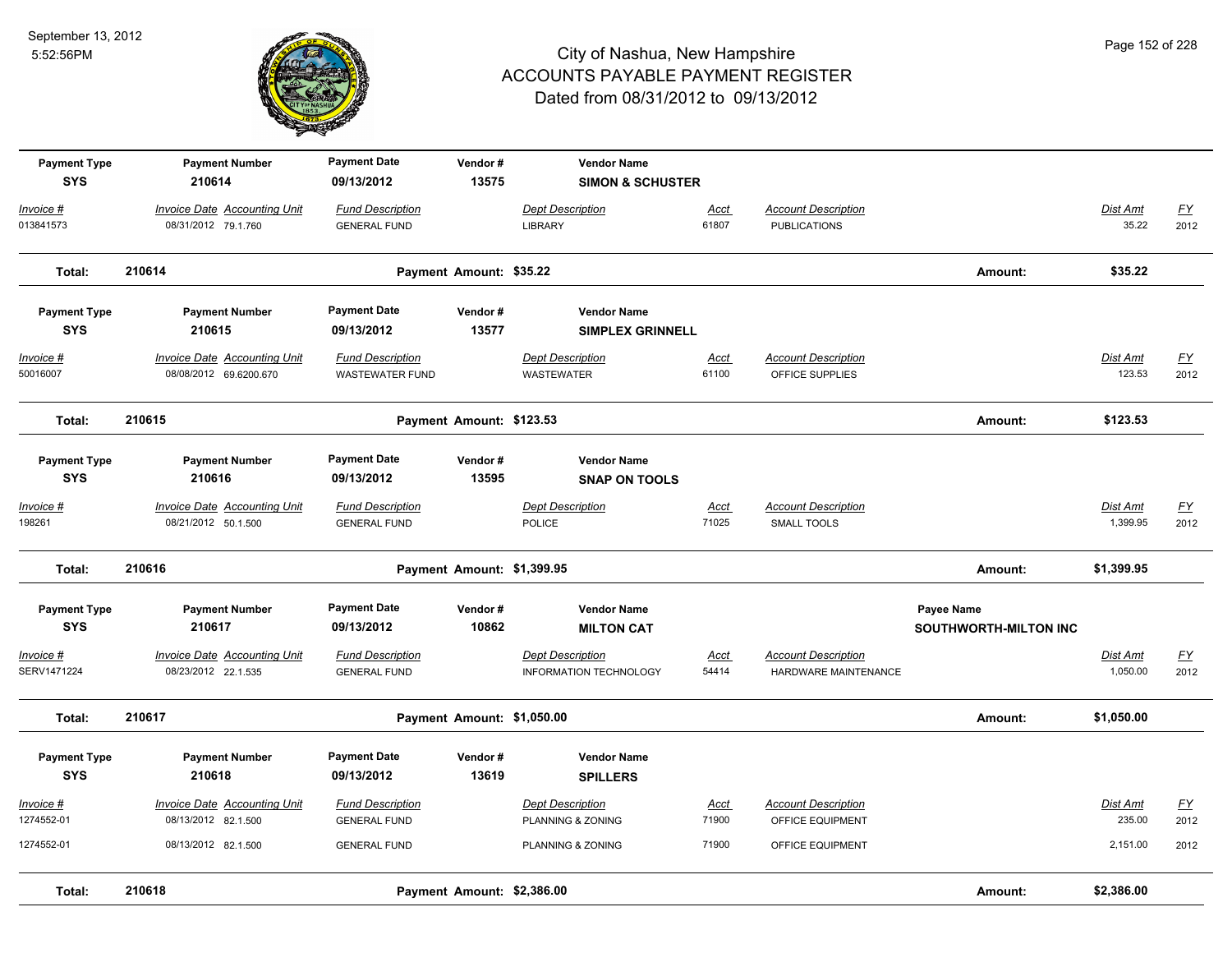# City of Nashua, New Hampshire
## ACCOUNTS PAYABLE PAYMENT REGISTER
### Dated from 08/31/2012 to 09/13/2012

September 13, 2012
5:52:56PM

| Payment Type | Payment Number | Payment Date | Vendor # | Vendor Name |
|---|---|---|---|---|
| SYS | 210614 | 09/13/2012 | 13575 | SIMON & SCHUSTER |

| Invoice # | Invoice Date | Accounting Unit | Fund Description | Dept Description | Acct | Account Description | Dist Amt | FY |
|---|---|---|---|---|---|---|---|---|
| 013841573 | 08/31/2012 | 79.1.760 | GENERAL FUND | LIBRARY | 61807 | PUBLICATIONS | 35.22 | 2012 |

**Total: 210614 — Payment Amount: $35.22 — Amount: $35.22**

| Payment Type | Payment Number | Payment Date | Vendor # | Vendor Name |
|---|---|---|---|---|
| SYS | 210615 | 09/13/2012 | 13577 | SIMPLEX GRINNELL |

| Invoice # | Invoice Date | Accounting Unit | Fund Description | Dept Description | Acct | Account Description | Dist Amt | FY |
|---|---|---|---|---|---|---|---|---|
| 50016007 | 08/08/2012 | 69.6200.670 | WASTEWATER FUND | WASTEWATER | 61100 | OFFICE SUPPLIES | 123.53 | 2012 |

**Total: 210615 — Payment Amount: $123.53 — Amount: $123.53**

| Payment Type | Payment Number | Payment Date | Vendor # | Vendor Name |
|---|---|---|---|---|
| SYS | 210616 | 09/13/2012 | 13595 | SNAP ON TOOLS |

| Invoice # | Invoice Date | Accounting Unit | Fund Description | Dept Description | Acct | Account Description | Dist Amt | FY |
|---|---|---|---|---|---|---|---|---|
| 198261 | 08/21/2012 | 50.1.500 | GENERAL FUND | POLICE | 71025 | SMALL TOOLS | 1,399.95 | 2012 |

**Total: 210616 — Payment Amount: $1,399.95 — Amount: $1,399.95**

| Payment Type | Payment Number | Payment Date | Vendor # | Vendor Name | Payee Name |
|---|---|---|---|---|---|
| SYS | 210617 | 09/13/2012 | 10862 | MILTON CAT | SOUTHWORTH-MILTON INC |

| Invoice # | Invoice Date | Accounting Unit | Fund Description | Dept Description | Acct | Account Description | Dist Amt | FY |
|---|---|---|---|---|---|---|---|---|
| SERV1471224 | 08/23/2012 | 22.1.535 | GENERAL FUND | INFORMATION TECHNOLOGY | 54414 | HARDWARE MAINTENANCE | 1,050.00 | 2012 |

**Total: 210617 — Payment Amount: $1,050.00 — Amount: $1,050.00**

| Payment Type | Payment Number | Payment Date | Vendor # | Vendor Name |
|---|---|---|---|---|
| SYS | 210618 | 09/13/2012 | 13619 | SPILLERS |

| Invoice # | Invoice Date | Accounting Unit | Fund Description | Dept Description | Acct | Account Description | Dist Amt | FY |
|---|---|---|---|---|---|---|---|---|
| 1274552-01 | 08/13/2012 | 82.1.500 | GENERAL FUND | PLANNING & ZONING | 71900 | OFFICE EQUIPMENT | 235.00 | 2012 |
| 1274552-01 | 08/13/2012 | 82.1.500 | GENERAL FUND | PLANNING & ZONING | 71900 | OFFICE EQUIPMENT | 2,151.00 | 2012 |

**Total: 210618 — Payment Amount: $2,386.00 — Amount: $2,386.00**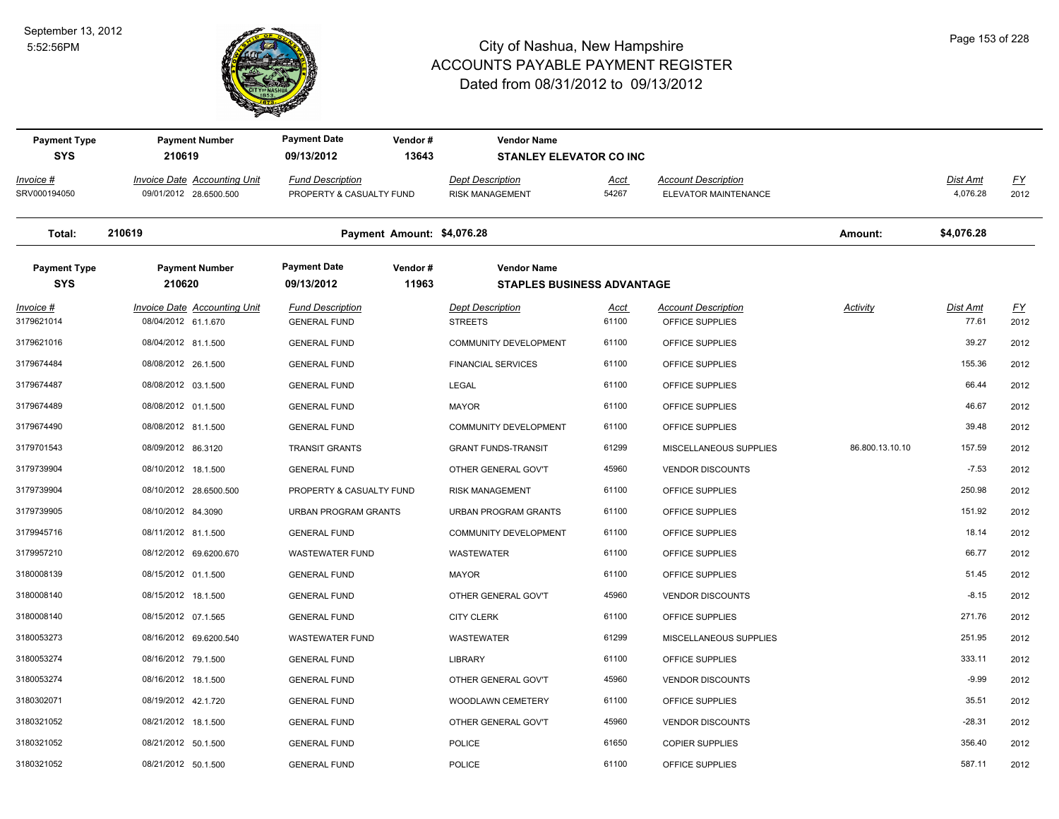# City of Nashua, New Hampshire
## ACCOUNTS PAYABLE PAYMENT REGISTER
### Dated from 08/31/2012 to 09/13/2012

September 13, 2012
5:52:56PM

| Payment Type | Payment Number | Payment Date | Vendor # | Vendor Name | | | | | |
|---|---|---|---|---|---|---|---|---|---|
| SYS | 210619 | 09/13/2012 | 13643 | STANLEY ELEVATOR CO INC | | | | | |
| **Invoice #** | **Invoice Date Accounting Unit** | **Fund Description** | | **Dept Description** | **Acct** | **Account Description** | **Activity** | **Dist Amt** | **FY** |
| SRV000194050 | 09/01/2012 28.6500.500 | PROPERTY & CASUALTY FUND | | RISK MANAGEMENT | 54267 | ELEVATOR MAINTENANCE | | 4,076.28 | 2012 |
| **Total:** | **210619** | **Payment Amount: $4,076.28** | | | | | **Amount:** | **$4,076.28** | |

| Payment Type | Payment Number | Payment Date | Vendor # | Vendor Name | | | | | |
|---|---|---|---|---|---|---|---|---|---|
| SYS | 210620 | 09/13/2012 | 11963 | STAPLES BUSINESS ADVANTAGE | | | | | |
| **Invoice #** | **Invoice Date Accounting Unit** | **Fund Description** | | **Dept Description** | **Acct** | **Account Description** | **Activity** | **Dist Amt** | **FY** |
| 3179621014 | 08/04/2012 61.1.670 | GENERAL FUND | | STREETS | 61100 | OFFICE SUPPLIES | | 77.61 | 2012 |
| 3179621016 | 08/04/2012 81.1.500 | GENERAL FUND | | COMMUNITY DEVELOPMENT | 61100 | OFFICE SUPPLIES | | 39.27 | 2012 |
| 3179674484 | 08/08/2012 26.1.500 | GENERAL FUND | | FINANCIAL SERVICES | 61100 | OFFICE SUPPLIES | | 155.36 | 2012 |
| 3179674487 | 08/08/2012 03.1.500 | GENERAL FUND | | LEGAL | 61100 | OFFICE SUPPLIES | | 66.44 | 2012 |
| 3179674489 | 08/08/2012 01.1.500 | GENERAL FUND | | MAYOR | 61100 | OFFICE SUPPLIES | | 46.67 | 2012 |
| 3179674490 | 08/08/2012 81.1.500 | GENERAL FUND | | COMMUNITY DEVELOPMENT | 61100 | OFFICE SUPPLIES | | 39.48 | 2012 |
| 3179701543 | 08/09/2012 86.3120 | TRANSIT GRANTS | | GRANT FUNDS-TRANSIT | 61299 | MISCELLANEOUS SUPPLIES | 86.800.13.10.10 | 157.59 | 2012 |
| 3179739904 | 08/10/2012 18.1.500 | GENERAL FUND | | OTHER GENERAL GOV'T | 45960 | VENDOR DISCOUNTS | | -7.53 | 2012 |
| 3179739904 | 08/10/2012 28.6500.500 | PROPERTY & CASUALTY FUND | | RISK MANAGEMENT | 61100 | OFFICE SUPPLIES | | 250.98 | 2012 |
| 3179739905 | 08/10/2012 84.3090 | URBAN PROGRAM GRANTS | | URBAN PROGRAM GRANTS | 61100 | OFFICE SUPPLIES | | 151.92 | 2012 |
| 3179945716 | 08/11/2012 81.1.500 | GENERAL FUND | | COMMUNITY DEVELOPMENT | 61100 | OFFICE SUPPLIES | | 18.14 | 2012 |
| 3179957210 | 08/12/2012 69.6200.670 | WASTEWATER FUND | | WASTEWATER | 61100 | OFFICE SUPPLIES | | 66.77 | 2012 |
| 3180008139 | 08/15/2012 01.1.500 | GENERAL FUND | | MAYOR | 61100 | OFFICE SUPPLIES | | 51.45 | 2012 |
| 3180008140 | 08/15/2012 18.1.500 | GENERAL FUND | | OTHER GENERAL GOV'T | 45960 | VENDOR DISCOUNTS | | -8.15 | 2012 |
| 3180008140 | 08/15/2012 07.1.565 | GENERAL FUND | | CITY CLERK | 61100 | OFFICE SUPPLIES | | 271.76 | 2012 |
| 3180053273 | 08/16/2012 69.6200.540 | WASTEWATER FUND | | WASTEWATER | 61299 | MISCELLANEOUS SUPPLIES | | 251.95 | 2012 |
| 3180053274 | 08/16/2012 79.1.500 | GENERAL FUND | | LIBRARY | 61100 | OFFICE SUPPLIES | | 333.11 | 2012 |
| 3180053274 | 08/16/2012 18.1.500 | GENERAL FUND | | OTHER GENERAL GOV'T | 45960 | VENDOR DISCOUNTS | | -9.99 | 2012 |
| 3180302071 | 08/19/2012 42.1.720 | GENERAL FUND | | WOODLAWN CEMETERY | 61100 | OFFICE SUPPLIES | | 35.51 | 2012 |
| 3180321052 | 08/21/2012 18.1.500 | GENERAL FUND | | OTHER GENERAL GOV'T | 45960 | VENDOR DISCOUNTS | | -28.31 | 2012 |
| 3180321052 | 08/21/2012 50.1.500 | GENERAL FUND | | POLICE | 61650 | COPIER SUPPLIES | | 356.40 | 2012 |
| 3180321052 | 08/21/2012 50.1.500 | GENERAL FUND | | POLICE | 61100 | OFFICE SUPPLIES | | 587.11 | 2012 |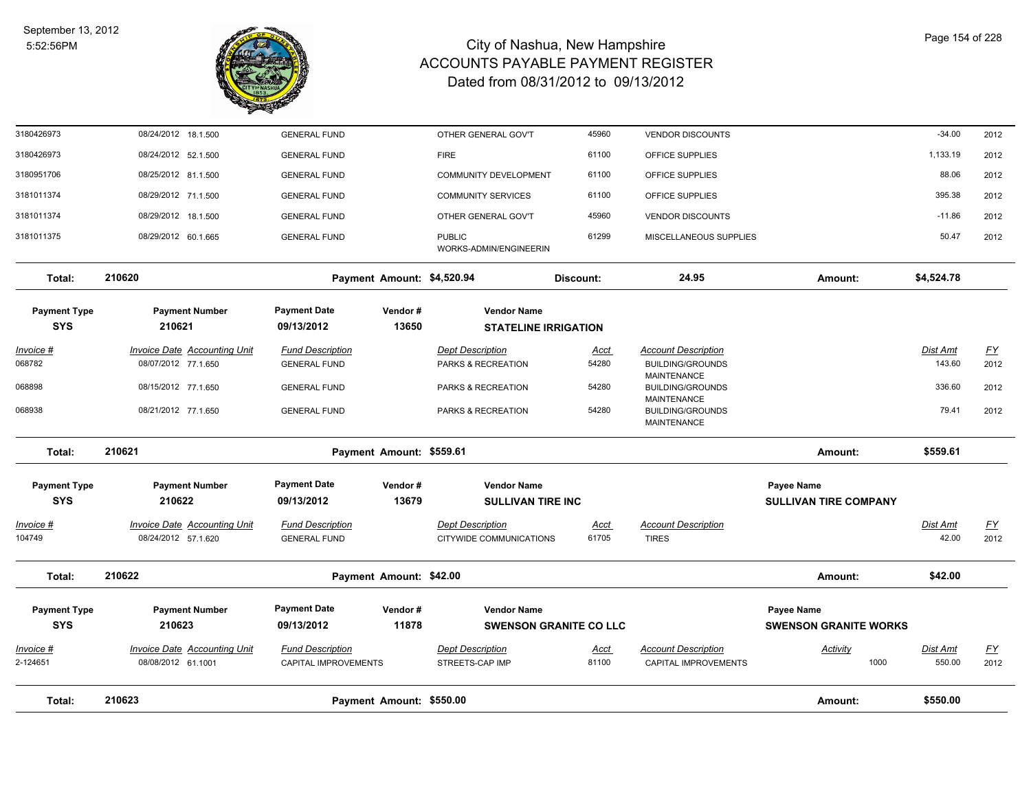# City of Nashua, New Hampshire
## ACCOUNTS PAYABLE PAYMENT REGISTER
### Dated from 08/31/2012 to 09/13/2012

September 13, 2012
5:52:56PM

| Invoice # | Invoice Date | Accounting Unit | Fund Description | Dept Description | Acct | Account Description | Activity | Dist Amt | FY |
|---|---|---|---|---|---|---|---|---|---|
| 3180426973 | 08/24/2012 | 18.1.500 | GENERAL FUND | OTHER GENERAL GOV'T | 45960 | VENDOR DISCOUNTS | | -34.00 | 2012 |
| 3180426973 | 08/24/2012 | 52.1.500 | GENERAL FUND | FIRE | 61100 | OFFICE SUPPLIES | | 1,133.19 | 2012 |
| 3180951706 | 08/25/2012 | 81.1.500 | GENERAL FUND | COMMUNITY DEVELOPMENT | 61100 | OFFICE SUPPLIES | | 88.06 | 2012 |
| 3181011374 | 08/29/2012 | 71.1.500 | GENERAL FUND | COMMUNITY SERVICES | 61100 | OFFICE SUPPLIES | | 395.38 | 2012 |
| 3181011374 | 08/29/2012 | 18.1.500 | GENERAL FUND | OTHER GENERAL GOV'T | 45960 | VENDOR DISCOUNTS | | -11.86 | 2012 |
| 3181011375 | 08/29/2012 | 60.1.665 | GENERAL FUND | PUBLIC WORKS-ADMIN/ENGINEERIN | 61299 | MISCELLANEOUS SUPPLIES | | 50.47 | 2012 |

**Total: 210620** — Payment Amount: $4,520.94 — Discount: 24.95 — Amount: $4,524.78

| Payment Type | Payment Number | Payment Date | Vendor # | Vendor Name |
|---|---|---|---|---|
| SYS | 210621 | 09/13/2012 | 13650 | STATELINE IRRIGATION |

| Invoice # | Invoice Date | Accounting Unit | Fund Description | Dept Description | Acct | Account Description | Dist Amt | FY |
|---|---|---|---|---|---|---|---|---|
| 068782 | 08/07/2012 | 77.1.650 | GENERAL FUND | PARKS & RECREATION | 54280 | BUILDING/GROUNDS MAINTENANCE | 143.60 | 2012 |
| 068898 | 08/15/2012 | 77.1.650 | GENERAL FUND | PARKS & RECREATION | 54280 | BUILDING/GROUNDS MAINTENANCE | 336.60 | 2012 |
| 068938 | 08/21/2012 | 77.1.650 | GENERAL FUND | PARKS & RECREATION | 54280 | BUILDING/GROUNDS MAINTENANCE | 79.41 | 2012 |

**Total: 210621** — Payment Amount: $559.61 — Amount: $559.61

| Payment Type | Payment Number | Payment Date | Vendor # | Vendor Name | Payee Name |
|---|---|---|---|---|---|
| SYS | 210622 | 09/13/2012 | 13679 | SULLIVAN TIRE INC | SULLIVAN TIRE COMPANY |

| Invoice # | Invoice Date | Accounting Unit | Fund Description | Dept Description | Acct | Account Description | Dist Amt | FY |
|---|---|---|---|---|---|---|---|---|
| 104749 | 08/24/2012 | 57.1.620 | GENERAL FUND | CITYWIDE COMMUNICATIONS | 61705 | TIRES | 42.00 | 2012 |

**Total: 210622** — Payment Amount: $42.00 — Amount: $42.00

| Payment Type | Payment Number | Payment Date | Vendor # | Vendor Name | Payee Name |
|---|---|---|---|---|---|
| SYS | 210623 | 09/13/2012 | 11878 | SWENSON GRANITE CO LLC | SWENSON GRANITE WORKS |

| Invoice # | Invoice Date | Accounting Unit | Fund Description | Dept Description | Acct | Account Description | Activity | Dist Amt | FY |
|---|---|---|---|---|---|---|---|---|---|
| 2-124651 | 08/08/2012 | 61.1001 | CAPITAL IMPROVEMENTS | STREETS-CAP IMP | 81100 | CAPITAL IMPROVEMENTS | 1000 | 550.00 | 2012 |

**Total: 210623** — Payment Amount: $550.00 — Amount: $550.00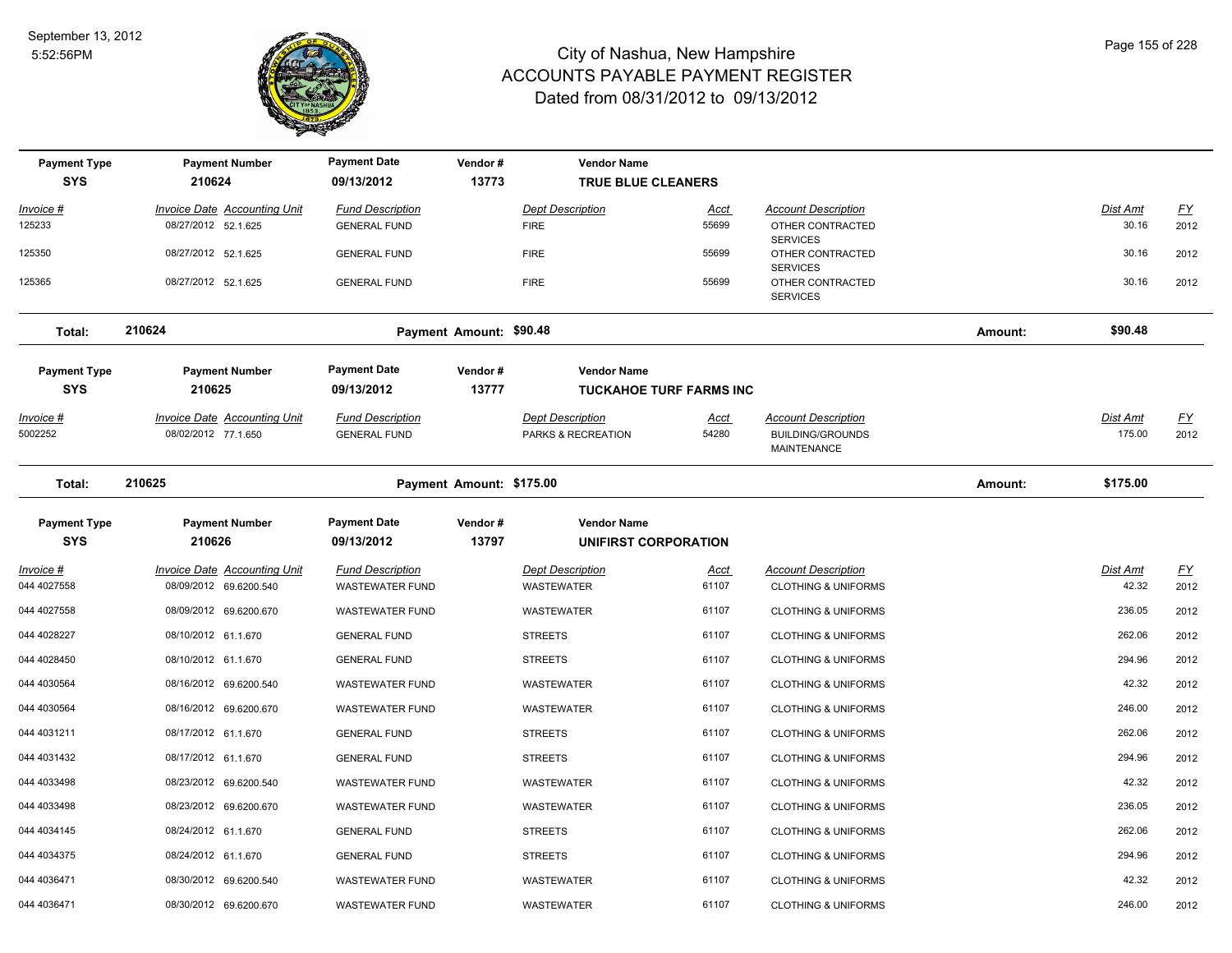# City of Nashua, New Hampshire
## ACCOUNTS PAYABLE PAYMENT REGISTER
### Dated from 08/31/2012 to 09/13/2012

| Payment Type | Payment Number | Payment Date | Vendor # | Vendor Name |
|---|---|---|---|---|
| SYS | 210624 | 09/13/2012 | 13773 | TRUE BLUE CLEANERS |

| Invoice # | Invoice Date | Accounting Unit | Fund Description | Dept Description | Acct | Account Description | Dist Amt | FY |
|---|---|---|---|---|---|---|---|---|
| 125233 | 08/27/2012 | 52.1.625 | GENERAL FUND | FIRE | 55699 | OTHER CONTRACTED SERVICES | 30.16 | 2012 |
| 125350 | 08/27/2012 | 52.1.625 | GENERAL FUND | FIRE | 55699 | OTHER CONTRACTED SERVICES | 30.16 | 2012 |
| 125365 | 08/27/2012 | 52.1.625 | GENERAL FUND | FIRE | 55699 | OTHER CONTRACTED SERVICES | 30.16 | 2012 |

**Total: 210624 Payment Amount: $90.48 Amount: $90.48**

| Payment Type | Payment Number | Payment Date | Vendor # | Vendor Name |
|---|---|---|---|---|
| SYS | 210625 | 09/13/2012 | 13777 | TUCKAHOE TURF FARMS INC |

| Invoice # | Invoice Date | Accounting Unit | Fund Description | Dept Description | Acct | Account Description | Dist Amt | FY |
|---|---|---|---|---|---|---|---|---|
| 5002252 | 08/02/2012 | 77.1.650 | GENERAL FUND | PARKS & RECREATION | 54280 | BUILDING/GROUNDS MAINTENANCE | 175.00 | 2012 |

**Total: 210625 Payment Amount: $175.00 Amount: $175.00**

| Payment Type | Payment Number | Payment Date | Vendor # | Vendor Name |
|---|---|---|---|---|
| SYS | 210626 | 09/13/2012 | 13797 | UNIFIRST CORPORATION |

| Invoice # | Invoice Date | Accounting Unit | Fund Description | Dept Description | Acct | Account Description | Dist Amt | FY |
|---|---|---|---|---|---|---|---|---|
| 044 4027558 | 08/09/2012 | 69.6200.540 | WASTEWATER FUND | WASTEWATER | 61107 | CLOTHING & UNIFORMS | 42.32 | 2012 |
| 044 4027558 | 08/09/2012 | 69.6200.670 | WASTEWATER FUND | WASTEWATER | 61107 | CLOTHING & UNIFORMS | 236.05 | 2012 |
| 044 4028227 | 08/10/2012 | 61.1.670 | GENERAL FUND | STREETS | 61107 | CLOTHING & UNIFORMS | 262.06 | 2012 |
| 044 4028450 | 08/10/2012 | 61.1.670 | GENERAL FUND | STREETS | 61107 | CLOTHING & UNIFORMS | 294.96 | 2012 |
| 044 4030564 | 08/16/2012 | 69.6200.540 | WASTEWATER FUND | WASTEWATER | 61107 | CLOTHING & UNIFORMS | 42.32 | 2012 |
| 044 4030564 | 08/16/2012 | 69.6200.670 | WASTEWATER FUND | WASTEWATER | 61107 | CLOTHING & UNIFORMS | 246.00 | 2012 |
| 044 4031211 | 08/17/2012 | 61.1.670 | GENERAL FUND | STREETS | 61107 | CLOTHING & UNIFORMS | 262.06 | 2012 |
| 044 4031432 | 08/17/2012 | 61.1.670 | GENERAL FUND | STREETS | 61107 | CLOTHING & UNIFORMS | 294.96 | 2012 |
| 044 4033498 | 08/23/2012 | 69.6200.540 | WASTEWATER FUND | WASTEWATER | 61107 | CLOTHING & UNIFORMS | 42.32 | 2012 |
| 044 4033498 | 08/23/2012 | 69.6200.670 | WASTEWATER FUND | WASTEWATER | 61107 | CLOTHING & UNIFORMS | 236.05 | 2012 |
| 044 4034145 | 08/24/2012 | 61.1.670 | GENERAL FUND | STREETS | 61107 | CLOTHING & UNIFORMS | 262.06 | 2012 |
| 044 4034375 | 08/24/2012 | 61.1.670 | GENERAL FUND | STREETS | 61107 | CLOTHING & UNIFORMS | 294.96 | 2012 |
| 044 4036471 | 08/30/2012 | 69.6200.540 | WASTEWATER FUND | WASTEWATER | 61107 | CLOTHING & UNIFORMS | 42.32 | 2012 |
| 044 4036471 | 08/30/2012 | 69.6200.670 | WASTEWATER FUND | WASTEWATER | 61107 | CLOTHING & UNIFORMS | 246.00 | 2012 |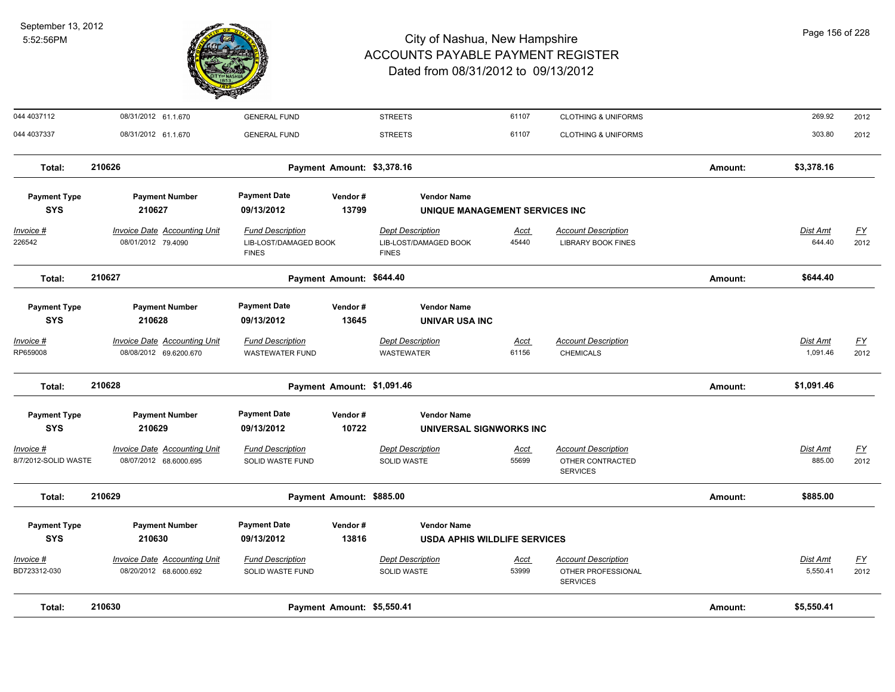# City of Nashua, New Hampshire
# ACCOUNTS PAYABLE PAYMENT REGISTER
## Dated from 08/31/2012 to 09/13/2012

September 13, 2012
5:52:56PM

| Invoice # | Invoice Date | Accounting Unit | Fund Description | Dept Description | Acct | Account Description | Dist Amt | FY |
|---|---|---|---|---|---|---|---|---|
| 044 4037112 | 08/31/2012 | 61.1.670 | GENERAL FUND | STREETS | 61107 | CLOTHING & UNIFORMS | 269.92 | 2012 |
| 044 4037337 | 08/31/2012 | 61.1.670 | GENERAL FUND | STREETS | 61107 | CLOTHING & UNIFORMS | 303.80 | 2012 |

**Total: 210626** — Payment Amount: $3,378.16 — Amount: $3,378.16

---

| Payment Type | Payment Number | Payment Date | Vendor # | Vendor Name |
|---|---|---|---|---|
| SYS | 210627 | 09/13/2012 | 13799 | UNIQUE MANAGEMENT SERVICES INC |

| Invoice # | Invoice Date | Accounting Unit | Fund Description | Dept Description | Acct | Account Description | Dist Amt | FY |
|---|---|---|---|---|---|---|---|---|
| 226542 | 08/01/2012 | 79.4090 | LIB-LOST/DAMAGED BOOK FINES | LIB-LOST/DAMAGED BOOK FINES | 45440 | LIBRARY BOOK FINES | 644.40 | 2012 |

**Total: 210627** — Payment Amount: $644.40 — Amount: $644.40

---

| Payment Type | Payment Number | Payment Date | Vendor # | Vendor Name |
|---|---|---|---|---|
| SYS | 210628 | 09/13/2012 | 13645 | UNIVAR USA INC |

| Invoice # | Invoice Date | Accounting Unit | Fund Description | Dept Description | Acct | Account Description | Dist Amt | FY |
|---|---|---|---|---|---|---|---|---|
| RP659008 | 08/08/2012 | 69.6200.670 | WASTEWATER FUND | WASTEWATER | 61156 | CHEMICALS | 1,091.46 | 2012 |

**Total: 210628** — Payment Amount: $1,091.46 — Amount: $1,091.46

---

| Payment Type | Payment Number | Payment Date | Vendor # | Vendor Name |
|---|---|---|---|---|
| SYS | 210629 | 09/13/2012 | 10722 | UNIVERSAL SIGNWORKS INC |

| Invoice # | Invoice Date | Accounting Unit | Fund Description | Dept Description | Acct | Account Description | Dist Amt | FY |
|---|---|---|---|---|---|---|---|---|
| 8/7/2012-SOLID WASTE | 08/07/2012 | 68.6000.695 | SOLID WASTE FUND | SOLID WASTE | 55699 | OTHER CONTRACTED SERVICES | 885.00 | 2012 |

**Total: 210629** — Payment Amount: $885.00 — Amount: $885.00

---

| Payment Type | Payment Number | Payment Date | Vendor # | Vendor Name |
|---|---|---|---|---|
| SYS | 210630 | 09/13/2012 | 13816 | USDA APHIS WILDLIFE SERVICES |

| Invoice # | Invoice Date | Accounting Unit | Fund Description | Dept Description | Acct | Account Description | Dist Amt | FY |
|---|---|---|---|---|---|---|---|---|
| BD723312-030 | 08/20/2012 | 68.6000.692 | SOLID WASTE FUND | SOLID WASTE | 53999 | OTHER PROFESSIONAL SERVICES | 5,550.41 | 2012 |

**Total: 210630** — Payment Amount: $5,550.41 — Amount: $5,550.41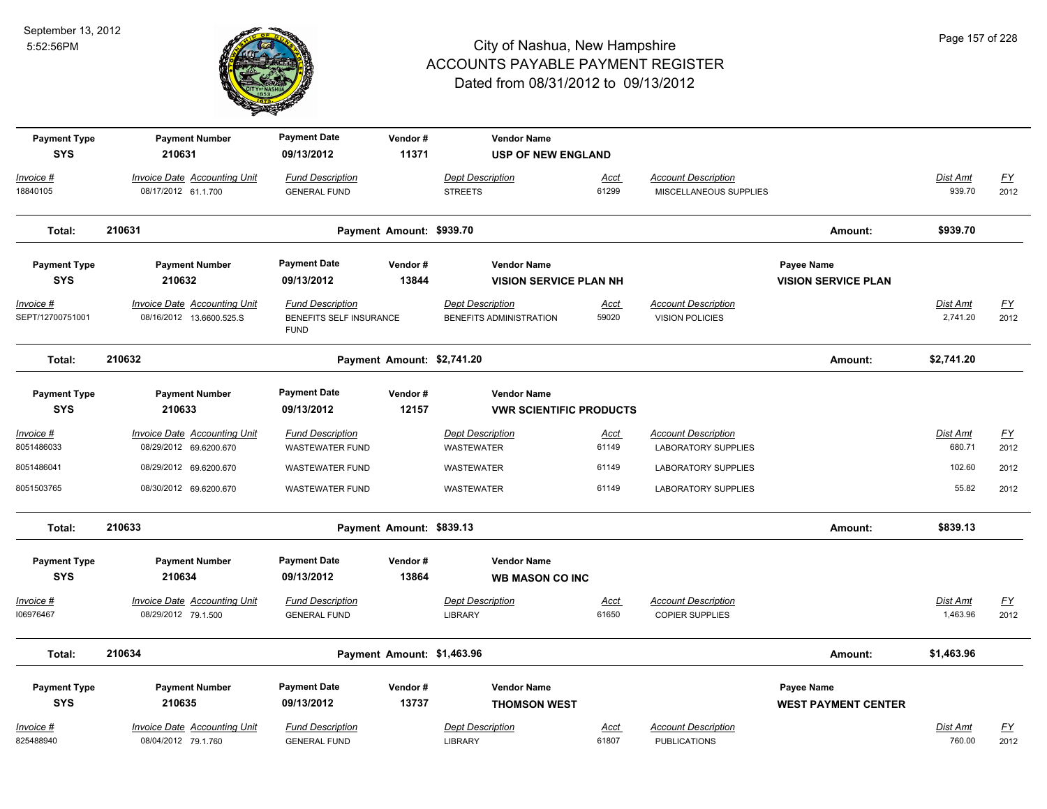# City of Nashua, New Hampshire
## ACCOUNTS PAYABLE PAYMENT REGISTER
### Dated from 08/31/2012 to 09/13/2012

September 13, 2012
5:52:56PM

| Payment Type | Payment Number | Payment Date | Vendor # | Vendor Name | | | |
|---|---|---|---|---|---|---|---|
| SYS | 210631 | 09/13/2012 | 11371 | USP OF NEW ENGLAND | | | |

| Invoice # | Invoice Date | Accounting Unit | Fund Description | Dept Description | Acct | Account Description | Dist Amt | FY |
|---|---|---|---|---|---|---|---|---|
| 18840105 | 08/17/2012 | 61.1.700 | GENERAL FUND | STREETS | 61299 | MISCELLANEOUS SUPPLIES | 939.70 | 2012 |

**Total: 210631 — Payment Amount: $939.70 — Amount: $939.70**

| Payment Type | Payment Number | Payment Date | Vendor # | Vendor Name | Payee Name |
|---|---|---|---|---|---|
| SYS | 210632 | 09/13/2012 | 13844 | VISION SERVICE PLAN NH | VISION SERVICE PLAN |

| Invoice # | Invoice Date | Accounting Unit | Fund Description | Dept Description | Acct | Account Description | Dist Amt | FY |
|---|---|---|---|---|---|---|---|---|
| SEPT/12700751001 | 08/16/2012 | 13.6600.525.S | BENEFITS SELF INSURANCE FUND | BENEFITS ADMINISTRATION | 59020 | VISION POLICIES | 2,741.20 | 2012 |

**Total: 210632 — Payment Amount: $2,741.20 — Amount: $2,741.20**

| Payment Type | Payment Number | Payment Date | Vendor # | Vendor Name |
|---|---|---|---|---|
| SYS | 210633 | 09/13/2012 | 12157 | VWR SCIENTIFIC PRODUCTS |

| Invoice # | Invoice Date | Accounting Unit | Fund Description | Dept Description | Acct | Account Description | Dist Amt | FY |
|---|---|---|---|---|---|---|---|---|
| 8051486033 | 08/29/2012 | 69.6200.670 | WASTEWATER FUND | WASTEWATER | 61149 | LABORATORY SUPPLIES | 680.71 | 2012 |
| 8051486041 | 08/29/2012 | 69.6200.670 | WASTEWATER FUND | WASTEWATER | 61149 | LABORATORY SUPPLIES | 102.60 | 2012 |
| 8051503765 | 08/30/2012 | 69.6200.670 | WASTEWATER FUND | WASTEWATER | 61149 | LABORATORY SUPPLIES | 55.82 | 2012 |

**Total: 210633 — Payment Amount: $839.13 — Amount: $839.13**

| Payment Type | Payment Number | Payment Date | Vendor # | Vendor Name |
|---|---|---|---|---|
| SYS | 210634 | 09/13/2012 | 13864 | WB MASON CO INC |

| Invoice # | Invoice Date | Accounting Unit | Fund Description | Dept Description | Acct | Account Description | Dist Amt | FY |
|---|---|---|---|---|---|---|---|---|
| I06976467 | 08/29/2012 | 79.1.500 | GENERAL FUND | LIBRARY | 61650 | COPIER SUPPLIES | 1,463.96 | 2012 |

**Total: 210634 — Payment Amount: $1,463.96 — Amount: $1,463.96**

| Payment Type | Payment Number | Payment Date | Vendor # | Vendor Name | Payee Name |
|---|---|---|---|---|---|
| SYS | 210635 | 09/13/2012 | 13737 | THOMSON WEST | WEST PAYMENT CENTER |

| Invoice # | Invoice Date | Accounting Unit | Fund Description | Dept Description | Acct | Account Description | Dist Amt | FY |
|---|---|---|---|---|---|---|---|---|
| 825488940 | 08/04/2012 | 79.1.760 | GENERAL FUND | LIBRARY | 61807 | PUBLICATIONS | 760.00 | 2012 |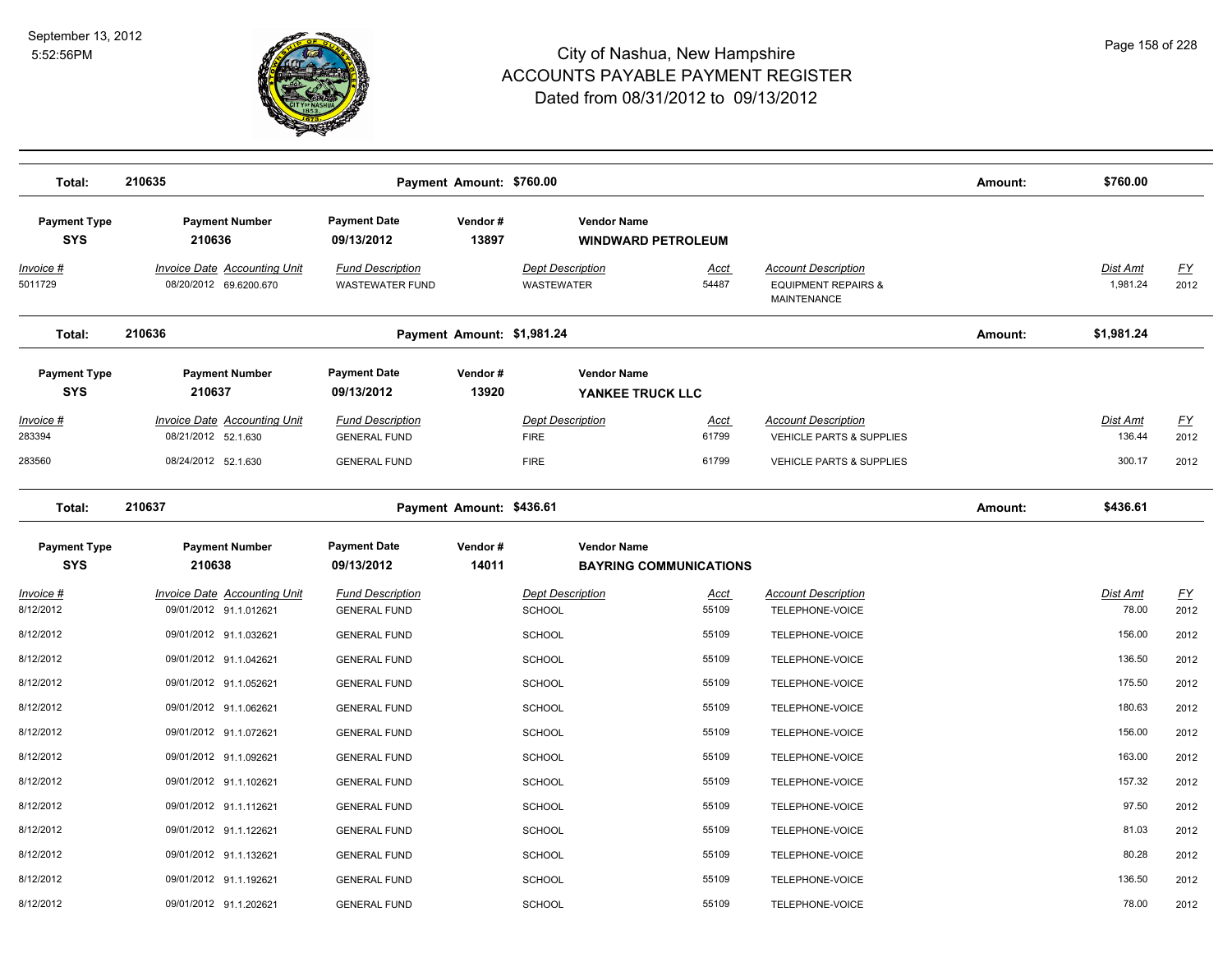# City of Nashua, New Hampshire
## ACCOUNTS PAYABLE PAYMENT REGISTER
### Dated from 08/31/2012 to 09/13/2012

September 13, 2012
5:52:56PM

**Total: 210635** — Payment Amount: $760.00 — Amount: **$760.00**

| Payment Type | Payment Number | Payment Date | Vendor # | Vendor Name |
|---|---|---|---|---|
| SYS | 210636 | 09/13/2012 | 13897 | WINDWARD PETROLEUM |

| Invoice # | Invoice Date | Accounting Unit | Fund Description | Dept Description | Acct | Account Description | Dist Amt | FY |
|---|---|---|---|---|---|---|---|---|
| 5011729 | 08/20/2012 | 69.6200.670 | WASTEWATER FUND | WASTEWATER | 54487 | EQUIPMENT REPAIRS & MAINTENANCE | 1,981.24 | 2012 |

**Total: 210636** — Payment Amount: $1,981.24 — Amount: **$1,981.24**

| Payment Type | Payment Number | Payment Date | Vendor # | Vendor Name |
|---|---|---|---|---|
| SYS | 210637 | 09/13/2012 | 13920 | YANKEE TRUCK LLC |

| Invoice # | Invoice Date | Accounting Unit | Fund Description | Dept Description | Acct | Account Description | Dist Amt | FY |
|---|---|---|---|---|---|---|---|---|
| 283394 | 08/21/2012 | 52.1.630 | GENERAL FUND | FIRE | 61799 | VEHICLE PARTS & SUPPLIES | 136.44 | 2012 |
| 283560 | 08/24/2012 | 52.1.630 | GENERAL FUND | FIRE | 61799 | VEHICLE PARTS & SUPPLIES | 300.17 | 2012 |

**Total: 210637** — Payment Amount: $436.61 — Amount: **$436.61**

| Payment Type | Payment Number | Payment Date | Vendor # | Vendor Name |
|---|---|---|---|---|
| SYS | 210638 | 09/13/2012 | 14011 | BAYRING COMMUNICATIONS |

| Invoice # | Invoice Date | Accounting Unit | Fund Description | Dept Description | Acct | Account Description | Dist Amt | FY |
|---|---|---|---|---|---|---|---|---|
| 8/12/2012 | 09/01/2012 | 91.1.012621 | GENERAL FUND | SCHOOL | 55109 | TELEPHONE-VOICE | 78.00 | 2012 |
| 8/12/2012 | 09/01/2012 | 91.1.032621 | GENERAL FUND | SCHOOL | 55109 | TELEPHONE-VOICE | 156.00 | 2012 |
| 8/12/2012 | 09/01/2012 | 91.1.042621 | GENERAL FUND | SCHOOL | 55109 | TELEPHONE-VOICE | 136.50 | 2012 |
| 8/12/2012 | 09/01/2012 | 91.1.052621 | GENERAL FUND | SCHOOL | 55109 | TELEPHONE-VOICE | 175.50 | 2012 |
| 8/12/2012 | 09/01/2012 | 91.1.062621 | GENERAL FUND | SCHOOL | 55109 | TELEPHONE-VOICE | 180.63 | 2012 |
| 8/12/2012 | 09/01/2012 | 91.1.072621 | GENERAL FUND | SCHOOL | 55109 | TELEPHONE-VOICE | 156.00 | 2012 |
| 8/12/2012 | 09/01/2012 | 91.1.092621 | GENERAL FUND | SCHOOL | 55109 | TELEPHONE-VOICE | 163.00 | 2012 |
| 8/12/2012 | 09/01/2012 | 91.1.102621 | GENERAL FUND | SCHOOL | 55109 | TELEPHONE-VOICE | 157.32 | 2012 |
| 8/12/2012 | 09/01/2012 | 91.1.112621 | GENERAL FUND | SCHOOL | 55109 | TELEPHONE-VOICE | 97.50 | 2012 |
| 8/12/2012 | 09/01/2012 | 91.1.122621 | GENERAL FUND | SCHOOL | 55109 | TELEPHONE-VOICE | 81.03 | 2012 |
| 8/12/2012 | 09/01/2012 | 91.1.132621 | GENERAL FUND | SCHOOL | 55109 | TELEPHONE-VOICE | 80.28 | 2012 |
| 8/12/2012 | 09/01/2012 | 91.1.192621 | GENERAL FUND | SCHOOL | 55109 | TELEPHONE-VOICE | 136.50 | 2012 |
| 8/12/2012 | 09/01/2012 | 91.1.202621 | GENERAL FUND | SCHOOL | 55109 | TELEPHONE-VOICE | 78.00 | 2012 |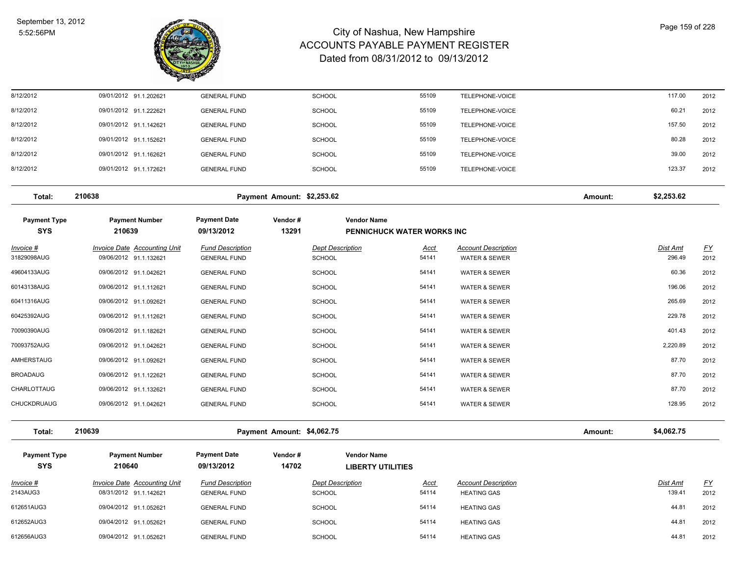# City of Nashua, New Hampshire
## ACCOUNTS PAYABLE PAYMENT REGISTER
### Dated from 08/31/2012 to 09/13/2012

September 13, 2012
5:52:56PM

| Invoice # | Invoice Date | Accounting Unit | Fund Description | Dept Description | Acct | Account Description | Dist Amt | FY |
|---|---|---|---|---|---|---|---|---|
| 8/12/2012 | 09/01/2012 | 91.1.202621 | GENERAL FUND | SCHOOL | 55109 | TELEPHONE-VOICE | 117.00 | 2012 |
| 8/12/2012 | 09/01/2012 | 91.1.222621 | GENERAL FUND | SCHOOL | 55109 | TELEPHONE-VOICE | 60.21 | 2012 |
| 8/12/2012 | 09/01/2012 | 91.1.142621 | GENERAL FUND | SCHOOL | 55109 | TELEPHONE-VOICE | 157.50 | 2012 |
| 8/12/2012 | 09/01/2012 | 91.1.152621 | GENERAL FUND | SCHOOL | 55109 | TELEPHONE-VOICE | 80.28 | 2012 |
| 8/12/2012 | 09/01/2012 | 91.1.162621 | GENERAL FUND | SCHOOL | 55109 | TELEPHONE-VOICE | 39.00 | 2012 |
| 8/12/2012 | 09/01/2012 | 91.1.172621 | GENERAL FUND | SCHOOL | 55109 | TELEPHONE-VOICE | 123.37 | 2012 |

**Total: 210638 — Payment Amount: $2,253.62 — Amount: $2,253.62**

| Payment Type | Payment Number | Payment Date | Vendor # | Vendor Name |
|---|---|---|---|---|
| SYS | 210639 | 09/13/2012 | 13291 | PENNICHUCK WATER WORKS INC |

| Invoice # | Invoice Date | Accounting Unit | Fund Description | Dept Description | Acct | Account Description | Dist Amt | FY |
|---|---|---|---|---|---|---|---|---|
| 31829098AUG | 09/06/2012 | 91.1.132621 | GENERAL FUND | SCHOOL | 54141 | WATER & SEWER | 296.49 | 2012 |
| 49604133AUG | 09/06/2012 | 91.1.042621 | GENERAL FUND | SCHOOL | 54141 | WATER & SEWER | 60.36 | 2012 |
| 60143138AUG | 09/06/2012 | 91.1.112621 | GENERAL FUND | SCHOOL | 54141 | WATER & SEWER | 196.06 | 2012 |
| 60411316AUG | 09/06/2012 | 91.1.092621 | GENERAL FUND | SCHOOL | 54141 | WATER & SEWER | 265.69 | 2012 |
| 60425392AUG | 09/06/2012 | 91.1.112621 | GENERAL FUND | SCHOOL | 54141 | WATER & SEWER | 229.78 | 2012 |
| 70090390AUG | 09/06/2012 | 91.1.182621 | GENERAL FUND | SCHOOL | 54141 | WATER & SEWER | 401.43 | 2012 |
| 70093752AUG | 09/06/2012 | 91.1.042621 | GENERAL FUND | SCHOOL | 54141 | WATER & SEWER | 2,220.89 | 2012 |
| AMHERSTAUG | 09/06/2012 | 91.1.092621 | GENERAL FUND | SCHOOL | 54141 | WATER & SEWER | 87.70 | 2012 |
| BROADAUG | 09/06/2012 | 91.1.122621 | GENERAL FUND | SCHOOL | 54141 | WATER & SEWER | 87.70 | 2012 |
| CHARLOTTAUG | 09/06/2012 | 91.1.132621 | GENERAL FUND | SCHOOL | 54141 | WATER & SEWER | 87.70 | 2012 |
| CHUCKDRUAUG | 09/06/2012 | 91.1.042621 | GENERAL FUND | SCHOOL | 54141 | WATER & SEWER | 128.95 | 2012 |

**Total: 210639 — Payment Amount: $4,062.75 — Amount: $4,062.75**

| Payment Type | Payment Number | Payment Date | Vendor # | Vendor Name |
|---|---|---|---|---|
| SYS | 210640 | 09/13/2012 | 14702 | LIBERTY UTILITIES |

| Invoice # | Invoice Date | Accounting Unit | Fund Description | Dept Description | Acct | Account Description | Dist Amt | FY |
|---|---|---|---|---|---|---|---|---|
| 2143AUG3 | 08/31/2012 | 91.1.142621 | GENERAL FUND | SCHOOL | 54114 | HEATING GAS | 139.41 | 2012 |
| 612651AUG3 | 09/04/2012 | 91.1.052621 | GENERAL FUND | SCHOOL | 54114 | HEATING GAS | 44.81 | 2012 |
| 612652AUG3 | 09/04/2012 | 91.1.052621 | GENERAL FUND | SCHOOL | 54114 | HEATING GAS | 44.81 | 2012 |
| 612656AUG3 | 09/04/2012 | 91.1.052621 | GENERAL FUND | SCHOOL | 54114 | HEATING GAS | 44.81 | 2012 |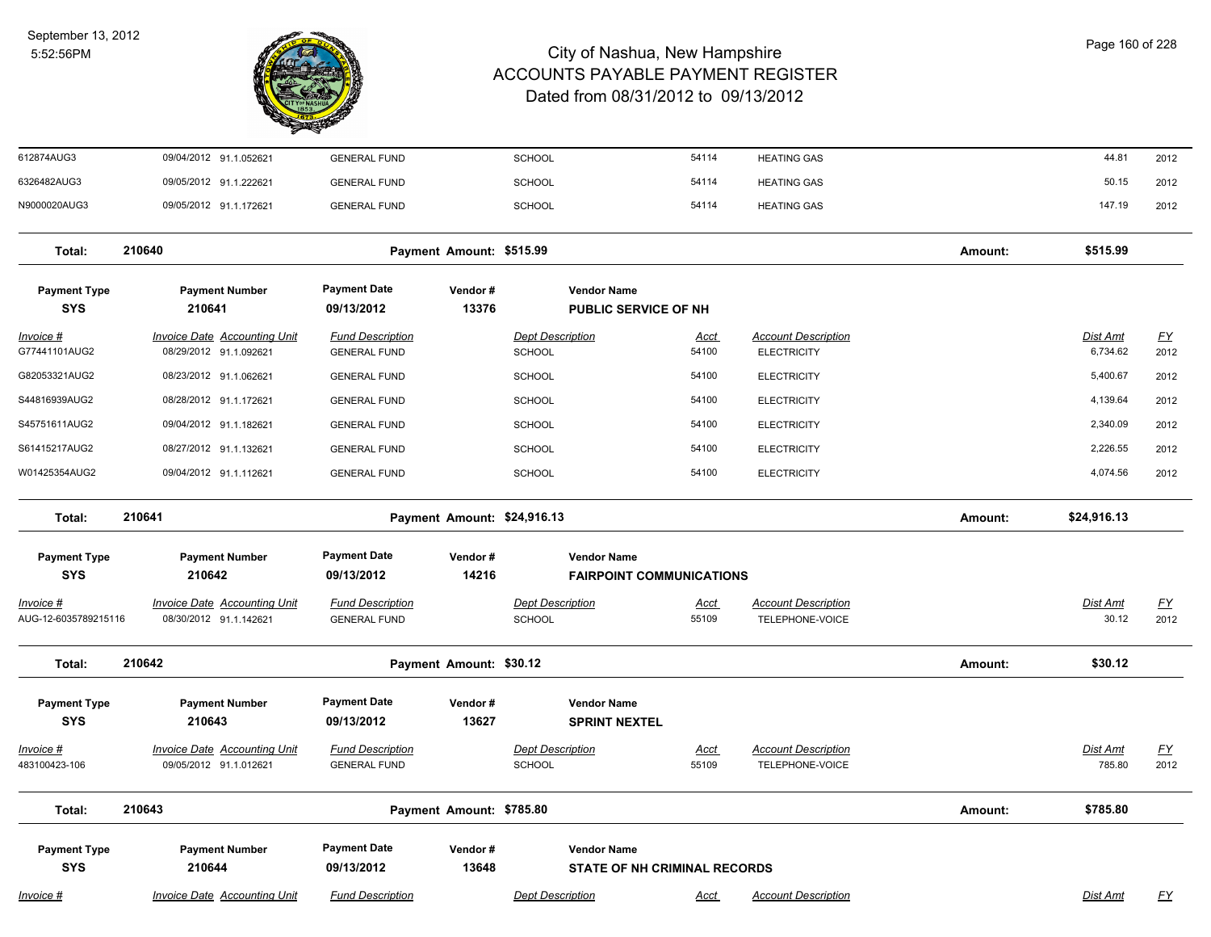| Invoice # | Invoice Date | Accounting Unit | Fund Description | Dept Description | Acct | Account Description | Dist Amt | FY |
|---|---|---|---|---|---|---|---|---|
| 612874AUG3 | 09/04/2012 | 91.1.052621 | GENERAL FUND | SCHOOL | 54114 | HEATING GAS | 44.81 | 2012 |
| 6326482AUG3 | 09/05/2012 | 91.1.222621 | GENERAL FUND | SCHOOL | 54114 | HEATING GAS | 50.15 | 2012 |
| N9000020AUG3 | 09/05/2012 | 91.1.172621 | GENERAL FUND | SCHOOL | 54114 | HEATING GAS | 147.19 | 2012 |

**Total: 210640** Payment Amount: $515.99 Amount: **$515.99**

| Payment Type | Payment Number | Payment Date | Vendor # | Vendor Name |
|---|---|---|---|---|
| SYS | 210641 | 09/13/2012 | 13376 | PUBLIC SERVICE OF NH |

| Invoice # | Invoice Date | Accounting Unit | Fund Description | Dept Description | Acct | Account Description | Dist Amt | FY |
|---|---|---|---|---|---|---|---|---|
| G77441101AUG2 | 08/29/2012 | 91.1.092621 | GENERAL FUND | SCHOOL | 54100 | ELECTRICITY | 6,734.62 | 2012 |
| G82053321AUG2 | 08/23/2012 | 91.1.062621 | GENERAL FUND | SCHOOL | 54100 | ELECTRICITY | 5,400.67 | 2012 |
| S44816939AUG2 | 08/28/2012 | 91.1.172621 | GENERAL FUND | SCHOOL | 54100 | ELECTRICITY | 4,139.64 | 2012 |
| S45751611AUG2 | 09/04/2012 | 91.1.182621 | GENERAL FUND | SCHOOL | 54100 | ELECTRICITY | 2,340.09 | 2012 |
| S61415217AUG2 | 08/27/2012 | 91.1.132621 | GENERAL FUND | SCHOOL | 54100 | ELECTRICITY | 2,226.55 | 2012 |
| W01425354AUG2 | 09/04/2012 | 91.1.112621 | GENERAL FUND | SCHOOL | 54100 | ELECTRICITY | 4,074.56 | 2012 |

**Total: 210641** Payment Amount: $24,916.13 Amount: **$24,916.13**

| Payment Type | Payment Number | Payment Date | Vendor # | Vendor Name |
|---|---|---|---|---|
| SYS | 210642 | 09/13/2012 | 14216 | FAIRPOINT COMMUNICATIONS |

| Invoice # | Invoice Date | Accounting Unit | Fund Description | Dept Description | Acct | Account Description | Dist Amt | FY |
|---|---|---|---|---|---|---|---|---|
| AUG-12-6035789215116 | 08/30/2012 | 91.1.142621 | GENERAL FUND | SCHOOL | 55109 | TELEPHONE-VOICE | 30.12 | 2012 |

**Total: 210642** Payment Amount: $30.12 Amount: **$30.12**

| Payment Type | Payment Number | Payment Date | Vendor # | Vendor Name |
|---|---|---|---|---|
| SYS | 210643 | 09/13/2012 | 13627 | SPRINT NEXTEL |

| Invoice # | Invoice Date | Accounting Unit | Fund Description | Dept Description | Acct | Account Description | Dist Amt | FY |
|---|---|---|---|---|---|---|---|---|
| 483100423-106 | 09/05/2012 | 91.1.012621 | GENERAL FUND | SCHOOL | 55109 | TELEPHONE-VOICE | 785.80 | 2012 |

**Total: 210643** Payment Amount: $785.80 Amount: **$785.80**

| Payment Type | Payment Number | Payment Date | Vendor # | Vendor Name |
|---|---|---|---|---|
| SYS | 210644 | 09/13/2012 | 13648 | STATE OF NH CRIMINAL RECORDS |

| Invoice # | Invoice Date | Accounting Unit | Fund Description | Dept Description | Acct | Account Description | Dist Amt | FY |
|---|---|---|---|---|---|---|---|---|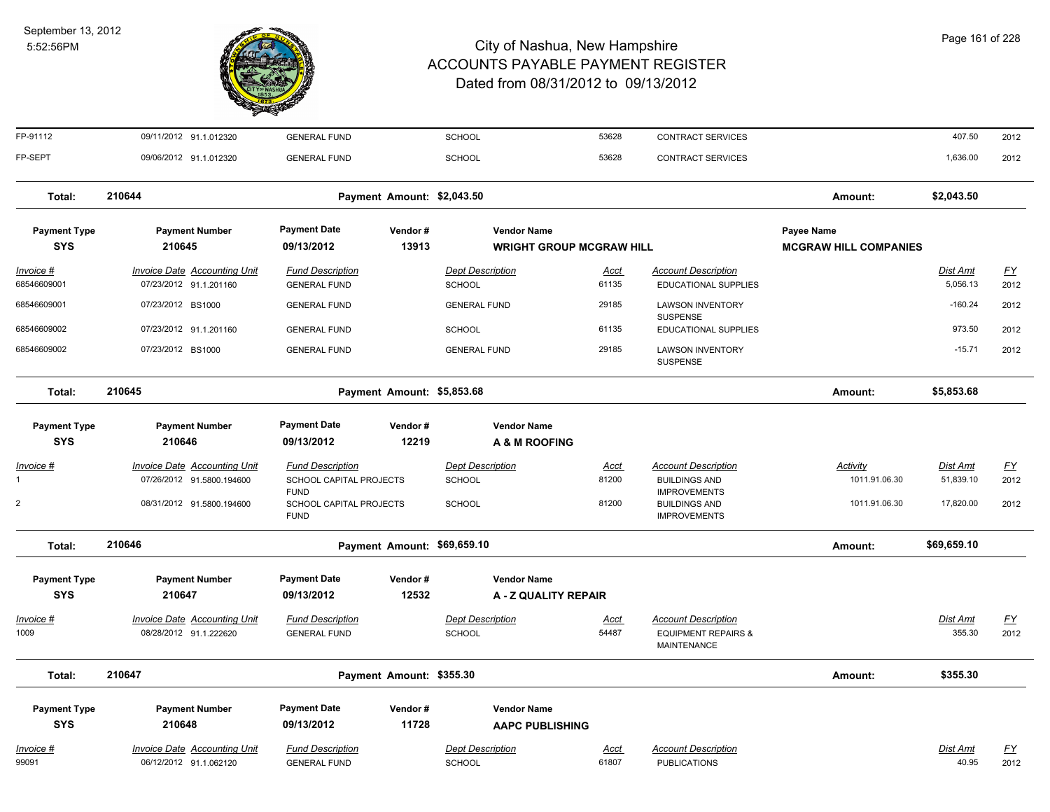# City of Nashua, New Hampshire
## ACCOUNTS PAYABLE PAYMENT REGISTER
### Dated from 08/31/2012 to 09/13/2012

| Invoice # | Invoice Date | Accounting Unit | Fund Description | Dept Description | Acct | Account Description | Activity | Dist Amt | FY |
|---|---|---|---|---|---|---|---|---|---|
| FP-91112 | 09/11/2012 | 91.1.012320 | GENERAL FUND | SCHOOL | 53628 | CONTRACT SERVICES | | 407.50 | 2012 |
| FP-SEPT | 09/06/2012 | 91.1.012320 | GENERAL FUND | SCHOOL | 53628 | CONTRACT SERVICES | | 1,636.00 | 2012 |

**Total: 210644** Payment Amount: $2,043.50 Amount: $2,043.50

| Payment Type | Payment Number | Payment Date | Vendor # | Vendor Name | Payee Name |
|---|---|---|---|---|---|
| SYS | 210645 | 09/13/2012 | 13913 | WRIGHT GROUP MCGRAW HILL | MCGRAW HILL COMPANIES |

| Invoice # | Invoice Date | Accounting Unit | Fund Description | Dept Description | Acct | Account Description | Dist Amt | FY |
|---|---|---|---|---|---|---|---|---|
| 68546609001 | 07/23/2012 | 91.1.201160 | GENERAL FUND | SCHOOL | 61135 | EDUCATIONAL SUPPLIES | 5,056.13 | 2012 |
| 68546609001 | 07/23/2012 | BS1000 | GENERAL FUND | GENERAL FUND | 29185 | LAWSON INVENTORY SUSPENSE | -160.24 | 2012 |
| 68546609002 | 07/23/2012 | 91.1.201160 | GENERAL FUND | SCHOOL | 61135 | EDUCATIONAL SUPPLIES | 973.50 | 2012 |
| 68546609002 | 07/23/2012 | BS1000 | GENERAL FUND | GENERAL FUND | 29185 | LAWSON INVENTORY SUSPENSE | -15.71 | 2012 |

**Total: 210645** Payment Amount: $5,853.68 Amount: $5,853.68

| Payment Type | Payment Number | Payment Date | Vendor # | Vendor Name |
|---|---|---|---|---|
| SYS | 210646 | 09/13/2012 | 12219 | A & M ROOFING |

| Invoice # | Invoice Date | Accounting Unit | Fund Description | Dept Description | Acct | Account Description | Activity | Dist Amt | FY |
|---|---|---|---|---|---|---|---|---|---|
| 1 | 07/26/2012 | 91.5800.194600 | SCHOOL CAPITAL PROJECTS FUND | SCHOOL | 81200 | BUILDINGS AND IMPROVEMENTS | 1011.91.06.30 | 51,839.10 | 2012 |
| 2 | 08/31/2012 | 91.5800.194600 | SCHOOL CAPITAL PROJECTS FUND | SCHOOL | 81200 | BUILDINGS AND IMPROVEMENTS | 1011.91.06.30 | 17,820.00 | 2012 |

**Total: 210646** Payment Amount: $69,659.10 Amount: $69,659.10

| Payment Type | Payment Number | Payment Date | Vendor # | Vendor Name |
|---|---|---|---|---|
| SYS | 210647 | 09/13/2012 | 12532 | A - Z QUALITY REPAIR |

| Invoice # | Invoice Date | Accounting Unit | Fund Description | Dept Description | Acct | Account Description | Dist Amt | FY |
|---|---|---|---|---|---|---|---|---|
| 1009 | 08/28/2012 | 91.1.222620 | GENERAL FUND | SCHOOL | 54487 | EQUIPMENT REPAIRS & MAINTENANCE | 355.30 | 2012 |

**Total: 210647** Payment Amount: $355.30 Amount: $355.30

| Payment Type | Payment Number | Payment Date | Vendor # | Vendor Name |
|---|---|---|---|---|
| SYS | 210648 | 09/13/2012 | 11728 | AAPC PUBLISHING |

| Invoice # | Invoice Date | Accounting Unit | Fund Description | Dept Description | Acct | Account Description | Dist Amt | FY |
|---|---|---|---|---|---|---|---|---|
| 99091 | 06/12/2012 | 91.1.062120 | GENERAL FUND | SCHOOL | 61807 | PUBLICATIONS | 40.95 | 2012 |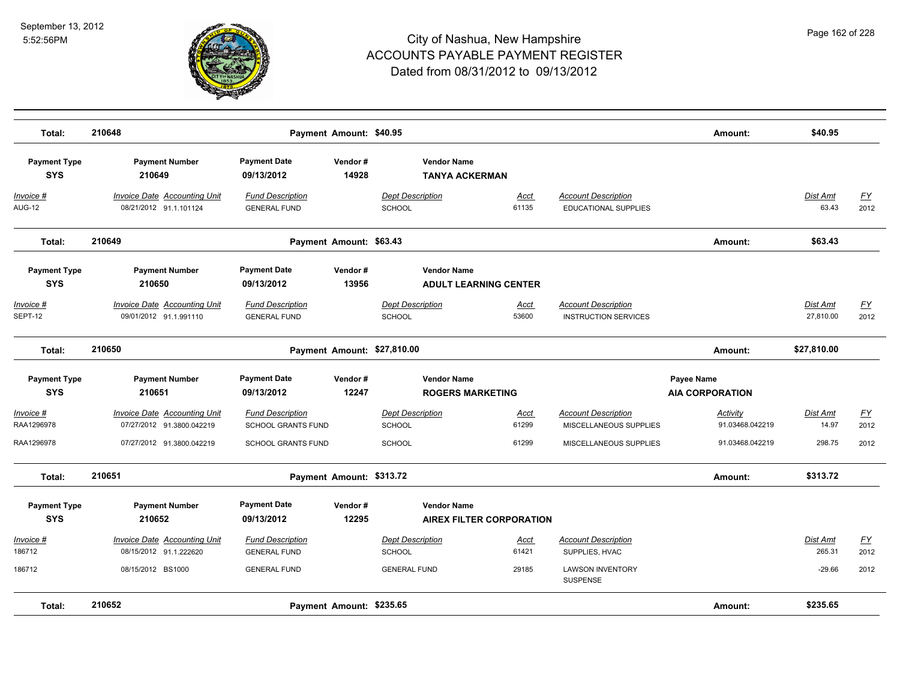# City of Nashua, New Hampshire
## ACCOUNTS PAYABLE PAYMENT REGISTER
### Dated from 08/31/2012 to 09/13/2012

September 13, 2012
5:52:56PM

| Total: | 210648 | Payment Amount: $40.95 | Amount: | $40.95 |
|---|---|---|---|---|

| Payment Type | Payment Number | Payment Date | Vendor # | Vendor Name |
|---|---|---|---|---|
| SYS | 210649 | 09/13/2012 | 14928 | TANYA ACKERMAN |

| Invoice # | Invoice Date | Accounting Unit | Fund Description | Dept Description | Acct | Account Description | Dist Amt | FY |
|---|---|---|---|---|---|---|---|---|
| AUG-12 | 08/21/2012 | 91.1.101124 | GENERAL FUND | SCHOOL | 61135 | EDUCATIONAL SUPPLIES | 63.43 | 2012 |

| Total: | 210649 | Payment Amount: $63.43 | Amount: | $63.43 |
|---|---|---|---|---|

| Payment Type | Payment Number | Payment Date | Vendor # | Vendor Name |
|---|---|---|---|---|
| SYS | 210650 | 09/13/2012 | 13956 | ADULT LEARNING CENTER |

| Invoice # | Invoice Date | Accounting Unit | Fund Description | Dept Description | Acct | Account Description | Dist Amt | FY |
|---|---|---|---|---|---|---|---|---|
| SEPT-12 | 09/01/2012 | 91.1.991110 | GENERAL FUND | SCHOOL | 53600 | INSTRUCTION SERVICES | 27,810.00 | 2012 |

| Total: | 210650 | Payment Amount: $27,810.00 | Amount: | $27,810.00 |
|---|---|---|---|---|

| Payment Type | Payment Number | Payment Date | Vendor # | Vendor Name | Payee Name |
|---|---|---|---|---|---|
| SYS | 210651 | 09/13/2012 | 12247 | ROGERS MARKETING | AIA CORPORATION |

| Invoice # | Invoice Date | Accounting Unit | Fund Description | Dept Description | Acct | Account Description | Activity | Dist Amt | FY |
|---|---|---|---|---|---|---|---|---|---|
| RAA1296978 | 07/27/2012 | 91.3800.042219 | SCHOOL GRANTS FUND | SCHOOL | 61299 | MISCELLANEOUS SUPPLIES | 91.03468.042219 | 14.97 | 2012 |
| RAA1296978 | 07/27/2012 | 91.3800.042219 | SCHOOL GRANTS FUND | SCHOOL | 61299 | MISCELLANEOUS SUPPLIES | 91.03468.042219 | 298.75 | 2012 |

| Total: | 210651 | Payment Amount: $313.72 | Amount: | $313.72 |
|---|---|---|---|---|

| Payment Type | Payment Number | Payment Date | Vendor # | Vendor Name |
|---|---|---|---|---|
| SYS | 210652 | 09/13/2012 | 12295 | AIREX FILTER CORPORATION |

| Invoice # | Invoice Date | Accounting Unit | Fund Description | Dept Description | Acct | Account Description | Dist Amt | FY |
|---|---|---|---|---|---|---|---|---|
| 186712 | 08/15/2012 | 91.1.222620 | GENERAL FUND | SCHOOL | 61421 | SUPPLIES, HVAC | 265.31 | 2012 |
| 186712 | 08/15/2012 | BS1000 | GENERAL FUND | GENERAL FUND | 29185 | LAWSON INVENTORY SUSPENSE | -29.66 | 2012 |

| Total: | 210652 | Payment Amount: $235.65 | Amount: | $235.65 |
|---|---|---|---|---|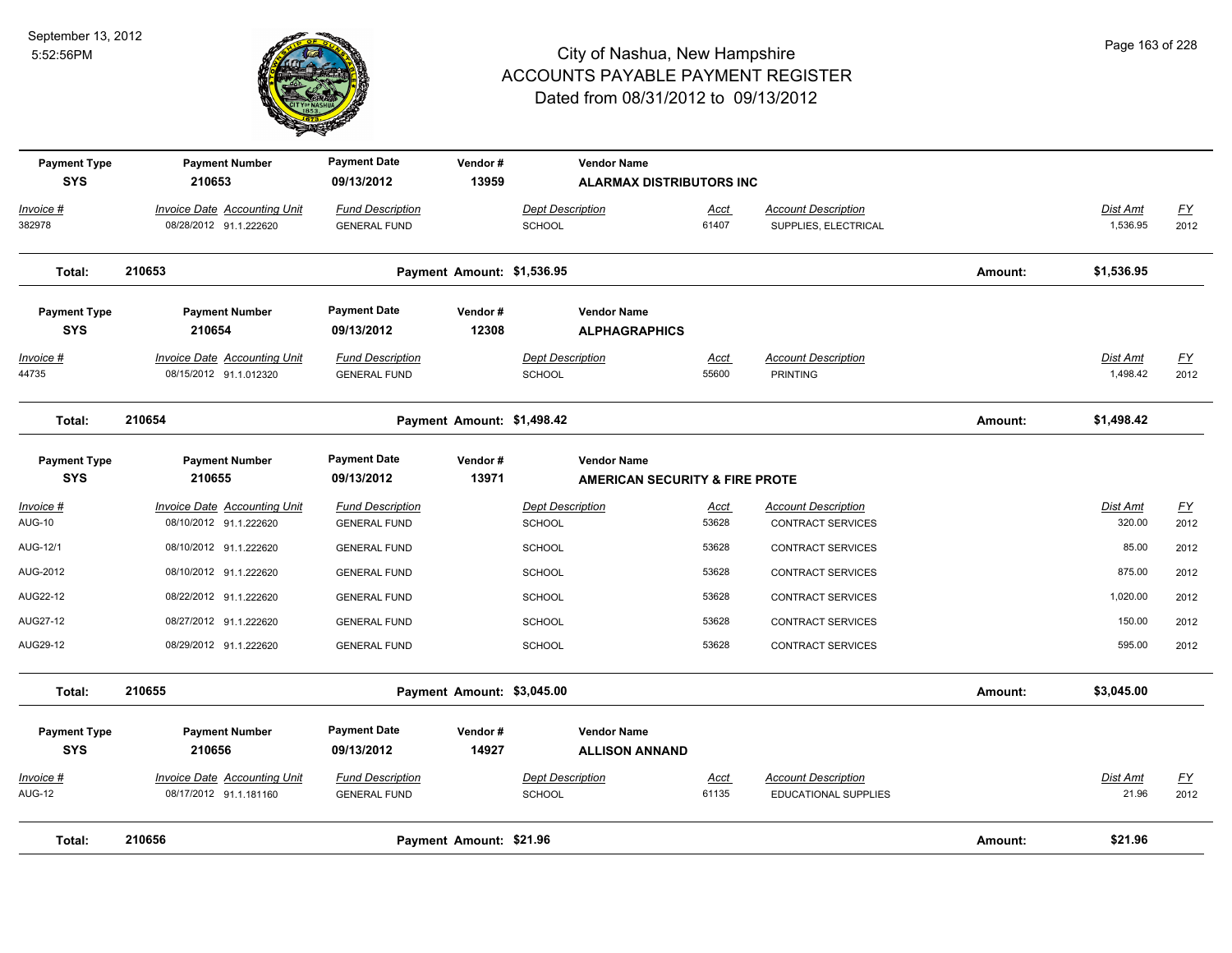# City of Nashua, New Hampshire
## ACCOUNTS PAYABLE PAYMENT REGISTER
### Dated from 08/31/2012 to 09/13/2012

September 13, 2012
5:52:56PM

| Payment Type | Payment Number | Payment Date | Vendor # | Vendor Name |
|---|---|---|---|---|
| SYS | 210653 | 09/13/2012 | 13959 | **ALARMAX DISTRIBUTORS INC** |

| Invoice # | Invoice Date | Accounting Unit | Fund Description | Dept Description | Acct | Account Description | Dist Amt | FY |
|---|---|---|---|---|---|---|---|---|
| 382978 | 08/28/2012 | 91.1.222620 | GENERAL FUND | SCHOOL | 61407 | SUPPLIES, ELECTRICAL | 1,536.95 | 2012 |

**Total: 210653 — Payment Amount: $1,536.95 — Amount: $1,536.95**

| Payment Type | Payment Number | Payment Date | Vendor # | Vendor Name |
|---|---|---|---|---|
| SYS | 210654 | 09/13/2012 | 12308 | **ALPHAGRAPHICS** |

| Invoice # | Invoice Date | Accounting Unit | Fund Description | Dept Description | Acct | Account Description | Dist Amt | FY |
|---|---|---|---|---|---|---|---|---|
| 44735 | 08/15/2012 | 91.1.012320 | GENERAL FUND | SCHOOL | 55600 | PRINTING | 1,498.42 | 2012 |

**Total: 210654 — Payment Amount: $1,498.42 — Amount: $1,498.42**

| Payment Type | Payment Number | Payment Date | Vendor # | Vendor Name |
|---|---|---|---|---|
| SYS | 210655 | 09/13/2012 | 13971 | **AMERICAN SECURITY & FIRE PROTE** |

| Invoice # | Invoice Date | Accounting Unit | Fund Description | Dept Description | Acct | Account Description | Dist Amt | FY |
|---|---|---|---|---|---|---|---|---|
| AUG-10 | 08/10/2012 | 91.1.222620 | GENERAL FUND | SCHOOL | 53628 | CONTRACT SERVICES | 320.00 | 2012 |
| AUG-12/1 | 08/10/2012 | 91.1.222620 | GENERAL FUND | SCHOOL | 53628 | CONTRACT SERVICES | 85.00 | 2012 |
| AUG-2012 | 08/10/2012 | 91.1.222620 | GENERAL FUND | SCHOOL | 53628 | CONTRACT SERVICES | 875.00 | 2012 |
| AUG22-12 | 08/22/2012 | 91.1.222620 | GENERAL FUND | SCHOOL | 53628 | CONTRACT SERVICES | 1,020.00 | 2012 |
| AUG27-12 | 08/27/2012 | 91.1.222620 | GENERAL FUND | SCHOOL | 53628 | CONTRACT SERVICES | 150.00 | 2012 |
| AUG29-12 | 08/29/2012 | 91.1.222620 | GENERAL FUND | SCHOOL | 53628 | CONTRACT SERVICES | 595.00 | 2012 |

**Total: 210655 — Payment Amount: $3,045.00 — Amount: $3,045.00**

| Payment Type | Payment Number | Payment Date | Vendor # | Vendor Name |
|---|---|---|---|---|
| SYS | 210656 | 09/13/2012 | 14927 | **ALLISON ANNAND** |

| Invoice # | Invoice Date | Accounting Unit | Fund Description | Dept Description | Acct | Account Description | Dist Amt | FY |
|---|---|---|---|---|---|---|---|---|
| AUG-12 | 08/17/2012 | 91.1.181160 | GENERAL FUND | SCHOOL | 61135 | EDUCATIONAL SUPPLIES | 21.96 | 2012 |

**Total: 210656 — Payment Amount: $21.96 — Amount: $21.96**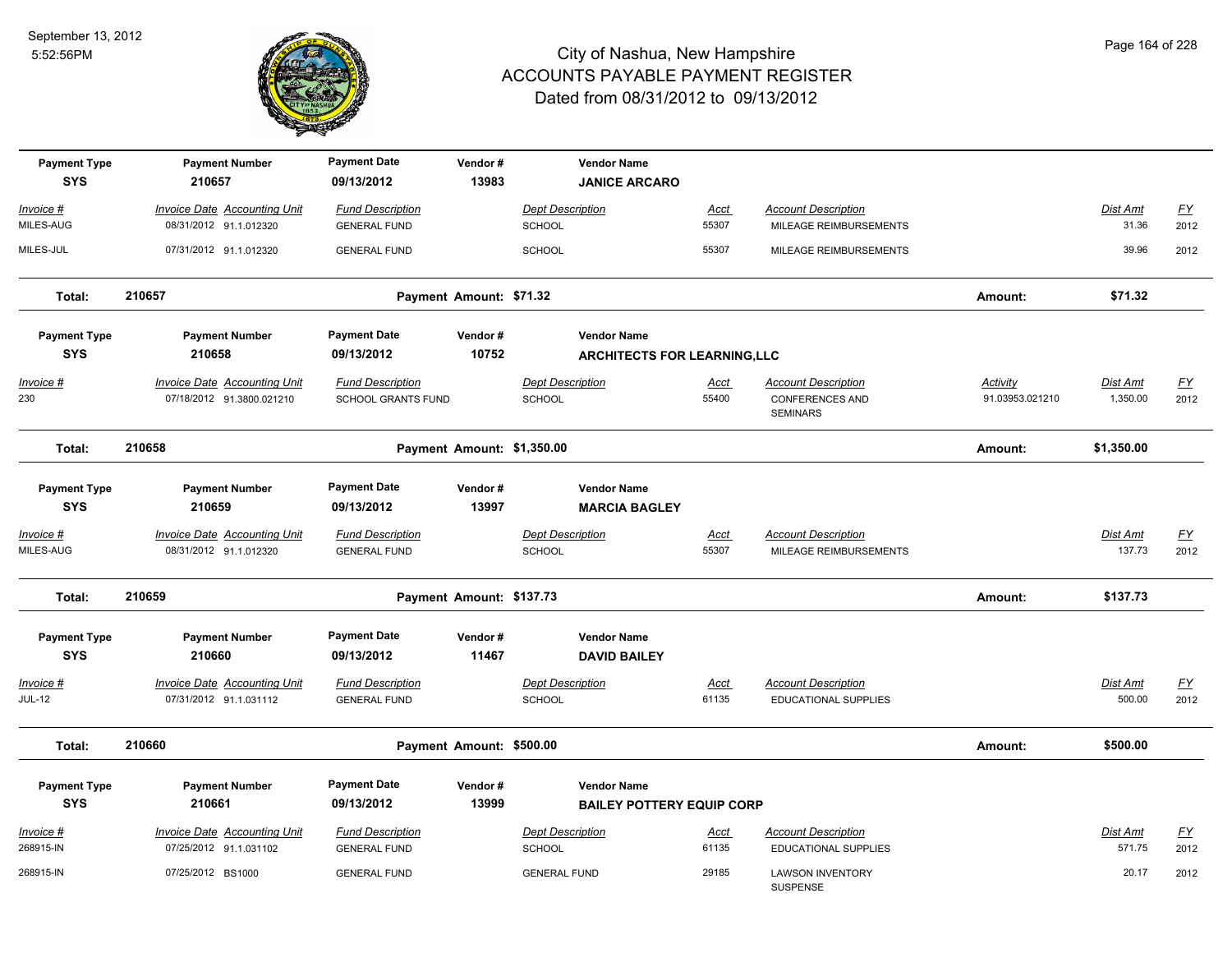# City of Nashua, New Hampshire
## ACCOUNTS PAYABLE PAYMENT REGISTER
### Dated from 08/31/2012 to 09/13/2012

September 13, 2012
5:52:56PM

| Payment Type | Payment Number | Payment Date | Vendor # | Vendor Name |
|---|---|---|---|---|
| SYS | 210657 | 09/13/2012 | 13983 | **JANICE ARCARO** |

| Invoice # | Invoice Date | Accounting Unit | Fund Description | Dept Description | Acct | Account Description | Activity | Dist Amt | FY |
|---|---|---|---|---|---|---|---|---|---|
| MILES-AUG | 08/31/2012 | 91.1.012320 | GENERAL FUND | SCHOOL | 55307 | MILEAGE REIMBURSEMENTS | | 31.36 | 2012 |
| MILES-JUL | 07/31/2012 | 91.1.012320 | GENERAL FUND | SCHOOL | 55307 | MILEAGE REIMBURSEMENTS | | 39.96 | 2012 |

**Total: 210657 — Payment Amount: $71.32 — Amount: $71.32**

| Payment Type | Payment Number | Payment Date | Vendor # | Vendor Name |
|---|---|---|---|---|
| SYS | 210658 | 09/13/2012 | 10752 | **ARCHITECTS FOR LEARNING,LLC** |

| Invoice # | Invoice Date | Accounting Unit | Fund Description | Dept Description | Acct | Account Description | Activity | Dist Amt | FY |
|---|---|---|---|---|---|---|---|---|---|
| 230 | 07/18/2012 | 91.3800.021210 | SCHOOL GRANTS FUND | SCHOOL | 55400 | CONFERENCES AND SEMINARS | 91.03953.021210 | 1,350.00 | 2012 |

**Total: 210658 — Payment Amount: $1,350.00 — Amount: $1,350.00**

| Payment Type | Payment Number | Payment Date | Vendor # | Vendor Name |
|---|---|---|---|---|
| SYS | 210659 | 09/13/2012 | 13997 | **MARCIA BAGLEY** |

| Invoice # | Invoice Date | Accounting Unit | Fund Description | Dept Description | Acct | Account Description | Activity | Dist Amt | FY |
|---|---|---|---|---|---|---|---|---|---|
| MILES-AUG | 08/31/2012 | 91.1.012320 | GENERAL FUND | SCHOOL | 55307 | MILEAGE REIMBURSEMENTS | | 137.73 | 2012 |

**Total: 210659 — Payment Amount: $137.73 — Amount: $137.73**

| Payment Type | Payment Number | Payment Date | Vendor # | Vendor Name |
|---|---|---|---|---|
| SYS | 210660 | 09/13/2012 | 11467 | **DAVID BAILEY** |

| Invoice # | Invoice Date | Accounting Unit | Fund Description | Dept Description | Acct | Account Description | Activity | Dist Amt | FY |
|---|---|---|---|---|---|---|---|---|---|
| JUL-12 | 07/31/2012 | 91.1.031112 | GENERAL FUND | SCHOOL | 61135 | EDUCATIONAL SUPPLIES | | 500.00 | 2012 |

**Total: 210660 — Payment Amount: $500.00 — Amount: $500.00**

| Payment Type | Payment Number | Payment Date | Vendor # | Vendor Name |
|---|---|---|---|---|
| SYS | 210661 | 09/13/2012 | 13999 | **BAILEY POTTERY EQUIP CORP** |

| Invoice # | Invoice Date | Accounting Unit | Fund Description | Dept Description | Acct | Account Description | Activity | Dist Amt | FY |
|---|---|---|---|---|---|---|---|---|---|
| 268915-IN | 07/25/2012 | 91.1.031102 | GENERAL FUND | SCHOOL | 61135 | EDUCATIONAL SUPPLIES | | 571.75 | 2012 |
| 268915-IN | 07/25/2012 | BS1000 | GENERAL FUND | GENERAL FUND | 29185 | LAWSON INVENTORY SUSPENSE | | 20.17 | 2012 |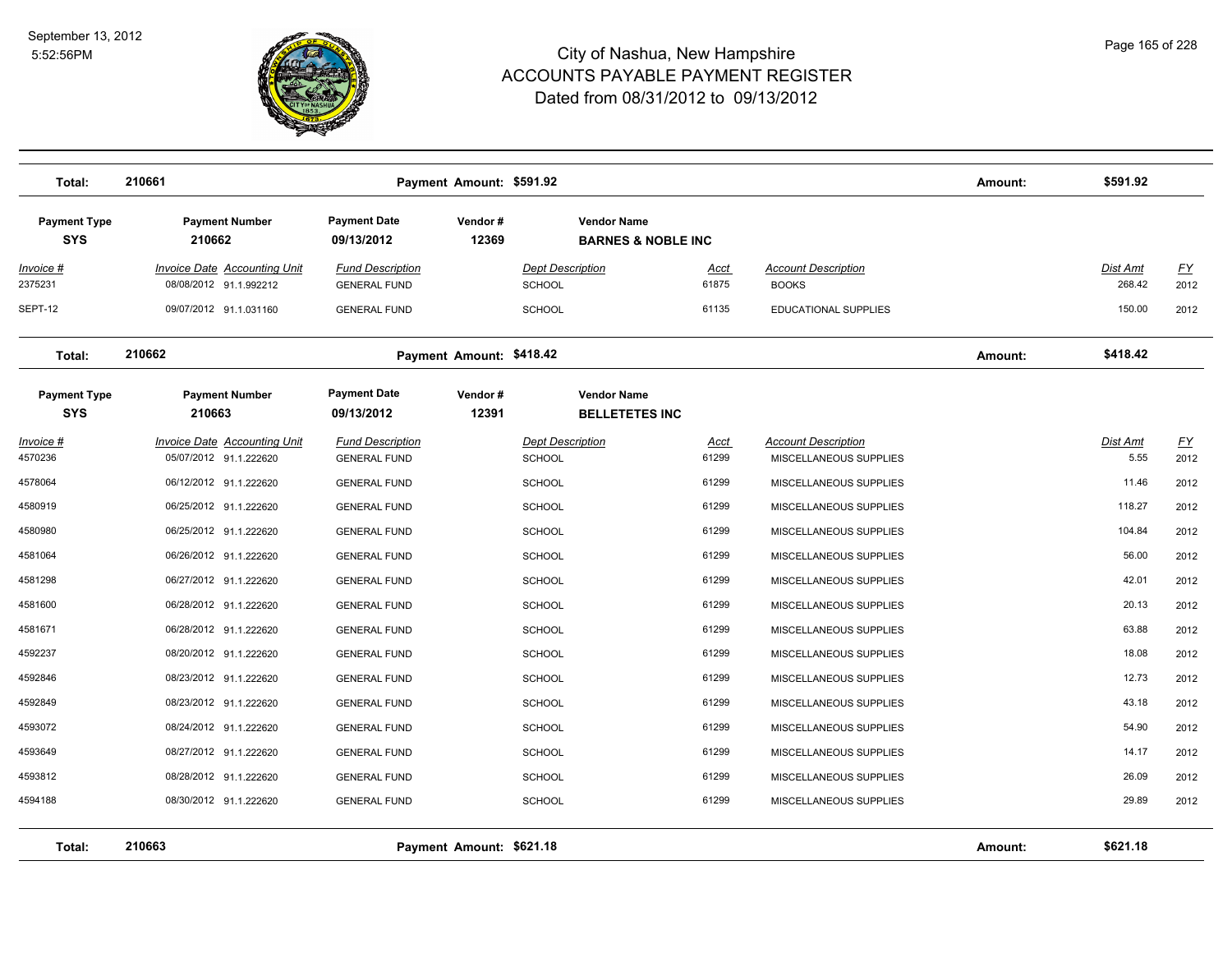# City of Nashua, New Hampshire
## ACCOUNTS PAYABLE PAYMENT REGISTER
### Dated from 08/31/2012 to 09/13/2012

| Total: | 210661 | Payment Amount: $591.92 | Amount: | $591.92 |
|---|---|---|---|---|

| Payment Type | Payment Number | Payment Date | Vendor # | Vendor Name |
|---|---|---|---|---|
| SYS | 210662 | 09/13/2012 | 12369 | BARNES & NOBLE INC |

| Invoice # | Invoice Date | Accounting Unit | Fund Description | Dept Description | Acct | Account Description | Dist Amt | FY |
|---|---|---|---|---|---|---|---|---|
| 2375231 | 08/08/2012 | 91.1.992212 | GENERAL FUND | SCHOOL | 61875 | BOOKS | 268.42 | 2012 |
| SEPT-12 | 09/07/2012 | 91.1.031160 | GENERAL FUND | SCHOOL | 61135 | EDUCATIONAL SUPPLIES | 150.00 | 2012 |

| Total: | 210662 | Payment Amount: $418.42 | Amount: | $418.42 |
|---|---|---|---|---|

| Payment Type | Payment Number | Payment Date | Vendor # | Vendor Name |
|---|---|---|---|---|
| SYS | 210663 | 09/13/2012 | 12391 | BELLETETES INC |

| Invoice # | Invoice Date | Accounting Unit | Fund Description | Dept Description | Acct | Account Description | Dist Amt | FY |
|---|---|---|---|---|---|---|---|---|
| 4570236 | 05/07/2012 | 91.1.222620 | GENERAL FUND | SCHOOL | 61299 | MISCELLANEOUS SUPPLIES | 5.55 | 2012 |
| 4578064 | 06/12/2012 | 91.1.222620 | GENERAL FUND | SCHOOL | 61299 | MISCELLANEOUS SUPPLIES | 11.46 | 2012 |
| 4580919 | 06/25/2012 | 91.1.222620 | GENERAL FUND | SCHOOL | 61299 | MISCELLANEOUS SUPPLIES | 118.27 | 2012 |
| 4580980 | 06/25/2012 | 91.1.222620 | GENERAL FUND | SCHOOL | 61299 | MISCELLANEOUS SUPPLIES | 104.84 | 2012 |
| 4581064 | 06/26/2012 | 91.1.222620 | GENERAL FUND | SCHOOL | 61299 | MISCELLANEOUS SUPPLIES | 56.00 | 2012 |
| 4581298 | 06/27/2012 | 91.1.222620 | GENERAL FUND | SCHOOL | 61299 | MISCELLANEOUS SUPPLIES | 42.01 | 2012 |
| 4581600 | 06/28/2012 | 91.1.222620 | GENERAL FUND | SCHOOL | 61299 | MISCELLANEOUS SUPPLIES | 20.13 | 2012 |
| 4581671 | 06/28/2012 | 91.1.222620 | GENERAL FUND | SCHOOL | 61299 | MISCELLANEOUS SUPPLIES | 63.88 | 2012 |
| 4592237 | 08/20/2012 | 91.1.222620 | GENERAL FUND | SCHOOL | 61299 | MISCELLANEOUS SUPPLIES | 18.08 | 2012 |
| 4592846 | 08/23/2012 | 91.1.222620 | GENERAL FUND | SCHOOL | 61299 | MISCELLANEOUS SUPPLIES | 12.73 | 2012 |
| 4592849 | 08/23/2012 | 91.1.222620 | GENERAL FUND | SCHOOL | 61299 | MISCELLANEOUS SUPPLIES | 43.18 | 2012 |
| 4593072 | 08/24/2012 | 91.1.222620 | GENERAL FUND | SCHOOL | 61299 | MISCELLANEOUS SUPPLIES | 54.90 | 2012 |
| 4593649 | 08/27/2012 | 91.1.222620 | GENERAL FUND | SCHOOL | 61299 | MISCELLANEOUS SUPPLIES | 14.17 | 2012 |
| 4593812 | 08/28/2012 | 91.1.222620 | GENERAL FUND | SCHOOL | 61299 | MISCELLANEOUS SUPPLIES | 26.09 | 2012 |
| 4594188 | 08/30/2012 | 91.1.222620 | GENERAL FUND | SCHOOL | 61299 | MISCELLANEOUS SUPPLIES | 29.89 | 2012 |

| Total: | 210663 | Payment Amount: $621.18 | Amount: | $621.18 |
|---|---|---|---|---|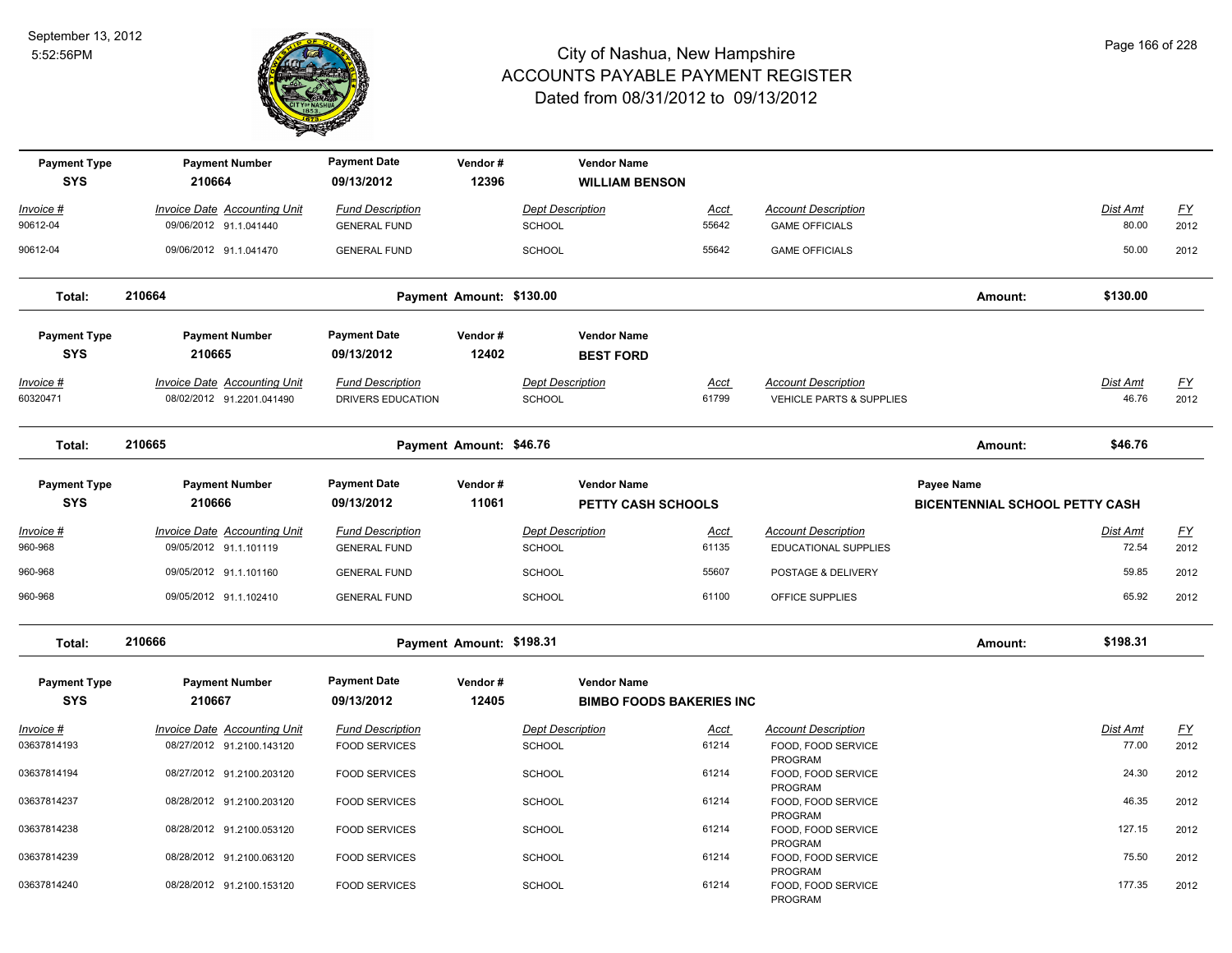# City of Nashua, New Hampshire
## ACCOUNTS PAYABLE PAYMENT REGISTER
### Dated from 08/31/2012 to 09/13/2012

September 13, 2012
5:52:56PM

| Payment Type | Payment Number | Payment Date | Vendor # | Vendor Name |
|---|---|---|---|---|
| SYS | 210664 | 09/13/2012 | 12396 | WILLIAM BENSON |

| Invoice # | Invoice Date | Accounting Unit | Fund Description | Dept Description | Acct | Account Description | Dist Amt | FY |
|---|---|---|---|---|---|---|---|---|
| 90612-04 | 09/06/2012 | 91.1.041440 | GENERAL FUND | SCHOOL | 55642 | GAME OFFICIALS | 80.00 | 2012 |
| 90612-04 | 09/06/2012 | 91.1.041470 | GENERAL FUND | SCHOOL | 55642 | GAME OFFICIALS | 50.00 | 2012 |

**Total: 210664** Payment Amount: $130.00 Amount: $130.00

| Payment Type | Payment Number | Payment Date | Vendor # | Vendor Name |
|---|---|---|---|---|
| SYS | 210665 | 09/13/2012 | 12402 | BEST FORD |

| Invoice # | Invoice Date | Accounting Unit | Fund Description | Dept Description | Acct | Account Description | Dist Amt | FY |
|---|---|---|---|---|---|---|---|---|
| 60320471 | 08/02/2012 | 91.2201.041490 | DRIVERS EDUCATION | SCHOOL | 61799 | VEHICLE PARTS & SUPPLIES | 46.76 | 2012 |

**Total: 210665** Payment Amount: $46.76 Amount: $46.76

| Payment Type | Payment Number | Payment Date | Vendor # | Vendor Name | Payee Name |
|---|---|---|---|---|---|
| SYS | 210666 | 09/13/2012 | 11061 | PETTY CASH SCHOOLS | BICENTENNIAL SCHOOL PETTY CASH |

| Invoice # | Invoice Date | Accounting Unit | Fund Description | Dept Description | Acct | Account Description | Dist Amt | FY |
|---|---|---|---|---|---|---|---|---|
| 960-968 | 09/05/2012 | 91.1.101119 | GENERAL FUND | SCHOOL | 61135 | EDUCATIONAL SUPPLIES | 72.54 | 2012 |
| 960-968 | 09/05/2012 | 91.1.101160 | GENERAL FUND | SCHOOL | 55607 | POSTAGE & DELIVERY | 59.85 | 2012 |
| 960-968 | 09/05/2012 | 91.1.102410 | GENERAL FUND | SCHOOL | 61100 | OFFICE SUPPLIES | 65.92 | 2012 |

**Total: 210666** Payment Amount: $198.31 Amount: $198.31

| Payment Type | Payment Number | Payment Date | Vendor # | Vendor Name |
|---|---|---|---|---|
| SYS | 210667 | 09/13/2012 | 12405 | BIMBO FOODS BAKERIES INC |

| Invoice # | Invoice Date | Accounting Unit | Fund Description | Dept Description | Acct | Account Description | Dist Amt | FY |
|---|---|---|---|---|---|---|---|---|
| 03637814193 | 08/27/2012 | 91.2100.143120 | FOOD SERVICES | SCHOOL | 61214 | FOOD, FOOD SERVICE PROGRAM | 77.00 | 2012 |
| 03637814194 | 08/27/2012 | 91.2100.203120 | FOOD SERVICES | SCHOOL | 61214 | FOOD, FOOD SERVICE PROGRAM | 24.30 | 2012 |
| 03637814237 | 08/28/2012 | 91.2100.203120 | FOOD SERVICES | SCHOOL | 61214 | FOOD, FOOD SERVICE PROGRAM | 46.35 | 2012 |
| 03637814238 | 08/28/2012 | 91.2100.053120 | FOOD SERVICES | SCHOOL | 61214 | FOOD, FOOD SERVICE PROGRAM | 127.15 | 2012 |
| 03637814239 | 08/28/2012 | 91.2100.063120 | FOOD SERVICES | SCHOOL | 61214 | FOOD, FOOD SERVICE PROGRAM | 75.50 | 2012 |
| 03637814240 | 08/28/2012 | 91.2100.153120 | FOOD SERVICES | SCHOOL | 61214 | FOOD, FOOD SERVICE PROGRAM | 177.35 | 2012 |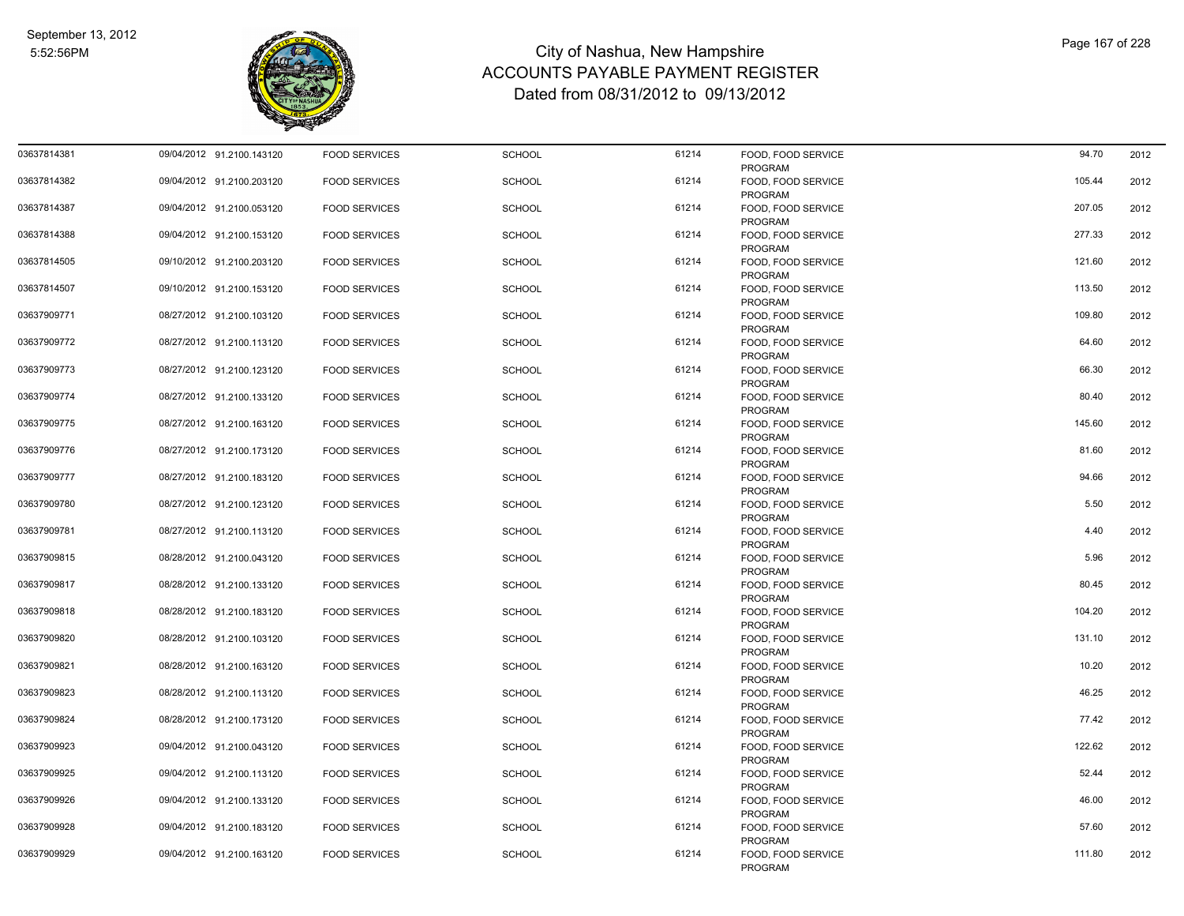# City of Nashua, New Hampshire
# ACCOUNTS PAYABLE PAYMENT REGISTER
## Dated from 08/31/2012 to 09/13/2012

September 13, 2012
5:52:56PM

| | | | | | | | | |
|---|---|---|---|---|---|---|---|---|
| 03637814381 | 09/04/2012 | 91.2100.143120 | FOOD SERVICES | SCHOOL | 61214 | FOOD, FOOD SERVICE PROGRAM | 94.70 | 2012 |
| 03637814382 | 09/04/2012 | 91.2100.203120 | FOOD SERVICES | SCHOOL | 61214 | FOOD, FOOD SERVICE PROGRAM | 105.44 | 2012 |
| 03637814387 | 09/04/2012 | 91.2100.053120 | FOOD SERVICES | SCHOOL | 61214 | FOOD, FOOD SERVICE PROGRAM | 207.05 | 2012 |
| 03637814388 | 09/04/2012 | 91.2100.153120 | FOOD SERVICES | SCHOOL | 61214 | FOOD, FOOD SERVICE PROGRAM | 277.33 | 2012 |
| 03637814505 | 09/10/2012 | 91.2100.203120 | FOOD SERVICES | SCHOOL | 61214 | FOOD, FOOD SERVICE PROGRAM | 121.60 | 2012 |
| 03637814507 | 09/10/2012 | 91.2100.153120 | FOOD SERVICES | SCHOOL | 61214 | FOOD, FOOD SERVICE PROGRAM | 113.50 | 2012 |
| 03637909771 | 08/27/2012 | 91.2100.103120 | FOOD SERVICES | SCHOOL | 61214 | FOOD, FOOD SERVICE PROGRAM | 109.80 | 2012 |
| 03637909772 | 08/27/2012 | 91.2100.113120 | FOOD SERVICES | SCHOOL | 61214 | FOOD, FOOD SERVICE PROGRAM | 64.60 | 2012 |
| 03637909773 | 08/27/2012 | 91.2100.123120 | FOOD SERVICES | SCHOOL | 61214 | FOOD, FOOD SERVICE PROGRAM | 66.30 | 2012 |
| 03637909774 | 08/27/2012 | 91.2100.133120 | FOOD SERVICES | SCHOOL | 61214 | FOOD, FOOD SERVICE PROGRAM | 80.40 | 2012 |
| 03637909775 | 08/27/2012 | 91.2100.163120 | FOOD SERVICES | SCHOOL | 61214 | FOOD, FOOD SERVICE PROGRAM | 145.60 | 2012 |
| 03637909776 | 08/27/2012 | 91.2100.173120 | FOOD SERVICES | SCHOOL | 61214 | FOOD, FOOD SERVICE PROGRAM | 81.60 | 2012 |
| 03637909777 | 08/27/2012 | 91.2100.183120 | FOOD SERVICES | SCHOOL | 61214 | FOOD, FOOD SERVICE PROGRAM | 94.66 | 2012 |
| 03637909780 | 08/27/2012 | 91.2100.123120 | FOOD SERVICES | SCHOOL | 61214 | FOOD, FOOD SERVICE PROGRAM | 5.50 | 2012 |
| 03637909781 | 08/27/2012 | 91.2100.113120 | FOOD SERVICES | SCHOOL | 61214 | FOOD, FOOD SERVICE PROGRAM | 4.40 | 2012 |
| 03637909815 | 08/28/2012 | 91.2100.043120 | FOOD SERVICES | SCHOOL | 61214 | FOOD, FOOD SERVICE PROGRAM | 5.96 | 2012 |
| 03637909817 | 08/28/2012 | 91.2100.133120 | FOOD SERVICES | SCHOOL | 61214 | FOOD, FOOD SERVICE PROGRAM | 80.45 | 2012 |
| 03637909818 | 08/28/2012 | 91.2100.183120 | FOOD SERVICES | SCHOOL | 61214 | FOOD, FOOD SERVICE PROGRAM | 104.20 | 2012 |
| 03637909820 | 08/28/2012 | 91.2100.103120 | FOOD SERVICES | SCHOOL | 61214 | FOOD, FOOD SERVICE PROGRAM | 131.10 | 2012 |
| 03637909821 | 08/28/2012 | 91.2100.163120 | FOOD SERVICES | SCHOOL | 61214 | FOOD, FOOD SERVICE PROGRAM | 10.20 | 2012 |
| 03637909823 | 08/28/2012 | 91.2100.113120 | FOOD SERVICES | SCHOOL | 61214 | FOOD, FOOD SERVICE PROGRAM | 46.25 | 2012 |
| 03637909824 | 08/28/2012 | 91.2100.173120 | FOOD SERVICES | SCHOOL | 61214 | FOOD, FOOD SERVICE PROGRAM | 77.42 | 2012 |
| 03637909923 | 09/04/2012 | 91.2100.043120 | FOOD SERVICES | SCHOOL | 61214 | FOOD, FOOD SERVICE PROGRAM | 122.62 | 2012 |
| 03637909925 | 09/04/2012 | 91.2100.113120 | FOOD SERVICES | SCHOOL | 61214 | FOOD, FOOD SERVICE PROGRAM | 52.44 | 2012 |
| 03637909926 | 09/04/2012 | 91.2100.133120 | FOOD SERVICES | SCHOOL | 61214 | FOOD, FOOD SERVICE PROGRAM | 46.00 | 2012 |
| 03637909928 | 09/04/2012 | 91.2100.183120 | FOOD SERVICES | SCHOOL | 61214 | FOOD, FOOD SERVICE PROGRAM | 57.60 | 2012 |
| 03637909929 | 09/04/2012 | 91.2100.163120 | FOOD SERVICES | SCHOOL | 61214 | FOOD, FOOD SERVICE PROGRAM | 111.80 | 2012 |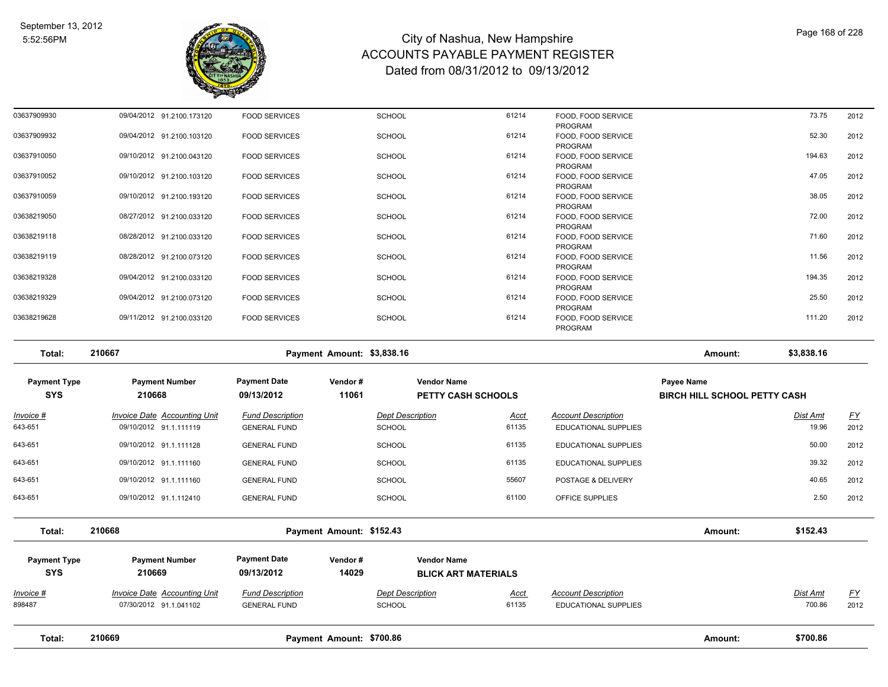| Invoice # | Invoice Date | Accounting Unit | Fund Description | Dept Description | Acct | Account Description | Dist Amt | FY |
|---|---|---|---|---|---|---|---|---|
| 03637909930 | 09/04/2012 | 91.2100.173120 | FOOD SERVICES | SCHOOL | 61214 | FOOD, FOOD SERVICE PROGRAM | 73.75 | 2012 |
| 03637909932 | 09/04/2012 | 91.2100.103120 | FOOD SERVICES | SCHOOL | 61214 | FOOD, FOOD SERVICE PROGRAM | 52.30 | 2012 |
| 03637910050 | 09/10/2012 | 91.2100.043120 | FOOD SERVICES | SCHOOL | 61214 | FOOD, FOOD SERVICE PROGRAM | 194.63 | 2012 |
| 03637910052 | 09/10/2012 | 91.2100.103120 | FOOD SERVICES | SCHOOL | 61214 | FOOD, FOOD SERVICE PROGRAM | 47.05 | 2012 |
| 03637910059 | 09/10/2012 | 91.2100.193120 | FOOD SERVICES | SCHOOL | 61214 | FOOD, FOOD SERVICE PROGRAM | 38.05 | 2012 |
| 03638219050 | 08/27/2012 | 91.2100.033120 | FOOD SERVICES | SCHOOL | 61214 | FOOD, FOOD SERVICE PROGRAM | 72.00 | 2012 |
| 03638219118 | 08/28/2012 | 91.2100.033120 | FOOD SERVICES | SCHOOL | 61214 | FOOD, FOOD SERVICE PROGRAM | 71.60 | 2012 |
| 03638219119 | 08/28/2012 | 91.2100.073120 | FOOD SERVICES | SCHOOL | 61214 | FOOD, FOOD SERVICE PROGRAM | 11.56 | 2012 |
| 03638219328 | 09/04/2012 | 91.2100.033120 | FOOD SERVICES | SCHOOL | 61214 | FOOD, FOOD SERVICE PROGRAM | 194.35 | 2012 |
| 03638219329 | 09/04/2012 | 91.2100.073120 | FOOD SERVICES | SCHOOL | 61214 | FOOD, FOOD SERVICE PROGRAM | 25.50 | 2012 |
| 03638219628 | 09/11/2012 | 91.2100.033120 | FOOD SERVICES | SCHOOL | 61214 | FOOD, FOOD SERVICE PROGRAM | 111.20 | 2012 |

**Total: 210667 — Payment Amount: $3,838.16 — Amount: $3,838.16**

| Payment Type | Payment Number | Payment Date | Vendor # | Vendor Name | Payee Name |
|---|---|---|---|---|---|
| SYS | 210668 | 09/13/2012 | 11061 | PETTY CASH SCHOOLS | BIRCH HILL SCHOOL PETTY CASH |

| Invoice # | Invoice Date | Accounting Unit | Fund Description | Dept Description | Acct | Account Description | Dist Amt | FY |
|---|---|---|---|---|---|---|---|---|
| 643-651 | 09/10/2012 | 91.1.111119 | GENERAL FUND | SCHOOL | 61135 | EDUCATIONAL SUPPLIES | 19.96 | 2012 |
| 643-651 | 09/10/2012 | 91.1.111128 | GENERAL FUND | SCHOOL | 61135 | EDUCATIONAL SUPPLIES | 50.00 | 2012 |
| 643-651 | 09/10/2012 | 91.1.111160 | GENERAL FUND | SCHOOL | 61135 | EDUCATIONAL SUPPLIES | 39.32 | 2012 |
| 643-651 | 09/10/2012 | 91.1.111160 | GENERAL FUND | SCHOOL | 55607 | POSTAGE & DELIVERY | 40.65 | 2012 |
| 643-651 | 09/10/2012 | 91.1.112410 | GENERAL FUND | SCHOOL | 61100 | OFFICE SUPPLIES | 2.50 | 2012 |

**Total: 210668 — Payment Amount: $152.43 — Amount: $152.43**

| Payment Type | Payment Number | Payment Date | Vendor # | Vendor Name |
|---|---|---|---|---|
| SYS | 210669 | 09/13/2012 | 14029 | BLICK ART MATERIALS |

| Invoice # | Invoice Date | Accounting Unit | Fund Description | Dept Description | Acct | Account Description | Dist Amt | FY |
|---|---|---|---|---|---|---|---|---|
| 898487 | 07/30/2012 | 91.1.041102 | GENERAL FUND | SCHOOL | 61135 | EDUCATIONAL SUPPLIES | 700.86 | 2012 |

**Total: 210669 — Payment Amount: $700.86 — Amount: $700.86**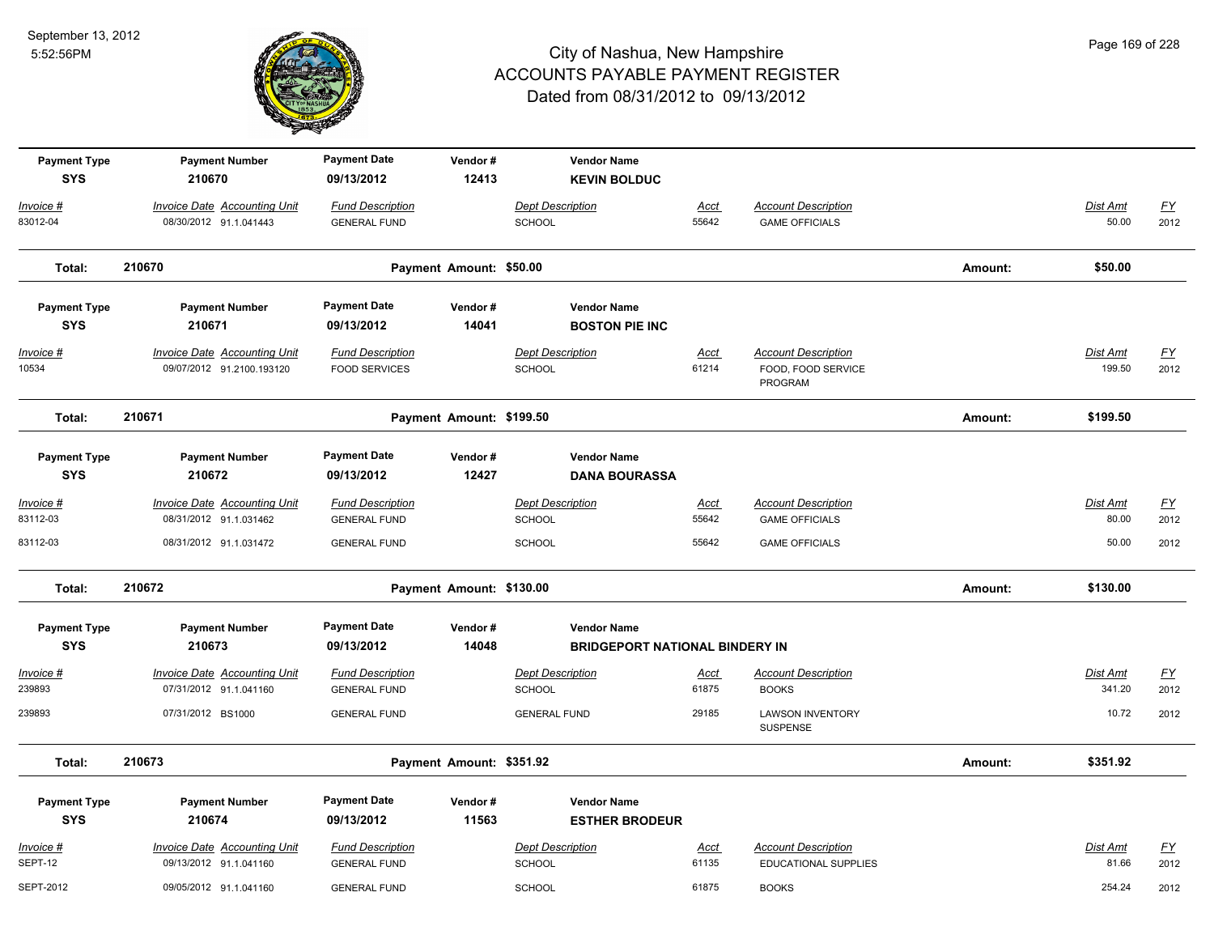# City of Nashua, New Hampshire
## ACCOUNTS PAYABLE PAYMENT REGISTER
### Dated from 08/31/2012 to 09/13/2012

September 13, 2012
5:52:56PM

| Payment Type | Payment Number | Payment Date | Vendor # | Vendor Name |
|---|---|---|---|---|
| SYS | 210670 | 09/13/2012 | 12413 | KEVIN BOLDUC |

| Invoice # | Invoice Date | Accounting Unit | Fund Description | Dept Description | Acct | Account Description | Dist Amt | FY |
|---|---|---|---|---|---|---|---|---|
| 83012-04 | 08/30/2012 | 91.1.041443 | GENERAL FUND | SCHOOL | 55642 | GAME OFFICIALS | 50.00 | 2012 |

**Total: 210670 Payment Amount: $50.00 Amount: $50.00**

| Payment Type | Payment Number | Payment Date | Vendor # | Vendor Name |
|---|---|---|---|---|
| SYS | 210671 | 09/13/2012 | 14041 | BOSTON PIE INC |

| Invoice # | Invoice Date | Accounting Unit | Fund Description | Dept Description | Acct | Account Description | Dist Amt | FY |
|---|---|---|---|---|---|---|---|---|
| 10534 | 09/07/2012 | 91.2100.193120 | FOOD SERVICES | SCHOOL | 61214 | FOOD, FOOD SERVICE PROGRAM | 199.50 | 2012 |

**Total: 210671 Payment Amount: $199.50 Amount: $199.50**

| Payment Type | Payment Number | Payment Date | Vendor # | Vendor Name |
|---|---|---|---|---|
| SYS | 210672 | 09/13/2012 | 12427 | DANA BOURASSA |

| Invoice # | Invoice Date | Accounting Unit | Fund Description | Dept Description | Acct | Account Description | Dist Amt | FY |
|---|---|---|---|---|---|---|---|---|
| 83112-03 | 08/31/2012 | 91.1.031462 | GENERAL FUND | SCHOOL | 55642 | GAME OFFICIALS | 80.00 | 2012 |
| 83112-03 | 08/31/2012 | 91.1.031472 | GENERAL FUND | SCHOOL | 55642 | GAME OFFICIALS | 50.00 | 2012 |

**Total: 210672 Payment Amount: $130.00 Amount: $130.00**

| Payment Type | Payment Number | Payment Date | Vendor # | Vendor Name |
|---|---|---|---|---|
| SYS | 210673 | 09/13/2012 | 14048 | BRIDGEPORT NATIONAL BINDERY IN |

| Invoice # | Invoice Date | Accounting Unit | Fund Description | Dept Description | Acct | Account Description | Dist Amt | FY |
|---|---|---|---|---|---|---|---|---|
| 239893 | 07/31/2012 | 91.1.041160 | GENERAL FUND | SCHOOL | 61875 | BOOKS | 341.20 | 2012 |
| 239893 | 07/31/2012 | BS1000 | GENERAL FUND | GENERAL FUND | 29185 | LAWSON INVENTORY SUSPENSE | 10.72 | 2012 |

**Total: 210673 Payment Amount: $351.92 Amount: $351.92**

| Payment Type | Payment Number | Payment Date | Vendor # | Vendor Name |
|---|---|---|---|---|
| SYS | 210674 | 09/13/2012 | 11563 | ESTHER BRODEUR |

| Invoice # | Invoice Date | Accounting Unit | Fund Description | Dept Description | Acct | Account Description | Dist Amt | FY |
|---|---|---|---|---|---|---|---|---|
| SEPT-12 | 09/13/2012 | 91.1.041160 | GENERAL FUND | SCHOOL | 61135 | EDUCATIONAL SUPPLIES | 81.66 | 2012 |
| SEPT-2012 | 09/05/2012 | 91.1.041160 | GENERAL FUND | SCHOOL | 61875 | BOOKS | 254.24 | 2012 |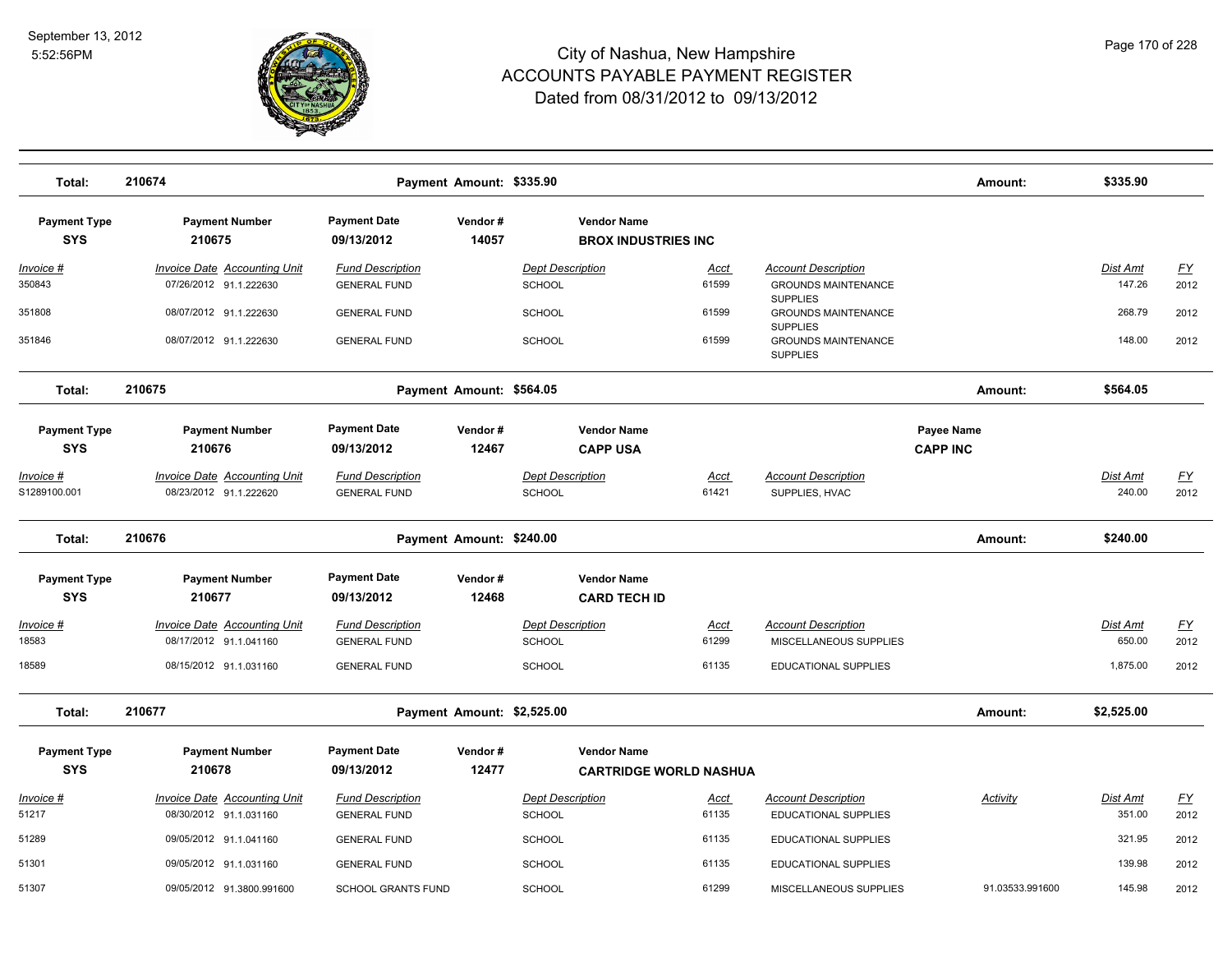# City of Nashua, New Hampshire
## ACCOUNTS PAYABLE PAYMENT REGISTER
### Dated from 08/31/2012 to 09/13/2012

September 13, 2012
5:52:56PM

| Total: | 210674 | Payment Amount: $335.90 | Amount: | $335.90 |
|---|---|---|---|---|

| Payment Type | Payment Number | Payment Date | Vendor # | Vendor Name |
|---|---|---|---|---|
| SYS | 210675 | 09/13/2012 | 14057 | BROX INDUSTRIES INC |

| Invoice # | Invoice Date | Accounting Unit | Fund Description | Dept Description | Acct | Account Description | Dist Amt | FY |
|---|---|---|---|---|---|---|---|---|
| 350843 | 07/26/2012 | 91.1.222630 | GENERAL FUND | SCHOOL | 61599 | GROUNDS MAINTENANCE SUPPLIES | 147.26 | 2012 |
| 351808 | 08/07/2012 | 91.1.222630 | GENERAL FUND | SCHOOL | 61599 | GROUNDS MAINTENANCE SUPPLIES | 268.79 | 2012 |
| 351846 | 08/07/2012 | 91.1.222630 | GENERAL FUND | SCHOOL | 61599 | GROUNDS MAINTENANCE SUPPLIES | 148.00 | 2012 |

| Total: | 210675 | Payment Amount: $564.05 | Amount: | $564.05 |
|---|---|---|---|---|

| Payment Type | Payment Number | Payment Date | Vendor # | Vendor Name | Payee Name |
|---|---|---|---|---|---|
| SYS | 210676 | 09/13/2012 | 12467 | CAPP USA | CAPP INC |

| Invoice # | Invoice Date | Accounting Unit | Fund Description | Dept Description | Acct | Account Description | Dist Amt | FY |
|---|---|---|---|---|---|---|---|---|
| S1289100.001 | 08/23/2012 | 91.1.222620 | GENERAL FUND | SCHOOL | 61421 | SUPPLIES, HVAC | 240.00 | 2012 |

| Total: | 210676 | Payment Amount: $240.00 | Amount: | $240.00 |
|---|---|---|---|---|

| Payment Type | Payment Number | Payment Date | Vendor # | Vendor Name |
|---|---|---|---|---|
| SYS | 210677 | 09/13/2012 | 12468 | CARD TECH ID |

| Invoice # | Invoice Date | Accounting Unit | Fund Description | Dept Description | Acct | Account Description | Dist Amt | FY |
|---|---|---|---|---|---|---|---|---|
| 18583 | 08/17/2012 | 91.1.041160 | GENERAL FUND | SCHOOL | 61299 | MISCELLANEOUS SUPPLIES | 650.00 | 2012 |
| 18589 | 08/15/2012 | 91.1.031160 | GENERAL FUND | SCHOOL | 61135 | EDUCATIONAL SUPPLIES | 1,875.00 | 2012 |

| Total: | 210677 | Payment Amount: $2,525.00 | Amount: | $2,525.00 |
|---|---|---|---|---|

| Payment Type | Payment Number | Payment Date | Vendor # | Vendor Name |
|---|---|---|---|---|
| SYS | 210678 | 09/13/2012 | 12477 | CARTRIDGE WORLD NASHUA |

| Invoice # | Invoice Date | Accounting Unit | Fund Description | Dept Description | Acct | Account Description | Activity | Dist Amt | FY |
|---|---|---|---|---|---|---|---|---|---|
| 51217 | 08/30/2012 | 91.1.031160 | GENERAL FUND | SCHOOL | 61135 | EDUCATIONAL SUPPLIES | | 351.00 | 2012 |
| 51289 | 09/05/2012 | 91.1.041160 | GENERAL FUND | SCHOOL | 61135 | EDUCATIONAL SUPPLIES | | 321.95 | 2012 |
| 51301 | 09/05/2012 | 91.1.031160 | GENERAL FUND | SCHOOL | 61135 | EDUCATIONAL SUPPLIES | | 139.98 | 2012 |
| 51307 | 09/05/2012 | 91.3800.991600 | SCHOOL GRANTS FUND | SCHOOL | 61299 | MISCELLANEOUS SUPPLIES | 91.03533.991600 | 145.98 | 2012 |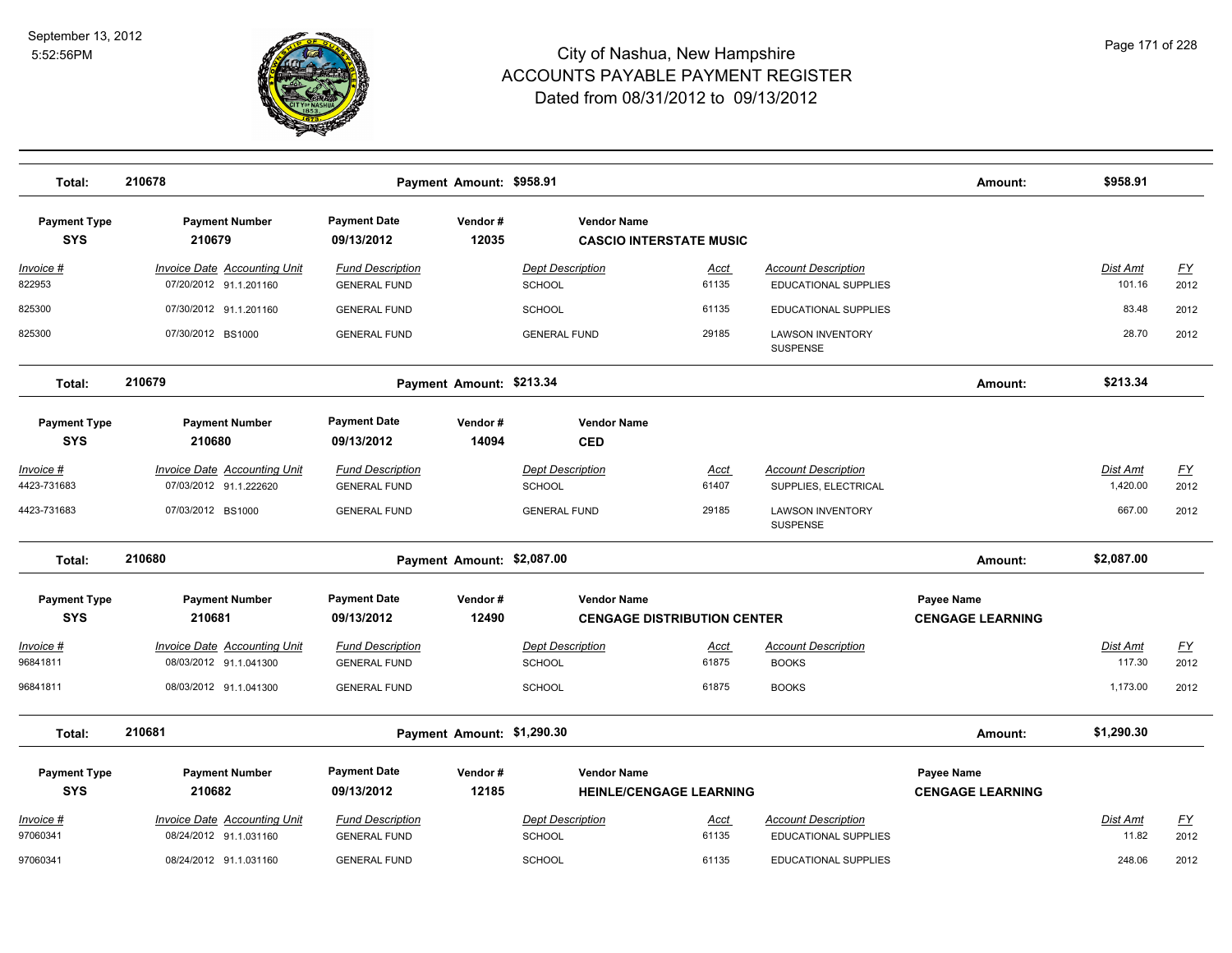# City of Nashua, New Hampshire
# ACCOUNTS PAYABLE PAYMENT REGISTER
## Dated from 08/31/2012 to 09/13/2012

September 13, 2012
5:52:56PM

**Total: 210678** | **Payment Amount: $958.91** | **Amount: $958.91**

| Payment Type | Payment Number | Payment Date | Vendor # | Vendor Name |
|---|---|---|---|---|
| **SYS** | **210679** | **09/13/2012** | **12035** | **CASCIO INTERSTATE MUSIC** |

| Invoice # | Invoice Date | Accounting Unit | Fund Description | Dept Description | Acct | Account Description | Dist Amt | FY |
|---|---|---|---|---|---|---|---|---|
| 822953 | 07/20/2012 | 91.1.201160 | GENERAL FUND | SCHOOL | 61135 | EDUCATIONAL SUPPLIES | 101.16 | 2012 |
| 825300 | 07/30/2012 | 91.1.201160 | GENERAL FUND | SCHOOL | 61135 | EDUCATIONAL SUPPLIES | 83.48 | 2012 |
| 825300 | 07/30/2012 | BS1000 | GENERAL FUND | GENERAL FUND | 29185 | LAWSON INVENTORY SUSPENSE | 28.70 | 2012 |

**Total: 210679** | **Payment Amount: $213.34** | **Amount: $213.34**

| Payment Type | Payment Number | Payment Date | Vendor # | Vendor Name |
|---|---|---|---|---|
| **SYS** | **210680** | **09/13/2012** | **14094** | **CED** |

| Invoice # | Invoice Date | Accounting Unit | Fund Description | Dept Description | Acct | Account Description | Dist Amt | FY |
|---|---|---|---|---|---|---|---|---|
| 4423-731683 | 07/03/2012 | 91.1.222620 | GENERAL FUND | SCHOOL | 61407 | SUPPLIES, ELECTRICAL | 1,420.00 | 2012 |
| 4423-731683 | 07/03/2012 | BS1000 | GENERAL FUND | GENERAL FUND | 29185 | LAWSON INVENTORY SUSPENSE | 667.00 | 2012 |

**Total: 210680** | **Payment Amount: $2,087.00** | **Amount: $2,087.00**

| Payment Type | Payment Number | Payment Date | Vendor # | Vendor Name | Payee Name |
|---|---|---|---|---|---|
| **SYS** | **210681** | **09/13/2012** | **12490** | **CENGAGE DISTRIBUTION CENTER** | **CENGAGE LEARNING** |

| Invoice # | Invoice Date | Accounting Unit | Fund Description | Dept Description | Acct | Account Description | Dist Amt | FY |
|---|---|---|---|---|---|---|---|---|
| 96841811 | 08/03/2012 | 91.1.041300 | GENERAL FUND | SCHOOL | 61875 | BOOKS | 117.30 | 2012 |
| 96841811 | 08/03/2012 | 91.1.041300 | GENERAL FUND | SCHOOL | 61875 | BOOKS | 1,173.00 | 2012 |

**Total: 210681** | **Payment Amount: $1,290.30** | **Amount: $1,290.30**

| Payment Type | Payment Number | Payment Date | Vendor # | Vendor Name | Payee Name |
|---|---|---|---|---|---|
| **SYS** | **210682** | **09/13/2012** | **12185** | **HEINLE/CENGAGE LEARNING** | **CENGAGE LEARNING** |

| Invoice # | Invoice Date | Accounting Unit | Fund Description | Dept Description | Acct | Account Description | Dist Amt | FY |
|---|---|---|---|---|---|---|---|---|
| 97060341 | 08/24/2012 | 91.1.031160 | GENERAL FUND | SCHOOL | 61135 | EDUCATIONAL SUPPLIES | 11.82 | 2012 |
| 97060341 | 08/24/2012 | 91.1.031160 | GENERAL FUND | SCHOOL | 61135 | EDUCATIONAL SUPPLIES | 248.06 | 2012 |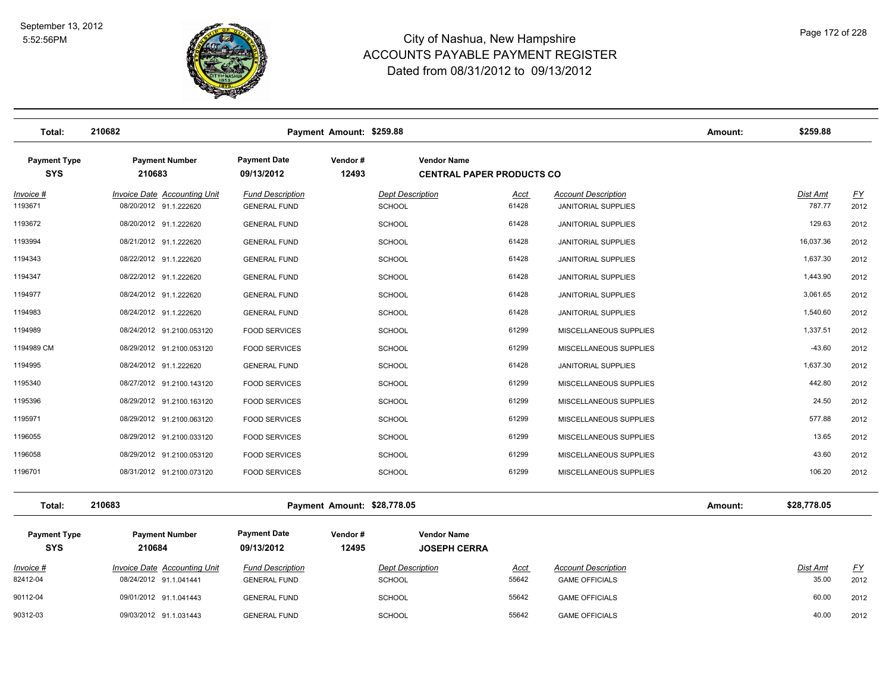# City of Nashua, New Hampshire
## ACCOUNTS PAYABLE PAYMENT REGISTER
### Dated from 08/31/2012 to 09/13/2012

September 13, 2012
5:52:56PM

**Total:** 210682 — **Payment Amount:** $259.88 — **Amount:** $259.88

| Payment Type | Payment Number | Payment Date | Vendor # | Vendor Name |
|---|---|---|---|---|
| SYS | 210683 | 09/13/2012 | 12493 | CENTRAL PAPER PRODUCTS CO |

| Invoice # | Invoice Date | Accounting Unit | Fund Description | Dept Description | Acct | Account Description | Dist Amt | FY |
|---|---|---|---|---|---|---|---|---|
| 1193671 | 08/20/2012 | 91.1.222620 | GENERAL FUND | SCHOOL | 61428 | JANITORIAL SUPPLIES | 787.77 | 2012 |
| 1193672 | 08/20/2012 | 91.1.222620 | GENERAL FUND | SCHOOL | 61428 | JANITORIAL SUPPLIES | 129.63 | 2012 |
| 1193994 | 08/21/2012 | 91.1.222620 | GENERAL FUND | SCHOOL | 61428 | JANITORIAL SUPPLIES | 16,037.36 | 2012 |
| 1194343 | 08/22/2012 | 91.1.222620 | GENERAL FUND | SCHOOL | 61428 | JANITORIAL SUPPLIES | 1,637.30 | 2012 |
| 1194347 | 08/22/2012 | 91.1.222620 | GENERAL FUND | SCHOOL | 61428 | JANITORIAL SUPPLIES | 1,443.90 | 2012 |
| 1194977 | 08/24/2012 | 91.1.222620 | GENERAL FUND | SCHOOL | 61428 | JANITORIAL SUPPLIES | 3,061.65 | 2012 |
| 1194983 | 08/24/2012 | 91.1.222620 | GENERAL FUND | SCHOOL | 61428 | JANITORIAL SUPPLIES | 1,540.60 | 2012 |
| 1194989 | 08/24/2012 | 91.2100.053120 | FOOD SERVICES | SCHOOL | 61299 | MISCELLANEOUS SUPPLIES | 1,337.51 | 2012 |
| 1194989 CM | 08/29/2012 | 91.2100.053120 | FOOD SERVICES | SCHOOL | 61299 | MISCELLANEOUS SUPPLIES | -43.60 | 2012 |
| 1194995 | 08/24/2012 | 91.1.222620 | GENERAL FUND | SCHOOL | 61428 | JANITORIAL SUPPLIES | 1,637.30 | 2012 |
| 1195340 | 08/27/2012 | 91.2100.143120 | FOOD SERVICES | SCHOOL | 61299 | MISCELLANEOUS SUPPLIES | 442.80 | 2012 |
| 1195396 | 08/29/2012 | 91.2100.163120 | FOOD SERVICES | SCHOOL | 61299 | MISCELLANEOUS SUPPLIES | 24.50 | 2012 |
| 1195971 | 08/29/2012 | 91.2100.063120 | FOOD SERVICES | SCHOOL | 61299 | MISCELLANEOUS SUPPLIES | 577.88 | 2012 |
| 1196055 | 08/29/2012 | 91.2100.033120 | FOOD SERVICES | SCHOOL | 61299 | MISCELLANEOUS SUPPLIES | 13.65 | 2012 |
| 1196058 | 08/29/2012 | 91.2100.053120 | FOOD SERVICES | SCHOOL | 61299 | MISCELLANEOUS SUPPLIES | 43.60 | 2012 |
| 1196701 | 08/31/2012 | 91.2100.073120 | FOOD SERVICES | SCHOOL | 61299 | MISCELLANEOUS SUPPLIES | 106.20 | 2012 |

**Total:** 210683 — **Payment Amount:** $28,778.05 — **Amount:** $28,778.05

| Payment Type | Payment Number | Payment Date | Vendor # | Vendor Name |
|---|---|---|---|---|
| SYS | 210684 | 09/13/2012 | 12495 | JOSEPH CERRA |

| Invoice # | Invoice Date | Accounting Unit | Fund Description | Dept Description | Acct | Account Description | Dist Amt | FY |
|---|---|---|---|---|---|---|---|---|
| 82412-04 | 08/24/2012 | 91.1.041441 | GENERAL FUND | SCHOOL | 55642 | GAME OFFICIALS | 35.00 | 2012 |
| 90112-04 | 09/01/2012 | 91.1.041443 | GENERAL FUND | SCHOOL | 55642 | GAME OFFICIALS | 60.00 | 2012 |
| 90312-03 | 09/03/2012 | 91.1.031443 | GENERAL FUND | SCHOOL | 55642 | GAME OFFICIALS | 40.00 | 2012 |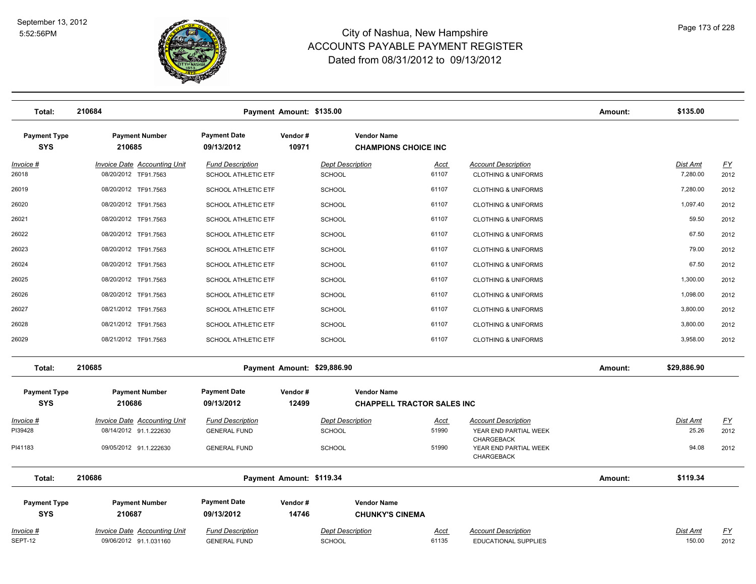# City of Nashua, New Hampshire
## ACCOUNTS PAYABLE PAYMENT REGISTER
### Dated from 08/31/2012 to 09/13/2012

**Total: 210684** Payment Amount: $135.00 Amount: $135.00

| Payment Type | Payment Number | Payment Date | Vendor # | Vendor Name |
|---|---|---|---|---|
| SYS | 210685 | 09/13/2012 | 10971 | CHAMPIONS CHOICE INC |

| Invoice # | Invoice Date | Accounting Unit | Fund Description | Dept Description | Acct | Account Description | Dist Amt | FY |
|---|---|---|---|---|---|---|---|---|
| 26018 | 08/20/2012 | TF91.7563 | SCHOOL ATHLETIC ETF | SCHOOL | 61107 | CLOTHING & UNIFORMS | 7,280.00 | 2012 |
| 26019 | 08/20/2012 | TF91.7563 | SCHOOL ATHLETIC ETF | SCHOOL | 61107 | CLOTHING & UNIFORMS | 7,280.00 | 2012 |
| 26020 | 08/20/2012 | TF91.7563 | SCHOOL ATHLETIC ETF | SCHOOL | 61107 | CLOTHING & UNIFORMS | 1,097.40 | 2012 |
| 26021 | 08/20/2012 | TF91.7563 | SCHOOL ATHLETIC ETF | SCHOOL | 61107 | CLOTHING & UNIFORMS | 59.50 | 2012 |
| 26022 | 08/20/2012 | TF91.7563 | SCHOOL ATHLETIC ETF | SCHOOL | 61107 | CLOTHING & UNIFORMS | 67.50 | 2012 |
| 26023 | 08/20/2012 | TF91.7563 | SCHOOL ATHLETIC ETF | SCHOOL | 61107 | CLOTHING & UNIFORMS | 79.00 | 2012 |
| 26024 | 08/20/2012 | TF91.7563 | SCHOOL ATHLETIC ETF | SCHOOL | 61107 | CLOTHING & UNIFORMS | 67.50 | 2012 |
| 26025 | 08/20/2012 | TF91.7563 | SCHOOL ATHLETIC ETF | SCHOOL | 61107 | CLOTHING & UNIFORMS | 1,300.00 | 2012 |
| 26026 | 08/20/2012 | TF91.7563 | SCHOOL ATHLETIC ETF | SCHOOL | 61107 | CLOTHING & UNIFORMS | 1,098.00 | 2012 |
| 26027 | 08/21/2012 | TF91.7563 | SCHOOL ATHLETIC ETF | SCHOOL | 61107 | CLOTHING & UNIFORMS | 3,800.00 | 2012 |
| 26028 | 08/21/2012 | TF91.7563 | SCHOOL ATHLETIC ETF | SCHOOL | 61107 | CLOTHING & UNIFORMS | 3,800.00 | 2012 |
| 26029 | 08/21/2012 | TF91.7563 | SCHOOL ATHLETIC ETF | SCHOOL | 61107 | CLOTHING & UNIFORMS | 3,958.00 | 2012 |

**Total: 210685** Payment Amount: $29,886.90 Amount: $29,886.90

| Payment Type | Payment Number | Payment Date | Vendor # | Vendor Name |
|---|---|---|---|---|
| SYS | 210686 | 09/13/2012 | 12499 | CHAPPELL TRACTOR SALES INC |

| Invoice # | Invoice Date | Accounting Unit | Fund Description | Dept Description | Acct | Account Description | Dist Amt | FY |
|---|---|---|---|---|---|---|---|---|
| PI39428 | 08/14/2012 | 91.1.222630 | GENERAL FUND | SCHOOL | 51990 | YEAR END PARTIAL WEEK CHARGEBACK | 25.26 | 2012 |
| PI41183 | 09/05/2012 | 91.1.222630 | GENERAL FUND | SCHOOL | 51990 | YEAR END PARTIAL WEEK CHARGEBACK | 94.08 | 2012 |

**Total: 210686** Payment Amount: $119.34 Amount: $119.34

| Payment Type | Payment Number | Payment Date | Vendor # | Vendor Name |
|---|---|---|---|---|
| SYS | 210687 | 09/13/2012 | 14746 | CHUNKY'S CINEMA |

| Invoice # | Invoice Date | Accounting Unit | Fund Description | Dept Description | Acct | Account Description | Dist Amt | FY |
|---|---|---|---|---|---|---|---|---|
| SEPT-12 | 09/06/2012 | 91.1.031160 | GENERAL FUND | SCHOOL | 61135 | EDUCATIONAL SUPPLIES | 150.00 | 2012 |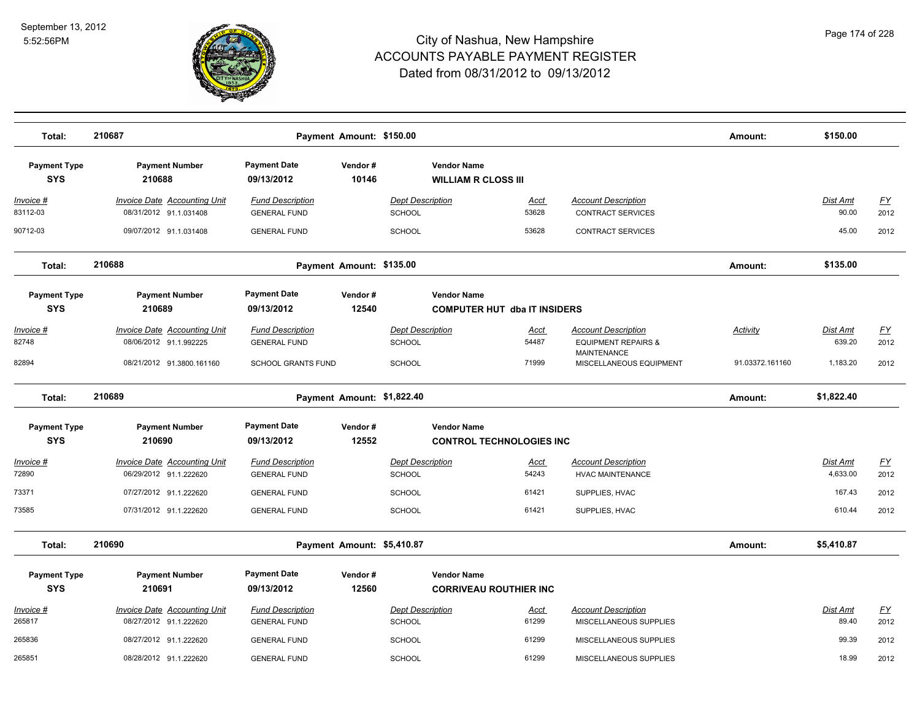# City of Nashua, New Hampshire
## ACCOUNTS PAYABLE PAYMENT REGISTER
### Dated from 08/31/2012 to 09/13/2012

| Total: | 210687 | Payment Amount: $150.00 | Amount: | $150.00 |
|---|---|---|---|---|

| Payment Type | Payment Number | Payment Date | Vendor # | Vendor Name |
|---|---|---|---|---|
| SYS | 210688 | 09/13/2012 | 10146 | WILLIAM R CLOSS III |

| Invoice # | Invoice Date | Accounting Unit | Fund Description | Dept Description | Acct | Account Description | Dist Amt | FY |
|---|---|---|---|---|---|---|---|---|
| 83112-03 | 08/31/2012 | 91.1.031408 | GENERAL FUND | SCHOOL | 53628 | CONTRACT SERVICES | 90.00 | 2012 |
| 90712-03 | 09/07/2012 | 91.1.031408 | GENERAL FUND | SCHOOL | 53628 | CONTRACT SERVICES | 45.00 | 2012 |

| Total: | 210688 | Payment Amount: $135.00 | Amount: | $135.00 |
|---|---|---|---|---|

| Payment Type | Payment Number | Payment Date | Vendor # | Vendor Name |
|---|---|---|---|---|
| SYS | 210689 | 09/13/2012 | 12540 | COMPUTER HUT dba IT INSIDERS |

| Invoice # | Invoice Date | Accounting Unit | Fund Description | Dept Description | Acct | Account Description | Activity | Dist Amt | FY |
|---|---|---|---|---|---|---|---|---|---|
| 82748 | 08/06/2012 | 91.1.992225 | GENERAL FUND | SCHOOL | 54487 | EQUIPMENT REPAIRS & MAINTENANCE | | 639.20 | 2012 |
| 82894 | 08/21/2012 | 91.3800.161160 | SCHOOL GRANTS FUND | SCHOOL | 71999 | MISCELLANEOUS EQUIPMENT | 91.03372.161160 | 1,183.20 | 2012 |

| Total: | 210689 | Payment Amount: $1,822.40 | Amount: | $1,822.40 |
|---|---|---|---|---|

| Payment Type | Payment Number | Payment Date | Vendor # | Vendor Name |
|---|---|---|---|---|
| SYS | 210690 | 09/13/2012 | 12552 | CONTROL TECHNOLOGIES INC |

| Invoice # | Invoice Date | Accounting Unit | Fund Description | Dept Description | Acct | Account Description | Dist Amt | FY |
|---|---|---|---|---|---|---|---|---|
| 72890 | 06/29/2012 | 91.1.222620 | GENERAL FUND | SCHOOL | 54243 | HVAC MAINTENANCE | 4,633.00 | 2012 |
| 73371 | 07/27/2012 | 91.1.222620 | GENERAL FUND | SCHOOL | 61421 | SUPPLIES, HVAC | 167.43 | 2012 |
| 73585 | 07/31/2012 | 91.1.222620 | GENERAL FUND | SCHOOL | 61421 | SUPPLIES, HVAC | 610.44 | 2012 |

| Total: | 210690 | Payment Amount: $5,410.87 | Amount: | $5,410.87 |
|---|---|---|---|---|

| Payment Type | Payment Number | Payment Date | Vendor # | Vendor Name |
|---|---|---|---|---|
| SYS | 210691 | 09/13/2012 | 12560 | CORRIVEAU ROUTHIER INC |

| Invoice # | Invoice Date | Accounting Unit | Fund Description | Dept Description | Acct | Account Description | Dist Amt | FY |
|---|---|---|---|---|---|---|---|---|
| 265817 | 08/27/2012 | 91.1.222620 | GENERAL FUND | SCHOOL | 61299 | MISCELLANEOUS SUPPLIES | 89.40 | 2012 |
| 265836 | 08/27/2012 | 91.1.222620 | GENERAL FUND | SCHOOL | 61299 | MISCELLANEOUS SUPPLIES | 99.39 | 2012 |
| 265851 | 08/28/2012 | 91.1.222620 | GENERAL FUND | SCHOOL | 61299 | MISCELLANEOUS SUPPLIES | 18.99 | 2012 |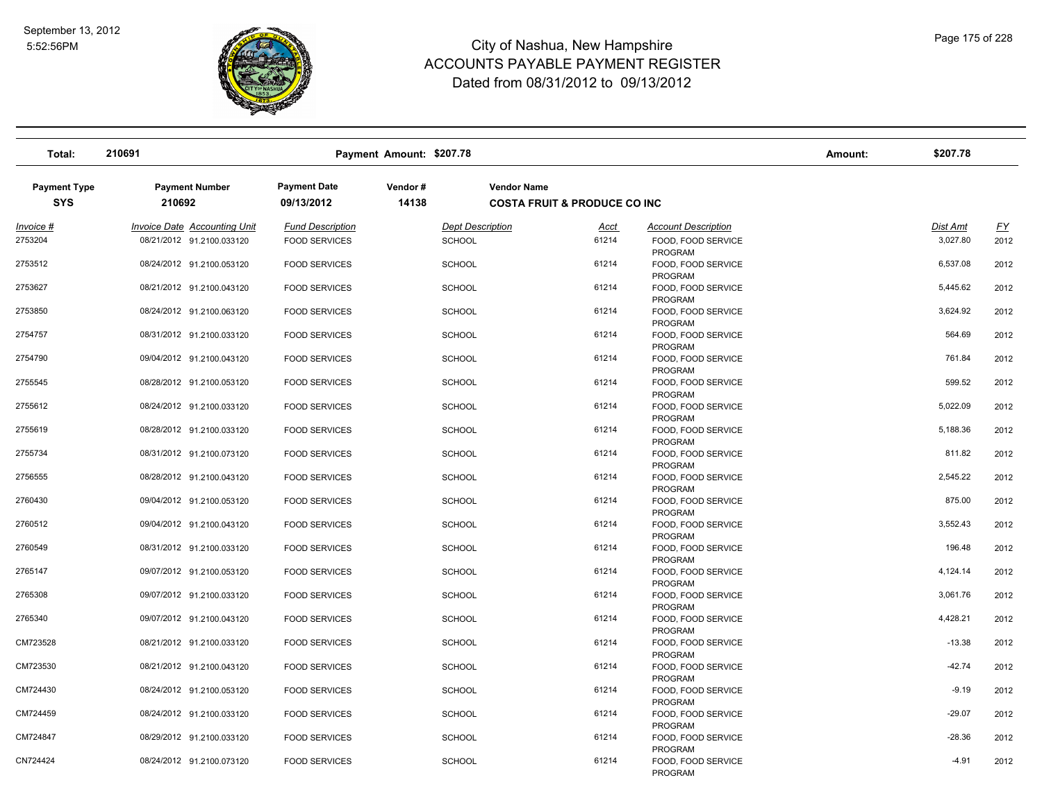# City of Nashua, New Hampshire
## ACCOUNTS PAYABLE PAYMENT REGISTER
### Dated from 08/31/2012 to 09/13/2012

| Total: | 210691 | Payment Amount: $207.78 | Amount: | $207.78 |
|---|---|---|---|---|

| Payment Type | Payment Number | Payment Date | Vendor # | Vendor Name |
|---|---|---|---|---|
| **SYS** | **210692** | **09/13/2012** | **14138** | **COSTA FRUIT & PRODUCE CO INC** |

| Invoice # | Invoice Date | Accounting Unit | Fund Description | Dept Description | Acct | Account Description | Dist Amt | FY |
|---|---|---|---|---|---|---|---|---|
| 2753204 | 08/21/2012 | 91.2100.033120 | FOOD SERVICES | SCHOOL | 61214 | FOOD, FOOD SERVICE PROGRAM | 3,027.80 | 2012 |
| 2753512 | 08/24/2012 | 91.2100.053120 | FOOD SERVICES | SCHOOL | 61214 | FOOD, FOOD SERVICE PROGRAM | 6,537.08 | 2012 |
| 2753627 | 08/21/2012 | 91.2100.043120 | FOOD SERVICES | SCHOOL | 61214 | FOOD, FOOD SERVICE PROGRAM | 5,445.62 | 2012 |
| 2753850 | 08/24/2012 | 91.2100.063120 | FOOD SERVICES | SCHOOL | 61214 | FOOD, FOOD SERVICE PROGRAM | 3,624.92 | 2012 |
| 2754757 | 08/31/2012 | 91.2100.033120 | FOOD SERVICES | SCHOOL | 61214 | FOOD, FOOD SERVICE PROGRAM | 564.69 | 2012 |
| 2754790 | 09/04/2012 | 91.2100.043120 | FOOD SERVICES | SCHOOL | 61214 | FOOD, FOOD SERVICE PROGRAM | 761.84 | 2012 |
| 2755545 | 08/28/2012 | 91.2100.053120 | FOOD SERVICES | SCHOOL | 61214 | FOOD, FOOD SERVICE PROGRAM | 599.52 | 2012 |
| 2755612 | 08/24/2012 | 91.2100.033120 | FOOD SERVICES | SCHOOL | 61214 | FOOD, FOOD SERVICE PROGRAM | 5,022.09 | 2012 |
| 2755619 | 08/28/2012 | 91.2100.033120 | FOOD SERVICES | SCHOOL | 61214 | FOOD, FOOD SERVICE PROGRAM | 5,188.36 | 2012 |
| 2755734 | 08/31/2012 | 91.2100.073120 | FOOD SERVICES | SCHOOL | 61214 | FOOD, FOOD SERVICE PROGRAM | 811.82 | 2012 |
| 2756555 | 08/28/2012 | 91.2100.043120 | FOOD SERVICES | SCHOOL | 61214 | FOOD, FOOD SERVICE PROGRAM | 2,545.22 | 2012 |
| 2760430 | 09/04/2012 | 91.2100.053120 | FOOD SERVICES | SCHOOL | 61214 | FOOD, FOOD SERVICE PROGRAM | 875.00 | 2012 |
| 2760512 | 09/04/2012 | 91.2100.043120 | FOOD SERVICES | SCHOOL | 61214 | FOOD, FOOD SERVICE PROGRAM | 3,552.43 | 2012 |
| 2760549 | 08/31/2012 | 91.2100.033120 | FOOD SERVICES | SCHOOL | 61214 | FOOD, FOOD SERVICE PROGRAM | 196.48 | 2012 |
| 2765147 | 09/07/2012 | 91.2100.053120 | FOOD SERVICES | SCHOOL | 61214 | FOOD, FOOD SERVICE PROGRAM | 4,124.14 | 2012 |
| 2765308 | 09/07/2012 | 91.2100.033120 | FOOD SERVICES | SCHOOL | 61214 | FOOD, FOOD SERVICE PROGRAM | 3,061.76 | 2012 |
| 2765340 | 09/07/2012 | 91.2100.043120 | FOOD SERVICES | SCHOOL | 61214 | FOOD, FOOD SERVICE PROGRAM | 4,428.21 | 2012 |
| CM723528 | 08/21/2012 | 91.2100.033120 | FOOD SERVICES | SCHOOL | 61214 | FOOD, FOOD SERVICE PROGRAM | -13.38 | 2012 |
| CM723530 | 08/21/2012 | 91.2100.043120 | FOOD SERVICES | SCHOOL | 61214 | FOOD, FOOD SERVICE PROGRAM | -42.74 | 2012 |
| CM724430 | 08/24/2012 | 91.2100.053120 | FOOD SERVICES | SCHOOL | 61214 | FOOD, FOOD SERVICE PROGRAM | -9.19 | 2012 |
| CM724459 | 08/24/2012 | 91.2100.033120 | FOOD SERVICES | SCHOOL | 61214 | FOOD, FOOD SERVICE PROGRAM | -29.07 | 2012 |
| CM724847 | 08/29/2012 | 91.2100.033120 | FOOD SERVICES | SCHOOL | 61214 | FOOD, FOOD SERVICE PROGRAM | -28.36 | 2012 |
| CN724424 | 08/24/2012 | 91.2100.073120 | FOOD SERVICES | SCHOOL | 61214 | FOOD, FOOD SERVICE PROGRAM | -4.91 | 2012 |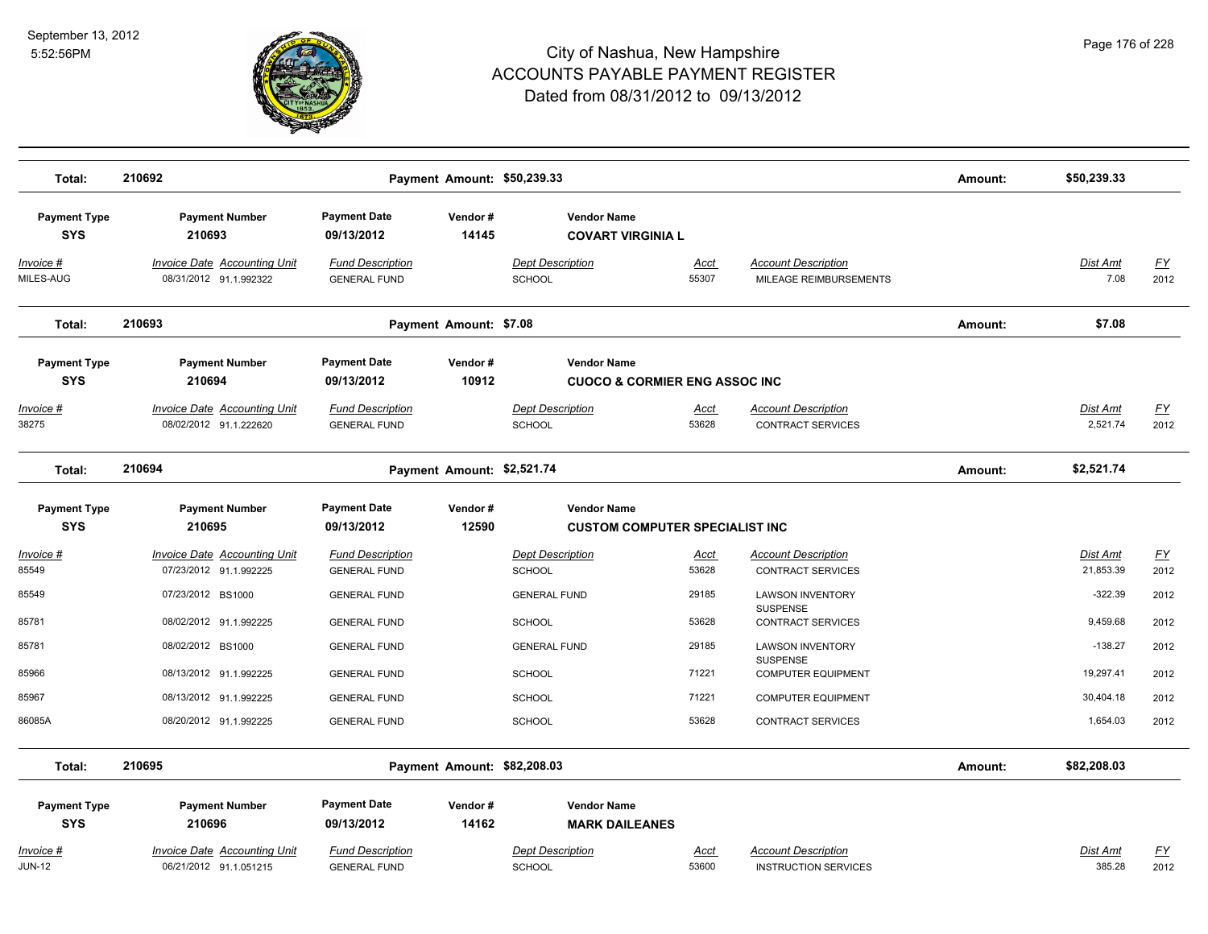# City of Nashua, New Hampshire
## ACCOUNTS PAYABLE PAYMENT REGISTER
### Dated from 08/31/2012 to 09/13/2012

September 13, 2012
5:52:56PM

| Total: | 210692 | Payment Amount: $50,239.33 | Amount: | $50,239.33 |
|---|---|---|---|---|

| Payment Type | Payment Number | Payment Date | Vendor # | Vendor Name |
|---|---|---|---|---|
| SYS | 210693 | 09/13/2012 | 14145 | COVART VIRGINIA L |

| Invoice # | Invoice Date | Accounting Unit | Fund Description | Dept Description | Acct | Account Description | Dist Amt | FY |
|---|---|---|---|---|---|---|---|---|
| MILES-AUG | 08/31/2012 | 91.1.992322 | GENERAL FUND | SCHOOL | 55307 | MILEAGE REIMBURSEMENTS | 7.08 | 2012 |

| Total: | 210693 | Payment Amount: $7.08 | Amount: | $7.08 |
|---|---|---|---|---|

| Payment Type | Payment Number | Payment Date | Vendor # | Vendor Name |
|---|---|---|---|---|
| SYS | 210694 | 09/13/2012 | 10912 | CUOCO & CORMIER ENG ASSOC INC |

| Invoice # | Invoice Date | Accounting Unit | Fund Description | Dept Description | Acct | Account Description | Dist Amt | FY |
|---|---|---|---|---|---|---|---|---|
| 38275 | 08/02/2012 | 91.1.222620 | GENERAL FUND | SCHOOL | 53628 | CONTRACT SERVICES | 2,521.74 | 2012 |

| Total: | 210694 | Payment Amount: $2,521.74 | Amount: | $2,521.74 |
|---|---|---|---|---|

| Payment Type | Payment Number | Payment Date | Vendor # | Vendor Name |
|---|---|---|---|---|
| SYS | 210695 | 09/13/2012 | 12590 | CUSTOM COMPUTER SPECIALIST INC |

| Invoice # | Invoice Date | Accounting Unit | Fund Description | Dept Description | Acct | Account Description | Dist Amt | FY |
|---|---|---|---|---|---|---|---|---|
| 85549 | 07/23/2012 | 91.1.992225 | GENERAL FUND | SCHOOL | 53628 | CONTRACT SERVICES | 21,853.39 | 2012 |
| 85549 | 07/23/2012 | BS1000 | GENERAL FUND | GENERAL FUND | 29185 | LAWSON INVENTORY SUSPENSE | -322.39 | 2012 |
| 85781 | 08/02/2012 | 91.1.992225 | GENERAL FUND | SCHOOL | 53628 | CONTRACT SERVICES | 9,459.68 | 2012 |
| 85781 | 08/02/2012 | BS1000 | GENERAL FUND | GENERAL FUND | 29185 | LAWSON INVENTORY SUSPENSE | -138.27 | 2012 |
| 85966 | 08/13/2012 | 91.1.992225 | GENERAL FUND | SCHOOL | 71221 | COMPUTER EQUIPMENT | 19,297.41 | 2012 |
| 85967 | 08/13/2012 | 91.1.992225 | GENERAL FUND | SCHOOL | 71221 | COMPUTER EQUIPMENT | 30,404.18 | 2012 |
| 86085A | 08/20/2012 | 91.1.992225 | GENERAL FUND | SCHOOL | 53628 | CONTRACT SERVICES | 1,654.03 | 2012 |

| Total: | 210695 | Payment Amount: $82,208.03 | Amount: | $82,208.03 |
|---|---|---|---|---|

| Payment Type | Payment Number | Payment Date | Vendor # | Vendor Name |
|---|---|---|---|---|
| SYS | 210696 | 09/13/2012 | 14162 | MARK DAILEANES |

| Invoice # | Invoice Date | Accounting Unit | Fund Description | Dept Description | Acct | Account Description | Dist Amt | FY |
|---|---|---|---|---|---|---|---|---|
| JUN-12 | 06/21/2012 | 91.1.051215 | GENERAL FUND | SCHOOL | 53600 | INSTRUCTION SERVICES | 385.28 | 2012 |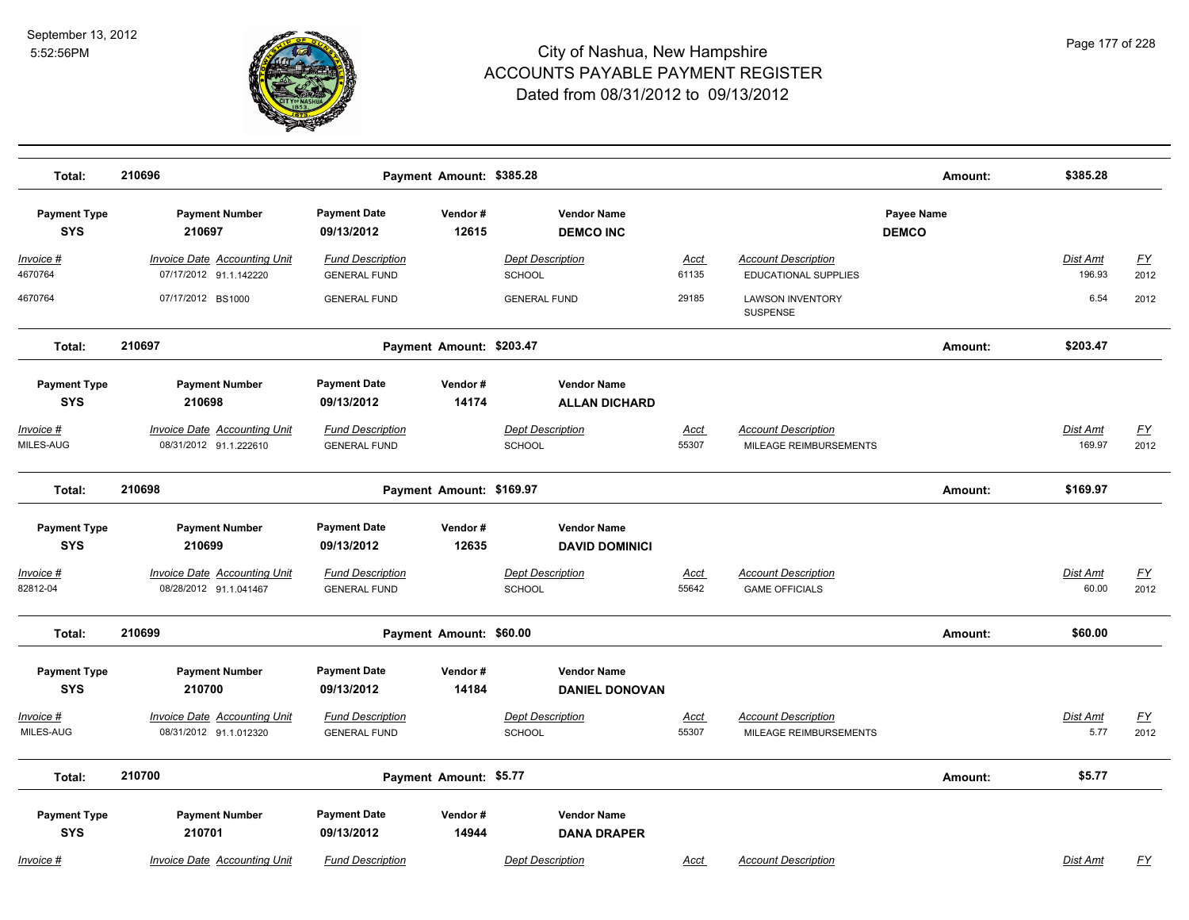# City of Nashua, New Hampshire
## ACCOUNTS PAYABLE PAYMENT REGISTER
### Dated from 08/31/2012 to 09/13/2012

September 13, 2012
5:52:56PM

| Total: | 210696 | Payment Amount: $385.28 | Amount: | $385.28 |
|---|---|---|---|---|

| Payment Type | Payment Number | Payment Date | Vendor # | Vendor Name | Payee Name |
|---|---|---|---|---|---|
| SYS | 210697 | 09/13/2012 | 12615 | DEMCO INC | DEMCO |

| Invoice # | Invoice Date | Accounting Unit | Fund Description | Dept Description | Acct | Account Description | Dist Amt | FY |
|---|---|---|---|---|---|---|---|---|
| 4670764 | 07/17/2012 | 91.1.142220 | GENERAL FUND | SCHOOL | 61135 | EDUCATIONAL SUPPLIES | 196.93 | 2012 |
| 4670764 | 07/17/2012 | BS1000 | GENERAL FUND | GENERAL FUND | 29185 | LAWSON INVENTORY SUSPENSE | 6.54 | 2012 |

| Total: | 210697 | Payment Amount: $203.47 | Amount: | $203.47 |
|---|---|---|---|---|

| Payment Type | Payment Number | Payment Date | Vendor # | Vendor Name |
|---|---|---|---|---|
| SYS | 210698 | 09/13/2012 | 14174 | ALLAN DICHARD |

| Invoice # | Invoice Date | Accounting Unit | Fund Description | Dept Description | Acct | Account Description | Dist Amt | FY |
|---|---|---|---|---|---|---|---|---|
| MILES-AUG | 08/31/2012 | 91.1.222610 | GENERAL FUND | SCHOOL | 55307 | MILEAGE REIMBURSEMENTS | 169.97 | 2012 |

| Total: | 210698 | Payment Amount: $169.97 | Amount: | $169.97 |
|---|---|---|---|---|

| Payment Type | Payment Number | Payment Date | Vendor # | Vendor Name |
|---|---|---|---|---|
| SYS | 210699 | 09/13/2012 | 12635 | DAVID DOMINICI |

| Invoice # | Invoice Date | Accounting Unit | Fund Description | Dept Description | Acct | Account Description | Dist Amt | FY |
|---|---|---|---|---|---|---|---|---|
| 82812-04 | 08/28/2012 | 91.1.041467 | GENERAL FUND | SCHOOL | 55642 | GAME OFFICIALS | 60.00 | 2012 |

| Total: | 210699 | Payment Amount: $60.00 | Amount: | $60.00 |
|---|---|---|---|---|

| Payment Type | Payment Number | Payment Date | Vendor # | Vendor Name |
|---|---|---|---|---|
| SYS | 210700 | 09/13/2012 | 14184 | DANIEL DONOVAN |

| Invoice # | Invoice Date | Accounting Unit | Fund Description | Dept Description | Acct | Account Description | Dist Amt | FY |
|---|---|---|---|---|---|---|---|---|
| MILES-AUG | 08/31/2012 | 91.1.012320 | GENERAL FUND | SCHOOL | 55307 | MILEAGE REIMBURSEMENTS | 5.77 | 2012 |

| Total: | 210700 | Payment Amount: $5.77 | Amount: | $5.77 |
|---|---|---|---|---|

| Payment Type | Payment Number | Payment Date | Vendor # | Vendor Name |
|---|---|---|---|---|
| SYS | 210701 | 09/13/2012 | 14944 | DANA DRAPER |

| Invoice # | Invoice Date | Accounting Unit | Fund Description | Dept Description | Acct | Account Description | Dist Amt | FY |
|---|---|---|---|---|---|---|---|---|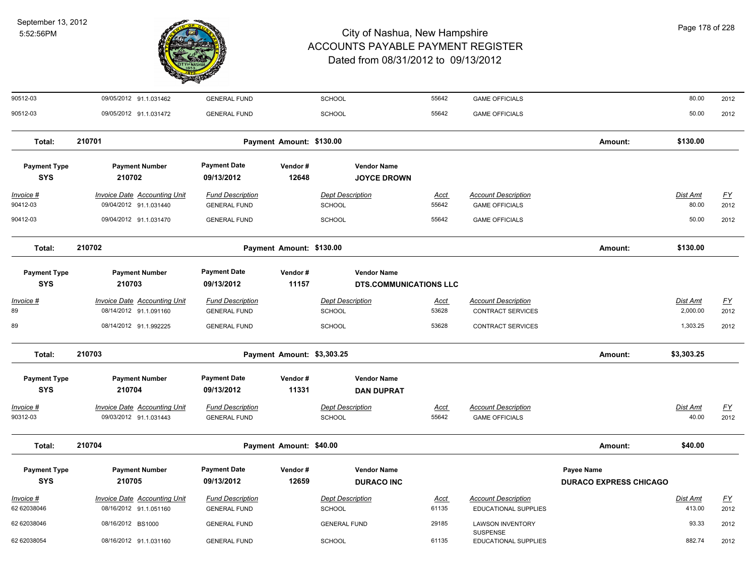| Invoice # | Invoice Date | Accounting Unit | Fund Description | Dept Description | Acct | Account Description | Dist Amt | FY |
|---|---|---|---|---|---|---|---|---|
| 90512-03 | 09/05/2012 | 91.1.031462 | GENERAL FUND | SCHOOL | 55642 | GAME OFFICIALS | 80.00 | 2012 |
| 90512-03 | 09/05/2012 | 91.1.031472 | GENERAL FUND | SCHOOL | 55642 | GAME OFFICIALS | 50.00 | 2012 |

**Total: 210701** — Payment Amount: $130.00 — Amount: $130.00

| Payment Type | Payment Number | Payment Date | Vendor # | Vendor Name |
|---|---|---|---|---|
| SYS | 210702 | 09/13/2012 | 12648 | JOYCE DROWN |

| Invoice # | Invoice Date | Accounting Unit | Fund Description | Dept Description | Acct | Account Description | Dist Amt | FY |
|---|---|---|---|---|---|---|---|---|
| 90412-03 | 09/04/2012 | 91.1.031440 | GENERAL FUND | SCHOOL | 55642 | GAME OFFICIALS | 80.00 | 2012 |
| 90412-03 | 09/04/2012 | 91.1.031470 | GENERAL FUND | SCHOOL | 55642 | GAME OFFICIALS | 50.00 | 2012 |

**Total: 210702** — Payment Amount: $130.00 — Amount: $130.00

| Payment Type | Payment Number | Payment Date | Vendor # | Vendor Name |
|---|---|---|---|---|
| SYS | 210703 | 09/13/2012 | 11157 | DTS.COMMUNICATIONS LLC |

| Invoice # | Invoice Date | Accounting Unit | Fund Description | Dept Description | Acct | Account Description | Dist Amt | FY |
|---|---|---|---|---|---|---|---|---|
| 89 | 08/14/2012 | 91.1.091160 | GENERAL FUND | SCHOOL | 53628 | CONTRACT SERVICES | 2,000.00 | 2012 |
| 89 | 08/14/2012 | 91.1.992225 | GENERAL FUND | SCHOOL | 53628 | CONTRACT SERVICES | 1,303.25 | 2012 |

**Total: 210703** — Payment Amount: $3,303.25 — Amount: $3,303.25

| Payment Type | Payment Number | Payment Date | Vendor # | Vendor Name |
|---|---|---|---|---|
| SYS | 210704 | 09/13/2012 | 11331 | DAN DUPRAT |

| Invoice # | Invoice Date | Accounting Unit | Fund Description | Dept Description | Acct | Account Description | Dist Amt | FY |
|---|---|---|---|---|---|---|---|---|
| 90312-03 | 09/03/2012 | 91.1.031443 | GENERAL FUND | SCHOOL | 55642 | GAME OFFICIALS | 40.00 | 2012 |

**Total: 210704** — Payment Amount: $40.00 — Amount: $40.00

| Payment Type | Payment Number | Payment Date | Vendor # | Vendor Name | Payee Name |
|---|---|---|---|---|---|
| SYS | 210705 | 09/13/2012 | 12659 | DURACO INC | DURACO EXPRESS CHICAGO |

| Invoice # | Invoice Date | Accounting Unit | Fund Description | Dept Description | Acct | Account Description | Dist Amt | FY |
|---|---|---|---|---|---|---|---|---|
| 62 62038046 | 08/16/2012 | 91.1.051160 | GENERAL FUND | SCHOOL | 61135 | EDUCATIONAL SUPPLIES | 413.00 | 2012 |
| 62 62038046 | 08/16/2012 | BS1000 | GENERAL FUND | GENERAL FUND | 29185 | LAWSON INVENTORY SUSPENSE | 93.33 | 2012 |
| 62 62038054 | 08/16/2012 | 91.1.031160 | GENERAL FUND | SCHOOL | 61135 | EDUCATIONAL SUPPLIES | 882.74 | 2012 |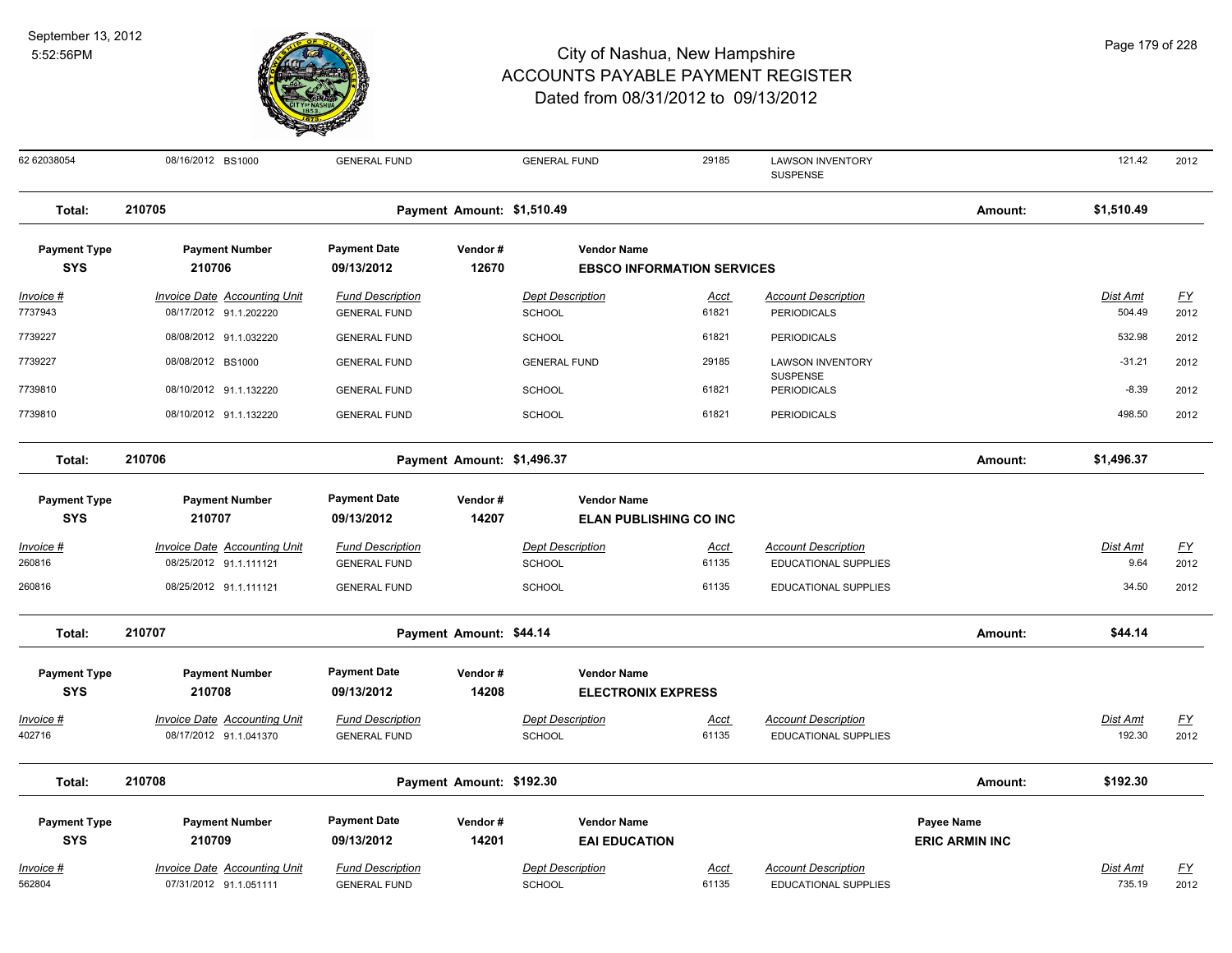# City of Nashua, New Hampshire
## ACCOUNTS PAYABLE PAYMENT REGISTER
### Dated from 08/31/2012 to 09/13/2012

September 13, 2012
5:52:56PM

| Invoice # | Invoice Date | Accounting Unit | Fund Description | Dept Description | Acct | Account Description | Dist Amt | FY |
|---|---|---|---|---|---|---|---|---|
| 62 62038054 | 08/16/2012 | BS1000 | GENERAL FUND | GENERAL FUND | 29185 | LAWSON INVENTORY SUSPENSE | 121.42 | 2012 |

**Total: 210705** — Payment Amount: $1,510.49 — Amount: $1,510.49

| Payment Type | Payment Number | Payment Date | Vendor # | Vendor Name |
|---|---|---|---|---|
| SYS | 210706 | 09/13/2012 | 12670 | EBSCO INFORMATION SERVICES |

| Invoice # | Invoice Date | Accounting Unit | Fund Description | Dept Description | Acct | Account Description | Dist Amt | FY |
|---|---|---|---|---|---|---|---|---|
| 7737943 | 08/17/2012 | 91.1.202220 | GENERAL FUND | SCHOOL | 61821 | PERIODICALS | 504.49 | 2012 |
| 7739227 | 08/08/2012 | 91.1.032220 | GENERAL FUND | SCHOOL | 61821 | PERIODICALS | 532.98 | 2012 |
| 7739227 | 08/08/2012 | BS1000 | GENERAL FUND | GENERAL FUND | 29185 | LAWSON INVENTORY SUSPENSE | -31.21 | 2012 |
| 7739810 | 08/10/2012 | 91.1.132220 | GENERAL FUND | SCHOOL | 61821 | PERIODICALS | -8.39 | 2012 |
| 7739810 | 08/10/2012 | 91.1.132220 | GENERAL FUND | SCHOOL | 61821 | PERIODICALS | 498.50 | 2012 |

**Total: 210706** — Payment Amount: $1,496.37 — Amount: $1,496.37

| Payment Type | Payment Number | Payment Date | Vendor # | Vendor Name |
|---|---|---|---|---|
| SYS | 210707 | 09/13/2012 | 14207 | ELAN PUBLISHING CO INC |

| Invoice # | Invoice Date | Accounting Unit | Fund Description | Dept Description | Acct | Account Description | Dist Amt | FY |
|---|---|---|---|---|---|---|---|---|
| 260816 | 08/25/2012 | 91.1.111121 | GENERAL FUND | SCHOOL | 61135 | EDUCATIONAL SUPPLIES | 9.64 | 2012 |
| 260816 | 08/25/2012 | 91.1.111121 | GENERAL FUND | SCHOOL | 61135 | EDUCATIONAL SUPPLIES | 34.50 | 2012 |

**Total: 210707** — Payment Amount: $44.14 — Amount: $44.14

| Payment Type | Payment Number | Payment Date | Vendor # | Vendor Name |
|---|---|---|---|---|
| SYS | 210708 | 09/13/2012 | 14208 | ELECTRONIX EXPRESS |

| Invoice # | Invoice Date | Accounting Unit | Fund Description | Dept Description | Acct | Account Description | Dist Amt | FY |
|---|---|---|---|---|---|---|---|---|
| 402716 | 08/17/2012 | 91.1.041370 | GENERAL FUND | SCHOOL | 61135 | EDUCATIONAL SUPPLIES | 192.30 | 2012 |

**Total: 210708** — Payment Amount: $192.30 — Amount: $192.30

| Payment Type | Payment Number | Payment Date | Vendor # | Vendor Name | Payee Name |
|---|---|---|---|---|---|
| SYS | 210709 | 09/13/2012 | 14201 | EAI EDUCATION | ERIC ARMIN INC |

| Invoice # | Invoice Date | Accounting Unit | Fund Description | Dept Description | Acct | Account Description | Dist Amt | FY |
|---|---|---|---|---|---|---|---|---|
| 562804 | 07/31/2012 | 91.1.051111 | GENERAL FUND | SCHOOL | 61135 | EDUCATIONAL SUPPLIES | 735.19 | 2012 |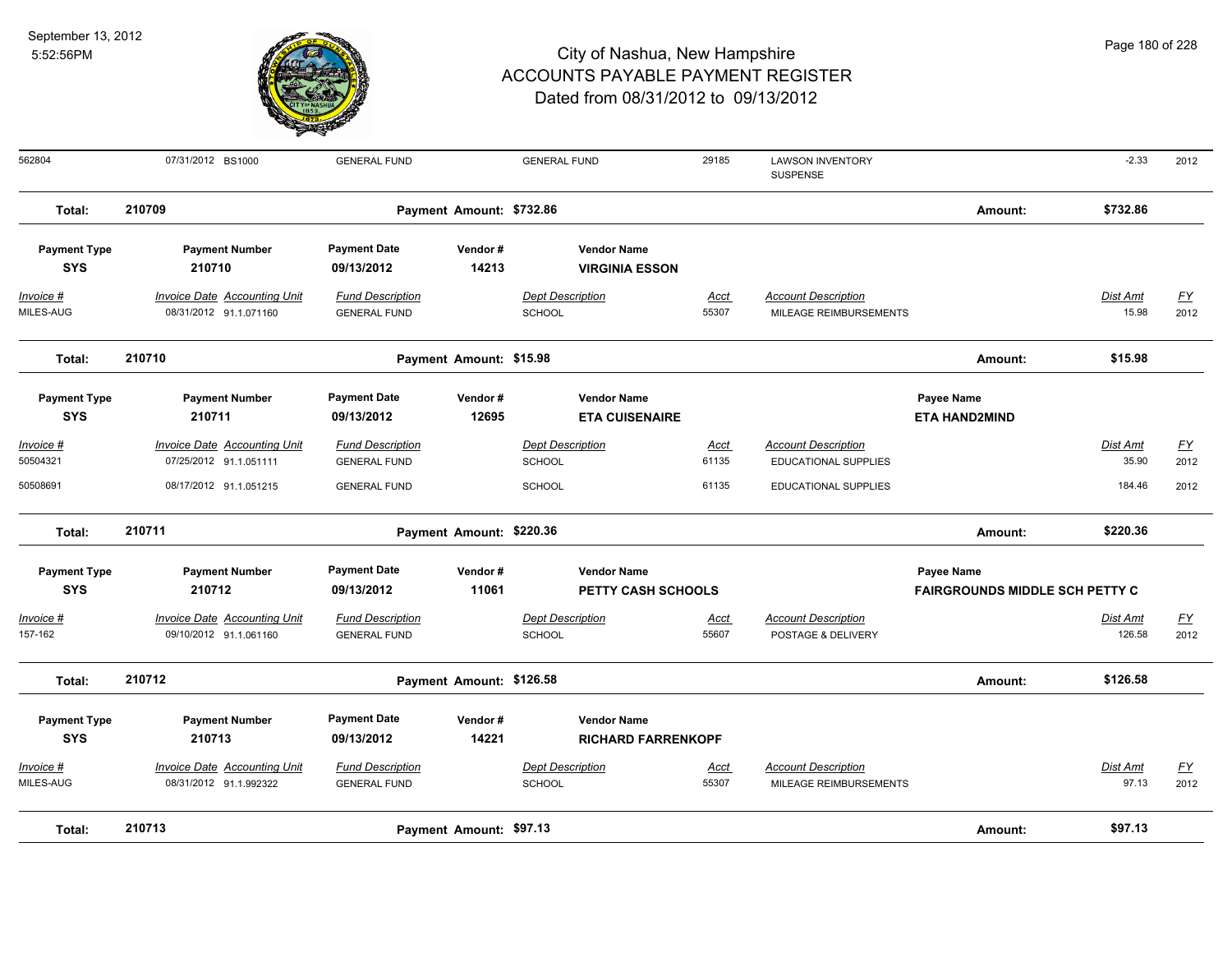| | | | | | | | | | |
|---|---|---|---|---|---|---|---|---|---|
| 562804 | 07/31/2012 BS1000 | GENERAL FUND | | GENERAL FUND | 29185 | LAWSON INVENTORY SUSPENSE | | -2.33 | 2012 |
| **Total:** | **210709** | | **Payment Amount: $732.86** | | | | **Amount:** | **$732.86** | |

| **Payment Type** | **Payment Number** | **Payment Date** | **Vendor #** | **Vendor Name** | | | | | |
|---|---|---|---|---|---|---|---|---|---|
| **SYS** | **210710** | **09/13/2012** | **14213** | **VIRGINIA ESSON** | | | | | |
| *Invoice #* | *Invoice Date Accounting Unit* | *Fund Description* | | *Dept Description* | *Acct* | *Account Description* | | *Dist Amt* | *FY* |
| MILES-AUG | 08/31/2012 91.1.071160 | GENERAL FUND | | SCHOOL | 55307 | MILEAGE REIMBURSEMENTS | | 15.98 | 2012 |
| **Total:** | **210710** | | **Payment Amount: $15.98** | | | | **Amount:** | **$15.98** | |

| **Payment Type** | **Payment Number** | **Payment Date** | **Vendor #** | **Vendor Name** | | | **Payee Name** | | |
|---|---|---|---|---|---|---|---|---|---|
| **SYS** | **210711** | **09/13/2012** | **12695** | **ETA CUISENAIRE** | | | **ETA HAND2MIND** | | |
| *Invoice #* | *Invoice Date Accounting Unit* | *Fund Description* | | *Dept Description* | *Acct* | *Account Description* | | *Dist Amt* | *FY* |
| 50504321 | 07/25/2012 91.1.051111 | GENERAL FUND | | SCHOOL | 61135 | EDUCATIONAL SUPPLIES | | 35.90 | 2012 |
| 50508691 | 08/17/2012 91.1.051215 | GENERAL FUND | | SCHOOL | 61135 | EDUCATIONAL SUPPLIES | | 184.46 | 2012 |
| **Total:** | **210711** | | **Payment Amount: $220.36** | | | | **Amount:** | **$220.36** | |

| **Payment Type** | **Payment Number** | **Payment Date** | **Vendor #** | **Vendor Name** | | | **Payee Name** | | |
|---|---|---|---|---|---|---|---|---|---|
| **SYS** | **210712** | **09/13/2012** | **11061** | **PETTY CASH SCHOOLS** | | | **FAIRGROUNDS MIDDLE SCH PETTY C** | | |
| *Invoice #* | *Invoice Date Accounting Unit* | *Fund Description* | | *Dept Description* | *Acct* | *Account Description* | | *Dist Amt* | *FY* |
| 157-162 | 09/10/2012 91.1.061160 | GENERAL FUND | | SCHOOL | 55607 | POSTAGE & DELIVERY | | 126.58 | 2012 |
| **Total:** | **210712** | | **Payment Amount: $126.58** | | | | **Amount:** | **$126.58** | |

| **Payment Type** | **Payment Number** | **Payment Date** | **Vendor #** | **Vendor Name** | | | | | |
|---|---|---|---|---|---|---|---|---|---|
| **SYS** | **210713** | **09/13/2012** | **14221** | **RICHARD FARRENKOPF** | | | | | |
| *Invoice #* | *Invoice Date Accounting Unit* | *Fund Description* | | *Dept Description* | *Acct* | *Account Description* | | *Dist Amt* | *FY* |
| MILES-AUG | 08/31/2012 91.1.992322 | GENERAL FUND | | SCHOOL | 55307 | MILEAGE REIMBURSEMENTS | | 97.13 | 2012 |
| **Total:** | **210713** | | **Payment Amount: $97.13** | | | | **Amount:** | **$97.13** | |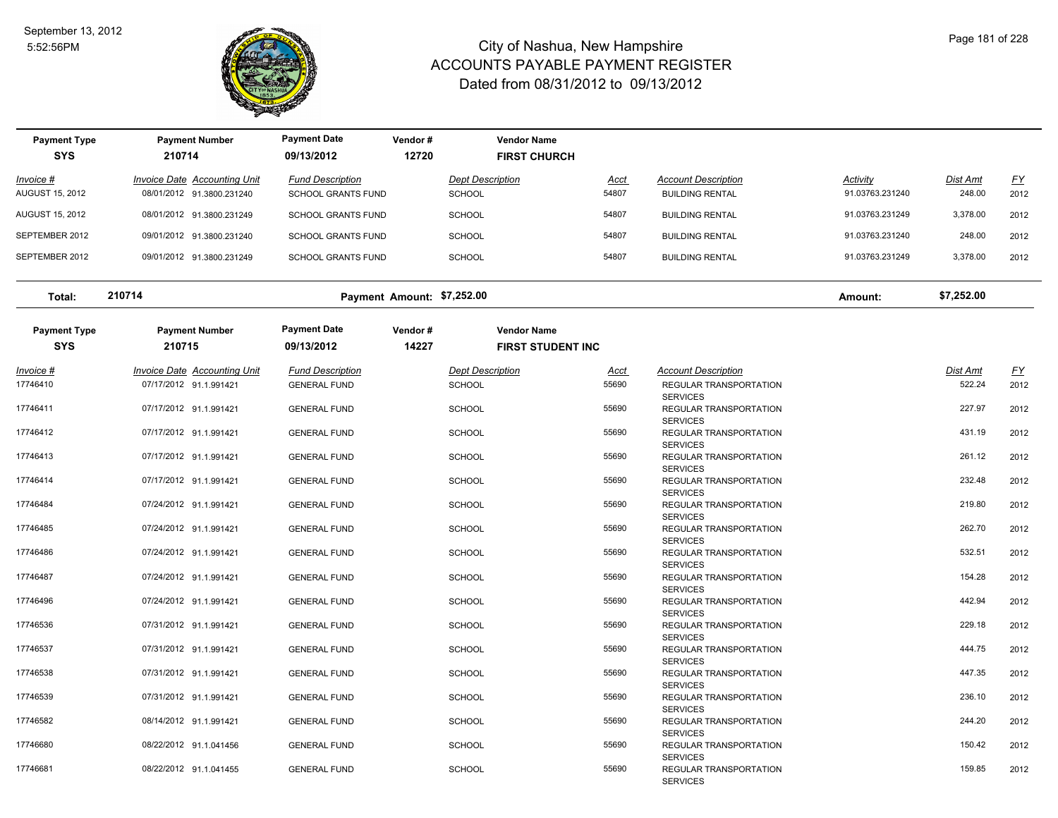# City of Nashua, New Hampshire
## ACCOUNTS PAYABLE PAYMENT REGISTER
### Dated from 08/31/2012 to 09/13/2012

September 13, 2012
5:52:56PM

| Payment Type | Payment Number | Payment Date | Vendor # | Vendor Name |
|---|---|---|---|---|
| SYS | 210714 | 09/13/2012 | 12720 | FIRST CHURCH |

| Invoice # | Invoice Date | Accounting Unit | Fund Description | Dept Description | Acct | Account Description | Activity | Dist Amt | FY |
|---|---|---|---|---|---|---|---|---|---|
| AUGUST 15, 2012 | 08/01/2012 | 91.3800.231240 | SCHOOL GRANTS FUND | SCHOOL | 54807 | BUILDING RENTAL | 91.03763.231240 | 248.00 | 2012 |
| AUGUST 15, 2012 | 08/01/2012 | 91.3800.231249 | SCHOOL GRANTS FUND | SCHOOL | 54807 | BUILDING RENTAL | 91.03763.231249 | 3,378.00 | 2012 |
| SEPTEMBER 2012 | 09/01/2012 | 91.3800.231240 | SCHOOL GRANTS FUND | SCHOOL | 54807 | BUILDING RENTAL | 91.03763.231240 | 248.00 | 2012 |
| SEPTEMBER 2012 | 09/01/2012 | 91.3800.231249 | SCHOOL GRANTS FUND | SCHOOL | 54807 | BUILDING RENTAL | 91.03763.231249 | 3,378.00 | 2012 |

**Total: 210714 — Payment Amount: $7,252.00 — Amount: $7,252.00**

| Payment Type | Payment Number | Payment Date | Vendor # | Vendor Name |
|---|---|---|---|---|
| SYS | 210715 | 09/13/2012 | 14227 | FIRST STUDENT INC |

| Invoice # | Invoice Date | Accounting Unit | Fund Description | Dept Description | Acct | Account Description | Dist Amt | FY |
|---|---|---|---|---|---|---|---|---|
| 17746410 | 07/17/2012 | 91.1.991421 | GENERAL FUND | SCHOOL | 55690 | REGULAR TRANSPORTATION SERVICES | 522.24 | 2012 |
| 17746411 | 07/17/2012 | 91.1.991421 | GENERAL FUND | SCHOOL | 55690 | REGULAR TRANSPORTATION SERVICES | 227.97 | 2012 |
| 17746412 | 07/17/2012 | 91.1.991421 | GENERAL FUND | SCHOOL | 55690 | REGULAR TRANSPORTATION SERVICES | 431.19 | 2012 |
| 17746413 | 07/17/2012 | 91.1.991421 | GENERAL FUND | SCHOOL | 55690 | REGULAR TRANSPORTATION SERVICES | 261.12 | 2012 |
| 17746414 | 07/17/2012 | 91.1.991421 | GENERAL FUND | SCHOOL | 55690 | REGULAR TRANSPORTATION SERVICES | 232.48 | 2012 |
| 17746484 | 07/24/2012 | 91.1.991421 | GENERAL FUND | SCHOOL | 55690 | REGULAR TRANSPORTATION SERVICES | 219.80 | 2012 |
| 17746485 | 07/24/2012 | 91.1.991421 | GENERAL FUND | SCHOOL | 55690 | REGULAR TRANSPORTATION SERVICES | 262.70 | 2012 |
| 17746486 | 07/24/2012 | 91.1.991421 | GENERAL FUND | SCHOOL | 55690 | REGULAR TRANSPORTATION SERVICES | 532.51 | 2012 |
| 17746487 | 07/24/2012 | 91.1.991421 | GENERAL FUND | SCHOOL | 55690 | REGULAR TRANSPORTATION SERVICES | 154.28 | 2012 |
| 17746496 | 07/24/2012 | 91.1.991421 | GENERAL FUND | SCHOOL | 55690 | REGULAR TRANSPORTATION SERVICES | 442.94 | 2012 |
| 17746536 | 07/31/2012 | 91.1.991421 | GENERAL FUND | SCHOOL | 55690 | REGULAR TRANSPORTATION SERVICES | 229.18 | 2012 |
| 17746537 | 07/31/2012 | 91.1.991421 | GENERAL FUND | SCHOOL | 55690 | REGULAR TRANSPORTATION SERVICES | 444.75 | 2012 |
| 17746538 | 07/31/2012 | 91.1.991421 | GENERAL FUND | SCHOOL | 55690 | REGULAR TRANSPORTATION SERVICES | 447.35 | 2012 |
| 17746539 | 07/31/2012 | 91.1.991421 | GENERAL FUND | SCHOOL | 55690 | REGULAR TRANSPORTATION SERVICES | 236.10 | 2012 |
| 17746582 | 08/14/2012 | 91.1.991421 | GENERAL FUND | SCHOOL | 55690 | REGULAR TRANSPORTATION SERVICES | 244.20 | 2012 |
| 17746680 | 08/22/2012 | 91.1.041456 | GENERAL FUND | SCHOOL | 55690 | REGULAR TRANSPORTATION SERVICES | 150.42 | 2012 |
| 17746681 | 08/22/2012 | 91.1.041455 | GENERAL FUND | SCHOOL | 55690 | REGULAR TRANSPORTATION SERVICES | 159.85 | 2012 |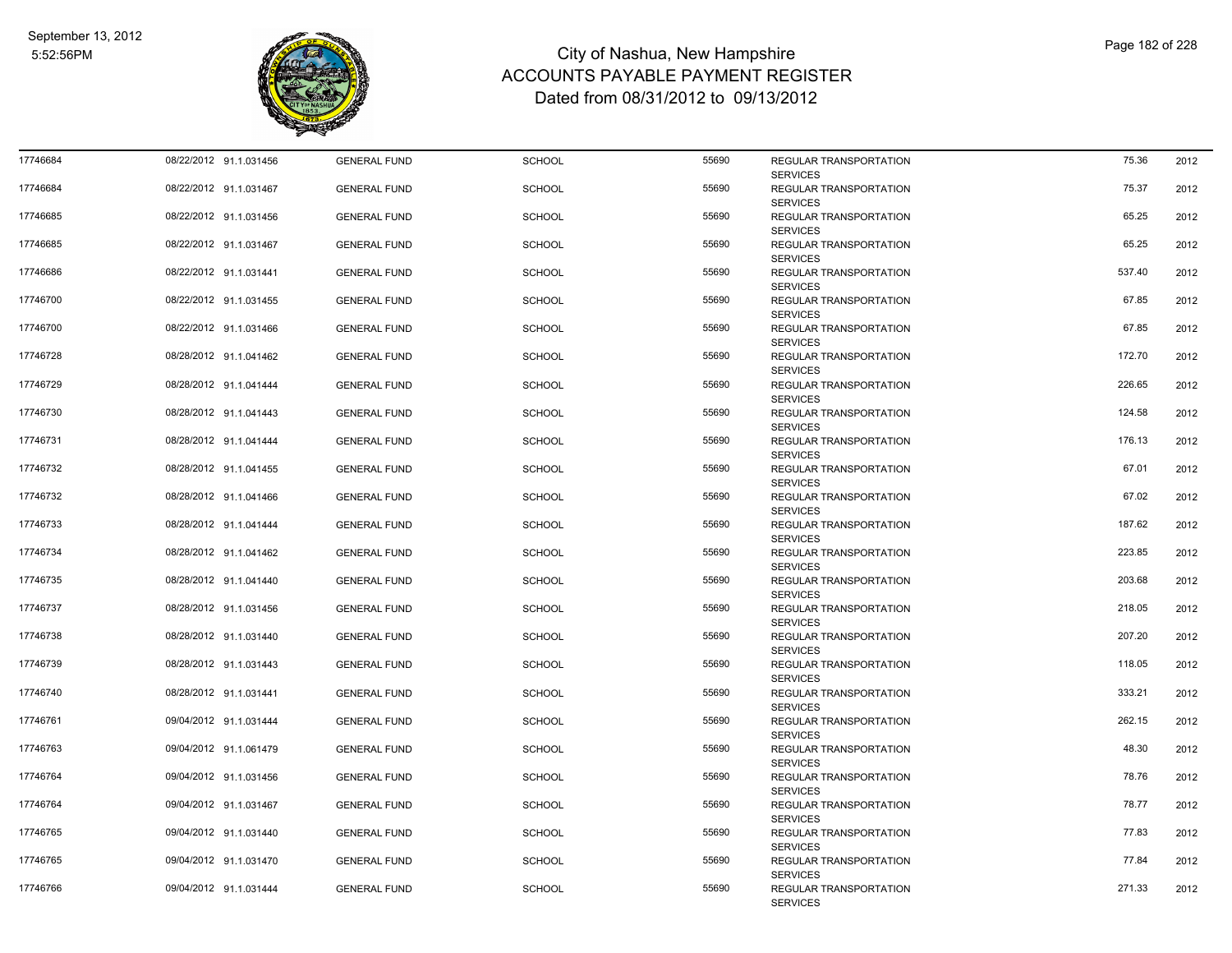# City of Nashua, New Hampshire
## ACCOUNTS PAYABLE PAYMENT REGISTER
### Dated from 08/31/2012 to 09/13/2012

| | | | | | | | | |
|---|---|---|---|---|---|---|---|---|
| 17746684 | 08/22/2012 | 91.1.031456 | GENERAL FUND | SCHOOL | 55690 | REGULAR TRANSPORTATION SERVICES | 75.36 | 2012 |
| 17746684 | 08/22/2012 | 91.1.031467 | GENERAL FUND | SCHOOL | 55690 | REGULAR TRANSPORTATION SERVICES | 75.37 | 2012 |
| 17746685 | 08/22/2012 | 91.1.031456 | GENERAL FUND | SCHOOL | 55690 | REGULAR TRANSPORTATION SERVICES | 65.25 | 2012 |
| 17746685 | 08/22/2012 | 91.1.031467 | GENERAL FUND | SCHOOL | 55690 | REGULAR TRANSPORTATION SERVICES | 65.25 | 2012 |
| 17746686 | 08/22/2012 | 91.1.031441 | GENERAL FUND | SCHOOL | 55690 | REGULAR TRANSPORTATION SERVICES | 537.40 | 2012 |
| 17746700 | 08/22/2012 | 91.1.031455 | GENERAL FUND | SCHOOL | 55690 | REGULAR TRANSPORTATION SERVICES | 67.85 | 2012 |
| 17746700 | 08/22/2012 | 91.1.031466 | GENERAL FUND | SCHOOL | 55690 | REGULAR TRANSPORTATION SERVICES | 67.85 | 2012 |
| 17746728 | 08/28/2012 | 91.1.041462 | GENERAL FUND | SCHOOL | 55690 | REGULAR TRANSPORTATION SERVICES | 172.70 | 2012 |
| 17746729 | 08/28/2012 | 91.1.041444 | GENERAL FUND | SCHOOL | 55690 | REGULAR TRANSPORTATION SERVICES | 226.65 | 2012 |
| 17746730 | 08/28/2012 | 91.1.041443 | GENERAL FUND | SCHOOL | 55690 | REGULAR TRANSPORTATION SERVICES | 124.58 | 2012 |
| 17746731 | 08/28/2012 | 91.1.041444 | GENERAL FUND | SCHOOL | 55690 | REGULAR TRANSPORTATION SERVICES | 176.13 | 2012 |
| 17746732 | 08/28/2012 | 91.1.041455 | GENERAL FUND | SCHOOL | 55690 | REGULAR TRANSPORTATION SERVICES | 67.01 | 2012 |
| 17746732 | 08/28/2012 | 91.1.041466 | GENERAL FUND | SCHOOL | 55690 | REGULAR TRANSPORTATION SERVICES | 67.02 | 2012 |
| 17746733 | 08/28/2012 | 91.1.041444 | GENERAL FUND | SCHOOL | 55690 | REGULAR TRANSPORTATION SERVICES | 187.62 | 2012 |
| 17746734 | 08/28/2012 | 91.1.041462 | GENERAL FUND | SCHOOL | 55690 | REGULAR TRANSPORTATION SERVICES | 223.85 | 2012 |
| 17746735 | 08/28/2012 | 91.1.041440 | GENERAL FUND | SCHOOL | 55690 | REGULAR TRANSPORTATION SERVICES | 203.68 | 2012 |
| 17746737 | 08/28/2012 | 91.1.031456 | GENERAL FUND | SCHOOL | 55690 | REGULAR TRANSPORTATION SERVICES | 218.05 | 2012 |
| 17746738 | 08/28/2012 | 91.1.031440 | GENERAL FUND | SCHOOL | 55690 | REGULAR TRANSPORTATION SERVICES | 207.20 | 2012 |
| 17746739 | 08/28/2012 | 91.1.031443 | GENERAL FUND | SCHOOL | 55690 | REGULAR TRANSPORTATION SERVICES | 118.05 | 2012 |
| 17746740 | 08/28/2012 | 91.1.031441 | GENERAL FUND | SCHOOL | 55690 | REGULAR TRANSPORTATION SERVICES | 333.21 | 2012 |
| 17746761 | 09/04/2012 | 91.1.031444 | GENERAL FUND | SCHOOL | 55690 | REGULAR TRANSPORTATION SERVICES | 262.15 | 2012 |
| 17746763 | 09/04/2012 | 91.1.061479 | GENERAL FUND | SCHOOL | 55690 | REGULAR TRANSPORTATION SERVICES | 48.30 | 2012 |
| 17746764 | 09/04/2012 | 91.1.031456 | GENERAL FUND | SCHOOL | 55690 | REGULAR TRANSPORTATION SERVICES | 78.76 | 2012 |
| 17746764 | 09/04/2012 | 91.1.031467 | GENERAL FUND | SCHOOL | 55690 | REGULAR TRANSPORTATION SERVICES | 78.77 | 2012 |
| 17746765 | 09/04/2012 | 91.1.031440 | GENERAL FUND | SCHOOL | 55690 | REGULAR TRANSPORTATION SERVICES | 77.83 | 2012 |
| 17746765 | 09/04/2012 | 91.1.031470 | GENERAL FUND | SCHOOL | 55690 | REGULAR TRANSPORTATION SERVICES | 77.84 | 2012 |
| 17746766 | 09/04/2012 | 91.1.031444 | GENERAL FUND | SCHOOL | 55690 | REGULAR TRANSPORTATION SERVICES | 271.33 | 2012 |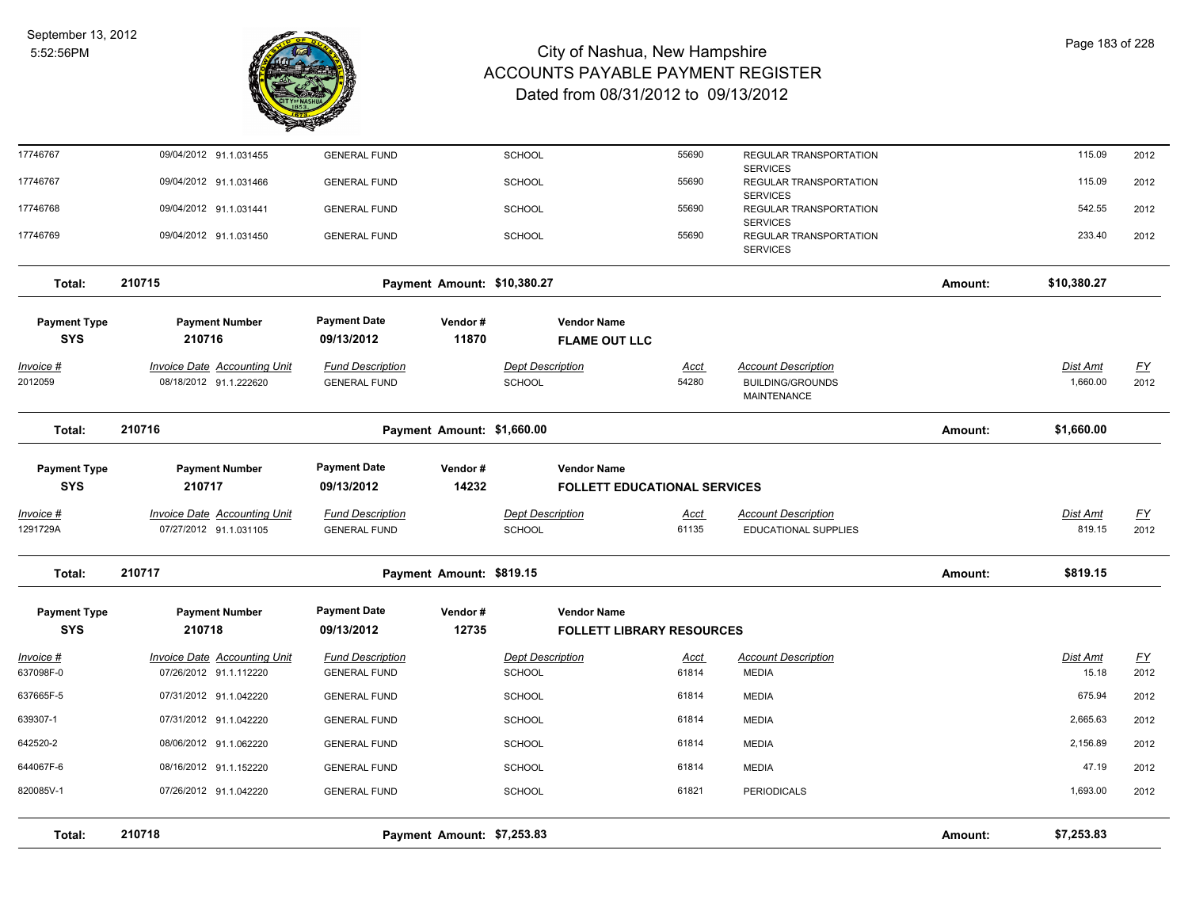| Invoice # | Invoice Date | Accounting Unit | Fund Description | Dept Description | Acct | Account Description | Dist Amt | FY |
|---|---|---|---|---|---|---|---|---|
| 17746767 | 09/04/2012 | 91.1.031455 | GENERAL FUND | SCHOOL | 55690 | REGULAR TRANSPORTATION SERVICES | 115.09 | 2012 |
| 17746767 | 09/04/2012 | 91.1.031466 | GENERAL FUND | SCHOOL | 55690 | REGULAR TRANSPORTATION SERVICES | 115.09 | 2012 |
| 17746768 | 09/04/2012 | 91.1.031441 | GENERAL FUND | SCHOOL | 55690 | REGULAR TRANSPORTATION SERVICES | 542.55 | 2012 |
| 17746769 | 09/04/2012 | 91.1.031450 | GENERAL FUND | SCHOOL | 55690 | REGULAR TRANSPORTATION SERVICES | 233.40 | 2012 |

**Total: 210715** — Payment Amount: $10,380.27 — Amount: $10,380.27

| Payment Type | Payment Number | Payment Date | Vendor # | Vendor Name |
|---|---|---|---|---|
| SYS | 210716 | 09/13/2012 | 11870 | FLAME OUT LLC |

| Invoice # | Invoice Date | Accounting Unit | Fund Description | Dept Description | Acct | Account Description | Dist Amt | FY |
|---|---|---|---|---|---|---|---|---|
| 2012059 | 08/18/2012 | 91.1.222620 | GENERAL FUND | SCHOOL | 54280 | BUILDING/GROUNDS MAINTENANCE | 1,660.00 | 2012 |

**Total: 210716** — Payment Amount: $1,660.00 — Amount: $1,660.00

| Payment Type | Payment Number | Payment Date | Vendor # | Vendor Name |
|---|---|---|---|---|
| SYS | 210717 | 09/13/2012 | 14232 | FOLLETT EDUCATIONAL SERVICES |

| Invoice # | Invoice Date | Accounting Unit | Fund Description | Dept Description | Acct | Account Description | Dist Amt | FY |
|---|---|---|---|---|---|---|---|---|
| 1291729A | 07/27/2012 | 91.1.031105 | GENERAL FUND | SCHOOL | 61135 | EDUCATIONAL SUPPLIES | 819.15 | 2012 |

**Total: 210717** — Payment Amount: $819.15 — Amount: $819.15

| Payment Type | Payment Number | Payment Date | Vendor # | Vendor Name |
|---|---|---|---|---|
| SYS | 210718 | 09/13/2012 | 12735 | FOLLETT LIBRARY RESOURCES |

| Invoice # | Invoice Date | Accounting Unit | Fund Description | Dept Description | Acct | Account Description | Dist Amt | FY |
|---|---|---|---|---|---|---|---|---|
| 637098F-0 | 07/26/2012 | 91.1.112220 | GENERAL FUND | SCHOOL | 61814 | MEDIA | 15.18 | 2012 |
| 637665F-5 | 07/31/2012 | 91.1.042220 | GENERAL FUND | SCHOOL | 61814 | MEDIA | 675.94 | 2012 |
| 639307-1 | 07/31/2012 | 91.1.042220 | GENERAL FUND | SCHOOL | 61814 | MEDIA | 2,665.63 | 2012 |
| 642520-2 | 08/06/2012 | 91.1.062220 | GENERAL FUND | SCHOOL | 61814 | MEDIA | 2,156.89 | 2012 |
| 644067F-6 | 08/16/2012 | 91.1.152220 | GENERAL FUND | SCHOOL | 61814 | MEDIA | 47.19 | 2012 |
| 820085V-1 | 07/26/2012 | 91.1.042220 | GENERAL FUND | SCHOOL | 61821 | PERIODICALS | 1,693.00 | 2012 |

**Total: 210718** — Payment Amount: $7,253.83 — Amount: $7,253.83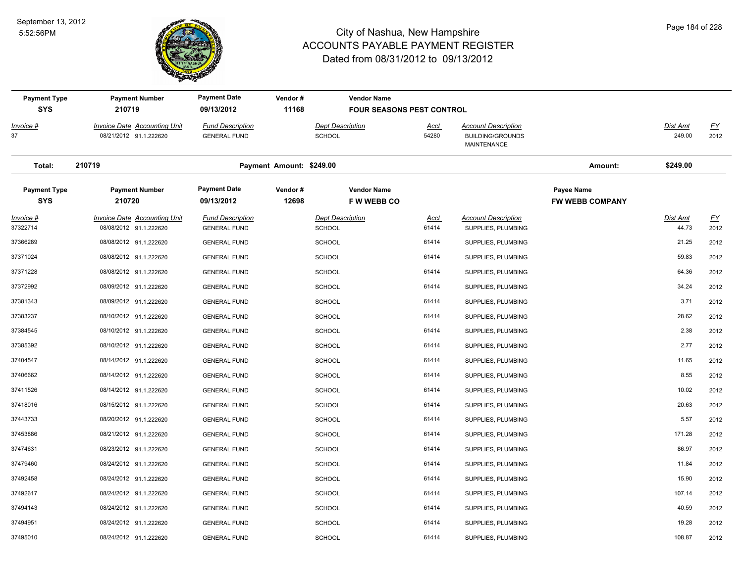# City of Nashua, New Hampshire
## ACCOUNTS PAYABLE PAYMENT REGISTER
### Dated from 08/31/2012 to 09/13/2012

September 13, 2012
5:52:56PM

| Payment Type | Payment Number | Payment Date | Vendor # | Vendor Name | | |
|---|---|---|---|---|---|---|
| SYS | 210719 | 09/13/2012 | 11168 | FOUR SEASONS PEST CONTROL | | |

| Invoice # | Invoice Date | Accounting Unit | Fund Description | Dept Description | Acct | Account Description | Dist Amt | FY |
|---|---|---|---|---|---|---|---|---|
| 37 | 08/21/2012 | 91.1.222620 | GENERAL FUND | SCHOOL | 54280 | BUILDING/GROUNDS MAINTENANCE | 249.00 | 2012 |

**Total: 210719** — Payment Amount: $249.00 — Amount: $249.00

| Payment Type | Payment Number | Payment Date | Vendor # | Vendor Name | Payee Name |
|---|---|---|---|---|---|
| SYS | 210720 | 09/13/2012 | 12698 | F W WEBB CO | FW WEBB COMPANY |

| Invoice # | Invoice Date | Accounting Unit | Fund Description | Dept Description | Acct | Account Description | Dist Amt | FY |
|---|---|---|---|---|---|---|---|---|
| 37322714 | 08/08/2012 | 91.1.222620 | GENERAL FUND | SCHOOL | 61414 | SUPPLIES, PLUMBING | 44.73 | 2012 |
| 37366289 | 08/08/2012 | 91.1.222620 | GENERAL FUND | SCHOOL | 61414 | SUPPLIES, PLUMBING | 21.25 | 2012 |
| 37371024 | 08/08/2012 | 91.1.222620 | GENERAL FUND | SCHOOL | 61414 | SUPPLIES, PLUMBING | 59.83 | 2012 |
| 37371228 | 08/08/2012 | 91.1.222620 | GENERAL FUND | SCHOOL | 61414 | SUPPLIES, PLUMBING | 64.36 | 2012 |
| 37372992 | 08/09/2012 | 91.1.222620 | GENERAL FUND | SCHOOL | 61414 | SUPPLIES, PLUMBING | 34.24 | 2012 |
| 37381343 | 08/09/2012 | 91.1.222620 | GENERAL FUND | SCHOOL | 61414 | SUPPLIES, PLUMBING | 3.71 | 2012 |
| 37383237 | 08/10/2012 | 91.1.222620 | GENERAL FUND | SCHOOL | 61414 | SUPPLIES, PLUMBING | 28.62 | 2012 |
| 37384545 | 08/10/2012 | 91.1.222620 | GENERAL FUND | SCHOOL | 61414 | SUPPLIES, PLUMBING | 2.38 | 2012 |
| 37385392 | 08/10/2012 | 91.1.222620 | GENERAL FUND | SCHOOL | 61414 | SUPPLIES, PLUMBING | 2.77 | 2012 |
| 37404547 | 08/14/2012 | 91.1.222620 | GENERAL FUND | SCHOOL | 61414 | SUPPLIES, PLUMBING | 11.65 | 2012 |
| 37406662 | 08/14/2012 | 91.1.222620 | GENERAL FUND | SCHOOL | 61414 | SUPPLIES, PLUMBING | 8.55 | 2012 |
| 37411526 | 08/14/2012 | 91.1.222620 | GENERAL FUND | SCHOOL | 61414 | SUPPLIES, PLUMBING | 10.02 | 2012 |
| 37418016 | 08/15/2012 | 91.1.222620 | GENERAL FUND | SCHOOL | 61414 | SUPPLIES, PLUMBING | 20.63 | 2012 |
| 37443733 | 08/20/2012 | 91.1.222620 | GENERAL FUND | SCHOOL | 61414 | SUPPLIES, PLUMBING | 5.57 | 2012 |
| 37453886 | 08/21/2012 | 91.1.222620 | GENERAL FUND | SCHOOL | 61414 | SUPPLIES, PLUMBING | 171.28 | 2012 |
| 37474631 | 08/23/2012 | 91.1.222620 | GENERAL FUND | SCHOOL | 61414 | SUPPLIES, PLUMBING | 86.97 | 2012 |
| 37479460 | 08/24/2012 | 91.1.222620 | GENERAL FUND | SCHOOL | 61414 | SUPPLIES, PLUMBING | 11.84 | 2012 |
| 37492458 | 08/24/2012 | 91.1.222620 | GENERAL FUND | SCHOOL | 61414 | SUPPLIES, PLUMBING | 15.90 | 2012 |
| 37492617 | 08/24/2012 | 91.1.222620 | GENERAL FUND | SCHOOL | 61414 | SUPPLIES, PLUMBING | 107.14 | 2012 |
| 37494143 | 08/24/2012 | 91.1.222620 | GENERAL FUND | SCHOOL | 61414 | SUPPLIES, PLUMBING | 40.59 | 2012 |
| 37494951 | 08/24/2012 | 91.1.222620 | GENERAL FUND | SCHOOL | 61414 | SUPPLIES, PLUMBING | 19.28 | 2012 |
| 37495010 | 08/24/2012 | 91.1.222620 | GENERAL FUND | SCHOOL | 61414 | SUPPLIES, PLUMBING | 108.87 | 2012 |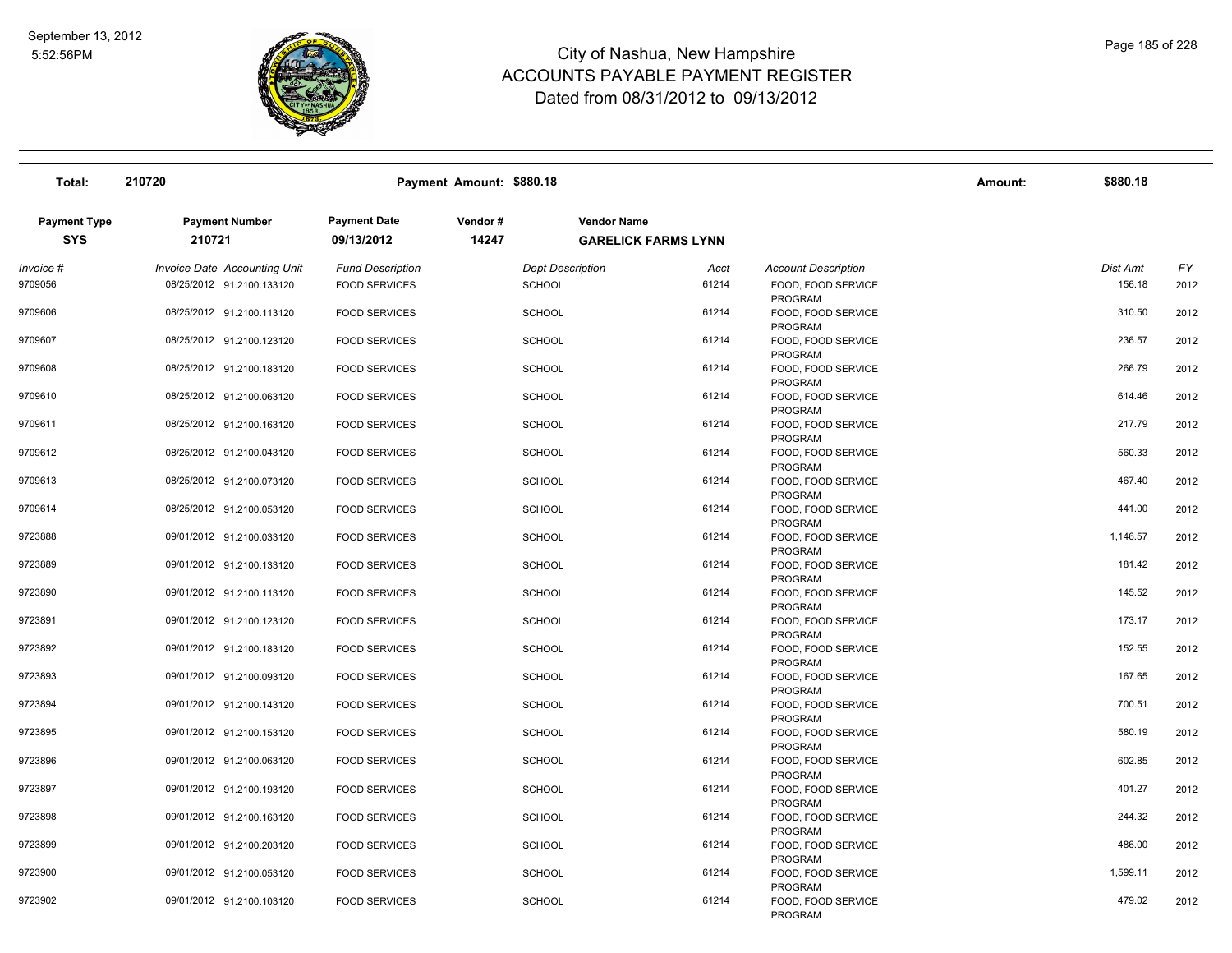# City of Nashua, New Hampshire
## ACCOUNTS PAYABLE PAYMENT REGISTER
### Dated from 08/31/2012 to 09/13/2012

| Total: | 210720 | Payment Amount: $880.18 | Amount: | $880.18 |
|---|---|---|---|---|

| Payment Type | Payment Number | Payment Date | Vendor # | Vendor Name |
|---|---|---|---|---|
| SYS | 210721 | 09/13/2012 | 14247 | GARELICK FARMS LYNN |

| Invoice # | Invoice Date | Accounting Unit | Fund Description | Dept Description | Acct | Account Description | Dist Amt | FY |
|---|---|---|---|---|---|---|---|---|
| 9709056 | 08/25/2012 | 91.2100.133120 | FOOD SERVICES | SCHOOL | 61214 | FOOD, FOOD SERVICE PROGRAM | 156.18 | 2012 |
| 9709606 | 08/25/2012 | 91.2100.113120 | FOOD SERVICES | SCHOOL | 61214 | FOOD, FOOD SERVICE PROGRAM | 310.50 | 2012 |
| 9709607 | 08/25/2012 | 91.2100.123120 | FOOD SERVICES | SCHOOL | 61214 | FOOD, FOOD SERVICE PROGRAM | 236.57 | 2012 |
| 9709608 | 08/25/2012 | 91.2100.183120 | FOOD SERVICES | SCHOOL | 61214 | FOOD, FOOD SERVICE PROGRAM | 266.79 | 2012 |
| 9709610 | 08/25/2012 | 91.2100.063120 | FOOD SERVICES | SCHOOL | 61214 | FOOD, FOOD SERVICE PROGRAM | 614.46 | 2012 |
| 9709611 | 08/25/2012 | 91.2100.163120 | FOOD SERVICES | SCHOOL | 61214 | FOOD, FOOD SERVICE PROGRAM | 217.79 | 2012 |
| 9709612 | 08/25/2012 | 91.2100.043120 | FOOD SERVICES | SCHOOL | 61214 | FOOD, FOOD SERVICE PROGRAM | 560.33 | 2012 |
| 9709613 | 08/25/2012 | 91.2100.073120 | FOOD SERVICES | SCHOOL | 61214 | FOOD, FOOD SERVICE PROGRAM | 467.40 | 2012 |
| 9709614 | 08/25/2012 | 91.2100.053120 | FOOD SERVICES | SCHOOL | 61214 | FOOD, FOOD SERVICE PROGRAM | 441.00 | 2012 |
| 9723888 | 09/01/2012 | 91.2100.033120 | FOOD SERVICES | SCHOOL | 61214 | FOOD, FOOD SERVICE PROGRAM | 1,146.57 | 2012 |
| 9723889 | 09/01/2012 | 91.2100.133120 | FOOD SERVICES | SCHOOL | 61214 | FOOD, FOOD SERVICE PROGRAM | 181.42 | 2012 |
| 9723890 | 09/01/2012 | 91.2100.113120 | FOOD SERVICES | SCHOOL | 61214 | FOOD, FOOD SERVICE PROGRAM | 145.52 | 2012 |
| 9723891 | 09/01/2012 | 91.2100.123120 | FOOD SERVICES | SCHOOL | 61214 | FOOD, FOOD SERVICE PROGRAM | 173.17 | 2012 |
| 9723892 | 09/01/2012 | 91.2100.183120 | FOOD SERVICES | SCHOOL | 61214 | FOOD, FOOD SERVICE PROGRAM | 152.55 | 2012 |
| 9723893 | 09/01/2012 | 91.2100.093120 | FOOD SERVICES | SCHOOL | 61214 | FOOD, FOOD SERVICE PROGRAM | 167.65 | 2012 |
| 9723894 | 09/01/2012 | 91.2100.143120 | FOOD SERVICES | SCHOOL | 61214 | FOOD, FOOD SERVICE PROGRAM | 700.51 | 2012 |
| 9723895 | 09/01/2012 | 91.2100.153120 | FOOD SERVICES | SCHOOL | 61214 | FOOD, FOOD SERVICE PROGRAM | 580.19 | 2012 |
| 9723896 | 09/01/2012 | 91.2100.063120 | FOOD SERVICES | SCHOOL | 61214 | FOOD, FOOD SERVICE PROGRAM | 602.85 | 2012 |
| 9723897 | 09/01/2012 | 91.2100.193120 | FOOD SERVICES | SCHOOL | 61214 | FOOD, FOOD SERVICE PROGRAM | 401.27 | 2012 |
| 9723898 | 09/01/2012 | 91.2100.163120 | FOOD SERVICES | SCHOOL | 61214 | FOOD, FOOD SERVICE PROGRAM | 244.32 | 2012 |
| 9723899 | 09/01/2012 | 91.2100.203120 | FOOD SERVICES | SCHOOL | 61214 | FOOD, FOOD SERVICE PROGRAM | 486.00 | 2012 |
| 9723900 | 09/01/2012 | 91.2100.053120 | FOOD SERVICES | SCHOOL | 61214 | FOOD, FOOD SERVICE PROGRAM | 1,599.11 | 2012 |
| 9723902 | 09/01/2012 | 91.2100.103120 | FOOD SERVICES | SCHOOL | 61214 | FOOD, FOOD SERVICE PROGRAM | 479.02 | 2012 |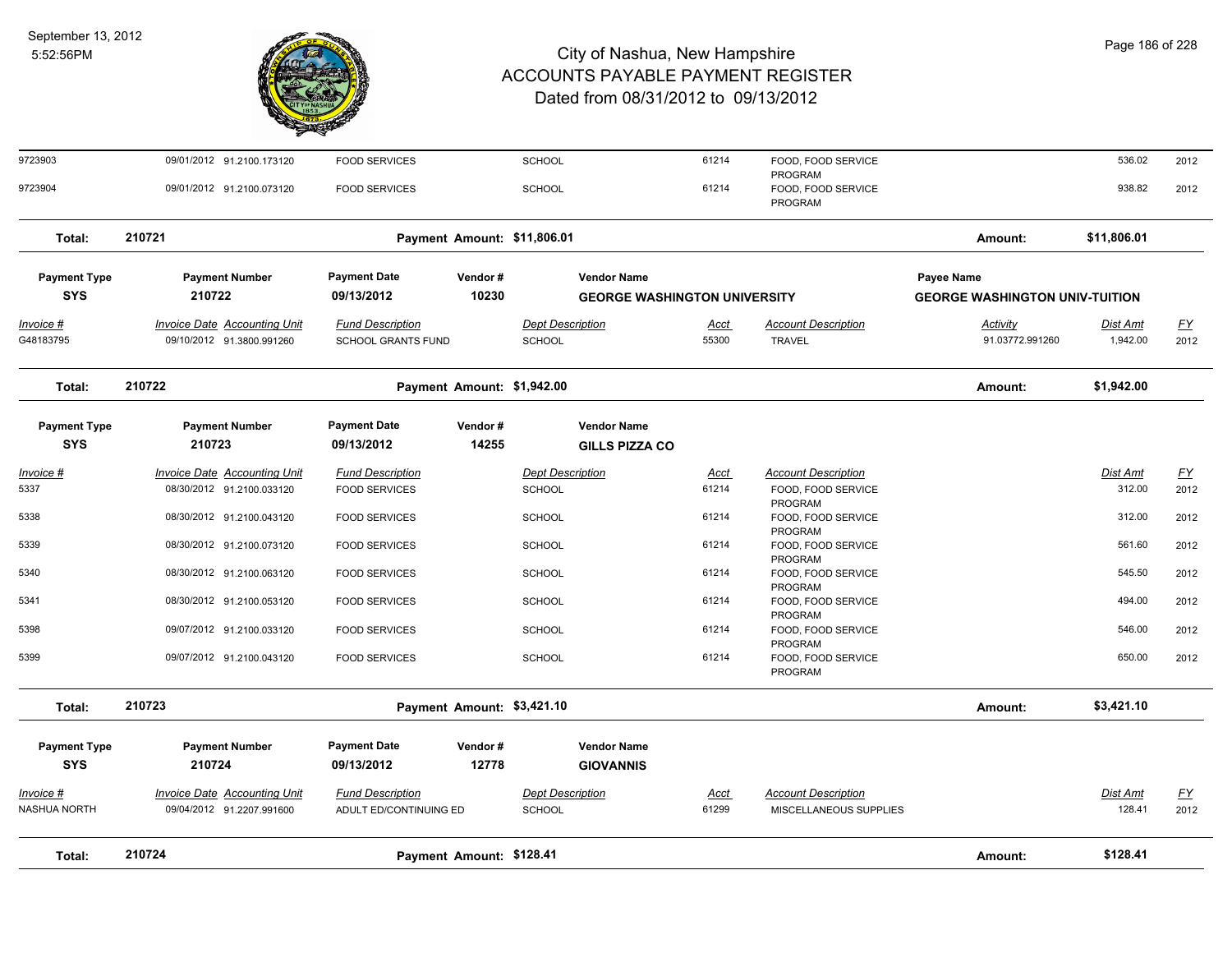# City of Nashua, New Hampshire
## ACCOUNTS PAYABLE PAYMENT REGISTER
### Dated from 08/31/2012 to 09/13/2012

September 13, 2012
5:52:56PM

| Invoice # | Invoice Date | Accounting Unit | Fund Description | Dept Description | Acct | Account Description | Activity | Dist Amt | FY |
|---|---|---|---|---|---|---|---|---|---|
| 9723903 | 09/01/2012 | 91.2100.173120 | FOOD SERVICES | SCHOOL | 61214 | FOOD, FOOD SERVICE PROGRAM | | 536.02 | 2012 |
| 9723904 | 09/01/2012 | 91.2100.073120 | FOOD SERVICES | SCHOOL | 61214 | FOOD, FOOD SERVICE PROGRAM | | 938.82 | 2012 |

**Total: 210721** — Payment Amount: $11,806.01 — Amount: $11,806.01

| Payment Type | Payment Number | Payment Date | Vendor # | Vendor Name | Payee Name |
|---|---|---|---|---|---|
| SYS | 210722 | 09/13/2012 | 10230 | GEORGE WASHINGTON UNIVERSITY | GEORGE WASHINGTON UNIV-TUITION |

| Invoice # | Invoice Date | Accounting Unit | Fund Description | Dept Description | Acct | Account Description | Activity | Dist Amt | FY |
|---|---|---|---|---|---|---|---|---|---|
| G48183795 | 09/10/2012 | 91.3800.991260 | SCHOOL GRANTS FUND | SCHOOL | 55300 | TRAVEL | 91.03772.991260 | 1,942.00 | 2012 |

**Total: 210722** — Payment Amount: $1,942.00 — Amount: $1,942.00

| Payment Type | Payment Number | Payment Date | Vendor # | Vendor Name |
|---|---|---|---|---|
| SYS | 210723 | 09/13/2012 | 14255 | GILLS PIZZA CO |

| Invoice # | Invoice Date | Accounting Unit | Fund Description | Dept Description | Acct | Account Description | Dist Amt | FY |
|---|---|---|---|---|---|---|---|---|
| 5337 | 08/30/2012 | 91.2100.033120 | FOOD SERVICES | SCHOOL | 61214 | FOOD, FOOD SERVICE PROGRAM | 312.00 | 2012 |
| 5338 | 08/30/2012 | 91.2100.043120 | FOOD SERVICES | SCHOOL | 61214 | FOOD, FOOD SERVICE PROGRAM | 312.00 | 2012 |
| 5339 | 08/30/2012 | 91.2100.073120 | FOOD SERVICES | SCHOOL | 61214 | FOOD, FOOD SERVICE PROGRAM | 561.60 | 2012 |
| 5340 | 08/30/2012 | 91.2100.063120 | FOOD SERVICES | SCHOOL | 61214 | FOOD, FOOD SERVICE PROGRAM | 545.50 | 2012 |
| 5341 | 08/30/2012 | 91.2100.053120 | FOOD SERVICES | SCHOOL | 61214 | FOOD, FOOD SERVICE PROGRAM | 494.00 | 2012 |
| 5398 | 09/07/2012 | 91.2100.033120 | FOOD SERVICES | SCHOOL | 61214 | FOOD, FOOD SERVICE PROGRAM | 546.00 | 2012 |
| 5399 | 09/07/2012 | 91.2100.043120 | FOOD SERVICES | SCHOOL | 61214 | FOOD, FOOD SERVICE PROGRAM | 650.00 | 2012 |

**Total: 210723** — Payment Amount: $3,421.10 — Amount: $3,421.10

| Payment Type | Payment Number | Payment Date | Vendor # | Vendor Name |
|---|---|---|---|---|
| SYS | 210724 | 09/13/2012 | 12778 | GIOVANNIS |

| Invoice # | Invoice Date | Accounting Unit | Fund Description | Dept Description | Acct | Account Description | Dist Amt | FY |
|---|---|---|---|---|---|---|---|---|
| NASHUA NORTH | 09/04/2012 | 91.2207.991600 | ADULT ED/CONTINUING ED | SCHOOL | 61299 | MISCELLANEOUS SUPPLIES | 128.41 | 2012 |

**Total: 210724** — Payment Amount: $128.41 — Amount: $128.41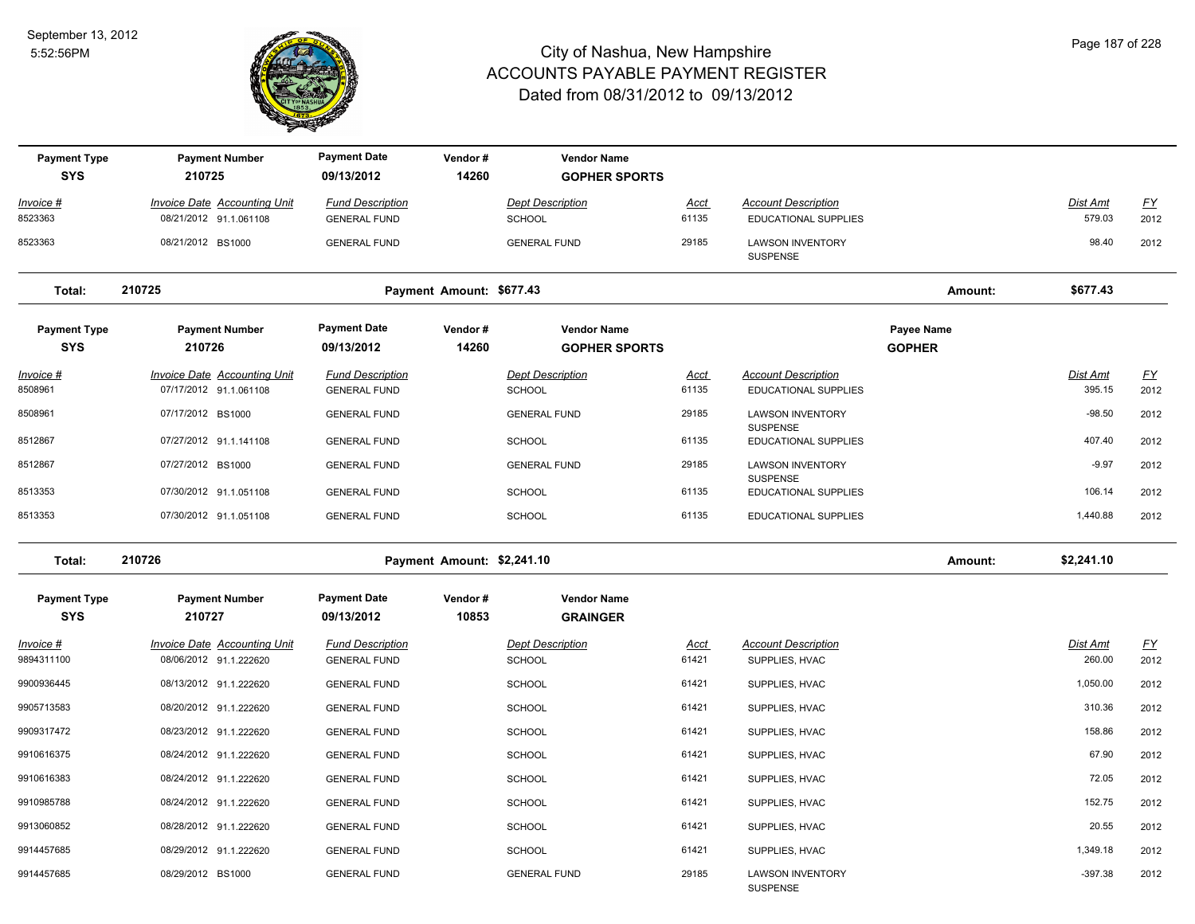# City of Nashua, New Hampshire
## ACCOUNTS PAYABLE PAYMENT REGISTER
### Dated from 08/31/2012 to 09/13/2012

September 13, 2012
5:52:56PM

| Payment Type | Payment Number | Payment Date | Vendor # | Vendor Name |
|---|---|---|---|---|
| SYS | 210725 | 09/13/2012 | 14260 | GOPHER SPORTS |

| Invoice # | Invoice Date | Accounting Unit | Fund Description | Dept Description | Acct | Account Description | Dist Amt | FY |
|---|---|---|---|---|---|---|---|---|
| 8523363 | 08/21/2012 | 91.1.061108 | GENERAL FUND | SCHOOL | 61135 | EDUCATIONAL SUPPLIES | 579.03 | 2012 |
| 8523363 | 08/21/2012 | BS1000 | GENERAL FUND | GENERAL FUND | 29185 | LAWSON INVENTORY SUSPENSE | 98.40 | 2012 |

**Total: 210725 Payment Amount: $677.43 Amount: $677.43**

| Payment Type | Payment Number | Payment Date | Vendor # | Vendor Name | Payee Name |
|---|---|---|---|---|---|
| SYS | 210726 | 09/13/2012 | 14260 | GOPHER SPORTS | GOPHER |

| Invoice # | Invoice Date | Accounting Unit | Fund Description | Dept Description | Acct | Account Description | Dist Amt | FY |
|---|---|---|---|---|---|---|---|---|
| 8508961 | 07/17/2012 | 91.1.061108 | GENERAL FUND | SCHOOL | 61135 | EDUCATIONAL SUPPLIES | 395.15 | 2012 |
| 8508961 | 07/17/2012 | BS1000 | GENERAL FUND | GENERAL FUND | 29185 | LAWSON INVENTORY SUSPENSE | -98.50 | 2012 |
| 8512867 | 07/27/2012 | 91.1.141108 | GENERAL FUND | SCHOOL | 61135 | EDUCATIONAL SUPPLIES | 407.40 | 2012 |
| 8512867 | 07/27/2012 | BS1000 | GENERAL FUND | GENERAL FUND | 29185 | LAWSON INVENTORY SUSPENSE | -9.97 | 2012 |
| 8513353 | 07/30/2012 | 91.1.051108 | GENERAL FUND | SCHOOL | 61135 | EDUCATIONAL SUPPLIES | 106.14 | 2012 |
| 8513353 | 07/30/2012 | 91.1.051108 | GENERAL FUND | SCHOOL | 61135 | EDUCATIONAL SUPPLIES | 1,440.88 | 2012 |

**Total: 210726 Payment Amount: $2,241.10 Amount: $2,241.10**

| Payment Type | Payment Number | Payment Date | Vendor # | Vendor Name |
|---|---|---|---|---|
| SYS | 210727 | 09/13/2012 | 10853 | GRAINGER |

| Invoice # | Invoice Date | Accounting Unit | Fund Description | Dept Description | Acct | Account Description | Dist Amt | FY |
|---|---|---|---|---|---|---|---|---|
| 9894311100 | 08/06/2012 | 91.1.222620 | GENERAL FUND | SCHOOL | 61421 | SUPPLIES, HVAC | 260.00 | 2012 |
| 9900936445 | 08/13/2012 | 91.1.222620 | GENERAL FUND | SCHOOL | 61421 | SUPPLIES, HVAC | 1,050.00 | 2012 |
| 9905713583 | 08/20/2012 | 91.1.222620 | GENERAL FUND | SCHOOL | 61421 | SUPPLIES, HVAC | 310.36 | 2012 |
| 9909317472 | 08/23/2012 | 91.1.222620 | GENERAL FUND | SCHOOL | 61421 | SUPPLIES, HVAC | 158.86 | 2012 |
| 9910616375 | 08/24/2012 | 91.1.222620 | GENERAL FUND | SCHOOL | 61421 | SUPPLIES, HVAC | 67.90 | 2012 |
| 9910616383 | 08/24/2012 | 91.1.222620 | GENERAL FUND | SCHOOL | 61421 | SUPPLIES, HVAC | 72.05 | 2012 |
| 9910985788 | 08/24/2012 | 91.1.222620 | GENERAL FUND | SCHOOL | 61421 | SUPPLIES, HVAC | 152.75 | 2012 |
| 9913060852 | 08/28/2012 | 91.1.222620 | GENERAL FUND | SCHOOL | 61421 | SUPPLIES, HVAC | 20.55 | 2012 |
| 9914457685 | 08/29/2012 | 91.1.222620 | GENERAL FUND | SCHOOL | 61421 | SUPPLIES, HVAC | 1,349.18 | 2012 |
| 9914457685 | 08/29/2012 | BS1000 | GENERAL FUND | GENERAL FUND | 29185 | LAWSON INVENTORY SUSPENSE | -397.38 | 2012 |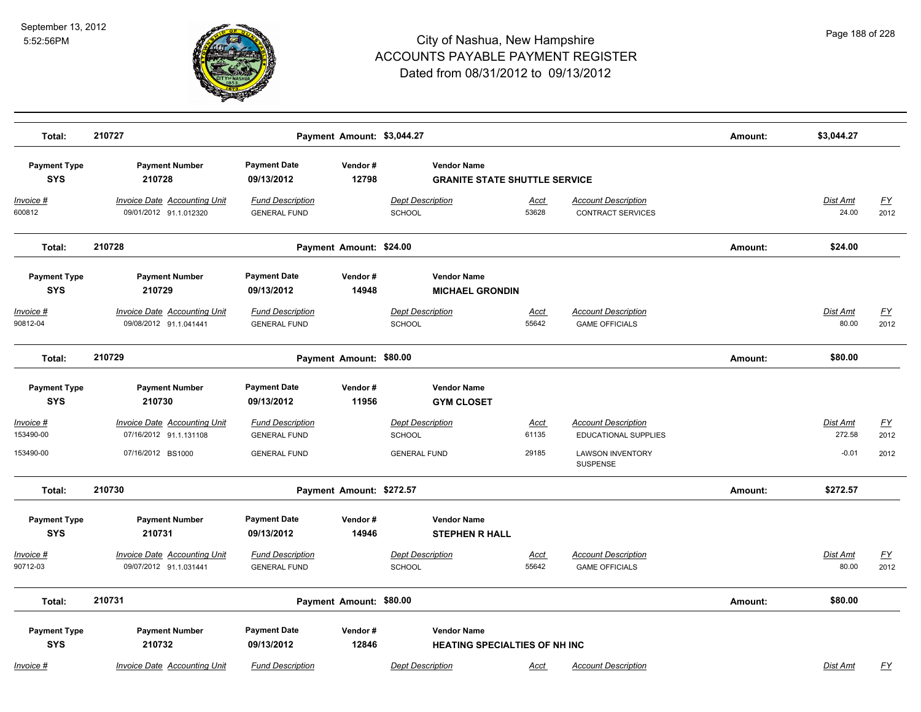# City of Nashua, New Hampshire
## ACCOUNTS PAYABLE PAYMENT REGISTER
### Dated from 08/31/2012 to 09/13/2012

**Total: 210727** — Payment Amount: $3,044.27 — Amount: $3,044.27

| Payment Type | Payment Number | Payment Date | Vendor # | Vendor Name |
|---|---|---|---|---|
| SYS | 210728 | 09/13/2012 | 12798 | GRANITE STATE SHUTTLE SERVICE |

| Invoice # | Invoice Date | Accounting Unit | Fund Description | Dept Description | Acct | Account Description | Dist Amt | FY |
|---|---|---|---|---|---|---|---|---|
| 600812 | 09/01/2012 | 91.1.012320 | GENERAL FUND | SCHOOL | 53628 | CONTRACT SERVICES | 24.00 | 2012 |

**Total: 210728** — Payment Amount: $24.00 — Amount: $24.00

| Payment Type | Payment Number | Payment Date | Vendor # | Vendor Name |
|---|---|---|---|---|
| SYS | 210729 | 09/13/2012 | 14948 | MICHAEL GRONDIN |

| Invoice # | Invoice Date | Accounting Unit | Fund Description | Dept Description | Acct | Account Description | Dist Amt | FY |
|---|---|---|---|---|---|---|---|---|
| 90812-04 | 09/08/2012 | 91.1.041441 | GENERAL FUND | SCHOOL | 55642 | GAME OFFICIALS | 80.00 | 2012 |

**Total: 210729** — Payment Amount: $80.00 — Amount: $80.00

| Payment Type | Payment Number | Payment Date | Vendor # | Vendor Name |
|---|---|---|---|---|
| SYS | 210730 | 09/13/2012 | 11956 | GYM CLOSET |

| Invoice # | Invoice Date | Accounting Unit | Fund Description | Dept Description | Acct | Account Description | Dist Amt | FY |
|---|---|---|---|---|---|---|---|---|
| 153490-00 | 07/16/2012 | 91.1.131108 | GENERAL FUND | SCHOOL | 61135 | EDUCATIONAL SUPPLIES | 272.58 | 2012 |
| 153490-00 | 07/16/2012 | BS1000 | GENERAL FUND | GENERAL FUND | 29185 | LAWSON INVENTORY SUSPENSE | -0.01 | 2012 |

**Total: 210730** — Payment Amount: $272.57 — Amount: $272.57

| Payment Type | Payment Number | Payment Date | Vendor # | Vendor Name |
|---|---|---|---|---|
| SYS | 210731 | 09/13/2012 | 14946 | STEPHEN R HALL |

| Invoice # | Invoice Date | Accounting Unit | Fund Description | Dept Description | Acct | Account Description | Dist Amt | FY |
|---|---|---|---|---|---|---|---|---|
| 90712-03 | 09/07/2012 | 91.1.031441 | GENERAL FUND | SCHOOL | 55642 | GAME OFFICIALS | 80.00 | 2012 |

**Total: 210731** — Payment Amount: $80.00 — Amount: $80.00

| Payment Type | Payment Number | Payment Date | Vendor # | Vendor Name |
|---|---|---|---|---|
| SYS | 210732 | 09/13/2012 | 12846 | HEATING SPECIALTIES OF NH INC |

| Invoice # | Invoice Date | Accounting Unit | Fund Description | Dept Description | Acct | Account Description | Dist Amt | FY |
|---|---|---|---|---|---|---|---|---|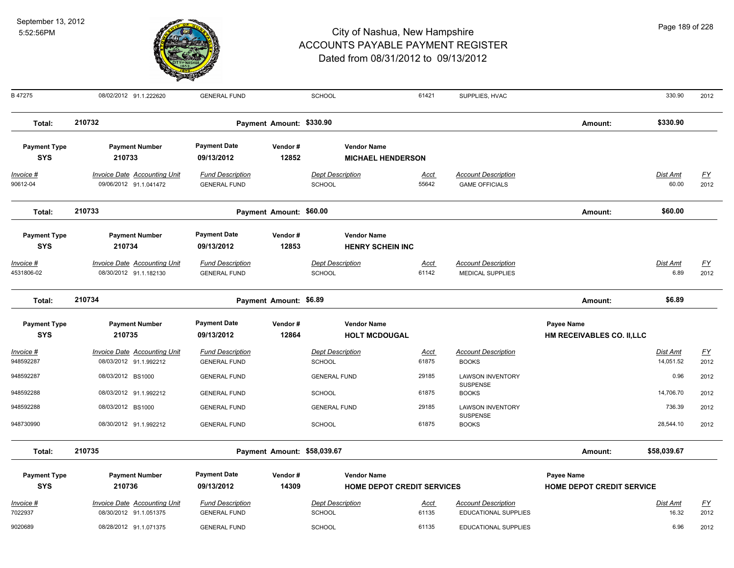# City of Nashua, New Hampshire
## ACCOUNTS PAYABLE PAYMENT REGISTER
### Dated from 08/31/2012 to 09/13/2012

September 13, 2012
5:52:56PM

| Invoice # | Invoice Date | Accounting Unit | Fund Description | Dept Description | Acct | Account Description | Dist Amt | FY |
|---|---|---|---|---|---|---|---|---|
| B 47275 | 08/02/2012 | 91.1.222620 | GENERAL FUND | SCHOOL | 61421 | SUPPLIES, HVAC | 330.90 | 2012 |

**Total: 210732** — Payment Amount: $330.90 — Amount: $330.90

| Payment Type | Payment Number | Payment Date | Vendor # | Vendor Name |
|---|---|---|---|---|
| SYS | 210733 | 09/13/2012 | 12852 | MICHAEL HENDERSON |

| Invoice # | Invoice Date | Accounting Unit | Fund Description | Dept Description | Acct | Account Description | Dist Amt | FY |
|---|---|---|---|---|---|---|---|---|
| 90612-04 | 09/06/2012 | 91.1.041472 | GENERAL FUND | SCHOOL | 55642 | GAME OFFICIALS | 60.00 | 2012 |

**Total: 210733** — Payment Amount: $60.00 — Amount: $60.00

| Payment Type | Payment Number | Payment Date | Vendor # | Vendor Name |
|---|---|---|---|---|
| SYS | 210734 | 09/13/2012 | 12853 | HENRY SCHEIN INC |

| Invoice # | Invoice Date | Accounting Unit | Fund Description | Dept Description | Acct | Account Description | Dist Amt | FY |
|---|---|---|---|---|---|---|---|---|
| 4531806-02 | 08/30/2012 | 91.1.182130 | GENERAL FUND | SCHOOL | 61142 | MEDICAL SUPPLIES | 6.89 | 2012 |

**Total: 210734** — Payment Amount: $6.89 — Amount: $6.89

| Payment Type | Payment Number | Payment Date | Vendor # | Vendor Name | Payee Name |
|---|---|---|---|---|---|
| SYS | 210735 | 09/13/2012 | 12864 | HOLT MCDOUGAL | HM RECEIVABLES CO. II,LLC |

| Invoice # | Invoice Date | Accounting Unit | Fund Description | Dept Description | Acct | Account Description | Dist Amt | FY |
|---|---|---|---|---|---|---|---|---|
| 948592287 | 08/03/2012 | 91.1.992212 | GENERAL FUND | SCHOOL | 61875 | BOOKS | 14,051.52 | 2012 |
| 948592287 | 08/03/2012 | BS1000 | GENERAL FUND | GENERAL FUND | 29185 | LAWSON INVENTORY SUSPENSE | 0.96 | 2012 |
| 948592288 | 08/03/2012 | 91.1.992212 | GENERAL FUND | SCHOOL | 61875 | BOOKS | 14,706.70 | 2012 |
| 948592288 | 08/03/2012 | BS1000 | GENERAL FUND | GENERAL FUND | 29185 | LAWSON INVENTORY SUSPENSE | 736.39 | 2012 |
| 948730990 | 08/30/2012 | 91.1.992212 | GENERAL FUND | SCHOOL | 61875 | BOOKS | 28,544.10 | 2012 |

**Total: 210735** — Payment Amount: $58,039.67 — Amount: $58,039.67

| Payment Type | Payment Number | Payment Date | Vendor # | Vendor Name | Payee Name |
|---|---|---|---|---|---|
| SYS | 210736 | 09/13/2012 | 14309 | HOME DEPOT CREDIT SERVICES | HOME DEPOT CREDIT SERVICE |

| Invoice # | Invoice Date | Accounting Unit | Fund Description | Dept Description | Acct | Account Description | Dist Amt | FY |
|---|---|---|---|---|---|---|---|---|
| 7022937 | 08/30/2012 | 91.1.051375 | GENERAL FUND | SCHOOL | 61135 | EDUCATIONAL SUPPLIES | 16.32 | 2012 |
| 9020689 | 08/28/2012 | 91.1.071375 | GENERAL FUND | SCHOOL | 61135 | EDUCATIONAL SUPPLIES | 6.96 | 2012 |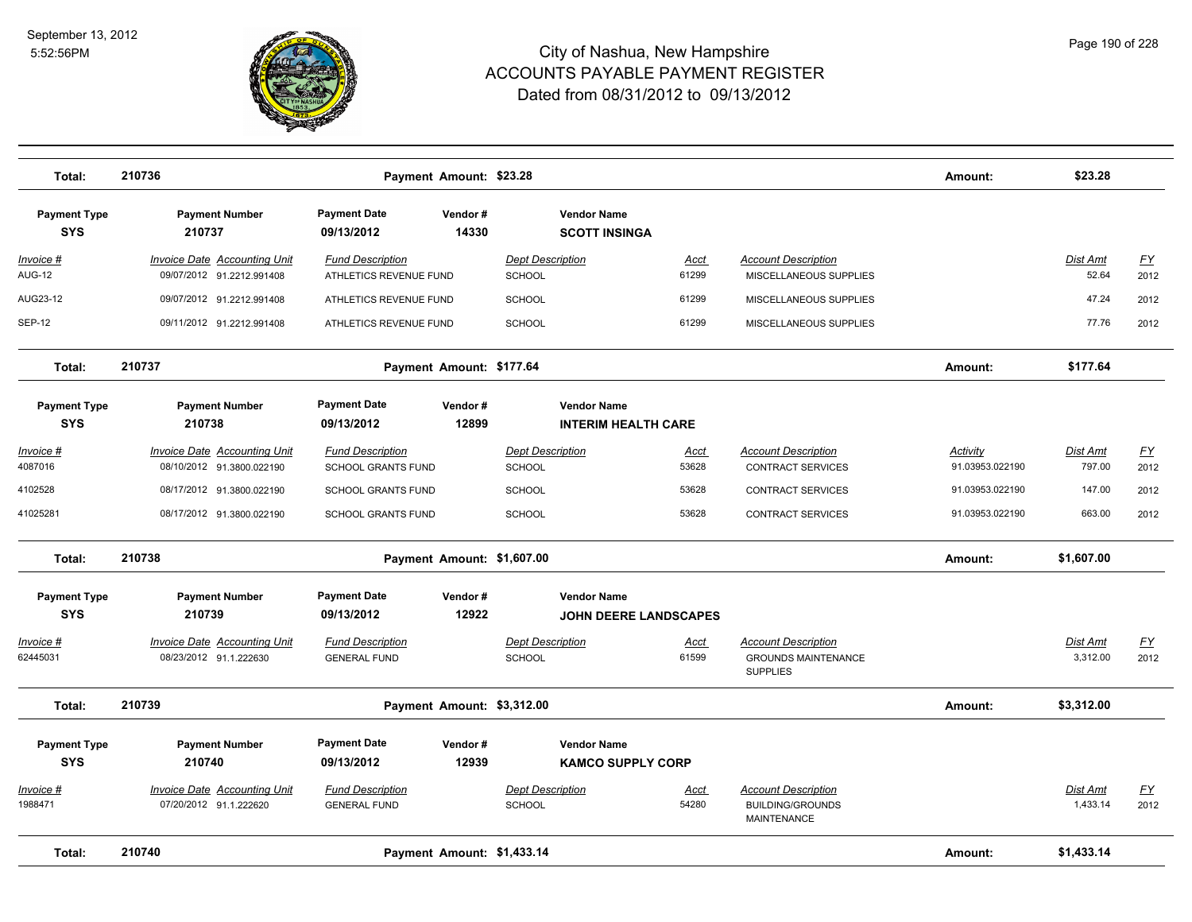# City of Nashua, New Hampshire
## ACCOUNTS PAYABLE PAYMENT REGISTER
### Dated from 08/31/2012 to 09/13/2012

September 13, 2012
5:52:56PM

| Total: | 210736 | Payment Amount: $23.28 | Amount: | $23.28 |
|---|---|---|---|---|

| Payment Type | Payment Number | Payment Date | Vendor # | Vendor Name |
|---|---|---|---|---|
| SYS | 210737 | 09/13/2012 | 14330 | SCOTT INSINGA |

| Invoice # | Invoice Date | Accounting Unit | Fund Description | Dept Description | Acct | Account Description | Activity | Dist Amt | FY |
|---|---|---|---|---|---|---|---|---|---|
| AUG-12 | 09/07/2012 | 91.2212.991408 | ATHLETICS REVENUE FUND | SCHOOL | 61299 | MISCELLANEOUS SUPPLIES | | 52.64 | 2012 |
| AUG23-12 | 09/07/2012 | 91.2212.991408 | ATHLETICS REVENUE FUND | SCHOOL | 61299 | MISCELLANEOUS SUPPLIES | | 47.24 | 2012 |
| SEP-12 | 09/11/2012 | 91.2212.991408 | ATHLETICS REVENUE FUND | SCHOOL | 61299 | MISCELLANEOUS SUPPLIES | | 77.76 | 2012 |

| Total: | 210737 | Payment Amount: $177.64 | Amount: | $177.64 |
|---|---|---|---|---|

| Payment Type | Payment Number | Payment Date | Vendor # | Vendor Name |
|---|---|---|---|---|
| SYS | 210738 | 09/13/2012 | 12899 | INTERIM HEALTH CARE |

| Invoice # | Invoice Date | Accounting Unit | Fund Description | Dept Description | Acct | Account Description | Activity | Dist Amt | FY |
|---|---|---|---|---|---|---|---|---|---|
| 4087016 | 08/10/2012 | 91.3800.022190 | SCHOOL GRANTS FUND | SCHOOL | 53628 | CONTRACT SERVICES | 91.03953.022190 | 797.00 | 2012 |
| 4102528 | 08/17/2012 | 91.3800.022190 | SCHOOL GRANTS FUND | SCHOOL | 53628 | CONTRACT SERVICES | 91.03953.022190 | 147.00 | 2012 |
| 41025281 | 08/17/2012 | 91.3800.022190 | SCHOOL GRANTS FUND | SCHOOL | 53628 | CONTRACT SERVICES | 91.03953.022190 | 663.00 | 2012 |

| Total: | 210738 | Payment Amount: $1,607.00 | Amount: | $1,607.00 |
|---|---|---|---|---|

| Payment Type | Payment Number | Payment Date | Vendor # | Vendor Name |
|---|---|---|---|---|
| SYS | 210739 | 09/13/2012 | 12922 | JOHN DEERE LANDSCAPES |

| Invoice # | Invoice Date | Accounting Unit | Fund Description | Dept Description | Acct | Account Description | Dist Amt | FY |
|---|---|---|---|---|---|---|---|---|
| 62445031 | 08/23/2012 | 91.1.222630 | GENERAL FUND | SCHOOL | 61599 | GROUNDS MAINTENANCE SUPPLIES | 3,312.00 | 2012 |

| Total: | 210739 | Payment Amount: $3,312.00 | Amount: | $3,312.00 |
|---|---|---|---|---|

| Payment Type | Payment Number | Payment Date | Vendor # | Vendor Name |
|---|---|---|---|---|
| SYS | 210740 | 09/13/2012 | 12939 | KAMCO SUPPLY CORP |

| Invoice # | Invoice Date | Accounting Unit | Fund Description | Dept Description | Acct | Account Description | Dist Amt | FY |
|---|---|---|---|---|---|---|---|---|
| 1988471 | 07/20/2012 | 91.1.222620 | GENERAL FUND | SCHOOL | 54280 | BUILDING/GROUNDS MAINTENANCE | 1,433.14 | 2012 |

| Total: | 210740 | Payment Amount: $1,433.14 | Amount: | $1,433.14 |
|---|---|---|---|---|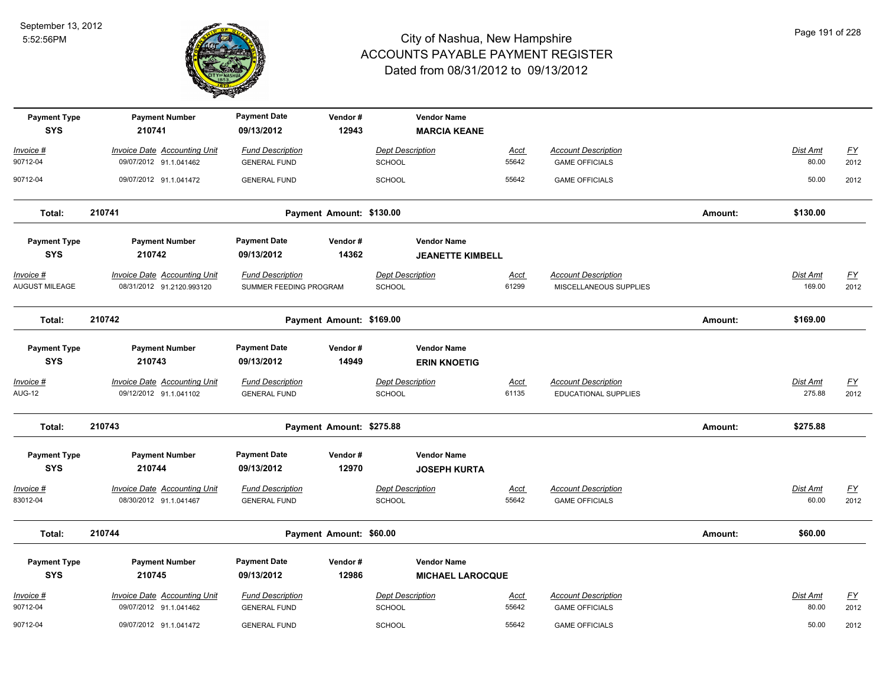# City of Nashua, New Hampshire
# ACCOUNTS PAYABLE PAYMENT REGISTER
## Dated from 08/31/2012 to 09/13/2012

September 13, 2012
5:52:56PM

| Payment Type | Payment Number | Payment Date | Vendor # | Vendor Name |
|---|---|---|---|---|
| SYS | 210741 | 09/13/2012 | 12943 | MARCIA KEANE |

| Invoice # | Invoice Date | Accounting Unit | Fund Description | Dept Description | Acct | Account Description | Dist Amt | FY |
|---|---|---|---|---|---|---|---|---|
| 90712-04 | 09/07/2012 | 91.1.041462 | GENERAL FUND | SCHOOL | 55642 | GAME OFFICIALS | 80.00 | 2012 |
| 90712-04 | 09/07/2012 | 91.1.041472 | GENERAL FUND | SCHOOL | 55642 | GAME OFFICIALS | 50.00 | 2012 |

**Total: 210741 — Payment Amount: $130.00 — Amount: $130.00**

| Payment Type | Payment Number | Payment Date | Vendor # | Vendor Name |
|---|---|---|---|---|
| SYS | 210742 | 09/13/2012 | 14362 | JEANETTE KIMBELL |

| Invoice # | Invoice Date | Accounting Unit | Fund Description | Dept Description | Acct | Account Description | Dist Amt | FY |
|---|---|---|---|---|---|---|---|---|
| AUGUST MILEAGE | 08/31/2012 | 91.2120.993120 | SUMMER FEEDING PROGRAM | SCHOOL | 61299 | MISCELLANEOUS SUPPLIES | 169.00 | 2012 |

**Total: 210742 — Payment Amount: $169.00 — Amount: $169.00**

| Payment Type | Payment Number | Payment Date | Vendor # | Vendor Name |
|---|---|---|---|---|
| SYS | 210743 | 09/13/2012 | 14949 | ERIN KNOETIG |

| Invoice # | Invoice Date | Accounting Unit | Fund Description | Dept Description | Acct | Account Description | Dist Amt | FY |
|---|---|---|---|---|---|---|---|---|
| AUG-12 | 09/12/2012 | 91.1.041102 | GENERAL FUND | SCHOOL | 61135 | EDUCATIONAL SUPPLIES | 275.88 | 2012 |

**Total: 210743 — Payment Amount: $275.88 — Amount: $275.88**

| Payment Type | Payment Number | Payment Date | Vendor # | Vendor Name |
|---|---|---|---|---|
| SYS | 210744 | 09/13/2012 | 12970 | JOSEPH KURTA |

| Invoice # | Invoice Date | Accounting Unit | Fund Description | Dept Description | Acct | Account Description | Dist Amt | FY |
|---|---|---|---|---|---|---|---|---|
| 83012-04 | 08/30/2012 | 91.1.041467 | GENERAL FUND | SCHOOL | 55642 | GAME OFFICIALS | 60.00 | 2012 |

**Total: 210744 — Payment Amount: $60.00 — Amount: $60.00**

| Payment Type | Payment Number | Payment Date | Vendor # | Vendor Name |
|---|---|---|---|---|
| SYS | 210745 | 09/13/2012 | 12986 | MICHAEL LAROCQUE |

| Invoice # | Invoice Date | Accounting Unit | Fund Description | Dept Description | Acct | Account Description | Dist Amt | FY |
|---|---|---|---|---|---|---|---|---|
| 90712-04 | 09/07/2012 | 91.1.041462 | GENERAL FUND | SCHOOL | 55642 | GAME OFFICIALS | 80.00 | 2012 |
| 90712-04 | 09/07/2012 | 91.1.041472 | GENERAL FUND | SCHOOL | 55642 | GAME OFFICIALS | 50.00 | 2012 |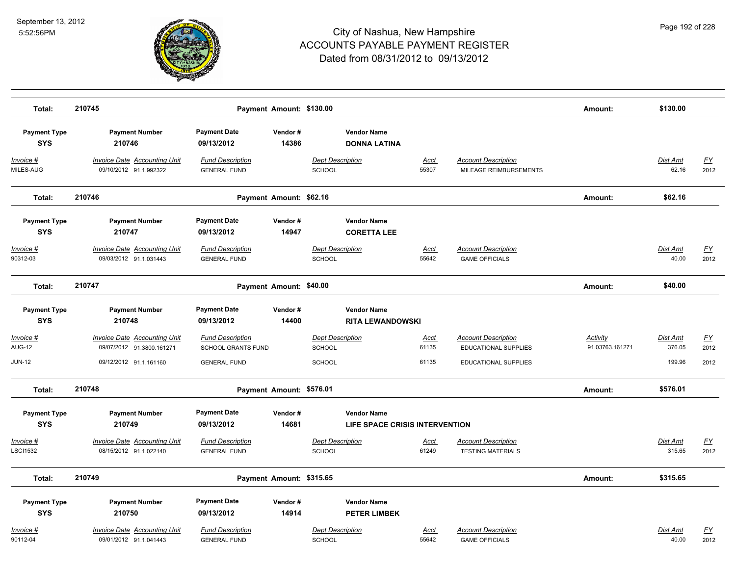# City of Nashua, New Hampshire
## ACCOUNTS PAYABLE PAYMENT REGISTER
### Dated from 08/31/2012 to 09/13/2012

September 13, 2012
5:52:56PM

| Total: | 210745 | Payment Amount: $130.00 | Amount: | $130.00 |
|---|---|---|---|---|

| Payment Type | Payment Number | Payment Date | Vendor # | Vendor Name |
|---|---|---|---|---|
| SYS | 210746 | 09/13/2012 | 14386 | DONNA LATINA |

| Invoice # | Invoice Date | Accounting Unit | Fund Description | Dept Description | Acct | Account Description | Dist Amt | FY |
|---|---|---|---|---|---|---|---|---|
| MILES-AUG | 09/10/2012 | 91.1.992322 | GENERAL FUND | SCHOOL | 55307 | MILEAGE REIMBURSEMENTS | 62.16 | 2012 |

| Total: | 210746 | Payment Amount: $62.16 | Amount: | $62.16 |
|---|---|---|---|---|

| Payment Type | Payment Number | Payment Date | Vendor # | Vendor Name |
|---|---|---|---|---|
| SYS | 210747 | 09/13/2012 | 14947 | CORETTA LEE |

| Invoice # | Invoice Date | Accounting Unit | Fund Description | Dept Description | Acct | Account Description | Dist Amt | FY |
|---|---|---|---|---|---|---|---|---|
| 90312-03 | 09/03/2012 | 91.1.031443 | GENERAL FUND | SCHOOL | 55642 | GAME OFFICIALS | 40.00 | 2012 |

| Total: | 210747 | Payment Amount: $40.00 | Amount: | $40.00 |
|---|---|---|---|---|

| Payment Type | Payment Number | Payment Date | Vendor # | Vendor Name |
|---|---|---|---|---|
| SYS | 210748 | 09/13/2012 | 14400 | RITA LEWANDOWSKI |

| Invoice # | Invoice Date | Accounting Unit | Fund Description | Dept Description | Acct | Account Description | Activity | Dist Amt | FY |
|---|---|---|---|---|---|---|---|---|---|
| AUG-12 | 09/07/2012 | 91.3800.161271 | SCHOOL GRANTS FUND | SCHOOL | 61135 | EDUCATIONAL SUPPLIES | 91.03763.161271 | 376.05 | 2012 |
| JUN-12 | 09/12/2012 | 91.1.161160 | GENERAL FUND | SCHOOL | 61135 | EDUCATIONAL SUPPLIES | | 199.96 | 2012 |

| Total: | 210748 | Payment Amount: $576.01 | Amount: | $576.01 |
|---|---|---|---|---|

| Payment Type | Payment Number | Payment Date | Vendor # | Vendor Name |
|---|---|---|---|---|
| SYS | 210749 | 09/13/2012 | 14681 | LIFE SPACE CRISIS INTERVENTION |

| Invoice # | Invoice Date | Accounting Unit | Fund Description | Dept Description | Acct | Account Description | Dist Amt | FY |
|---|---|---|---|---|---|---|---|---|
| LSCI1532 | 08/15/2012 | 91.1.022140 | GENERAL FUND | SCHOOL | 61249 | TESTING MATERIALS | 315.65 | 2012 |

| Total: | 210749 | Payment Amount: $315.65 | Amount: | $315.65 |
|---|---|---|---|---|

| Payment Type | Payment Number | Payment Date | Vendor # | Vendor Name |
|---|---|---|---|---|
| SYS | 210750 | 09/13/2012 | 14914 | PETER LIMBEK |

| Invoice # | Invoice Date | Accounting Unit | Fund Description | Dept Description | Acct | Account Description | Dist Amt | FY |
|---|---|---|---|---|---|---|---|---|
| 90112-04 | 09/01/2012 | 91.1.041443 | GENERAL FUND | SCHOOL | 55642 | GAME OFFICIALS | 40.00 | 2012 |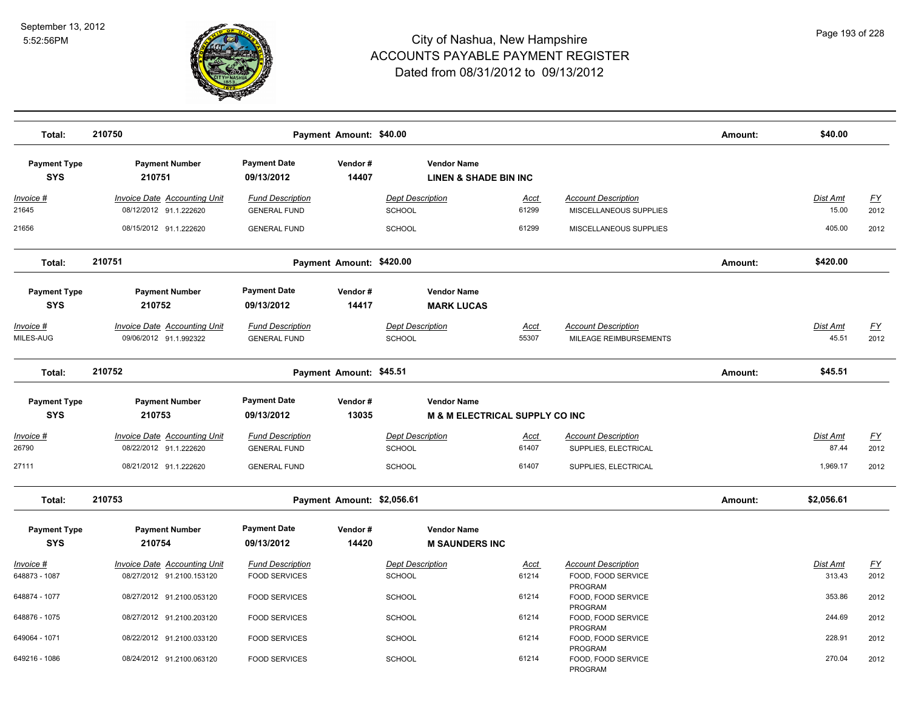# City of Nashua, New Hampshire
## ACCOUNTS PAYABLE PAYMENT REGISTER
### Dated from 08/31/2012 to 09/13/2012

September 13, 2012
5:52:56PM

| Total: | 210750 | Payment Amount: $40.00 | Amount: | $40.00 |
|---|---|---|---|---|

| Payment Type | Payment Number | Payment Date | Vendor # | Vendor Name |
|---|---|---|---|---|
| SYS | 210751 | 09/13/2012 | 14407 | LINEN & SHADE BIN INC |

| Invoice # | Invoice Date | Accounting Unit | Fund Description | Dept Description | Acct | Account Description | Dist Amt | FY |
|---|---|---|---|---|---|---|---|---|
| 21645 | 08/12/2012 | 91.1.222620 | GENERAL FUND | SCHOOL | 61299 | MISCELLANEOUS SUPPLIES | 15.00 | 2012 |
| 21656 | 08/15/2012 | 91.1.222620 | GENERAL FUND | SCHOOL | 61299 | MISCELLANEOUS SUPPLIES | 405.00 | 2012 |

| Total: | 210751 | Payment Amount: $420.00 | Amount: | $420.00 |
|---|---|---|---|---|

| Payment Type | Payment Number | Payment Date | Vendor # | Vendor Name |
|---|---|---|---|---|
| SYS | 210752 | 09/13/2012 | 14417 | MARK LUCAS |

| Invoice # | Invoice Date | Accounting Unit | Fund Description | Dept Description | Acct | Account Description | Dist Amt | FY |
|---|---|---|---|---|---|---|---|---|
| MILES-AUG | 09/06/2012 | 91.1.992322 | GENERAL FUND | SCHOOL | 55307 | MILEAGE REIMBURSEMENTS | 45.51 | 2012 |

| Total: | 210752 | Payment Amount: $45.51 | Amount: | $45.51 |
|---|---|---|---|---|

| Payment Type | Payment Number | Payment Date | Vendor # | Vendor Name |
|---|---|---|---|---|
| SYS | 210753 | 09/13/2012 | 13035 | M & M ELECTRICAL SUPPLY CO INC |

| Invoice # | Invoice Date | Accounting Unit | Fund Description | Dept Description | Acct | Account Description | Dist Amt | FY |
|---|---|---|---|---|---|---|---|---|
| 26790 | 08/22/2012 | 91.1.222620 | GENERAL FUND | SCHOOL | 61407 | SUPPLIES, ELECTRICAL | 87.44 | 2012 |
| 27111 | 08/21/2012 | 91.1.222620 | GENERAL FUND | SCHOOL | 61407 | SUPPLIES, ELECTRICAL | 1,969.17 | 2012 |

| Total: | 210753 | Payment Amount: $2,056.61 | Amount: | $2,056.61 |
|---|---|---|---|---|

| Payment Type | Payment Number | Payment Date | Vendor # | Vendor Name |
|---|---|---|---|---|
| SYS | 210754 | 09/13/2012 | 14420 | M SAUNDERS INC |

| Invoice # | Invoice Date | Accounting Unit | Fund Description | Dept Description | Acct | Account Description | Dist Amt | FY |
|---|---|---|---|---|---|---|---|---|
| 648873 - 1087 | 08/27/2012 | 91.2100.153120 | FOOD SERVICES | SCHOOL | 61214 | FOOD, FOOD SERVICE PROGRAM | 313.43 | 2012 |
| 648874 - 1077 | 08/27/2012 | 91.2100.053120 | FOOD SERVICES | SCHOOL | 61214 | FOOD, FOOD SERVICE PROGRAM | 353.86 | 2012 |
| 648876 - 1075 | 08/27/2012 | 91.2100.203120 | FOOD SERVICES | SCHOOL | 61214 | FOOD, FOOD SERVICE PROGRAM | 244.69 | 2012 |
| 649064 - 1071 | 08/22/2012 | 91.2100.033120 | FOOD SERVICES | SCHOOL | 61214 | FOOD, FOOD SERVICE PROGRAM | 228.91 | 2012 |
| 649216 - 1086 | 08/24/2012 | 91.2100.063120 | FOOD SERVICES | SCHOOL | 61214 | FOOD, FOOD SERVICE PROGRAM | 270.04 | 2012 |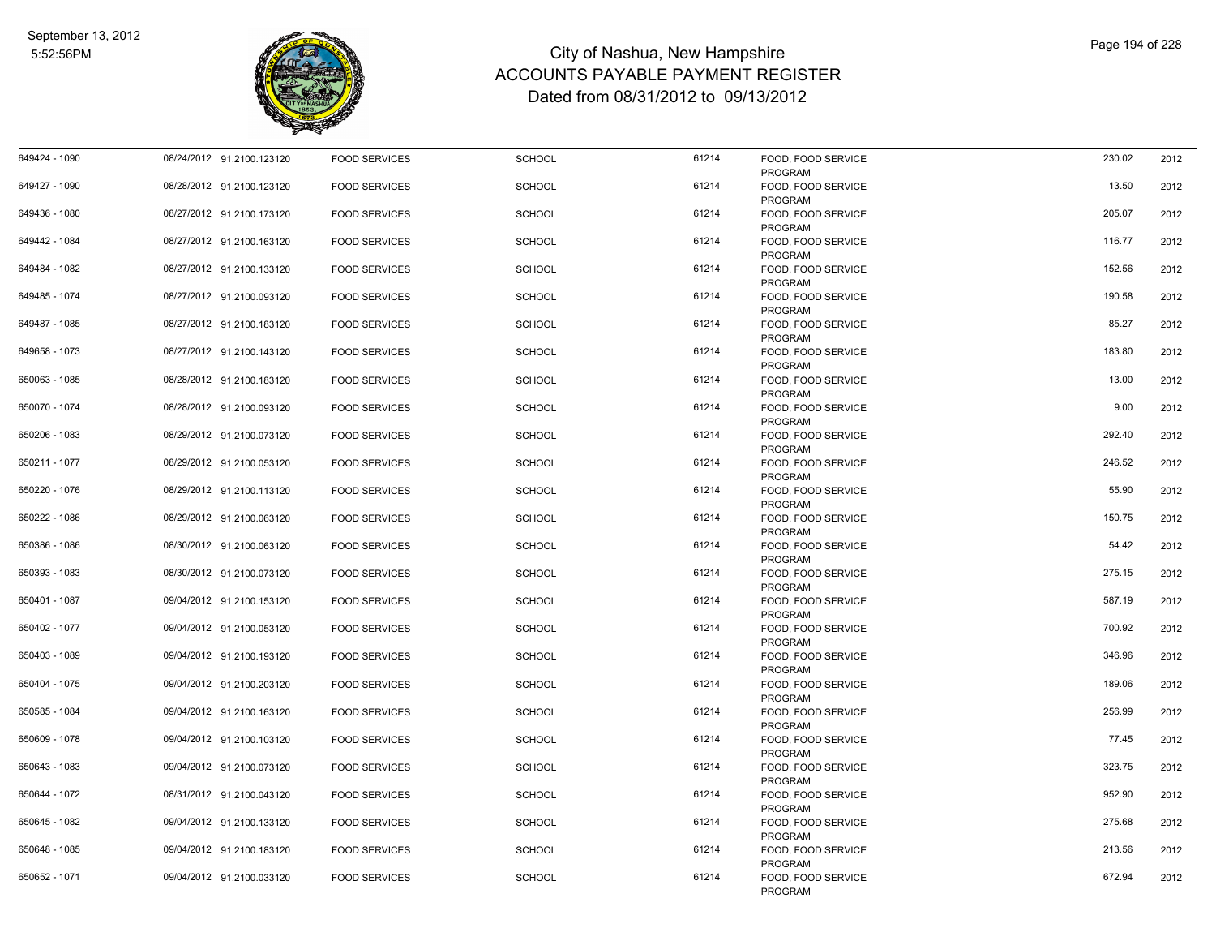# City of Nashua, New Hampshire
## ACCOUNTS PAYABLE PAYMENT REGISTER
### Dated from 08/31/2012 to 09/13/2012

| | | | | | | | | |
|---|---|---|---|---|---|---|---|---|
| 649424 - 1090 | 08/24/2012 | 91.2100.123120 | FOOD SERVICES | SCHOOL | 61214 | FOOD, FOOD SERVICE PROGRAM | 230.02 | 2012 |
| 649427 - 1090 | 08/28/2012 | 91.2100.123120 | FOOD SERVICES | SCHOOL | 61214 | FOOD, FOOD SERVICE PROGRAM | 13.50 | 2012 |
| 649436 - 1080 | 08/27/2012 | 91.2100.173120 | FOOD SERVICES | SCHOOL | 61214 | FOOD, FOOD SERVICE PROGRAM | 205.07 | 2012 |
| 649442 - 1084 | 08/27/2012 | 91.2100.163120 | FOOD SERVICES | SCHOOL | 61214 | FOOD, FOOD SERVICE PROGRAM | 116.77 | 2012 |
| 649484 - 1082 | 08/27/2012 | 91.2100.133120 | FOOD SERVICES | SCHOOL | 61214 | FOOD, FOOD SERVICE PROGRAM | 152.56 | 2012 |
| 649485 - 1074 | 08/27/2012 | 91.2100.093120 | FOOD SERVICES | SCHOOL | 61214 | FOOD, FOOD SERVICE PROGRAM | 190.58 | 2012 |
| 649487 - 1085 | 08/27/2012 | 91.2100.183120 | FOOD SERVICES | SCHOOL | 61214 | FOOD, FOOD SERVICE PROGRAM | 85.27 | 2012 |
| 649658 - 1073 | 08/27/2012 | 91.2100.143120 | FOOD SERVICES | SCHOOL | 61214 | FOOD, FOOD SERVICE PROGRAM | 183.80 | 2012 |
| 650063 - 1085 | 08/28/2012 | 91.2100.183120 | FOOD SERVICES | SCHOOL | 61214 | FOOD, FOOD SERVICE PROGRAM | 13.00 | 2012 |
| 650070 - 1074 | 08/28/2012 | 91.2100.093120 | FOOD SERVICES | SCHOOL | 61214 | FOOD, FOOD SERVICE PROGRAM | 9.00 | 2012 |
| 650206 - 1083 | 08/29/2012 | 91.2100.073120 | FOOD SERVICES | SCHOOL | 61214 | FOOD, FOOD SERVICE PROGRAM | 292.40 | 2012 |
| 650211 - 1077 | 08/29/2012 | 91.2100.053120 | FOOD SERVICES | SCHOOL | 61214 | FOOD, FOOD SERVICE PROGRAM | 246.52 | 2012 |
| 650220 - 1076 | 08/29/2012 | 91.2100.113120 | FOOD SERVICES | SCHOOL | 61214 | FOOD, FOOD SERVICE PROGRAM | 55.90 | 2012 |
| 650222 - 1086 | 08/29/2012 | 91.2100.063120 | FOOD SERVICES | SCHOOL | 61214 | FOOD, FOOD SERVICE PROGRAM | 150.75 | 2012 |
| 650386 - 1086 | 08/30/2012 | 91.2100.063120 | FOOD SERVICES | SCHOOL | 61214 | FOOD, FOOD SERVICE PROGRAM | 54.42 | 2012 |
| 650393 - 1083 | 08/30/2012 | 91.2100.073120 | FOOD SERVICES | SCHOOL | 61214 | FOOD, FOOD SERVICE PROGRAM | 275.15 | 2012 |
| 650401 - 1087 | 09/04/2012 | 91.2100.153120 | FOOD SERVICES | SCHOOL | 61214 | FOOD, FOOD SERVICE PROGRAM | 587.19 | 2012 |
| 650402 - 1077 | 09/04/2012 | 91.2100.053120 | FOOD SERVICES | SCHOOL | 61214 | FOOD, FOOD SERVICE PROGRAM | 700.92 | 2012 |
| 650403 - 1089 | 09/04/2012 | 91.2100.193120 | FOOD SERVICES | SCHOOL | 61214 | FOOD, FOOD SERVICE PROGRAM | 346.96 | 2012 |
| 650404 - 1075 | 09/04/2012 | 91.2100.203120 | FOOD SERVICES | SCHOOL | 61214 | FOOD, FOOD SERVICE PROGRAM | 189.06 | 2012 |
| 650585 - 1084 | 09/04/2012 | 91.2100.163120 | FOOD SERVICES | SCHOOL | 61214 | FOOD, FOOD SERVICE PROGRAM | 256.99 | 2012 |
| 650609 - 1078 | 09/04/2012 | 91.2100.103120 | FOOD SERVICES | SCHOOL | 61214 | FOOD, FOOD SERVICE PROGRAM | 77.45 | 2012 |
| 650643 - 1083 | 09/04/2012 | 91.2100.073120 | FOOD SERVICES | SCHOOL | 61214 | FOOD, FOOD SERVICE PROGRAM | 323.75 | 2012 |
| 650644 - 1072 | 08/31/2012 | 91.2100.043120 | FOOD SERVICES | SCHOOL | 61214 | FOOD, FOOD SERVICE PROGRAM | 952.90 | 2012 |
| 650645 - 1082 | 09/04/2012 | 91.2100.133120 | FOOD SERVICES | SCHOOL | 61214 | FOOD, FOOD SERVICE PROGRAM | 275.68 | 2012 |
| 650648 - 1085 | 09/04/2012 | 91.2100.183120 | FOOD SERVICES | SCHOOL | 61214 | FOOD, FOOD SERVICE PROGRAM | 213.56 | 2012 |
| 650652 - 1071 | 09/04/2012 | 91.2100.033120 | FOOD SERVICES | SCHOOL | 61214 | FOOD, FOOD SERVICE PROGRAM | 672.94 | 2012 |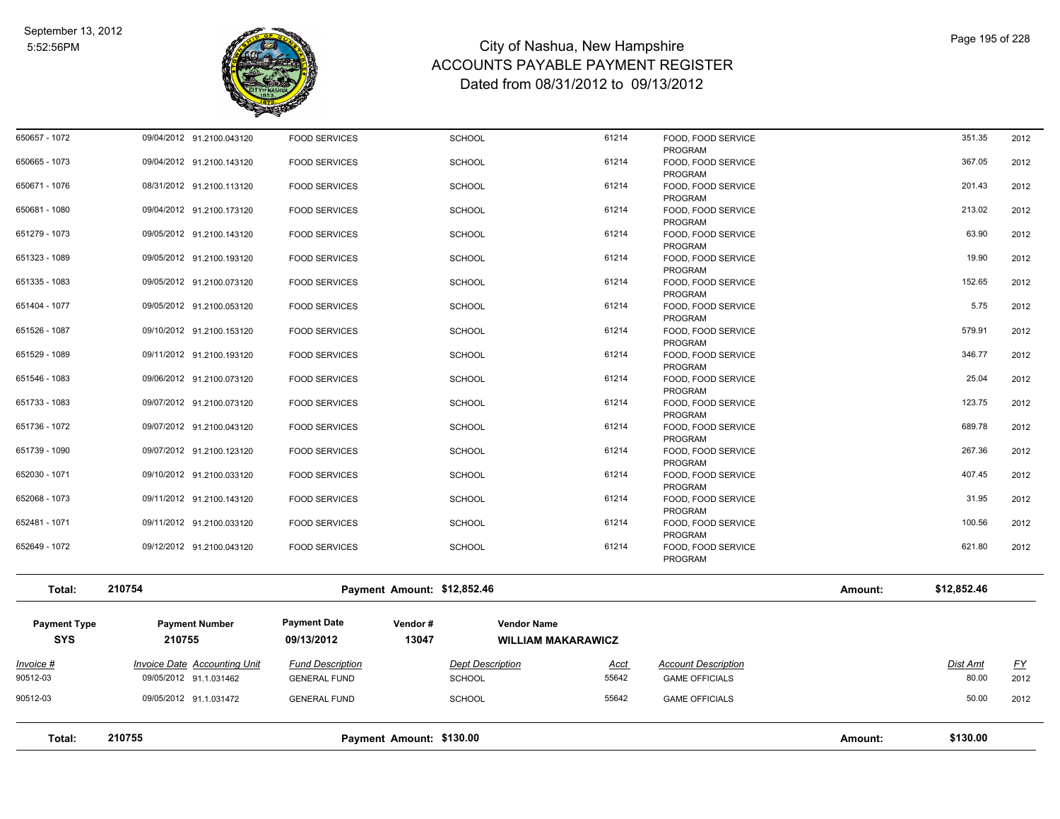# City of Nashua, New Hampshire
## ACCOUNTS PAYABLE PAYMENT REGISTER
### Dated from 08/31/2012 to 09/13/2012

September 13, 2012
5:52:56PM

| Invoice # | Invoice Date | Accounting Unit | Fund Description | Dept Description | Acct | Account Description | Dist Amt | FY |
|---|---|---|---|---|---|---|---|---|
| 650657 - 1072 | 09/04/2012 | 91.2100.043120 | FOOD SERVICES | SCHOOL | 61214 | FOOD, FOOD SERVICE PROGRAM | 351.35 | 2012 |
| 650665 - 1073 | 09/04/2012 | 91.2100.143120 | FOOD SERVICES | SCHOOL | 61214 | FOOD, FOOD SERVICE PROGRAM | 367.05 | 2012 |
| 650671 - 1076 | 08/31/2012 | 91.2100.113120 | FOOD SERVICES | SCHOOL | 61214 | FOOD, FOOD SERVICE PROGRAM | 201.43 | 2012 |
| 650681 - 1080 | 09/04/2012 | 91.2100.173120 | FOOD SERVICES | SCHOOL | 61214 | FOOD, FOOD SERVICE PROGRAM | 213.02 | 2012 |
| 651279 - 1073 | 09/05/2012 | 91.2100.143120 | FOOD SERVICES | SCHOOL | 61214 | FOOD, FOOD SERVICE PROGRAM | 63.90 | 2012 |
| 651323 - 1089 | 09/05/2012 | 91.2100.193120 | FOOD SERVICES | SCHOOL | 61214 | FOOD, FOOD SERVICE PROGRAM | 19.90 | 2012 |
| 651335 - 1083 | 09/05/2012 | 91.2100.073120 | FOOD SERVICES | SCHOOL | 61214 | FOOD, FOOD SERVICE PROGRAM | 152.65 | 2012 |
| 651404 - 1077 | 09/05/2012 | 91.2100.053120 | FOOD SERVICES | SCHOOL | 61214 | FOOD, FOOD SERVICE PROGRAM | 5.75 | 2012 |
| 651526 - 1087 | 09/10/2012 | 91.2100.153120 | FOOD SERVICES | SCHOOL | 61214 | FOOD, FOOD SERVICE PROGRAM | 579.91 | 2012 |
| 651529 - 1089 | 09/11/2012 | 91.2100.193120 | FOOD SERVICES | SCHOOL | 61214 | FOOD, FOOD SERVICE PROGRAM | 346.77 | 2012 |
| 651546 - 1083 | 09/06/2012 | 91.2100.073120 | FOOD SERVICES | SCHOOL | 61214 | FOOD, FOOD SERVICE PROGRAM | 25.04 | 2012 |
| 651733 - 1083 | 09/07/2012 | 91.2100.073120 | FOOD SERVICES | SCHOOL | 61214 | FOOD, FOOD SERVICE PROGRAM | 123.75 | 2012 |
| 651736 - 1072 | 09/07/2012 | 91.2100.043120 | FOOD SERVICES | SCHOOL | 61214 | FOOD, FOOD SERVICE PROGRAM | 689.78 | 2012 |
| 651739 - 1090 | 09/07/2012 | 91.2100.123120 | FOOD SERVICES | SCHOOL | 61214 | FOOD, FOOD SERVICE PROGRAM | 267.36 | 2012 |
| 652030 - 1071 | 09/10/2012 | 91.2100.033120 | FOOD SERVICES | SCHOOL | 61214 | FOOD, FOOD SERVICE PROGRAM | 407.45 | 2012 |
| 652068 - 1073 | 09/11/2012 | 91.2100.143120 | FOOD SERVICES | SCHOOL | 61214 | FOOD, FOOD SERVICE PROGRAM | 31.95 | 2012 |
| 652481 - 1071 | 09/11/2012 | 91.2100.033120 | FOOD SERVICES | SCHOOL | 61214 | FOOD, FOOD SERVICE PROGRAM | 100.56 | 2012 |
| 652649 - 1072 | 09/12/2012 | 91.2100.043120 | FOOD SERVICES | SCHOOL | 61214 | FOOD, FOOD SERVICE PROGRAM | 621.80 | 2012 |

**Total: 210754 — Payment Amount: $12,852.46 — Amount: $12,852.46**

| Payment Type | Payment Number | Payment Date | Vendor # | Vendor Name |
|---|---|---|---|---|
| SYS | 210755 | 09/13/2012 | 13047 | WILLIAM MAKARAWICZ |

| Invoice # | Invoice Date | Accounting Unit | Fund Description | Dept Description | Acct | Account Description | Dist Amt | FY |
|---|---|---|---|---|---|---|---|---|
| 90512-03 | 09/05/2012 | 91.1.031462 | GENERAL FUND | SCHOOL | 55642 | GAME OFFICIALS | 80.00 | 2012 |
| 90512-03 | 09/05/2012 | 91.1.031472 | GENERAL FUND | SCHOOL | 55642 | GAME OFFICIALS | 50.00 | 2012 |

**Total: 210755 — Payment Amount: $130.00 — Amount: $130.00**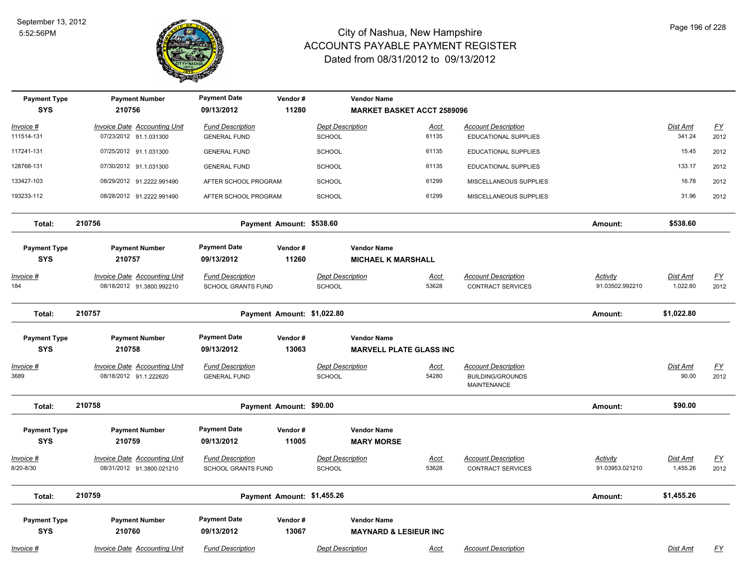# City of Nashua, New Hampshire
## ACCOUNTS PAYABLE PAYMENT REGISTER
### Dated from 08/31/2012 to 09/13/2012

September 13, 2012
5:52:56PM

| Payment Type | Payment Number | Payment Date | Vendor # | Vendor Name |
|---|---|---|---|---|
| SYS | 210756 | 09/13/2012 | 11280 | MARKET BASKET ACCT 2589096 |

| Invoice # | Invoice Date | Accounting Unit | Fund Description | Dept Description | Acct | Account Description | Dist Amt | FY |
|---|---|---|---|---|---|---|---|---|
| 111514-131 | 07/23/2012 | 91.1.031300 | GENERAL FUND | SCHOOL | 61135 | EDUCATIONAL SUPPLIES | 341.24 | 2012 |
| 117241-131 | 07/25/2012 | 91.1.031300 | GENERAL FUND | SCHOOL | 61135 | EDUCATIONAL SUPPLIES | 15.45 | 2012 |
| 128768-131 | 07/30/2012 | 91.1.031300 | GENERAL FUND | SCHOOL | 61135 | EDUCATIONAL SUPPLIES | 133.17 | 2012 |
| 133427-103 | 08/29/2012 | 91.2222.991490 | AFTER SCHOOL PROGRAM | SCHOOL | 61299 | MISCELLANEOUS SUPPLIES | 16.78 | 2012 |
| 193233-112 | 08/28/2012 | 91.2222.991490 | AFTER SCHOOL PROGRAM | SCHOOL | 61299 | MISCELLANEOUS SUPPLIES | 31.96 | 2012 |

**Total: 210756** — Payment Amount: $538.60 — Amount: $538.60

| Payment Type | Payment Number | Payment Date | Vendor # | Vendor Name |
|---|---|---|---|---|
| SYS | 210757 | 09/13/2012 | 11260 | MICHAEL K MARSHALL |

| Invoice # | Invoice Date | Accounting Unit | Fund Description | Dept Description | Acct | Account Description | Activity | Dist Amt | FY |
|---|---|---|---|---|---|---|---|---|---|
| 184 | 08/18/2012 | 91.3800.992210 | SCHOOL GRANTS FUND | SCHOOL | 53628 | CONTRACT SERVICES | 91.03502.992210 | 1,022.80 | 2012 |

**Total: 210757** — Payment Amount: $1,022.80 — Amount: $1,022.80

| Payment Type | Payment Number | Payment Date | Vendor # | Vendor Name |
|---|---|---|---|---|
| SYS | 210758 | 09/13/2012 | 13063 | MARVELL PLATE GLASS INC |

| Invoice # | Invoice Date | Accounting Unit | Fund Description | Dept Description | Acct | Account Description | Dist Amt | FY |
|---|---|---|---|---|---|---|---|---|
| 3689 | 08/18/2012 | 91.1.222620 | GENERAL FUND | SCHOOL | 54280 | BUILDING/GROUNDS MAINTENANCE | 90.00 | 2012 |

**Total: 210758** — Payment Amount: $90.00 — Amount: $90.00

| Payment Type | Payment Number | Payment Date | Vendor # | Vendor Name |
|---|---|---|---|---|
| SYS | 210759 | 09/13/2012 | 11005 | MARY MORSE |

| Invoice # | Invoice Date | Accounting Unit | Fund Description | Dept Description | Acct | Account Description | Activity | Dist Amt | FY |
|---|---|---|---|---|---|---|---|---|---|
| 8/20-8/30 | 08/31/2012 | 91.3800.021210 | SCHOOL GRANTS FUND | SCHOOL | 53628 | CONTRACT SERVICES | 91.03953.021210 | 1,455.26 | 2012 |

**Total: 210759** — Payment Amount: $1,455.26 — Amount: $1,455.26

| Payment Type | Payment Number | Payment Date | Vendor # | Vendor Name |
|---|---|---|---|---|
| SYS | 210760 | 09/13/2012 | 13067 | MAYNARD & LESIEUR INC |

| Invoice # | Invoice Date | Accounting Unit | Fund Description | Dept Description | Acct | Account Description | Dist Amt | FY |
|---|---|---|---|---|---|---|---|---|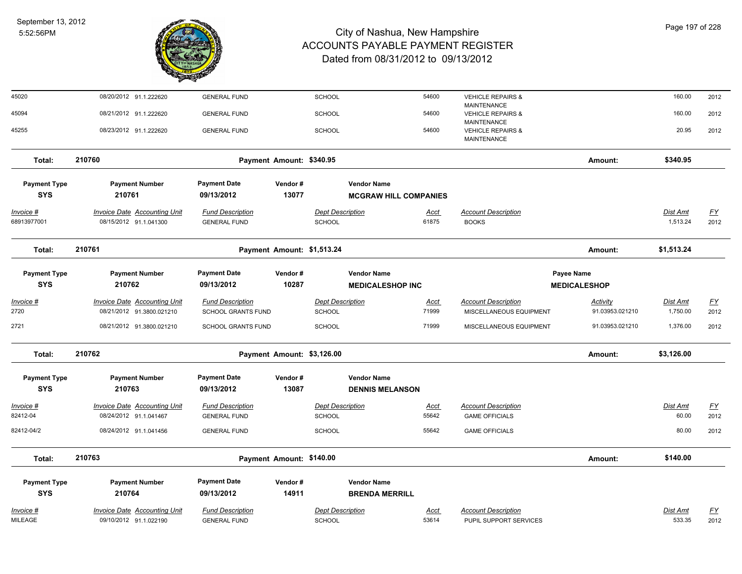# City of Nashua, New Hampshire
## ACCOUNTS PAYABLE PAYMENT REGISTER
### Dated from 08/31/2012 to 09/13/2012

| Invoice # | Invoice Date | Accounting Unit | Fund Description | Dept Description | Acct | Account Description | Activity | Dist Amt | FY |
|---|---|---|---|---|---|---|---|---|---|
| 45020 | 08/20/2012 | 91.1.222620 | GENERAL FUND | SCHOOL | 54600 | VEHICLE REPAIRS & MAINTENANCE | | 160.00 | 2012 |
| 45094 | 08/21/2012 | 91.1.222620 | GENERAL FUND | SCHOOL | 54600 | VEHICLE REPAIRS & MAINTENANCE | | 160.00 | 2012 |
| 45255 | 08/23/2012 | 91.1.222620 | GENERAL FUND | SCHOOL | 54600 | VEHICLE REPAIRS & MAINTENANCE | | 20.95 | 2012 |

**Total: 210760** — Payment Amount: $340.95 — Amount: **$340.95**

| Payment Type | Payment Number | Payment Date | Vendor # | Vendor Name |
|---|---|---|---|---|
| SYS | 210761 | 09/13/2012 | 13077 | MCGRAW HILL COMPANIES |

| Invoice # | Invoice Date | Accounting Unit | Fund Description | Dept Description | Acct | Account Description | Dist Amt | FY |
|---|---|---|---|---|---|---|---|---|
| 68913977001 | 08/15/2012 | 91.1.041300 | GENERAL FUND | SCHOOL | 61875 | BOOKS | 1,513.24 | 2012 |

**Total: 210761** — Payment Amount: $1,513.24 — Amount: **$1,513.24**

| Payment Type | Payment Number | Payment Date | Vendor # | Vendor Name | Payee Name |
|---|---|---|---|---|---|
| SYS | 210762 | 09/13/2012 | 10287 | MEDICALESHOP INC | MEDICALESHOP |

| Invoice # | Invoice Date | Accounting Unit | Fund Description | Dept Description | Acct | Account Description | Activity | Dist Amt | FY |
|---|---|---|---|---|---|---|---|---|---|
| 2720 | 08/21/2012 | 91.3800.021210 | SCHOOL GRANTS FUND | SCHOOL | 71999 | MISCELLANEOUS EQUIPMENT | 91.03953.021210 | 1,750.00 | 2012 |
| 2721 | 08/21/2012 | 91.3800.021210 | SCHOOL GRANTS FUND | SCHOOL | 71999 | MISCELLANEOUS EQUIPMENT | 91.03953.021210 | 1,376.00 | 2012 |

**Total: 210762** — Payment Amount: $3,126.00 — Amount: **$3,126.00**

| Payment Type | Payment Number | Payment Date | Vendor # | Vendor Name |
|---|---|---|---|---|
| SYS | 210763 | 09/13/2012 | 13087 | DENNIS MELANSON |

| Invoice # | Invoice Date | Accounting Unit | Fund Description | Dept Description | Acct | Account Description | Dist Amt | FY |
|---|---|---|---|---|---|---|---|---|
| 82412-04 | 08/24/2012 | 91.1.041467 | GENERAL FUND | SCHOOL | 55642 | GAME OFFICIALS | 60.00 | 2012 |
| 82412-04/2 | 08/24/2012 | 91.1.041456 | GENERAL FUND | SCHOOL | 55642 | GAME OFFICIALS | 80.00 | 2012 |

**Total: 210763** — Payment Amount: $140.00 — Amount: **$140.00**

| Payment Type | Payment Number | Payment Date | Vendor # | Vendor Name |
|---|---|---|---|---|
| SYS | 210764 | 09/13/2012 | 14911 | BRENDA MERRILL |

| Invoice # | Invoice Date | Accounting Unit | Fund Description | Dept Description | Acct | Account Description | Dist Amt | FY |
|---|---|---|---|---|---|---|---|---|
| MILEAGE | 09/10/2012 | 91.1.022190 | GENERAL FUND | SCHOOL | 53614 | PUPIL SUPPORT SERVICES | 533.35 | 2012 |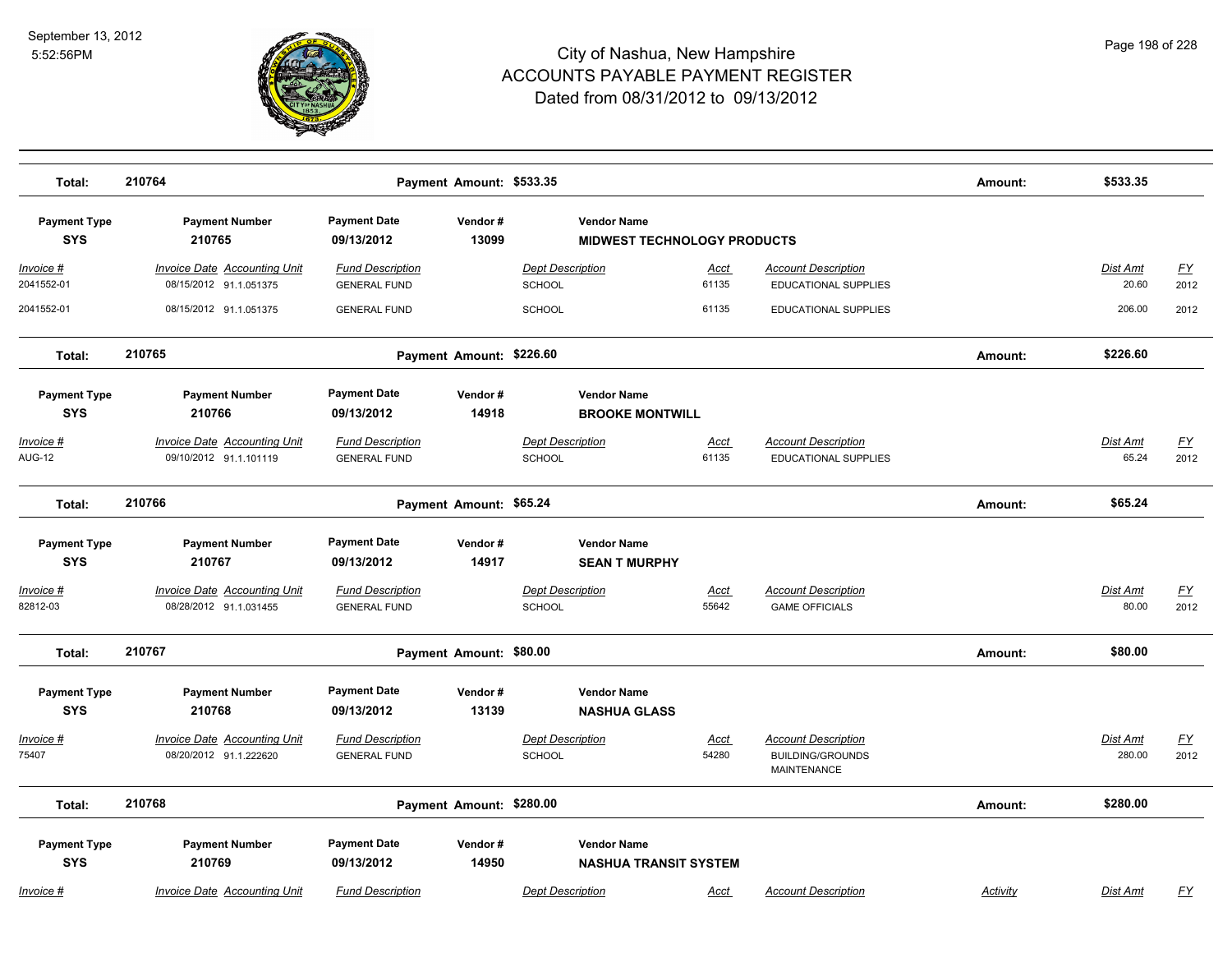# City of Nashua, New Hampshire
## ACCOUNTS PAYABLE PAYMENT REGISTER
### Dated from 08/31/2012 to 09/13/2012

September 13, 2012
5:52:56PM

| Total: | 210764 | Payment Amount: $533.35 | Amount: | $533.35 |
|---|---|---|---|---|

| Payment Type | Payment Number | Payment Date | Vendor # | Vendor Name |
|---|---|---|---|---|
| SYS | 210765 | 09/13/2012 | 13099 | MIDWEST TECHNOLOGY PRODUCTS |

| Invoice # | Invoice Date | Accounting Unit | Fund Description | Dept Description | Acct | Account Description | Dist Amt | FY |
|---|---|---|---|---|---|---|---|---|
| 2041552-01 | 08/15/2012 | 91.1.051375 | GENERAL FUND | SCHOOL | 61135 | EDUCATIONAL SUPPLIES | 20.60 | 2012 |
| 2041552-01 | 08/15/2012 | 91.1.051375 | GENERAL FUND | SCHOOL | 61135 | EDUCATIONAL SUPPLIES | 206.00 | 2012 |

| Total: | 210765 | Payment Amount: $226.60 | Amount: | $226.60 |
|---|---|---|---|---|

| Payment Type | Payment Number | Payment Date | Vendor # | Vendor Name |
|---|---|---|---|---|
| SYS | 210766 | 09/13/2012 | 14918 | BROOKE MONTWILL |

| Invoice # | Invoice Date | Accounting Unit | Fund Description | Dept Description | Acct | Account Description | Dist Amt | FY |
|---|---|---|---|---|---|---|---|---|
| AUG-12 | 09/10/2012 | 91.1.101119 | GENERAL FUND | SCHOOL | 61135 | EDUCATIONAL SUPPLIES | 65.24 | 2012 |

| Total: | 210766 | Payment Amount: $65.24 | Amount: | $65.24 |
|---|---|---|---|---|

| Payment Type | Payment Number | Payment Date | Vendor # | Vendor Name |
|---|---|---|---|---|
| SYS | 210767 | 09/13/2012 | 14917 | SEAN T MURPHY |

| Invoice # | Invoice Date | Accounting Unit | Fund Description | Dept Description | Acct | Account Description | Dist Amt | FY |
|---|---|---|---|---|---|---|---|---|
| 82812-03 | 08/28/2012 | 91.1.031455 | GENERAL FUND | SCHOOL | 55642 | GAME OFFICIALS | 80.00 | 2012 |

| Total: | 210767 | Payment Amount: $80.00 | Amount: | $80.00 |
|---|---|---|---|---|

| Payment Type | Payment Number | Payment Date | Vendor # | Vendor Name |
|---|---|---|---|---|
| SYS | 210768 | 09/13/2012 | 13139 | NASHUA GLASS |

| Invoice # | Invoice Date | Accounting Unit | Fund Description | Dept Description | Acct | Account Description | Dist Amt | FY |
|---|---|---|---|---|---|---|---|---|
| 75407 | 08/20/2012 | 91.1.222620 | GENERAL FUND | SCHOOL | 54280 | BUILDING/GROUNDS MAINTENANCE | 280.00 | 2012 |

| Total: | 210768 | Payment Amount: $280.00 | Amount: | $280.00 |
|---|---|---|---|---|

| Payment Type | Payment Number | Payment Date | Vendor # | Vendor Name |
|---|---|---|---|---|
| SYS | 210769 | 09/13/2012 | 14950 | NASHUA TRANSIT SYSTEM |

| Invoice # | Invoice Date | Accounting Unit | Fund Description | Dept Description | Acct | Account Description | Activity | Dist Amt | FY |
|---|---|---|---|---|---|---|---|---|---|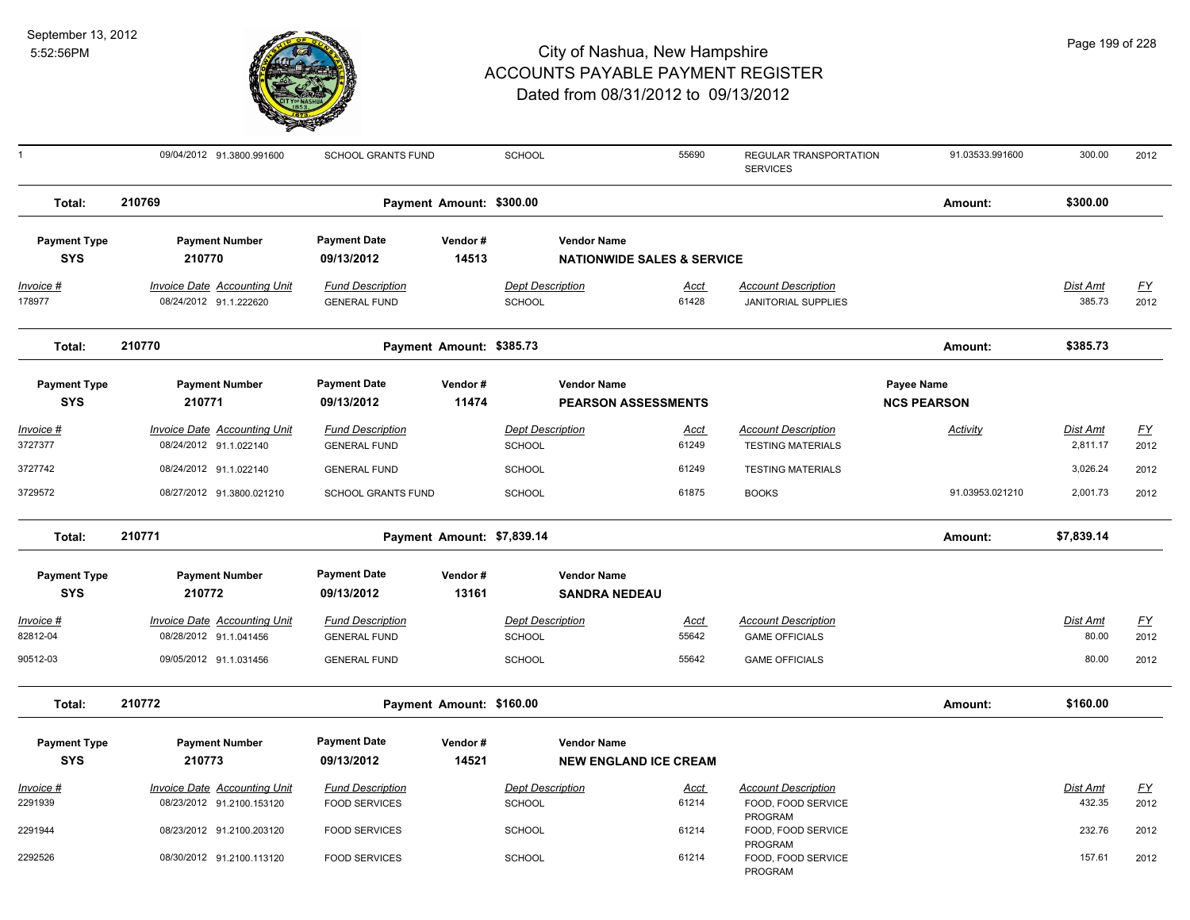# City of Nashua, New Hampshire
## ACCOUNTS PAYABLE PAYMENT REGISTER
### Dated from 08/31/2012 to 09/13/2012

September 13, 2012
5:52:56PM

| Invoice # | Invoice Date | Accounting Unit | Fund Description | Dept Description | Acct | Account Description | Activity | Dist Amt | FY |
|---|---|---|---|---|---|---|---|---|---|
| 1 | 09/04/2012 | 91.3800.991600 | SCHOOL GRANTS FUND | SCHOOL | 55690 | REGULAR TRANSPORTATION SERVICES | 91.03533.991600 | 300.00 | 2012 |

**Total: 210769** — Payment Amount: $300.00 — Amount: $300.00

| Payment Type | Payment Number | Payment Date | Vendor # | Vendor Name |
|---|---|---|---|---|
| SYS | 210770 | 09/13/2012 | 14513 | NATIONWIDE SALES & SERVICE |

| Invoice # | Invoice Date | Accounting Unit | Fund Description | Dept Description | Acct | Account Description | Dist Amt | FY |
|---|---|---|---|---|---|---|---|---|
| 178977 | 08/24/2012 | 91.1.222620 | GENERAL FUND | SCHOOL | 61428 | JANITORIAL SUPPLIES | 385.73 | 2012 |

**Total: 210770** — Payment Amount: $385.73 — Amount: $385.73

| Payment Type | Payment Number | Payment Date | Vendor # | Vendor Name | Payee Name |
|---|---|---|---|---|---|
| SYS | 210771 | 09/13/2012 | 11474 | PEARSON ASSESSMENTS | NCS PEARSON |

| Invoice # | Invoice Date | Accounting Unit | Fund Description | Dept Description | Acct | Account Description | Activity | Dist Amt | FY |
|---|---|---|---|---|---|---|---|---|---|
| 3727377 | 08/24/2012 | 91.1.022140 | GENERAL FUND | SCHOOL | 61249 | TESTING MATERIALS | | 2,811.17 | 2012 |
| 3727742 | 08/24/2012 | 91.1.022140 | GENERAL FUND | SCHOOL | 61249 | TESTING MATERIALS | | 3,026.24 | 2012 |
| 3729572 | 08/27/2012 | 91.3800.021210 | SCHOOL GRANTS FUND | SCHOOL | 61875 | BOOKS | 91.03953.021210 | 2,001.73 | 2012 |

**Total: 210771** — Payment Amount: $7,839.14 — Amount: $7,839.14

| Payment Type | Payment Number | Payment Date | Vendor # | Vendor Name |
|---|---|---|---|---|
| SYS | 210772 | 09/13/2012 | 13161 | SANDRA NEDEAU |

| Invoice # | Invoice Date | Accounting Unit | Fund Description | Dept Description | Acct | Account Description | Dist Amt | FY |
|---|---|---|---|---|---|---|---|---|
| 82812-04 | 08/28/2012 | 91.1.041456 | GENERAL FUND | SCHOOL | 55642 | GAME OFFICIALS | 80.00 | 2012 |
| 90512-03 | 09/05/2012 | 91.1.031456 | GENERAL FUND | SCHOOL | 55642 | GAME OFFICIALS | 80.00 | 2012 |

**Total: 210772** — Payment Amount: $160.00 — Amount: $160.00

| Payment Type | Payment Number | Payment Date | Vendor # | Vendor Name |
|---|---|---|---|---|
| SYS | 210773 | 09/13/2012 | 14521 | NEW ENGLAND ICE CREAM |

| Invoice # | Invoice Date | Accounting Unit | Fund Description | Dept Description | Acct | Account Description | Dist Amt | FY |
|---|---|---|---|---|---|---|---|---|
| 2291939 | 08/23/2012 | 91.2100.153120 | FOOD SERVICES | SCHOOL | 61214 | FOOD, FOOD SERVICE PROGRAM | 432.35 | 2012 |
| 2291944 | 08/23/2012 | 91.2100.203120 | FOOD SERVICES | SCHOOL | 61214 | FOOD, FOOD SERVICE PROGRAM | 232.76 | 2012 |
| 2292526 | 08/30/2012 | 91.2100.113120 | FOOD SERVICES | SCHOOL | 61214 | FOOD, FOOD SERVICE PROGRAM | 157.61 | 2012 |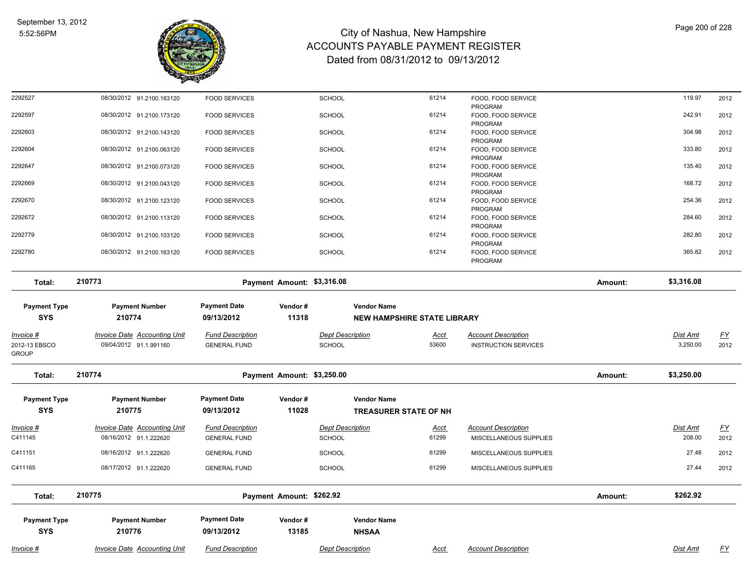| Invoice # | Invoice Date | Accounting Unit | Fund Description | Dept Description | Acct | Account Description | Dist Amt | FY |
|---|---|---|---|---|---|---|---|---|
| 2292527 | 08/30/2012 | 91.2100.183120 | FOOD SERVICES | SCHOOL | 61214 | FOOD, FOOD SERVICE PROGRAM | 119.97 | 2012 |
| 2292597 | 08/30/2012 | 91.2100.173120 | FOOD SERVICES | SCHOOL | 61214 | FOOD, FOOD SERVICE PROGRAM | 242.91 | 2012 |
| 2292603 | 08/30/2012 | 91.2100.143120 | FOOD SERVICES | SCHOOL | 61214 | FOOD, FOOD SERVICE PROGRAM | 304.98 | 2012 |
| 2292604 | 08/30/2012 | 91.2100.063120 | FOOD SERVICES | SCHOOL | 61214 | FOOD, FOOD SERVICE PROGRAM | 333.80 | 2012 |
| 2292647 | 08/30/2012 | 91.2100.073120 | FOOD SERVICES | SCHOOL | 61214 | FOOD, FOOD SERVICE PROGRAM | 135.40 | 2012 |
| 2292669 | 08/30/2012 | 91.2100.043120 | FOOD SERVICES | SCHOOL | 61214 | FOOD, FOOD SERVICE PROGRAM | 168.72 | 2012 |
| 2292670 | 08/30/2012 | 91.2100.123120 | FOOD SERVICES | SCHOOL | 61214 | FOOD, FOOD SERVICE PROGRAM | 254.36 | 2012 |
| 2292672 | 08/30/2012 | 91.2100.113120 | FOOD SERVICES | SCHOOL | 61214 | FOOD, FOOD SERVICE PROGRAM | 284.60 | 2012 |
| 2292779 | 08/30/2012 | 91.2100.103120 | FOOD SERVICES | SCHOOL | 61214 | FOOD, FOOD SERVICE PROGRAM | 282.80 | 2012 |
| 2292780 | 08/30/2012 | 91.2100.163120 | FOOD SERVICES | SCHOOL | 61214 | FOOD, FOOD SERVICE PROGRAM | 365.82 | 2012 |

**Total: 210773** Payment Amount: $3,316.08 Amount: **$3,316.08**

| Payment Type | Payment Number | Payment Date | Vendor # | Vendor Name |
|---|---|---|---|---|
| **SYS** | **210774** | **09/13/2012** | **11318** | **NEW HAMPSHIRE STATE LIBRARY** |

| Invoice # | Invoice Date | Accounting Unit | Fund Description | Dept Description | Acct | Account Description | Dist Amt | FY |
|---|---|---|---|---|---|---|---|---|
| 2012-13 EBSCO GROUP | 09/04/2012 | 91.1.991160 | GENERAL FUND | SCHOOL | 53600 | INSTRUCTION SERVICES | 3,250.00 | 2012 |

**Total: 210774** Payment Amount: $3,250.00 Amount: **$3,250.00**

| Payment Type | Payment Number | Payment Date | Vendor # | Vendor Name |
|---|---|---|---|---|
| **SYS** | **210775** | **09/13/2012** | **11028** | **TREASURER STATE OF NH** |

| Invoice # | Invoice Date | Accounting Unit | Fund Description | Dept Description | Acct | Account Description | Dist Amt | FY |
|---|---|---|---|---|---|---|---|---|
| C411145 | 08/16/2012 | 91.1.222620 | GENERAL FUND | SCHOOL | 61299 | MISCELLANEOUS SUPPLIES | 208.00 | 2012 |
| C411151 | 08/16/2012 | 91.1.222620 | GENERAL FUND | SCHOOL | 61299 | MISCELLANEOUS SUPPLIES | 27.48 | 2012 |
| C411165 | 08/17/2012 | 91.1.222620 | GENERAL FUND | SCHOOL | 61299 | MISCELLANEOUS SUPPLIES | 27.44 | 2012 |

**Total: 210775** Payment Amount: $262.92 Amount: **$262.92**

| Payment Type | Payment Number | Payment Date | Vendor # | Vendor Name |
|---|---|---|---|---|
| **SYS** | **210776** | **09/13/2012** | **13185** | **NHSAA** |

| Invoice # | Invoice Date | Accounting Unit | Fund Description | Dept Description | Acct | Account Description | Dist Amt | FY |
|---|---|---|---|---|---|---|---|---|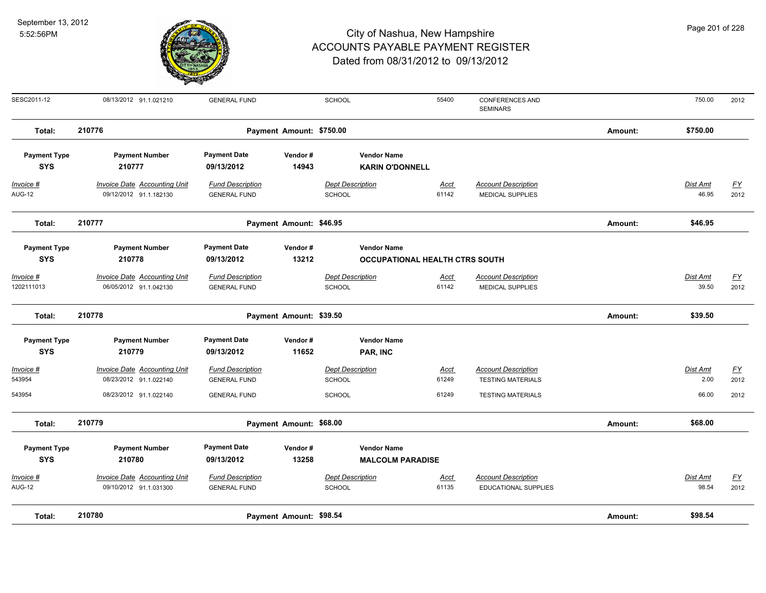# City of Nashua, New Hampshire
## ACCOUNTS PAYABLE PAYMENT REGISTER
### Dated from 08/31/2012 to 09/13/2012

| Invoice # | Invoice Date | Accounting Unit | Fund Description | Dept Description | Acct | Account Description | Dist Amt | FY |
|---|---|---|---|---|---|---|---|---|
| SESC2011-12 | 08/13/2012 | 91.1.021210 | GENERAL FUND | SCHOOL | 55400 | CONFERENCES AND SEMINARS | 750.00 | 2012 |

**Total: 210776** Payment Amount: $750.00 Amount: $750.00

| Payment Type | Payment Number | Payment Date | Vendor # | Vendor Name |
|---|---|---|---|---|
| SYS | 210777 | 09/13/2012 | 14943 | KARIN O'DONNELL |

| Invoice # | Invoice Date | Accounting Unit | Fund Description | Dept Description | Acct | Account Description | Dist Amt | FY |
|---|---|---|---|---|---|---|---|---|
| AUG-12 | 09/12/2012 | 91.1.182130 | GENERAL FUND | SCHOOL | 61142 | MEDICAL SUPPLIES | 46.95 | 2012 |

**Total: 210777** Payment Amount: $46.95 Amount: $46.95

| Payment Type | Payment Number | Payment Date | Vendor # | Vendor Name |
|---|---|---|---|---|
| SYS | 210778 | 09/13/2012 | 13212 | OCCUPATIONAL HEALTH CTRS SOUTH |

| Invoice # | Invoice Date | Accounting Unit | Fund Description | Dept Description | Acct | Account Description | Dist Amt | FY |
|---|---|---|---|---|---|---|---|---|
| 1202111013 | 06/05/2012 | 91.1.042130 | GENERAL FUND | SCHOOL | 61142 | MEDICAL SUPPLIES | 39.50 | 2012 |

**Total: 210778** Payment Amount: $39.50 Amount: $39.50

| Payment Type | Payment Number | Payment Date | Vendor # | Vendor Name |
|---|---|---|---|---|
| SYS | 210779 | 09/13/2012 | 11652 | PAR, INC |

| Invoice # | Invoice Date | Accounting Unit | Fund Description | Dept Description | Acct | Account Description | Dist Amt | FY |
|---|---|---|---|---|---|---|---|---|
| 543954 | 08/23/2012 | 91.1.022140 | GENERAL FUND | SCHOOL | 61249 | TESTING MATERIALS | 2.00 | 2012 |
| 543954 | 08/23/2012 | 91.1.022140 | GENERAL FUND | SCHOOL | 61249 | TESTING MATERIALS | 66.00 | 2012 |

**Total: 210779** Payment Amount: $68.00 Amount: $68.00

| Payment Type | Payment Number | Payment Date | Vendor # | Vendor Name |
|---|---|---|---|---|
| SYS | 210780 | 09/13/2012 | 13258 | MALCOLM PARADISE |

| Invoice # | Invoice Date | Accounting Unit | Fund Description | Dept Description | Acct | Account Description | Dist Amt | FY |
|---|---|---|---|---|---|---|---|---|
| AUG-12 | 09/10/2012 | 91.1.031300 | GENERAL FUND | SCHOOL | 61135 | EDUCATIONAL SUPPLIES | 98.54 | 2012 |

**Total: 210780** Payment Amount: $98.54 Amount: $98.54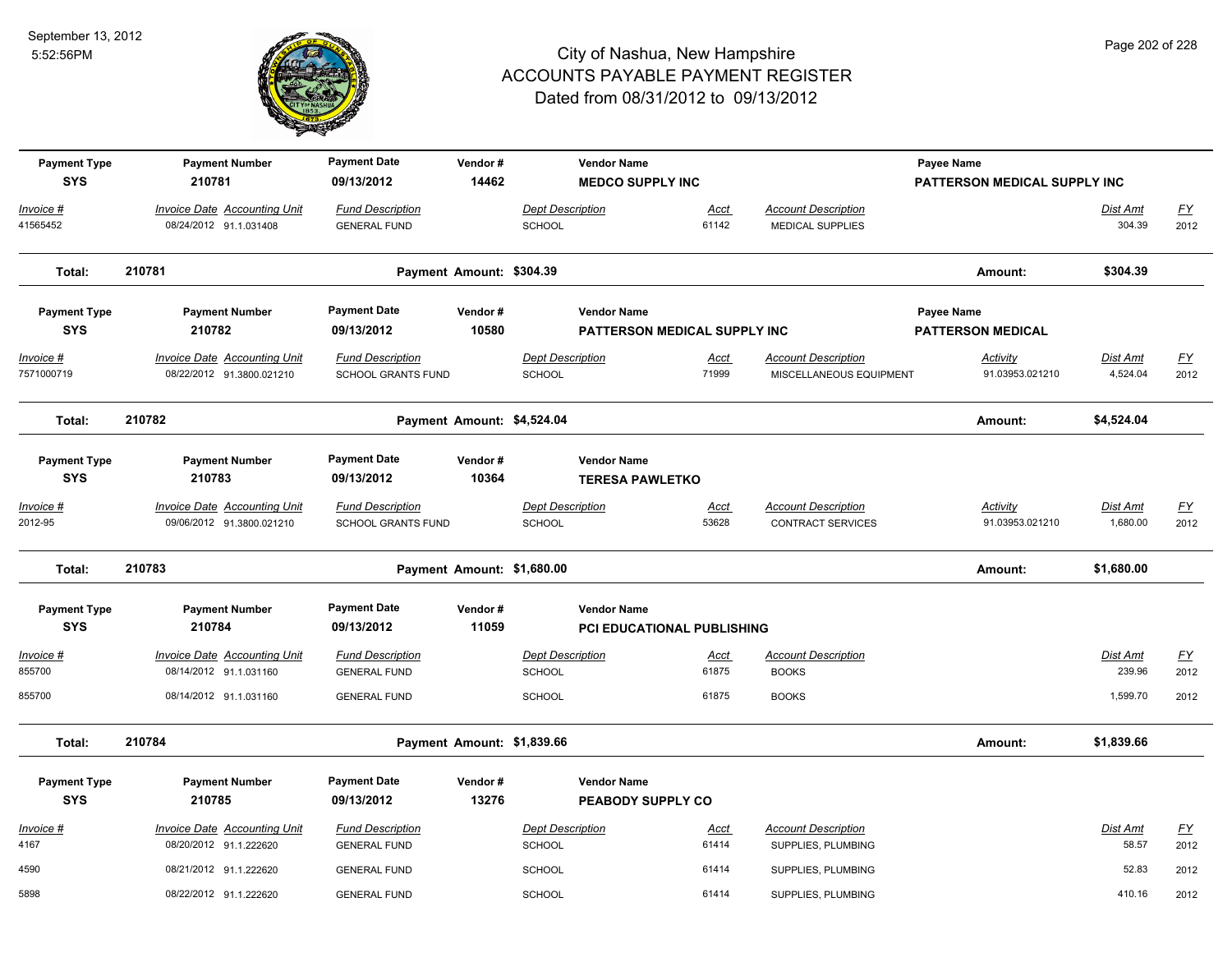# City of Nashua, New Hampshire
## ACCOUNTS PAYABLE PAYMENT REGISTER
### Dated from 08/31/2012 to 09/13/2012

September 13, 2012
5:52:56PM

| Payment Type | Payment Number | Payment Date | Vendor # | Vendor Name | | Payee Name | | |
|---|---|---|---|---|---|---|---|---|
| SYS | 210781 | 09/13/2012 | 14462 | MEDCO SUPPLY INC | | PATTERSON MEDICAL SUPPLY INC | | |

| Invoice # | Invoice Date | Accounting Unit | Fund Description | Dept Description | Acct | Account Description | Activity | Dist Amt | FY |
|---|---|---|---|---|---|---|---|---|---|
| 41565452 | 08/24/2012 | 91.1.031408 | GENERAL FUND | SCHOOL | 61142 | MEDICAL SUPPLIES | | 304.39 | 2012 |

**Total: 210781** — Payment Amount: $304.39 — Amount: $304.39

| Payment Type | Payment Number | Payment Date | Vendor # | Vendor Name | | Payee Name | | |
|---|---|---|---|---|---|---|---|---|
| SYS | 210782 | 09/13/2012 | 10580 | PATTERSON MEDICAL SUPPLY INC | | PATTERSON MEDICAL | | |

| Invoice # | Invoice Date | Accounting Unit | Fund Description | Dept Description | Acct | Account Description | Activity | Dist Amt | FY |
|---|---|---|---|---|---|---|---|---|---|
| 7571000719 | 08/22/2012 | 91.3800.021210 | SCHOOL GRANTS FUND | SCHOOL | 71999 | MISCELLANEOUS EQUIPMENT | 91.03953.021210 | 4,524.04 | 2012 |

**Total: 210782** — Payment Amount: $4,524.04 — Amount: $4,524.04

| Payment Type | Payment Number | Payment Date | Vendor # | Vendor Name |
|---|---|---|---|---|
| SYS | 210783 | 09/13/2012 | 10364 | TERESA PAWLETKO |

| Invoice # | Invoice Date | Accounting Unit | Fund Description | Dept Description | Acct | Account Description | Activity | Dist Amt | FY |
|---|---|---|---|---|---|---|---|---|---|
| 2012-95 | 09/06/2012 | 91.3800.021210 | SCHOOL GRANTS FUND | SCHOOL | 53628 | CONTRACT SERVICES | 91.03953.021210 | 1,680.00 | 2012 |

**Total: 210783** — Payment Amount: $1,680.00 — Amount: $1,680.00

| Payment Type | Payment Number | Payment Date | Vendor # | Vendor Name |
|---|---|---|---|---|
| SYS | 210784 | 09/13/2012 | 11059 | PCI EDUCATIONAL PUBLISHING |

| Invoice # | Invoice Date | Accounting Unit | Fund Description | Dept Description | Acct | Account Description | Dist Amt | FY |
|---|---|---|---|---|---|---|---|---|
| 855700 | 08/14/2012 | 91.1.031160 | GENERAL FUND | SCHOOL | 61875 | BOOKS | 239.96 | 2012 |
| 855700 | 08/14/2012 | 91.1.031160 | GENERAL FUND | SCHOOL | 61875 | BOOKS | 1,599.70 | 2012 |

**Total: 210784** — Payment Amount: $1,839.66 — Amount: $1,839.66

| Payment Type | Payment Number | Payment Date | Vendor # | Vendor Name |
|---|---|---|---|---|
| SYS | 210785 | 09/13/2012 | 13276 | PEABODY SUPPLY CO |

| Invoice # | Invoice Date | Accounting Unit | Fund Description | Dept Description | Acct | Account Description | Dist Amt | FY |
|---|---|---|---|---|---|---|---|---|
| 4167 | 08/20/2012 | 91.1.222620 | GENERAL FUND | SCHOOL | 61414 | SUPPLIES, PLUMBING | 58.57 | 2012 |
| 4590 | 08/21/2012 | 91.1.222620 | GENERAL FUND | SCHOOL | 61414 | SUPPLIES, PLUMBING | 52.83 | 2012 |
| 5898 | 08/22/2012 | 91.1.222620 | GENERAL FUND | SCHOOL | 61414 | SUPPLIES, PLUMBING | 410.16 | 2012 |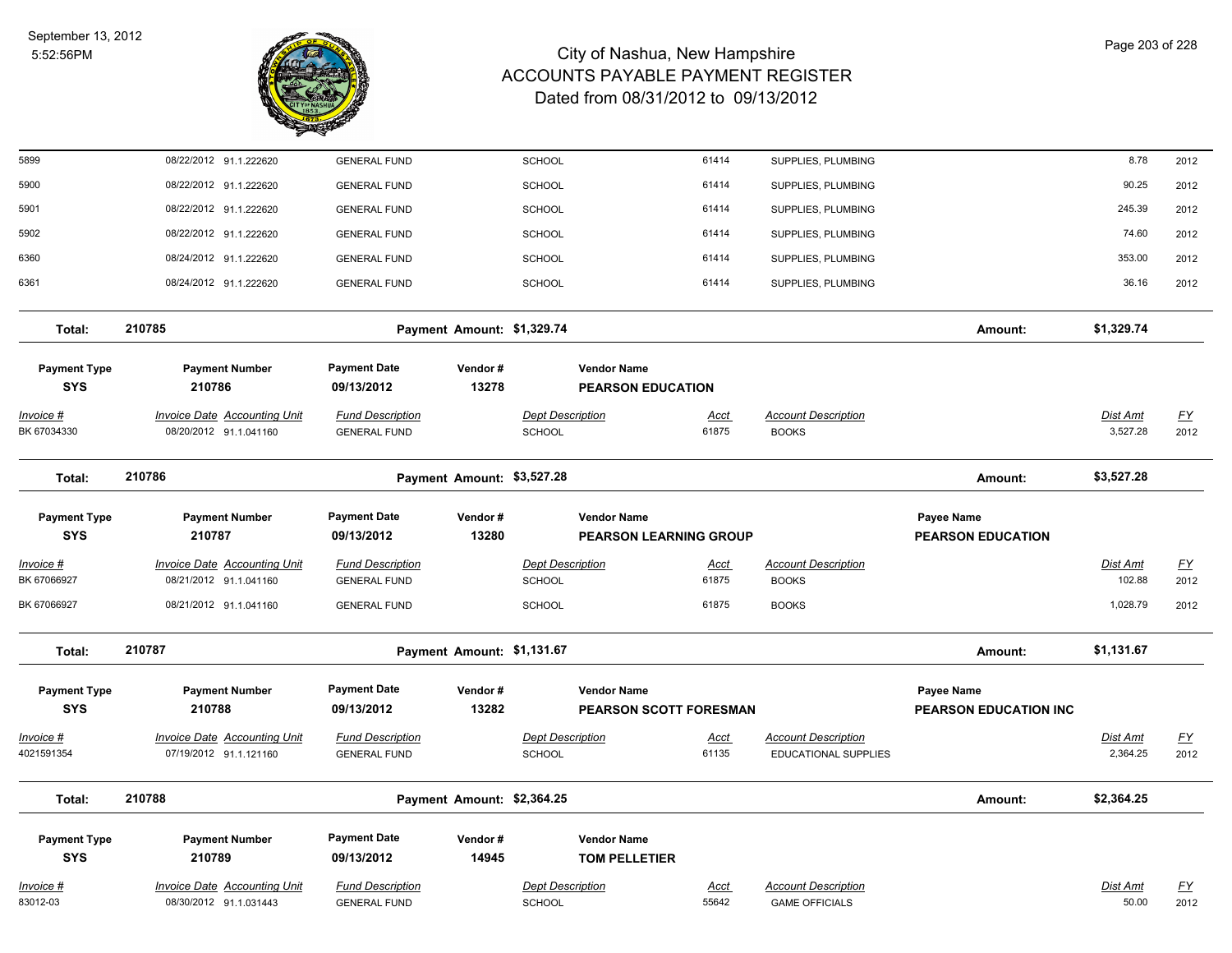| Invoice # | Invoice Date | Accounting Unit | Fund Description | Dept Description | Acct | Account Description | Dist Amt | FY |
|---|---|---|---|---|---|---|---|---|
| 5899 | 08/22/2012 | 91.1.222620 | GENERAL FUND | SCHOOL | 61414 | SUPPLIES, PLUMBING | 8.78 | 2012 |
| 5900 | 08/22/2012 | 91.1.222620 | GENERAL FUND | SCHOOL | 61414 | SUPPLIES, PLUMBING | 90.25 | 2012 |
| 5901 | 08/22/2012 | 91.1.222620 | GENERAL FUND | SCHOOL | 61414 | SUPPLIES, PLUMBING | 245.39 | 2012 |
| 5902 | 08/22/2012 | 91.1.222620 | GENERAL FUND | SCHOOL | 61414 | SUPPLIES, PLUMBING | 74.60 | 2012 |
| 6360 | 08/24/2012 | 91.1.222620 | GENERAL FUND | SCHOOL | 61414 | SUPPLIES, PLUMBING | 353.00 | 2012 |
| 6361 | 08/24/2012 | 91.1.222620 | GENERAL FUND | SCHOOL | 61414 | SUPPLIES, PLUMBING | 36.16 | 2012 |

**Total: 210785** — Payment Amount: $1,329.74 — Amount: $1,329.74

| Payment Type | Payment Number | Payment Date | Vendor # | Vendor Name |
|---|---|---|---|---|
| SYS | 210786 | 09/13/2012 | 13278 | PEARSON EDUCATION |

| Invoice # | Invoice Date | Accounting Unit | Fund Description | Dept Description | Acct | Account Description | Dist Amt | FY |
|---|---|---|---|---|---|---|---|---|
| BK 67034330 | 08/20/2012 | 91.1.041160 | GENERAL FUND | SCHOOL | 61875 | BOOKS | 3,527.28 | 2012 |

**Total: 210786** — Payment Amount: $3,527.28 — Amount: $3,527.28

| Payment Type | Payment Number | Payment Date | Vendor # | Vendor Name | Payee Name |
|---|---|---|---|---|---|
| SYS | 210787 | 09/13/2012 | 13280 | PEARSON LEARNING GROUP | PEARSON EDUCATION |

| Invoice # | Invoice Date | Accounting Unit | Fund Description | Dept Description | Acct | Account Description | Dist Amt | FY |
|---|---|---|---|---|---|---|---|---|
| BK 67066927 | 08/21/2012 | 91.1.041160 | GENERAL FUND | SCHOOL | 61875 | BOOKS | 102.88 | 2012 |
| BK 67066927 | 08/21/2012 | 91.1.041160 | GENERAL FUND | SCHOOL | 61875 | BOOKS | 1,028.79 | 2012 |

**Total: 210787** — Payment Amount: $1,131.67 — Amount: $1,131.67

| Payment Type | Payment Number | Payment Date | Vendor # | Vendor Name | Payee Name |
|---|---|---|---|---|---|
| SYS | 210788 | 09/13/2012 | 13282 | PEARSON SCOTT FORESMAN | PEARSON EDUCATION INC |

| Invoice # | Invoice Date | Accounting Unit | Fund Description | Dept Description | Acct | Account Description | Dist Amt | FY |
|---|---|---|---|---|---|---|---|---|
| 4021591354 | 07/19/2012 | 91.1.121160 | GENERAL FUND | SCHOOL | 61135 | EDUCATIONAL SUPPLIES | 2,364.25 | 2012 |

**Total: 210788** — Payment Amount: $2,364.25 — Amount: $2,364.25

| Payment Type | Payment Number | Payment Date | Vendor # | Vendor Name |
|---|---|---|---|---|
| SYS | 210789 | 09/13/2012 | 14945 | TOM PELLETIER |

| Invoice # | Invoice Date | Accounting Unit | Fund Description | Dept Description | Acct | Account Description | Dist Amt | FY |
|---|---|---|---|---|---|---|---|---|
| 83012-03 | 08/30/2012 | 91.1.031443 | GENERAL FUND | SCHOOL | 55642 | GAME OFFICIALS | 50.00 | 2012 |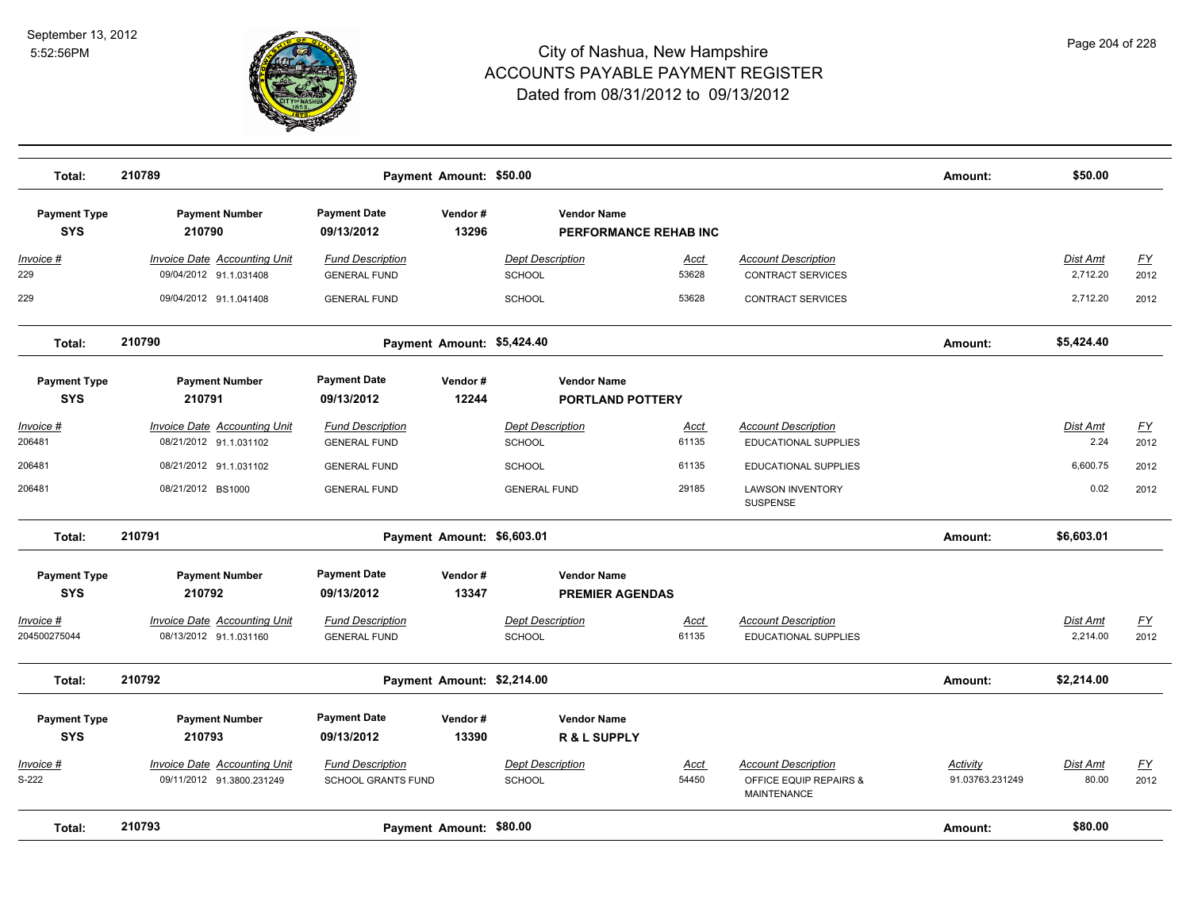# City of Nashua, New Hampshire
## ACCOUNTS PAYABLE PAYMENT REGISTER
### Dated from 08/31/2012 to 09/13/2012

September 13, 2012
5:52:56PM

| Total: | 210789 | Payment Amount: $50.00 | Amount: | $50.00 |
|---|---|---|---|---|

| Payment Type | Payment Number | Payment Date | Vendor # | Vendor Name |
|---|---|---|---|---|
| SYS | 210790 | 09/13/2012 | 13296 | PERFORMANCE REHAB INC |

| Invoice # | Invoice Date | Accounting Unit | Fund Description | Dept Description | Acct | Account Description | Activity | Dist Amt | FY |
|---|---|---|---|---|---|---|---|---|---|
| 229 | 09/04/2012 | 91.1.031408 | GENERAL FUND | SCHOOL | 53628 | CONTRACT SERVICES | | 2,712.20 | 2012 |
| 229 | 09/04/2012 | 91.1.041408 | GENERAL FUND | SCHOOL | 53628 | CONTRACT SERVICES | | 2,712.20 | 2012 |

| Total: | 210790 | Payment Amount: $5,424.40 | Amount: | $5,424.40 |
|---|---|---|---|---|

| Payment Type | Payment Number | Payment Date | Vendor # | Vendor Name |
|---|---|---|---|---|
| SYS | 210791 | 09/13/2012 | 12244 | PORTLAND POTTERY |

| Invoice # | Invoice Date | Accounting Unit | Fund Description | Dept Description | Acct | Account Description | Activity | Dist Amt | FY |
|---|---|---|---|---|---|---|---|---|---|
| 206481 | 08/21/2012 | 91.1.031102 | GENERAL FUND | SCHOOL | 61135 | EDUCATIONAL SUPPLIES | | 2.24 | 2012 |
| 206481 | 08/21/2012 | 91.1.031102 | GENERAL FUND | SCHOOL | 61135 | EDUCATIONAL SUPPLIES | | 6,600.75 | 2012 |
| 206481 | 08/21/2012 | BS1000 | GENERAL FUND | GENERAL FUND | 29185 | LAWSON INVENTORY SUSPENSE | | 0.02 | 2012 |

| Total: | 210791 | Payment Amount: $6,603.01 | Amount: | $6,603.01 |
|---|---|---|---|---|

| Payment Type | Payment Number | Payment Date | Vendor # | Vendor Name |
|---|---|---|---|---|
| SYS | 210792 | 09/13/2012 | 13347 | PREMIER AGENDAS |

| Invoice # | Invoice Date | Accounting Unit | Fund Description | Dept Description | Acct | Account Description | Activity | Dist Amt | FY |
|---|---|---|---|---|---|---|---|---|---|
| 204500275044 | 08/13/2012 | 91.1.031160 | GENERAL FUND | SCHOOL | 61135 | EDUCATIONAL SUPPLIES | | 2,214.00 | 2012 |

| Total: | 210792 | Payment Amount: $2,214.00 | Amount: | $2,214.00 |
|---|---|---|---|---|

| Payment Type | Payment Number | Payment Date | Vendor # | Vendor Name |
|---|---|---|---|---|
| SYS | 210793 | 09/13/2012 | 13390 | R & L SUPPLY |

| Invoice # | Invoice Date | Accounting Unit | Fund Description | Dept Description | Acct | Account Description | Activity | Dist Amt | FY |
|---|---|---|---|---|---|---|---|---|---|
| S-222 | 09/11/2012 | 91.3800.231249 | SCHOOL GRANTS FUND | SCHOOL | 54450 | OFFICE EQUIP REPAIRS & MAINTENANCE | 91.03763.231249 | 80.00 | 2012 |

| Total: | 210793 | Payment Amount: $80.00 | Amount: | $80.00 |
|---|---|---|---|---|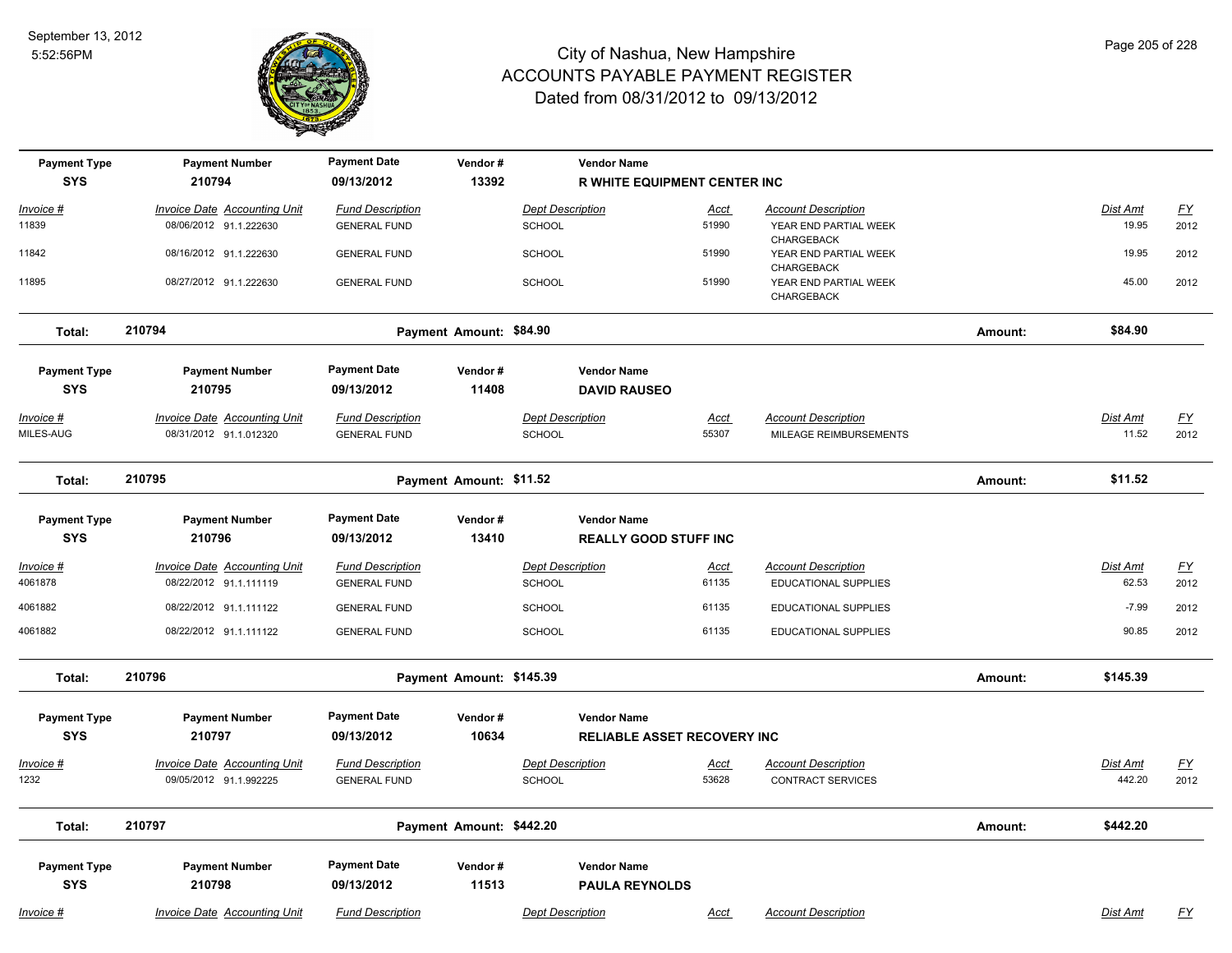# City of Nashua, New Hampshire
## ACCOUNTS PAYABLE PAYMENT REGISTER
### Dated from 08/31/2012 to 09/13/2012

September 13, 2012
5:52:56PM

| Payment Type | Payment Number | Payment Date | Vendor # | Vendor Name |
|---|---|---|---|---|
| SYS | 210794 | 09/13/2012 | 13392 | **R WHITE EQUIPMENT CENTER INC** |

| Invoice # | Invoice Date | Accounting Unit | Fund Description | Dept Description | Acct | Account Description | Dist Amt | FY |
|---|---|---|---|---|---|---|---|---|
| 11839 | 08/06/2012 | 91.1.222630 | GENERAL FUND | SCHOOL | 51990 | YEAR END PARTIAL WEEK CHARGEBACK | 19.95 | 2012 |
| 11842 | 08/16/2012 | 91.1.222630 | GENERAL FUND | SCHOOL | 51990 | YEAR END PARTIAL WEEK CHARGEBACK | 19.95 | 2012 |
| 11895 | 08/27/2012 | 91.1.222630 | GENERAL FUND | SCHOOL | 51990 | YEAR END PARTIAL WEEK CHARGEBACK | 45.00 | 2012 |

**Total: 210794** Payment Amount: **$84.90** Amount: **$84.90**

| Payment Type | Payment Number | Payment Date | Vendor # | Vendor Name |
|---|---|---|---|---|
| SYS | 210795 | 09/13/2012 | 11408 | **DAVID RAUSEO** |

| Invoice # | Invoice Date | Accounting Unit | Fund Description | Dept Description | Acct | Account Description | Dist Amt | FY |
|---|---|---|---|---|---|---|---|---|
| MILES-AUG | 08/31/2012 | 91.1.012320 | GENERAL FUND | SCHOOL | 55307 | MILEAGE REIMBURSEMENTS | 11.52 | 2012 |

**Total: 210795** Payment Amount: **$11.52** Amount: **$11.52**

| Payment Type | Payment Number | Payment Date | Vendor # | Vendor Name |
|---|---|---|---|---|
| SYS | 210796 | 09/13/2012 | 13410 | **REALLY GOOD STUFF INC** |

| Invoice # | Invoice Date | Accounting Unit | Fund Description | Dept Description | Acct | Account Description | Dist Amt | FY |
|---|---|---|---|---|---|---|---|---|
| 4061878 | 08/22/2012 | 91.1.111119 | GENERAL FUND | SCHOOL | 61135 | EDUCATIONAL SUPPLIES | 62.53 | 2012 |
| 4061882 | 08/22/2012 | 91.1.111122 | GENERAL FUND | SCHOOL | 61135 | EDUCATIONAL SUPPLIES | -7.99 | 2012 |
| 4061882 | 08/22/2012 | 91.1.111122 | GENERAL FUND | SCHOOL | 61135 | EDUCATIONAL SUPPLIES | 90.85 | 2012 |

**Total: 210796** Payment Amount: **$145.39** Amount: **$145.39**

| Payment Type | Payment Number | Payment Date | Vendor # | Vendor Name |
|---|---|---|---|---|
| SYS | 210797 | 09/13/2012 | 10634 | **RELIABLE ASSET RECOVERY INC** |

| Invoice # | Invoice Date | Accounting Unit | Fund Description | Dept Description | Acct | Account Description | Dist Amt | FY |
|---|---|---|---|---|---|---|---|---|
| 1232 | 09/05/2012 | 91.1.992225 | GENERAL FUND | SCHOOL | 53628 | CONTRACT SERVICES | 442.20 | 2012 |

**Total: 210797** Payment Amount: **$442.20** Amount: **$442.20**

| Payment Type | Payment Number | Payment Date | Vendor # | Vendor Name |
|---|---|---|---|---|
| SYS | 210798 | 09/13/2012 | 11513 | **PAULA REYNOLDS** |

| Invoice # | Invoice Date | Accounting Unit | Fund Description | Dept Description | Acct | Account Description | Dist Amt | FY |
|---|---|---|---|---|---|---|---|---|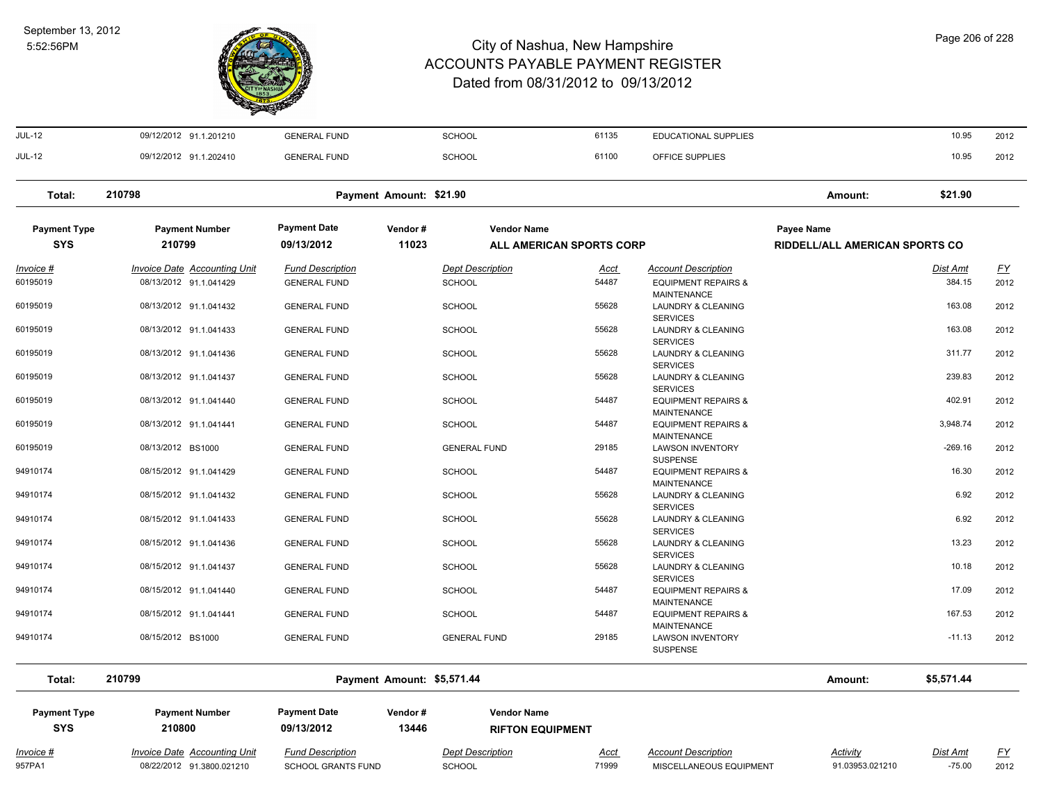# City of Nashua, New Hampshire
## ACCOUNTS PAYABLE PAYMENT REGISTER
### Dated from 08/31/2012 to 09/13/2012

September 13, 2012
5:52:56PM

| Invoice # | Invoice Date | Accounting Unit | Fund Description | Dept Description | Acct | Account Description | Dist Amt | FY |
|---|---|---|---|---|---|---|---|---|
| JUL-12 | 09/12/2012 | 91.1.201210 | GENERAL FUND | SCHOOL | 61135 | EDUCATIONAL SUPPLIES | 10.95 | 2012 |
| JUL-12 | 09/12/2012 | 91.1.202410 | GENERAL FUND | SCHOOL | 61100 | OFFICE SUPPLIES | 10.95 | 2012 |

**Total: 210798** — Payment Amount: $21.90 — Amount: $21.90

| Payment Type | Payment Number | Payment Date | Vendor # | Vendor Name | Payee Name |
|---|---|---|---|---|---|
| SYS | 210799 | 09/13/2012 | 11023 | ALL AMERICAN SPORTS CORP | RIDDELL/ALL AMERICAN SPORTS CO |

| Invoice # | Invoice Date | Accounting Unit | Fund Description | Dept Description | Acct | Account Description | Dist Amt | FY |
|---|---|---|---|---|---|---|---|---|
| 60195019 | 08/13/2012 | 91.1.041429 | GENERAL FUND | SCHOOL | 54487 | EQUIPMENT REPAIRS & MAINTENANCE | 384.15 | 2012 |
| 60195019 | 08/13/2012 | 91.1.041432 | GENERAL FUND | SCHOOL | 55628 | LAUNDRY & CLEANING SERVICES | 163.08 | 2012 |
| 60195019 | 08/13/2012 | 91.1.041433 | GENERAL FUND | SCHOOL | 55628 | LAUNDRY & CLEANING SERVICES | 163.08 | 2012 |
| 60195019 | 08/13/2012 | 91.1.041436 | GENERAL FUND | SCHOOL | 55628 | LAUNDRY & CLEANING SERVICES | 311.77 | 2012 |
| 60195019 | 08/13/2012 | 91.1.041437 | GENERAL FUND | SCHOOL | 55628 | LAUNDRY & CLEANING SERVICES | 239.83 | 2012 |
| 60195019 | 08/13/2012 | 91.1.041440 | GENERAL FUND | SCHOOL | 54487 | EQUIPMENT REPAIRS & MAINTENANCE | 402.91 | 2012 |
| 60195019 | 08/13/2012 | 91.1.041441 | GENERAL FUND | SCHOOL | 54487 | EQUIPMENT REPAIRS & MAINTENANCE | 3,948.74 | 2012 |
| 60195019 | 08/13/2012 | BS1000 | GENERAL FUND | GENERAL FUND | 29185 | LAWSON INVENTORY SUSPENSE | -269.16 | 2012 |
| 94910174 | 08/15/2012 | 91.1.041429 | GENERAL FUND | SCHOOL | 54487 | EQUIPMENT REPAIRS & MAINTENANCE | 16.30 | 2012 |
| 94910174 | 08/15/2012 | 91.1.041432 | GENERAL FUND | SCHOOL | 55628 | LAUNDRY & CLEANING SERVICES | 6.92 | 2012 |
| 94910174 | 08/15/2012 | 91.1.041433 | GENERAL FUND | SCHOOL | 55628 | LAUNDRY & CLEANING SERVICES | 6.92 | 2012 |
| 94910174 | 08/15/2012 | 91.1.041436 | GENERAL FUND | SCHOOL | 55628 | LAUNDRY & CLEANING SERVICES | 13.23 | 2012 |
| 94910174 | 08/15/2012 | 91.1.041437 | GENERAL FUND | SCHOOL | 55628 | LAUNDRY & CLEANING SERVICES | 10.18 | 2012 |
| 94910174 | 08/15/2012 | 91.1.041440 | GENERAL FUND | SCHOOL | 54487 | EQUIPMENT REPAIRS & MAINTENANCE | 17.09 | 2012 |
| 94910174 | 08/15/2012 | 91.1.041441 | GENERAL FUND | SCHOOL | 54487 | EQUIPMENT REPAIRS & MAINTENANCE | 167.53 | 2012 |
| 94910174 | 08/15/2012 | BS1000 | GENERAL FUND | GENERAL FUND | 29185 | LAWSON INVENTORY SUSPENSE | -11.13 | 2012 |

**Total: 210799** — Payment Amount: $5,571.44 — Amount: $5,571.44

| Payment Type | Payment Number | Payment Date | Vendor # | Vendor Name |
|---|---|---|---|---|
| SYS | 210800 | 09/13/2012 | 13446 | RIFTON EQUIPMENT |

| Invoice # | Invoice Date | Accounting Unit | Fund Description | Dept Description | Acct | Account Description | Activity | Dist Amt | FY |
|---|---|---|---|---|---|---|---|---|---|
| 957PA1 | 08/22/2012 | 91.3800.021210 | SCHOOL GRANTS FUND | SCHOOL | 71999 | MISCELLANEOUS EQUIPMENT | 91.03953.021210 | -75.00 | 2012 |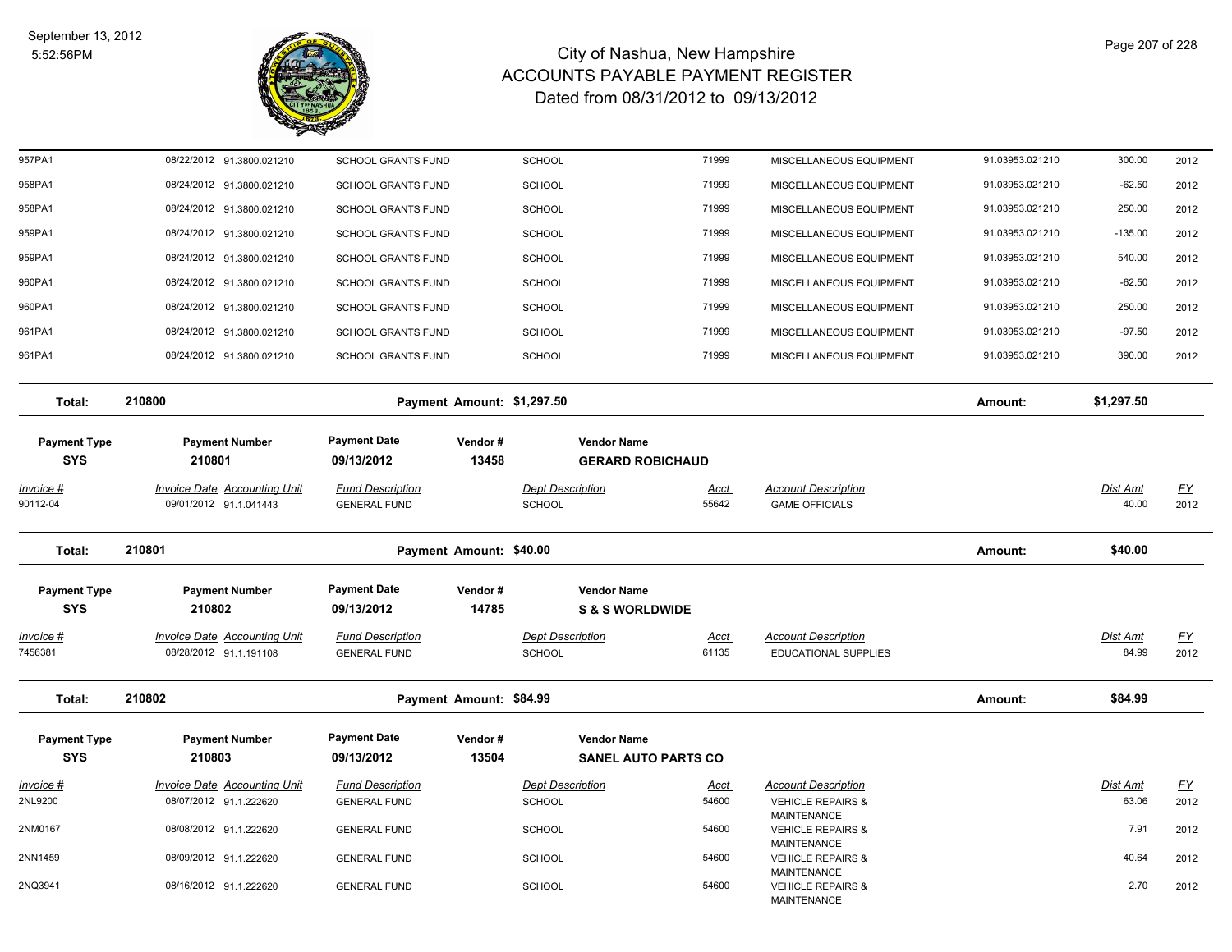# City of Nashua, New Hampshire
## ACCOUNTS PAYABLE PAYMENT REGISTER
### Dated from 08/31/2012 to 09/13/2012

September 13, 2012
5:52:56PM

| | | | | | | | | | |
|---|---|---|---|---|---|---|---|---|---|
| 957PA1 | 08/22/2012 | 91.3800.021210 | SCHOOL GRANTS FUND | SCHOOL | 71999 | MISCELLANEOUS EQUIPMENT | 91.03953.021210 | 300.00 | 2012 |
| 958PA1 | 08/24/2012 | 91.3800.021210 | SCHOOL GRANTS FUND | SCHOOL | 71999 | MISCELLANEOUS EQUIPMENT | 91.03953.021210 | -62.50 | 2012 |
| 958PA1 | 08/24/2012 | 91.3800.021210 | SCHOOL GRANTS FUND | SCHOOL | 71999 | MISCELLANEOUS EQUIPMENT | 91.03953.021210 | 250.00 | 2012 |
| 959PA1 | 08/24/2012 | 91.3800.021210 | SCHOOL GRANTS FUND | SCHOOL | 71999 | MISCELLANEOUS EQUIPMENT | 91.03953.021210 | -135.00 | 2012 |
| 959PA1 | 08/24/2012 | 91.3800.021210 | SCHOOL GRANTS FUND | SCHOOL | 71999 | MISCELLANEOUS EQUIPMENT | 91.03953.021210 | 540.00 | 2012 |
| 960PA1 | 08/24/2012 | 91.3800.021210 | SCHOOL GRANTS FUND | SCHOOL | 71999 | MISCELLANEOUS EQUIPMENT | 91.03953.021210 | -62.50 | 2012 |
| 960PA1 | 08/24/2012 | 91.3800.021210 | SCHOOL GRANTS FUND | SCHOOL | 71999 | MISCELLANEOUS EQUIPMENT | 91.03953.021210 | 250.00 | 2012 |
| 961PA1 | 08/24/2012 | 91.3800.021210 | SCHOOL GRANTS FUND | SCHOOL | 71999 | MISCELLANEOUS EQUIPMENT | 91.03953.021210 | -97.50 | 2012 |
| 961PA1 | 08/24/2012 | 91.3800.021210 | SCHOOL GRANTS FUND | SCHOOL | 71999 | MISCELLANEOUS EQUIPMENT | 91.03953.021210 | 390.00 | 2012 |

**Total: 210800** — Payment Amount: $1,297.50 — Amount: $1,297.50

| Payment Type | Payment Number | Payment Date | Vendor # | Vendor Name |
|---|---|---|---|---|
| SYS | 210801 | 09/13/2012 | 13458 | GERARD ROBICHAUD |

| Invoice # | Invoice Date | Accounting Unit | Fund Description | Dept Description | Acct | Account Description | Dist Amt | FY |
|---|---|---|---|---|---|---|---|---|
| 90112-04 | 09/01/2012 | 91.1.041443 | GENERAL FUND | SCHOOL | 55642 | GAME OFFICIALS | 40.00 | 2012 |

**Total: 210801** — Payment Amount: $40.00 — Amount: $40.00

| Payment Type | Payment Number | Payment Date | Vendor # | Vendor Name |
|---|---|---|---|---|
| SYS | 210802 | 09/13/2012 | 14785 | S & S WORLDWIDE |

| Invoice # | Invoice Date | Accounting Unit | Fund Description | Dept Description | Acct | Account Description | Dist Amt | FY |
|---|---|---|---|---|---|---|---|---|
| 7456381 | 08/28/2012 | 91.1.191108 | GENERAL FUND | SCHOOL | 61135 | EDUCATIONAL SUPPLIES | 84.99 | 2012 |

**Total: 210802** — Payment Amount: $84.99 — Amount: $84.99

| Payment Type | Payment Number | Payment Date | Vendor # | Vendor Name |
|---|---|---|---|---|
| SYS | 210803 | 09/13/2012 | 13504 | SANEL AUTO PARTS CO |

| Invoice # | Invoice Date | Accounting Unit | Fund Description | Dept Description | Acct | Account Description | Dist Amt | FY |
|---|---|---|---|---|---|---|---|---|
| 2NL9200 | 08/07/2012 | 91.1.222620 | GENERAL FUND | SCHOOL | 54600 | VEHICLE REPAIRS & MAINTENANCE | 63.06 | 2012 |
| 2NM0167 | 08/08/2012 | 91.1.222620 | GENERAL FUND | SCHOOL | 54600 | VEHICLE REPAIRS & MAINTENANCE | 7.91 | 2012 |
| 2NN1459 | 08/09/2012 | 91.1.222620 | GENERAL FUND | SCHOOL | 54600 | VEHICLE REPAIRS & MAINTENANCE | 40.64 | 2012 |
| 2NQ3941 | 08/16/2012 | 91.1.222620 | GENERAL FUND | SCHOOL | 54600 | VEHICLE REPAIRS & MAINTENANCE | 2.70 | 2012 |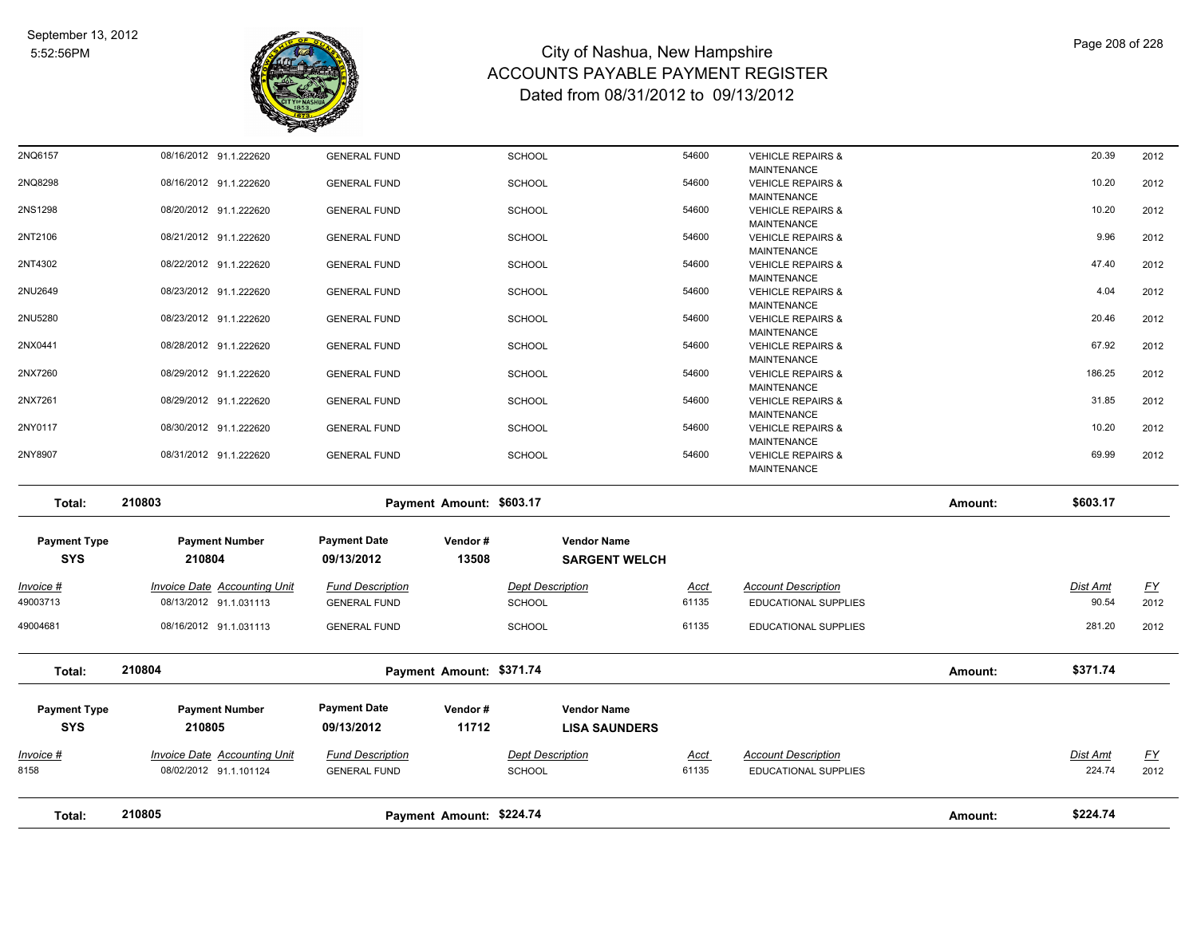| Invoice # | Invoice Date | Accounting Unit | Fund Description | Dept Description | Acct | Account Description | Dist Amt | FY |
|---|---|---|---|---|---|---|---|---|
| 2NQ6157 | 08/16/2012 | 91.1.222620 | GENERAL FUND | SCHOOL | 54600 | VEHICLE REPAIRS & MAINTENANCE | 20.39 | 2012 |
| 2NQ8298 | 08/16/2012 | 91.1.222620 | GENERAL FUND | SCHOOL | 54600 | VEHICLE REPAIRS & MAINTENANCE | 10.20 | 2012 |
| 2NS1298 | 08/20/2012 | 91.1.222620 | GENERAL FUND | SCHOOL | 54600 | VEHICLE REPAIRS & MAINTENANCE | 10.20 | 2012 |
| 2NT2106 | 08/21/2012 | 91.1.222620 | GENERAL FUND | SCHOOL | 54600 | VEHICLE REPAIRS & MAINTENANCE | 9.96 | 2012 |
| 2NT4302 | 08/22/2012 | 91.1.222620 | GENERAL FUND | SCHOOL | 54600 | VEHICLE REPAIRS & MAINTENANCE | 47.40 | 2012 |
| 2NU2649 | 08/23/2012 | 91.1.222620 | GENERAL FUND | SCHOOL | 54600 | VEHICLE REPAIRS & MAINTENANCE | 4.04 | 2012 |
| 2NU5280 | 08/23/2012 | 91.1.222620 | GENERAL FUND | SCHOOL | 54600 | VEHICLE REPAIRS & MAINTENANCE | 20.46 | 2012 |
| 2NX0441 | 08/28/2012 | 91.1.222620 | GENERAL FUND | SCHOOL | 54600 | VEHICLE REPAIRS & MAINTENANCE | 67.92 | 2012 |
| 2NX7260 | 08/29/2012 | 91.1.222620 | GENERAL FUND | SCHOOL | 54600 | VEHICLE REPAIRS & MAINTENANCE | 186.25 | 2012 |
| 2NX7261 | 08/29/2012 | 91.1.222620 | GENERAL FUND | SCHOOL | 54600 | VEHICLE REPAIRS & MAINTENANCE | 31.85 | 2012 |
| 2NY0117 | 08/30/2012 | 91.1.222620 | GENERAL FUND | SCHOOL | 54600 | VEHICLE REPAIRS & MAINTENANCE | 10.20 | 2012 |
| 2NY8907 | 08/31/2012 | 91.1.222620 | GENERAL FUND | SCHOOL | 54600 | VEHICLE REPAIRS & MAINTENANCE | 69.99 | 2012 |

**Total: 210803** Payment Amount: $603.17 Amount: $603.17

| Payment Type | Payment Number | Payment Date | Vendor # | Vendor Name |
|---|---|---|---|---|
| SYS | 210804 | 09/13/2012 | 13508 | SARGENT WELCH |

| Invoice # | Invoice Date | Accounting Unit | Fund Description | Dept Description | Acct | Account Description | Dist Amt | FY |
|---|---|---|---|---|---|---|---|---|
| 49003713 | 08/13/2012 | 91.1.031113 | GENERAL FUND | SCHOOL | 61135 | EDUCATIONAL SUPPLIES | 90.54 | 2012 |
| 49004681 | 08/16/2012 | 91.1.031113 | GENERAL FUND | SCHOOL | 61135 | EDUCATIONAL SUPPLIES | 281.20 | 2012 |

**Total: 210804** Payment Amount: $371.74 Amount: $371.74

| Payment Type | Payment Number | Payment Date | Vendor # | Vendor Name |
|---|---|---|---|---|
| SYS | 210805 | 09/13/2012 | 11712 | LISA SAUNDERS |

| Invoice # | Invoice Date | Accounting Unit | Fund Description | Dept Description | Acct | Account Description | Dist Amt | FY |
|---|---|---|---|---|---|---|---|---|
| 8158 | 08/02/2012 | 91.1.101124 | GENERAL FUND | SCHOOL | 61135 | EDUCATIONAL SUPPLIES | 224.74 | 2012 |

**Total: 210805** Payment Amount: $224.74 Amount: $224.74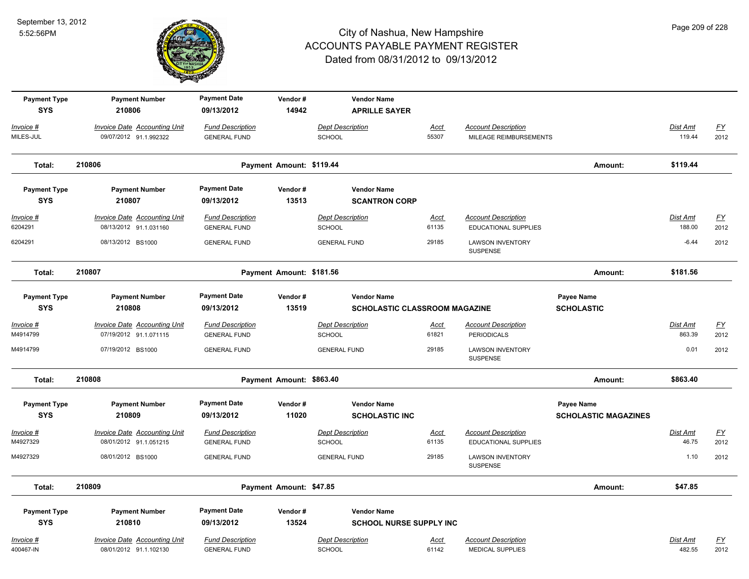# City of Nashua, New Hampshire
## ACCOUNTS PAYABLE PAYMENT REGISTER
### Dated from 08/31/2012 to 09/13/2012

September 13, 2012
5:52:56PM

| Payment Type | Payment Number | Payment Date | Vendor # | Vendor Name |
|---|---|---|---|---|
| SYS | 210806 | 09/13/2012 | 14942 | APRILLE SAYER |

| Invoice # | Invoice Date | Accounting Unit | Fund Description | Dept Description | Acct | Account Description | Dist Amt | FY |
|---|---|---|---|---|---|---|---|---|
| MILES-JUL | 09/07/2012 | 91.1.992322 | GENERAL FUND | SCHOOL | 55307 | MILEAGE REIMBURSEMENTS | 119.44 | 2012 |

**Total: 210806** — Payment Amount: $119.44 — Amount: $119.44

| Payment Type | Payment Number | Payment Date | Vendor # | Vendor Name |
|---|---|---|---|---|
| SYS | 210807 | 09/13/2012 | 13513 | SCANTRON CORP |

| Invoice # | Invoice Date | Accounting Unit | Fund Description | Dept Description | Acct | Account Description | Dist Amt | FY |
|---|---|---|---|---|---|---|---|---|
| 6204291 | 08/13/2012 | 91.1.031160 | GENERAL FUND | SCHOOL | 61135 | EDUCATIONAL SUPPLIES | 188.00 | 2012 |
| 6204291 | 08/13/2012 | BS1000 | GENERAL FUND | GENERAL FUND | 29185 | LAWSON INVENTORY SUSPENSE | -6.44 | 2012 |

**Total: 210807** — Payment Amount: $181.56 — Amount: $181.56

| Payment Type | Payment Number | Payment Date | Vendor # | Vendor Name | Payee Name |
|---|---|---|---|---|---|
| SYS | 210808 | 09/13/2012 | 13519 | SCHOLASTIC CLASSROOM MAGAZINE | SCHOLASTIC |

| Invoice # | Invoice Date | Accounting Unit | Fund Description | Dept Description | Acct | Account Description | Dist Amt | FY |
|---|---|---|---|---|---|---|---|---|
| M4914799 | 07/19/2012 | 91.1.071115 | GENERAL FUND | SCHOOL | 61821 | PERIODICALS | 863.39 | 2012 |
| M4914799 | 07/19/2012 | BS1000 | GENERAL FUND | GENERAL FUND | 29185 | LAWSON INVENTORY SUSPENSE | 0.01 | 2012 |

**Total: 210808** — Payment Amount: $863.40 — Amount: $863.40

| Payment Type | Payment Number | Payment Date | Vendor # | Vendor Name | Payee Name |
|---|---|---|---|---|---|
| SYS | 210809 | 09/13/2012 | 11020 | SCHOLASTIC INC | SCHOLASTIC MAGAZINES |

| Invoice # | Invoice Date | Accounting Unit | Fund Description | Dept Description | Acct | Account Description | Dist Amt | FY |
|---|---|---|---|---|---|---|---|---|
| M4927329 | 08/01/2012 | 91.1.051215 | GENERAL FUND | SCHOOL | 61135 | EDUCATIONAL SUPPLIES | 46.75 | 2012 |
| M4927329 | 08/01/2012 | BS1000 | GENERAL FUND | GENERAL FUND | 29185 | LAWSON INVENTORY SUSPENSE | 1.10 | 2012 |

**Total: 210809** — Payment Amount: $47.85 — Amount: $47.85

| Payment Type | Payment Number | Payment Date | Vendor # | Vendor Name |
|---|---|---|---|---|
| SYS | 210810 | 09/13/2012 | 13524 | SCHOOL NURSE SUPPLY INC |

| Invoice # | Invoice Date | Accounting Unit | Fund Description | Dept Description | Acct | Account Description | Dist Amt | FY |
|---|---|---|---|---|---|---|---|---|
| 400467-IN | 08/01/2012 | 91.1.102130 | GENERAL FUND | SCHOOL | 61142 | MEDICAL SUPPLIES | 482.55 | 2012 |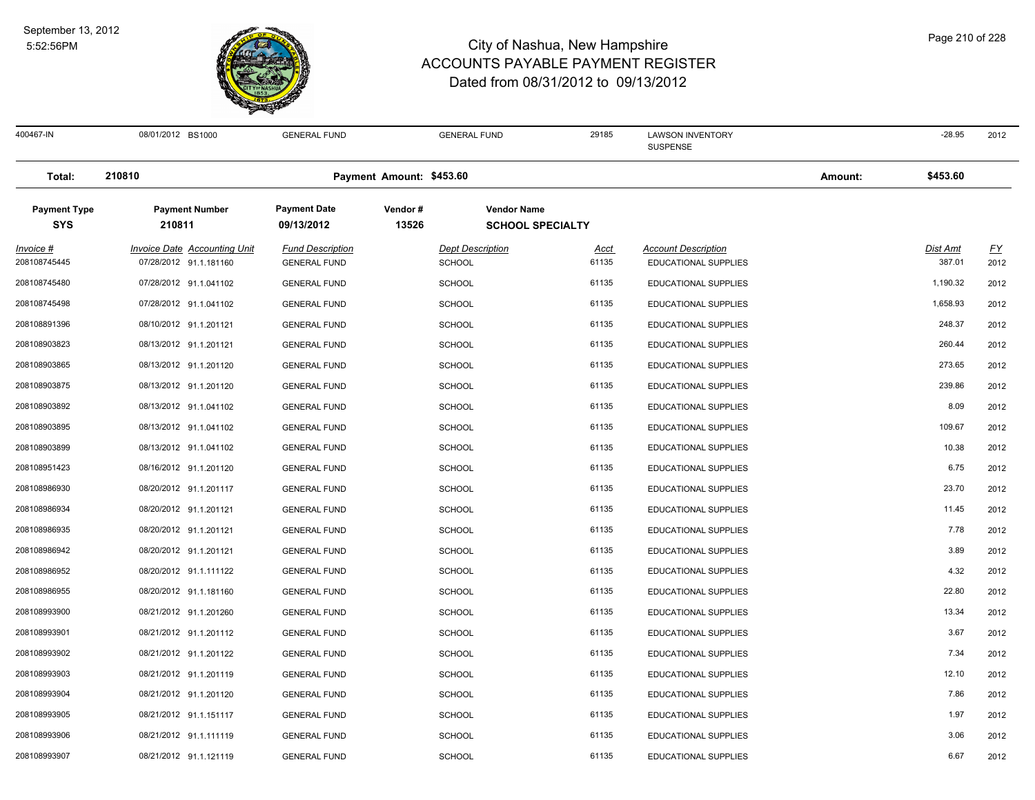# City of Nashua, New Hampshire
## ACCOUNTS PAYABLE PAYMENT REGISTER
### Dated from 08/31/2012 to 09/13/2012

| 400467-IN | 08/01/2012 BS1000 | GENERAL FUND | GENERAL FUND | 29185 | LAWSON INVENTORY SUSPENSE | -28.95 | 2012 |
|---|---|---|---|---|---|---|---|

**Total:** 210810 **Payment Amount: $453.60** **Amount: $453.60**

| Payment Type | Payment Number | Payment Date | Vendor # | Vendor Name |
|---|---|---|---|---|
| **SYS** | **210811** | **09/13/2012** | **13526** | **SCHOOL SPECIALTY** |

| Invoice # | Invoice Date | Accounting Unit | Fund Description | Dept Description | Acct | Account Description | Dist Amt | FY |
|---|---|---|---|---|---|---|---|---|
| 208108745445 | 07/28/2012 | 91.1.181160 | GENERAL FUND | SCHOOL | 61135 | EDUCATIONAL SUPPLIES | 387.01 | 2012 |
| 208108745480 | 07/28/2012 | 91.1.041102 | GENERAL FUND | SCHOOL | 61135 | EDUCATIONAL SUPPLIES | 1,190.32 | 2012 |
| 208108745498 | 07/28/2012 | 91.1.041102 | GENERAL FUND | SCHOOL | 61135 | EDUCATIONAL SUPPLIES | 1,658.93 | 2012 |
| 208108891396 | 08/10/2012 | 91.1.201121 | GENERAL FUND | SCHOOL | 61135 | EDUCATIONAL SUPPLIES | 248.37 | 2012 |
| 208108903823 | 08/13/2012 | 91.1.201121 | GENERAL FUND | SCHOOL | 61135 | EDUCATIONAL SUPPLIES | 260.44 | 2012 |
| 208108903865 | 08/13/2012 | 91.1.201120 | GENERAL FUND | SCHOOL | 61135 | EDUCATIONAL SUPPLIES | 273.65 | 2012 |
| 208108903875 | 08/13/2012 | 91.1.201120 | GENERAL FUND | SCHOOL | 61135 | EDUCATIONAL SUPPLIES | 239.86 | 2012 |
| 208108903892 | 08/13/2012 | 91.1.041102 | GENERAL FUND | SCHOOL | 61135 | EDUCATIONAL SUPPLIES | 8.09 | 2012 |
| 208108903895 | 08/13/2012 | 91.1.041102 | GENERAL FUND | SCHOOL | 61135 | EDUCATIONAL SUPPLIES | 109.67 | 2012 |
| 208108903899 | 08/13/2012 | 91.1.041102 | GENERAL FUND | SCHOOL | 61135 | EDUCATIONAL SUPPLIES | 10.38 | 2012 |
| 208108951423 | 08/16/2012 | 91.1.201120 | GENERAL FUND | SCHOOL | 61135 | EDUCATIONAL SUPPLIES | 6.75 | 2012 |
| 208108986930 | 08/20/2012 | 91.1.201117 | GENERAL FUND | SCHOOL | 61135 | EDUCATIONAL SUPPLIES | 23.70 | 2012 |
| 208108986934 | 08/20/2012 | 91.1.201121 | GENERAL FUND | SCHOOL | 61135 | EDUCATIONAL SUPPLIES | 11.45 | 2012 |
| 208108986935 | 08/20/2012 | 91.1.201121 | GENERAL FUND | SCHOOL | 61135 | EDUCATIONAL SUPPLIES | 7.78 | 2012 |
| 208108986942 | 08/20/2012 | 91.1.201121 | GENERAL FUND | SCHOOL | 61135 | EDUCATIONAL SUPPLIES | 3.89 | 2012 |
| 208108986952 | 08/20/2012 | 91.1.111122 | GENERAL FUND | SCHOOL | 61135 | EDUCATIONAL SUPPLIES | 4.32 | 2012 |
| 208108986955 | 08/20/2012 | 91.1.181160 | GENERAL FUND | SCHOOL | 61135 | EDUCATIONAL SUPPLIES | 22.80 | 2012 |
| 208108993900 | 08/21/2012 | 91.1.201260 | GENERAL FUND | SCHOOL | 61135 | EDUCATIONAL SUPPLIES | 13.34 | 2012 |
| 208108993901 | 08/21/2012 | 91.1.201112 | GENERAL FUND | SCHOOL | 61135 | EDUCATIONAL SUPPLIES | 3.67 | 2012 |
| 208108993902 | 08/21/2012 | 91.1.201122 | GENERAL FUND | SCHOOL | 61135 | EDUCATIONAL SUPPLIES | 7.34 | 2012 |
| 208108993903 | 08/21/2012 | 91.1.201119 | GENERAL FUND | SCHOOL | 61135 | EDUCATIONAL SUPPLIES | 12.10 | 2012 |
| 208108993904 | 08/21/2012 | 91.1.201120 | GENERAL FUND | SCHOOL | 61135 | EDUCATIONAL SUPPLIES | 7.86 | 2012 |
| 208108993905 | 08/21/2012 | 91.1.151117 | GENERAL FUND | SCHOOL | 61135 | EDUCATIONAL SUPPLIES | 1.97 | 2012 |
| 208108993906 | 08/21/2012 | 91.1.111119 | GENERAL FUND | SCHOOL | 61135 | EDUCATIONAL SUPPLIES | 3.06 | 2012 |
| 208108993907 | 08/21/2012 | 91.1.121119 | GENERAL FUND | SCHOOL | 61135 | EDUCATIONAL SUPPLIES | 6.67 | 2012 |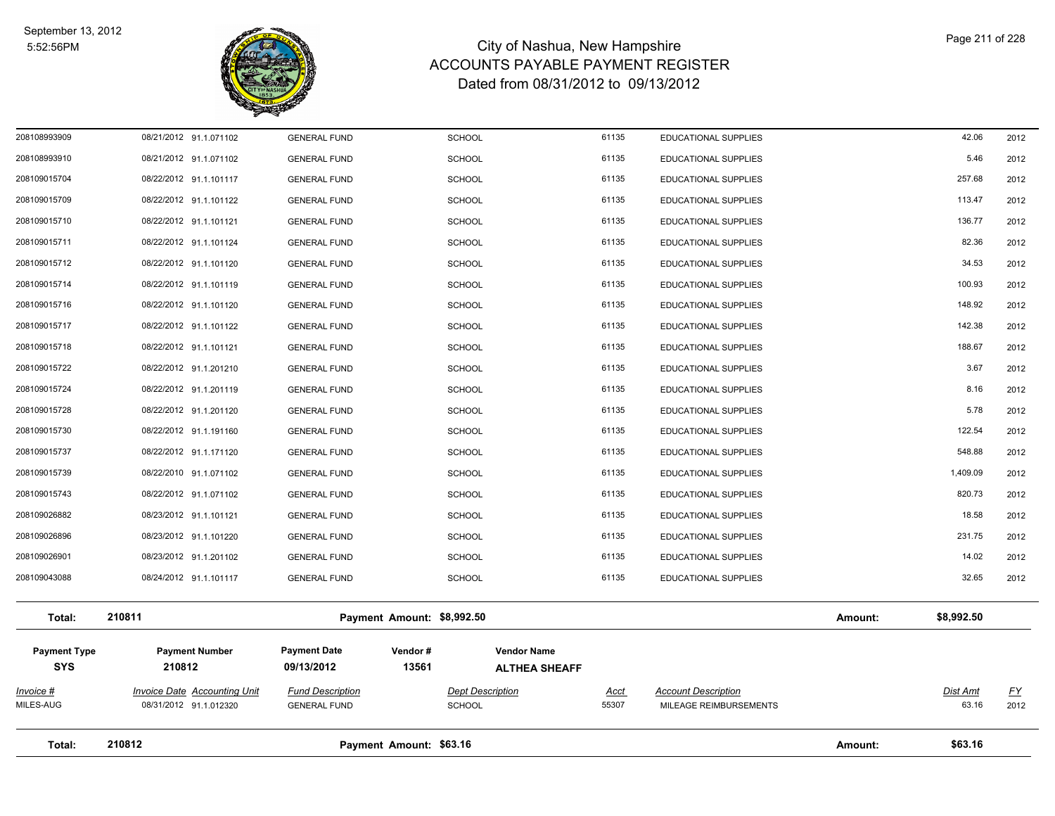# City of Nashua, New Hampshire
# ACCOUNTS PAYABLE PAYMENT REGISTER
## Dated from 08/31/2012 to 09/13/2012

September 13, 2012
5:52:56PM

| Invoice # | Invoice Date | Accounting Unit | Fund Description | Dept Description | Acct | Account Description | Dist Amt | FY |
|---|---|---|---|---|---|---|---|---|
| 208108993909 | 08/21/2012 | 91.1.071102 | GENERAL FUND | SCHOOL | 61135 | EDUCATIONAL SUPPLIES | 42.06 | 2012 |
| 208108993910 | 08/21/2012 | 91.1.071102 | GENERAL FUND | SCHOOL | 61135 | EDUCATIONAL SUPPLIES | 5.46 | 2012 |
| 208109015704 | 08/22/2012 | 91.1.101117 | GENERAL FUND | SCHOOL | 61135 | EDUCATIONAL SUPPLIES | 257.68 | 2012 |
| 208109015709 | 08/22/2012 | 91.1.101122 | GENERAL FUND | SCHOOL | 61135 | EDUCATIONAL SUPPLIES | 113.47 | 2012 |
| 208109015710 | 08/22/2012 | 91.1.101121 | GENERAL FUND | SCHOOL | 61135 | EDUCATIONAL SUPPLIES | 136.77 | 2012 |
| 208109015711 | 08/22/2012 | 91.1.101124 | GENERAL FUND | SCHOOL | 61135 | EDUCATIONAL SUPPLIES | 82.36 | 2012 |
| 208109015712 | 08/22/2012 | 91.1.101120 | GENERAL FUND | SCHOOL | 61135 | EDUCATIONAL SUPPLIES | 34.53 | 2012 |
| 208109015714 | 08/22/2012 | 91.1.101119 | GENERAL FUND | SCHOOL | 61135 | EDUCATIONAL SUPPLIES | 100.93 | 2012 |
| 208109015716 | 08/22/2012 | 91.1.101120 | GENERAL FUND | SCHOOL | 61135 | EDUCATIONAL SUPPLIES | 148.92 | 2012 |
| 208109015717 | 08/22/2012 | 91.1.101122 | GENERAL FUND | SCHOOL | 61135 | EDUCATIONAL SUPPLIES | 142.38 | 2012 |
| 208109015718 | 08/22/2012 | 91.1.101121 | GENERAL FUND | SCHOOL | 61135 | EDUCATIONAL SUPPLIES | 188.67 | 2012 |
| 208109015722 | 08/22/2012 | 91.1.201210 | GENERAL FUND | SCHOOL | 61135 | EDUCATIONAL SUPPLIES | 3.67 | 2012 |
| 208109015724 | 08/22/2012 | 91.1.201119 | GENERAL FUND | SCHOOL | 61135 | EDUCATIONAL SUPPLIES | 8.16 | 2012 |
| 208109015728 | 08/22/2012 | 91.1.201120 | GENERAL FUND | SCHOOL | 61135 | EDUCATIONAL SUPPLIES | 5.78 | 2012 |
| 208109015730 | 08/22/2012 | 91.1.191160 | GENERAL FUND | SCHOOL | 61135 | EDUCATIONAL SUPPLIES | 122.54 | 2012 |
| 208109015737 | 08/22/2012 | 91.1.171120 | GENERAL FUND | SCHOOL | 61135 | EDUCATIONAL SUPPLIES | 548.88 | 2012 |
| 208109015739 | 08/22/2010 | 91.1.071102 | GENERAL FUND | SCHOOL | 61135 | EDUCATIONAL SUPPLIES | 1,409.09 | 2012 |
| 208109015743 | 08/22/2012 | 91.1.071102 | GENERAL FUND | SCHOOL | 61135 | EDUCATIONAL SUPPLIES | 820.73 | 2012 |
| 208109026882 | 08/23/2012 | 91.1.101121 | GENERAL FUND | SCHOOL | 61135 | EDUCATIONAL SUPPLIES | 18.58 | 2012 |
| 208109026896 | 08/23/2012 | 91.1.101220 | GENERAL FUND | SCHOOL | 61135 | EDUCATIONAL SUPPLIES | 231.75 | 2012 |
| 208109026901 | 08/23/2012 | 91.1.201102 | GENERAL FUND | SCHOOL | 61135 | EDUCATIONAL SUPPLIES | 14.02 | 2012 |
| 208109043088 | 08/24/2012 | 91.1.101117 | GENERAL FUND | SCHOOL | 61135 | EDUCATIONAL SUPPLIES | 32.65 | 2012 |

**Total: 210811** — **Payment Amount: $8,992.50** — **Amount: $8,992.50**

| Payment Type | Payment Number | Payment Date | Vendor # | Vendor Name |
|---|---|---|---|---|
| SYS | 210812 | 09/13/2012 | 13561 | ALTHEA SHEAFF |

| Invoice # | Invoice Date | Accounting Unit | Fund Description | Dept Description | Acct | Account Description | Dist Amt | FY |
|---|---|---|---|---|---|---|---|---|
| MILES-AUG | 08/31/2012 | 91.1.012320 | GENERAL FUND | SCHOOL | 55307 | MILEAGE REIMBURSEMENTS | 63.16 | 2012 |

**Total: 210812** — **Payment Amount: $63.16** — **Amount: $63.16**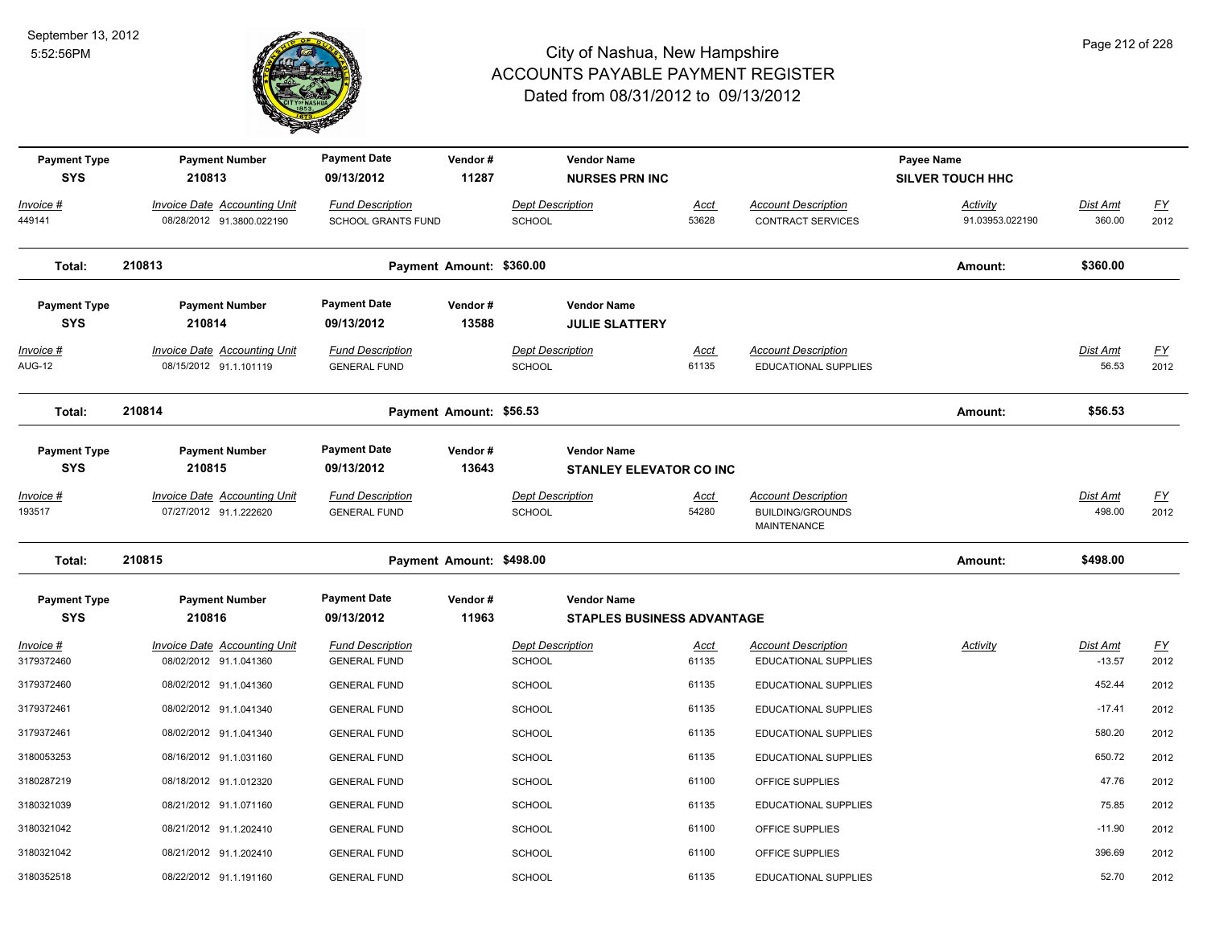# City of Nashua, New Hampshire
# ACCOUNTS PAYABLE PAYMENT REGISTER
## Dated from 08/31/2012 to 09/13/2012

September 13, 2012
5:52:56PM

| Payment Type | Payment Number | Payment Date | Vendor # | Vendor Name | | | Payee Name | | |
|---|---|---|---|---|---|---|---|---|---|
| SYS | 210813 | 09/13/2012 | 11287 | NURSES PRN INC | | | SILVER TOUCH HHC | | |
| **Invoice #** | **Invoice Date Accounting Unit** | **Fund Description** | | **Dept Description** | **Acct** | **Account Description** | **Activity** | **Dist Amt** | **FY** |
| 449141 | 08/28/2012 91.3800.022190 | SCHOOL GRANTS FUND | | SCHOOL | 53628 | CONTRACT SERVICES | 91.03953.022190 | 360.00 | 2012 |
| **Total:** | **210813** | | **Payment Amount: $360.00** | | | | **Amount:** | **$360.00** | |

| Payment Type | Payment Number | Payment Date | Vendor # | Vendor Name | | | |
|---|---|---|---|---|---|---|---|
| SYS | 210814 | 09/13/2012 | 13588 | JULIE SLATTERY | | | |
| **Invoice #** | **Invoice Date Accounting Unit** | **Fund Description** | | **Dept Description** | **Acct** | **Account Description** | **Dist Amt** | **FY** |
| AUG-12 | 08/15/2012 91.1.101119 | GENERAL FUND | | SCHOOL | 61135 | EDUCATIONAL SUPPLIES | 56.53 | 2012 |
| **Total:** | **210814** | | **Payment Amount: $56.53** | | | **Amount:** | **$56.53** | |

| Payment Type | Payment Number | Payment Date | Vendor # | Vendor Name | | | |
|---|---|---|---|---|---|---|---|
| SYS | 210815 | 09/13/2012 | 13643 | STANLEY ELEVATOR CO INC | | | |
| **Invoice #** | **Invoice Date Accounting Unit** | **Fund Description** | | **Dept Description** | **Acct** | **Account Description** | **Dist Amt** | **FY** |
| 193517 | 07/27/2012 91.1.222620 | GENERAL FUND | | SCHOOL | 54280 | BUILDING/GROUNDS MAINTENANCE | 498.00 | 2012 |
| **Total:** | **210815** | | **Payment Amount: $498.00** | | | **Amount:** | **$498.00** | |

| Payment Type | Payment Number | Payment Date | Vendor # | Vendor Name | | | | | |
|---|---|---|---|---|---|---|---|---|---|
| SYS | 210816 | 09/13/2012 | 11963 | STAPLES BUSINESS ADVANTAGE | | | | | |
| **Invoice #** | **Invoice Date Accounting Unit** | **Fund Description** | | **Dept Description** | **Acct** | **Account Description** | **Activity** | **Dist Amt** | **FY** |
| 3179372460 | 08/02/2012 91.1.041360 | GENERAL FUND | | SCHOOL | 61135 | EDUCATIONAL SUPPLIES | | -13.57 | 2012 |
| 3179372460 | 08/02/2012 91.1.041360 | GENERAL FUND | | SCHOOL | 61135 | EDUCATIONAL SUPPLIES | | 452.44 | 2012 |
| 3179372461 | 08/02/2012 91.1.041340 | GENERAL FUND | | SCHOOL | 61135 | EDUCATIONAL SUPPLIES | | -17.41 | 2012 |
| 3179372461 | 08/02/2012 91.1.041340 | GENERAL FUND | | SCHOOL | 61135 | EDUCATIONAL SUPPLIES | | 580.20 | 2012 |
| 3180053253 | 08/16/2012 91.1.031160 | GENERAL FUND | | SCHOOL | 61135 | EDUCATIONAL SUPPLIES | | 650.72 | 2012 |
| 3180287219 | 08/18/2012 91.1.012320 | GENERAL FUND | | SCHOOL | 61100 | OFFICE SUPPLIES | | 47.76 | 2012 |
| 3180321039 | 08/21/2012 91.1.071160 | GENERAL FUND | | SCHOOL | 61135 | EDUCATIONAL SUPPLIES | | 75.85 | 2012 |
| 3180321042 | 08/21/2012 91.1.202410 | GENERAL FUND | | SCHOOL | 61100 | OFFICE SUPPLIES | | -11.90 | 2012 |
| 3180321042 | 08/21/2012 91.1.202410 | GENERAL FUND | | SCHOOL | 61100 | OFFICE SUPPLIES | | 396.69 | 2012 |
| 3180352518 | 08/22/2012 91.1.191160 | GENERAL FUND | | SCHOOL | 61135 | EDUCATIONAL SUPPLIES | | 52.70 | 2012 |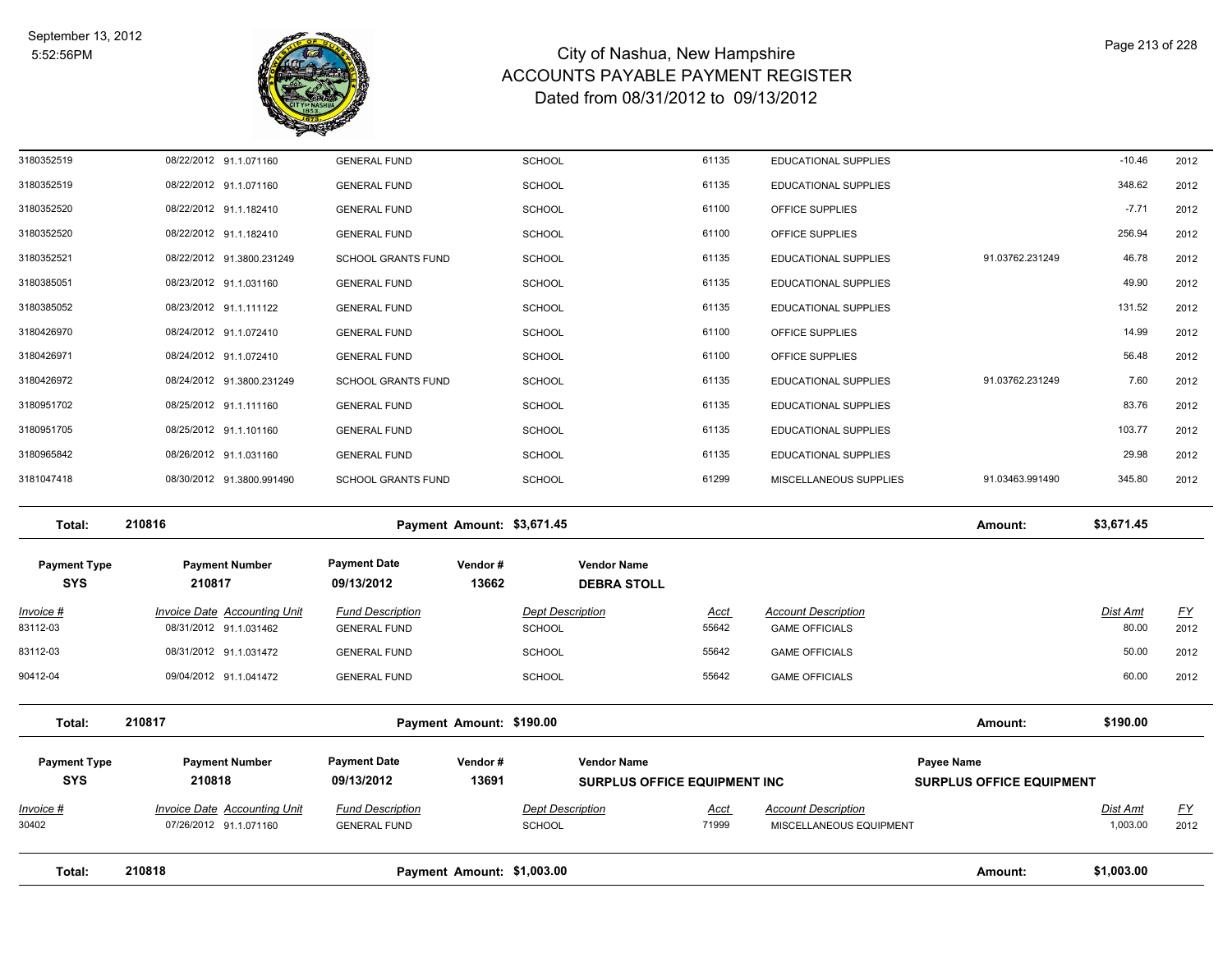# City of Nashua, New Hampshire
## ACCOUNTS PAYABLE PAYMENT REGISTER
### Dated from 08/31/2012 to 09/13/2012

September 13, 2012
5:52:56PM

| | | | | | | | | | |
|---|---|---|---|---|---|---|---|---|---|
| 3180352519 | 08/22/2012 | 91.1.071160 | GENERAL FUND | SCHOOL | 61135 | EDUCATIONAL SUPPLIES | | -10.46 | 2012 |
| 3180352519 | 08/22/2012 | 91.1.071160 | GENERAL FUND | SCHOOL | 61135 | EDUCATIONAL SUPPLIES | | 348.62 | 2012 |
| 3180352520 | 08/22/2012 | 91.1.182410 | GENERAL FUND | SCHOOL | 61100 | OFFICE SUPPLIES | | -7.71 | 2012 |
| 3180352520 | 08/22/2012 | 91.1.182410 | GENERAL FUND | SCHOOL | 61100 | OFFICE SUPPLIES | | 256.94 | 2012 |
| 3180352521 | 08/22/2012 | 91.3800.231249 | SCHOOL GRANTS FUND | SCHOOL | 61135 | EDUCATIONAL SUPPLIES | 91.03762.231249 | 46.78 | 2012 |
| 3180385051 | 08/23/2012 | 91.1.031160 | GENERAL FUND | SCHOOL | 61135 | EDUCATIONAL SUPPLIES | | 49.90 | 2012 |
| 3180385052 | 08/23/2012 | 91.1.111122 | GENERAL FUND | SCHOOL | 61135 | EDUCATIONAL SUPPLIES | | 131.52 | 2012 |
| 3180426970 | 08/24/2012 | 91.1.072410 | GENERAL FUND | SCHOOL | 61100 | OFFICE SUPPLIES | | 14.99 | 2012 |
| 3180426971 | 08/24/2012 | 91.1.072410 | GENERAL FUND | SCHOOL | 61100 | OFFICE SUPPLIES | | 56.48 | 2012 |
| 3180426972 | 08/24/2012 | 91.3800.231249 | SCHOOL GRANTS FUND | SCHOOL | 61135 | EDUCATIONAL SUPPLIES | 91.03762.231249 | 7.60 | 2012 |
| 3180951702 | 08/25/2012 | 91.1.111160 | GENERAL FUND | SCHOOL | 61135 | EDUCATIONAL SUPPLIES | | 83.76 | 2012 |
| 3180951705 | 08/25/2012 | 91.1.101160 | GENERAL FUND | SCHOOL | 61135 | EDUCATIONAL SUPPLIES | | 103.77 | 2012 |
| 3180965842 | 08/26/2012 | 91.1.031160 | GENERAL FUND | SCHOOL | 61135 | EDUCATIONAL SUPPLIES | | 29.98 | 2012 |
| 3181047418 | 08/30/2012 | 91.3800.991490 | SCHOOL GRANTS FUND | SCHOOL | 61299 | MISCELLANEOUS SUPPLIES | 91.03463.991490 | 345.80 | 2012 |

**Total: 210816 — Payment Amount: $3,671.45 — Amount: $3,671.45**

| Payment Type | Payment Number | Payment Date | Vendor # | Vendor Name |
|---|---|---|---|---|
| SYS | 210817 | 09/13/2012 | 13662 | DEBRA STOLL |

| Invoice # | Invoice Date | Accounting Unit | Fund Description | Dept Description | Acct | Account Description | Dist Amt | FY |
|---|---|---|---|---|---|---|---|---|
| 83112-03 | 08/31/2012 | 91.1.031462 | GENERAL FUND | SCHOOL | 55642 | GAME OFFICIALS | 80.00 | 2012 |
| 83112-03 | 08/31/2012 | 91.1.031472 | GENERAL FUND | SCHOOL | 55642 | GAME OFFICIALS | 50.00 | 2012 |
| 90412-04 | 09/04/2012 | 91.1.041472 | GENERAL FUND | SCHOOL | 55642 | GAME OFFICIALS | 60.00 | 2012 |

**Total: 210817 — Payment Amount: $190.00 — Amount: $190.00**

| Payment Type | Payment Number | Payment Date | Vendor # | Vendor Name | Payee Name |
|---|---|---|---|---|---|
| SYS | 210818 | 09/13/2012 | 13691 | SURPLUS OFFICE EQUIPMENT INC | SURPLUS OFFICE EQUIPMENT |

| Invoice # | Invoice Date | Accounting Unit | Fund Description | Dept Description | Acct | Account Description | Dist Amt | FY |
|---|---|---|---|---|---|---|---|---|
| 30402 | 07/26/2012 | 91.1.071160 | GENERAL FUND | SCHOOL | 71999 | MISCELLANEOUS EQUIPMENT | 1,003.00 | 2012 |

**Total: 210818 — Payment Amount: $1,003.00 — Amount: $1,003.00**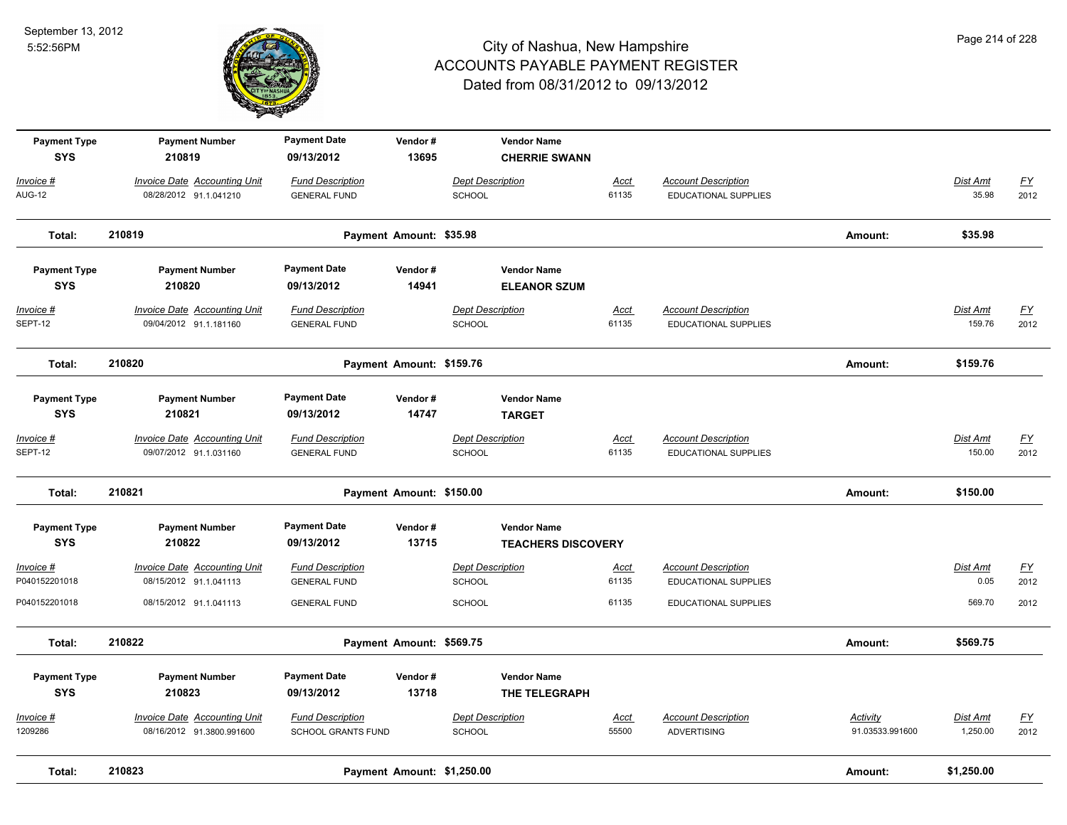# City of Nashua, New Hampshire
## ACCOUNTS PAYABLE PAYMENT REGISTER
### Dated from 08/31/2012 to 09/13/2012

September 13, 2012
5:52:56PM

| Payment Type | Payment Number | Payment Date | Vendor # | Vendor Name |
|---|---|---|---|---|
| SYS | 210819 | 09/13/2012 | 13695 | **CHERRIE SWANN** |

| Invoice # | Invoice Date | Accounting Unit | Fund Description | Dept Description | Acct | Account Description | Dist Amt | FY |
|---|---|---|---|---|---|---|---|---|
| AUG-12 | 08/28/2012 | 91.1.041210 | GENERAL FUND | SCHOOL | 61135 | EDUCATIONAL SUPPLIES | 35.98 | 2012 |

**Total: 210819 Payment Amount: $35.98 Amount: $35.98**

| Payment Type | Payment Number | Payment Date | Vendor # | Vendor Name |
|---|---|---|---|---|
| SYS | 210820 | 09/13/2012 | 14941 | **ELEANOR SZUM** |

| Invoice # | Invoice Date | Accounting Unit | Fund Description | Dept Description | Acct | Account Description | Dist Amt | FY |
|---|---|---|---|---|---|---|---|---|
| SEPT-12 | 09/04/2012 | 91.1.181160 | GENERAL FUND | SCHOOL | 61135 | EDUCATIONAL SUPPLIES | 159.76 | 2012 |

**Total: 210820 Payment Amount: $159.76 Amount: $159.76**

| Payment Type | Payment Number | Payment Date | Vendor # | Vendor Name |
|---|---|---|---|---|
| SYS | 210821 | 09/13/2012 | 14747 | **TARGET** |

| Invoice # | Invoice Date | Accounting Unit | Fund Description | Dept Description | Acct | Account Description | Dist Amt | FY |
|---|---|---|---|---|---|---|---|---|
| SEPT-12 | 09/07/2012 | 91.1.031160 | GENERAL FUND | SCHOOL | 61135 | EDUCATIONAL SUPPLIES | 150.00 | 2012 |

**Total: 210821 Payment Amount: $150.00 Amount: $150.00**

| Payment Type | Payment Number | Payment Date | Vendor # | Vendor Name |
|---|---|---|---|---|
| SYS | 210822 | 09/13/2012 | 13715 | **TEACHERS DISCOVERY** |

| Invoice # | Invoice Date | Accounting Unit | Fund Description | Dept Description | Acct | Account Description | Dist Amt | FY |
|---|---|---|---|---|---|---|---|---|
| P040152201018 | 08/15/2012 | 91.1.041113 | GENERAL FUND | SCHOOL | 61135 | EDUCATIONAL SUPPLIES | 0.05 | 2012 |
| P040152201018 | 08/15/2012 | 91.1.041113 | GENERAL FUND | SCHOOL | 61135 | EDUCATIONAL SUPPLIES | 569.70 | 2012 |

**Total: 210822 Payment Amount: $569.75 Amount: $569.75**

| Payment Type | Payment Number | Payment Date | Vendor # | Vendor Name |
|---|---|---|---|---|
| SYS | 210823 | 09/13/2012 | 13718 | **THE TELEGRAPH** |

| Invoice # | Invoice Date | Accounting Unit | Fund Description | Dept Description | Acct | Account Description | Activity | Dist Amt | FY |
|---|---|---|---|---|---|---|---|---|---|
| 1209286 | 08/16/2012 | 91.3800.991600 | SCHOOL GRANTS FUND | SCHOOL | 55500 | ADVERTISING | 91.03533.991600 | 1,250.00 | 2012 |

**Total: 210823 Payment Amount: $1,250.00 Amount: $1,250.00**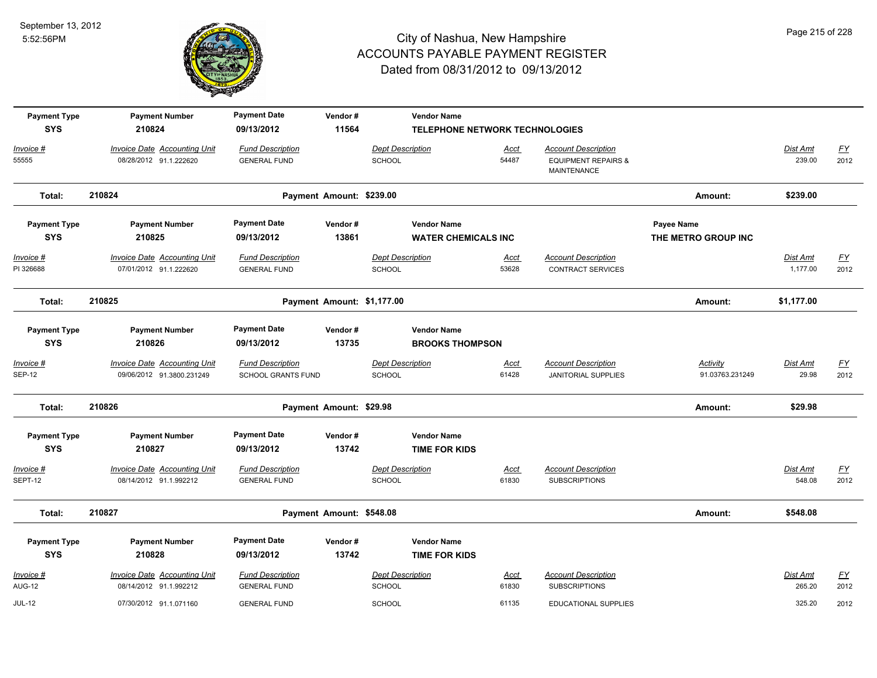# City of Nashua, New Hampshire
## ACCOUNTS PAYABLE PAYMENT REGISTER
### Dated from 08/31/2012 to 09/13/2012

September 13, 2012
5:52:56PM

| Payment Type | Payment Number | Payment Date | Vendor # | Vendor Name | | |
|---|---|---|---|---|---|---|
| SYS | 210824 | 09/13/2012 | 11564 | TELEPHONE NETWORK TECHNOLOGIES | | |

| Invoice # | Invoice Date | Accounting Unit | Fund Description | Dept Description | Acct | Account Description | Dist Amt | FY |
|---|---|---|---|---|---|---|---|---|
| 55555 | 08/28/2012 | 91.1.222620 | GENERAL FUND | SCHOOL | 54487 | EQUIPMENT REPAIRS & MAINTENANCE | 239.00 | 2012 |

**Total: 210824 — Payment Amount: $239.00 — Amount: $239.00**

| Payment Type | Payment Number | Payment Date | Vendor # | Vendor Name | Payee Name |
|---|---|---|---|---|---|
| SYS | 210825 | 09/13/2012 | 13861 | WATER CHEMICALS INC | THE METRO GROUP INC |

| Invoice # | Invoice Date | Accounting Unit | Fund Description | Dept Description | Acct | Account Description | Dist Amt | FY |
|---|---|---|---|---|---|---|---|---|
| PI 326688 | 07/01/2012 | 91.1.222620 | GENERAL FUND | SCHOOL | 53628 | CONTRACT SERVICES | 1,177.00 | 2012 |

**Total: 210825 — Payment Amount: $1,177.00 — Amount: $1,177.00**

| Payment Type | Payment Number | Payment Date | Vendor # | Vendor Name |
|---|---|---|---|---|
| SYS | 210826 | 09/13/2012 | 13735 | BROOKS THOMPSON |

| Invoice # | Invoice Date | Accounting Unit | Fund Description | Dept Description | Acct | Account Description | Activity | Dist Amt | FY |
|---|---|---|---|---|---|---|---|---|---|
| SEP-12 | 09/06/2012 | 91.3800.231249 | SCHOOL GRANTS FUND | SCHOOL | 61428 | JANITORIAL SUPPLIES | 91.03763.231249 | 29.98 | 2012 |

**Total: 210826 — Payment Amount: $29.98 — Amount: $29.98**

| Payment Type | Payment Number | Payment Date | Vendor # | Vendor Name |
|---|---|---|---|---|
| SYS | 210827 | 09/13/2012 | 13742 | TIME FOR KIDS |

| Invoice # | Invoice Date | Accounting Unit | Fund Description | Dept Description | Acct | Account Description | Dist Amt | FY |
|---|---|---|---|---|---|---|---|---|
| SEPT-12 | 08/14/2012 | 91.1.992212 | GENERAL FUND | SCHOOL | 61830 | SUBSCRIPTIONS | 548.08 | 2012 |

**Total: 210827 — Payment Amount: $548.08 — Amount: $548.08**

| Payment Type | Payment Number | Payment Date | Vendor # | Vendor Name |
|---|---|---|---|---|
| SYS | 210828 | 09/13/2012 | 13742 | TIME FOR KIDS |

| Invoice # | Invoice Date | Accounting Unit | Fund Description | Dept Description | Acct | Account Description | Dist Amt | FY |
|---|---|---|---|---|---|---|---|---|
| AUG-12 | 08/14/2012 | 91.1.992212 | GENERAL FUND | SCHOOL | 61830 | SUBSCRIPTIONS | 265.20 | 2012 |
| JUL-12 | 07/30/2012 | 91.1.071160 | GENERAL FUND | SCHOOL | 61135 | EDUCATIONAL SUPPLIES | 325.20 | 2012 |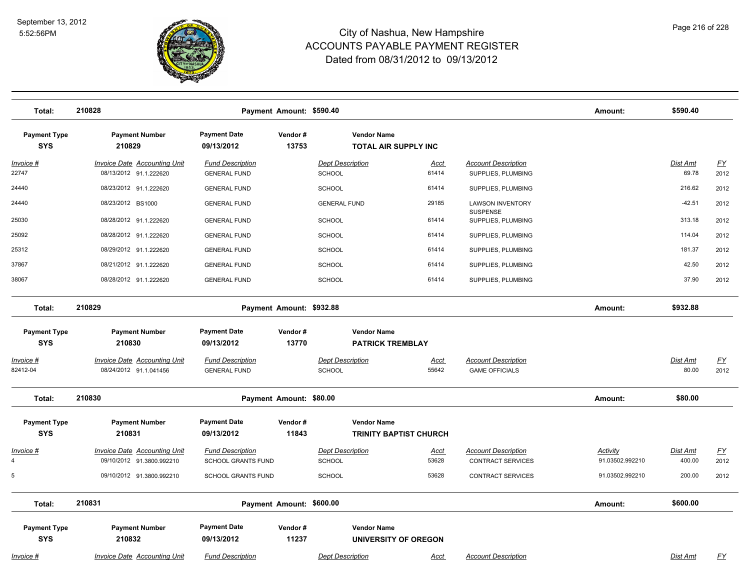# City of Nashua, New Hampshire
## ACCOUNTS PAYABLE PAYMENT REGISTER
### Dated from 08/31/2012 to 09/13/2012

September 13, 2012
5:52:56PM

**Total: 210828 — Payment Amount: $590.40 — Amount: $590.40**

| Payment Type | Payment Number | Payment Date | Vendor # | Vendor Name |
|---|---|---|---|---|
| SYS | 210829 | 09/13/2012 | 13753 | TOTAL AIR SUPPLY INC |

| Invoice # | Invoice Date | Accounting Unit | Fund Description | Dept Description | Acct | Account Description | Dist Amt | FY |
|---|---|---|---|---|---|---|---|---|
| 22747 | 08/13/2012 | 91.1.222620 | GENERAL FUND | SCHOOL | 61414 | SUPPLIES, PLUMBING | 69.78 | 2012 |
| 24440 | 08/23/2012 | 91.1.222620 | GENERAL FUND | SCHOOL | 61414 | SUPPLIES, PLUMBING | 216.62 | 2012 |
| 24440 | 08/23/2012 | BS1000 | GENERAL FUND | GENERAL FUND | 29185 | LAWSON INVENTORY SUSPENSE | -42.51 | 2012 |
| 25030 | 08/28/2012 | 91.1.222620 | GENERAL FUND | SCHOOL | 61414 | SUPPLIES, PLUMBING | 313.18 | 2012 |
| 25092 | 08/28/2012 | 91.1.222620 | GENERAL FUND | SCHOOL | 61414 | SUPPLIES, PLUMBING | 114.04 | 2012 |
| 25312 | 08/29/2012 | 91.1.222620 | GENERAL FUND | SCHOOL | 61414 | SUPPLIES, PLUMBING | 181.37 | 2012 |
| 37867 | 08/21/2012 | 91.1.222620 | GENERAL FUND | SCHOOL | 61414 | SUPPLIES, PLUMBING | 42.50 | 2012 |
| 38067 | 08/28/2012 | 91.1.222620 | GENERAL FUND | SCHOOL | 61414 | SUPPLIES, PLUMBING | 37.90 | 2012 |

**Total: 210829 — Payment Amount: $932.88 — Amount: $932.88**

| Payment Type | Payment Number | Payment Date | Vendor # | Vendor Name |
|---|---|---|---|---|
| SYS | 210830 | 09/13/2012 | 13770 | PATRICK TREMBLAY |

| Invoice # | Invoice Date | Accounting Unit | Fund Description | Dept Description | Acct | Account Description | Dist Amt | FY |
|---|---|---|---|---|---|---|---|---|
| 82412-04 | 08/24/2012 | 91.1.041456 | GENERAL FUND | SCHOOL | 55642 | GAME OFFICIALS | 80.00 | 2012 |

**Total: 210830 — Payment Amount: $80.00 — Amount: $80.00**

| Payment Type | Payment Number | Payment Date | Vendor # | Vendor Name |
|---|---|---|---|---|
| SYS | 210831 | 09/13/2012 | 11843 | TRINITY BAPTIST CHURCH |

| Invoice # | Invoice Date | Accounting Unit | Fund Description | Dept Description | Acct | Account Description | Activity | Dist Amt | FY |
|---|---|---|---|---|---|---|---|---|---|
| 4 | 09/10/2012 | 91.3800.992210 | SCHOOL GRANTS FUND | SCHOOL | 53628 | CONTRACT SERVICES | 91.03502.992210 | 400.00 | 2012 |
| 5 | 09/10/2012 | 91.3800.992210 | SCHOOL GRANTS FUND | SCHOOL | 53628 | CONTRACT SERVICES | 91.03502.992210 | 200.00 | 2012 |

**Total: 210831 — Payment Amount: $600.00 — Amount: $600.00**

| Payment Type | Payment Number | Payment Date | Vendor # | Vendor Name |
|---|---|---|---|---|
| SYS | 210832 | 09/13/2012 | 11237 | UNIVERSITY OF OREGON |

| Invoice # | Invoice Date | Accounting Unit | Fund Description | Dept Description | Acct | Account Description | Dist Amt | FY |
|---|---|---|---|---|---|---|---|---|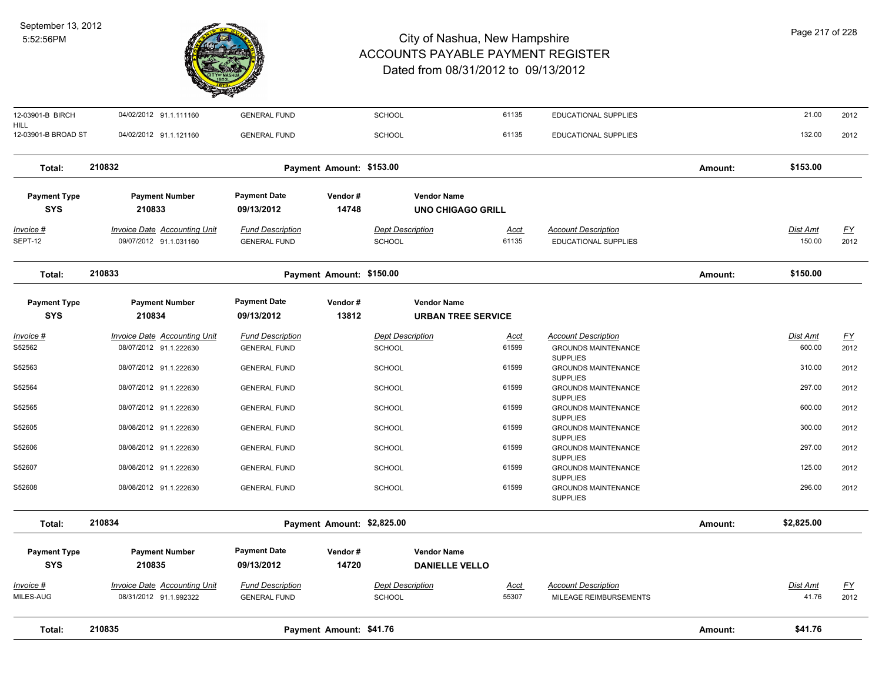# City of Nashua, New Hampshire
## ACCOUNTS PAYABLE PAYMENT REGISTER
### Dated from 08/31/2012 to 09/13/2012

September 13, 2012
5:52:56PM

| Invoice # | Invoice Date | Accounting Unit | Fund Description | Dept Description | Acct | Account Description | Dist Amt | FY |
|---|---|---|---|---|---|---|---|---|
| 12-03901-B BIRCH HILL | 04/02/2012 | 91.1.111160 | GENERAL FUND | SCHOOL | 61135 | EDUCATIONAL SUPPLIES | 21.00 | 2012 |
| 12-03901-B BROAD ST | 04/02/2012 | 91.1.121160 | GENERAL FUND | SCHOOL | 61135 | EDUCATIONAL SUPPLIES | 132.00 | 2012 |

**Total: 210832** Payment Amount: $153.00 Amount: **$153.00**

| Payment Type | Payment Number | Payment Date | Vendor # | Vendor Name |
|---|---|---|---|---|
| SYS | 210833 | 09/13/2012 | 14748 | UNO CHIGAGO GRILL |

| Invoice # | Invoice Date | Accounting Unit | Fund Description | Dept Description | Acct | Account Description | Dist Amt | FY |
|---|---|---|---|---|---|---|---|---|
| SEPT-12 | 09/07/2012 | 91.1.031160 | GENERAL FUND | SCHOOL | 61135 | EDUCATIONAL SUPPLIES | 150.00 | 2012 |

**Total: 210833** Payment Amount: $150.00 Amount: **$150.00**

| Payment Type | Payment Number | Payment Date | Vendor # | Vendor Name |
|---|---|---|---|---|
| SYS | 210834 | 09/13/2012 | 13812 | URBAN TREE SERVICE |

| Invoice # | Invoice Date | Accounting Unit | Fund Description | Dept Description | Acct | Account Description | Dist Amt | FY |
|---|---|---|---|---|---|---|---|---|
| S52562 | 08/07/2012 | 91.1.222630 | GENERAL FUND | SCHOOL | 61599 | GROUNDS MAINTENANCE SUPPLIES | 600.00 | 2012 |
| S52563 | 08/07/2012 | 91.1.222630 | GENERAL FUND | SCHOOL | 61599 | GROUNDS MAINTENANCE SUPPLIES | 310.00 | 2012 |
| S52564 | 08/07/2012 | 91.1.222630 | GENERAL FUND | SCHOOL | 61599 | GROUNDS MAINTENANCE SUPPLIES | 297.00 | 2012 |
| S52565 | 08/07/2012 | 91.1.222630 | GENERAL FUND | SCHOOL | 61599 | GROUNDS MAINTENANCE SUPPLIES | 600.00 | 2012 |
| S52605 | 08/08/2012 | 91.1.222630 | GENERAL FUND | SCHOOL | 61599 | GROUNDS MAINTENANCE SUPPLIES | 300.00 | 2012 |
| S52606 | 08/08/2012 | 91.1.222630 | GENERAL FUND | SCHOOL | 61599 | GROUNDS MAINTENANCE SUPPLIES | 297.00 | 2012 |
| S52607 | 08/08/2012 | 91.1.222630 | GENERAL FUND | SCHOOL | 61599 | GROUNDS MAINTENANCE SUPPLIES | 125.00 | 2012 |
| S52608 | 08/08/2012 | 91.1.222630 | GENERAL FUND | SCHOOL | 61599 | GROUNDS MAINTENANCE SUPPLIES | 296.00 | 2012 |

**Total: 210834** Payment Amount: $2,825.00 Amount: **$2,825.00**

| Payment Type | Payment Number | Payment Date | Vendor # | Vendor Name |
|---|---|---|---|---|
| SYS | 210835 | 09/13/2012 | 14720 | DANIELLE VELLO |

| Invoice # | Invoice Date | Accounting Unit | Fund Description | Dept Description | Acct | Account Description | Dist Amt | FY |
|---|---|---|---|---|---|---|---|---|
| MILES-AUG | 08/31/2012 | 91.1.992322 | GENERAL FUND | SCHOOL | 55307 | MILEAGE REIMBURSEMENTS | 41.76 | 2012 |

**Total: 210835** Payment Amount: $41.76 Amount: **$41.76**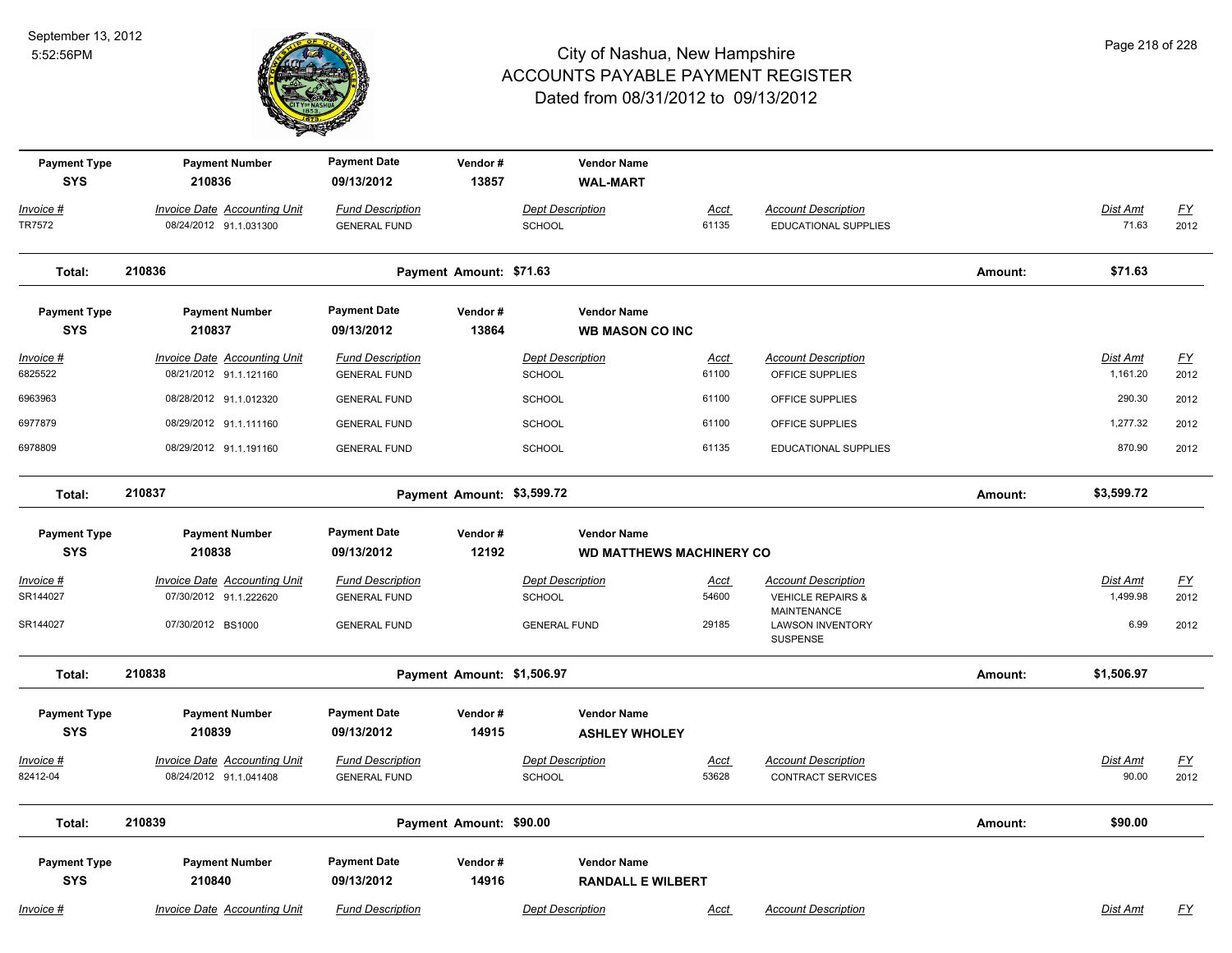# City of Nashua, New Hampshire
## ACCOUNTS PAYABLE PAYMENT REGISTER
### Dated from 08/31/2012 to 09/13/2012

September 13, 2012
5:52:56PM

| Payment Type | Payment Number | Payment Date | Vendor # | Vendor Name |
|---|---|---|---|---|
| SYS | 210836 | 09/13/2012 | 13857 | **WAL-MART** |

| Invoice # | Invoice Date | Accounting Unit | Fund Description | Dept Description | Acct | Account Description | Dist Amt | FY |
|---|---|---|---|---|---|---|---|---|
| TR7572 | 08/24/2012 | 91.1.031300 | GENERAL FUND | SCHOOL | 61135 | EDUCATIONAL SUPPLIES | 71.63 | 2012 |

**Total: 210836 — Payment Amount: $71.63 — Amount: $71.63**

| Payment Type | Payment Number | Payment Date | Vendor # | Vendor Name |
|---|---|---|---|---|
| SYS | 210837 | 09/13/2012 | 13864 | **WB MASON CO INC** |

| Invoice # | Invoice Date | Accounting Unit | Fund Description | Dept Description | Acct | Account Description | Dist Amt | FY |
|---|---|---|---|---|---|---|---|---|
| 6825522 | 08/21/2012 | 91.1.121160 | GENERAL FUND | SCHOOL | 61100 | OFFICE SUPPLIES | 1,161.20 | 2012 |
| 6963963 | 08/28/2012 | 91.1.012320 | GENERAL FUND | SCHOOL | 61100 | OFFICE SUPPLIES | 290.30 | 2012 |
| 6977879 | 08/29/2012 | 91.1.111160 | GENERAL FUND | SCHOOL | 61100 | OFFICE SUPPLIES | 1,277.32 | 2012 |
| 6978809 | 08/29/2012 | 91.1.191160 | GENERAL FUND | SCHOOL | 61135 | EDUCATIONAL SUPPLIES | 870.90 | 2012 |

**Total: 210837 — Payment Amount: $3,599.72 — Amount: $3,599.72**

| Payment Type | Payment Number | Payment Date | Vendor # | Vendor Name |
|---|---|---|---|---|
| SYS | 210838 | 09/13/2012 | 12192 | **WD MATTHEWS MACHINERY CO** |

| Invoice # | Invoice Date | Accounting Unit | Fund Description | Dept Description | Acct | Account Description | Dist Amt | FY |
|---|---|---|---|---|---|---|---|---|
| SR144027 | 07/30/2012 | 91.1.222620 | GENERAL FUND | SCHOOL | 54600 | VEHICLE REPAIRS & MAINTENANCE | 1,499.98 | 2012 |
| SR144027 | 07/30/2012 | BS1000 | GENERAL FUND | GENERAL FUND | 29185 | LAWSON INVENTORY SUSPENSE | 6.99 | 2012 |

**Total: 210838 — Payment Amount: $1,506.97 — Amount: $1,506.97**

| Payment Type | Payment Number | Payment Date | Vendor # | Vendor Name |
|---|---|---|---|---|
| SYS | 210839 | 09/13/2012 | 14915 | **ASHLEY WHOLEY** |

| Invoice # | Invoice Date | Accounting Unit | Fund Description | Dept Description | Acct | Account Description | Dist Amt | FY |
|---|---|---|---|---|---|---|---|---|
| 82412-04 | 08/24/2012 | 91.1.041408 | GENERAL FUND | SCHOOL | 53628 | CONTRACT SERVICES | 90.00 | 2012 |

**Total: 210839 — Payment Amount: $90.00 — Amount: $90.00**

| Payment Type | Payment Number | Payment Date | Vendor # | Vendor Name |
|---|---|---|---|---|
| SYS | 210840 | 09/13/2012 | 14916 | **RANDALL E WILBERT** |

| Invoice # | Invoice Date | Accounting Unit | Fund Description | Dept Description | Acct | Account Description | Dist Amt | FY |
|---|---|---|---|---|---|---|---|---|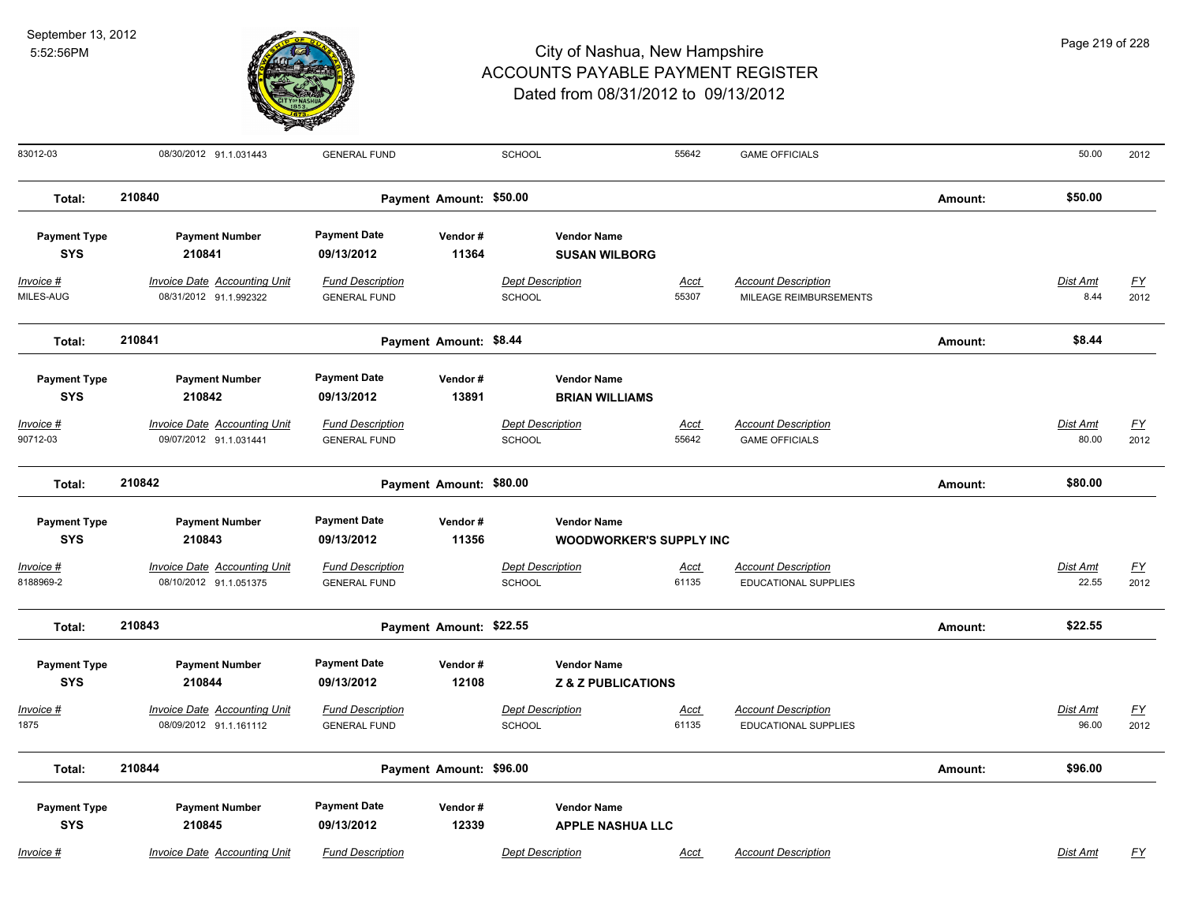# City of Nashua, New Hampshire
## ACCOUNTS PAYABLE PAYMENT REGISTER
### Dated from 08/31/2012 to 09/13/2012

September 13, 2012
5:52:56PM

| Invoice # | Invoice Date | Accounting Unit | Fund Description | Dept Description | Acct | Account Description | Dist Amt | FY |
|---|---|---|---|---|---|---|---|---|
| 83012-03 | 08/30/2012 | 91.1.031443 | GENERAL FUND | SCHOOL | 55642 | GAME OFFICIALS | 50.00 | 2012 |

**Total: 210840** — Payment Amount: $50.00 — Amount: $50.00

| Payment Type | Payment Number | Payment Date | Vendor # | Vendor Name |
|---|---|---|---|---|
| SYS | 210841 | 09/13/2012 | 11364 | SUSAN WILBORG |

| Invoice # | Invoice Date | Accounting Unit | Fund Description | Dept Description | Acct | Account Description | Dist Amt | FY |
|---|---|---|---|---|---|---|---|---|
| MILES-AUG | 08/31/2012 | 91.1.992322 | GENERAL FUND | SCHOOL | 55307 | MILEAGE REIMBURSEMENTS | 8.44 | 2012 |

**Total: 210841** — Payment Amount: $8.44 — Amount: $8.44

| Payment Type | Payment Number | Payment Date | Vendor # | Vendor Name |
|---|---|---|---|---|
| SYS | 210842 | 09/13/2012 | 13891 | BRIAN WILLIAMS |

| Invoice # | Invoice Date | Accounting Unit | Fund Description | Dept Description | Acct | Account Description | Dist Amt | FY |
|---|---|---|---|---|---|---|---|---|
| 90712-03 | 09/07/2012 | 91.1.031441 | GENERAL FUND | SCHOOL | 55642 | GAME OFFICIALS | 80.00 | 2012 |

**Total: 210842** — Payment Amount: $80.00 — Amount: $80.00

| Payment Type | Payment Number | Payment Date | Vendor # | Vendor Name |
|---|---|---|---|---|
| SYS | 210843 | 09/13/2012 | 11356 | WOODWORKER'S SUPPLY INC |

| Invoice # | Invoice Date | Accounting Unit | Fund Description | Dept Description | Acct | Account Description | Dist Amt | FY |
|---|---|---|---|---|---|---|---|---|
| 8188969-2 | 08/10/2012 | 91.1.051375 | GENERAL FUND | SCHOOL | 61135 | EDUCATIONAL SUPPLIES | 22.55 | 2012 |

**Total: 210843** — Payment Amount: $22.55 — Amount: $22.55

| Payment Type | Payment Number | Payment Date | Vendor # | Vendor Name |
|---|---|---|---|---|
| SYS | 210844 | 09/13/2012 | 12108 | Z & Z PUBLICATIONS |

| Invoice # | Invoice Date | Accounting Unit | Fund Description | Dept Description | Acct | Account Description | Dist Amt | FY |
|---|---|---|---|---|---|---|---|---|
| 1875 | 08/09/2012 | 91.1.161112 | GENERAL FUND | SCHOOL | 61135 | EDUCATIONAL SUPPLIES | 96.00 | 2012 |

**Total: 210844** — Payment Amount: $96.00 — Amount: $96.00

| Payment Type | Payment Number | Payment Date | Vendor # | Vendor Name |
|---|---|---|---|---|
| SYS | 210845 | 09/13/2012 | 12339 | APPLE NASHUA LLC |

| Invoice # | Invoice Date | Accounting Unit | Fund Description | Dept Description | Acct | Account Description | Dist Amt | FY |
|---|---|---|---|---|---|---|---|---|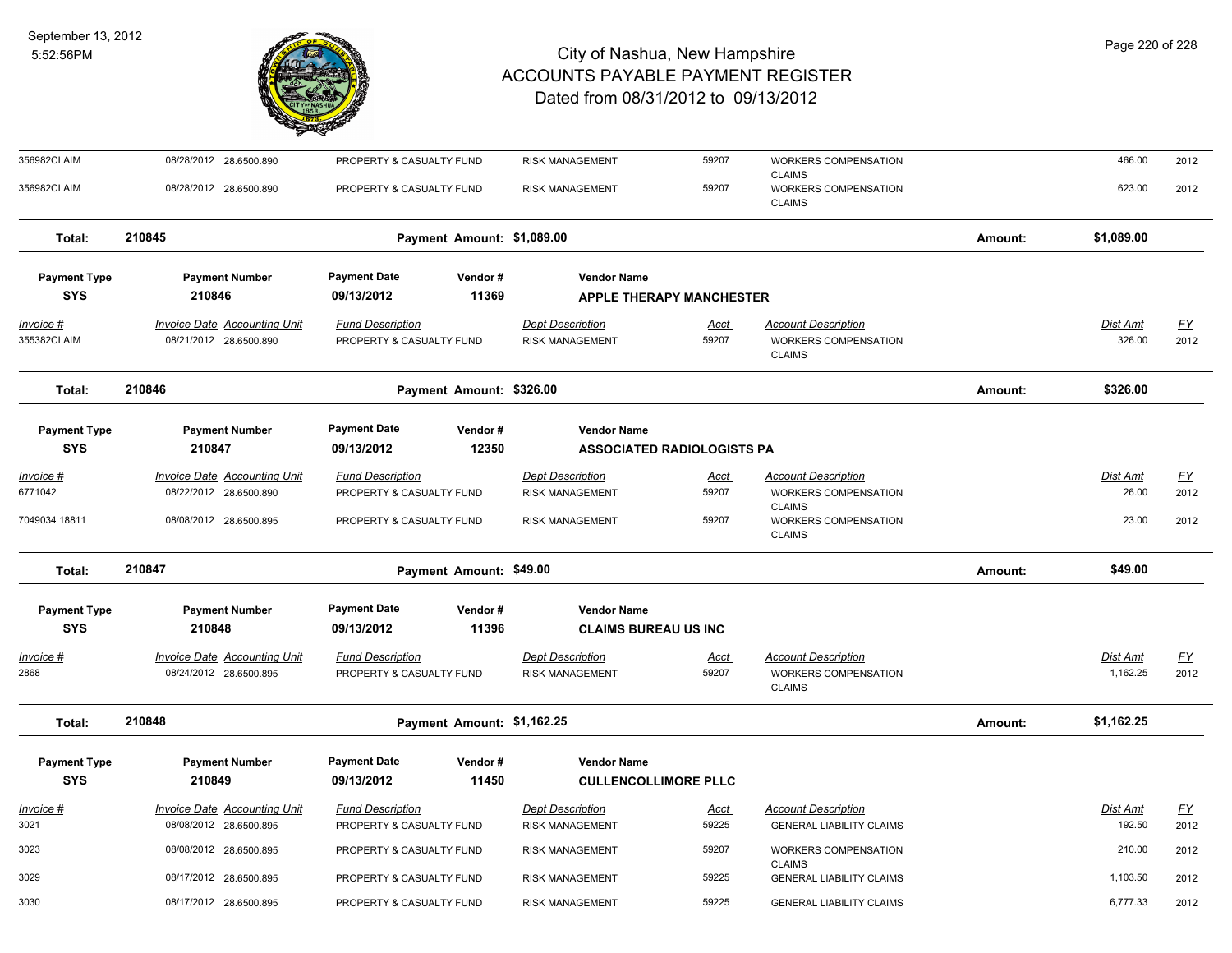# City of Nashua, New Hampshire
## ACCOUNTS PAYABLE PAYMENT REGISTER
### Dated from 08/31/2012 to 09/13/2012

September 13, 2012
5:52:56PM

| Invoice # | Invoice Date | Accounting Unit | Fund Description | Dept Description | Acct | Account Description | Dist Amt | FY |
|---|---|---|---|---|---|---|---|---|
| 356982CLAIM | 08/28/2012 | 28.6500.890 | PROPERTY & CASUALTY FUND | RISK MANAGEMENT | 59207 | WORKERS COMPENSATION CLAIMS | 466.00 | 2012 |
| 356982CLAIM | 08/28/2012 | 28.6500.890 | PROPERTY & CASUALTY FUND | RISK MANAGEMENT | 59207 | WORKERS COMPENSATION CLAIMS | 623.00 | 2012 |

**Total: 210845 — Payment Amount: $1,089.00 — Amount: $1,089.00**

| Payment Type | Payment Number | Payment Date | Vendor # | Vendor Name |
|---|---|---|---|---|
| SYS | 210846 | 09/13/2012 | 11369 | APPLE THERAPY MANCHESTER |

| Invoice # | Invoice Date | Accounting Unit | Fund Description | Dept Description | Acct | Account Description | Dist Amt | FY |
|---|---|---|---|---|---|---|---|---|
| 355382CLAIM | 08/21/2012 | 28.6500.890 | PROPERTY & CASUALTY FUND | RISK MANAGEMENT | 59207 | WORKERS COMPENSATION CLAIMS | 326.00 | 2012 |

**Total: 210846 — Payment Amount: $326.00 — Amount: $326.00**

| Payment Type | Payment Number | Payment Date | Vendor # | Vendor Name |
|---|---|---|---|---|
| SYS | 210847 | 09/13/2012 | 12350 | ASSOCIATED RADIOLOGISTS PA |

| Invoice # | Invoice Date | Accounting Unit | Fund Description | Dept Description | Acct | Account Description | Dist Amt | FY |
|---|---|---|---|---|---|---|---|---|
| 6771042 | 08/22/2012 | 28.6500.890 | PROPERTY & CASUALTY FUND | RISK MANAGEMENT | 59207 | WORKERS COMPENSATION CLAIMS | 26.00 | 2012 |
| 7049034 18811 | 08/08/2012 | 28.6500.895 | PROPERTY & CASUALTY FUND | RISK MANAGEMENT | 59207 | WORKERS COMPENSATION CLAIMS | 23.00 | 2012 |

**Total: 210847 — Payment Amount: $49.00 — Amount: $49.00**

| Payment Type | Payment Number | Payment Date | Vendor # | Vendor Name |
|---|---|---|---|---|
| SYS | 210848 | 09/13/2012 | 11396 | CLAIMS BUREAU US INC |

| Invoice # | Invoice Date | Accounting Unit | Fund Description | Dept Description | Acct | Account Description | Dist Amt | FY |
|---|---|---|---|---|---|---|---|---|
| 2868 | 08/24/2012 | 28.6500.895 | PROPERTY & CASUALTY FUND | RISK MANAGEMENT | 59207 | WORKERS COMPENSATION CLAIMS | 1,162.25 | 2012 |

**Total: 210848 — Payment Amount: $1,162.25 — Amount: $1,162.25**

| Payment Type | Payment Number | Payment Date | Vendor # | Vendor Name |
|---|---|---|---|---|
| SYS | 210849 | 09/13/2012 | 11450 | CULLENCOLLIMORE PLLC |

| Invoice # | Invoice Date | Accounting Unit | Fund Description | Dept Description | Acct | Account Description | Dist Amt | FY |
|---|---|---|---|---|---|---|---|---|
| 3021 | 08/08/2012 | 28.6500.895 | PROPERTY & CASUALTY FUND | RISK MANAGEMENT | 59225 | GENERAL LIABILITY CLAIMS | 192.50 | 2012 |
| 3023 | 08/08/2012 | 28.6500.895 | PROPERTY & CASUALTY FUND | RISK MANAGEMENT | 59207 | WORKERS COMPENSATION CLAIMS | 210.00 | 2012 |
| 3029 | 08/17/2012 | 28.6500.895 | PROPERTY & CASUALTY FUND | RISK MANAGEMENT | 59225 | GENERAL LIABILITY CLAIMS | 1,103.50 | 2012 |
| 3030 | 08/17/2012 | 28.6500.895 | PROPERTY & CASUALTY FUND | RISK MANAGEMENT | 59225 | GENERAL LIABILITY CLAIMS | 6,777.33 | 2012 |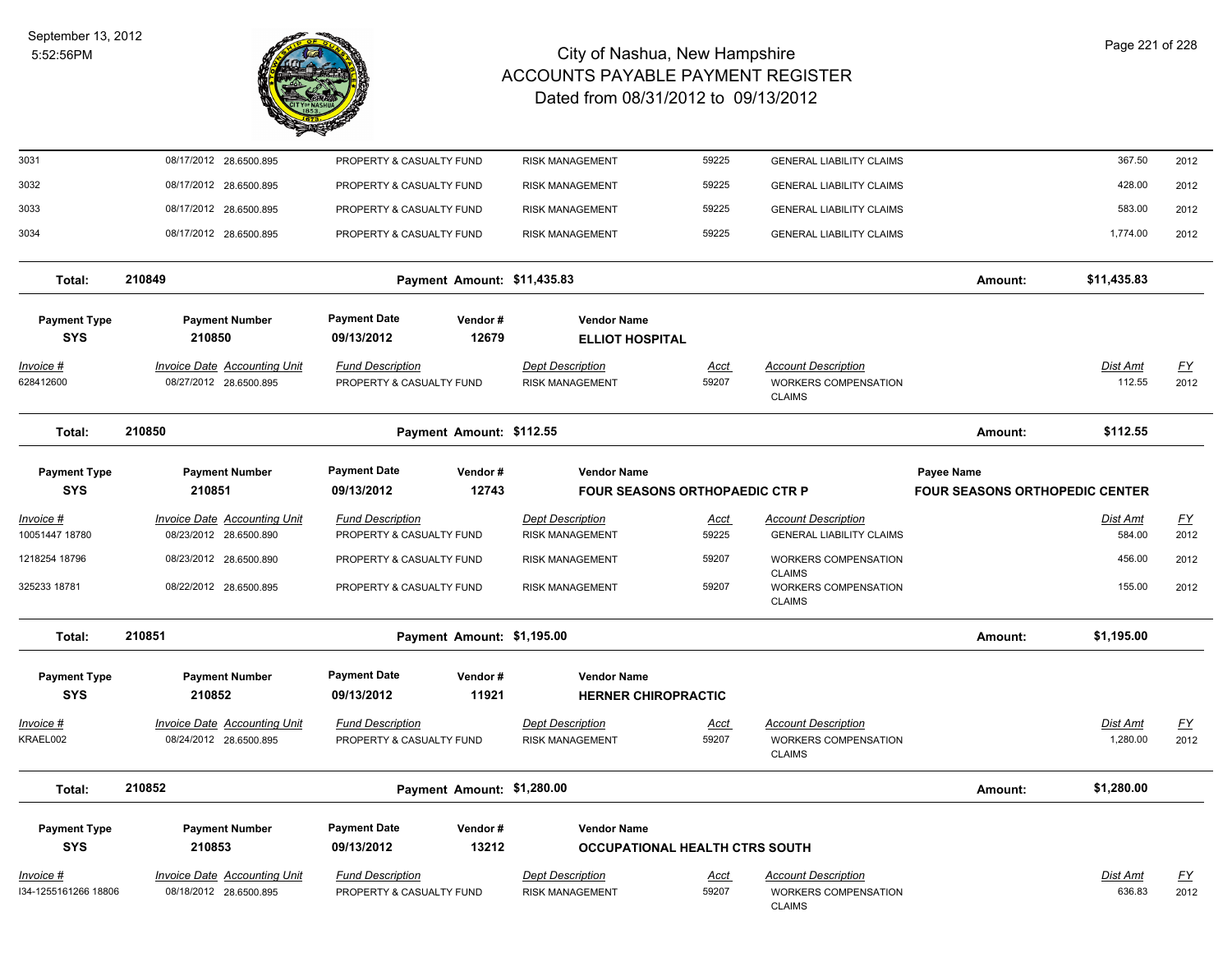| Invoice # | Invoice Date | Accounting Unit | Fund Description | Dept Description | Acct | Account Description | Dist Amt | FY |
|---|---|---|---|---|---|---|---|---|
| 3031 | 08/17/2012 | 28.6500.895 | PROPERTY & CASUALTY FUND | RISK MANAGEMENT | 59225 | GENERAL LIABILITY CLAIMS | 367.50 | 2012 |
| 3032 | 08/17/2012 | 28.6500.895 | PROPERTY & CASUALTY FUND | RISK MANAGEMENT | 59225 | GENERAL LIABILITY CLAIMS | 428.00 | 2012 |
| 3033 | 08/17/2012 | 28.6500.895 | PROPERTY & CASUALTY FUND | RISK MANAGEMENT | 59225 | GENERAL LIABILITY CLAIMS | 583.00 | 2012 |
| 3034 | 08/17/2012 | 28.6500.895 | PROPERTY & CASUALTY FUND | RISK MANAGEMENT | 59225 | GENERAL LIABILITY CLAIMS | 1,774.00 | 2012 |

**Total: 210849** Payment Amount: $11,435.83 Amount: $11,435.83

| Payment Type | Payment Number | Payment Date | Vendor # | Vendor Name |
|---|---|---|---|---|
| SYS | 210850 | 09/13/2012 | 12679 | ELLIOT HOSPITAL |

| Invoice # | Invoice Date | Accounting Unit | Fund Description | Dept Description | Acct | Account Description | Dist Amt | FY |
|---|---|---|---|---|---|---|---|---|
| 628412600 | 08/27/2012 | 28.6500.895 | PROPERTY & CASUALTY FUND | RISK MANAGEMENT | 59207 | WORKERS COMPENSATION CLAIMS | 112.55 | 2012 |

**Total: 210850** Payment Amount: $112.55 Amount: $112.55

| Payment Type | Payment Number | Payment Date | Vendor # | Vendor Name | Payee Name |
|---|---|---|---|---|---|
| SYS | 210851 | 09/13/2012 | 12743 | FOUR SEASONS ORTHOPAEDIC CTR P | FOUR SEASONS ORTHOPEDIC CENTER |

| Invoice # | Invoice Date | Accounting Unit | Fund Description | Dept Description | Acct | Account Description | Dist Amt | FY |
|---|---|---|---|---|---|---|---|---|
| 10051447 18780 | 08/23/2012 | 28.6500.890 | PROPERTY & CASUALTY FUND | RISK MANAGEMENT | 59225 | GENERAL LIABILITY CLAIMS | 584.00 | 2012 |
| 1218254 18796 | 08/23/2012 | 28.6500.890 | PROPERTY & CASUALTY FUND | RISK MANAGEMENT | 59207 | WORKERS COMPENSATION CLAIMS | 456.00 | 2012 |
| 325233 18781 | 08/22/2012 | 28.6500.895 | PROPERTY & CASUALTY FUND | RISK MANAGEMENT | 59207 | WORKERS COMPENSATION CLAIMS | 155.00 | 2012 |

**Total: 210851** Payment Amount: $1,195.00 Amount: $1,195.00

| Payment Type | Payment Number | Payment Date | Vendor # | Vendor Name |
|---|---|---|---|---|
| SYS | 210852 | 09/13/2012 | 11921 | HERNER CHIROPRACTIC |

| Invoice # | Invoice Date | Accounting Unit | Fund Description | Dept Description | Acct | Account Description | Dist Amt | FY |
|---|---|---|---|---|---|---|---|---|
| KRAEL002 | 08/24/2012 | 28.6500.895 | PROPERTY & CASUALTY FUND | RISK MANAGEMENT | 59207 | WORKERS COMPENSATION CLAIMS | 1,280.00 | 2012 |

**Total: 210852** Payment Amount: $1,280.00 Amount: $1,280.00

| Payment Type | Payment Number | Payment Date | Vendor # | Vendor Name |
|---|---|---|---|---|
| SYS | 210853 | 09/13/2012 | 13212 | OCCUPATIONAL HEALTH CTRS SOUTH |

| Invoice # | Invoice Date | Accounting Unit | Fund Description | Dept Description | Acct | Account Description | Dist Amt | FY |
|---|---|---|---|---|---|---|---|---|
| I34-1255161266 18806 | 08/18/2012 | 28.6500.895 | PROPERTY & CASUALTY FUND | RISK MANAGEMENT | 59207 | WORKERS COMPENSATION CLAIMS | 636.83 | 2012 |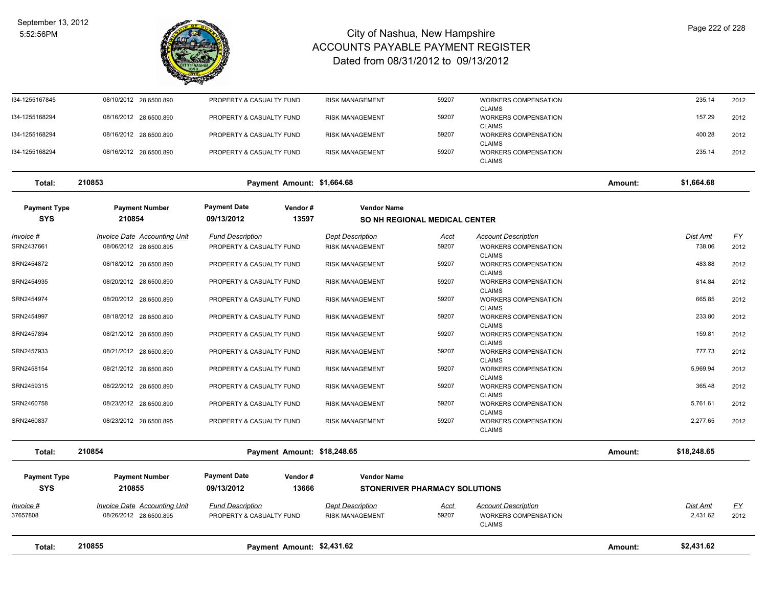# City of Nashua, New Hampshire
## ACCOUNTS PAYABLE PAYMENT REGISTER
### Dated from 08/31/2012 to 09/13/2012

September 13, 2012
5:52:56PM

| Invoice # | Invoice Date | Accounting Unit | Fund Description | Dept Description | Acct | Account Description | Dist Amt | FY |
|---|---|---|---|---|---|---|---|---|
| I34-1255167845 | 08/10/2012 | 28.6500.890 | PROPERTY & CASUALTY FUND | RISK MANAGEMENT | 59207 | WORKERS COMPENSATION CLAIMS | 235.14 | 2012 |
| I34-1255168294 | 08/16/2012 | 28.6500.890 | PROPERTY & CASUALTY FUND | RISK MANAGEMENT | 59207 | WORKERS COMPENSATION CLAIMS | 157.29 | 2012 |
| I34-1255168294 | 08/16/2012 | 28.6500.890 | PROPERTY & CASUALTY FUND | RISK MANAGEMENT | 59207 | WORKERS COMPENSATION CLAIMS | 400.28 | 2012 |
| I34-1255168294 | 08/16/2012 | 28.6500.890 | PROPERTY & CASUALTY FUND | RISK MANAGEMENT | 59207 | WORKERS COMPENSATION CLAIMS | 235.14 | 2012 |

**Total: 210853 — Payment Amount: $1,664.68 — Amount: $1,664.68**

| Payment Type | Payment Number | Payment Date | Vendor # | Vendor Name |
|---|---|---|---|---|
| SYS | 210854 | 09/13/2012 | 13597 | SO NH REGIONAL MEDICAL CENTER |

| Invoice # | Invoice Date | Accounting Unit | Fund Description | Dept Description | Acct | Account Description | Dist Amt | FY |
|---|---|---|---|---|---|---|---|---|
| SRN2437661 | 08/06/2012 | 28.6500.895 | PROPERTY & CASUALTY FUND | RISK MANAGEMENT | 59207 | WORKERS COMPENSATION CLAIMS | 738.06 | 2012 |
| SRN2454872 | 08/18/2012 | 28.6500.890 | PROPERTY & CASUALTY FUND | RISK MANAGEMENT | 59207 | WORKERS COMPENSATION CLAIMS | 483.88 | 2012 |
| SRN2454935 | 08/20/2012 | 28.6500.890 | PROPERTY & CASUALTY FUND | RISK MANAGEMENT | 59207 | WORKERS COMPENSATION CLAIMS | 814.84 | 2012 |
| SRN2454974 | 08/20/2012 | 28.6500.890 | PROPERTY & CASUALTY FUND | RISK MANAGEMENT | 59207 | WORKERS COMPENSATION CLAIMS | 665.85 | 2012 |
| SRN2454997 | 08/18/2012 | 28.6500.890 | PROPERTY & CASUALTY FUND | RISK MANAGEMENT | 59207 | WORKERS COMPENSATION CLAIMS | 233.80 | 2012 |
| SRN2457894 | 08/21/2012 | 28.6500.890 | PROPERTY & CASUALTY FUND | RISK MANAGEMENT | 59207 | WORKERS COMPENSATION CLAIMS | 159.81 | 2012 |
| SRN2457933 | 08/21/2012 | 28.6500.890 | PROPERTY & CASUALTY FUND | RISK MANAGEMENT | 59207 | WORKERS COMPENSATION CLAIMS | 777.73 | 2012 |
| SRN2458154 | 08/21/2012 | 28.6500.890 | PROPERTY & CASUALTY FUND | RISK MANAGEMENT | 59207 | WORKERS COMPENSATION CLAIMS | 5,969.94 | 2012 |
| SRN2459315 | 08/22/2012 | 28.6500.890 | PROPERTY & CASUALTY FUND | RISK MANAGEMENT | 59207 | WORKERS COMPENSATION CLAIMS | 365.48 | 2012 |
| SRN2460758 | 08/23/2012 | 28.6500.890 | PROPERTY & CASUALTY FUND | RISK MANAGEMENT | 59207 | WORKERS COMPENSATION CLAIMS | 5,761.61 | 2012 |
| SRN2460837 | 08/23/2012 | 28.6500.895 | PROPERTY & CASUALTY FUND | RISK MANAGEMENT | 59207 | WORKERS COMPENSATION CLAIMS | 2,277.65 | 2012 |

**Total: 210854 — Payment Amount: $18,248.65 — Amount: $18,248.65**

| Payment Type | Payment Number | Payment Date | Vendor # | Vendor Name |
|---|---|---|---|---|
| SYS | 210855 | 09/13/2012 | 13666 | STONERIVER PHARMACY SOLUTIONS |

| Invoice # | Invoice Date | Accounting Unit | Fund Description | Dept Description | Acct | Account Description | Dist Amt | FY |
|---|---|---|---|---|---|---|---|---|
| 37657808 | 08/26/2012 | 28.6500.895 | PROPERTY & CASUALTY FUND | RISK MANAGEMENT | 59207 | WORKERS COMPENSATION CLAIMS | 2,431.62 | 2012 |

**Total: 210855 — Payment Amount: $2,431.62 — Amount: $2,431.62**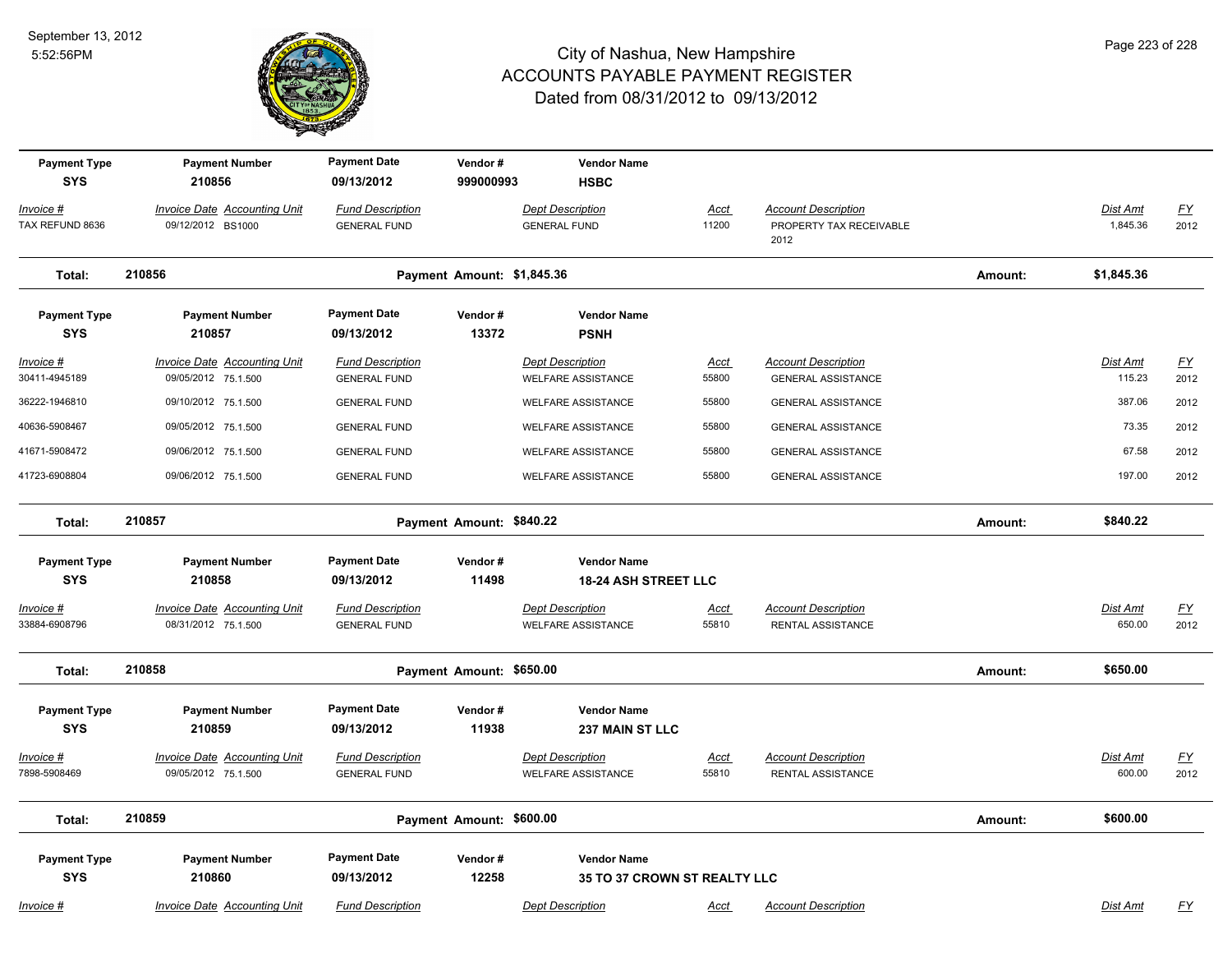# City of Nashua, New Hampshire
## ACCOUNTS PAYABLE PAYMENT REGISTER
### Dated from 08/31/2012 to 09/13/2012

September 13, 2012
5:52:56PM

| Payment Type | Payment Number | Payment Date | Vendor # | Vendor Name |
|---|---|---|---|---|
| SYS | 210856 | 09/13/2012 | 999000993 | **HSBC** |

| Invoice # | Invoice Date | Accounting Unit | Fund Description | Dept Description | Acct | Account Description | Dist Amt | FY |
|---|---|---|---|---|---|---|---|---|
| TAX REFUND 8636 | 09/12/2012 | BS1000 | GENERAL FUND | GENERAL FUND | 11200 | PROPERTY TAX RECEIVABLE 2012 | 1,845.36 | 2012 |

**Total: 210856** — Payment Amount: $1,845.36 — Amount: **$1,845.36**

| Payment Type | Payment Number | Payment Date | Vendor # | Vendor Name |
|---|---|---|---|---|
| SYS | 210857 | 09/13/2012 | 13372 | **PSNH** |

| Invoice # | Invoice Date | Accounting Unit | Fund Description | Dept Description | Acct | Account Description | Dist Amt | FY |
|---|---|---|---|---|---|---|---|---|
| 30411-4945189 | 09/05/2012 | 75.1.500 | GENERAL FUND | WELFARE ASSISTANCE | 55800 | GENERAL ASSISTANCE | 115.23 | 2012 |
| 36222-1946810 | 09/10/2012 | 75.1.500 | GENERAL FUND | WELFARE ASSISTANCE | 55800 | GENERAL ASSISTANCE | 387.06 | 2012 |
| 40636-5908467 | 09/05/2012 | 75.1.500 | GENERAL FUND | WELFARE ASSISTANCE | 55800 | GENERAL ASSISTANCE | 73.35 | 2012 |
| 41671-5908472 | 09/06/2012 | 75.1.500 | GENERAL FUND | WELFARE ASSISTANCE | 55800 | GENERAL ASSISTANCE | 67.58 | 2012 |
| 41723-6908804 | 09/06/2012 | 75.1.500 | GENERAL FUND | WELFARE ASSISTANCE | 55800 | GENERAL ASSISTANCE | 197.00 | 2012 |

**Total: 210857** — Payment Amount: $840.22 — Amount: **$840.22**

| Payment Type | Payment Number | Payment Date | Vendor # | Vendor Name |
|---|---|---|---|---|
| SYS | 210858 | 09/13/2012 | 11498 | **18-24 ASH STREET LLC** |

| Invoice # | Invoice Date | Accounting Unit | Fund Description | Dept Description | Acct | Account Description | Dist Amt | FY |
|---|---|---|---|---|---|---|---|---|
| 33884-6908796 | 08/31/2012 | 75.1.500 | GENERAL FUND | WELFARE ASSISTANCE | 55810 | RENTAL ASSISTANCE | 650.00 | 2012 |

**Total: 210858** — Payment Amount: $650.00 — Amount: **$650.00**

| Payment Type | Payment Number | Payment Date | Vendor # | Vendor Name |
|---|---|---|---|---|
| SYS | 210859 | 09/13/2012 | 11938 | **237 MAIN ST LLC** |

| Invoice # | Invoice Date | Accounting Unit | Fund Description | Dept Description | Acct | Account Description | Dist Amt | FY |
|---|---|---|---|---|---|---|---|---|
| 7898-5908469 | 09/05/2012 | 75.1.500 | GENERAL FUND | WELFARE ASSISTANCE | 55810 | RENTAL ASSISTANCE | 600.00 | 2012 |

**Total: 210859** — Payment Amount: $600.00 — Amount: **$600.00**

| Payment Type | Payment Number | Payment Date | Vendor # | Vendor Name |
|---|---|---|---|---|
| SYS | 210860 | 09/13/2012 | 12258 | **35 TO 37 CROWN ST REALTY LLC** |

| Invoice # | Invoice Date | Accounting Unit | Fund Description | Dept Description | Acct | Account Description | Dist Amt | FY |
|---|---|---|---|---|---|---|---|---|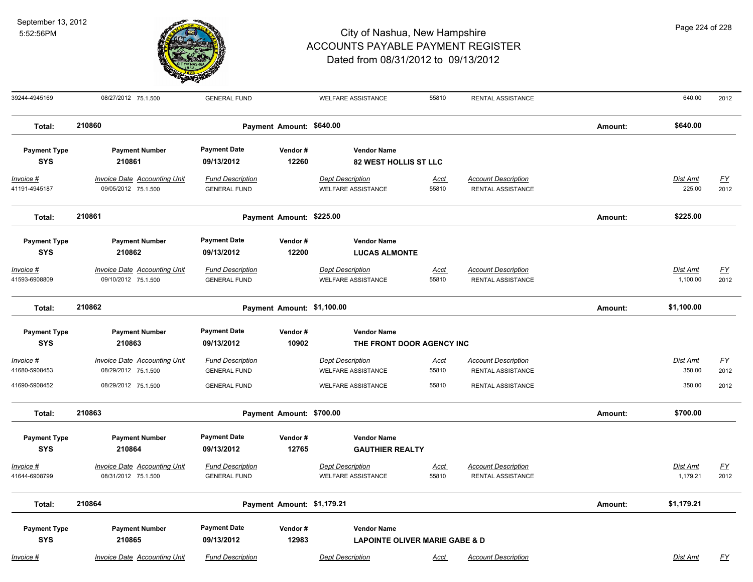| Invoice # | Invoice Date | Accounting Unit | Fund Description | Dept Description | Acct | Account Description | Dist Amt | FY |
|---|---|---|---|---|---|---|---|---|
| 39244-4945169 | 08/27/2012 | 75.1.500 | GENERAL FUND | WELFARE ASSISTANCE | 55810 | RENTAL ASSISTANCE | 640.00 | 2012 |

**Total: 210860** — Payment Amount: $640.00 — Amount: $640.00

| Payment Type | Payment Number | Payment Date | Vendor # | Vendor Name |
|---|---|---|---|---|
| SYS | 210861 | 09/13/2012 | 12260 | 82 WEST HOLLIS ST LLC |

| Invoice # | Invoice Date | Accounting Unit | Fund Description | Dept Description | Acct | Account Description | Dist Amt | FY |
|---|---|---|---|---|---|---|---|---|
| 41191-4945187 | 09/05/2012 | 75.1.500 | GENERAL FUND | WELFARE ASSISTANCE | 55810 | RENTAL ASSISTANCE | 225.00 | 2012 |

**Total: 210861** — Payment Amount: $225.00 — Amount: $225.00

| Payment Type | Payment Number | Payment Date | Vendor # | Vendor Name |
|---|---|---|---|---|
| SYS | 210862 | 09/13/2012 | 12200 | LUCAS ALMONTE |

| Invoice # | Invoice Date | Accounting Unit | Fund Description | Dept Description | Acct | Account Description | Dist Amt | FY |
|---|---|---|---|---|---|---|---|---|
| 41593-6908809 | 09/10/2012 | 75.1.500 | GENERAL FUND | WELFARE ASSISTANCE | 55810 | RENTAL ASSISTANCE | 1,100.00 | 2012 |

**Total: 210862** — Payment Amount: $1,100.00 — Amount: $1,100.00

| Payment Type | Payment Number | Payment Date | Vendor # | Vendor Name |
|---|---|---|---|---|
| SYS | 210863 | 09/13/2012 | 10902 | THE FRONT DOOR AGENCY INC |

| Invoice # | Invoice Date | Accounting Unit | Fund Description | Dept Description | Acct | Account Description | Dist Amt | FY |
|---|---|---|---|---|---|---|---|---|
| 41680-5908453 | 08/29/2012 | 75.1.500 | GENERAL FUND | WELFARE ASSISTANCE | 55810 | RENTAL ASSISTANCE | 350.00 | 2012 |
| 41690-5908452 | 08/29/2012 | 75.1.500 | GENERAL FUND | WELFARE ASSISTANCE | 55810 | RENTAL ASSISTANCE | 350.00 | 2012 |

**Total: 210863** — Payment Amount: $700.00 — Amount: $700.00

| Payment Type | Payment Number | Payment Date | Vendor # | Vendor Name |
|---|---|---|---|---|
| SYS | 210864 | 09/13/2012 | 12765 | GAUTHIER REALTY |

| Invoice # | Invoice Date | Accounting Unit | Fund Description | Dept Description | Acct | Account Description | Dist Amt | FY |
|---|---|---|---|---|---|---|---|---|
| 41644-6908799 | 08/31/2012 | 75.1.500 | GENERAL FUND | WELFARE ASSISTANCE | 55810 | RENTAL ASSISTANCE | 1,179.21 | 2012 |

**Total: 210864** — Payment Amount: $1,179.21 — Amount: $1,179.21

| Payment Type | Payment Number | Payment Date | Vendor # | Vendor Name |
|---|---|---|---|---|
| SYS | 210865 | 09/13/2012 | 12983 | LAPOINTE OLIVER MARIE GABE & D |

| Invoice # | Invoice Date | Accounting Unit | Fund Description | Dept Description | Acct | Account Description | Dist Amt | FY |
|---|---|---|---|---|---|---|---|---|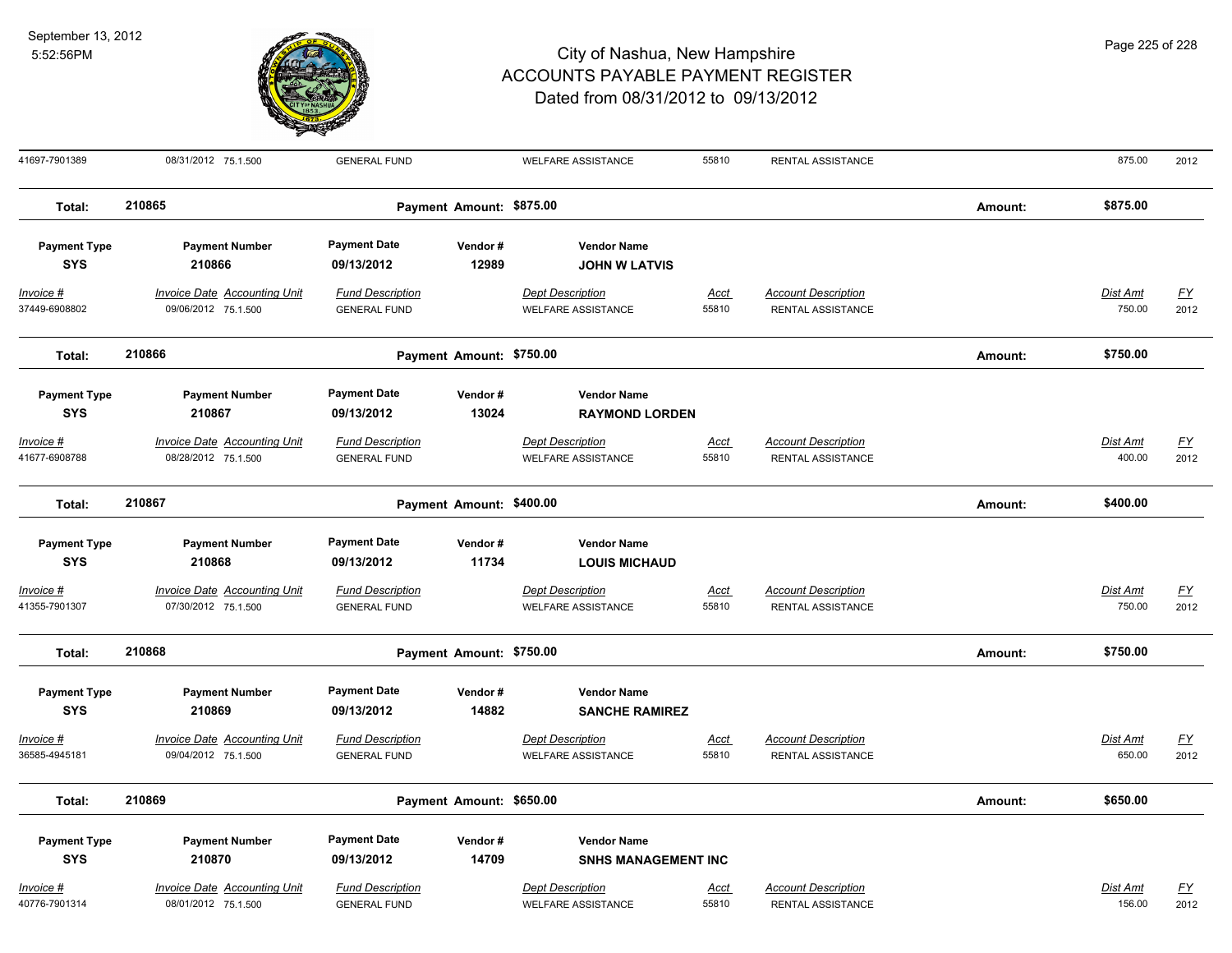| Invoice # | Invoice Date | Accounting Unit | Fund Description | Dept Description | Acct | Account Description | Dist Amt | FY |
|---|---|---|---|---|---|---|---|---|
| 41697-7901389 | 08/31/2012 | 75.1.500 | GENERAL FUND | WELFARE ASSISTANCE | 55810 | RENTAL ASSISTANCE | 875.00 | 2012 |

**Total:** 210865 **Payment Amount:** $875.00 **Amount:** $875.00

| Payment Type | Payment Number | Payment Date | Vendor # | Vendor Name |
|---|---|---|---|---|
| SYS | 210866 | 09/13/2012 | 12989 | JOHN W LATVIS |

| Invoice # | Invoice Date | Accounting Unit | Fund Description | Dept Description | Acct | Account Description | Dist Amt | FY |
|---|---|---|---|---|---|---|---|---|
| 37449-6908802 | 09/06/2012 | 75.1.500 | GENERAL FUND | WELFARE ASSISTANCE | 55810 | RENTAL ASSISTANCE | 750.00 | 2012 |

**Total:** 210866 **Payment Amount:** $750.00 **Amount:** $750.00

| Payment Type | Payment Number | Payment Date | Vendor # | Vendor Name |
|---|---|---|---|---|
| SYS | 210867 | 09/13/2012 | 13024 | RAYMOND LORDEN |

| Invoice # | Invoice Date | Accounting Unit | Fund Description | Dept Description | Acct | Account Description | Dist Amt | FY |
|---|---|---|---|---|---|---|---|---|
| 41677-6908788 | 08/28/2012 | 75.1.500 | GENERAL FUND | WELFARE ASSISTANCE | 55810 | RENTAL ASSISTANCE | 400.00 | 2012 |

**Total:** 210867 **Payment Amount:** $400.00 **Amount:** $400.00

| Payment Type | Payment Number | Payment Date | Vendor # | Vendor Name |
|---|---|---|---|---|
| SYS | 210868 | 09/13/2012 | 11734 | LOUIS MICHAUD |

| Invoice # | Invoice Date | Accounting Unit | Fund Description | Dept Description | Acct | Account Description | Dist Amt | FY |
|---|---|---|---|---|---|---|---|---|
| 41355-7901307 | 07/30/2012 | 75.1.500 | GENERAL FUND | WELFARE ASSISTANCE | 55810 | RENTAL ASSISTANCE | 750.00 | 2012 |

**Total:** 210868 **Payment Amount:** $750.00 **Amount:** $750.00

| Payment Type | Payment Number | Payment Date | Vendor # | Vendor Name |
|---|---|---|---|---|
| SYS | 210869 | 09/13/2012 | 14882 | SANCHE RAMIREZ |

| Invoice # | Invoice Date | Accounting Unit | Fund Description | Dept Description | Acct | Account Description | Dist Amt | FY |
|---|---|---|---|---|---|---|---|---|
| 36585-4945181 | 09/04/2012 | 75.1.500 | GENERAL FUND | WELFARE ASSISTANCE | 55810 | RENTAL ASSISTANCE | 650.00 | 2012 |

**Total:** 210869 **Payment Amount:** $650.00 **Amount:** $650.00

| Payment Type | Payment Number | Payment Date | Vendor # | Vendor Name |
|---|---|---|---|---|
| SYS | 210870 | 09/13/2012 | 14709 | SNHS MANAGEMENT INC |

| Invoice # | Invoice Date | Accounting Unit | Fund Description | Dept Description | Acct | Account Description | Dist Amt | FY |
|---|---|---|---|---|---|---|---|---|
| 40776-7901314 | 08/01/2012 | 75.1.500 | GENERAL FUND | WELFARE ASSISTANCE | 55810 | RENTAL ASSISTANCE | 156.00 | 2012 |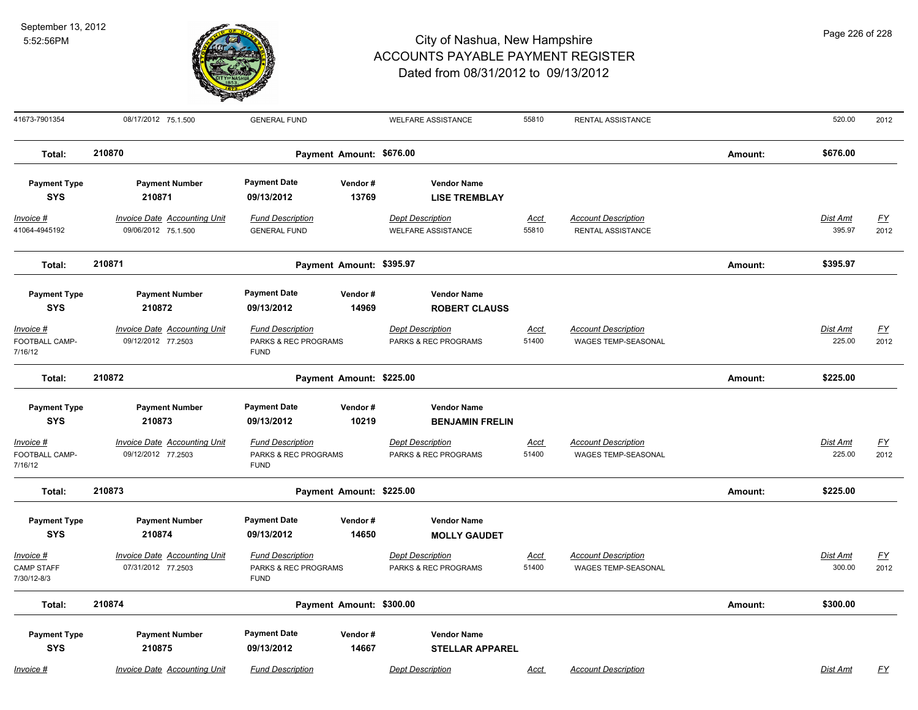| Invoice # | Invoice Date | Accounting Unit | Fund Description | Dept Description | Acct | Account Description | Dist Amt | FY |
|---|---|---|---|---|---|---|---|---|
| 41673-7901354 | 08/17/2012 | 75.1.500 | GENERAL FUND | WELFARE ASSISTANCE | 55810 | RENTAL ASSISTANCE | 520.00 | 2012 |

**Total: 210870** — Payment Amount: $676.00 — Amount: $676.00

| Payment Type | Payment Number | Payment Date | Vendor # | Vendor Name |
|---|---|---|---|---|
| SYS | 210871 | 09/13/2012 | 13769 | **LISE TREMBLAY** |

| Invoice # | Invoice Date | Accounting Unit | Fund Description | Dept Description | Acct | Account Description | Dist Amt | FY |
|---|---|---|---|---|---|---|---|---|
| 41064-4945192 | 09/06/2012 | 75.1.500 | GENERAL FUND | WELFARE ASSISTANCE | 55810 | RENTAL ASSISTANCE | 395.97 | 2012 |

**Total: 210871** — Payment Amount: $395.97 — Amount: $395.97

| Payment Type | Payment Number | Payment Date | Vendor # | Vendor Name |
|---|---|---|---|---|
| SYS | 210872 | 09/13/2012 | 14969 | **ROBERT CLAUSS** |

| Invoice # | Invoice Date | Accounting Unit | Fund Description | Dept Description | Acct | Account Description | Dist Amt | FY |
|---|---|---|---|---|---|---|---|---|
| FOOTBALL CAMP-7/16/12 | 09/12/2012 | 77.2503 | PARKS & REC PROGRAMS FUND | PARKS & REC PROGRAMS | 51400 | WAGES TEMP-SEASONAL | 225.00 | 2012 |

**Total: 210872** — Payment Amount: $225.00 — Amount: $225.00

| Payment Type | Payment Number | Payment Date | Vendor # | Vendor Name |
|---|---|---|---|---|
| SYS | 210873 | 09/13/2012 | 10219 | **BENJAMIN FRELIN** |

| Invoice # | Invoice Date | Accounting Unit | Fund Description | Dept Description | Acct | Account Description | Dist Amt | FY |
|---|---|---|---|---|---|---|---|---|
| FOOTBALL CAMP-7/16/12 | 09/12/2012 | 77.2503 | PARKS & REC PROGRAMS FUND | PARKS & REC PROGRAMS | 51400 | WAGES TEMP-SEASONAL | 225.00 | 2012 |

**Total: 210873** — Payment Amount: $225.00 — Amount: $225.00

| Payment Type | Payment Number | Payment Date | Vendor # | Vendor Name |
|---|---|---|---|---|
| SYS | 210874 | 09/13/2012 | 14650 | **MOLLY GAUDET** |

| Invoice # | Invoice Date | Accounting Unit | Fund Description | Dept Description | Acct | Account Description | Dist Amt | FY |
|---|---|---|---|---|---|---|---|---|
| CAMP STAFF 7/30/12-8/3 | 07/31/2012 | 77.2503 | PARKS & REC PROGRAMS FUND | PARKS & REC PROGRAMS | 51400 | WAGES TEMP-SEASONAL | 300.00 | 2012 |

**Total: 210874** — Payment Amount: $300.00 — Amount: $300.00

| Payment Type | Payment Number | Payment Date | Vendor # | Vendor Name |
|---|---|---|---|---|
| SYS | 210875 | 09/13/2012 | 14667 | **STELLAR APPAREL** |

| Invoice # | Invoice Date | Accounting Unit | Fund Description | Dept Description | Acct | Account Description | Dist Amt | FY |
|---|---|---|---|---|---|---|---|---|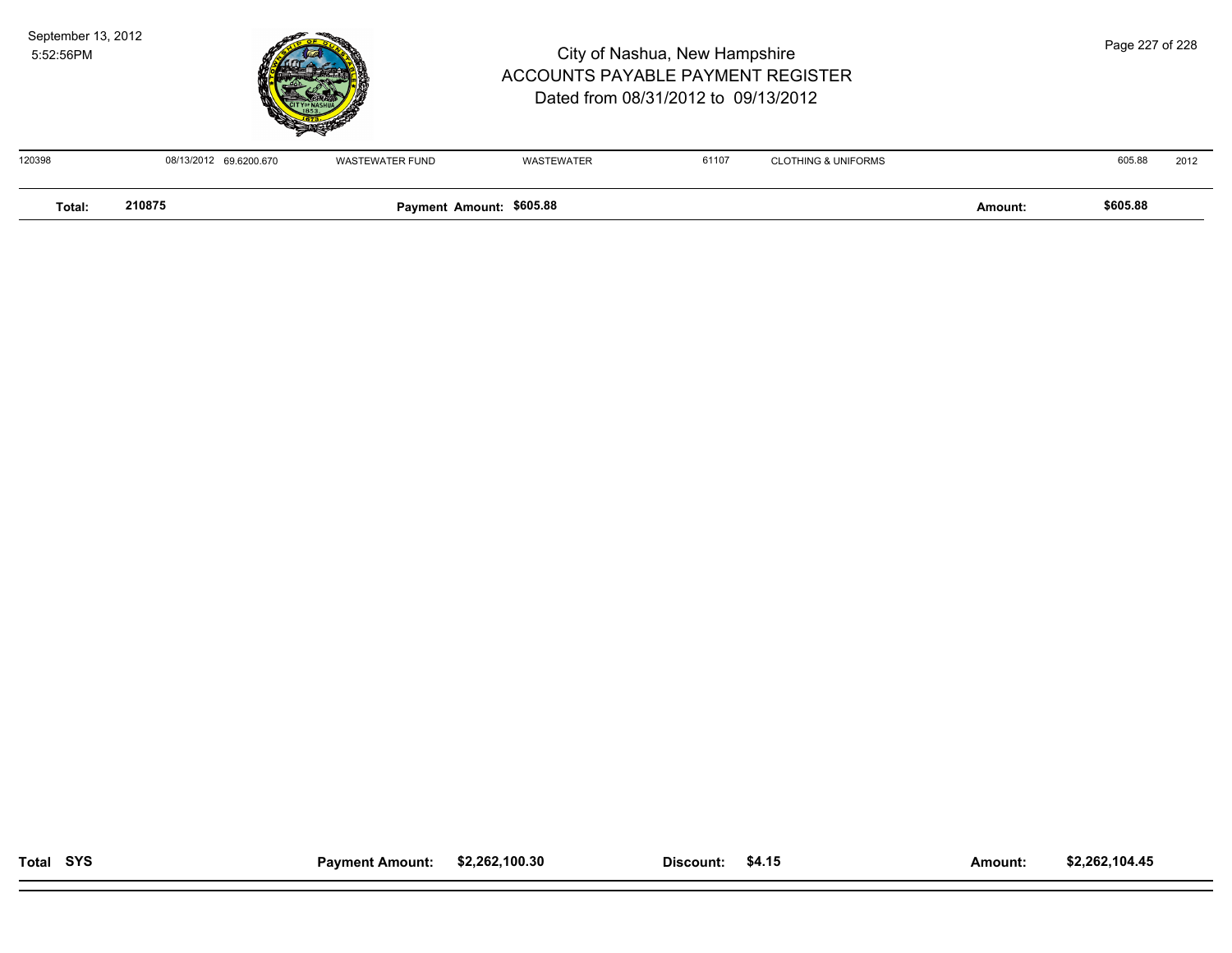| | | | | | | | | |
|---|---|---|---|---|---|---|---|---|
| 120398 | 08/13/2012 | 69.6200.670 | WASTEWATER FUND | WASTEWATER | 61107 | CLOTHING & UNIFORMS | 605.88 | 2012 |

| | | | | | |
|---|---|---|---|---|---|
| **Total:** | **210875** | **Payment Amount:** | **$605.88** | **Amount:** | **$605.88** |

| | | | | | | | |
|---|---|---|---|---|---|---|---|
| **Total** | **SYS** | **Payment Amount:** | **$2,262,100.30** | **Discount:** | **$4.15** | **Amount:** | **$2,262,104.45** |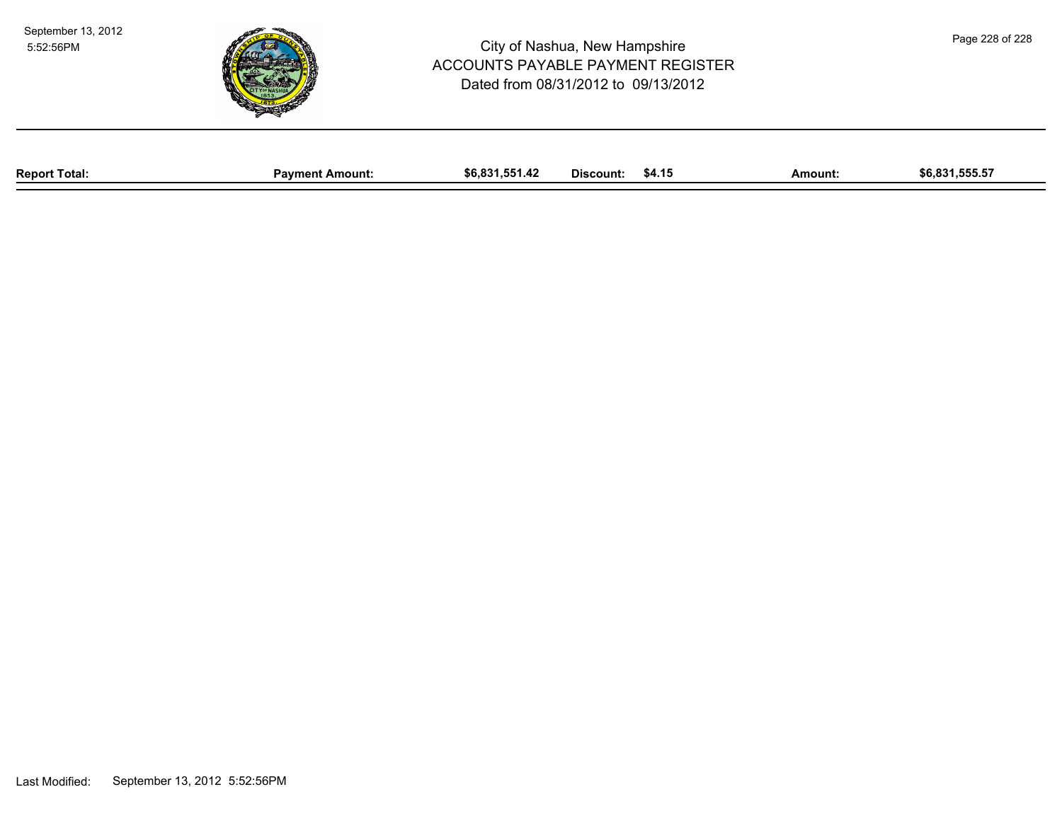City of Nashua, New Hampshire
ACCOUNTS PAYABLE PAYMENT REGISTER
Dated from 08/31/2012 to 09/13/2012

| | | | | | | | |
|---|---|---|---|---|---|---|---|
| **Report Total:** | **Payment Amount:** | **$6,831,551.42** | **Discount:** | **$4.15** | **Amount:** | **$6,831,555.57** |